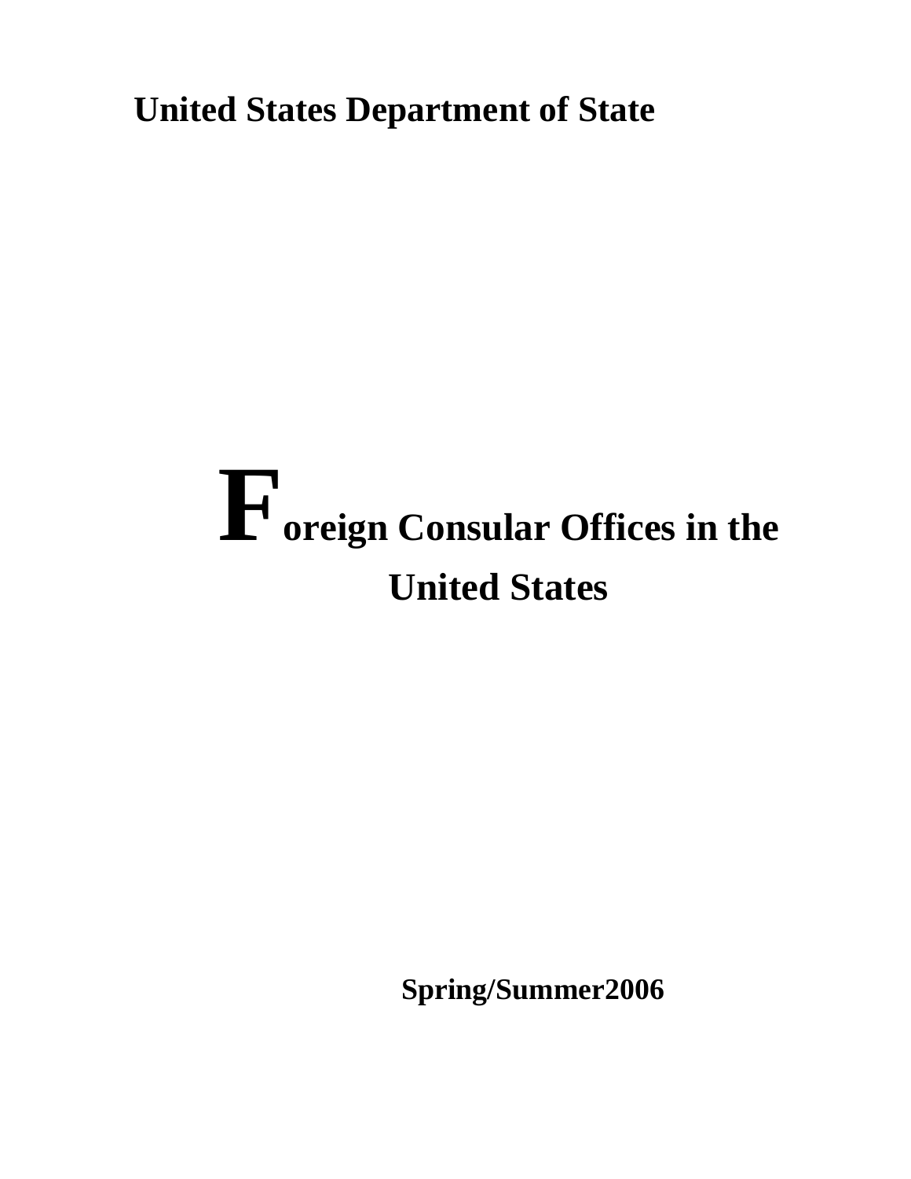**United States Department of State**

# Foreign Consular Offices in the United States

**Spring/Summer2006**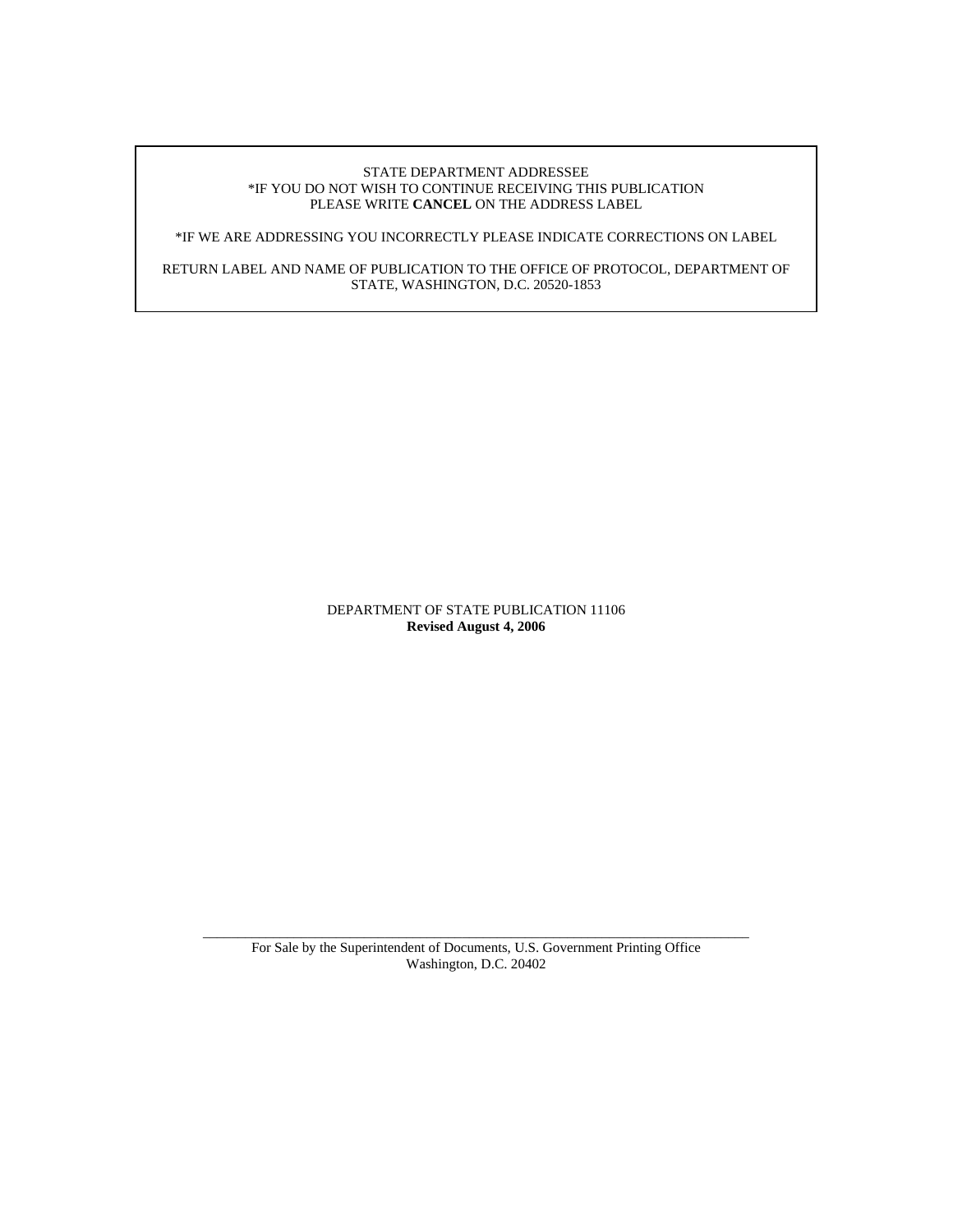STATE DEPARTMENT ADDRESSEE
*IF YOU DO NOT WISH TO CONTINUE RECEIVING THIS PUBLICATION
PLEASE WRITE **CANCEL** ON THE ADDRESS LABEL

*IF WE ARE ADDRESSING YOU INCORRECTLY PLEASE INDICATE CORRECTIONS ON LABEL

RETURN LABEL AND NAME OF PUBLICATION TO THE OFFICE OF PROTOCOL, DEPARTMENT OF STATE, WASHINGTON, D.C. 20520-1853

DEPARTMENT OF STATE PUBLICATION 11106
**Revised August 4, 2006**

---

For Sale by the Superintendent of Documents, U.S. Government Printing Office
Washington, D.C. 20402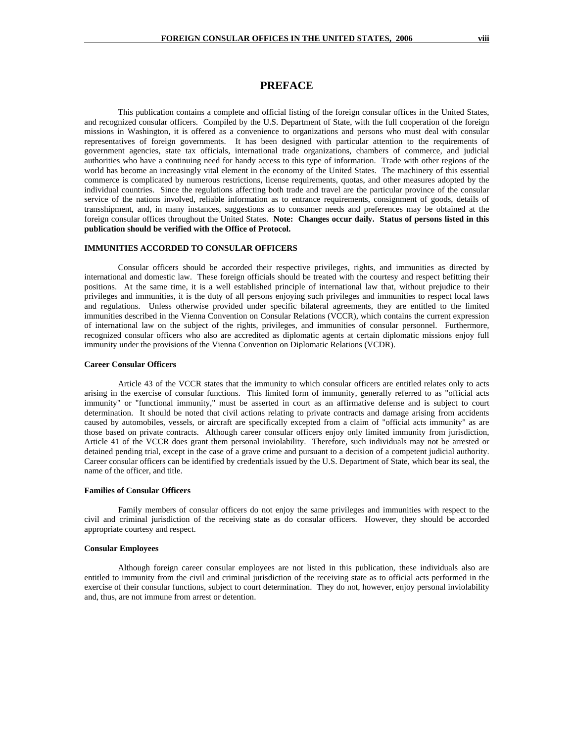# PREFACE

This publication contains a complete and official listing of the foreign consular offices in the United States, and recognized consular officers. Compiled by the U.S. Department of State, with the full cooperation of the foreign missions in Washington, it is offered as a convenience to organizations and persons who must deal with consular representatives of foreign governments. It has been designed with particular attention to the requirements of government agencies, state tax officials, international trade organizations, chambers of commerce, and judicial authorities who have a continuing need for handy access to this type of information. Trade with other regions of the world has become an increasingly vital element in the economy of the United States. The machinery of this essential commerce is complicated by numerous restrictions, license requirements, quotas, and other measures adopted by the individual countries. Since the regulations affecting both trade and travel are the particular province of the consular service of the nations involved, reliable information as to entrance requirements, consignment of goods, details of transshipment, and, in many instances, suggestions as to consumer needs and preferences may be obtained at the foreign consular offices throughout the United States. **Note: Changes occur daily. Status of persons listed in this publication should be verified with the Office of Protocol.**

## IMMUNITIES ACCORDED TO CONSULAR OFFICERS

Consular officers should be accorded their respective privileges, rights, and immunities as directed by international and domestic law. These foreign officials should be treated with the courtesy and respect befitting their positions. At the same time, it is a well established principle of international law that, without prejudice to their privileges and immunities, it is the duty of all persons enjoying such privileges and immunities to respect local laws and regulations. Unless otherwise provided under specific bilateral agreements, they are entitled to the limited immunities described in the Vienna Convention on Consular Relations (VCCR), which contains the current expression of international law on the subject of the rights, privileges, and immunities of consular personnel. Furthermore, recognized consular officers who also are accredited as diplomatic agents at certain diplomatic missions enjoy full immunity under the provisions of the Vienna Convention on Diplomatic Relations (VCDR).

### Career Consular Officers

Article 43 of the VCCR states that the immunity to which consular officers are entitled relates only to acts arising in the exercise of consular functions. This limited form of immunity, generally referred to as "official acts immunity" or "functional immunity," must be asserted in court as an affirmative defense and is subject to court determination. It should be noted that civil actions relating to private contracts and damage arising from accidents caused by automobiles, vessels, or aircraft are specifically excepted from a claim of "official acts immunity" as are those based on private contracts. Although career consular officers enjoy only limited immunity from jurisdiction, Article 41 of the VCCR does grant them personal inviolability. Therefore, such individuals may not be arrested or detained pending trial, except in the case of a grave crime and pursuant to a decision of a competent judicial authority. Career consular officers can be identified by credentials issued by the U.S. Department of State, which bear its seal, the name of the officer, and title.

### Families of Consular Officers

Family members of consular officers do not enjoy the same privileges and immunities with respect to the civil and criminal jurisdiction of the receiving state as do consular officers. However, they should be accorded appropriate courtesy and respect.

### Consular Employees

Although foreign career consular employees are not listed in this publication, these individuals also are entitled to immunity from the civil and criminal jurisdiction of the receiving state as to official acts performed in the exercise of their consular functions, subject to court determination. They do not, however, enjoy personal inviolability and, thus, are not immune from arrest or detention.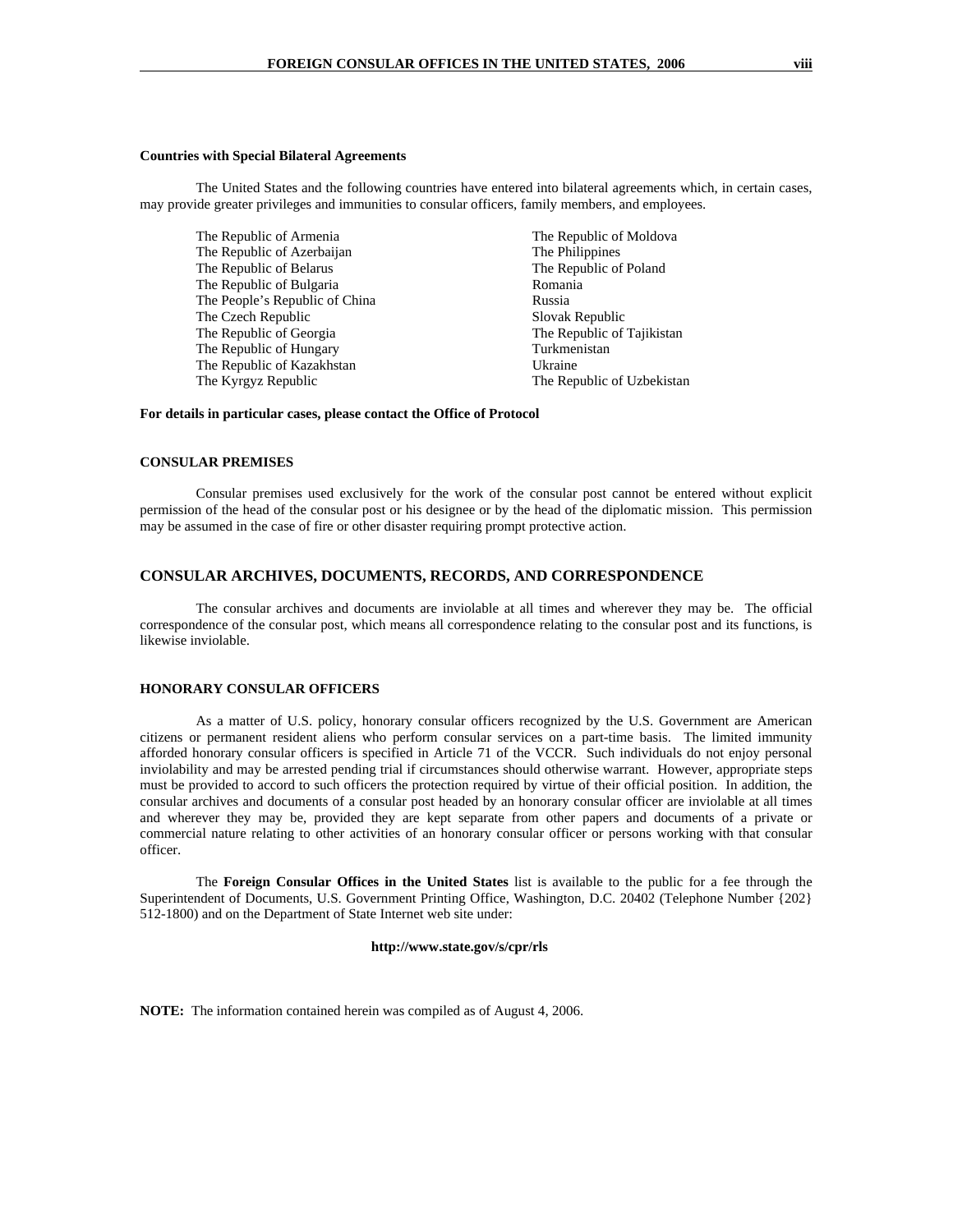**Countries with Special Bilateral Agreements**

The United States and the following countries have entered into bilateral agreements which, in certain cases, may provide greater privileges and immunities to consular officers, family members, and employees.

- The Republic of Armenia
- The Republic of Azerbaijan
- The Republic of Belarus
- The Republic of Bulgaria
- The People's Republic of China
- The Czech Republic
- The Republic of Georgia
- The Republic of Hungary
- The Republic of Kazakhstan
- The Kyrgyz Republic
- The Republic of Moldova
- The Philippines
- The Republic of Poland
- Romania
- Russia
- Slovak Republic
- The Republic of Tajikistan
- Turkmenistan
- Ukraine
- The Republic of Uzbekistan

**For details in particular cases, please contact the Office of Protocol**

## CONSULAR PREMISES

Consular premises used exclusively for the work of the consular post cannot be entered without explicit permission of the head of the consular post or his designee or by the head of the diplomatic mission. This permission may be assumed in the case of fire or other disaster requiring prompt protective action.

## CONSULAR ARCHIVES, DOCUMENTS, RECORDS, AND CORRESPONDENCE

The consular archives and documents are inviolable at all times and wherever they may be. The official correspondence of the consular post, which means all correspondence relating to the consular post and its functions, is likewise inviolable.

## HONORARY CONSULAR OFFICERS

As a matter of U.S. policy, honorary consular officers recognized by the U.S. Government are American citizens or permanent resident aliens who perform consular services on a part-time basis. The limited immunity afforded honorary consular officers is specified in Article 71 of the VCCR. Such individuals do not enjoy personal inviolability and may be arrested pending trial if circumstances should otherwise warrant. However, appropriate steps must be provided to accord to such officers the protection required by virtue of their official position. In addition, the consular archives and documents of a consular post headed by an honorary consular officer are inviolable at all times and wherever they may be, provided they are kept separate from other papers and documents of a private or commercial nature relating to other activities of an honorary consular officer or persons working with that consular officer.

The **Foreign Consular Offices in the United States** list is available to the public for a fee through the Superintendent of Documents, U.S. Government Printing Office, Washington, D.C. 20402 (Telephone Number {202} 512-1800) and on the Department of State Internet web site under:

**http://www.state.gov/s/cpr/rls**

**NOTE:** The information contained herein was compiled as of August 4, 2006.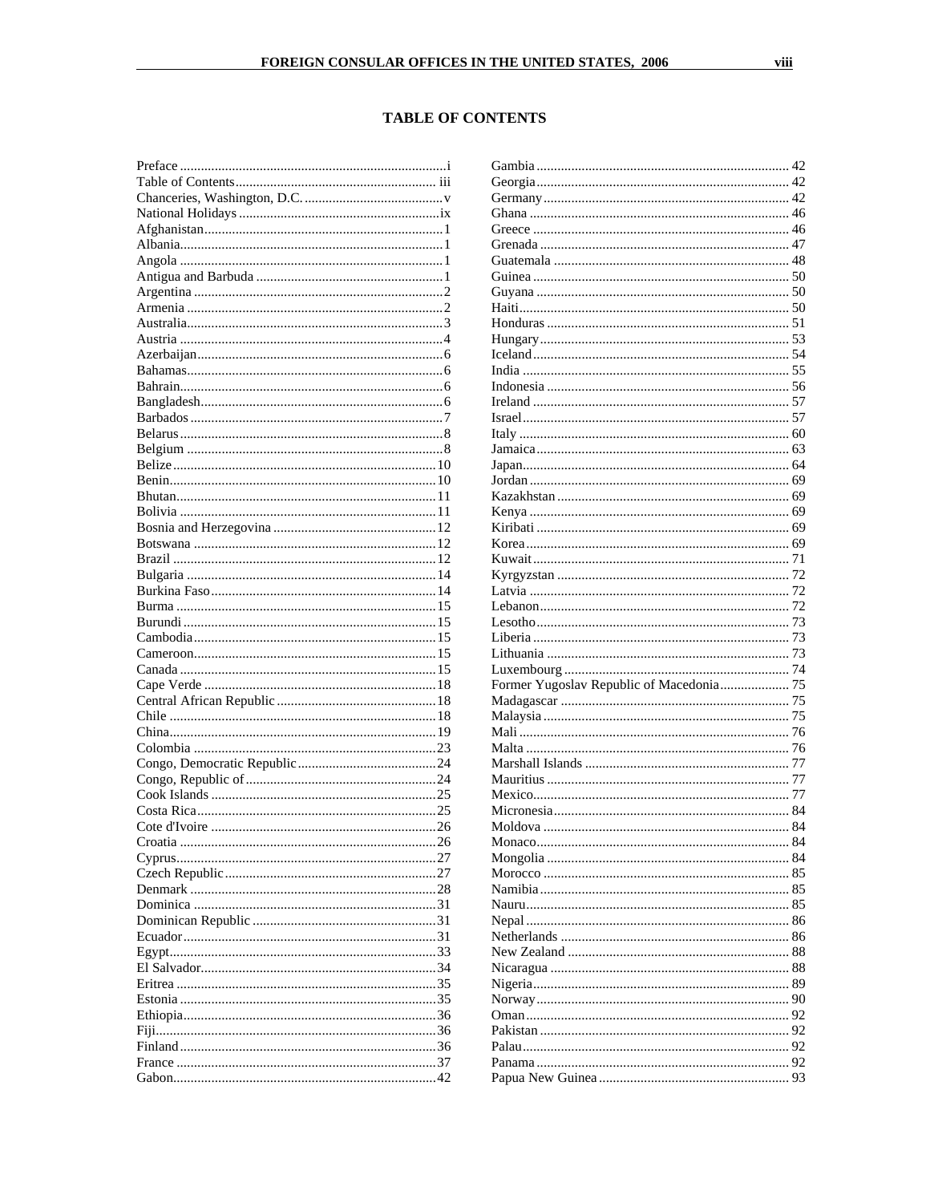# TABLE OF CONTENTS

| Entry | Page |
|---|---|
| Preface | i |
| Table of Contents | iii |
| Chanceries, Washington, D.C. | v |
| National Holidays | ix |
| Afghanistan | 1 |
| Albania | 1 |
| Angola | 1 |
| Antigua and Barbuda | 1 |
| Argentina | 2 |
| Armenia | 2 |
| Australia | 3 |
| Austria | 4 |
| Azerbaijan | 6 |
| Bahamas | 6 |
| Bahrain | 6 |
| Bangladesh | 6 |
| Barbados | 7 |
| Belarus | 8 |
| Belgium | 8 |
| Belize | 10 |
| Benin | 10 |
| Bhutan | 11 |
| Bolivia | 11 |
| Bosnia and Herzegovina | 12 |
| Botswana | 12 |
| Brazil | 12 |
| Bulgaria | 14 |
| Burkina Faso | 14 |
| Burma | 15 |
| Burundi | 15 |
| Cambodia | 15 |
| Cameroon | 15 |
| Canada | 15 |
| Cape Verde | 18 |
| Central African Republic | 18 |
| Chile | 18 |
| China | 19 |
| Colombia | 23 |
| Congo, Democratic Republic | 24 |
| Congo, Republic of | 24 |
| Cook Islands | 25 |
| Costa Rica | 25 |
| Cote d'Ivoire | 26 |
| Croatia | 26 |
| Cyprus | 27 |
| Czech Republic | 27 |
| Denmark | 28 |
| Dominica | 31 |
| Dominican Republic | 31 |
| Ecuador | 31 |
| Egypt | 33 |
| El Salvador | 34 |
| Eritrea | 35 |
| Estonia | 35 |
| Ethiopia | 36 |
| Fiji | 36 |
| Finland | 36 |
| France | 37 |
| Gabon | 42 |
| Gambia | 42 |
| Georgia | 42 |
| Germany | 42 |
| Ghana | 46 |
| Greece | 46 |
| Grenada | 47 |
| Guatemala | 48 |
| Guinea | 50 |
| Guyana | 50 |
| Haiti | 50 |
| Honduras | 51 |
| Hungary | 53 |
| Iceland | 54 |
| India | 55 |
| Indonesia | 56 |
| Ireland | 57 |
| Israel | 57 |
| Italy | 60 |
| Jamaica | 63 |
| Japan | 64 |
| Jordan | 69 |
| Kazakhstan | 69 |
| Kenya | 69 |
| Kiribati | 69 |
| Korea | 69 |
| Kuwait | 71 |
| Kyrgyzstan | 72 |
| Latvia | 72 |
| Lebanon | 72 |
| Lesotho | 73 |
| Liberia | 73 |
| Lithuania | 73 |
| Luxembourg | 74 |
| Former Yugoslav Republic of Macedonia | 75 |
| Madagascar | 75 |
| Malaysia | 75 |
| Mali | 76 |
| Malta | 76 |
| Marshall Islands | 77 |
| Mauritius | 77 |
| Mexico | 77 |
| Micronesia | 84 |
| Moldova | 84 |
| Monaco | 84 |
| Mongolia | 84 |
| Morocco | 85 |
| Namibia | 85 |
| Nauru | 85 |
| Nepal | 86 |
| Netherlands | 86 |
| New Zealand | 88 |
| Nicaragua | 88 |
| Nigeria | 89 |
| Norway | 90 |
| Oman | 92 |
| Pakistan | 92 |
| Palau | 92 |
| Panama | 92 |
| Papua New Guinea | 93 |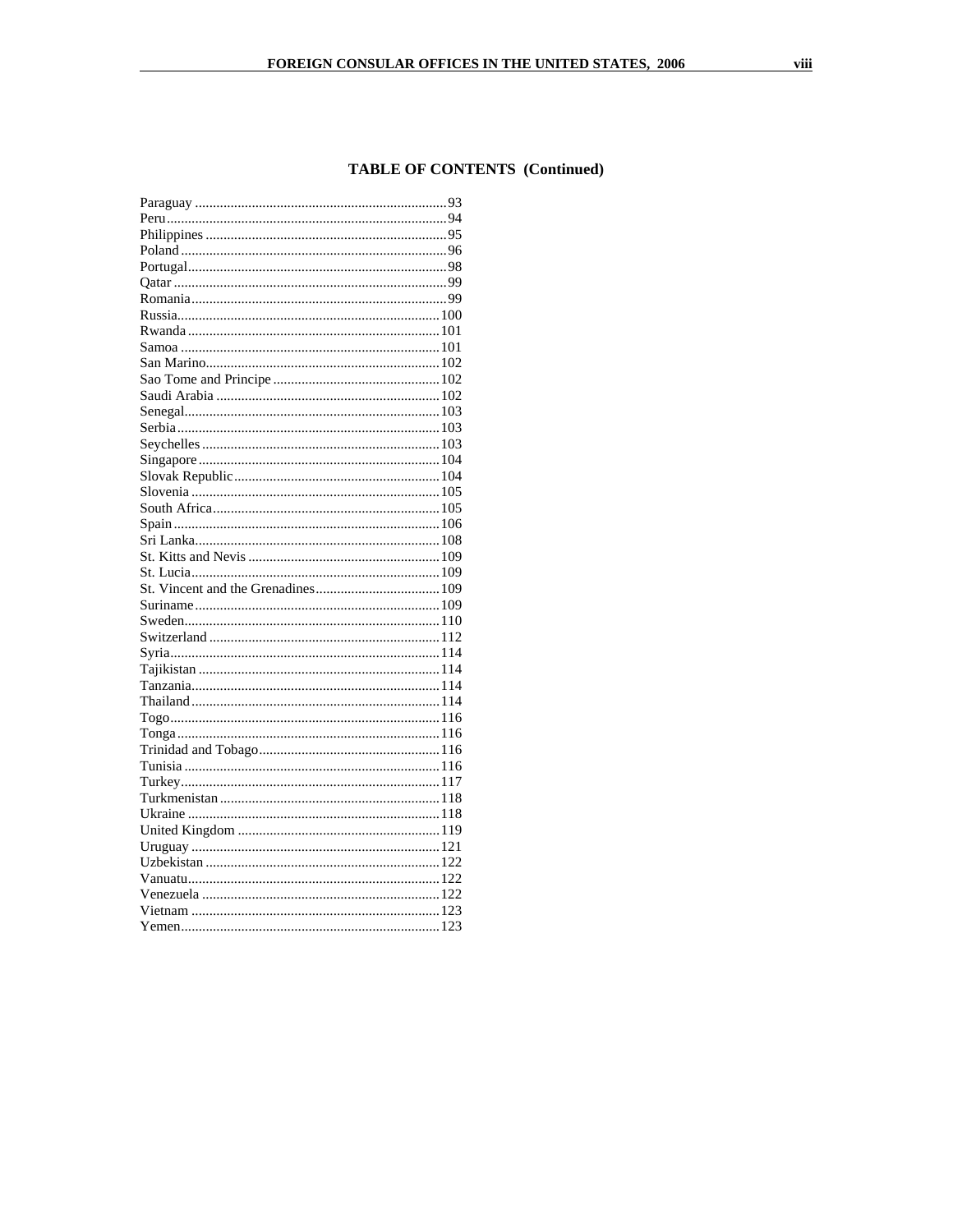## TABLE OF CONTENTS (Continued)

Paraguay ....................................................................... 93
Peru.............................................................................. 94
Philippines .................................................................... 95
Poland ........................................................................... 96
Portugal......................................................................... 98
Qatar ............................................................................. 99
Romania........................................................................ 99
Russia.......................................................................... 100
Rwanda ....................................................................... 101
Samoa ......................................................................... 101
San Marino.................................................................. 102
Sao Tome and Principe ............................................... 102
Saudi Arabia ............................................................... 102
Senegal........................................................................ 103
Serbia .......................................................................... 103
Seychelles ................................................................... 103
Singapore .................................................................... 104
Slovak Republic .......................................................... 104
Slovenia ...................................................................... 105
South Africa................................................................ 105
Spain ........................................................................... 106
Sri Lanka..................................................................... 108
St. Kitts and Nevis ...................................................... 109
St. Lucia...................................................................... 109
St. Vincent and the Grenadines................................... 109
Suriname..................................................................... 109
Sweden........................................................................ 110
Switzerland ................................................................. 112
Syria............................................................................ 114
Tajikistan .................................................................... 114
Tanzania...................................................................... 114
Thailand ...................................................................... 114
Togo............................................................................ 116
Tonga .......................................................................... 116
Trinidad and Tobago................................................... 116
Tunisia ........................................................................ 116
Turkey......................................................................... 117
Turkmenistan .............................................................. 118
Ukraine ....................................................................... 118
United Kingdom ......................................................... 119
Uruguay ...................................................................... 121
Uzbekistan .................................................................. 122
Vanuatu....................................................................... 122
Venezuela ................................................................... 122
Vietnam ...................................................................... 123
Yemen......................................................................... 123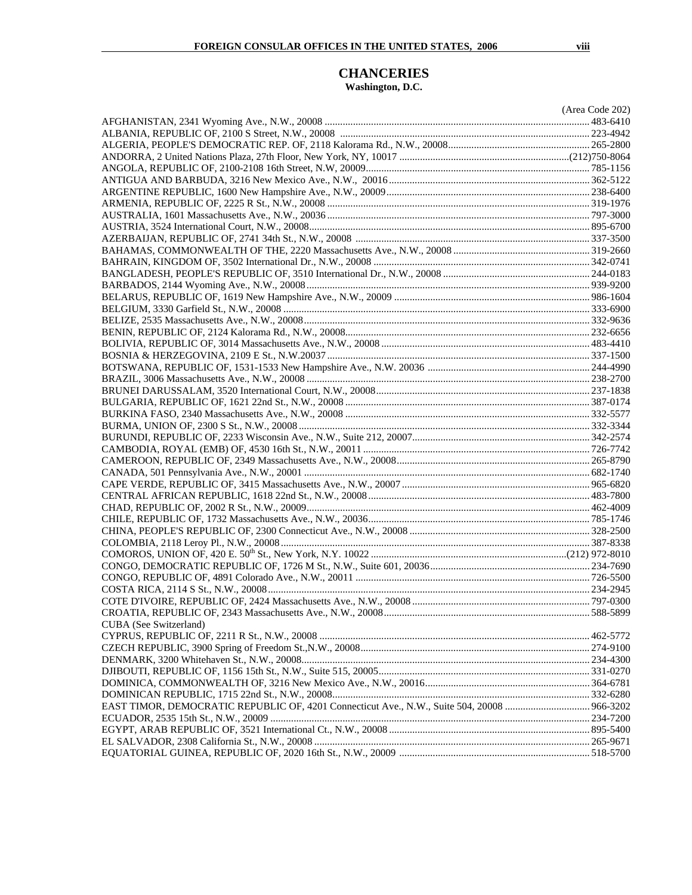# CHANCERIES

**Washington, D.C.**

(Area Code 202)

AFGHANISTAN, 2341 Wyoming Ave., N.W., 20008 ........ 483-6410
ALBANIA, REPUBLIC OF, 2100 S Street, N.W., 20008 ........ 223-4942
ALGERIA, PEOPLE'S DEMOCRATIC REP. OF, 2118 Kalorama Rd., N.W., 20008 ........ 265-2800
ANDORRA, 2 United Nations Plaza, 27th Floor, New York, NY, 10017 ........ (212)750-8064
ANGOLA, REPUBLIC OF, 2100-2108 16th Street, N.W, 20009 ........ 785-1156
ANTIGUA AND BARBUDA, 3216 New Mexico Ave., N.W., 20016 ........ 362-5122
ARGENTINE REPUBLIC, 1600 New Hampshire Ave., N.W., 20009 ........ 238-6400
ARMENIA, REPUBLIC OF, 2225 R St., N.W., 20008 ........ 319-1976
AUSTRALIA, 1601 Massachusetts Ave., N.W., 20036 ........ 797-3000
AUSTRIA, 3524 International Court, N.W., 20008 ........ 895-6700
AZERBAIJAN, REPUBLIC OF, 2741 34th St., N.W., 20008 ........ 337-3500
BAHAMAS, COMMONWEALTH OF THE, 2220 Massachusetts Ave., N.W., 20008 ........ 319-2660
BAHRAIN, KINGDOM OF, 3502 International Dr., N.W., 20008 ........ 342-0741
BANGLADESH, PEOPLE'S REPUBLIC OF, 3510 International Dr., N.W., 20008 ........ 244-0183
BARBADOS, 2144 Wyoming Ave., N.W., 20008 ........ 939-9200
BELARUS, REPUBLIC OF, 1619 New Hampshire Ave., N.W., 20009 ........ 986-1604
BELGIUM, 3330 Garfield St., N.W., 20008 ........ 333-6900
BELIZE, 2535 Massachusetts Ave., N.W., 20008 ........ 332-9636
BENIN, REPUBLIC OF, 2124 Kalorama Rd., N.W., 20008 ........ 232-6656
BOLIVIA, REPUBLIC OF, 3014 Massachusetts Ave., N.W., 20008 ........ 483-4410
BOSNIA & HERZEGOVINA, 2109 E St., N.W.20037 ........ 337-1500
BOTSWANA, REPUBLIC OF, 1531-1533 New Hampshire Ave., N.W. 20036 ........ 244-4990
BRAZIL, 3006 Massachusetts Ave., N.W., 20008 ........ 238-2700
BRUNEI DARUSSALAM, 3520 International Court, N.W., 20008 ........ 237-1838
BULGARIA, REPUBLIC OF, 1621 22nd St., N.W., 20008 ........ 387-0174
BURKINA FASO, 2340 Massachusetts Ave., N.W., 20008 ........ 332-5577
BURMA, UNION OF, 2300 S St., N.W., 20008 ........ 332-3344
BURUNDI, REPUBLIC OF, 2233 Wisconsin Ave., N.W., Suite 212, 20007 ........ 342-2574
CAMBODIA, ROYAL (EMB) OF, 4530 16th St., N.W., 20011 ........ 726-7742
CAMEROON, REPUBLIC OF, 2349 Massachusetts Ave., N.W., 20008 ........ 265-8790
CANADA, 501 Pennsylvania Ave., N.W., 20001 ........ 682-1740
CAPE VERDE, REPUBLIC OF, 3415 Massachusetts Ave., N.W., 20007 ........ 965-6820
CENTRAL AFRICAN REPUBLIC, 1618 22nd St., N.W., 20008 ........ 483-7800
CHAD, REPUBLIC OF, 2002 R St., N.W., 20009 ........ 462-4009
CHILE, REPUBLIC OF, 1732 Massachusetts Ave., N.W., 20036 ........ 785-1746
CHINA, PEOPLE'S REPUBLIC OF, 2300 Connecticut Ave., N.W., 20008 ........ 328-2500
COLOMBIA, 2118 Leroy Pl., N.W., 20008 ........ 387-8338
COMOROS, UNION OF, 420 E. 50th St., New York, N.Y. 10022 ........ (212) 972-8010
CONGO, DEMOCRATIC REPUBLIC OF, 1726 M St., N.W., Suite 601, 20036 ........ 234-7690
CONGO, REPUBLIC OF, 4891 Colorado Ave., N.W., 20011 ........ 726-5500
COSTA RICA, 2114 S St., N.W., 20008 ........ 234-2945
COTE D'IVOIRE, REPUBLIC OF, 2424 Massachusetts Ave., N.W., 20008 ........ 797-0300
CROATIA, REPUBLIC OF, 2343 Massachusetts Ave., N.W., 20008 ........ 588-5899
CUBA (See Switzerland)
CYPRUS, REPUBLIC OF, 2211 R St., N.W., 20008 ........ 462-5772
CZECH REPUBLIC, 3900 Spring of Freedom St.,N.W., 20008 ........ 274-9100
DENMARK, 3200 Whitehaven St., N.W., 20008 ........ 234-4300
DJIBOUTI, REPUBLIC OF, 1156 15th St., N.W., Suite 515, 20005 ........ 331-0270
DOMINICA, COMMONWEALTH OF, 3216 New Mexico Ave., N.W., 20016 ........ 364-6781
DOMINICAN REPUBLIC, 1715 22nd St., N.W., 20008 ........ 332-6280
EAST TIMOR, DEMOCRATIC REPUBLIC OF, 4201 Connecticut Ave., N.W., Suite 504, 20008 ........ 966-3202
ECUADOR, 2535 15th St., N.W., 20009 ........ 234-7200
EGYPT, ARAB REPUBLIC OF, 3521 International Ct., N.W., 20008 ........ 895-5400
EL SALVADOR, 2308 California St., N.W., 20008 ........ 265-9671
EQUATORIAL GUINEA, REPUBLIC OF, 2020 16th St., N.W., 20009 ........ 518-5700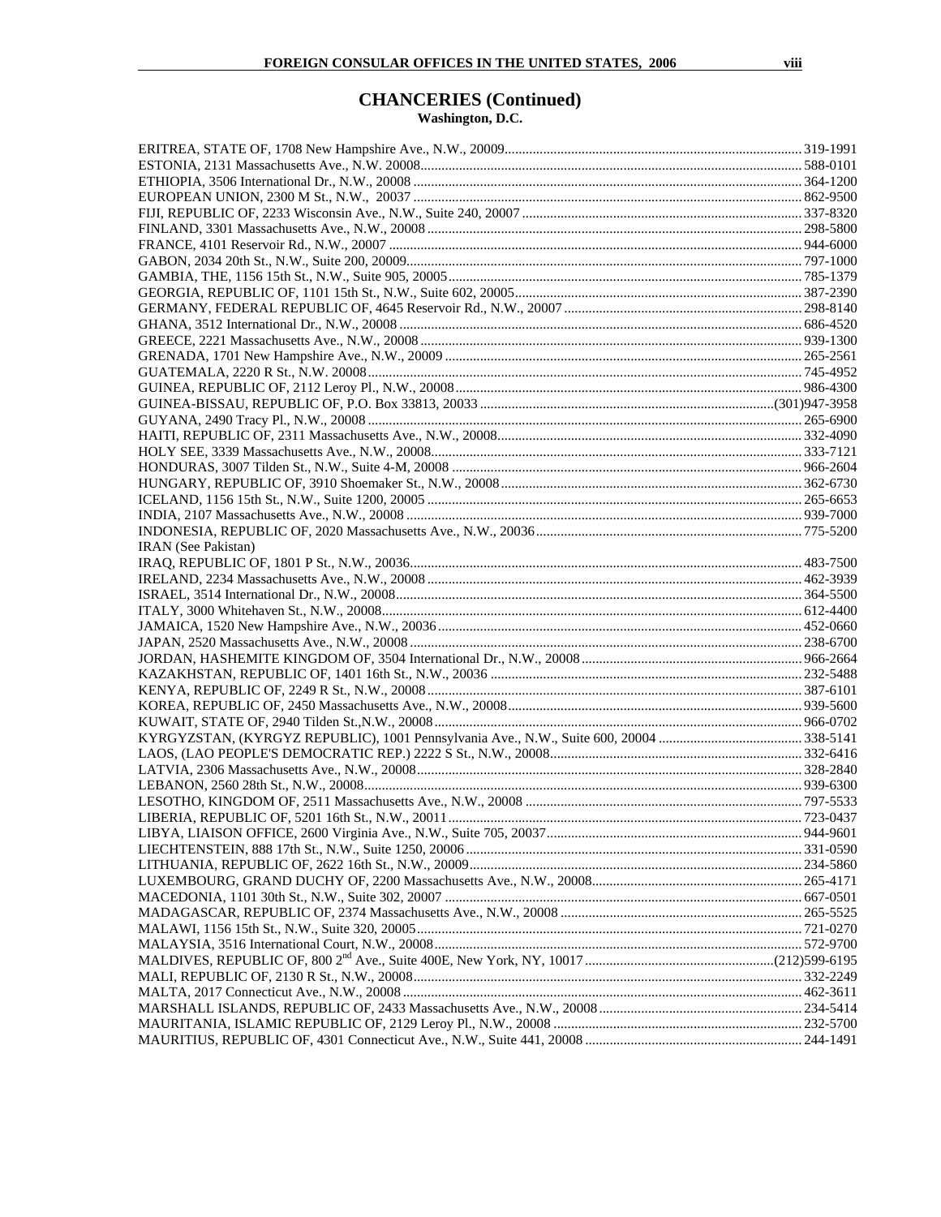## CHANCERIES (Continued)

### Washington, D.C.

ERITREA, STATE OF, 1708 New Hampshire Ave., N.W., 20009 ........ 319-1991
ESTONIA, 2131 Massachusetts Ave., N.W. 20008 ........ 588-0101
ETHIOPIA, 3506 International Dr., N.W., 20008 ........ 364-1200
EUROPEAN UNION, 2300 M St., N.W., 20037 ........ 862-9500
FIJI, REPUBLIC OF, 2233 Wisconsin Ave., N.W., Suite 240, 20007 ........ 337-8320
FINLAND, 3301 Massachusetts Ave., N.W., 20008 ........ 298-5800
FRANCE, 4101 Reservoir Rd., N.W., 20007 ........ 944-6000
GABON, 2034 20th St., N.W., Suite 200, 20009 ........ 797-1000
GAMBIA, THE, 1156 15th St., N.W., Suite 905, 20005 ........ 785-1379
GEORGIA, REPUBLIC OF, 1101 15th St., N.W., Suite 602, 20005 ........ 387-2390
GERMANY, FEDERAL REPUBLIC OF, 4645 Reservoir Rd., N.W., 20007 ........ 298-8140
GHANA, 3512 International Dr., N.W., 20008 ........ 686-4520
GREECE, 2221 Massachusetts Ave., N.W., 20008 ........ 939-1300
GRENADA, 1701 New Hampshire Ave., N.W., 20009 ........ 265-2561
GUATEMALA, 2220 R St., N.W. 20008 ........ 745-4952
GUINEA, REPUBLIC OF, 2112 Leroy Pl., N.W., 20008 ........ 986-4300
GUINEA-BISSAU, REPUBLIC OF, P.O. Box 33813, 20033 ........ (301)947-3958
GUYANA, 2490 Tracy Pl., N.W., 20008 ........ 265-6900
HAITI, REPUBLIC OF, 2311 Massachusetts Ave., N.W., 20008 ........ 332-4090
HOLY SEE, 3339 Massachusetts Ave., N.W., 20008 ........ 333-7121
HONDURAS, 3007 Tilden St., N.W., Suite 4-M, 20008 ........ 966-2604
HUNGARY, REPUBLIC OF, 3910 Shoemaker St., N.W., 20008 ........ 362-6730
ICELAND, 1156 15th St., N.W., Suite 1200, 20005 ........ 265-6653
INDIA, 2107 Massachusetts Ave., N.W., 20008 ........ 939-7000
INDONESIA, REPUBLIC OF, 2020 Massachusetts Ave., N.W., 20036 ........ 775-5200
IRAN (See Pakistan)
IRAQ, REPUBLIC OF, 1801 P St., N.W., 20036 ........ 483-7500
IRELAND, 2234 Massachusetts Ave., N.W., 20008 ........ 462-3939
ISRAEL, 3514 International Dr., N.W., 20008 ........ 364-5500
ITALY, 3000 Whitehaven St., N.W., 20008 ........ 612-4400
JAMAICA, 1520 New Hampshire Ave., N.W., 20036 ........ 452-0660
JAPAN, 2520 Massachusetts Ave., N.W., 20008 ........ 238-6700
JORDAN, HASHEMITE KINGDOM OF, 3504 International Dr., N.W., 20008 ........ 966-2664
KAZAKHSTAN, REPUBLIC OF, 1401 16th St., N.W., 20036 ........ 232-5488
KENYA, REPUBLIC OF, 2249 R St., N.W., 20008 ........ 387-6101
KOREA, REPUBLIC OF, 2450 Massachusetts Ave., N.W., 20008 ........ 939-5600
KUWAIT, STATE OF, 2940 Tilden St.,N.W., 20008 ........ 966-0702
KYRGYZSTAN, (KYRGYZ REPUBLIC), 1001 Pennsylvania Ave., N.W., Suite 600, 20004 ........ 338-5141
LAOS, (LAO PEOPLE'S DEMOCRATIC REP.) 2222 S St., N.W., 20008 ........ 332-6416
LATVIA, 2306 Massachusetts Ave., N.W., 20008 ........ 328-2840
LEBANON, 2560 28th St., N.W., 20008 ........ 939-6300
LESOTHO, KINGDOM OF, 2511 Massachusetts Ave., N.W., 20008 ........ 797-5533
LIBERIA, REPUBLIC OF, 5201 16th St., N.W., 20011 ........ 723-0437
LIBYA, LIAISON OFFICE, 2600 Virginia Ave., N.W., Suite 705, 20037 ........ 944-9601
LIECHTENSTEIN, 888 17th St., N.W., Suite 1250, 20006 ........ 331-0590
LITHUANIA, REPUBLIC OF, 2622 16th St., N.W., 20009 ........ 234-5860
LUXEMBOURG, GRAND DUCHY OF, 2200 Massachusetts Ave., N.W., 20008 ........ 265-4171
MACEDONIA, 1101 30th St., N.W., Suite 302, 20007 ........ 667-0501
MADAGASCAR, REPUBLIC OF, 2374 Massachusetts Ave., N.W., 20008 ........ 265-5525
MALAWI, 1156 15th St., N.W., Suite 320, 20005 ........ 721-0270
MALAYSIA, 3516 International Court, N.W., 20008 ........ 572-9700
MALDIVES, REPUBLIC OF, 800 2nd Ave., Suite 400E, New York, NY, 10017 ........ (212)599-6195
MALI, REPUBLIC OF, 2130 R St., N.W., 20008 ........ 332-2249
MALTA, 2017 Connecticut Ave., N.W., 20008 ........ 462-3611
MARSHALL ISLANDS, REPUBLIC OF, 2433 Massachusetts Ave., N.W., 20008 ........ 234-5414
MAURITANIA, ISLAMIC REPUBLIC OF, 2129 Leroy Pl., N.W., 20008 ........ 232-5700
MAURITIUS, REPUBLIC OF, 4301 Connecticut Ave., N.W., Suite 441, 20008 ........ 244-1491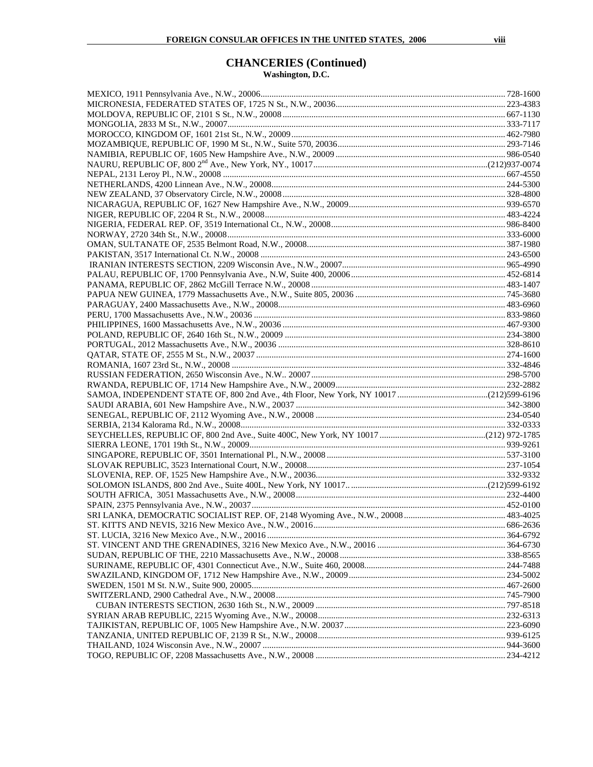## CHANCERIES (Continued)

### Washington, D.C.

MEXICO, 1911 Pennsylvania Ave., N.W., 20006 ........ 728-1600
MICRONESIA, FEDERATED STATES OF, 1725 N St., N.W., 20036 ........ 223-4383
MOLDOVA, REPUBLIC OF, 2101 S St., N.W., 20008 ........ 667-1130
MONGOLIA, 2833 M St., N.W., 20007 ........ 333-7117
MOROCCO, KINGDOM OF, 1601 21st St., N.W., 20009 ........ 462-7980
MOZAMBIQUE, REPUBLIC OF, 1990 M St., N.W., Suite 570, 20036 ........ 293-7146
NAMIBIA, REPUBLIC OF, 1605 New Hampshire Ave., N.W., 20009 ........ 986-0540
NAURU, REPUBLIC OF, 800 2nd Ave., New York, NY., 10017 ........ (212)937-0074
NEPAL, 2131 Leroy Pl., N.W., 20008 ........ 667-4550
NETHERLANDS, 4200 Linnean Ave., N.W., 20008 ........ 244-5300
NEW ZEALAND, 37 Observatory Circle, N.W., 20008 ........ 328-4800
NICARAGUA, REPUBLIC OF, 1627 New Hampshire Ave., N.W., 20009 ........ 939-6570
NIGER, REPUBLIC OF, 2204 R St., N.W., 20008 ........ 483-4224
NIGERIA, FEDERAL REP. OF, 3519 International Ct., N.W., 20008 ........ 986-8400
NORWAY, 2720 34th St., N.W., 20008 ........ 333-6000
OMAN, SULTANATE OF, 2535 Belmont Road, N.W., 20008 ........ 387-1980
PAKISTAN, 3517 International Ct. N.W., 20008 ........ 243-6500
IRANIAN INTERESTS SECTION, 2209 Wisconsin Ave., N.W., 20007 ........ 965-4990
PALAU, REPUBLIC OF, 1700 Pennsylvania Ave., N.W, Suite 400, 20006 ........ 452-6814
PANAMA, REPUBLIC OF, 2862 McGill Terrace N.W., 20008 ........ 483-1407
PAPUA NEW GUINEA, 1779 Massachusetts Ave., N.W., Suite 805, 20036 ........ 745-3680
PARAGUAY, 2400 Massachusetts Ave., N.W., 20008 ........ 483-6960
PERU, 1700 Massachusetts Ave., N.W., 20036 ........ 833-9860
PHILIPPINES, 1600 Massachusetts Ave., N.W., 20036 ........ 467-9300
POLAND, REPUBLIC OF, 2640 16th St., N.W., 20009 ........ 234-3800
PORTUGAL, 2012 Massachusetts Ave., N.W., 20036 ........ 328-8610
QATAR, STATE OF, 2555 M St., N.W., 20037 ........ 274-1600
ROMANIA, 1607 23rd St., N.W., 20008 ........ 332-4846
RUSSIAN FEDERATION, 2650 Wisconsin Ave., N.W.. 20007 ........ 298-5700
RWANDA, REPUBLIC OF, 1714 New Hampshire Ave., N.W., 20009 ........ 232-2882
SAMOA, INDEPENDENT STATE OF, 800 2nd Ave., 4th Floor, New York, NY 10017 ........ (212)599-6196
SAUDI ARABIA, 601 New Hampshire Ave., N.W., 20037 ........ 342-3800
SENEGAL, REPUBLIC OF, 2112 Wyoming Ave., N.W., 20008 ........ 234-0540
SERBIA, 2134 Kalorama Rd., N.W., 20008 ........ 332-0333
SEYCHELLES, REPUBLIC OF, 800 2nd Ave., Suite 400C, New York, NY 10017 ........ (212) 972-1785
SIERRA LEONE, 1701 19th St., N.W., 20009 ........ 939-9261
SINGAPORE, REPUBLIC OF, 3501 International Pl., N.W., 20008 ........ 537-3100
SLOVAK REPUBLIC, 3523 International Court, N.W., 20008 ........ 237-1054
SLOVENIA, REP. OF, 1525 New Hampshire Ave., N.W., 20036 ........ 332-9332
SOLOMON ISLANDS, 800 2nd Ave., Suite 400L, New York, NY 10017.. ........ (212)599-6192
SOUTH AFRICA, 3051 Massachusetts Ave., N.W., 20008 ........ 232-4400
SPAIN, 2375 Pennsylvania Ave., N.W., 20037 ........ 452-0100
SRI LANKA, DEMOCRATIC SOCIALIST REP. OF, 2148 Wyoming Ave., N.W., 20008 ........ 483-4025
ST. KITTS AND NEVIS, 3216 New Mexico Ave., N.W., 20016 ........ 686-2636
ST. LUCIA, 3216 New Mexico Ave., N.W., 20016 ........ 364-6792
ST. VINCENT AND THE GRENADINES, 3216 New Mexico Ave., N.W., 20016 ........ 364-6730
SUDAN, REPUBLIC OF THE, 2210 Massachusetts Ave., N.W., 20008 ........ 338-8565
SURINAME, REPUBLIC OF, 4301 Connecticut Ave., N.W., Suite 460, 20008 ........ 244-7488
SWAZILAND, KINGDOM OF, 1712 New Hampshire Ave., N.W., 20009 ........ 234-5002
SWEDEN, 1501 M St. N.W., Suite 900, 20005 ........ 467-2600
SWITZERLAND, 2900 Cathedral Ave., N.W., 20008 ........ 745-7900
CUBAN INTERESTS SECTION, 2630 16th St., N.W., 20009 ........ 797-8518
SYRIAN ARAB REPUBLIC, 2215 Wyoming Ave., N.W., 20008 ........ 232-6313
TAJIKISTAN, REPUBLIC OF, 1005 New Hampshire Ave., N.W. 20037 ........ 223-6090
TANZANIA, UNITED REPUBLIC OF, 2139 R St., N.W., 20008 ........ 939-6125
THAILAND, 1024 Wisconsin Ave., N.W., 20007 ........ 944-3600
TOGO, REPUBLIC OF, 2208 Massachusetts Ave., N.W., 20008 ........ 234-4212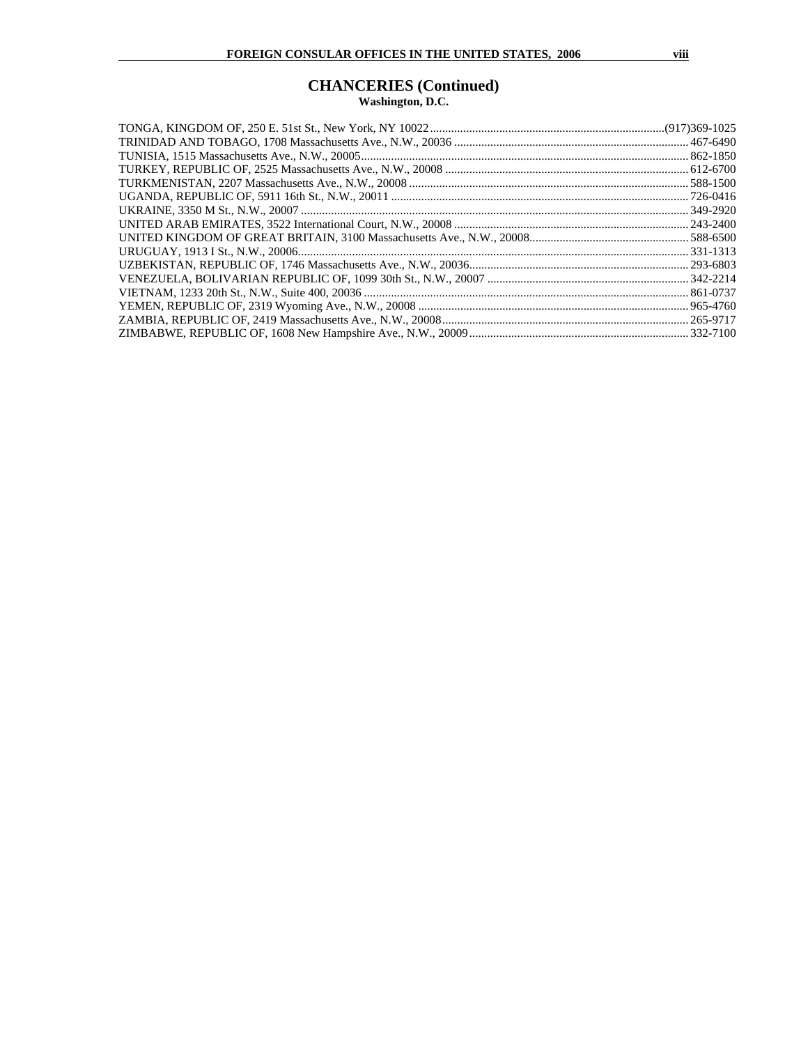# CHANCERIES (Continued)

**Washington, D.C.**

TONGA, KINGDOM OF, 250 E. 51st St., New York, NY 10022............................................................................(917)369-1025
TRINIDAD AND TOBAGO, 1708 Massachusetts Ave., N.W., 20036 ............................................................................ 467-6490
TUNISIA, 1515 Massachusetts Ave., N.W., 20005............................................................................................................ 862-1850
TURKEY, REPUBLIC OF, 2525 Massachusetts Ave., N.W., 20008 ................................................................................ 612-6700
TURKMENISTAN, 2207 Massachusetts Ave., N.W., 20008 ............................................................................................ 588-1500
UGANDA, REPUBLIC OF, 5911 16th St., N.W., 20011 .................................................................................................. 726-0416
UKRAINE, 3350 M St., N.W., 20007 ................................................................................................................................ 349-2920
UNITED ARAB EMIRATES, 3522 International Court, N.W., 20008 ............................................................................. 243-2400
UNITED KINGDOM OF GREAT BRITAIN, 3100 Massachusetts Ave., N.W., 20008.................................................... 588-6500
URUGUAY, 1913 I St., N.W., 20006.................................................................................................................................. 331-1313
UZBEKISTAN, REPUBLIC OF, 1746 Massachusetts Ave., N.W., 20036........................................................................ 293-6803
VENEZUELA, BOLIVARIAN REPUBLIC OF, 1099 30th St., N.W., 20007 .................................................................. 342-2214
VIETNAM, 1233 20th St., N.W., Suite 400, 20036 ........................................................................................................... 861-0737
YEMEN, REPUBLIC OF, 2319 Wyoming Ave., N.W., 20008 .......................................................................................... 965-4760
ZAMBIA, REPUBLIC OF, 2419 Massachusetts Ave., N.W., 20008................................................................................. 265-9717
ZIMBABWE, REPUBLIC OF, 1608 New Hampshire Ave., N.W., 20009........................................................................ 332-7100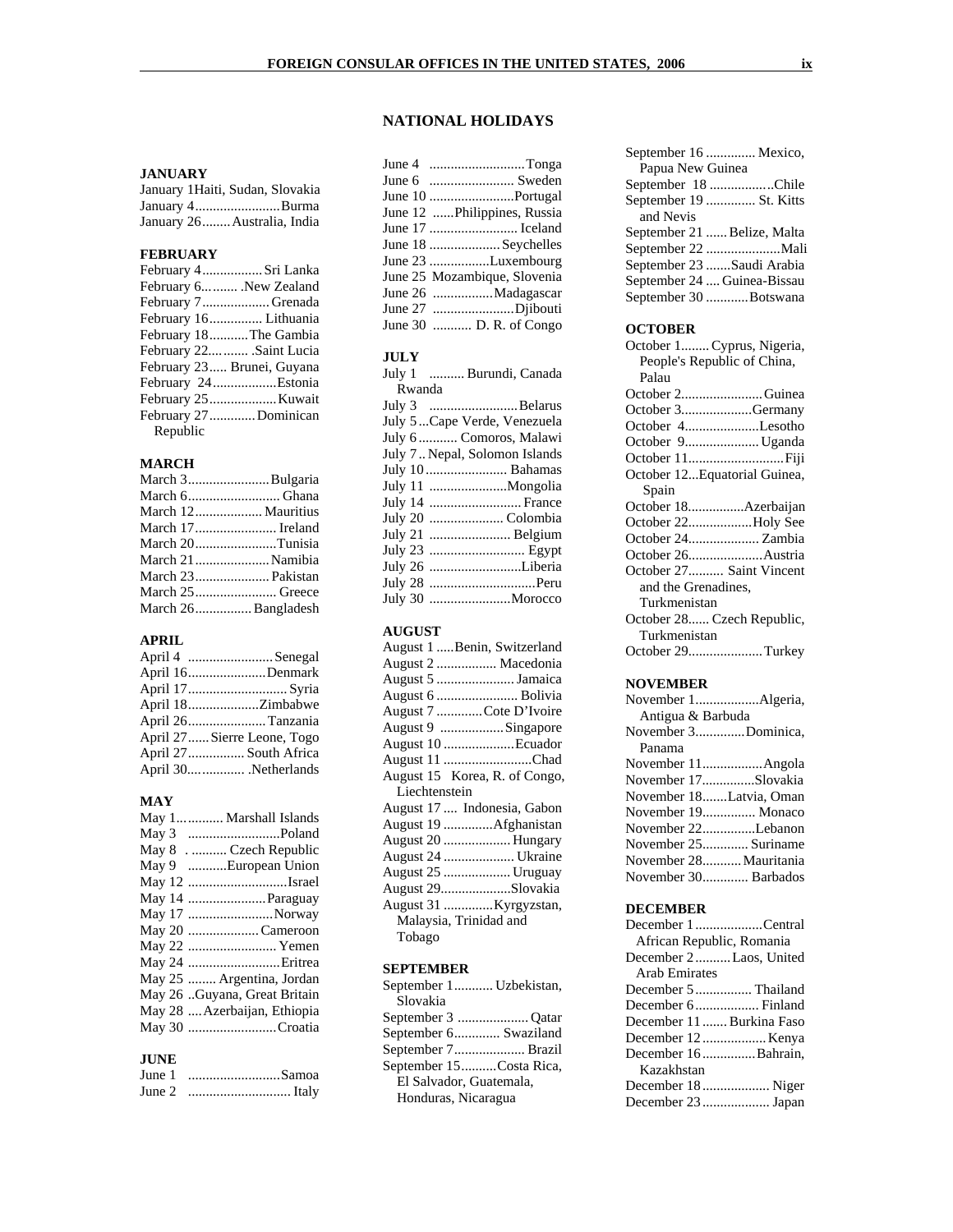# NATIONAL HOLIDAYS

### JANUARY

January 1 Haiti, Sudan, Slovakia
January 4 ........................ Burma
January 26 ........ Australia, India

### FEBRUARY

February 4 ................. Sri Lanka
February 6.......... .New Zealand
February 7 ................... Grenada
February 16 ............... Lithuania
February 18 ........... The Gambia
February 22............ .Saint Lucia
February 23 ..... Brunei, Guyana
February 24 .................. Estonia
February 25 ................... Kuwait
February 27 ............. Dominican Republic

### MARCH

March 3 ....................... Bulgaria
March 6 .......................... Ghana
March 12 ................... Mauritius
March 17 ....................... Ireland
March 20 ....................... Tunisia
March 21 ..................... Namibia
March 23 ..................... Pakistan
March 25 ....................... Greece
March 26 ................ Bangladesh

### APRIL

April 4 ........................ Senegal
April 16 ...................... Denmark
April 17 ............................ Syria
April 18 .................... Zimbabwe
April 26 ...................... Tanzania
April 27 ...... Sierre Leone, Togo
April 27 ................ South Africa
April 30................ .Netherlands

### MAY

May 1............. Marshall Islands
May 3 .......................... Poland
May 8 . .......... Czech Republic
May 9 ........... European Union
May 12 ............................ Israel
May 14 ...................... Paraguay
May 17 ........................ Norway
May 20 .................... Cameroon
May 22 ......................... Yemen
May 24 .......................... Eritrea
May 25 ........ Argentina, Jordan
May 26 ..Guyana, Great Britain
May 28 .... Azerbaijan, Ethiopia
May 30 ......................... Croatia

### JUNE

June 1 .......................... Samoa
June 2 ............................ Italy
June 4 ........................... Tonga
June 6 ........................ Sweden
June 10 ........................ Portugal
June 12 ......Philippines, Russia
June 17 ......................... Iceland
June 18 .................... Seychelles
June 23 ................. Luxembourg
June 25 Mozambique, Slovenia
June 26 ................. Madagascar
June 27 ....................... Djibouti
June 30 ........... D. R. of Congo

### JULY

July 1 .......... Burundi, Canada Rwanda
July 3 ......................... Belarus
July 5 ...Cape Verde, Venezuela
July 6 ........... Comoros, Malawi
July 7 .. Nepal, Solomon Islands
July 10 ....................... Bahamas
July 11 ...................... Mongolia
July 14 .......................... France
July 20 ..................... Colombia
July 21 ....................... Belgium
July 23 ........................... Egypt
July 26 .......................... Liberia
July 28 .............................. Peru
July 30 ....................... Morocco

### AUGUST

August 1 .....Benin, Switzerland
August 2 ................. Macedonia
August 5 ...................... Jamaica
August 6 ....................... Bolivia
August 7 ............. Cote D'Ivoire
August 9 .................. Singapore
August 10 .................... Ecuador
August 11 ......................... Chad
August 15 Korea, R. of Congo, Liechtenstein
August 17 .... Indonesia, Gabon
August 19 .............. Afghanistan
August 20 ................... Hungary
August 24 .................... Ukraine
August 25 ................... Uruguay
August 29.................... Slovakia
August 31 ............. Kyrgyzstan, Malaysia, Trinidad and Tobago

### SEPTEMBER

September 1........... Uzbekistan, Slovakia
September 3 .................... Qatar
September 6............. Swaziland
September 7.................... Brazil
September 15.......... Costa Rica, El Salvador, Guatemala, Honduras, Nicaragua
September 16 .............. Mexico, Papua New Guinea
September 18 ................... Chile
September 19 .............. St. Kitts and Nevis
September 21 ...... Belize, Malta
September 22 ..................... Mali
September 23 ....... Saudi Arabia
September 24 .... Guinea-Bissau
September 30 ............ Botswana

### OCTOBER

October 1........ Cyprus, Nigeria, People's Republic of China, Palau
October 2....................... Guinea
October 3.................... Germany
October 4..................... Lesotho
October 9..................... Uganda
October 11........................... Fiji
October 12...Equatorial Guinea, Spain
October 18................ Azerbaijan
October 22.................. Holy See
October 24.................... Zambia
October 26..................... Austria
October 27.......... Saint Vincent and the Grenadines, Turkmenistan
October 28...... Czech Republic, Turkmenistan
October 29..................... Turkey

### NOVEMBER

November 1.................. Algeria, Antigua & Barbuda
November 3............. Dominica, Panama
November 11................. Angola
November 17............... Slovakia
November 18....... Latvia, Oman
November 19............... Monaco
November 22............... Lebanon
November 25............. Suriname
November 28........... Mauritania
November 30............. Barbados

### DECEMBER

December 1 ................... Central African Republic, Romania
December 2 .......... Laos, United Arab Emirates
December 5 ................ Thailand
December 6 .................. Finland
December 11 ....... Burkina Faso
December 12 .................. Kenya
December 16 ............... Bahrain, Kazakhstan
December 18 ................... Niger
December 23 ................... Japan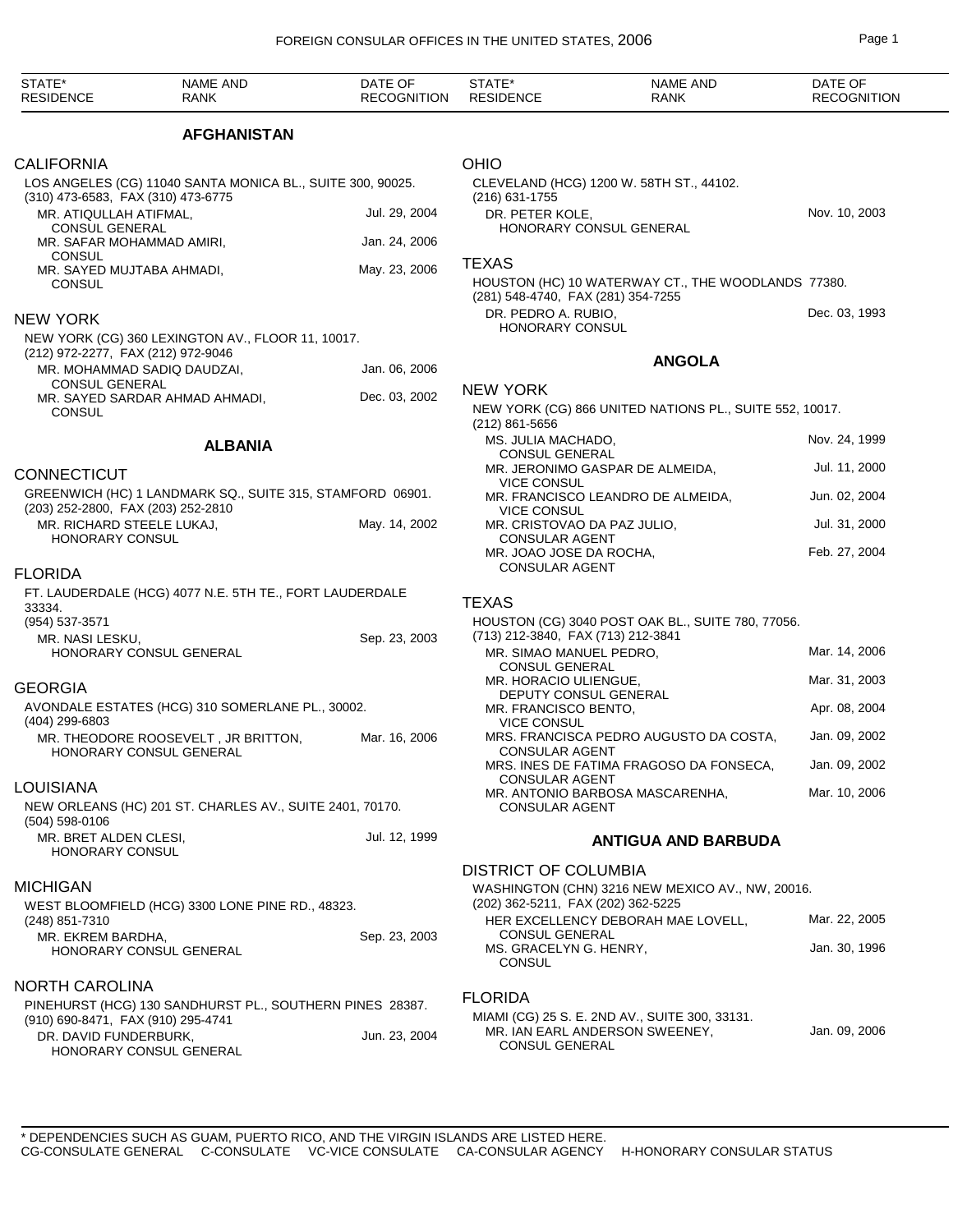## AFGHANISTAN

### CALIFORNIA

LOS ANGELES (CG) 11040 SANTA MONICA BL., SUITE 300, 90025.
(310) 473-6583, FAX (310) 473-6775

| Name and Rank | Date of Recognition |
|---|---|
| MR. ATIQULLAH ATIFMAL, CONSUL GENERAL | Jul. 29, 2004 |
| MR. SAFAR MOHAMMAD AMIRI, CONSUL | Jan. 24, 2006 |
| MR. SAYED MUJTABA AHMADI, CONSUL | May. 23, 2006 |

### NEW YORK

NEW YORK (CG) 360 LEXINGTON AV., FLOOR 11, 10017.
(212) 972-2277, FAX (212) 972-9046

| Name and Rank | Date of Recognition |
|---|---|
| MR. MOHAMMAD SADIQ DAUDZAI, CONSUL GENERAL | Jan. 06, 2006 |
| MR. SAYED SARDAR AHMAD AHMADI, CONSUL | Dec. 03, 2002 |

### OHIO

CLEVELAND (HCG) 1200 W. 58TH ST., 44102.
(216) 631-1755

| Name and Rank | Date of Recognition |
|---|---|
| DR. PETER KOLE, HONORARY CONSUL GENERAL | Nov. 10, 2003 |

### TEXAS

HOUSTON (HC) 10 WATERWAY CT., THE WOODLANDS 77380.
(281) 548-4740, FAX (281) 354-7255

| Name and Rank | Date of Recognition |
|---|---|
| DR. PEDRO A. RUBIO, HONORARY CONSUL | Dec. 03, 1993 |

## ALBANIA

### CONNECTICUT

GREENWICH (HC) 1 LANDMARK SQ., SUITE 315, STAMFORD 06901.
(203) 252-2800, FAX (203) 252-2810

| Name and Rank | Date of Recognition |
|---|---|
| MR. RICHARD STEELE LUKAJ, HONORARY CONSUL | May. 14, 2002 |

### FLORIDA

FT. LAUDERDALE (HCG) 4077 N.E. 5TH TE., FORT LAUDERDALE 33334.
(954) 537-3571

| Name and Rank | Date of Recognition |
|---|---|
| MR. NASI LESKU, HONORARY CONSUL GENERAL | Sep. 23, 2003 |

### GEORGIA

AVONDALE ESTATES (HCG) 310 SOMERLANE PL., 30002.
(404) 299-6803

| Name and Rank | Date of Recognition |
|---|---|
| MR. THEODORE ROOSEVELT , JR BRITTON, HONORARY CONSUL GENERAL | Mar. 16, 2006 |

### LOUISIANA

NEW ORLEANS (HC) 201 ST. CHARLES AV., SUITE 2401, 70170.
(504) 598-0106

| Name and Rank | Date of Recognition |
|---|---|
| MR. BRET ALDEN CLESI, HONORARY CONSUL | Jul. 12, 1999 |

### MICHIGAN

WEST BLOOMFIELD (HCG) 3300 LONE PINE RD., 48323.
(248) 851-7310

| Name and Rank | Date of Recognition |
|---|---|
| MR. EKREM BARDHA, HONORARY CONSUL GENERAL | Sep. 23, 2003 |

### NORTH CAROLINA

PINEHURST (HCG) 130 SANDHURST PL., SOUTHERN PINES 28387.
(910) 690-8471, FAX (910) 295-4741

| Name and Rank | Date of Recognition |
|---|---|
| DR. DAVID FUNDERBURK, HONORARY CONSUL GENERAL | Jun. 23, 2004 |

## ANGOLA

### NEW YORK

NEW YORK (CG) 866 UNITED NATIONS PL., SUITE 552, 10017.
(212) 861-5656

| Name and Rank | Date of Recognition |
|---|---|
| MS. JULIA MACHADO, CONSUL GENERAL | Nov. 24, 1999 |
| MR. JERONIMO GASPAR DE ALMEIDA, VICE CONSUL | Jul. 11, 2000 |
| MR. FRANCISCO LEANDRO DE ALMEIDA, VICE CONSUL | Jun. 02, 2004 |
| MR. CRISTOVAO DA PAZ JULIO, CONSULAR AGENT | Jul. 31, 2000 |
| MR. JOAO JOSE DA ROCHA, CONSULAR AGENT | Feb. 27, 2004 |

### TEXAS

HOUSTON (CG) 3040 POST OAK BL., SUITE 780, 77056.
(713) 212-3840, FAX (713) 212-3841

| Name and Rank | Date of Recognition |
|---|---|
| MR. SIMAO MANUEL PEDRO, CONSUL GENERAL | Mar. 14, 2006 |
| MR. HORACIO ULIENGUE, DEPUTY CONSUL GENERAL | Mar. 31, 2003 |
| MR. FRANCISCO BENTO, VICE CONSUL | Apr. 08, 2004 |
| MRS. FRANCISCA PEDRO AUGUSTO DA COSTA, CONSULAR AGENT | Jan. 09, 2002 |
| MRS. INES DE FATIMA FRAGOSO DA FONSECA, CONSULAR AGENT | Jan. 09, 2002 |
| MR. ANTONIO BARBOSA MASCARENHA, CONSULAR AGENT | Mar. 10, 2006 |

## ANTIGUA AND BARBUDA

### DISTRICT OF COLUMBIA

WASHINGTON (CHN) 3216 NEW MEXICO AV., NW, 20016.
(202) 362-5211, FAX (202) 362-5225

| Name and Rank | Date of Recognition |
|---|---|
| HER EXCELLENCY DEBORAH MAE LOVELL, CONSUL GENERAL | Mar. 22, 2005 |
| MS. GRACELYN G. HENRY, CONSUL | Jan. 30, 1996 |

### FLORIDA

MIAMI (CG) 25 S. E. 2ND AV., SUITE 300, 33131.

| Name and Rank | Date of Recognition |
|---|---|
| MR. IAN EARL ANDERSON SWEENEY, CONSUL GENERAL | Jan. 09, 2006 |

---

\* DEPENDENCIES SUCH AS GUAM, PUERTO RICO, AND THE VIRGIN ISLANDS ARE LISTED HERE.
CG-CONSULATE GENERAL   C-CONSULATE   VC-VICE CONSULATE   CA-CONSULAR AGENCY   H-HONORARY CONSULAR STATUS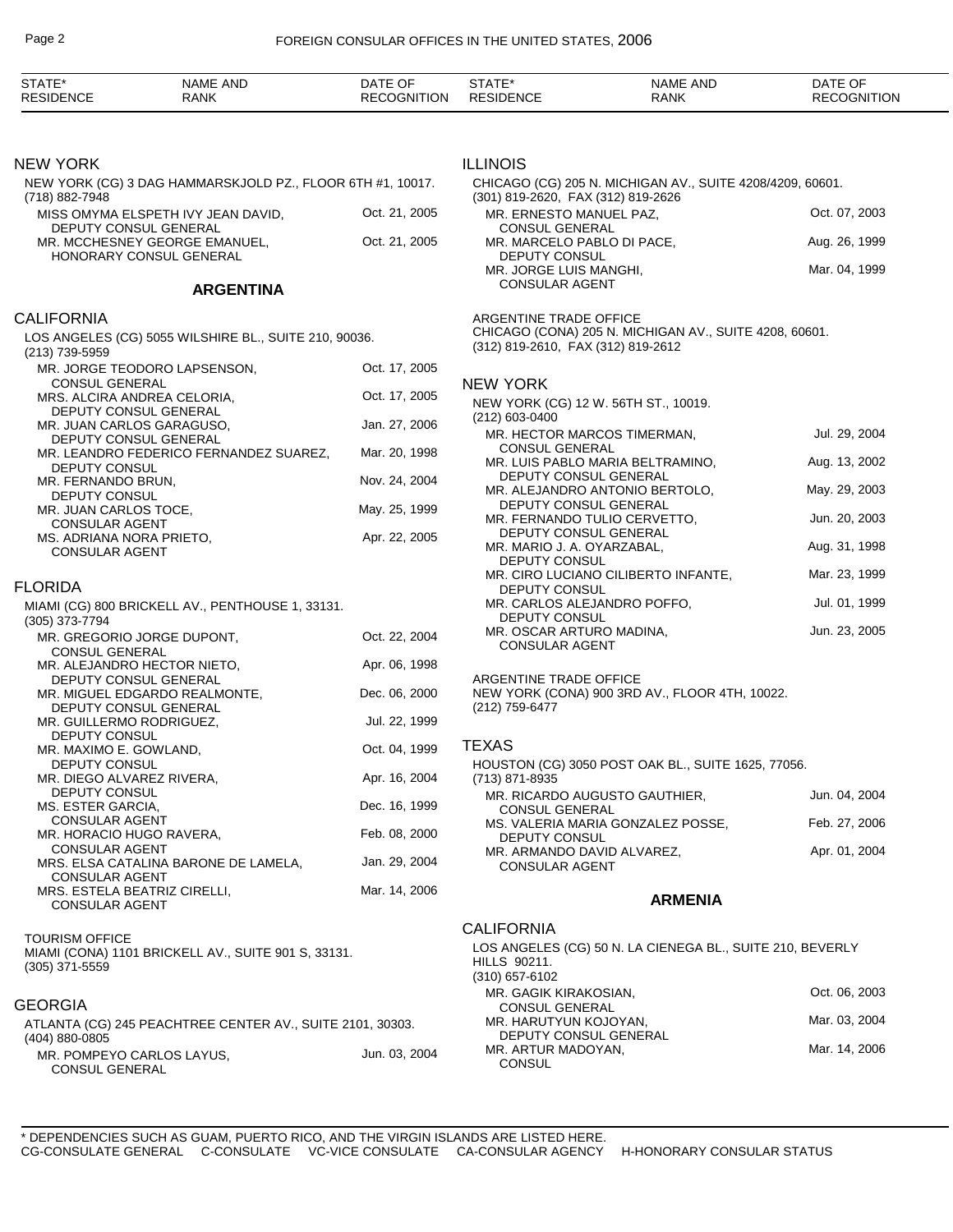| STATE* RESIDENCE | NAME AND RANK | DATE OF RECOGNITION |
|---|---|---|

### NEW YORK

NEW YORK (CG) 3 DAG HAMMARSKJOLD PZ., FLOOR 6TH #1, 10017.
(718) 882-7948

| | |
|---|---|
| MISS OMYMA ELSPETH IVY JEAN DAVID, DEPUTY CONSUL GENERAL | Oct. 21, 2005 |
| MR. MCCHESNEY GEORGE EMANUEL, HONORARY CONSUL GENERAL | Oct. 21, 2005 |

## ARGENTINA

### CALIFORNIA

LOS ANGELES (CG) 5055 WILSHIRE BL., SUITE 210, 90036.
(213) 739-5959

| | |
|---|---|
| MR. JORGE TEODORO LAPSENSON, CONSUL GENERAL | Oct. 17, 2005 |
| MRS. ALCIRA ANDREA CELORIA, DEPUTY CONSUL GENERAL | Oct. 17, 2005 |
| MR. JUAN CARLOS GARAGUSO, DEPUTY CONSUL GENERAL | Jan. 27, 2006 |
| MR. LEANDRO FEDERICO FERNANDEZ SUAREZ, DEPUTY CONSUL | Mar. 20, 1998 |
| MR. FERNANDO BRUN, DEPUTY CONSUL | Nov. 24, 2004 |
| MR. JUAN CARLOS TOCE, CONSULAR AGENT | May. 25, 1999 |
| MS. ADRIANA NORA PRIETO, CONSULAR AGENT | Apr. 22, 2005 |

### FLORIDA

MIAMI (CG) 800 BRICKELL AV., PENTHOUSE 1, 33131.
(305) 373-7794

| | |
|---|---|
| MR. GREGORIO JORGE DUPONT, CONSUL GENERAL | Oct. 22, 2004 |
| MR. ALEJANDRO HECTOR NIETO, DEPUTY CONSUL GENERAL | Apr. 06, 1998 |
| MR. MIGUEL EDGARDO REALMONTE, DEPUTY CONSUL GENERAL | Dec. 06, 2000 |
| MR. GUILLERMO RODRIGUEZ, DEPUTY CONSUL | Jul. 22, 1999 |
| MR. MAXIMO E. GOWLAND, DEPUTY CONSUL | Oct. 04, 1999 |
| MR. DIEGO ALVAREZ RIVERA, DEPUTY CONSUL | Apr. 16, 2004 |
| MS. ESTER GARCIA, CONSULAR AGENT | Dec. 16, 1999 |
| MR. HORACIO HUGO RAVERA, CONSULAR AGENT | Feb. 08, 2000 |
| MRS. ELSA CATALINA BARONE DE LAMELA, CONSULAR AGENT | Jan. 29, 2004 |
| MRS. ESTELA BEATRIZ CIRELLI, CONSULAR AGENT | Mar. 14, 2006 |

TOURISM OFFICE
MIAMI (CONA) 1101 BRICKELL AV., SUITE 901 S, 33131.
(305) 371-5559

### GEORGIA

ATLANTA (CG) 245 PEACHTREE CENTER AV., SUITE 2101, 30303.
(404) 880-0805

| | |
|---|---|
| MR. POMPEYO CARLOS LAYUS, CONSUL GENERAL | Jun. 03, 2004 |

### ILLINOIS

CHICAGO (CG) 205 N. MICHIGAN AV., SUITE 4208/4209, 60601.
(301) 819-2620, FAX (312) 819-2626

| | |
|---|---|
| MR. ERNESTO MANUEL PAZ, CONSUL GENERAL | Oct. 07, 2003 |
| MR. MARCELO PABLO DI PACE, DEPUTY CONSUL | Aug. 26, 1999 |
| MR. JORGE LUIS MANGHI, CONSULAR AGENT | Mar. 04, 1999 |

ARGENTINE TRADE OFFICE
CHICAGO (CONA) 205 N. MICHIGAN AV., SUITE 4208, 60601.
(312) 819-2610, FAX (312) 819-2612

### NEW YORK

NEW YORK (CG) 12 W. 56TH ST., 10019.
(212) 603-0400

| | |
|---|---|
| MR. HECTOR MARCOS TIMERMAN, CONSUL GENERAL | Jul. 29, 2004 |
| MR. LUIS PABLO MARIA BELTRAMINO, DEPUTY CONSUL GENERAL | Aug. 13, 2002 |
| MR. ALEJANDRO ANTONIO BERTOLO, DEPUTY CONSUL GENERAL | May. 29, 2003 |
| MR. FERNANDO TULIO CERVETTO, DEPUTY CONSUL GENERAL | Jun. 20, 2003 |
| MR. MARIO J. A. OYARZABAL, DEPUTY CONSUL | Aug. 31, 1998 |
| MR. CIRO LUCIANO CILIBERTO INFANTE, DEPUTY CONSUL | Mar. 23, 1999 |
| MR. CARLOS ALEJANDRO POFFO, DEPUTY CONSUL | Jul. 01, 1999 |
| MR. OSCAR ARTURO MADINA, CONSULAR AGENT | Jun. 23, 2005 |

ARGENTINE TRADE OFFICE
NEW YORK (CONA) 900 3RD AV., FLOOR 4TH, 10022.
(212) 759-6477

### TEXAS

HOUSTON (CG) 3050 POST OAK BL., SUITE 1625, 77056.
(713) 871-8935

| | |
|---|---|
| MR. RICARDO AUGUSTO GAUTHIER, CONSUL GENERAL | Jun. 04, 2004 |
| MS. VALERIA MARIA GONZALEZ POSSE, DEPUTY CONSUL | Feb. 27, 2006 |
| MR. ARMANDO DAVID ALVAREZ, CONSULAR AGENT | Apr. 01, 2004 |

## ARMENIA

### CALIFORNIA

LOS ANGELES (CG) 50 N. LA CIENEGA BL., SUITE 210, BEVERLY HILLS 90211.
(310) 657-6102

| | |
|---|---|
| MR. GAGIK KIRAKOSIAN, CONSUL GENERAL | Oct. 06, 2003 |
| MR. HARUTYUN KOJOYAN, DEPUTY CONSUL GENERAL | Mar. 03, 2004 |
| MR. ARTUR MADOYAN, CONSUL | Mar. 14, 2006 |

* DEPENDENCIES SUCH AS GUAM, PUERTO RICO, AND THE VIRGIN ISLANDS ARE LISTED HERE.
CG-CONSULATE GENERAL C-CONSULATE VC-VICE CONSULATE CA-CONSULAR AGENCY H-HONORARY CONSULAR STATUS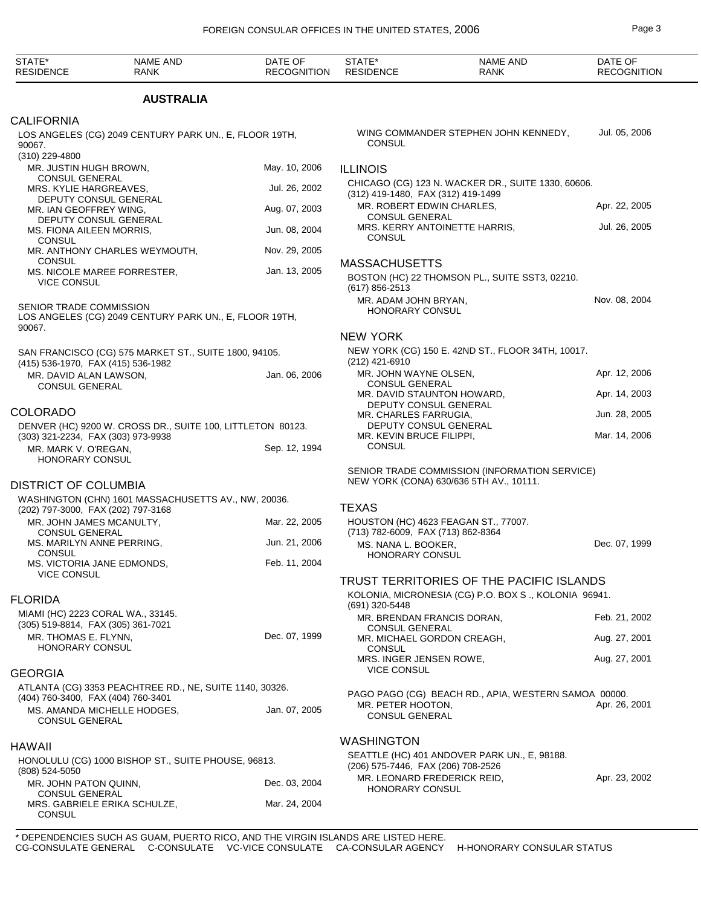## AUSTRALIA

### CALIFORNIA

LOS ANGELES (CG) 2049 CENTURY PARK UN., E, FLOOR 19TH, 90067.
(310) 229-4800

| NAME AND RANK | DATE OF RECOGNITION |
|---|---|
| MR. JUSTIN HUGH BROWN, CONSUL GENERAL | May. 10, 2006 |
| MRS. KYLIE HARGREAVES, DEPUTY CONSUL GENERAL | Jul. 26, 2002 |
| MR. IAN GEOFFREY WING, DEPUTY CONSUL GENERAL | Aug. 07, 2003 |
| MS. FIONA AILEEN MORRIS, CONSUL | Jun. 08, 2004 |
| MR. ANTHONY CHARLES WEYMOUTH, CONSUL | Nov. 29, 2005 |
| MS. NICOLE MAREE FORRESTER, VICE CONSUL | Jan. 13, 2005 |

SENIOR TRADE COMMISSION
LOS ANGELES (CG) 2049 CENTURY PARK UN., E, FLOOR 19TH, 90067.

SAN FRANCISCO (CG) 575 MARKET ST., SUITE 1800, 94105.
(415) 536-1970, FAX (415) 536-1982

| NAME AND RANK | DATE OF RECOGNITION |
|---|---|
| MR. DAVID ALAN LAWSON, CONSUL GENERAL | Jan. 06, 2006 |

### COLORADO

DENVER (HC) 9200 W. CROSS DR., SUITE 100, LITTLETON 80123.
(303) 321-2234, FAX (303) 973-9938

| NAME AND RANK | DATE OF RECOGNITION |
|---|---|
| MR. MARK V. O'REGAN, HONORARY CONSUL | Sep. 12, 1994 |

### DISTRICT OF COLUMBIA

WASHINGTON (CHN) 1601 MASSACHUSETTS AV., NW, 20036.
(202) 797-3000, FAX (202) 797-3168

| NAME AND RANK | DATE OF RECOGNITION |
|---|---|
| MR. JOHN JAMES MCANULTY, CONSUL GENERAL | Mar. 22, 2005 |
| MS. MARILYN ANNE PERRING, CONSUL | Jun. 21, 2006 |
| MS. VICTORIA JANE EDMONDS, VICE CONSUL | Feb. 11, 2004 |

### FLORIDA

MIAMI (HC) 2223 CORAL WA., 33145.
(305) 519-8814, FAX (305) 361-7021

| NAME AND RANK | DATE OF RECOGNITION |
|---|---|
| MR. THOMAS E. FLYNN, HONORARY CONSUL | Dec. 07, 1999 |

### GEORGIA

ATLANTA (CG) 3353 PEACHTREE RD., NE, SUITE 1140, 30326.
(404) 760-3400, FAX (404) 760-3401

| NAME AND RANK | DATE OF RECOGNITION |
|---|---|
| MS. AMANDA MICHELLE HODGES, CONSUL GENERAL | Jan. 07, 2005 |

### HAWAII

HONOLULU (CG) 1000 BISHOP ST., SUITE PHOUSE, 96813.
(808) 524-5050

| NAME AND RANK | DATE OF RECOGNITION |
|---|---|
| MR. JOHN PATON QUINN, CONSUL GENERAL | Dec. 03, 2004 |
| MRS. GABRIELE ERIKA SCHULZE, CONSUL | Mar. 24, 2004 |
| WING COMMANDER STEPHEN JOHN KENNEDY, CONSUL | Jul. 05, 2006 |

### ILLINOIS

CHICAGO (CG) 123 N. WACKER DR., SUITE 1330, 60606.
(312) 419-1480, FAX (312) 419-1499

| NAME AND RANK | DATE OF RECOGNITION |
|---|---|
| MR. ROBERT EDWIN CHARLES, CONSUL GENERAL | Apr. 22, 2005 |
| MRS. KERRY ANTOINETTE HARRIS, CONSUL | Jul. 26, 2005 |

### MASSACHUSETTS

BOSTON (HC) 22 THOMSON PL., SUITE SST3, 02210.
(617) 856-2513

| NAME AND RANK | DATE OF RECOGNITION |
|---|---|
| MR. ADAM JOHN BRYAN, HONORARY CONSUL | Nov. 08, 2004 |

### NEW YORK

NEW YORK (CG) 150 E. 42ND ST., FLOOR 34TH, 10017.
(212) 421-6910

| NAME AND RANK | DATE OF RECOGNITION |
|---|---|
| MR. JOHN WAYNE OLSEN, CONSUL GENERAL | Apr. 12, 2006 |
| MR. DAVID STAUNTON HOWARD, DEPUTY CONSUL GENERAL | Apr. 14, 2003 |
| MR. CHARLES FARRUGIA, DEPUTY CONSUL GENERAL | Jun. 28, 2005 |
| MR. KEVIN BRUCE FILIPPI, CONSUL | Mar. 14, 2006 |

SENIOR TRADE COMMISSION (INFORMATION SERVICE)
NEW YORK (CONA) 630/636 5TH AV., 10111.

### TEXAS

HOUSTON (HC) 4623 FEAGAN ST., 77007.
(713) 782-6009, FAX (713) 862-8364

| NAME AND RANK | DATE OF RECOGNITION |
|---|---|
| MS. NANA L. BOOKER, HONORARY CONSUL | Dec. 07, 1999 |

### TRUST TERRITORIES OF THE PACIFIC ISLANDS

KOLONIA, MICRONESIA (CG) P.O. BOX S ., KOLONIA 96941.
(691) 320-5448

| NAME AND RANK | DATE OF RECOGNITION |
|---|---|
| MR. BRENDAN FRANCIS DORAN, CONSUL GENERAL | Feb. 21, 2002 |
| MR. MICHAEL GORDON CREAGH, CONSUL | Aug. 27, 2001 |
| MRS. INGER JENSEN ROWE, VICE CONSUL | Aug. 27, 2001 |

PAGO PAGO (CG) BEACH RD., APIA, WESTERN SAMOA 00000.

| NAME AND RANK | DATE OF RECOGNITION |
|---|---|
| MR. PETER HOOTON, CONSUL GENERAL | Apr. 26, 2001 |

### WASHINGTON

SEATTLE (HC) 401 ANDOVER PARK UN., E, 98188.
(206) 575-7446, FAX (206) 708-2526

| NAME AND RANK | DATE OF RECOGNITION |
|---|---|
| MR. LEONARD FREDERICK REID, HONORARY CONSUL | Apr. 23, 2002 |

\* DEPENDENCIES SUCH AS GUAM, PUERTO RICO, AND THE VIRGIN ISLANDS ARE LISTED HERE.
CG-CONSULATE GENERAL C-CONSULATE VC-VICE CONSULATE CA-CONSULAR AGENCY H-HONORARY CONSULAR STATUS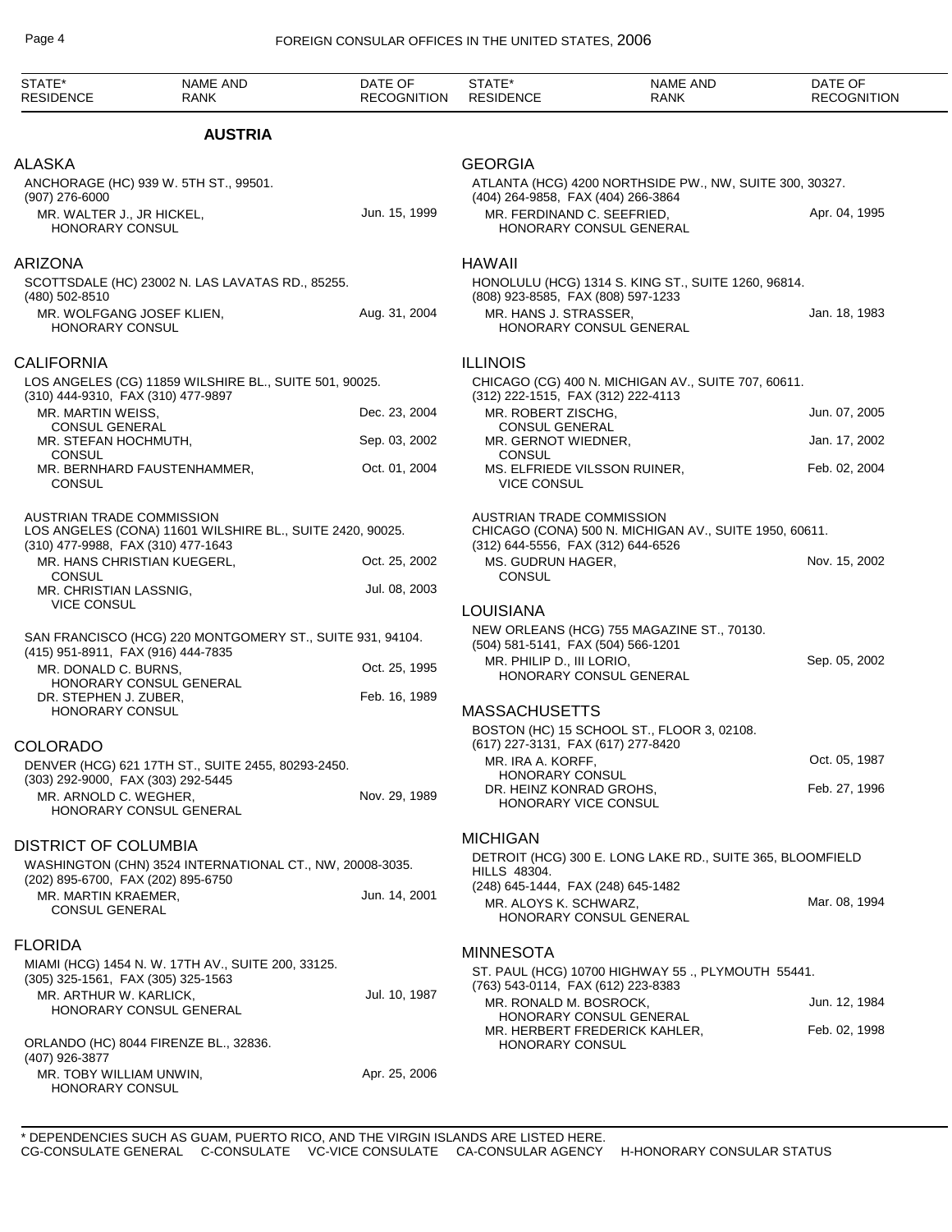| STATE* RESIDENCE | NAME AND RANK | DATE OF RECOGNITION |
|---|---|---|

## AUSTRIA

### ALASKA

ANCHORAGE (HC) 939 W. 5TH ST., 99501.
(907) 276-6000

MR. WALTER J., JR HICKEL, HONORARY CONSUL — Jun. 15, 1999

### ARIZONA

SCOTTSDALE (HC) 23002 N. LAS LAVATAS RD., 85255.
(480) 502-8510

MR. WOLFGANG JOSEF KLIEN, HONORARY CONSUL — Aug. 31, 2004

### CALIFORNIA

LOS ANGELES (CG) 11859 WILSHIRE BL., SUITE 501, 90025.
(310) 444-9310, FAX (310) 477-9897

MR. MARTIN WEISS, CONSUL GENERAL — Dec. 23, 2004
MR. STEFAN HOCHMUTH, CONSUL — Sep. 03, 2002
MR. BERNHARD FAUSTENHAMMER, CONSUL — Oct. 01, 2004

AUSTRIAN TRADE COMMISSION
LOS ANGELES (CONA) 11601 WILSHIRE BL., SUITE 2420, 90025.
(310) 477-9988, FAX (310) 477-1643

MR. HANS CHRISTIAN KUEGERL, CONSUL — Oct. 25, 2002
MR. CHRISTIAN LASSNIG, VICE CONSUL — Jul. 08, 2003

SAN FRANCISCO (HCG) 220 MONTGOMERY ST., SUITE 931, 94104.
(415) 951-8911, FAX (916) 444-7835

MR. DONALD C. BURNS, HONORARY CONSUL GENERAL — Oct. 25, 1995
DR. STEPHEN J. ZUBER, HONORARY CONSUL — Feb. 16, 1989

### COLORADO

DENVER (HCG) 621 17TH ST., SUITE 2455, 80293-2450.
(303) 292-9000, FAX (303) 292-5445

MR. ARNOLD C. WEGHER, HONORARY CONSUL GENERAL — Nov. 29, 1989

### DISTRICT OF COLUMBIA

WASHINGTON (CHN) 3524 INTERNATIONAL CT., NW, 20008-3035.
(202) 895-6700, FAX (202) 895-6750

MR. MARTIN KRAEMER, CONSUL GENERAL — Jun. 14, 2001

### FLORIDA

MIAMI (HCG) 1454 N. W. 17TH AV., SUITE 200, 33125.
(305) 325-1561, FAX (305) 325-1563

MR. ARTHUR W. KARLICK, HONORARY CONSUL GENERAL — Jul. 10, 1987

ORLANDO (HC) 8044 FIRENZE BL., 32836.
(407) 926-3877

MR. TOBY WILLIAM UNWIN, HONORARY CONSUL — Apr. 25, 2006

### GEORGIA

ATLANTA (HCG) 4200 NORTHSIDE PW., NW, SUITE 300, 30327.
(404) 264-9858, FAX (404) 266-3864

MR. FERDINAND C. SEEFRIED, HONORARY CONSUL GENERAL — Apr. 04, 1995

### HAWAII

HONOLULU (HCG) 1314 S. KING ST., SUITE 1260, 96814.
(808) 923-8585, FAX (808) 597-1233

MR. HANS J. STRASSER, HONORARY CONSUL GENERAL — Jan. 18, 1983

### ILLINOIS

CHICAGO (CG) 400 N. MICHIGAN AV., SUITE 707, 60611.
(312) 222-1515, FAX (312) 222-4113

MR. ROBERT ZISCHG, CONSUL GENERAL — Jun. 07, 2005
MR. GERNOT WIEDNER, CONSUL — Jan. 17, 2002
MS. ELFRIEDE VILSSON RUINER, VICE CONSUL — Feb. 02, 2004

AUSTRIAN TRADE COMMISSION
CHICAGO (CONA) 500 N. MICHIGAN AV., SUITE 1950, 60611.
(312) 644-5556, FAX (312) 644-6526

MS. GUDRUN HAGER, CONSUL — Nov. 15, 2002

### LOUISIANA

NEW ORLEANS (HCG) 755 MAGAZINE ST., 70130.
(504) 581-5141, FAX (504) 566-1201

MR. PHILIP D., III LORIO, HONORARY CONSUL GENERAL — Sep. 05, 2002

### MASSACHUSETTS

BOSTON (HC) 15 SCHOOL ST., FLOOR 3, 02108.
(617) 227-3131, FAX (617) 277-8420

MR. IRA A. KORFF, HONORARY CONSUL — Oct. 05, 1987
DR. HEINZ KONRAD GROHS, HONORARY VICE CONSUL — Feb. 27, 1996

### MICHIGAN

DETROIT (HCG) 300 E. LONG LAKE RD., SUITE 365, BLOOMFIELD HILLS 48304.
(248) 645-1444, FAX (248) 645-1482

MR. ALOYS K. SCHWARZ, HONORARY CONSUL GENERAL — Mar. 08, 1994

### MINNESOTA

ST. PAUL (HCG) 10700 HIGHWAY 55 ., PLYMOUTH 55441.
(763) 543-0114, FAX (612) 223-8383

MR. RONALD M. BOSROCK, HONORARY CONSUL GENERAL — Jun. 12, 1984
MR. HERBERT FREDERICK KAHLER, HONORARY CONSUL — Feb. 02, 1998

\* DEPENDENCIES SUCH AS GUAM, PUERTO RICO, AND THE VIRGIN ISLANDS ARE LISTED HERE.
CG-CONSULATE GENERAL C-CONSULATE VC-VICE CONSULATE CA-CONSULAR AGENCY H-HONORARY CONSULAR STATUS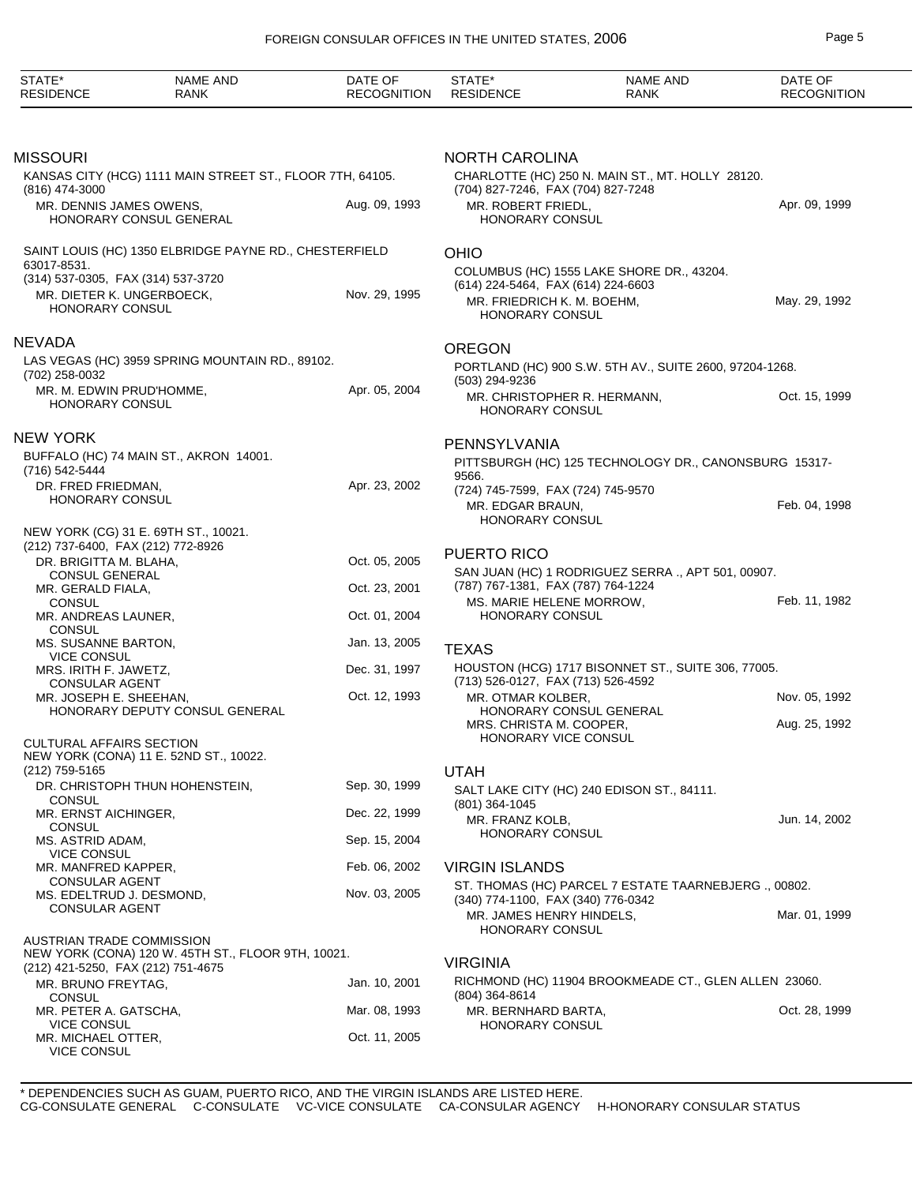| STATE* RESIDENCE | NAME AND RANK | DATE OF RECOGNITION |
|---|---|---|

## MISSOURI

KANSAS CITY (HCG) 1111 MAIN STREET ST., FLOOR 7TH, 64105.
(816) 474-3000

| | |
|---|---|
| MR. DENNIS JAMES OWENS, HONORARY CONSUL GENERAL | Aug. 09, 1993 |

SAINT LOUIS (HC) 1350 ELBRIDGE PAYNE RD., CHESTERFIELD 63017-8531.
(314) 537-0305, FAX (314) 537-3720

| | |
|---|---|
| MR. DIETER K. UNGERBOECK, HONORARY CONSUL | Nov. 29, 1995 |

## NEVADA

LAS VEGAS (HC) 3959 SPRING MOUNTAIN RD., 89102.
(702) 258-0032

| | |
|---|---|
| MR. M. EDWIN PRUD'HOMME, HONORARY CONSUL | Apr. 05, 2004 |

## NEW YORK

BUFFALO (HC) 74 MAIN ST., AKRON 14001.
(716) 542-5444

| | |
|---|---|
| DR. FRED FRIEDMAN, HONORARY CONSUL | Apr. 23, 2002 |

NEW YORK (CG) 31 E. 69TH ST., 10021.
(212) 737-6400, FAX (212) 772-8926

| | |
|---|---|
| DR. BRIGITTA M. BLAHA, CONSUL GENERAL | Oct. 05, 2005 |
| MR. GERALD FIALA, CONSUL | Oct. 23, 2001 |
| MR. ANDREAS LAUNER, CONSUL | Oct. 01, 2004 |
| MS. SUSANNE BARTON, VICE CONSUL | Jan. 13, 2005 |
| MRS. IRITH F. JAWETZ, CONSULAR AGENT | Dec. 31, 1997 |
| MR. JOSEPH E. SHEEHAN, HONORARY DEPUTY CONSUL GENERAL | Oct. 12, 1993 |

CULTURAL AFFAIRS SECTION
NEW YORK (CONA) 11 E. 52ND ST., 10022.
(212) 759-5165

| | |
|---|---|
| DR. CHRISTOPH THUN HOHENSTEIN, CONSUL | Sep. 30, 1999 |
| MR. ERNST AICHINGER, CONSUL | Dec. 22, 1999 |
| MS. ASTRID ADAM, VICE CONSUL | Sep. 15, 2004 |
| MR. MANFRED KAPPER, CONSULAR AGENT | Feb. 06, 2002 |
| MS. EDELTRUD J. DESMOND, CONSULAR AGENT | Nov. 03, 2005 |

AUSTRIAN TRADE COMMISSION
NEW YORK (CONA) 120 W. 45TH ST., FLOOR 9TH, 10021.
(212) 421-5250, FAX (212) 751-4675

| | |
|---|---|
| MR. BRUNO FREYTAG, CONSUL | Jan. 10, 2001 |
| MR. PETER A. GATSCHA, VICE CONSUL | Mar. 08, 1993 |
| MR. MICHAEL OTTER, VICE CONSUL | Oct. 11, 2005 |

## NORTH CAROLINA

CHARLOTTE (HC) 250 N. MAIN ST., MT. HOLLY 28120.
(704) 827-7246, FAX (704) 827-7248

| | |
|---|---|
| MR. ROBERT FRIEDL, HONORARY CONSUL | Apr. 09, 1999 |

## OHIO

COLUMBUS (HC) 1555 LAKE SHORE DR., 43204.
(614) 224-5464, FAX (614) 224-6603

| | |
|---|---|
| MR. FRIEDRICH K. M. BOEHM, HONORARY CONSUL | May. 29, 1992 |

## OREGON

PORTLAND (HC) 900 S.W. 5TH AV., SUITE 2600, 97204-1268.
(503) 294-9236

| | |
|---|---|
| MR. CHRISTOPHER R. HERMANN, HONORARY CONSUL | Oct. 15, 1999 |

## PENNSYLVANIA

PITTSBURGH (HC) 125 TECHNOLOGY DR., CANONSBURG 15317-9566.
(724) 745-7599, FAX (724) 745-9570

| | |
|---|---|
| MR. EDGAR BRAUN, HONORARY CONSUL | Feb. 04, 1998 |

## PUERTO RICO

SAN JUAN (HC) 1 RODRIGUEZ SERRA ., APT 501, 00907.
(787) 767-1381, FAX (787) 764-1224

| | |
|---|---|
| MS. MARIE HELENE MORROW, HONORARY CONSUL | Feb. 11, 1982 |

## TEXAS

HOUSTON (HCG) 1717 BISONNET ST., SUITE 306, 77005.
(713) 526-0127, FAX (713) 526-4592

| | |
|---|---|
| MR. OTMAR KOLBER, HONORARY CONSUL GENERAL | Nov. 05, 1992 |
| MRS. CHRISTA M. COOPER, HONORARY VICE CONSUL | Aug. 25, 1992 |

## UTAH

SALT LAKE CITY (HC) 240 EDISON ST., 84111.
(801) 364-1045

| | |
|---|---|
| MR. FRANZ KOLB, HONORARY CONSUL | Jun. 14, 2002 |

## VIRGIN ISLANDS

ST. THOMAS (HC) PARCEL 7 ESTATE TAARNEBJERG ., 00802.
(340) 774-1100, FAX (340) 776-0342

| | |
|---|---|
| MR. JAMES HENRY HINDELS, HONORARY CONSUL | Mar. 01, 1999 |

## VIRGINIA

RICHMOND (HC) 11904 BROOKMEADE CT., GLEN ALLEN 23060.
(804) 364-8614

| | |
|---|---|
| MR. BERNHARD BARTA, HONORARY CONSUL | Oct. 28, 1999 |

\* DEPENDENCIES SUCH AS GUAM, PUERTO RICO, AND THE VIRGIN ISLANDS ARE LISTED HERE.
CG-CONSULATE GENERAL C-CONSULATE VC-VICE CONSULATE CA-CONSULAR AGENCY H-HONORARY CONSULAR STATUS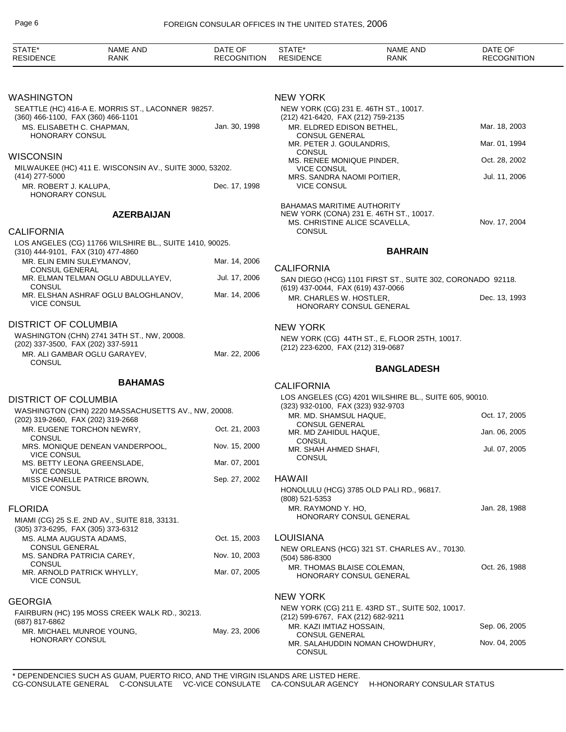| STATE* RESIDENCE | NAME AND RANK | DATE OF RECOGNITION |
|---|---|---|

### WASHINGTON

SEATTLE (HC) 416-A E. MORRIS ST., LACONNER 98257.
(360) 466-1100, FAX (360) 466-1101

| | |
|---|---|
| MS. ELISABETH C. CHAPMAN, HONORARY CONSUL | Jan. 30, 1998 |

### WISCONSIN

MILWAUKEE (HC) 411 E. WISCONSIN AV., SUITE 3000, 53202.
(414) 277-5000

| | |
|---|---|
| MR. ROBERT J. KALUPA, HONORARY CONSUL | Dec. 17, 1998 |

## AZERBAIJAN

### CALIFORNIA

LOS ANGELES (CG) 11766 WILSHIRE BL., SUITE 1410, 90025.
(310) 444-9101, FAX (310) 477-4860

| | |
|---|---|
| MR. ELIN EMIN SULEYMANOV, CONSUL GENERAL | Mar. 14, 2006 |
| MR. ELMAN TELMAN OGLU ABDULLAYEV, CONSUL | Jul. 17, 2006 |
| MR. ELSHAN ASHRAF OGLU BALOGHLANOV, VICE CONSUL | Mar. 14, 2006 |

### DISTRICT OF COLUMBIA

WASHINGTON (CHN) 2741 34TH ST., NW, 20008.
(202) 337-3500, FAX (202) 337-5911

| | |
|---|---|
| MR. ALI GAMBAR OGLU GARAYEV, CONSUL | Mar. 22, 2006 |

## BAHAMAS

### DISTRICT OF COLUMBIA

WASHINGTON (CHN) 2220 MASSACHUSETTS AV., NW, 20008.
(202) 319-2660, FAX (202) 319-2668

| | |
|---|---|
| MR. EUGENE TORCHON NEWRY, CONSUL | Oct. 21, 2003 |
| MRS. MONIQUE DENEAN VANDERPOOL, VICE CONSUL | Nov. 15, 2000 |
| MS. BETTY LEONA GREENSLADE, VICE CONSUL | Mar. 07, 2001 |
| MISS CHANELLE PATRICE BROWN, VICE CONSUL | Sep. 27, 2002 |

### FLORIDA

MIAMI (CG) 25 S.E. 2ND AV., SUITE 818, 33131.
(305) 373-6295, FAX (305) 373-6312

| | |
|---|---|
| MS. ALMA AUGUSTA ADAMS, CONSUL GENERAL | Oct. 15, 2003 |
| MS. SANDRA PATRICIA CAREY, CONSUL | Nov. 10, 2003 |
| MR. ARNOLD PATRICK WHYLLY, VICE CONSUL | Mar. 07, 2005 |

### GEORGIA

FAIRBURN (HC) 195 MOSS CREEK WALK RD., 30213.
(687) 817-6862

| | |
|---|---|
| MR. MICHAEL MUNROE YOUNG, HONORARY CONSUL | May. 23, 2006 |

### NEW YORK

NEW YORK (CG) 231 E. 46TH ST., 10017.
(212) 421-6420, FAX (212) 759-2135

| | |
|---|---|
| MR. ELDRED EDISON BETHEL, CONSUL GENERAL | Mar. 18, 2003 |
| MR. PETER J. GOULANDRIS, CONSUL | Mar. 01, 1994 |
| MS. RENEE MONIQUE PINDER, VICE CONSUL | Oct. 28, 2002 |
| MRS. SANDRA NAOMI POITIER, VICE CONSUL | Jul. 11, 2006 |

BAHAMAS MARITIME AUTHORITY
NEW YORK (CONA) 231 E. 46TH ST., 10017.

| | |
|---|---|
| MS. CHRISTINE ALICE SCAVELLA, CONSUL | Nov. 17, 2004 |

## BAHRAIN

### CALIFORNIA

SAN DIEGO (HCG) 1101 FIRST ST., SUITE 302, CORONADO 92118.
(619) 437-0044, FAX (619) 437-0066

| | |
|---|---|
| MR. CHARLES W. HOSTLER, HONORARY CONSUL GENERAL | Dec. 13, 1993 |

### NEW YORK

NEW YORK (CG) 44TH ST., E, FLOOR 25TH, 10017.
(212) 223-6200, FAX (212) 319-0687

## BANGLADESH

### CALIFORNIA

LOS ANGELES (CG) 4201 WILSHIRE BL., SUITE 605, 90010.
(323) 932-0100, FAX (323) 932-9703

| | |
|---|---|
| MR. MD. SHAMSUL HAQUE, CONSUL GENERAL | Oct. 17, 2005 |
| MR. MD ZAHIDUL HAQUE, CONSUL | Jan. 06, 2005 |
| MR. SHAH AHMED SHAFI, CONSUL | Jul. 07, 2005 |

### HAWAII

HONOLULU (HCG) 3785 OLD PALI RD., 96817.
(808) 521-5353

| | |
|---|---|
| MR. RAYMOND Y. HO, HONORARY CONSUL GENERAL | Jan. 28, 1988 |

### LOUISIANA

NEW ORLEANS (HCG) 321 ST. CHARLES AV., 70130.
(504) 586-8300

| | |
|---|---|
| MR. THOMAS BLAISE COLEMAN, HONORARY CONSUL GENERAL | Oct. 26, 1988 |

### NEW YORK

NEW YORK (CG) 211 E. 43RD ST., SUITE 502, 10017.
(212) 599-6767, FAX (212) 682-9211

| | |
|---|---|
| MR. KAZI IMTIAZ HOSSAIN, CONSUL GENERAL | Sep. 06, 2005 |
| MR. SALAHUDDIN NOMAN CHOWDHURY, CONSUL | Nov. 04, 2005 |

\* DEPENDENCIES SUCH AS GUAM, PUERTO RICO, AND THE VIRGIN ISLANDS ARE LISTED HERE.
CG-CONSULATE GENERAL C-CONSULATE VC-VICE CONSULATE CA-CONSULAR AGENCY H-HONORARY CONSULAR STATUS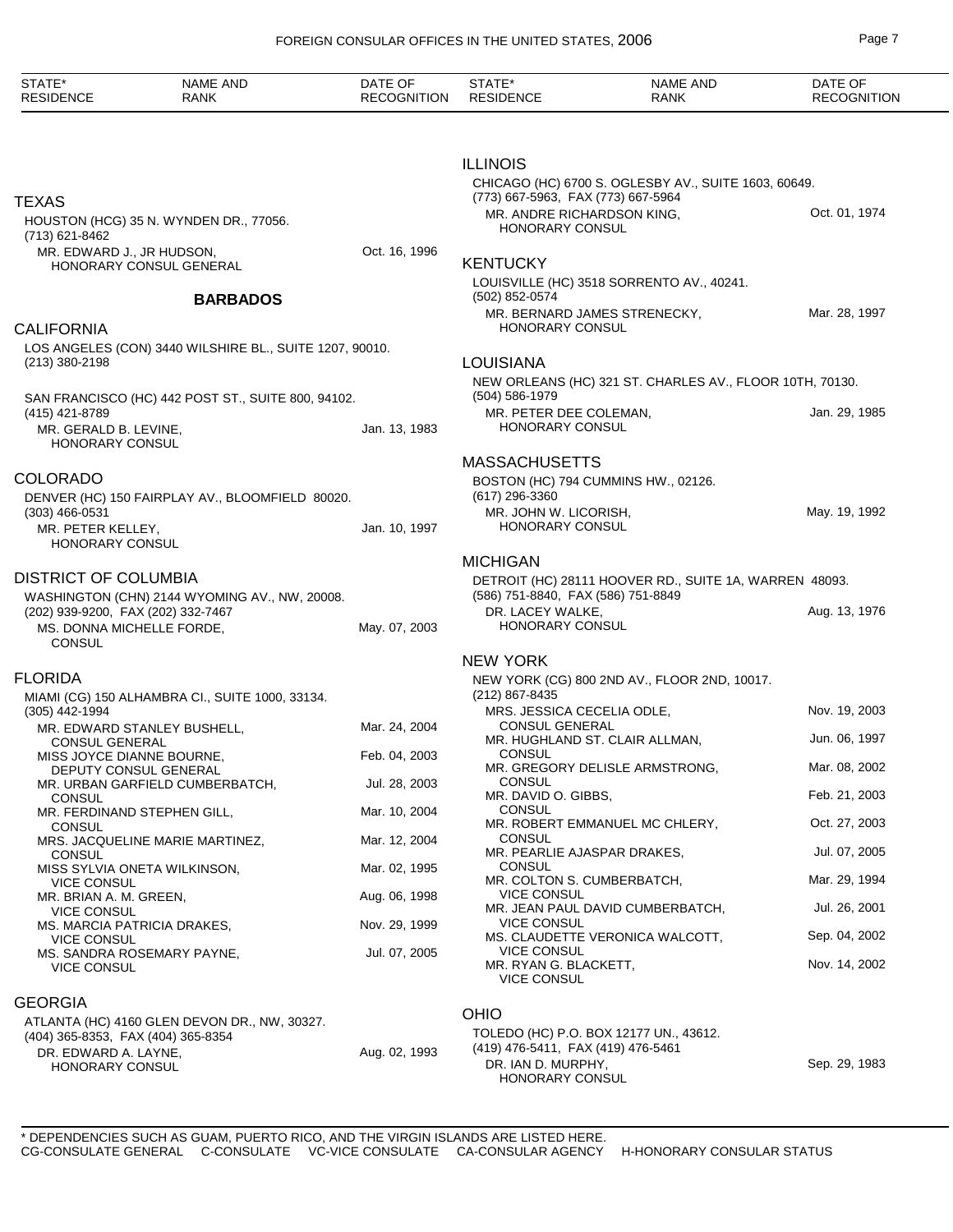| STATE* RESIDENCE | NAME AND RANK | DATE OF RECOGNITION |
|---|---|---|

## TEXAS

HOUSTON (HCG) 35 N. WYNDEN DR., 77056.
(713) 621-8462

| | | |
|---|---|---|
| | MR. EDWARD J., JR HUDSON, HONORARY CONSUL GENERAL | Oct. 16, 1996 |

# BARBADOS

## CALIFORNIA

LOS ANGELES (CON) 3440 WILSHIRE BL., SUITE 1207, 90010.
(213) 380-2198

SAN FRANCISCO (HC) 442 POST ST., SUITE 800, 94102.
(415) 421-8789

| | | |
|---|---|---|
| | MR. GERALD B. LEVINE, HONORARY CONSUL | Jan. 13, 1983 |

## COLORADO

DENVER (HC) 150 FAIRPLAY AV., BLOOMFIELD 80020.
(303) 466-0531

| | | |
|---|---|---|
| | MR. PETER KELLEY, HONORARY CONSUL | Jan. 10, 1997 |

## DISTRICT OF COLUMBIA

WASHINGTON (CHN) 2144 WYOMING AV., NW, 20008.
(202) 939-9200, FAX (202) 332-7467

| | | |
|---|---|---|
| | MS. DONNA MICHELLE FORDE, CONSUL | May. 07, 2003 |

## FLORIDA

MIAMI (CG) 150 ALHAMBRA CI., SUITE 1000, 33134.
(305) 442-1994

| | | |
|---|---|---|
| | MR. EDWARD STANLEY BUSHELL, CONSUL GENERAL | Mar. 24, 2004 |
| | MISS JOYCE DIANNE BOURNE, DEPUTY CONSUL GENERAL | Feb. 04, 2003 |
| | MR. URBAN GARFIELD CUMBERBATCH, CONSUL | Jul. 28, 2003 |
| | MR. FERDINAND STEPHEN GILL, CONSUL | Mar. 10, 2004 |
| | MRS. JACQUELINE MARIE MARTINEZ, CONSUL | Mar. 12, 2004 |
| | MISS SYLVIA ONETA WILKINSON, VICE CONSUL | Mar. 02, 1995 |
| | MR. BRIAN A. M. GREEN, VICE CONSUL | Aug. 06, 1998 |
| | MS. MARCIA PATRICIA DRAKES, VICE CONSUL | Nov. 29, 1999 |
| | MS. SANDRA ROSEMARY PAYNE, VICE CONSUL | Jul. 07, 2005 |

## GEORGIA

ATLANTA (HC) 4160 GLEN DEVON DR., NW, 30327.
(404) 365-8353, FAX (404) 365-8354

| | | |
|---|---|---|
| | DR. EDWARD A. LAYNE, HONORARY CONSUL | Aug. 02, 1993 |

## ILLINOIS

CHICAGO (HC) 6700 S. OGLESBY AV., SUITE 1603, 60649.
(773) 667-5963, FAX (773) 667-5964

| | | |
|---|---|---|
| | MR. ANDRE RICHARDSON KING, HONORARY CONSUL | Oct. 01, 1974 |

## KENTUCKY

LOUISVILLE (HC) 3518 SORRENTO AV., 40241.
(502) 852-0574

| | | |
|---|---|---|
| | MR. BERNARD JAMES STRENECKY, HONORARY CONSUL | Mar. 28, 1997 |

## LOUISIANA

NEW ORLEANS (HC) 321 ST. CHARLES AV., FLOOR 10TH, 70130.
(504) 586-1979

| | | |
|---|---|---|
| | MR. PETER DEE COLEMAN, HONORARY CONSUL | Jan. 29, 1985 |

## MASSACHUSETTS

BOSTON (HC) 794 CUMMINS HW., 02126.
(617) 296-3360

| | | |
|---|---|---|
| | MR. JOHN W. LICORISH, HONORARY CONSUL | May. 19, 1992 |

## MICHIGAN

DETROIT (HC) 28111 HOOVER RD., SUITE 1A, WARREN 48093.
(586) 751-8840, FAX (586) 751-8849

| | | |
|---|---|---|
| | DR. LACEY WALKE, HONORARY CONSUL | Aug. 13, 1976 |

## NEW YORK

NEW YORK (CG) 800 2ND AV., FLOOR 2ND, 10017.
(212) 867-8435

| | | |
|---|---|---|
| | MRS. JESSICA CECELIA ODLE, CONSUL GENERAL | Nov. 19, 2003 |
| | MR. HUGHLAND ST. CLAIR ALLMAN, CONSUL | Jun. 06, 1997 |
| | MR. GREGORY DELISLE ARMSTRONG, CONSUL | Mar. 08, 2002 |
| | MR. DAVID O. GIBBS, CONSUL | Feb. 21, 2003 |
| | MR. ROBERT EMMANUEL MC CHLERY, CONSUL | Oct. 27, 2003 |
| | MR. PEARLIE AJASPAR DRAKES, CONSUL | Jul. 07, 2005 |
| | MR. COLTON S. CUMBERBATCH, VICE CONSUL | Mar. 29, 1994 |
| | MR. JEAN PAUL DAVID CUMBERBATCH, VICE CONSUL | Jul. 26, 2001 |
| | MS. CLAUDETTE VERONICA WALCOTT, VICE CONSUL | Sep. 04, 2002 |
| | MR. RYAN G. BLACKETT, VICE CONSUL | Nov. 14, 2002 |

## OHIO

TOLEDO (HC) P.O. BOX 12177 UN., 43612.
(419) 476-5411, FAX (419) 476-5461

| | | |
|---|---|---|
| | DR. IAN D. MURPHY, HONORARY CONSUL | Sep. 29, 1983 |

\* DEPENDENCIES SUCH AS GUAM, PUERTO RICO, AND THE VIRGIN ISLANDS ARE LISTED HERE.
CG-CONSULATE GENERAL C-CONSULATE VC-VICE CONSULATE CA-CONSULAR AGENCY H-HONORARY CONSULAR STATUS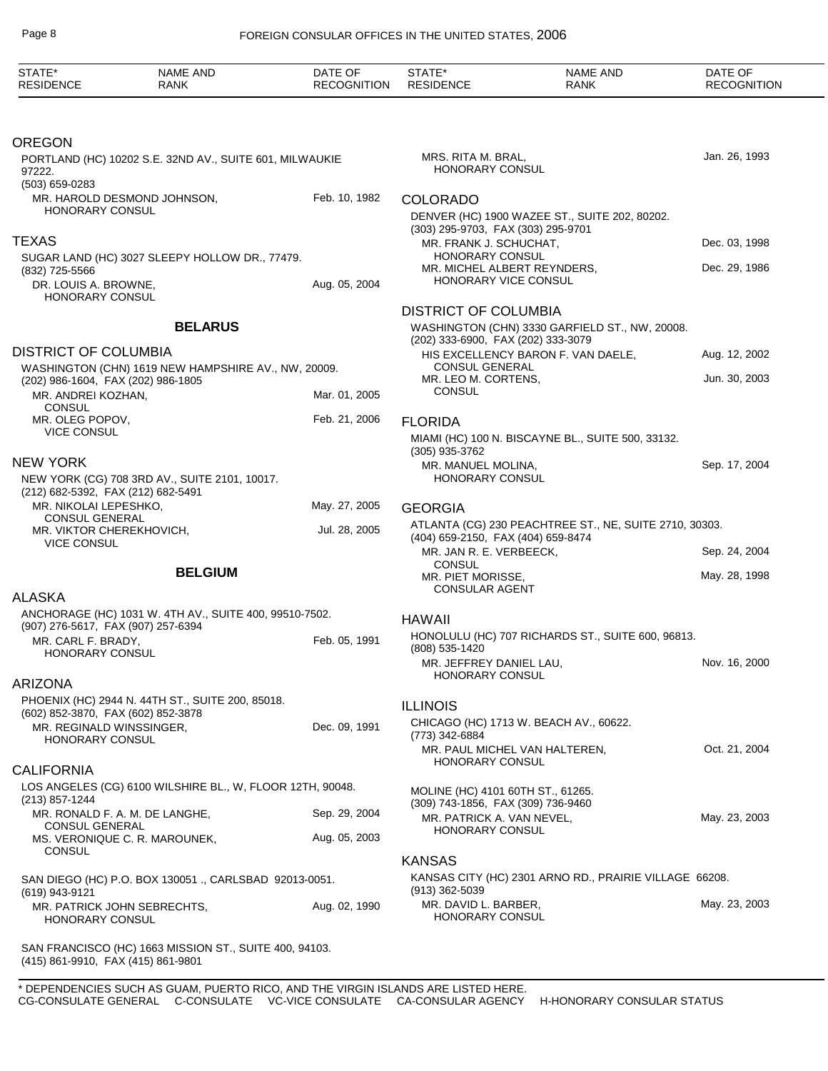| STATE* RESIDENCE | NAME AND RANK | DATE OF RECOGNITION |
|---|---|---|

### OREGON

PORTLAND (HC) 10202 S.E. 32ND AV., SUITE 601, MILWAUKIE 97222.
(503) 659-0283

| | | |
|---|---|---|
| MR. HAROLD DESMOND JOHNSON, HONORARY CONSUL | | Feb. 10, 1982 |

### TEXAS

SUGAR LAND (HC) 3027 SLEEPY HOLLOW DR., 77479.
(832) 725-5566

| | | |
|---|---|---|
| DR. LOUIS A. BROWNE, HONORARY CONSUL | | Aug. 05, 2004 |

## BELARUS

### DISTRICT OF COLUMBIA

WASHINGTON (CHN) 1619 NEW HAMPSHIRE AV., NW, 20009.
(202) 986-1604, FAX (202) 986-1805

| | | |
|---|---|---|
| MR. ANDREI KOZHAN, CONSUL | | Mar. 01, 2005 |
| MR. OLEG POPOV, VICE CONSUL | | Feb. 21, 2006 |

### NEW YORK

NEW YORK (CG) 708 3RD AV., SUITE 2101, 10017.
(212) 682-5392, FAX (212) 682-5491

| | | |
|---|---|---|
| MR. NIKOLAI LEPESHKO, CONSUL GENERAL | | May. 27, 2005 |
| MR. VIKTOR CHEREKHOVICH, VICE CONSUL | | Jul. 28, 2005 |

## BELGIUM

### ALASKA

ANCHORAGE (HC) 1031 W. 4TH AV., SUITE 400, 99510-7502.
(907) 276-5617, FAX (907) 257-6394

| | | |
|---|---|---|
| MR. CARL F. BRADY, HONORARY CONSUL | | Feb. 05, 1991 |

### ARIZONA

PHOENIX (HC) 2944 N. 44TH ST., SUITE 200, 85018.
(602) 852-3870, FAX (602) 852-3878

| | | |
|---|---|---|
| MR. REGINALD WINSSINGER, HONORARY CONSUL | | Dec. 09, 1991 |

### CALIFORNIA

LOS ANGELES (CG) 6100 WILSHIRE BL., W, FLOOR 12TH, 90048.
(213) 857-1244

| | | |
|---|---|---|
| MR. RONALD F. A. M. DE LANGHE, CONSUL GENERAL | | Sep. 29, 2004 |
| MS. VERONIQUE C. R. MAROUNEK, CONSUL | | Aug. 05, 2003 |

SAN DIEGO (HC) P.O. BOX 130051 ., CARLSBAD 92013-0051.
(619) 943-9121

| | | |
|---|---|---|
| MR. PATRICK JOHN SEBRECHTS, HONORARY CONSUL | | Aug. 02, 1990 |

SAN FRANCISCO (HC) 1663 MISSION ST., SUITE 400, 94103.
(415) 861-9910, FAX (415) 861-9801

| | | |
|---|---|---|
| MRS. RITA M. BRAL, HONORARY CONSUL | | Jan. 26, 1993 |

### COLORADO

DENVER (HC) 1900 WAZEE ST., SUITE 202, 80202.
(303) 295-9703, FAX (303) 295-9701

| | | |
|---|---|---|
| MR. FRANK J. SCHUCHAT, HONORARY CONSUL | | Dec. 03, 1998 |
| MR. MICHEL ALBERT REYNDERS, HONORARY VICE CONSUL | | Dec. 29, 1986 |

### DISTRICT OF COLUMBIA

WASHINGTON (CHN) 3330 GARFIELD ST., NW, 20008.
(202) 333-6900, FAX (202) 333-3079

| | | |
|---|---|---|
| HIS EXCELLENCY BARON F. VAN DAELE, CONSUL GENERAL | | Aug. 12, 2002 |
| MR. LEO M. CORTENS, CONSUL | | Jun. 30, 2003 |

### FLORIDA

MIAMI (HC) 100 N. BISCAYNE BL., SUITE 500, 33132.
(305) 935-3762

| | | |
|---|---|---|
| MR. MANUEL MOLINA, HONORARY CONSUL | | Sep. 17, 2004 |

### GEORGIA

ATLANTA (CG) 230 PEACHTREE ST., NE, SUITE 2710, 30303.
(404) 659-2150, FAX (404) 659-8474

| | | |
|---|---|---|
| MR. JAN R. E. VERBEECK, CONSUL | | Sep. 24, 2004 |
| MR. PIET MORISSE, CONSULAR AGENT | | May. 28, 1998 |

### HAWAII

HONOLULU (HC) 707 RICHARDS ST., SUITE 600, 96813.
(808) 535-1420

| | | |
|---|---|---|
| MR. JEFFREY DANIEL LAU, HONORARY CONSUL | | Nov. 16, 2000 |

### ILLINOIS

CHICAGO (HC) 1713 W. BEACH AV., 60622.
(773) 342-6884

| | | |
|---|---|---|
| MR. PAUL MICHEL VAN HALTEREN, HONORARY CONSUL | | Oct. 21, 2004 |

MOLINE (HC) 4101 60TH ST., 61265.
(309) 743-1856, FAX (309) 736-9460

| | | |
|---|---|---|
| MR. PATRICK A. VAN NEVEL, HONORARY CONSUL | | May. 23, 2003 |

### KANSAS

KANSAS CITY (HC) 2301 ARNO RD., PRAIRIE VILLAGE 66208.
(913) 362-5039

| | | |
|---|---|---|
| MR. DAVID L. BARBER, HONORARY CONSUL | | May. 23, 2003 |

\* DEPENDENCIES SUCH AS GUAM, PUERTO RICO, AND THE VIRGIN ISLANDS ARE LISTED HERE.
CG-CONSULATE GENERAL C-CONSULATE VC-VICE CONSULATE CA-CONSULAR AGENCY H-HONORARY CONSULAR STATUS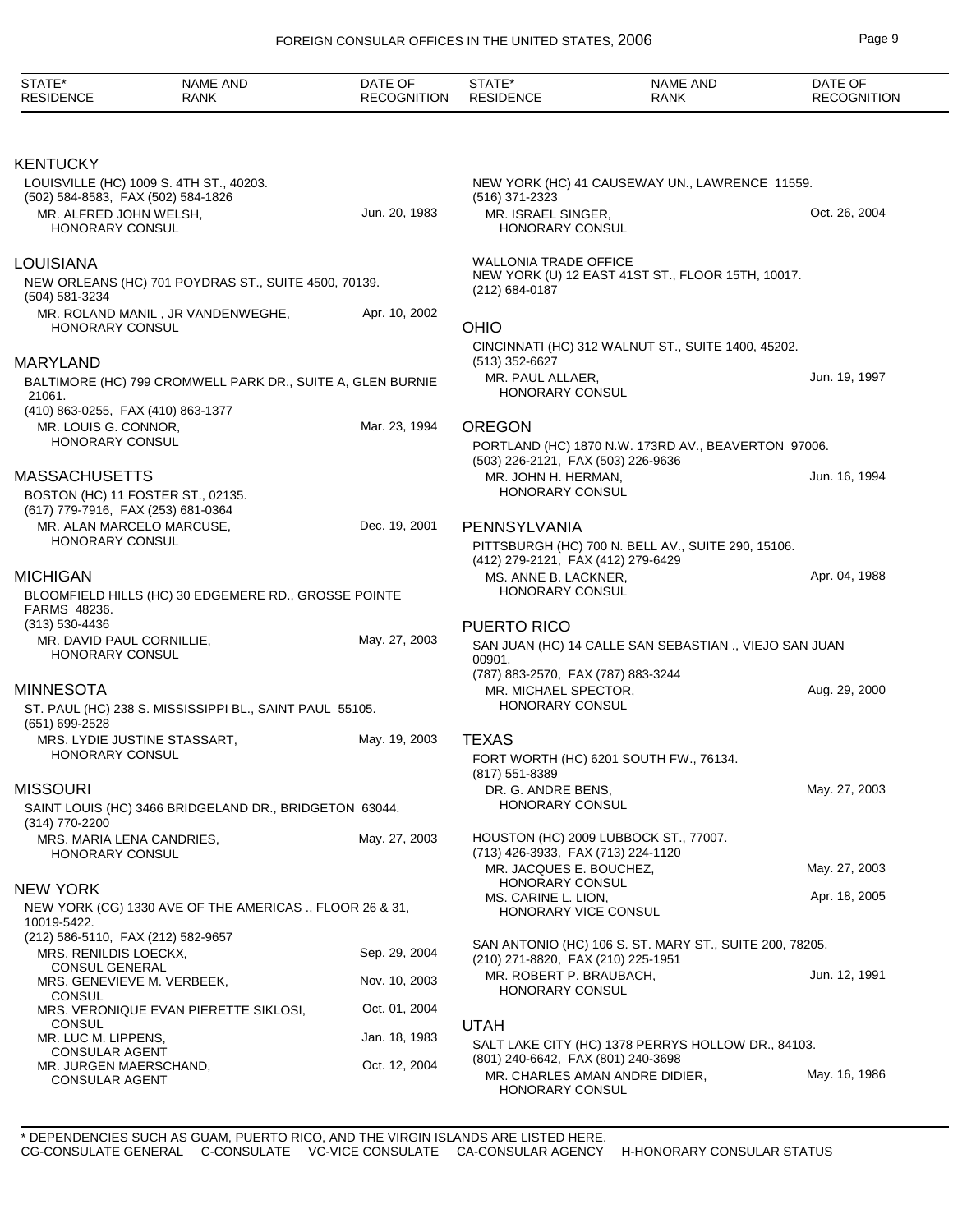| STATE* RESIDENCE | NAME AND RANK | DATE OF RECOGNITION |
|---|---|---|

## KENTUCKY

LOUISVILLE (HC) 1009 S. 4TH ST., 40203.
(502) 584-8583, FAX (502) 584-1826

| MR. ALFRED JOHN WELSH, HONORARY CONSUL | Jun. 20, 1983 |
|---|---|

## LOUISIANA

NEW ORLEANS (HC) 701 POYDRAS ST., SUITE 4500, 70139.
(504) 581-3234

| MR. ROLAND MANIL , JR VANDENWEGHE, HONORARY CONSUL | Apr. 10, 2002 |
|---|---|

## MARYLAND

BALTIMORE (HC) 799 CROMWELL PARK DR., SUITE A, GLEN BURNIE 21061.
(410) 863-0255, FAX (410) 863-1377

| MR. LOUIS G. CONNOR, HONORARY CONSUL | Mar. 23, 1994 |
|---|---|

## MASSACHUSETTS

BOSTON (HC) 11 FOSTER ST., 02135.
(617) 779-7916, FAX (253) 681-0364

| MR. ALAN MARCELO MARCUSE, HONORARY CONSUL | Dec. 19, 2001 |
|---|---|

## MICHIGAN

BLOOMFIELD HILLS (HC) 30 EDGEMERE RD., GROSSE POINTE FARMS 48236.
(313) 530-4436

| MR. DAVID PAUL CORNILLIE, HONORARY CONSUL | May. 27, 2003 |
|---|---|

## MINNESOTA

ST. PAUL (HC) 238 S. MISSISSIPPI BL., SAINT PAUL 55105.
(651) 699-2528

| MRS. LYDIE JUSTINE STASSART, HONORARY CONSUL | May. 19, 2003 |
|---|---|

## MISSOURI

SAINT LOUIS (HC) 3466 BRIDGELAND DR., BRIDGETON 63044.
(314) 770-2200

| MRS. MARIA LENA CANDRIES, HONORARY CONSUL | May. 27, 2003 |
|---|---|

## NEW YORK

NEW YORK (CG) 1330 AVE OF THE AMERICAS ., FLOOR 26 & 31, 10019-5422.
(212) 586-5110, FAX (212) 582-9657

| MRS. RENILDIS LOECKX, CONSUL GENERAL | Sep. 29, 2004 |
|---|---|
| MRS. GENEVIEVE M. VERBEEK, CONSUL | Nov. 10, 2003 |
| MRS. VERONIQUE EVAN PIERETTE SIKLOSI, CONSUL | Oct. 01, 2004 |
| MR. LUC M. LIPPENS, CONSULAR AGENT | Jan. 18, 1983 |
| MR. JURGEN MAERSCHAND, CONSULAR AGENT | Oct. 12, 2004 |

NEW YORK (HC) 41 CAUSEWAY UN., LAWRENCE 11559.
(516) 371-2323

| MR. ISRAEL SINGER, HONORARY CONSUL | Oct. 26, 2004 |
|---|---|

WALLONIA TRADE OFFICE
NEW YORK (U) 12 EAST 41ST ST., FLOOR 15TH, 10017.
(212) 684-0187

## OHIO

CINCINNATI (HC) 312 WALNUT ST., SUITE 1400, 45202.
(513) 352-6627

| MR. PAUL ALLAER, HONORARY CONSUL | Jun. 19, 1997 |
|---|---|

## OREGON

PORTLAND (HC) 1870 N.W. 173RD AV., BEAVERTON 97006.
(503) 226-2121, FAX (503) 226-9636

| MR. JOHN H. HERMAN, HONORARY CONSUL | Jun. 16, 1994 |
|---|---|

## PENNSYLVANIA

PITTSBURGH (HC) 700 N. BELL AV., SUITE 290, 15106.
(412) 279-2121, FAX (412) 279-6429

| MS. ANNE B. LACKNER, HONORARY CONSUL | Apr. 04, 1988 |
|---|---|

## PUERTO RICO

SAN JUAN (HC) 14 CALLE SAN SEBASTIAN ., VIEJO SAN JUAN 00901.
(787) 883-2570, FAX (787) 883-3244

| MR. MICHAEL SPECTOR, HONORARY CONSUL | Aug. 29, 2000 |
|---|---|

## TEXAS

FORT WORTH (HC) 6201 SOUTH FW., 76134.
(817) 551-8389

| DR. G. ANDRE BENS, HONORARY CONSUL | May. 27, 2003 |
|---|---|

HOUSTON (HC) 2009 LUBBOCK ST., 77007.
(713) 426-3933, FAX (713) 224-1120

| MR. JACQUES E. BOUCHEZ, HONORARY CONSUL | May. 27, 2003 |
|---|---|
| MS. CARINE L. LION, HONORARY VICE CONSUL | Apr. 18, 2005 |

SAN ANTONIO (HC) 106 S. ST. MARY ST., SUITE 200, 78205.
(210) 271-8820, FAX (210) 225-1951

| MR. ROBERT P. BRAUBACH, HONORARY CONSUL | Jun. 12, 1991 |
|---|---|

## UTAH

SALT LAKE CITY (HC) 1378 PERRYS HOLLOW DR., 84103.
(801) 240-6642, FAX (801) 240-3698

| MR. CHARLES AMAN ANDRE DIDIER, HONORARY CONSUL | May. 16, 1986 |
|---|---|

\* DEPENDENCIES SUCH AS GUAM, PUERTO RICO, AND THE VIRGIN ISLANDS ARE LISTED HERE.
CG-CONSULATE GENERAL C-CONSULATE VC-VICE CONSULATE CA-CONSULAR AGENCY H-HONORARY CONSULAR STATUS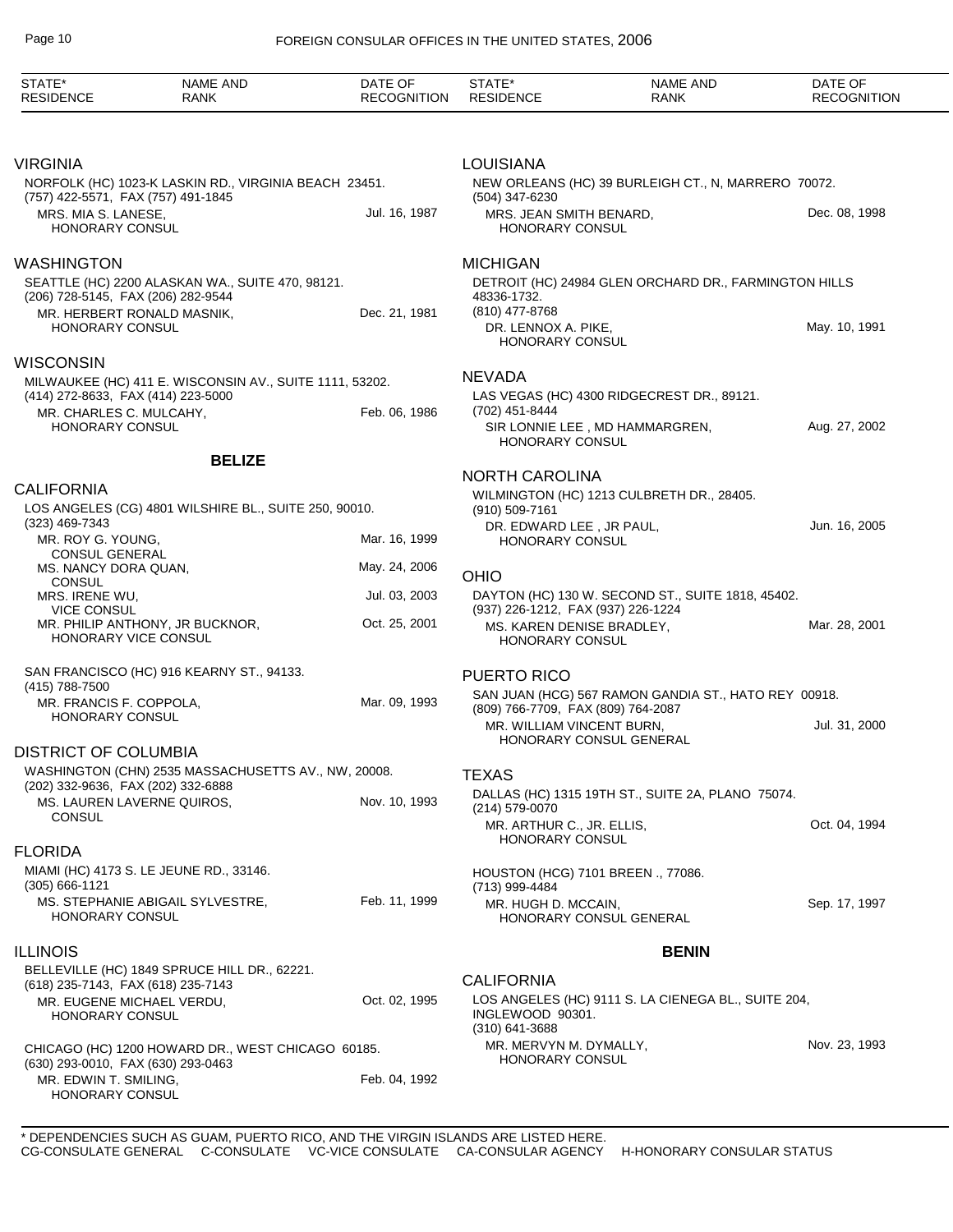| STATE* RESIDENCE | NAME AND RANK | DATE OF RECOGNITION |
|---|---|---|

## VIRGINIA

NORFOLK (HC) 1023-K LASKIN RD., VIRGINIA BEACH 23451.
(757) 422-5571, FAX (757) 491-1845

| | |
|---|---|
| MRS. MIA S. LANESE, HONORARY CONSUL | Jul. 16, 1987 |

## WASHINGTON

SEATTLE (HC) 2200 ALASKAN WA., SUITE 470, 98121.
(206) 728-5145, FAX (206) 282-9544

| | |
|---|---|
| MR. HERBERT RONALD MASNIK, HONORARY CONSUL | Dec. 21, 1981 |

## WISCONSIN

MILWAUKEE (HC) 411 E. WISCONSIN AV., SUITE 1111, 53202.
(414) 272-8633, FAX (414) 223-5000

| | |
|---|---|
| MR. CHARLES C. MULCAHY, HONORARY CONSUL | Feb. 06, 1986 |

# BELIZE

## CALIFORNIA

LOS ANGELES (CG) 4801 WILSHIRE BL., SUITE 250, 90010.
(323) 469-7343

| | |
|---|---|
| MR. ROY G. YOUNG, CONSUL GENERAL | Mar. 16, 1999 |
| MS. NANCY DORA QUAN, CONSUL | May. 24, 2006 |
| MRS. IRENE WU, VICE CONSUL | Jul. 03, 2003 |
| MR. PHILIP ANTHONY, JR BUCKNOR, HONORARY VICE CONSUL | Oct. 25, 2001 |

SAN FRANCISCO (HC) 916 KEARNY ST., 94133.
(415) 788-7500

| | |
|---|---|
| MR. FRANCIS F. COPPOLA, HONORARY CONSUL | Mar. 09, 1993 |

## DISTRICT OF COLUMBIA

WASHINGTON (CHN) 2535 MASSACHUSETTS AV., NW, 20008.
(202) 332-9636, FAX (202) 332-6888

| | |
|---|---|
| MS. LAUREN LAVERNE QUIROS, CONSUL | Nov. 10, 1993 |

## FLORIDA

MIAMI (HC) 4173 S. LE JEUNE RD., 33146.
(305) 666-1121

| | |
|---|---|
| MS. STEPHANIE ABIGAIL SYLVESTRE, HONORARY CONSUL | Feb. 11, 1999 |

## ILLINOIS

BELLEVILLE (HC) 1849 SPRUCE HILL DR., 62221.
(618) 235-7143, FAX (618) 235-7143

| | |
|---|---|
| MR. EUGENE MICHAEL VERDU, HONORARY CONSUL | Oct. 02, 1995 |

CHICAGO (HC) 1200 HOWARD DR., WEST CHICAGO 60185.
(630) 293-0010, FAX (630) 293-0463

| | |
|---|---|
| MR. EDWIN T. SMILING, HONORARY CONSUL | Feb. 04, 1992 |

## LOUISIANA

NEW ORLEANS (HC) 39 BURLEIGH CT., N, MARRERO 70072.
(504) 347-6230

| | |
|---|---|
| MRS. JEAN SMITH BENARD, HONORARY CONSUL | Dec. 08, 1998 |

## MICHIGAN

DETROIT (HC) 24984 GLEN ORCHARD DR., FARMINGTON HILLS 48336-1732.
(810) 477-8768

| | |
|---|---|
| DR. LENNOX A. PIKE, HONORARY CONSUL | May. 10, 1991 |

## NEVADA

LAS VEGAS (HC) 4300 RIDGECREST DR., 89121.
(702) 451-8444

| | |
|---|---|
| SIR LONNIE LEE , MD HAMMARGREN, HONORARY CONSUL | Aug. 27, 2002 |

## NORTH CAROLINA

WILMINGTON (HC) 1213 CULBRETH DR., 28405.
(910) 509-7161

| | |
|---|---|
| DR. EDWARD LEE , JR PAUL, HONORARY CONSUL | Jun. 16, 2005 |

## OHIO

DAYTON (HC) 130 W. SECOND ST., SUITE 1818, 45402.
(937) 226-1212, FAX (937) 226-1224

| | |
|---|---|
| MS. KAREN DENISE BRADLEY, HONORARY CONSUL | Mar. 28, 2001 |

## PUERTO RICO

SAN JUAN (HCG) 567 RAMON GANDIA ST., HATO REY 00918.
(809) 766-7709, FAX (809) 764-2087

| | |
|---|---|
| MR. WILLIAM VINCENT BURN, HONORARY CONSUL GENERAL | Jul. 31, 2000 |

## TEXAS

DALLAS (HC) 1315 19TH ST., SUITE 2A, PLANO 75074.
(214) 579-0070

| | |
|---|---|
| MR. ARTHUR C., JR. ELLIS, HONORARY CONSUL | Oct. 04, 1994 |

HOUSTON (HCG) 7101 BREEN ., 77086.
(713) 999-4484

| | |
|---|---|
| MR. HUGH D. MCCAIN, HONORARY CONSUL GENERAL | Sep. 17, 1997 |

# BENIN

## CALIFORNIA

LOS ANGELES (HC) 9111 S. LA CIENEGA BL., SUITE 204, INGLEWOOD 90301.
(310) 641-3688

| | |
|---|---|
| MR. MERVYN M. DYMALLY, HONORARY CONSUL | Nov. 23, 1993 |

\* DEPENDENCIES SUCH AS GUAM, PUERTO RICO, AND THE VIRGIN ISLANDS ARE LISTED HERE.
CG-CONSULATE GENERAL C-CONSULATE VC-VICE CONSULATE CA-CONSULAR AGENCY H-HONORARY CONSULAR STATUS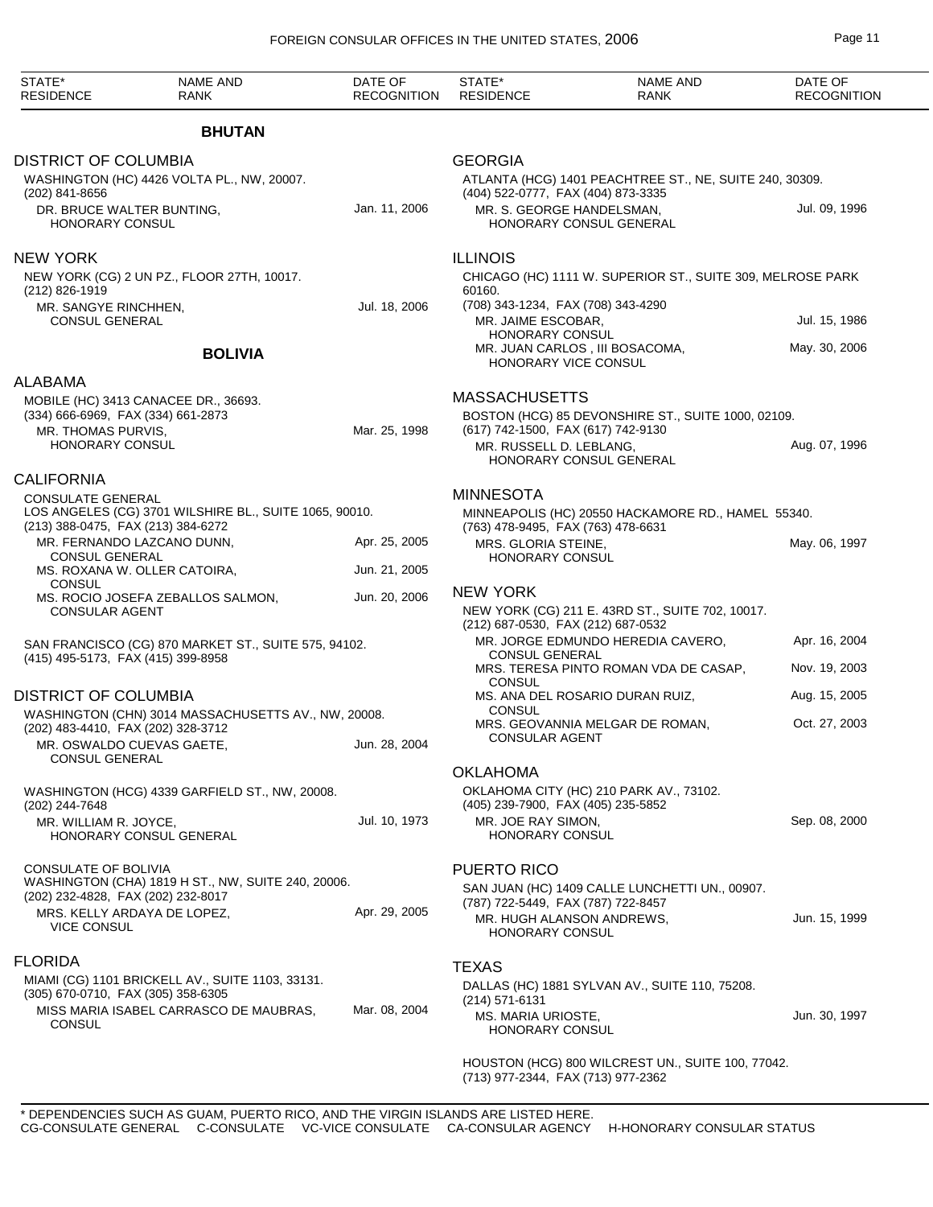| STATE* RESIDENCE | NAME AND RANK | DATE OF RECOGNITION |
|---|---|---|

## BHUTAN

### DISTRICT OF COLUMBIA

WASHINGTON (HC) 4426 VOLTA PL., NW, 20007.
(202) 841-8656

| | |
|---|---|
| DR. BRUCE WALTER BUNTING, HONORARY CONSUL | Jan. 11, 2006 |

### NEW YORK

NEW YORK (CG) 2 UN PZ., FLOOR 27TH, 10017.
(212) 826-1919

| | |
|---|---|
| MR. SANGYE RINCHHEN, CONSUL GENERAL | Jul. 18, 2006 |

## BOLIVIA

### ALABAMA

MOBILE (HC) 3413 CANACEE DR., 36693.
(334) 666-6969, FAX (334) 661-2873

| | |
|---|---|
| MR. THOMAS PURVIS, HONORARY CONSUL | Mar. 25, 1998 |

### CALIFORNIA

CONSULATE GENERAL
LOS ANGELES (CG) 3701 WILSHIRE BL., SUITE 1065, 90010.
(213) 388-0475, FAX (213) 384-6272

| | |
|---|---|
| MR. FERNANDO LAZCANO DUNN, CONSUL GENERAL | Apr. 25, 2005 |
| MS. ROXANA W. OLLER CATOIRA, CONSUL | Jun. 21, 2005 |
| MS. ROCIO JOSEFA ZEBALLOS SALMON, CONSULAR AGENT | Jun. 20, 2006 |

SAN FRANCISCO (CG) 870 MARKET ST., SUITE 575, 94102.
(415) 495-5173, FAX (415) 399-8958

### DISTRICT OF COLUMBIA

WASHINGTON (CHN) 3014 MASSACHUSETTS AV., NW, 20008.
(202) 483-4410, FAX (202) 328-3712

| | |
|---|---|
| MR. OSWALDO CUEVAS GAETE, CONSUL GENERAL | Jun. 28, 2004 |

WASHINGTON (HCG) 4339 GARFIELD ST., NW, 20008.
(202) 244-7648

| | |
|---|---|
| MR. WILLIAM R. JOYCE, HONORARY CONSUL GENERAL | Jul. 10, 1973 |

CONSULATE OF BOLIVIA
WASHINGTON (CHA) 1819 H ST., NW, SUITE 240, 20006.
(202) 232-4828, FAX (202) 232-8017

| | |
|---|---|
| MRS. KELLY ARDAYA DE LOPEZ, VICE CONSUL | Apr. 29, 2005 |

### FLORIDA

MIAMI (CG) 1101 BRICKELL AV., SUITE 1103, 33131.
(305) 670-0710, FAX (305) 358-6305

| | |
|---|---|
| MISS MARIA ISABEL CARRASCO DE MAUBRAS, CONSUL | Mar. 08, 2004 |

### GEORGIA

ATLANTA (HCG) 1401 PEACHTREE ST., NE, SUITE 240, 30309.
(404) 522-0777, FAX (404) 873-3335

| | |
|---|---|
| MR. S. GEORGE HANDELSMAN, HONORARY CONSUL GENERAL | Jul. 09, 1996 |

### ILLINOIS

CHICAGO (HC) 1111 W. SUPERIOR ST., SUITE 309, MELROSE PARK 60160.
(708) 343-1234, FAX (708) 343-4290

| | |
|---|---|
| MR. JAIME ESCOBAR, HONORARY CONSUL | Jul. 15, 1986 |
| MR. JUAN CARLOS , III BOSACOMA, HONORARY VICE CONSUL | May. 30, 2006 |

### MASSACHUSETTS

BOSTON (HCG) 85 DEVONSHIRE ST., SUITE 1000, 02109.
(617) 742-1500, FAX (617) 742-9130

| | |
|---|---|
| MR. RUSSELL D. LEBLANG, HONORARY CONSUL GENERAL | Aug. 07, 1996 |

### MINNESOTA

MINNEAPOLIS (HC) 20550 HACKAMORE RD., HAMEL 55340.
(763) 478-9495, FAX (763) 478-6631

| | |
|---|---|
| MRS. GLORIA STEINE, HONORARY CONSUL | May. 06, 1997 |

### NEW YORK

NEW YORK (CG) 211 E. 43RD ST., SUITE 702, 10017.
(212) 687-0530, FAX (212) 687-0532

| | |
|---|---|
| MR. JORGE EDMUNDO HEREDIA CAVERO, CONSUL GENERAL | Apr. 16, 2004 |
| MRS. TERESA PINTO ROMAN VDA DE CASAP, CONSUL | Nov. 19, 2003 |
| MS. ANA DEL ROSARIO DURAN RUIZ, CONSUL | Aug. 15, 2005 |
| MRS. GEOVANNIA MELGAR DE ROMAN, CONSULAR AGENT | Oct. 27, 2003 |

### OKLAHOMA

OKLAHOMA CITY (HC) 210 PARK AV., 73102.
(405) 239-7900, FAX (405) 235-5852

| | |
|---|---|
| MR. JOE RAY SIMON, HONORARY CONSUL | Sep. 08, 2000 |

### PUERTO RICO

SAN JUAN (HC) 1409 CALLE LUNCHETTI UN., 00907.
(787) 722-5449, FAX (787) 722-8457

| | |
|---|---|
| MR. HUGH ALANSON ANDREWS, HONORARY CONSUL | Jun. 15, 1999 |

### TEXAS

DALLAS (HC) 1881 SYLVAN AV., SUITE 110, 75208.
(214) 571-6131

| | |
|---|---|
| MS. MARIA URIOSTE, HONORARY CONSUL | Jun. 30, 1997 |

HOUSTON (HCG) 800 WILCREST UN., SUITE 100, 77042.
(713) 977-2344, FAX (713) 977-2362

\* DEPENDENCIES SUCH AS GUAM, PUERTO RICO, AND THE VIRGIN ISLANDS ARE LISTED HERE.
CG-CONSULATE GENERAL C-CONSULATE VC-VICE CONSULATE CA-CONSULAR AGENCY H-HONORARY CONSULAR STATUS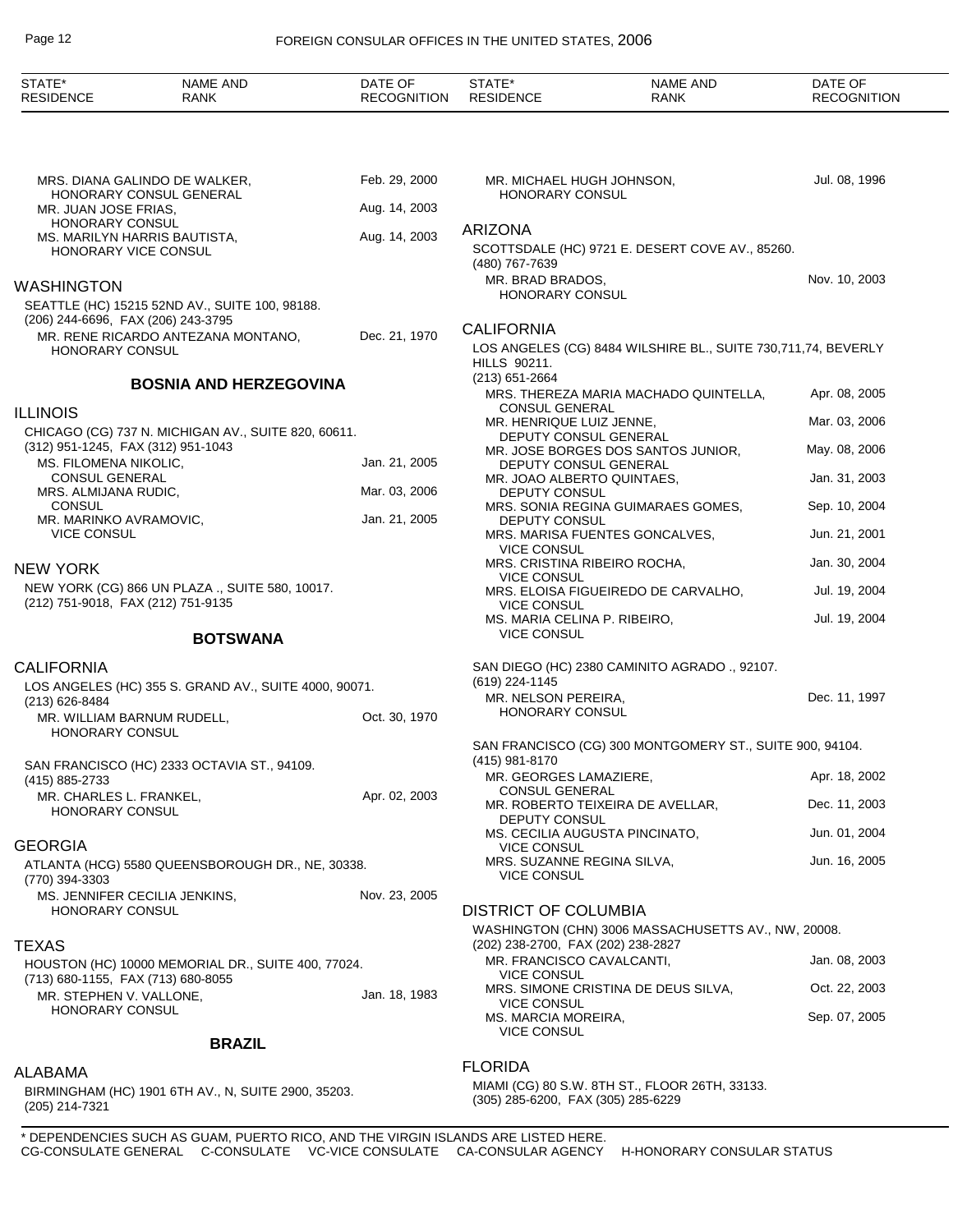MRS. DIANA GALINDO DE WALKER, HONORARY CONSUL GENERAL — Feb. 29, 2000
MR. JUAN JOSE FRIAS, HONORARY CONSUL — Aug. 14, 2003
MS. MARILYN HARRIS BAUTISTA, HONORARY VICE CONSUL — Aug. 14, 2003

### WASHINGTON

SEATTLE (HC) 15215 52ND AV., SUITE 100, 98188.
(206) 244-6696, FAX (206) 243-3795

MR. RENE RICARDO ANTEZANA MONTANO, HONORARY CONSUL — Dec. 21, 1970

## BOSNIA AND HERZEGOVINA

### ILLINOIS

CHICAGO (CG) 737 N. MICHIGAN AV., SUITE 820, 60611.
(312) 951-1245, FAX (312) 951-1043

MS. FILOMENA NIKOLIC, CONSUL GENERAL — Jan. 21, 2005
MRS. ALMIJANA RUDIC, CONSUL — Mar. 03, 2006
MR. MARINKO AVRAMOVIC, VICE CONSUL — Jan. 21, 2005

### NEW YORK

NEW YORK (CG) 866 UN PLAZA ., SUITE 580, 10017.
(212) 751-9018, FAX (212) 751-9135

## BOTSWANA

### CALIFORNIA

LOS ANGELES (HC) 355 S. GRAND AV., SUITE 4000, 90071.
(213) 626-8484

MR. WILLIAM BARNUM RUDELL, HONORARY CONSUL — Oct. 30, 1970

SAN FRANCISCO (HC) 2333 OCTAVIA ST., 94109.
(415) 885-2733

MR. CHARLES L. FRANKEL, HONORARY CONSUL — Apr. 02, 2003

### GEORGIA

ATLANTA (HCG) 5580 QUEENSBOROUGH DR., NE, 30338.
(770) 394-3303

MS. JENNIFER CECILIA JENKINS, HONORARY CONSUL — Nov. 23, 2005

### TEXAS

HOUSTON (HC) 10000 MEMORIAL DR., SUITE 400, 77024.
(713) 680-1155, FAX (713) 680-8055

MR. STEPHEN V. VALLONE, HONORARY CONSUL — Jan. 18, 1983

## BRAZIL

### ALABAMA

BIRMINGHAM (HC) 1901 6TH AV., N, SUITE 2900, 35203.
(205) 214-7321

MR. MICHAEL HUGH JOHNSON, HONORARY CONSUL — Jul. 08, 1996

### ARIZONA

SCOTTSDALE (HC) 9721 E. DESERT COVE AV., 85260.
(480) 767-7639

MR. BRAD BRADOS, HONORARY CONSUL — Nov. 10, 2003

### CALIFORNIA

LOS ANGELES (CG) 8484 WILSHIRE BL., SUITE 730,711,74, BEVERLY HILLS 90211.
(213) 651-2664

MRS. THEREZA MARIA MACHADO QUINTELLA, CONSUL GENERAL — Apr. 08, 2005
MR. HENRIQUE LUIZ JENNE, DEPUTY CONSUL GENERAL — Mar. 03, 2006
MR. JOSE BORGES DOS SANTOS JUNIOR, DEPUTY CONSUL GENERAL — May. 08, 2006
MR. JOAO ALBERTO QUINTAES, DEPUTY CONSUL — Jan. 31, 2003
MRS. SONIA REGINA GUIMARAES GOMES, DEPUTY CONSUL — Sep. 10, 2004
MRS. MARISA FUENTES GONCALVES, VICE CONSUL — Jun. 21, 2001
MRS. CRISTINA RIBEIRO ROCHA, VICE CONSUL — Jan. 30, 2004
MRS. ELOISA FIGUEIREDO DE CARVALHO, VICE CONSUL — Jul. 19, 2004
MS. MARIA CELINA P. RIBEIRO, VICE CONSUL — Jul. 19, 2004

SAN DIEGO (HC) 2380 CAMINITO AGRADO ., 92107.
(619) 224-1145

MR. NELSON PEREIRA, HONORARY CONSUL — Dec. 11, 1997

SAN FRANCISCO (CG) 300 MONTGOMERY ST., SUITE 900, 94104.
(415) 981-8170

MR. GEORGES LAMAZIERE, CONSUL GENERAL — Apr. 18, 2002
MR. ROBERTO TEIXEIRA DE AVELLAR, DEPUTY CONSUL — Dec. 11, 2003
MS. CECILIA AUGUSTA PINCINATO, VICE CONSUL — Jun. 01, 2004
MRS. SUZANNE REGINA SILVA, VICE CONSUL — Jun. 16, 2005

### DISTRICT OF COLUMBIA

WASHINGTON (CHN) 3006 MASSACHUSETTS AV., NW, 20008.
(202) 238-2700, FAX (202) 238-2827

MR. FRANCISCO CAVALCANTI, VICE CONSUL — Jan. 08, 2003
MRS. SIMONE CRISTINA DE DEUS SILVA, VICE CONSUL — Oct. 22, 2003
MS. MARCIA MOREIRA, VICE CONSUL — Sep. 07, 2005

### FLORIDA

MIAMI (CG) 80 S.W. 8TH ST., FLOOR 26TH, 33133.
(305) 285-6200, FAX (305) 285-6229

\* DEPENDENCIES SUCH AS GUAM, PUERTO RICO, AND THE VIRGIN ISLANDS ARE LISTED HERE.
CG-CONSULATE GENERAL C-CONSULATE VC-VICE CONSULATE CA-CONSULAR AGENCY H-HONORARY CONSULAR STATUS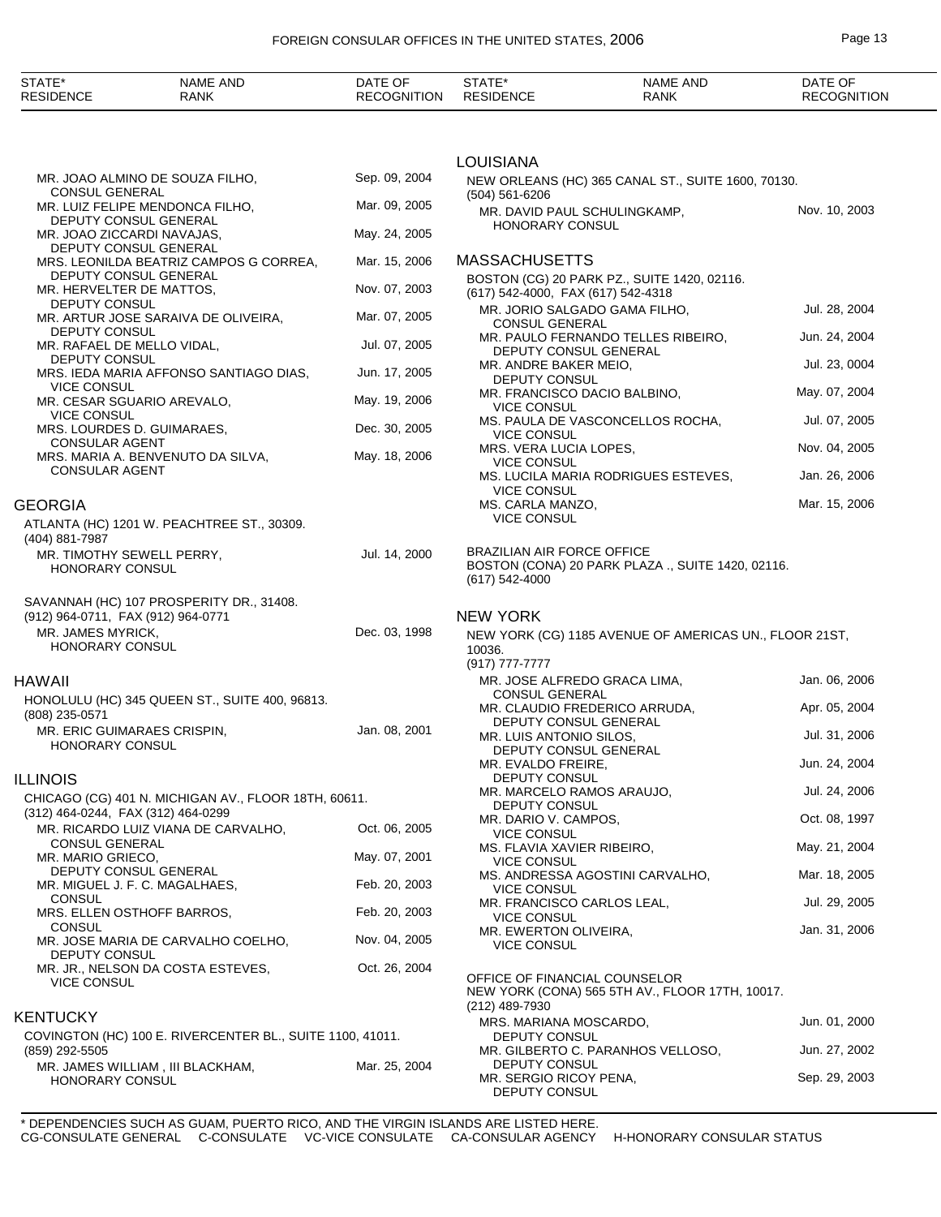| STATE* RESIDENCE | NAME AND RANK | DATE OF RECOGNITION |
|---|---|---|
| | MR. JOAO ALMINO DE SOUZA FILHO, CONSUL GENERAL | Sep. 09, 2004 |
| | MR. LUIZ FELIPE MENDONCA FILHO, DEPUTY CONSUL GENERAL | Mar. 09, 2005 |
| | MR. JOAO ZICCARDI NAVAJAS, DEPUTY CONSUL GENERAL | May. 24, 2005 |
| | MRS. LEONILDA BEATRIZ CAMPOS G CORREA, DEPUTY CONSUL GENERAL | Mar. 15, 2006 |
| | MR. HERVELTER DE MATTOS, DEPUTY CONSUL | Nov. 07, 2003 |
| | MR. ARTUR JOSE SARAIVA DE OLIVEIRA, DEPUTY CONSUL | Mar. 07, 2005 |
| | MR. RAFAEL DE MELLO VIDAL, DEPUTY CONSUL | Jul. 07, 2005 |
| | MRS. IEDA MARIA AFFONSO SANTIAGO DIAS, VICE CONSUL | Jun. 17, 2005 |
| | MR. CESAR SGUARIO AREVALO, VICE CONSUL | May. 19, 2006 |
| | MRS. LOURDES D. GUIMARAES, CONSULAR AGENT | Dec. 30, 2005 |
| | MRS. MARIA A. BENVENUTO DA SILVA, CONSULAR AGENT | May. 18, 2006 |

## GEORGIA

ATLANTA (HC) 1201 W. PEACHTREE ST., 30309.
(404) 881-7987

| | | |
|---|---|---|
| | MR. TIMOTHY SEWELL PERRY, HONORARY CONSUL | Jul. 14, 2000 |

SAVANNAH (HC) 107 PROSPERITY DR., 31408.
(912) 964-0711, FAX (912) 964-0771

| | | |
|---|---|---|
| | MR. JAMES MYRICK, HONORARY CONSUL | Dec. 03, 1998 |

## HAWAII

HONOLULU (HC) 345 QUEEN ST., SUITE 400, 96813.
(808) 235-0571

| | | |
|---|---|---|
| | MR. ERIC GUIMARAES CRISPIN, HONORARY CONSUL | Jan. 08, 2001 |

## ILLINOIS

CHICAGO (CG) 401 N. MICHIGAN AV., FLOOR 18TH, 60611.
(312) 464-0244, FAX (312) 464-0299

| | | |
|---|---|---|
| | MR. RICARDO LUIZ VIANA DE CARVALHO, CONSUL GENERAL | Oct. 06, 2005 |
| | MR. MARIO GRIECO, DEPUTY CONSUL GENERAL | May. 07, 2001 |
| | MR. MIGUEL J. F. C. MAGALHAES, CONSUL | Feb. 20, 2003 |
| | MRS. ELLEN OSTHOFF BARROS, CONSUL | Feb. 20, 2003 |
| | MR. JOSE MARIA DE CARVALHO COELHO, DEPUTY CONSUL | Nov. 04, 2005 |
| | MR. JR., NELSON DA COSTA ESTEVES, VICE CONSUL | Oct. 26, 2004 |

## KENTUCKY

COVINGTON (HC) 100 E. RIVERCENTER BL., SUITE 1100, 41011.
(859) 292-5505

| | | |
|---|---|---|
| | MR. JAMES WILLIAM , III BLACKHAM, HONORARY CONSUL | Mar. 25, 2004 |

## LOUISIANA

NEW ORLEANS (HC) 365 CANAL ST., SUITE 1600, 70130.
(504) 561-6206

| | | |
|---|---|---|
| | MR. DAVID PAUL SCHULINGKAMP, HONORARY CONSUL | Nov. 10, 2003 |

## MASSACHUSETTS

BOSTON (CG) 20 PARK PZ., SUITE 1420, 02116.
(617) 542-4000, FAX (617) 542-4318

| | | |
|---|---|---|
| | MR. JORIO SALGADO GAMA FILHO, CONSUL GENERAL | Jul. 28, 2004 |
| | MR. PAULO FERNANDO TELLES RIBEIRO, DEPUTY CONSUL GENERAL | Jun. 24, 2004 |
| | MR. ANDRE BAKER MEIO, DEPUTY CONSUL | Jul. 23, 0004 |
| | MR. FRANCISCO DACIO BALBINO, VICE CONSUL | May. 07, 2004 |
| | MS. PAULA DE VASCONCELLOS ROCHA, VICE CONSUL | Jul. 07, 2005 |
| | MRS. VERA LUCIA LOPES, VICE CONSUL | Nov. 04, 2005 |
| | MS. LUCILA MARIA RODRIGUES ESTEVES, VICE CONSUL | Jan. 26, 2006 |
| | MS. CARLA MANZO, VICE CONSUL | Mar. 15, 2006 |

BRAZILIAN AIR FORCE OFFICE
BOSTON (CONA) 20 PARK PLAZA ., SUITE 1420, 02116.
(617) 542-4000

## NEW YORK

NEW YORK (CG) 1185 AVENUE OF AMERICAS UN., FLOOR 21ST, 10036.
(917) 777-7777

| | | |
|---|---|---|
| | MR. JOSE ALFREDO GRACA LIMA, CONSUL GENERAL | Jan. 06, 2006 |
| | MR. CLAUDIO FREDERICO ARRUDA, DEPUTY CONSUL GENERAL | Apr. 05, 2004 |
| | MR. LUIS ANTONIO SILOS, DEPUTY CONSUL GENERAL | Jul. 31, 2006 |
| | MR. EVALDO FREIRE, DEPUTY CONSUL | Jun. 24, 2004 |
| | MR. MARCELO RAMOS ARAUJO, DEPUTY CONSUL | Jul. 24, 2006 |
| | MR. DARIO V. CAMPOS, VICE CONSUL | Oct. 08, 1997 |
| | MS. FLAVIA XAVIER RIBEIRO, VICE CONSUL | May. 21, 2004 |
| | MS. ANDRESSA AGOSTINI CARVALHO, VICE CONSUL | Mar. 18, 2005 |
| | MR. FRANCISCO CARLOS LEAL, VICE CONSUL | Jul. 29, 2005 |
| | MR. EWERTON OLIVEIRA, VICE CONSUL | Jan. 31, 2006 |

OFFICE OF FINANCIAL COUNSELOR
NEW YORK (CONA) 565 5TH AV., FLOOR 17TH, 10017.
(212) 489-7930

| | | |
|---|---|---|
| | MRS. MARIANA MOSCARDO, DEPUTY CONSUL | Jun. 01, 2000 |
| | MR. GILBERTO C. PARANHOS VELLOSO, DEPUTY CONSUL | Jun. 27, 2002 |
| | MR. SERGIO RICOY PENA, DEPUTY CONSUL | Sep. 29, 2003 |

\* DEPENDENCIES SUCH AS GUAM, PUERTO RICO, AND THE VIRGIN ISLANDS ARE LISTED HERE.
CG-CONSULATE GENERAL C-CONSULATE VC-VICE CONSULATE CA-CONSULAR AGENCY H-HONORARY CONSULAR STATUS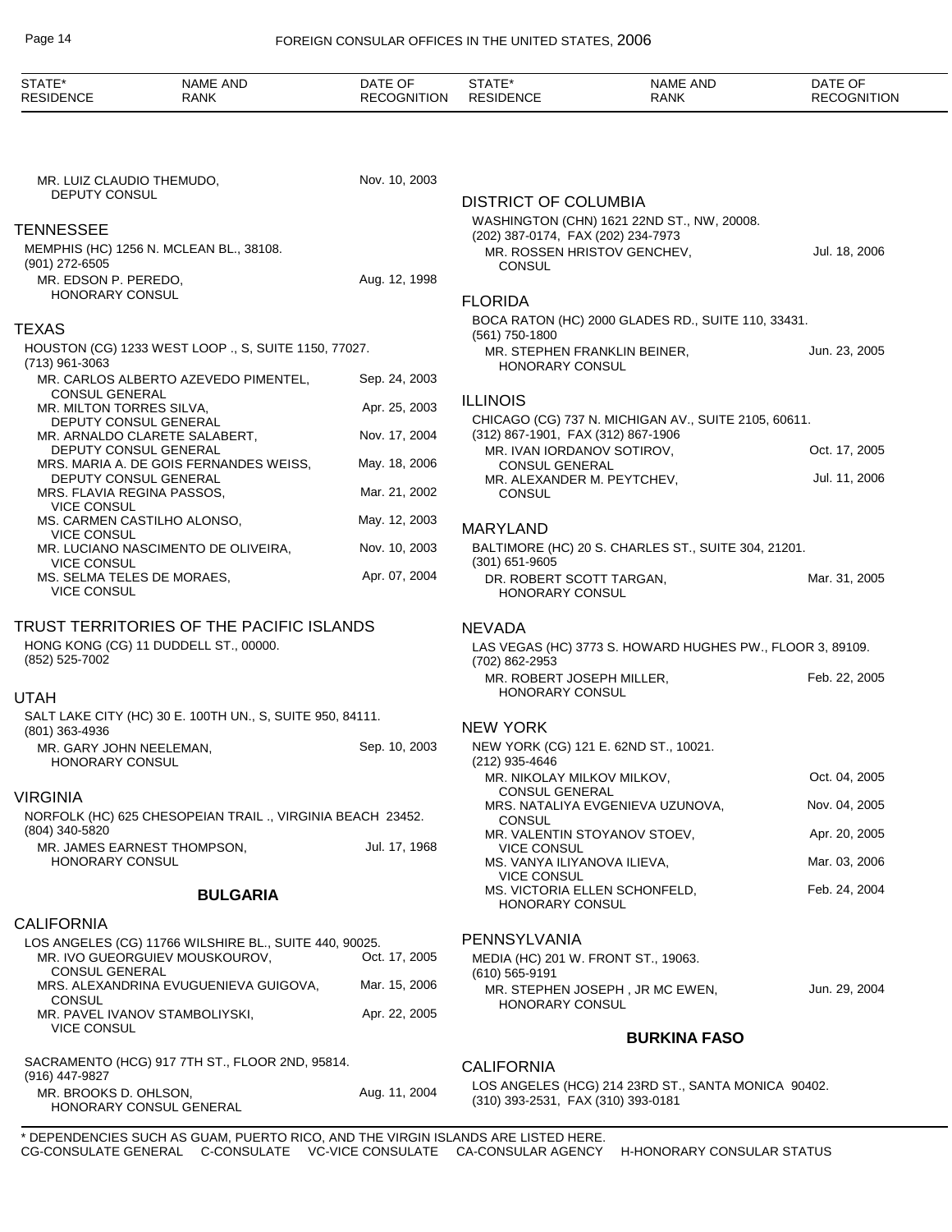MR. LUIZ CLAUDIO THEMUDO, DEPUTY CONSUL — Nov. 10, 2003

## TENNESSEE

MEMPHIS (HC) 1256 N. MCLEAN BL., 38108.
(901) 272-6505

MR. EDSON P. PEREDO, HONORARY CONSUL — Aug. 12, 1998

## TEXAS

HOUSTON (CG) 1233 WEST LOOP ., S, SUITE 1150, 77027.
(713) 961-3063

MR. CARLOS ALBERTO AZEVEDO PIMENTEL, CONSUL GENERAL — Sep. 24, 2003
MR. MILTON TORRES SILVA, DEPUTY CONSUL GENERAL — Apr. 25, 2003
MR. ARNALDO CLARETE SALABERT, DEPUTY CONSUL GENERAL — Nov. 17, 2004
MRS. MARIA A. DE GOIS FERNANDES WEISS, DEPUTY CONSUL GENERAL — May. 18, 2006
MRS. FLAVIA REGINA PASSOS, VICE CONSUL — Mar. 21, 2002
MS. CARMEN CASTILHO ALONSO, VICE CONSUL — May. 12, 2003
MR. LUCIANO NASCIMENTO DE OLIVEIRA, VICE CONSUL — Nov. 10, 2003
MS. SELMA TELES DE MORAES, VICE CONSUL — Apr. 07, 2004

## TRUST TERRITORIES OF THE PACIFIC ISLANDS

HONG KONG (CG) 11 DUDDELL ST., 00000.
(852) 525-7002

## UTAH

SALT LAKE CITY (HC) 30 E. 100TH UN., S, SUITE 950, 84111.
(801) 363-4936

MR. GARY JOHN NEELEMAN, HONORARY CONSUL — Sep. 10, 2003

## VIRGINIA

NORFOLK (HC) 625 CHESOPEIAN TRAIL ., VIRGINIA BEACH 23452.
(804) 340-5820

MR. JAMES EARNEST THOMPSON, HONORARY CONSUL — Jul. 17, 1968

# BULGARIA

## CALIFORNIA

LOS ANGELES (CG) 11766 WILSHIRE BL., SUITE 440, 90025.

MR. IVO GUEORGUIEV MOUSKOUROV, CONSUL GENERAL — Oct. 17, 2005
MRS. ALEXANDRINA EVUGUENIEVA GUIGOVA, CONSUL — Mar. 15, 2006
MR. PAVEL IVANOV STAMBOLIYSKI, VICE CONSUL — Apr. 22, 2005

SACRAMENTO (HCG) 917 7TH ST., FLOOR 2ND, 95814.
(916) 447-9827

MR. BROOKS D. OHLSON, HONORARY CONSUL GENERAL — Aug. 11, 2004

## DISTRICT OF COLUMBIA

WASHINGTON (CHN) 1621 22ND ST., NW, 20008.
(202) 387-0174, FAX (202) 234-7973

MR. ROSSEN HRISTOV GENCHEV, CONSUL — Jul. 18, 2006

## FLORIDA

BOCA RATON (HC) 2000 GLADES RD., SUITE 110, 33431.
(561) 750-1800

MR. STEPHEN FRANKLIN BEINER, HONORARY CONSUL — Jun. 23, 2005

## ILLINOIS

CHICAGO (CG) 737 N. MICHIGAN AV., SUITE 2105, 60611.
(312) 867-1901, FAX (312) 867-1906

MR. IVAN IORDANOV SOTIROV, CONSUL GENERAL — Oct. 17, 2005
MR. ALEXANDER M. PEYTCHEV, CONSUL — Jul. 11, 2006

## MARYLAND

BALTIMORE (HC) 20 S. CHARLES ST., SUITE 304, 21201.
(301) 651-9605

DR. ROBERT SCOTT TARGAN, HONORARY CONSUL — Mar. 31, 2005

## NEVADA

LAS VEGAS (HC) 3773 S. HOWARD HUGHES PW., FLOOR 3, 89109.
(702) 862-2953

MR. ROBERT JOSEPH MILLER, HONORARY CONSUL — Feb. 22, 2005

## NEW YORK

NEW YORK (CG) 121 E. 62ND ST., 10021.
(212) 935-4646

MR. NIKOLAY MILKOV MILKOV, CONSUL GENERAL — Oct. 04, 2005
MRS. NATALIYA EVGENIEVA UZUNOVA, CONSUL — Nov. 04, 2005
MR. VALENTIN STOYANOV STOEV, VICE CONSUL — Apr. 20, 2005
MS. VANYA ILIYANOVA ILIEVA, VICE CONSUL — Mar. 03, 2006
MS. VICTORIA ELLEN SCHONFELD, HONORARY CONSUL — Feb. 24, 2004

## PENNSYLVANIA

MEDIA (HC) 201 W. FRONT ST., 19063.
(610) 565-9191

MR. STEPHEN JOSEPH , JR MC EWEN, HONORARY CONSUL — Jun. 29, 2004

# BURKINA FASO

## CALIFORNIA

LOS ANGELES (HCG) 214 23RD ST., SANTA MONICA 90402.
(310) 393-2531, FAX (310) 393-0181

\* DEPENDENCIES SUCH AS GUAM, PUERTO RICO, AND THE VIRGIN ISLANDS ARE LISTED HERE.
CG-CONSULATE GENERAL C-CONSULATE VC-VICE CONSULATE CA-CONSULAR AGENCY H-HONORARY CONSULAR STATUS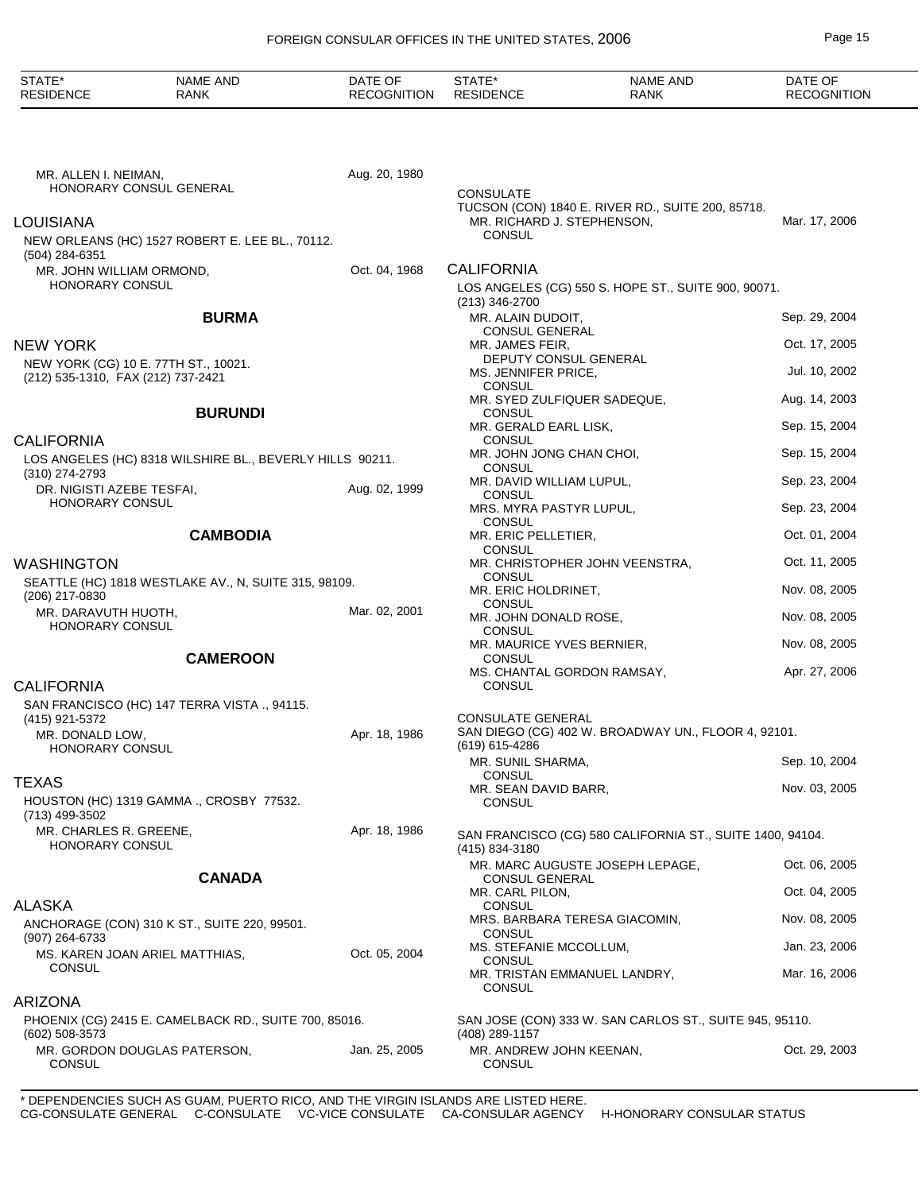MR. ALLEN I. NEIMAN, HONORARY CONSUL GENERAL — Aug. 20, 1980

## LOUISIANA

NEW ORLEANS (HC) 1527 ROBERT E. LEE BL., 70112.
(504) 284-6351

MR. JOHN WILLIAM ORMOND, HONORARY CONSUL — Oct. 04, 1968

# BURMA

## NEW YORK

NEW YORK (CG) 10 E. 77TH ST., 10021.
(212) 535-1310, FAX (212) 737-2421

# BURUNDI

## CALIFORNIA

LOS ANGELES (HC) 8318 WILSHIRE BL., BEVERLY HILLS 90211.
(310) 274-2793

DR. NIGISTI AZEBE TESFAI, HONORARY CONSUL — Aug. 02, 1999

# CAMBODIA

## WASHINGTON

SEATTLE (HC) 1818 WESTLAKE AV., N, SUITE 315, 98109.
(206) 217-0830

MR. DARAVUTH HUOTH, HONORARY CONSUL — Mar. 02, 2001

# CAMEROON

## CALIFORNIA

SAN FRANCISCO (HC) 147 TERRA VISTA ., 94115.
(415) 921-5372

MR. DONALD LOW, HONORARY CONSUL — Apr. 18, 1986

## TEXAS

HOUSTON (HC) 1319 GAMMA ., CROSBY 77532.
(713) 499-3502

MR. CHARLES R. GREENE, HONORARY CONSUL — Apr. 18, 1986

# CANADA

## ALASKA

ANCHORAGE (CON) 310 K ST., SUITE 220, 99501.
(907) 264-6733

MS. KAREN JOAN ARIEL MATTHIAS, CONSUL — Oct. 05, 2004

## ARIZONA

PHOENIX (CG) 2415 E. CAMELBACK RD., SUITE 700, 85016.
(602) 508-3573

MR. GORDON DOUGLAS PATERSON, CONSUL — Jan. 25, 2005

CONSULATE
TUCSON (CON) 1840 E. RIVER RD., SUITE 200, 85718.

MR. RICHARD J. STEPHENSON, CONSUL — Mar. 17, 2006

## CALIFORNIA

LOS ANGELES (CG) 550 S. HOPE ST., SUITE 900, 90071.
(213) 346-2700

| NAME AND RANK | DATE OF RECOGNITION |
|---|---|
| MR. ALAIN DUDOIT, CONSUL GENERAL | Sep. 29, 2004 |
| MR. JAMES FEIR, DEPUTY CONSUL GENERAL | Oct. 17, 2005 |
| MS. JENNIFER PRICE, CONSUL | Jul. 10, 2002 |
| MR. SYED ZULFIQUER SADEQUE, CONSUL | Aug. 14, 2003 |
| MR. GERALD EARL LISK, CONSUL | Sep. 15, 2004 |
| MR. JOHN JONG CHAN CHOI, CONSUL | Sep. 15, 2004 |
| MR. DAVID WILLIAM LUPUL, CONSUL | Sep. 23, 2004 |
| MRS. MYRA PASTYR LUPUL, CONSUL | Sep. 23, 2004 |
| MR. ERIC PELLETIER, CONSUL | Oct. 01, 2004 |
| MR. CHRISTOPHER JOHN VEENSTRA, CONSUL | Oct. 11, 2005 |
| MR. ERIC HOLDRINET, CONSUL | Nov. 08, 2005 |
| MR. JOHN DONALD ROSE, CONSUL | Nov. 08, 2005 |
| MR. MAURICE YVES BERNIER, CONSUL | Nov. 08, 2005 |
| MS. CHANTAL GORDON RAMSAY, CONSUL | Apr. 27, 2006 |

CONSULATE GENERAL
SAN DIEGO (CG) 402 W. BROADWAY UN., FLOOR 4, 92101.
(619) 615-4286

| NAME AND RANK | DATE OF RECOGNITION |
|---|---|
| MR. SUNIL SHARMA, CONSUL | Sep. 10, 2004 |
| MR. SEAN DAVID BARR, CONSUL | Nov. 03, 2005 |

SAN FRANCISCO (CG) 580 CALIFORNIA ST., SUITE 1400, 94104.
(415) 834-3180

| NAME AND RANK | DATE OF RECOGNITION |
|---|---|
| MR. MARC AUGUSTE JOSEPH LEPAGE, CONSUL GENERAL | Oct. 06, 2005 |
| MR. CARL PILON, CONSUL | Oct. 04, 2005 |
| MRS. BARBARA TERESA GIACOMIN, CONSUL | Nov. 08, 2005 |
| MS. STEFANIE MCCOLLUM, CONSUL | Jan. 23, 2006 |
| MR. TRISTAN EMMANUEL LANDRY, CONSUL | Mar. 16, 2006 |

SAN JOSE (CON) 333 W. SAN CARLOS ST., SUITE 945, 95110.
(408) 289-1157

MR. ANDREW JOHN KEENAN, CONSUL — Oct. 29, 2003

\* DEPENDENCIES SUCH AS GUAM, PUERTO RICO, AND THE VIRGIN ISLANDS ARE LISTED HERE.
CG-CONSULATE GENERAL C-CONSULATE VC-VICE CONSULATE CA-CONSULAR AGENCY H-HONORARY CONSULAR STATUS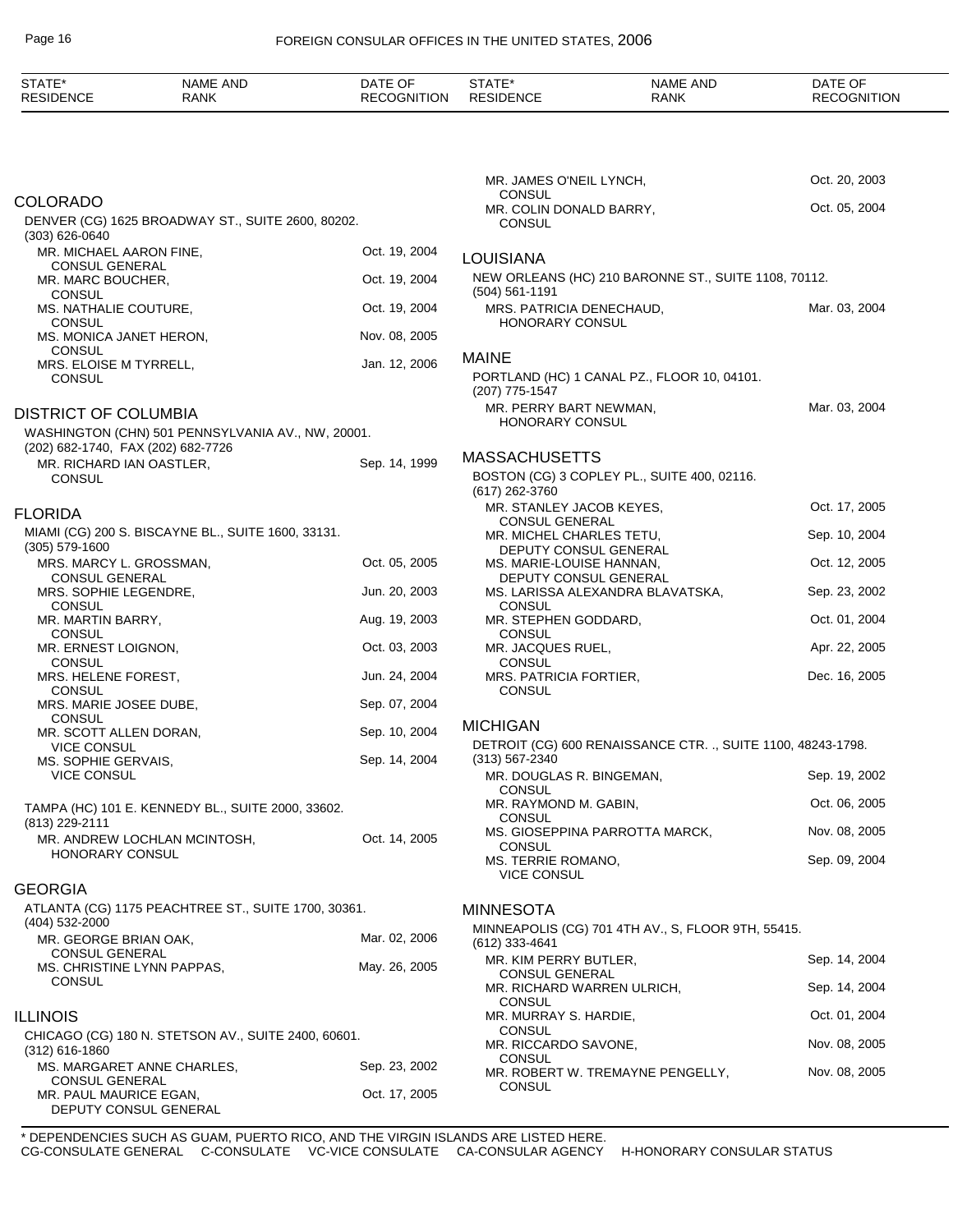| STATE* RESIDENCE | NAME AND RANK | DATE OF RECOGNITION |
|---|---|---|

MR. JAMES O'NEIL LYNCH, CONSUL — Oct. 20, 2003
MR. COLIN DONALD BARRY, CONSUL — Oct. 05, 2004

## COLORADO

DENVER (CG) 1625 BROADWAY ST., SUITE 2600, 80202.
(303) 626-0640

| Name and Rank | Date of Recognition |
|---|---|
| MR. MICHAEL AARON FINE, CONSUL GENERAL | Oct. 19, 2004 |
| MR. MARC BOUCHER, CONSUL | Oct. 19, 2004 |
| MS. NATHALIE COUTURE, CONSUL | Oct. 19, 2004 |
| MS. MONICA JANET HERON, CONSUL | Nov. 08, 2005 |
| MRS. ELOISE M TYRRELL, CONSUL | Jan. 12, 2006 |

## DISTRICT OF COLUMBIA

WASHINGTON (CHN) 501 PENNSYLVANIA AV., NW, 20001.
(202) 682-1740, FAX (202) 682-7726

| Name and Rank | Date of Recognition |
|---|---|
| MR. RICHARD IAN OASTLER, CONSUL | Sep. 14, 1999 |

## FLORIDA

MIAMI (CG) 200 S. BISCAYNE BL., SUITE 1600, 33131.
(305) 579-1600

| Name and Rank | Date of Recognition |
|---|---|
| MRS. MARCY L. GROSSMAN, CONSUL GENERAL | Oct. 05, 2005 |
| MRS. SOPHIE LEGENDRE, CONSUL | Jun. 20, 2003 |
| MR. MARTIN BARRY, CONSUL | Aug. 19, 2003 |
| MR. ERNEST LOIGNON, CONSUL | Oct. 03, 2003 |
| MRS. HELENE FOREST, CONSUL | Jun. 24, 2004 |
| MRS. MARIE JOSEE DUBE, CONSUL | Sep. 07, 2004 |
| MR. SCOTT ALLEN DORAN, VICE CONSUL | Sep. 10, 2004 |
| MS. SOPHIE GERVAIS, VICE CONSUL | Sep. 14, 2004 |

TAMPA (HC) 101 E. KENNEDY BL., SUITE 2000, 33602.
(813) 229-2111

| Name and Rank | Date of Recognition |
|---|---|
| MR. ANDREW LOCHLAN MCINTOSH, HONORARY CONSUL | Oct. 14, 2005 |

## GEORGIA

ATLANTA (CG) 1175 PEACHTREE ST., SUITE 1700, 30361.
(404) 532-2000

| Name and Rank | Date of Recognition |
|---|---|
| MR. GEORGE BRIAN OAK, CONSUL GENERAL | Mar. 02, 2006 |
| MS. CHRISTINE LYNN PAPPAS, CONSUL | May. 26, 2005 |

## ILLINOIS

CHICAGO (CG) 180 N. STETSON AV., SUITE 2400, 60601.
(312) 616-1860

| Name and Rank | Date of Recognition |
|---|---|
| MS. MARGARET ANNE CHARLES, CONSUL GENERAL | Sep. 23, 2002 |
| MR. PAUL MAURICE EGAN, DEPUTY CONSUL GENERAL | Oct. 17, 2005 |
| MR. JAMES O'NEIL LYNCH, CONSUL | Oct. 20, 2003 |
| MR. COLIN DONALD BARRY, CONSUL | Oct. 05, 2004 |

## LOUISIANA

NEW ORLEANS (HC) 210 BARONNE ST., SUITE 1108, 70112.
(504) 561-1191

| Name and Rank | Date of Recognition |
|---|---|
| MRS. PATRICIA DENECHAUD, HONORARY CONSUL | Mar. 03, 2004 |

## MAINE

PORTLAND (HC) 1 CANAL PZ., FLOOR 10, 04101.
(207) 775-1547

| Name and Rank | Date of Recognition |
|---|---|
| MR. PERRY BART NEWMAN, HONORARY CONSUL | Mar. 03, 2004 |

## MASSACHUSETTS

BOSTON (CG) 3 COPLEY PL., SUITE 400, 02116.
(617) 262-3760

| Name and Rank | Date of Recognition |
|---|---|
| MR. STANLEY JACOB KEYES, CONSUL GENERAL | Oct. 17, 2005 |
| MR. MICHEL CHARLES TETU, DEPUTY CONSUL GENERAL | Sep. 10, 2004 |
| MS. MARIE-LOUISE HANNAN, DEPUTY CONSUL GENERAL | Oct. 12, 2005 |
| MS. LARISSA ALEXANDRA BLAVATSKA, CONSUL | Sep. 23, 2002 |
| MR. STEPHEN GODDARD, CONSUL | Oct. 01, 2004 |
| MR. JACQUES RUEL, CONSUL | Apr. 22, 2005 |
| MRS. PATRICIA FORTIER, CONSUL | Dec. 16, 2005 |

## MICHIGAN

DETROIT (CG) 600 RENAISSANCE CTR. ., SUITE 1100, 48243-1798.
(313) 567-2340

| Name and Rank | Date of Recognition |
|---|---|
| MR. DOUGLAS R. BINGEMAN, CONSUL | Sep. 19, 2002 |
| MR. RAYMOND M. GABIN, CONSUL | Oct. 06, 2005 |
| MS. GIOSEPPINA PARROTTA MARCK, CONSUL | Nov. 08, 2005 |
| MS. TERRIE ROMANO, VICE CONSUL | Sep. 09, 2004 |

## MINNESOTA

MINNEAPOLIS (CG) 701 4TH AV., S, FLOOR 9TH, 55415.
(612) 333-4641

| Name and Rank | Date of Recognition |
|---|---|
| MR. KIM PERRY BUTLER, CONSUL GENERAL | Sep. 14, 2004 |
| MR. RICHARD WARREN ULRICH, CONSUL | Sep. 14, 2004 |
| MR. MURRAY S. HARDIE, CONSUL | Oct. 01, 2004 |
| MR. RICCARDO SAVONE, CONSUL | Nov. 08, 2005 |
| MR. ROBERT W. TREMAYNE PENGELLY, CONSUL | Nov. 08, 2005 |

\* DEPENDENCIES SUCH AS GUAM, PUERTO RICO, AND THE VIRGIN ISLANDS ARE LISTED HERE.
CG-CONSULATE GENERAL C-CONSULATE VC-VICE CONSULATE CA-CONSULAR AGENCY H-HONORARY CONSULAR STATUS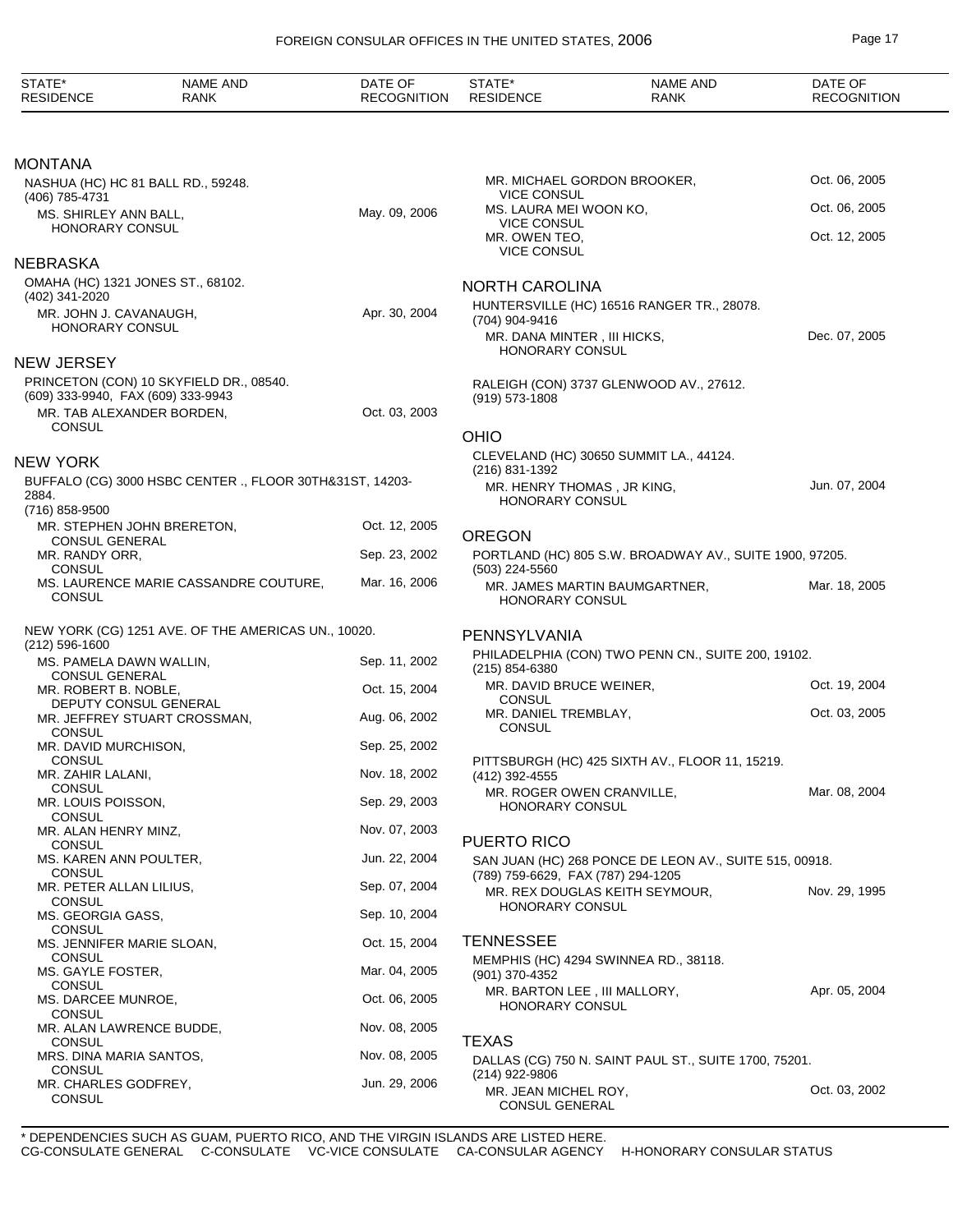| STATE* RESIDENCE | NAME AND RANK | DATE OF RECOGNITION |
|---|---|---|

## MONTANA

NASHUA (HC) HC 81 BALL RD., 59248.
(406) 785-4731

| MS. SHIRLEY ANN BALL, HONORARY CONSUL | May. 09, 2006 |
|---|---|

## NEBRASKA

OMAHA (HC) 1321 JONES ST., 68102.
(402) 341-2020

| MR. JOHN J. CAVANAUGH, HONORARY CONSUL | Apr. 30, 2004 |
|---|---|

## NEW JERSEY

PRINCETON (CON) 10 SKYFIELD DR., 08540.
(609) 333-9940, FAX (609) 333-9943

| MR. TAB ALEXANDER BORDEN, CONSUL | Oct. 03, 2003 |
|---|---|

## NEW YORK

BUFFALO (CG) 3000 HSBC CENTER ., FLOOR 30TH&31ST, 14203-2884.
(716) 858-9500

| Name and Rank | Date of Recognition |
|---|---|
| MR. STEPHEN JOHN BRERETON, CONSUL GENERAL | Oct. 12, 2005 |
| MR. RANDY ORR, CONSUL | Sep. 23, 2002 |
| MS. LAURENCE MARIE CASSANDRE COUTURE, CONSUL | Mar. 16, 2006 |

NEW YORK (CG) 1251 AVE. OF THE AMERICAS UN., 10020.
(212) 596-1600

| Name and Rank | Date of Recognition |
|---|---|
| MS. PAMELA DAWN WALLIN, CONSUL GENERAL | Sep. 11, 2002 |
| MR. ROBERT B. NOBLE, DEPUTY CONSUL GENERAL | Oct. 15, 2004 |
| MR. JEFFREY STUART CROSSMAN, CONSUL | Aug. 06, 2002 |
| MR. DAVID MURCHISON, CONSUL | Sep. 25, 2002 |
| MR. ZAHIR LALANI, CONSUL | Nov. 18, 2002 |
| MR. LOUIS POISSON, CONSUL | Sep. 29, 2003 |
| MR. ALAN HENRY MINZ, CONSUL | Nov. 07, 2003 |
| MS. KAREN ANN POULTER, CONSUL | Jun. 22, 2004 |
| MR. PETER ALLAN LILIUS, CONSUL | Sep. 07, 2004 |
| MS. GEORGIA GASS, CONSUL | Sep. 10, 2004 |
| MS. JENNIFER MARIE SLOAN, CONSUL | Oct. 15, 2004 |
| MS. GAYLE FOSTER, CONSUL | Mar. 04, 2005 |
| MS. DARCEE MUNROE, CONSUL | Oct. 06, 2005 |
| MR. ALAN LAWRENCE BUDDE, CONSUL | Nov. 08, 2005 |
| MRS. DINA MARIA SANTOS, CONSUL | Nov. 08, 2005 |
| MR. CHARLES GODFREY, CONSUL | Jun. 29, 2006 |
| MR. MICHAEL GORDON BROOKER, VICE CONSUL | Oct. 06, 2005 |
| MS. LAURA MEI WOON KO, VICE CONSUL | Oct. 06, 2005 |
| MR. OWEN TEO, VICE CONSUL | Oct. 12, 2005 |

## NORTH CAROLINA

HUNTERSVILLE (HC) 16516 RANGER TR., 28078.
(704) 904-9416

| MR. DANA MINTER , III HICKS, HONORARY CONSUL | Dec. 07, 2005 |
|---|---|

RALEIGH (CON) 3737 GLENWOOD AV., 27612.
(919) 573-1808

## OHIO

CLEVELAND (HC) 30650 SUMMIT LA., 44124.
(216) 831-1392

| MR. HENRY THOMAS , JR KING, HONORARY CONSUL | Jun. 07, 2004 |
|---|---|

## OREGON

PORTLAND (HC) 805 S.W. BROADWAY AV., SUITE 1900, 97205.
(503) 224-5560

| MR. JAMES MARTIN BAUMGARTNER, HONORARY CONSUL | Mar. 18, 2005 |
|---|---|

## PENNSYLVANIA

PHILADELPHIA (CON) TWO PENN CN., SUITE 200, 19102.
(215) 854-6380

| Name and Rank | Date of Recognition |
|---|---|
| MR. DAVID BRUCE WEINER, CONSUL | Oct. 19, 2004 |
| MR. DANIEL TREMBLAY, CONSUL | Oct. 03, 2005 |

PITTSBURGH (HC) 425 SIXTH AV., FLOOR 11, 15219.
(412) 392-4555

| MR. ROGER OWEN CRANVILLE, HONORARY CONSUL | Mar. 08, 2004 |
|---|---|

## PUERTO RICO

SAN JUAN (HC) 268 PONCE DE LEON AV., SUITE 515, 00918.
(789) 759-6629, FAX (787) 294-1205

| MR. REX DOUGLAS KEITH SEYMOUR, HONORARY CONSUL | Nov. 29, 1995 |
|---|---|

## TENNESSEE

MEMPHIS (HC) 4294 SWINNEA RD., 38118.
(901) 370-4352

| MR. BARTON LEE , III MALLORY, HONORARY CONSUL | Apr. 05, 2004 |
|---|---|

## TEXAS

DALLAS (CG) 750 N. SAINT PAUL ST., SUITE 1700, 75201.
(214) 922-9806

| MR. JEAN MICHEL ROY, CONSUL GENERAL | Oct. 03, 2002 |
|---|---|

\* DEPENDENCIES SUCH AS GUAM, PUERTO RICO, AND THE VIRGIN ISLANDS ARE LISTED HERE.
CG-CONSULATE GENERAL C-CONSULATE VC-VICE CONSULATE CA-CONSULAR AGENCY H-HONORARY CONSULAR STATUS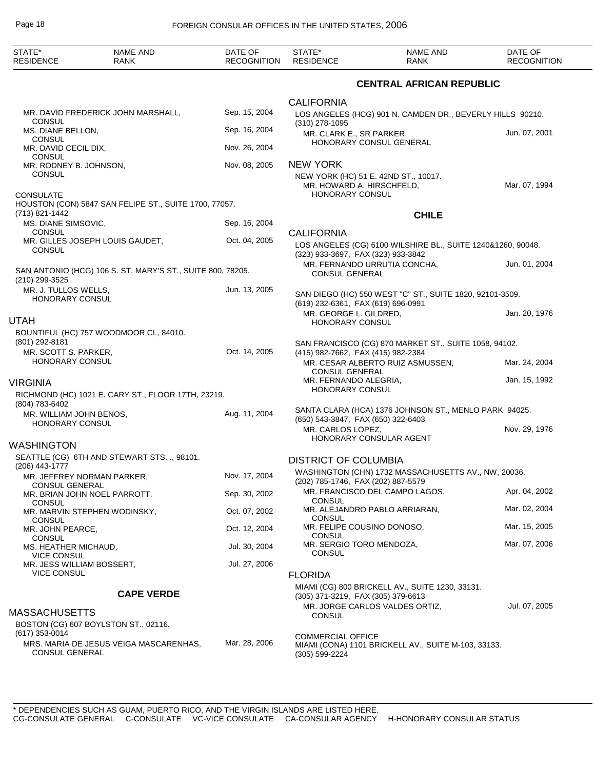| STATE* RESIDENCE | NAME AND RANK | DATE OF RECOGNITION |
|---|---|---|
| | MR. DAVID FREDERICK JOHN MARSHALL, CONSUL | Sep. 15, 2004 |
| | MS. DIANE BELLON, CONSUL | Sep. 16, 2004 |
| | MR. DAVID CECIL DIX, CONSUL | Nov. 26, 2004 |
| | MR. RODNEY B. JOHNSON, CONSUL | Nov. 08, 2005 |

CONSULATE
HOUSTON (CON) 5847 SAN FELIPE ST., SUITE 1700, 77057.
(713) 821-1442

| NAME AND RANK | DATE OF RECOGNITION |
|---|---|
| MS. DIANE SIMSOVIC, CONSUL | Sep. 16, 2004 |
| MR. GILLES JOSEPH LOUIS GAUDET, CONSUL | Oct. 04, 2005 |

SAN ANTONIO (HCG) 106 S. ST. MARY'S ST., SUITE 800, 78205.
(210) 299-3525

| NAME AND RANK | DATE OF RECOGNITION |
|---|---|
| MR. J. TULLOS WELLS, HONORARY CONSUL | Jun. 13, 2005 |

## UTAH

BOUNTIFUL (HC) 757 WOODMOOR CI., 84010.
(801) 292-8181

| NAME AND RANK | DATE OF RECOGNITION |
|---|---|
| MR. SCOTT S. PARKER, HONORARY CONSUL | Oct. 14, 2005 |

## VIRGINIA

RICHMOND (HC) 1021 E. CARY ST., FLOOR 17TH, 23219.
(804) 783-6402

| NAME AND RANK | DATE OF RECOGNITION |
|---|---|
| MR. WILLIAM JOHN BENOS, HONORARY CONSUL | Aug. 11, 2004 |

## WASHINGTON

SEATTLE (CG) 6TH AND STEWART STS. ., 98101.
(206) 443-1777

| NAME AND RANK | DATE OF RECOGNITION |
|---|---|
| MR. JEFFREY NORMAN PARKER, CONSUL GENERAL | Nov. 17, 2004 |
| MR. BRIAN JOHN NOEL PARROTT, CONSUL | Sep. 30, 2002 |
| MR. MARVIN STEPHEN WODINSKY, CONSUL | Oct. 07, 2002 |
| MR. JOHN PEARCE, CONSUL | Oct. 12, 2004 |
| MS. HEATHER MICHAUD, VICE CONSUL | Jul. 30, 2004 |
| MR. JESS WILLIAM BOSSERT, VICE CONSUL | Jul. 27, 2006 |

# CAPE VERDE

## MASSACHUSETTS

BOSTON (CG) 607 BOYLSTON ST., 02116.
(617) 353-0014

| NAME AND RANK | DATE OF RECOGNITION |
|---|---|
| MRS. MARIA DE JESUS VEIGA MASCARENHAS, CONSUL GENERAL | Mar. 28, 2006 |

# CENTRAL AFRICAN REPUBLIC

## CALIFORNIA

LOS ANGELES (HCG) 901 N. CAMDEN DR., BEVERLY HILLS 90210.
(310) 278-1095

| NAME AND RANK | DATE OF RECOGNITION |
|---|---|
| MR. CLARK E., SR PARKER, HONORARY CONSUL GENERAL | Jun. 07, 2001 |

## NEW YORK

NEW YORK (HC) 51 E. 42ND ST., 10017.

| NAME AND RANK | DATE OF RECOGNITION |
|---|---|
| MR. HOWARD A. HIRSCHFELD, HONORARY CONSUL | Mar. 07, 1994 |

# CHILE

## CALIFORNIA

LOS ANGELES (CG) 6100 WILSHIRE BL., SUITE 1240&1260, 90048.
(323) 933-3697, FAX (323) 933-3842

| NAME AND RANK | DATE OF RECOGNITION |
|---|---|
| MR. FERNANDO URRUTIA CONCHA, CONSUL GENERAL | Jun. 01, 2004 |

SAN DIEGO (HC) 550 WEST "C" ST., SUITE 1820, 92101-3509.
(619) 232-6361, FAX (619) 696-0991

| NAME AND RANK | DATE OF RECOGNITION |
|---|---|
| MR. GEORGE L. GILDRED, HONORARY CONSUL | Jan. 20, 1976 |

SAN FRANCISCO (CG) 870 MARKET ST., SUITE 1058, 94102.
(415) 982-7662, FAX (415) 982-2384

| NAME AND RANK | DATE OF RECOGNITION |
|---|---|
| MR. CESAR ALBERTO RUIZ ASMUSSEN, CONSUL GENERAL | Mar. 24, 2004 |
| MR. FERNANDO ALEGRIA, HONORARY CONSUL | Jan. 15, 1992 |

SANTA CLARA (HCA) 1376 JOHNSON ST., MENLO PARK 94025.
(650) 543-3847, FAX (650) 322-6403

| NAME AND RANK | DATE OF RECOGNITION |
|---|---|
| MR. CARLOS LOPEZ, HONORARY CONSULAR AGENT | Nov. 29, 1976 |

## DISTRICT OF COLUMBIA

WASHINGTON (CHN) 1732 MASSACHUSETTS AV., NW, 20036.
(202) 785-1746, FAX (202) 887-5579

| NAME AND RANK | DATE OF RECOGNITION |
|---|---|
| MR. FRANCISCO DEL CAMPO LAGOS, CONSUL | Apr. 04, 2002 |
| MR. ALEJANDRO PABLO ARRIARAN, CONSUL | Mar. 02, 2004 |
| MR. FELIPE COUSINO DONOSO, CONSUL | Mar. 15, 2005 |
| MR. SERGIO TORO MENDOZA, CONSUL | Mar. 07, 2006 |

## FLORIDA

MIAMI (CG) 800 BRICKELL AV., SUITE 1230, 33131.
(305) 371-3219, FAX (305) 379-6613

| NAME AND RANK | DATE OF RECOGNITION |
|---|---|
| MR. JORGE CARLOS VALDES ORTIZ, CONSUL | Jul. 07, 2005 |

COMMERCIAL OFFICE
MIAMI (CONA) 1101 BRICKELL AV., SUITE M-103, 33133.
(305) 599-2224

* DEPENDENCIES SUCH AS GUAM, PUERTO RICO, AND THE VIRGIN ISLANDS ARE LISTED HERE.
CG-CONSULATE GENERAL C-CONSULATE VC-VICE CONSULATE CA-CONSULAR AGENCY H-HONORARY CONSULAR STATUS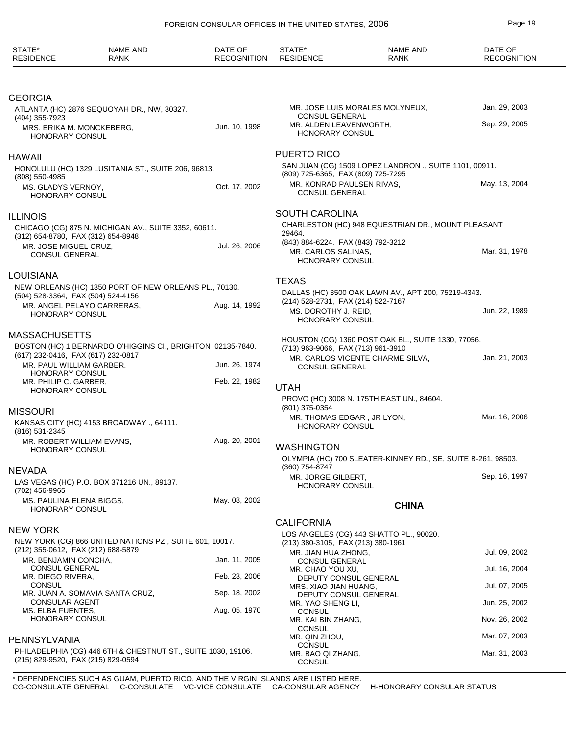| STATE* RESIDENCE | NAME AND RANK | DATE OF RECOGNITION |
|---|---|---|

## GEORGIA

ATLANTA (HC) 2876 SEQUOYAH DR., NW, 30327.
(404) 355-7923

| | |
|---|---|
| MRS. ERIKA M. MONCKEBERG, HONORARY CONSUL | Jun. 10, 1998 |

## HAWAII

HONOLULU (HC) 1329 LUSITANIA ST., SUITE 206, 96813.
(808) 550-4985

| | |
|---|---|
| MS. GLADYS VERNOY, HONORARY CONSUL | Oct. 17, 2002 |

## ILLINOIS

CHICAGO (CG) 875 N. MICHIGAN AV., SUITE 3352, 60611.
(312) 654-8780, FAX (312) 654-8948

| | |
|---|---|
| MR. JOSE MIGUEL CRUZ, CONSUL GENERAL | Jul. 26, 2006 |

## LOUISIANA

NEW ORLEANS (HC) 1350 PORT OF NEW ORLEANS PL., 70130.
(504) 528-3364, FAX (504) 524-4156

| | |
|---|---|
| MR. ANGEL PELAYO CARRERAS, HONORARY CONSUL | Aug. 14, 1992 |

## MASSACHUSETTS

BOSTON (HC) 1 BERNARDO O'HIGGINS CI., BRIGHTON 02135-7840.
(617) 232-0416, FAX (617) 232-0817

| | |
|---|---|
| MR. PAUL WILLIAM GARBER, HONORARY CONSUL | Jun. 26, 1974 |
| MR. PHILIP C. GARBER, HONORARY CONSUL | Feb. 22, 1982 |

## MISSOURI

KANSAS CITY (HC) 4153 BROADWAY ., 64111.
(816) 531-2345

| | |
|---|---|
| MR. ROBERT WILLIAM EVANS, HONORARY CONSUL | Aug. 20, 2001 |

## NEVADA

LAS VEGAS (HC) P.O. BOX 371216 UN., 89137.
(702) 456-9965

| | |
|---|---|
| MS. PAULINA ELENA BIGGS, HONORARY CONSUL | May. 08, 2002 |

## NEW YORK

NEW YORK (CG) 866 UNITED NATIONS PZ., SUITE 601, 10017.
(212) 355-0612, FAX (212) 688-5879

| | |
|---|---|
| MR. BENJAMIN CONCHA, CONSUL GENERAL | Jan. 11, 2005 |
| MR. DIEGO RIVERA, CONSUL | Feb. 23, 2006 |
| MR. JUAN A. SOMAVIA SANTA CRUZ, CONSULAR AGENT | Sep. 18, 2002 |
| MS. ELBA FUENTES, HONORARY CONSUL | Aug. 05, 1970 |

## PENNSYLVANIA

PHILADELPHIA (CG) 446 6TH & CHESTNUT ST., SUITE 1030, 19106.
(215) 829-9520, FAX (215) 829-0594

| | |
|---|---|
| MR. JOSE LUIS MORALES MOLYNEUX, CONSUL GENERAL | Jan. 29, 2003 |
| MR. ALDEN LEAVENWORTH, HONORARY CONSUL | Sep. 29, 2005 |

## PUERTO RICO

SAN JUAN (CG) 1509 LOPEZ LANDRON ., SUITE 1101, 00911.
(809) 725-6365, FAX (809) 725-7295

| | |
|---|---|
| MR. KONRAD PAULSEN RIVAS, CONSUL GENERAL | May. 13, 2004 |

## SOUTH CAROLINA

CHARLESTON (HC) 948 EQUESTRIAN DR., MOUNT PLEASANT 29464.
(843) 884-6224, FAX (843) 792-3212

| | |
|---|---|
| MR. CARLOS SALINAS, HONORARY CONSUL | Mar. 31, 1978 |

## TEXAS

DALLAS (HC) 3500 OAK LAWN AV., APT 200, 75219-4343.
(214) 528-2731, FAX (214) 522-7167

| | |
|---|---|
| MS. DOROTHY J. REID, HONORARY CONSUL | Jun. 22, 1989 |

HOUSTON (CG) 1360 POST OAK BL., SUITE 1330, 77056.
(713) 963-9066, FAX (713) 961-3910

| | |
|---|---|
| MR. CARLOS VICENTE CHARME SILVA, CONSUL GENERAL | Jan. 21, 2003 |

## UTAH

PROVO (HC) 3008 N. 175TH EAST UN., 84604.
(801) 375-0354

| | |
|---|---|
| MR. THOMAS EDGAR , JR LYON, HONORARY CONSUL | Mar. 16, 2006 |

## WASHINGTON

OLYMPIA (HC) 700 SLEATER-KINNEY RD., SE, SUITE B-261, 98503.
(360) 754-8747

| | |
|---|---|
| MR. JORGE GILBERT, HONORARY CONSUL | Sep. 16, 1997 |

# CHINA

## CALIFORNIA

LOS ANGELES (CG) 443 SHATTO PL., 90020.
(213) 380-3105, FAX (213) 380-1961

| | |
|---|---|
| MR. JIAN HUA ZHONG, CONSUL GENERAL | Jul. 09, 2002 |
| MR. CHAO YOU XU, DEPUTY CONSUL GENERAL | Jul. 16, 2004 |
| MRS. XIAO JIAN HUANG, DEPUTY CONSUL GENERAL | Jul. 07, 2005 |
| MR. YAO SHENG LI, CONSUL | Jun. 25, 2002 |
| MR. KAI BIN ZHANG, CONSUL | Nov. 26, 2002 |
| MR. QIN ZHOU, CONSUL | Mar. 07, 2003 |
| MR. BAO QI ZHANG, CONSUL | Mar. 31, 2003 |

* DEPENDENCIES SUCH AS GUAM, PUERTO RICO, AND THE VIRGIN ISLANDS ARE LISTED HERE.
CG-CONSULATE GENERAL  C-CONSULATE  VC-VICE CONSULATE  CA-CONSULAR AGENCY  H-HONORARY CONSULAR STATUS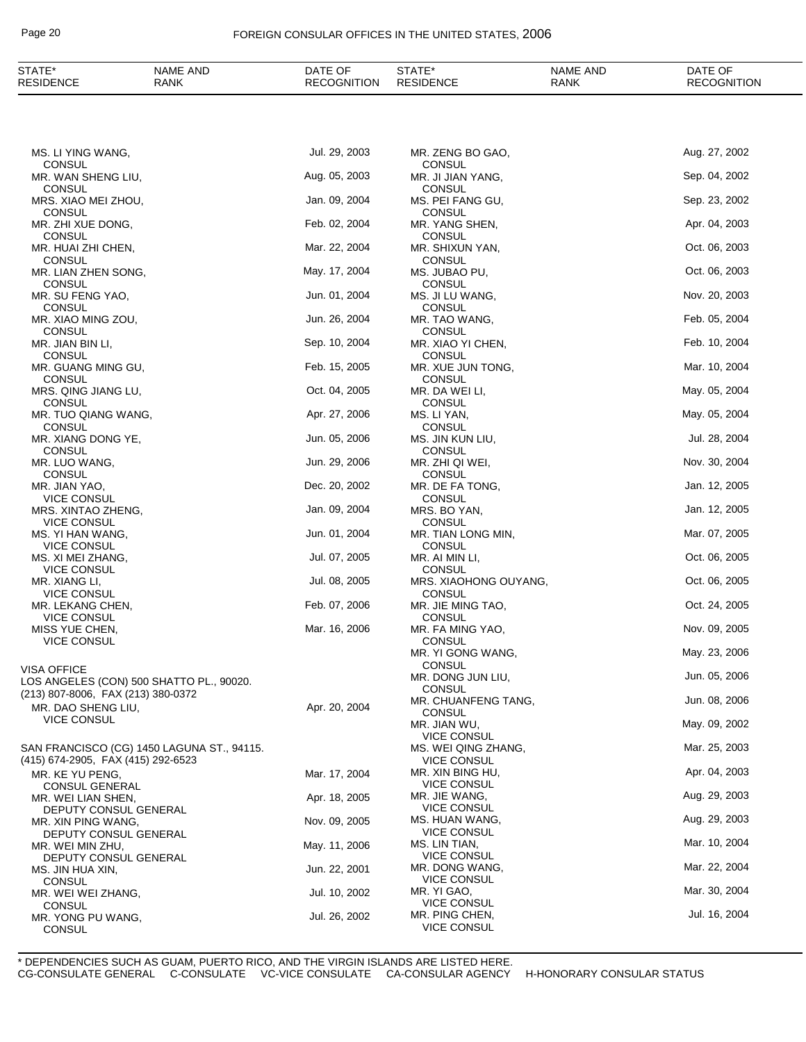| STATE* RESIDENCE | NAME AND RANK | DATE OF RECOGNITION |
|---|---|---|
| | MS. LI YING WANG, CONSUL | Jul. 29, 2003 |
| | MR. WAN SHENG LIU, CONSUL | Aug. 05, 2003 |
| | MRS. XIAO MEI ZHOU, CONSUL | Jan. 09, 2004 |
| | MR. ZHI XUE DONG, CONSUL | Feb. 02, 2004 |
| | MR. HUAI ZHI CHEN, CONSUL | Mar. 22, 2004 |
| | MR. LIAN ZHEN SONG, CONSUL | May. 17, 2004 |
| | MR. SU FENG YAO, CONSUL | Jun. 01, 2004 |
| | MR. XIAO MING ZOU, CONSUL | Jun. 26, 2004 |
| | MR. JIAN BIN LI, CONSUL | Sep. 10, 2004 |
| | MR. GUANG MING GU, CONSUL | Feb. 15, 2005 |
| | MRS. QING JIANG LU, CONSUL | Oct. 04, 2005 |
| | MR. TUO QIANG WANG, CONSUL | Apr. 27, 2006 |
| | MR. XIANG DONG YE, CONSUL | Jun. 05, 2006 |
| | MR. LUO WANG, CONSUL | Jun. 29, 2006 |
| | MR. JIAN YAO, VICE CONSUL | Dec. 20, 2002 |
| | MRS. XINTAO ZHENG, VICE CONSUL | Jan. 09, 2004 |
| | MS. YI HAN WANG, VICE CONSUL | Jun. 01, 2004 |
| | MS. XI MEI ZHANG, VICE CONSUL | Jul. 07, 2005 |
| | MR. XIANG LI, VICE CONSUL | Jul. 08, 2005 |
| | MR. LEKANG CHEN, VICE CONSUL | Feb. 07, 2006 |
| | MISS YUE CHEN, VICE CONSUL | Mar. 16, 2006 |

VISA OFFICE
LOS ANGELES (CON) 500 SHATTO PL., 90020.
(213) 807-8006, FAX (213) 380-0372

| NAME AND RANK | DATE OF RECOGNITION |
|---|---|
| MR. DAO SHENG LIU, VICE CONSUL | Apr. 20, 2004 |

SAN FRANCISCO (CG) 1450 LAGUNA ST., 94115.
(415) 674-2905, FAX (415) 292-6523

| NAME AND RANK | DATE OF RECOGNITION |
|---|---|
| MR. KE YU PENG, CONSUL GENERAL | Mar. 17, 2004 |
| MR. WEI LIAN SHEN, DEPUTY CONSUL GENERAL | Apr. 18, 2005 |
| MR. XIN PING WANG, DEPUTY CONSUL GENERAL | Nov. 09, 2005 |
| MR. WEI MIN ZHU, DEPUTY CONSUL GENERAL | May. 11, 2006 |
| MS. JIN HUA XIN, CONSUL | Jun. 22, 2001 |
| MR. WEI WEI ZHANG, CONSUL | Jul. 10, 2002 |
| MR. YONG PU WANG, CONSUL | Jul. 26, 2002 |
| MR. ZENG BO GAO, CONSUL | Aug. 27, 2002 |
| MR. JI JIAN YANG, CONSUL | Sep. 04, 2002 |
| MS. PEI FANG GU, CONSUL | Sep. 23, 2002 |
| MR. YANG SHEN, CONSUL | Apr. 04, 2003 |
| MR. SHIXUN YAN, CONSUL | Oct. 06, 2003 |
| MS. JUBAO PU, CONSUL | Oct. 06, 2003 |
| MS. JI LU WANG, CONSUL | Nov. 20, 2003 |
| MR. TAO WANG, CONSUL | Feb. 05, 2004 |
| MR. XIAO YI CHEN, CONSUL | Feb. 10, 2004 |
| MR. XUE JUN TONG, CONSUL | Mar. 10, 2004 |
| MR. DA WEI LI, CONSUL | May. 05, 2004 |
| MS. LI YAN, CONSUL | May. 05, 2004 |
| MS. JIN KUN LIU, CONSUL | Jul. 28, 2004 |
| MR. ZHI QI WEI, CONSUL | Nov. 30, 2004 |
| MR. DE FA TONG, CONSUL | Jan. 12, 2005 |
| MRS. BO YAN, CONSUL | Jan. 12, 2005 |
| MR. TIAN LONG MIN, CONSUL | Mar. 07, 2005 |
| MR. AI MIN LI, CONSUL | Oct. 06, 2005 |
| MRS. XIAOHONG OUYANG, CONSUL | Oct. 06, 2005 |
| MR. JIE MING TAO, CONSUL | Oct. 24, 2005 |
| MR. FA MING YAO, CONSUL | Nov. 09, 2005 |
| MR. YI GONG WANG, CONSUL | May. 23, 2006 |
| MR. DONG JUN LIU, CONSUL | Jun. 05, 2006 |
| MR. CHUANFENG TANG, CONSUL | Jun. 08, 2006 |
| MR. JIAN WU, VICE CONSUL | May. 09, 2002 |
| MS. WEI QING ZHANG, VICE CONSUL | Mar. 25, 2003 |
| MR. XIN BING HU, VICE CONSUL | Apr. 04, 2003 |
| MR. JIE WANG, VICE CONSUL | Aug. 29, 2003 |
| MS. HUAN WANG, VICE CONSUL | Aug. 29, 2003 |
| MS. LIN TIAN, VICE CONSUL | Mar. 10, 2004 |
| MR. DONG WANG, VICE CONSUL | Mar. 22, 2004 |
| MR. YI GAO, VICE CONSUL | Mar. 30, 2004 |
| MR. PING CHEN, VICE CONSUL | Jul. 16, 2004 |

\* DEPENDENCIES SUCH AS GUAM, PUERTO RICO, AND THE VIRGIN ISLANDS ARE LISTED HERE.
CG-CONSULATE GENERAL  C-CONSULATE  VC-VICE CONSULATE  CA-CONSULAR AGENCY  H-HONORARY CONSULAR STATUS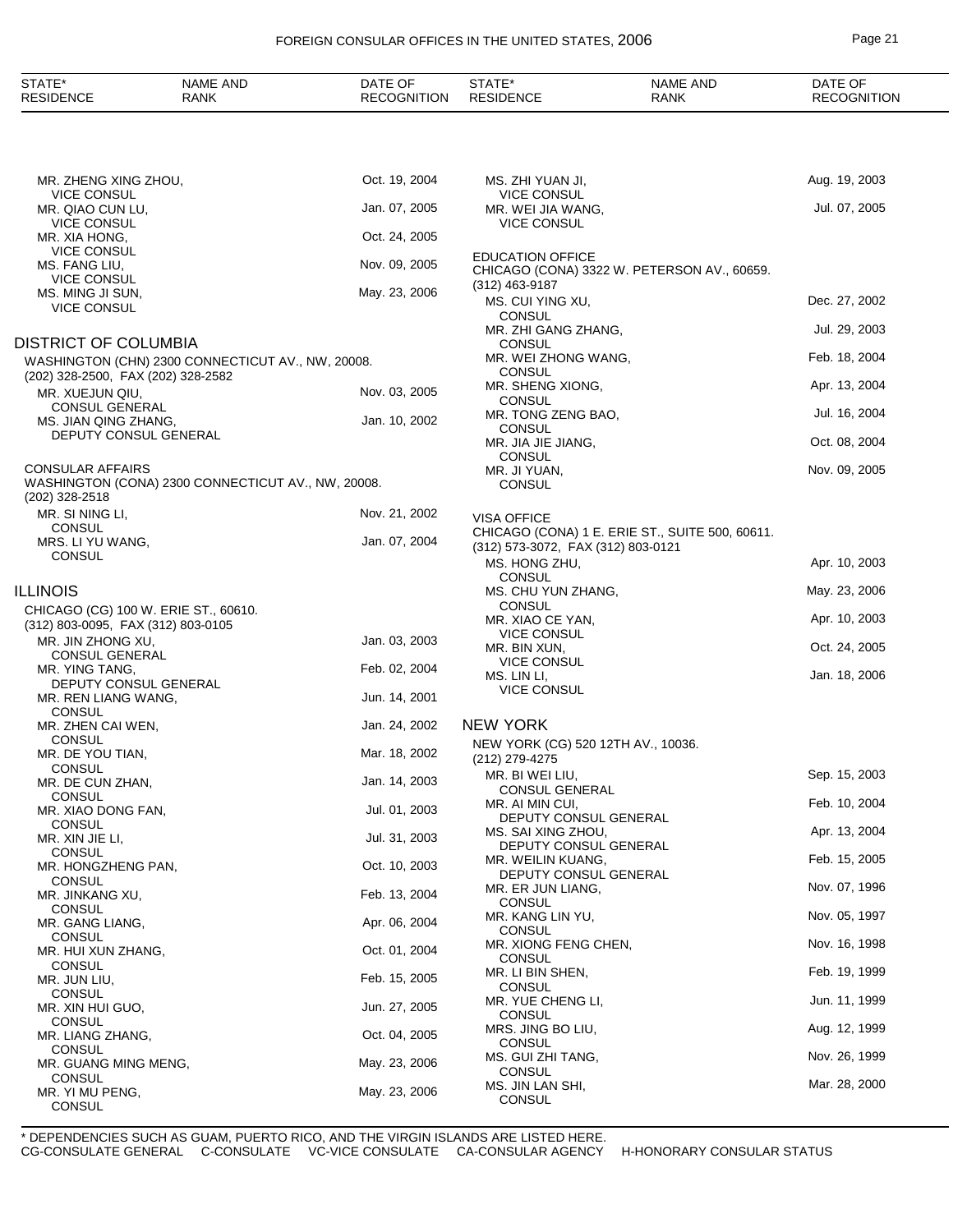| STATE* RESIDENCE | NAME AND RANK | DATE OF RECOGNITION |
|---|---|---|
| | MR. ZHENG XING ZHOU, VICE CONSUL | Oct. 19, 2004 |
| | MR. QIAO CUN LU, VICE CONSUL | Jan. 07, 2005 |
| | MR. XIA HONG, VICE CONSUL | Oct. 24, 2005 |
| | MS. FANG LIU, VICE CONSUL | Nov. 09, 2005 |
| | MS. MING JI SUN, VICE CONSUL | May. 23, 2006 |

## DISTRICT OF COLUMBIA

WASHINGTON (CHN) 2300 CONNECTICUT AV., NW, 20008.
(202) 328-2500, FAX (202) 328-2582

| NAME AND RANK | DATE OF RECOGNITION |
|---|---|
| MR. XUEJUN QIU, CONSUL GENERAL | Nov. 03, 2005 |
| MS. JIAN QING ZHANG, DEPUTY CONSUL GENERAL | Jan. 10, 2002 |

CONSULAR AFFAIRS
WASHINGTON (CONA) 2300 CONNECTICUT AV., NW, 20008.
(202) 328-2518

| NAME AND RANK | DATE OF RECOGNITION |
|---|---|
| MR. SI NING LI, CONSUL | Nov. 21, 2002 |
| MRS. LI YU WANG, CONSUL | Jan. 07, 2004 |

## ILLINOIS

CHICAGO (CG) 100 W. ERIE ST., 60610.
(312) 803-0095, FAX (312) 803-0105

| NAME AND RANK | DATE OF RECOGNITION |
|---|---|
| MR. JIN ZHONG XU, CONSUL GENERAL | Jan. 03, 2003 |
| MR. YING TANG, DEPUTY CONSUL GENERAL | Feb. 02, 2004 |
| MR. REN LIANG WANG, CONSUL | Jun. 14, 2001 |
| MR. ZHEN CAI WEN, CONSUL | Jan. 24, 2002 |
| MR. DE YOU TIAN, CONSUL | Mar. 18, 2002 |
| MR. DE CUN ZHAN, CONSUL | Jan. 14, 2003 |
| MR. XIAO DONG FAN, CONSUL | Jul. 01, 2003 |
| MR. XIN JIE LI, CONSUL | Jul. 31, 2003 |
| MR. HONGZHENG PAN, CONSUL | Oct. 10, 2003 |
| MR. JINKANG XU, CONSUL | Feb. 13, 2004 |
| MR. GANG LIANG, CONSUL | Apr. 06, 2004 |
| MR. HUI XUN ZHANG, CONSUL | Oct. 01, 2004 |
| MR. JUN LIU, CONSUL | Feb. 15, 2005 |
| MR. XIN HUI GUO, CONSUL | Jun. 27, 2005 |
| MR. LIANG ZHANG, CONSUL | Oct. 04, 2005 |
| MR. GUANG MING MENG, CONSUL | May. 23, 2006 |
| MR. YI MU PENG, CONSUL | May. 23, 2006 |
| MS. ZHI YUAN JI, VICE CONSUL | Aug. 19, 2003 |
| MR. WEI JIA WANG, VICE CONSUL | Jul. 07, 2005 |

EDUCATION OFFICE
CHICAGO (CONA) 3322 W. PETERSON AV., 60659.
(312) 463-9187

| NAME AND RANK | DATE OF RECOGNITION |
|---|---|
| MS. CUI YING XU, CONSUL | Dec. 27, 2002 |
| MR. ZHI GANG ZHANG, CONSUL | Jul. 29, 2003 |
| MR. WEI ZHONG WANG, CONSUL | Feb. 18, 2004 |
| MR. SHENG XIONG, CONSUL | Apr. 13, 2004 |
| MR. TONG ZENG BAO, CONSUL | Jul. 16, 2004 |
| MR. JIA JIE JIANG, CONSUL | Oct. 08, 2004 |
| MR. JI YUAN, CONSUL | Nov. 09, 2005 |

VISA OFFICE
CHICAGO (CONA) 1 E. ERIE ST., SUITE 500, 60611.
(312) 573-3072, FAX (312) 803-0121

| NAME AND RANK | DATE OF RECOGNITION |
|---|---|
| MS. HONG ZHU, CONSUL | Apr. 10, 2003 |
| MS. CHU YUN ZHANG, CONSUL | May. 23, 2006 |
| MR. XIAO CE YAN, VICE CONSUL | Apr. 10, 2003 |
| MR. BIN XUN, VICE CONSUL | Oct. 24, 2005 |
| MS. LIN LI, VICE CONSUL | Jan. 18, 2006 |

## NEW YORK

NEW YORK (CG) 520 12TH AV., 10036.
(212) 279-4275

| NAME AND RANK | DATE OF RECOGNITION |
|---|---|
| MR. BI WEI LIU, CONSUL GENERAL | Sep. 15, 2003 |
| MR. AI MIN CUI, DEPUTY CONSUL GENERAL | Feb. 10, 2004 |
| MS. SAI XING ZHOU, DEPUTY CONSUL GENERAL | Apr. 13, 2004 |
| MR. WEILIN KUANG, DEPUTY CONSUL GENERAL | Feb. 15, 2005 |
| MR. ER JUN LIANG, CONSUL | Nov. 07, 1996 |
| MR. KANG LIN YU, CONSUL | Nov. 05, 1997 |
| MR. XIONG FENG CHEN, CONSUL | Nov. 16, 1998 |
| MR. LI BIN SHEN, CONSUL | Feb. 19, 1999 |
| MR. YUE CHENG LI, CONSUL | Jun. 11, 1999 |
| MRS. JING BO LIU, CONSUL | Aug. 12, 1999 |
| MS. GUI ZHI TANG, CONSUL | Nov. 26, 1999 |
| MS. JIN LAN SHI, CONSUL | Mar. 28, 2000 |

* DEPENDENCIES SUCH AS GUAM, PUERTO RICO, AND THE VIRGIN ISLANDS ARE LISTED HERE.
CG-CONSULATE GENERAL C-CONSULATE VC-VICE CONSULATE CA-CONSULAR AGENCY H-HONORARY CONSULAR STATUS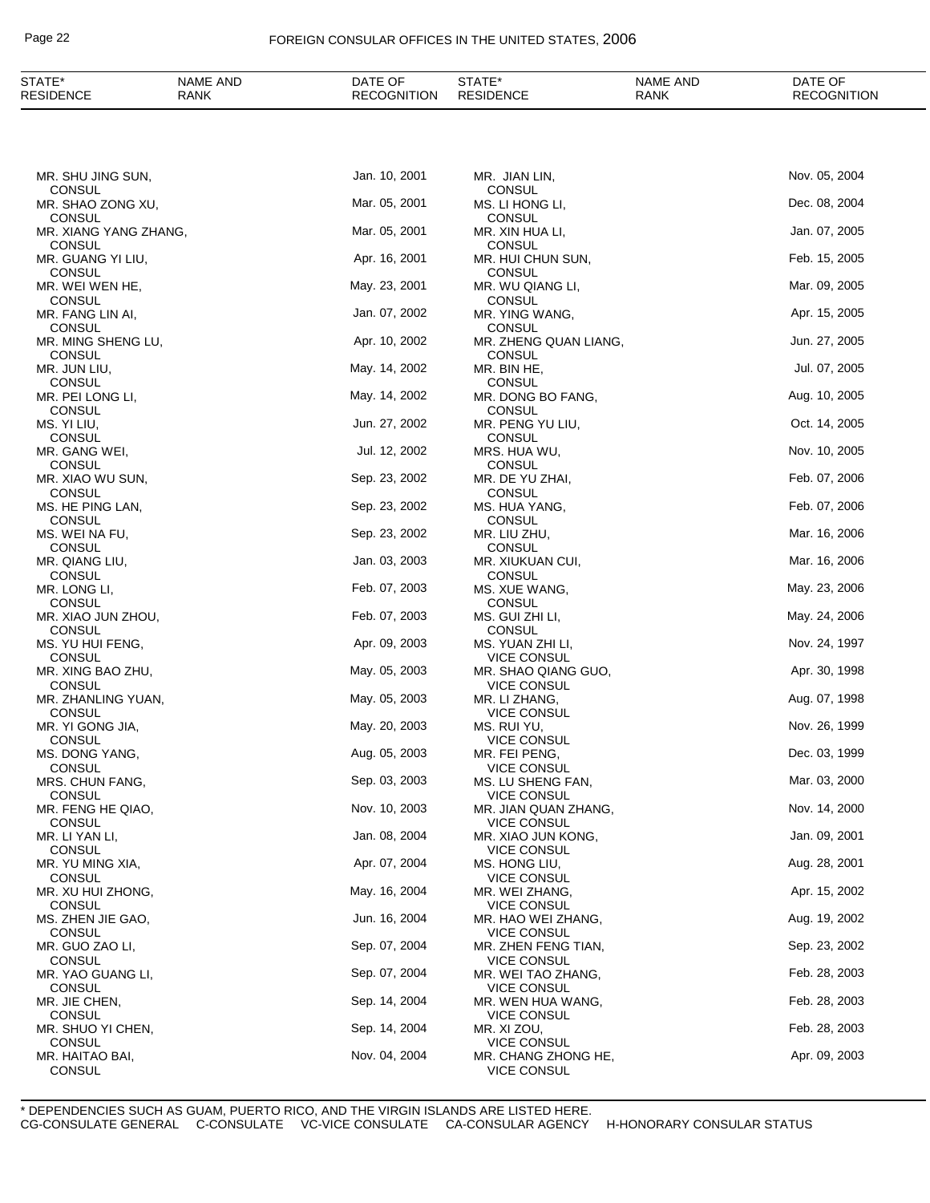| STATE* RESIDENCE | NAME AND RANK | DATE OF RECOGNITION | STATE* RESIDENCE | NAME AND RANK | DATE OF RECOGNITION |
|---|---|---|---|---|---|
| MR. SHU JING SUN, CONSUL | | Jan. 10, 2001 | MR. JIAN LIN, CONSUL | | Nov. 05, 2004 |
| MR. SHAO ZONG XU, CONSUL | | Mar. 05, 2001 | MS. LI HONG LI, CONSUL | | Dec. 08, 2004 |
| MR. XIANG YANG ZHANG, CONSUL | | Mar. 05, 2001 | MR. XIN HUA LI, CONSUL | | Jan. 07, 2005 |
| MR. GUANG YI LIU, CONSUL | | Apr. 16, 2001 | MR. HUI CHUN SUN, CONSUL | | Feb. 15, 2005 |
| MR. WEI WEN HE, CONSUL | | May. 23, 2001 | MR. WU QIANG LI, CONSUL | | Mar. 09, 2005 |
| MR. FANG LIN AI, CONSUL | | Jan. 07, 2002 | MR. YING WANG, CONSUL | | Apr. 15, 2005 |
| MR. MING SHENG LU, CONSUL | | Apr. 10, 2002 | MR. ZHENG QUAN LIANG, CONSUL | | Jun. 27, 2005 |
| MR. JUN LIU, CONSUL | | May. 14, 2002 | MR. BIN HE, CONSUL | | Jul. 07, 2005 |
| MR. PEI LONG LI, CONSUL | | May. 14, 2002 | MR. DONG BO FANG, CONSUL | | Aug. 10, 2005 |
| MS. YI LIU, CONSUL | | Jun. 27, 2002 | MR. PENG YU LIU, CONSUL | | Oct. 14, 2005 |
| MR. GANG WEI, CONSUL | | Jul. 12, 2002 | MRS. HUA WU, CONSUL | | Nov. 10, 2005 |
| MR. XIAO WU SUN, CONSUL | | Sep. 23, 2002 | MR. DE YU ZHAI, CONSUL | | Feb. 07, 2006 |
| MS. HE PING LAN, CONSUL | | Sep. 23, 2002 | MS. HUA YANG, CONSUL | | Feb. 07, 2006 |
| MS. WEI NA FU, CONSUL | | Sep. 23, 2002 | MR. LIU ZHU, CONSUL | | Mar. 16, 2006 |
| MR. QIANG LIU, CONSUL | | Jan. 03, 2003 | MR. XIUKUAN CUI, CONSUL | | Mar. 16, 2006 |
| MR. LONG LI, CONSUL | | Feb. 07, 2003 | MS. XUE WANG, CONSUL | | May. 23, 2006 |
| MR. XIAO JUN ZHOU, CONSUL | | Feb. 07, 2003 | MS. GUI ZHI LI, CONSUL | | May. 24, 2006 |
| MS. YU HUI FENG, CONSUL | | Apr. 09, 2003 | MS. YUAN ZHI LI, VICE CONSUL | | Nov. 24, 1997 |
| MR. XING BAO ZHU, CONSUL | | May. 05, 2003 | MR. SHAO QIANG GUO, VICE CONSUL | | Apr. 30, 1998 |
| MR. ZHANLING YUAN, CONSUL | | May. 05, 2003 | MR. LI ZHANG, VICE CONSUL | | Aug. 07, 1998 |
| MR. YI GONG JIA, CONSUL | | May. 20, 2003 | MS. RUI YU, VICE CONSUL | | Nov. 26, 1999 |
| MS. DONG YANG, CONSUL | | Aug. 05, 2003 | MR. FEI PENG, VICE CONSUL | | Dec. 03, 1999 |
| MRS. CHUN FANG, CONSUL | | Sep. 03, 2003 | MS. LU SHENG FAN, VICE CONSUL | | Mar. 03, 2000 |
| MR. FENG HE QIAO, CONSUL | | Nov. 10, 2003 | MR. JIAN QUAN ZHANG, VICE CONSUL | | Nov. 14, 2000 |
| MR. LI YAN LI, CONSUL | | Jan. 08, 2004 | MR. XIAO JUN KONG, VICE CONSUL | | Jan. 09, 2001 |
| MR. YU MING XIA, CONSUL | | Apr. 07, 2004 | MS. HONG LIU, VICE CONSUL | | Aug. 28, 2001 |
| MR. XU HUI ZHONG, CONSUL | | May. 16, 2004 | MR. WEI ZHANG, VICE CONSUL | | Apr. 15, 2002 |
| MS. ZHEN JIE GAO, CONSUL | | Jun. 16, 2004 | MR. HAO WEI ZHANG, VICE CONSUL | | Aug. 19, 2002 |
| MR. GUO ZAO LI, CONSUL | | Sep. 07, 2004 | MR. ZHEN FENG TIAN, VICE CONSUL | | Sep. 23, 2002 |
| MR. YAO GUANG LI, CONSUL | | Sep. 07, 2004 | MR. WEI TAO ZHANG, VICE CONSUL | | Feb. 28, 2003 |
| MR. JIE CHEN, CONSUL | | Sep. 14, 2004 | MR. WEN HUA WANG, VICE CONSUL | | Feb. 28, 2003 |
| MR. SHUO YI CHEN, CONSUL | | Sep. 14, 2004 | MR. XI ZOU, VICE CONSUL | | Feb. 28, 2003 |
| MR. HAITAO BAI, CONSUL | | Nov. 04, 2004 | MR. CHANG ZHONG HE, VICE CONSUL | | Apr. 09, 2003 |

\* DEPENDENCIES SUCH AS GUAM, PUERTO RICO, AND THE VIRGIN ISLANDS ARE LISTED HERE.
CG-CONSULATE GENERAL C-CONSULATE VC-VICE CONSULATE CA-CONSULAR AGENCY H-HONORARY CONSULAR STATUS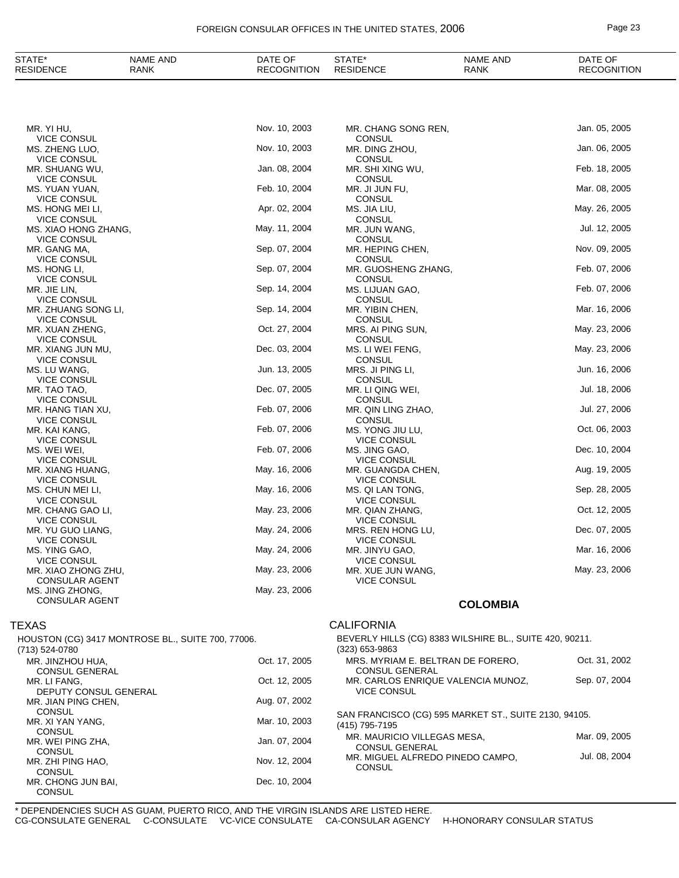| STATE* RESIDENCE | NAME AND RANK | DATE OF RECOGNITION |
|---|---|---|
| | MR. YI HU, VICE CONSUL | Nov. 10, 2003 |
| | MS. ZHENG LUO, VICE CONSUL | Nov. 10, 2003 |
| | MR. SHUANG WU, VICE CONSUL | Jan. 08, 2004 |
| | MS. YUAN YUAN, VICE CONSUL | Feb. 10, 2004 |
| | MS. HONG MEI LI, VICE CONSUL | Apr. 02, 2004 |
| | MS. XIAO HONG ZHANG, VICE CONSUL | May. 11, 2004 |
| | MR. GANG MA, VICE CONSUL | Sep. 07, 2004 |
| | MS. HONG LI, VICE CONSUL | Sep. 07, 2004 |
| | MR. JIE LIN, VICE CONSUL | Sep. 14, 2004 |
| | MR. ZHUANG SONG LI, VICE CONSUL | Sep. 14, 2004 |
| | MR. XUAN ZHENG, VICE CONSUL | Oct. 27, 2004 |
| | MR. XIANG JUN MU, VICE CONSUL | Dec. 03, 2004 |
| | MS. LU WANG, VICE CONSUL | Jun. 13, 2005 |
| | MR. TAO TAO, VICE CONSUL | Dec. 07, 2005 |
| | MR. HANG TIAN XU, VICE CONSUL | Feb. 07, 2006 |
| | MR. KAI KANG, VICE CONSUL | Feb. 07, 2006 |
| | MS. WEI WEI, VICE CONSUL | Feb. 07, 2006 |
| | MR. XIANG HUANG, VICE CONSUL | May. 16, 2006 |
| | MS. CHUN MEI LI, VICE CONSUL | May. 16, 2006 |
| | MR. CHANG GAO LI, VICE CONSUL | May. 23, 2006 |
| | MR. YU GUO LIANG, VICE CONSUL | May. 24, 2006 |
| | MS. YING GAO, VICE CONSUL | May. 24, 2006 |
| | MR. XIAO ZHONG ZHU, CONSULAR AGENT | May. 23, 2006 |
| | MS. JING ZHONG, CONSULAR AGENT | May. 23, 2006 |

TEXAS

HOUSTON (CG) 3417 MONTROSE BL., SUITE 700, 77006.
(713) 524-0780

| NAME AND RANK | DATE OF RECOGNITION |
|---|---|
| MR. JINZHOU HUA, CONSUL GENERAL | Oct. 17, 2005 |
| MR. LI FANG, DEPUTY CONSUL GENERAL | Oct. 12, 2005 |
| MR. JIAN PING CHEN, CONSUL | Aug. 07, 2002 |
| MR. XI YAN YANG, CONSUL | Mar. 10, 2003 |
| MR. WEI PING ZHA, CONSUL | Jan. 07, 2004 |
| MR. ZHI PING HAO, CONSUL | Nov. 12, 2004 |
| MR. CHONG JUN BAI, CONSUL | Dec. 10, 2004 |
| MR. CHANG SONG REN, CONSUL | Jan. 05, 2005 |
| MR. DING ZHOU, CONSUL | Jan. 06, 2005 |
| MR. SHI XING WU, CONSUL | Feb. 18, 2005 |
| MR. JI JUN FU, CONSUL | Mar. 08, 2005 |
| MS. JIA LIU, CONSUL | May. 26, 2005 |
| MR. JUN WANG, CONSUL | Jul. 12, 2005 |
| MR. HEPING CHEN, CONSUL | Nov. 09, 2005 |
| MR. GUOSHENG ZHANG, CONSUL | Feb. 07, 2006 |
| MS. LIJUAN GAO, CONSUL | Feb. 07, 2006 |
| MR. YIBIN CHEN, CONSUL | Mar. 16, 2006 |
| MRS. AI PING SUN, CONSUL | May. 23, 2006 |
| MS. LI WEI FENG, CONSUL | May. 23, 2006 |
| MRS. JI PING LI, CONSUL | Jun. 16, 2006 |
| MR. LI QING WEI, CONSUL | Jul. 18, 2006 |
| MR. QIN LING ZHAO, CONSUL | Jul. 27, 2006 |
| MS. YONG JIU LU, VICE CONSUL | Oct. 06, 2003 |
| MS. JING GAO, VICE CONSUL | Dec. 10, 2004 |
| MR. GUANGDA CHEN, VICE CONSUL | Aug. 19, 2005 |
| MS. QI LAN TONG, VICE CONSUL | Sep. 28, 2005 |
| MR. QIAN ZHANG, VICE CONSUL | Oct. 12, 2005 |
| MRS. REN HONG LU, VICE CONSUL | Dec. 07, 2005 |
| MR. JINYU GAO, VICE CONSUL | Mar. 16, 2006 |
| MR. XUE JUN WANG, VICE CONSUL | May. 23, 2006 |

## COLOMBIA

CALIFORNIA

BEVERLY HILLS (CG) 8383 WILSHIRE BL., SUITE 420, 90211.
(323) 653-9863

| NAME AND RANK | DATE OF RECOGNITION |
|---|---|
| MRS. MYRIAM E. BELTRAN DE FORERO, CONSUL GENERAL | Oct. 31, 2002 |
| MR. CARLOS ENRIQUE VALENCIA MUNOZ, VICE CONSUL | Sep. 07, 2004 |

SAN FRANCISCO (CG) 595 MARKET ST., SUITE 2130, 94105.
(415) 795-7195

| NAME AND RANK | DATE OF RECOGNITION |
|---|---|
| MR. MAURICIO VILLEGAS MESA, CONSUL GENERAL | Mar. 09, 2005 |
| MR. MIGUEL ALFREDO PINEDO CAMPO, CONSUL | Jul. 08, 2004 |

* DEPENDENCIES SUCH AS GUAM, PUERTO RICO, AND THE VIRGIN ISLANDS ARE LISTED HERE.
CG-CONSULATE GENERAL C-CONSULATE VC-VICE CONSULATE CA-CONSULAR AGENCY H-HONORARY CONSULAR STATUS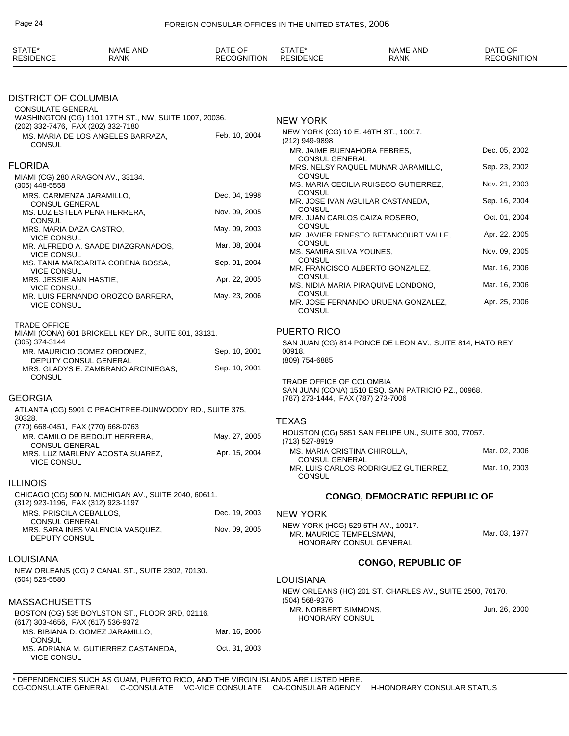| STATE* RESIDENCE | NAME AND RANK | DATE OF RECOGNITION |
|---|---|---|

## DISTRICT OF COLUMBIA

CONSULATE GENERAL
WASHINGTON (CG) 1101 17TH ST., NW, SUITE 1007, 20036.
(202) 332-7476, FAX (202) 332-7180

| | |
|---|---|
| MS. MARIA DE LOS ANGELES BARRAZA, CONSUL | Feb. 10, 2004 |

## FLORIDA

MIAMI (CG) 280 ARAGON AV., 33134.
(305) 448-5558

| | |
|---|---|
| MRS. CARMENZA JARAMILLO, CONSUL GENERAL | Dec. 04, 1998 |
| MS. LUZ ESTELA PENA HERRERA, CONSUL | Nov. 09, 2005 |
| MRS. MARIA DAZA CASTRO, VICE CONSUL | May. 09, 2003 |
| MR. ALFREDO A. SAADE DIAZGRANADOS, VICE CONSUL | Mar. 08, 2004 |
| MS. TANIA MARGARITA CORENA BOSSA, VICE CONSUL | Sep. 01, 2004 |
| MRS. JESSIE ANN HASTIE, VICE CONSUL | Apr. 22, 2005 |
| MR. LUIS FERNANDO OROZCO BARRERA, VICE CONSUL | May. 23, 2006 |

TRADE OFFICE
MIAMI (CONA) 601 BRICKELL KEY DR., SUITE 801, 33131.
(305) 374-3144

| | |
|---|---|
| MR. MAURICIO GOMEZ ORDONEZ, DEPUTY CONSUL GENERAL | Sep. 10, 2001 |
| MRS. GLADYS E. ZAMBRANO ARCINIEGAS, CONSUL | Sep. 10, 2001 |

## GEORGIA

ATLANTA (CG) 5901 C PEACHTREE-DUNWOODY RD., SUITE 375, 30328.
(770) 668-0451, FAX (770) 668-0763

| | |
|---|---|
| MR. CAMILO DE BEDOUT HERRERA, CONSUL GENERAL | May. 27, 2005 |
| MRS. LUZ MARLENY ACOSTA SUAREZ, VICE CONSUL | Apr. 15, 2004 |

## ILLINOIS

CHICAGO (CG) 500 N. MICHIGAN AV., SUITE 2040, 60611.
(312) 923-1196, FAX (312) 923-1197

| | |
|---|---|
| MRS. PRISCILA CEBALLOS, CONSUL GENERAL | Dec. 19, 2003 |
| MRS. SARA INES VALENCIA VASQUEZ, DEPUTY CONSUL | Nov. 09, 2005 |

## LOUISIANA

NEW ORLEANS (CG) 2 CANAL ST., SUITE 2302, 70130.
(504) 525-5580

## MASSACHUSETTS

BOSTON (CG) 535 BOYLSTON ST., FLOOR 3RD, 02116.
(617) 303-4656, FAX (617) 536-9372

| | |
|---|---|
| MS. BIBIANA D. GOMEZ JARAMILLO, CONSUL | Mar. 16, 2006 |
| MS. ADRIANA M. GUTIERREZ CASTANEDA, VICE CONSUL | Oct. 31, 2003 |

## NEW YORK

NEW YORK (CG) 10 E. 46TH ST., 10017.
(212) 949-9898

| | |
|---|---|
| MR. JAIME BUENAHORA FEBRES, CONSUL GENERAL | Dec. 05, 2002 |
| MRS. NELSY RAQUEL MUNAR JARAMILLO, CONSUL | Sep. 23, 2002 |
| MS. MARIA CECILIA RUISECO GUTIERREZ, CONSUL | Nov. 21, 2003 |
| MR. JOSE IVAN AGUILAR CASTANEDA, CONSUL | Sep. 16, 2004 |
| MR. JUAN CARLOS CAIZA ROSERO, CONSUL | Oct. 01, 2004 |
| MR. JAVIER ERNESTO BETANCOURT VALLE, CONSUL | Apr. 22, 2005 |
| MS. SAMIRA SILVA YOUNES, CONSUL | Nov. 09, 2005 |
| MR. FRANCISCO ALBERTO GONZALEZ, CONSUL | Mar. 16, 2006 |
| MS. NIDIA MARIA PIRAQUIVE LONDONO, CONSUL | Mar. 16, 2006 |
| MR. JOSE FERNANDO URUENA GONZALEZ, CONSUL | Apr. 25, 2006 |

## PUERTO RICO

SAN JUAN (CG) 814 PONCE DE LEON AV., SUITE 814, HATO REY 00918.
(809) 754-6885

TRADE OFFICE OF COLOMBIA
SAN JUAN (CONA) 1510 ESQ. SAN PATRICIO PZ., 00968.
(787) 273-1444, FAX (787) 273-7006

## TEXAS

HOUSTON (CG) 5851 SAN FELIPE UN., SUITE 300, 77057.
(713) 527-8919

| | |
|---|---|
| MS. MARIA CRISTINA CHIROLLA, CONSUL GENERAL | Mar. 02, 2006 |
| MR. LUIS CARLOS RODRIGUEZ GUTIERREZ, CONSUL | Mar. 10, 2003 |

# CONGO, DEMOCRATIC REPUBLIC OF

## NEW YORK

NEW YORK (HCG) 529 5TH AV., 10017.

| | |
|---|---|
| MR. MAURICE TEMPELSMAN, HONORARY CONSUL GENERAL | Mar. 03, 1977 |

# CONGO, REPUBLIC OF

## LOUISIANA

NEW ORLEANS (HC) 201 ST. CHARLES AV., SUITE 2500, 70170.
(504) 568-9376

| | |
|---|---|
| MR. NORBERT SIMMONS, HONORARY CONSUL | Jun. 26, 2000 |

\* DEPENDENCIES SUCH AS GUAM, PUERTO RICO, AND THE VIRGIN ISLANDS ARE LISTED HERE.
CG-CONSULATE GENERAL C-CONSULATE VC-VICE CONSULATE CA-CONSULAR AGENCY H-HONORARY CONSULAR STATUS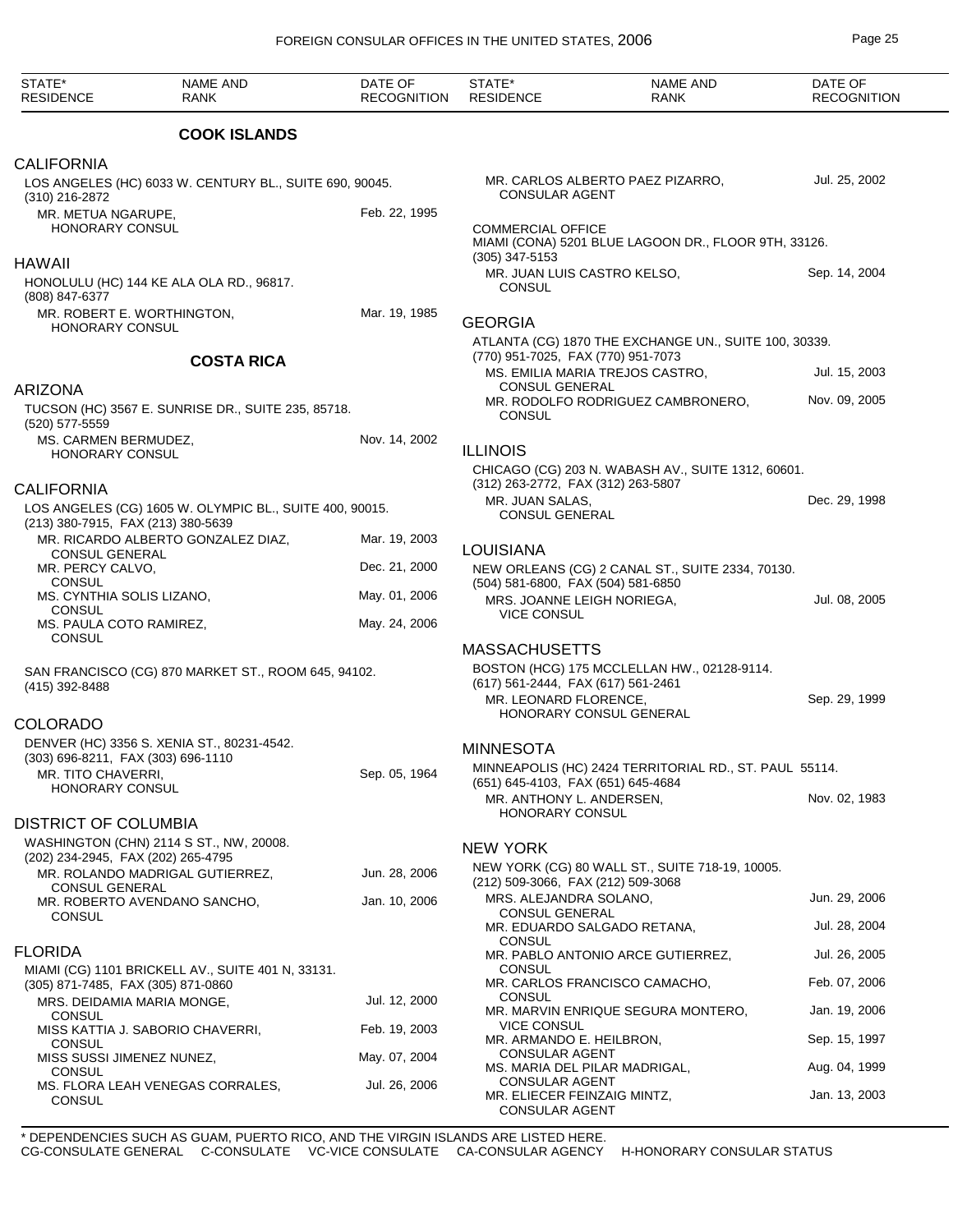## COOK ISLANDS

### CALIFORNIA

LOS ANGELES (HC) 6033 W. CENTURY BL., SUITE 690, 90045.
(310) 216-2872

| NAME AND RANK | DATE OF RECOGNITION |
|---|---|
| MR. METUA NGARUPE, HONORARY CONSUL | Feb. 22, 1995 |

### HAWAII

HONOLULU (HC) 144 KE ALA OLA RD., 96817.
(808) 847-6377

| NAME AND RANK | DATE OF RECOGNITION |
|---|---|
| MR. ROBERT E. WORTHINGTON, HONORARY CONSUL | Mar. 19, 1985 |

## COSTA RICA

### ARIZONA

TUCSON (HC) 3567 E. SUNRISE DR., SUITE 235, 85718.
(520) 577-5559

| NAME AND RANK | DATE OF RECOGNITION |
|---|---|
| MS. CARMEN BERMUDEZ, HONORARY CONSUL | Nov. 14, 2002 |

### CALIFORNIA

LOS ANGELES (CG) 1605 W. OLYMPIC BL., SUITE 400, 90015.
(213) 380-7915, FAX (213) 380-5639

| NAME AND RANK | DATE OF RECOGNITION |
|---|---|
| MR. RICARDO ALBERTO GONZALEZ DIAZ, CONSUL GENERAL | Mar. 19, 2003 |
| MR. PERCY CALVO, CONSUL | Dec. 21, 2000 |
| MS. CYNTHIA SOLIS LIZANO, CONSUL | May. 01, 2006 |
| MS. PAULA COTO RAMIREZ, CONSUL | May. 24, 2006 |

SAN FRANCISCO (CG) 870 MARKET ST., ROOM 645, 94102.
(415) 392-8488

| NAME AND RANK | DATE OF RECOGNITION |
|---|---|
| MR. CARLOS ALBERTO PAEZ PIZARRO, CONSULAR AGENT | Jul. 25, 2002 |

### COLORADO

DENVER (HC) 3356 S. XENIA ST., 80231-4542.
(303) 696-8211, FAX (303) 696-1110

| NAME AND RANK | DATE OF RECOGNITION |
|---|---|
| MR. TITO CHAVERRI, HONORARY CONSUL | Sep. 05, 1964 |

### DISTRICT OF COLUMBIA

WASHINGTON (CHN) 2114 S ST., NW, 20008.
(202) 234-2945, FAX (202) 265-4795

| NAME AND RANK | DATE OF RECOGNITION |
|---|---|
| MR. ROLANDO MADRIGAL GUTIERREZ, CONSUL GENERAL | Jun. 28, 2006 |
| MR. ROBERTO AVENDANO SANCHO, CONSUL | Jan. 10, 2006 |

### FLORIDA

MIAMI (CG) 1101 BRICKELL AV., SUITE 401 N, 33131.
(305) 871-7485, FAX (305) 871-0860

| NAME AND RANK | DATE OF RECOGNITION |
|---|---|
| MRS. DEIDAMIA MARIA MONGE, CONSUL | Jul. 12, 2000 |
| MISS KATTIA J. SABORIO CHAVERRI, CONSUL | Feb. 19, 2003 |
| MISS SUSSI JIMENEZ NUNEZ, CONSUL | May. 07, 2004 |
| MS. FLORA LEAH VENEGAS CORRALES, CONSUL | Jul. 26, 2006 |

COMMERCIAL OFFICE
MIAMI (CONA) 5201 BLUE LAGOON DR., FLOOR 9TH, 33126.
(305) 347-5153

| NAME AND RANK | DATE OF RECOGNITION |
|---|---|
| MR. JUAN LUIS CASTRO KELSO, CONSUL | Sep. 14, 2004 |

### GEORGIA

ATLANTA (CG) 1870 THE EXCHANGE UN., SUITE 100, 30339.
(770) 951-7025, FAX (770) 951-7073

| NAME AND RANK | DATE OF RECOGNITION |
|---|---|
| MS. EMILIA MARIA TREJOS CASTRO, CONSUL GENERAL | Jul. 15, 2003 |
| MR. RODOLFO RODRIGUEZ CAMBRONERO, CONSUL | Nov. 09, 2005 |

### ILLINOIS

CHICAGO (CG) 203 N. WABASH AV., SUITE 1312, 60601.
(312) 263-2772, FAX (312) 263-5807

| NAME AND RANK | DATE OF RECOGNITION |
|---|---|
| MR. JUAN SALAS, CONSUL GENERAL | Dec. 29, 1998 |

### LOUISIANA

NEW ORLEANS (CG) 2 CANAL ST., SUITE 2334, 70130.
(504) 581-6800, FAX (504) 581-6850

| NAME AND RANK | DATE OF RECOGNITION |
|---|---|
| MRS. JOANNE LEIGH NORIEGA, VICE CONSUL | Jul. 08, 2005 |

### MASSACHUSETTS

BOSTON (HCG) 175 MCCLELLAN HW., 02128-9114.
(617) 561-2444, FAX (617) 561-2461

| NAME AND RANK | DATE OF RECOGNITION |
|---|---|
| MR. LEONARD FLORENCE, HONORARY CONSUL GENERAL | Sep. 29, 1999 |

### MINNESOTA

MINNEAPOLIS (HC) 2424 TERRITORIAL RD., ST. PAUL 55114.
(651) 645-4103, FAX (651) 645-4684

| NAME AND RANK | DATE OF RECOGNITION |
|---|---|
| MR. ANTHONY L. ANDERSEN, HONORARY CONSUL | Nov. 02, 1983 |

### NEW YORK

NEW YORK (CG) 80 WALL ST., SUITE 718-19, 10005.
(212) 509-3066, FAX (212) 509-3068

| NAME AND RANK | DATE OF RECOGNITION |
|---|---|
| MRS. ALEJANDRA SOLANO, CONSUL GENERAL | Jun. 29, 2006 |
| MR. EDUARDO SALGADO RETANA, CONSUL | Jul. 28, 2004 |
| MR. PABLO ANTONIO ARCE GUTIERREZ, CONSUL | Jul. 26, 2005 |
| MR. CARLOS FRANCISCO CAMACHO, CONSUL | Feb. 07, 2006 |
| MR. MARVIN ENRIQUE SEGURA MONTERO, VICE CONSUL | Jan. 19, 2006 |
| MR. ARMANDO E. HEILBRON, CONSULAR AGENT | Sep. 15, 1997 |
| MS. MARIA DEL PILAR MADRIGAL, CONSULAR AGENT | Aug. 04, 1999 |
| MR. ELIECER FEINZAIG MINTZ, CONSULAR AGENT | Jan. 13, 2003 |

\* DEPENDENCIES SUCH AS GUAM, PUERTO RICO, AND THE VIRGIN ISLANDS ARE LISTED HERE.
CG-CONSULATE GENERAL C-CONSULATE VC-VICE CONSULATE CA-CONSULAR AGENCY H-HONORARY CONSULAR STATUS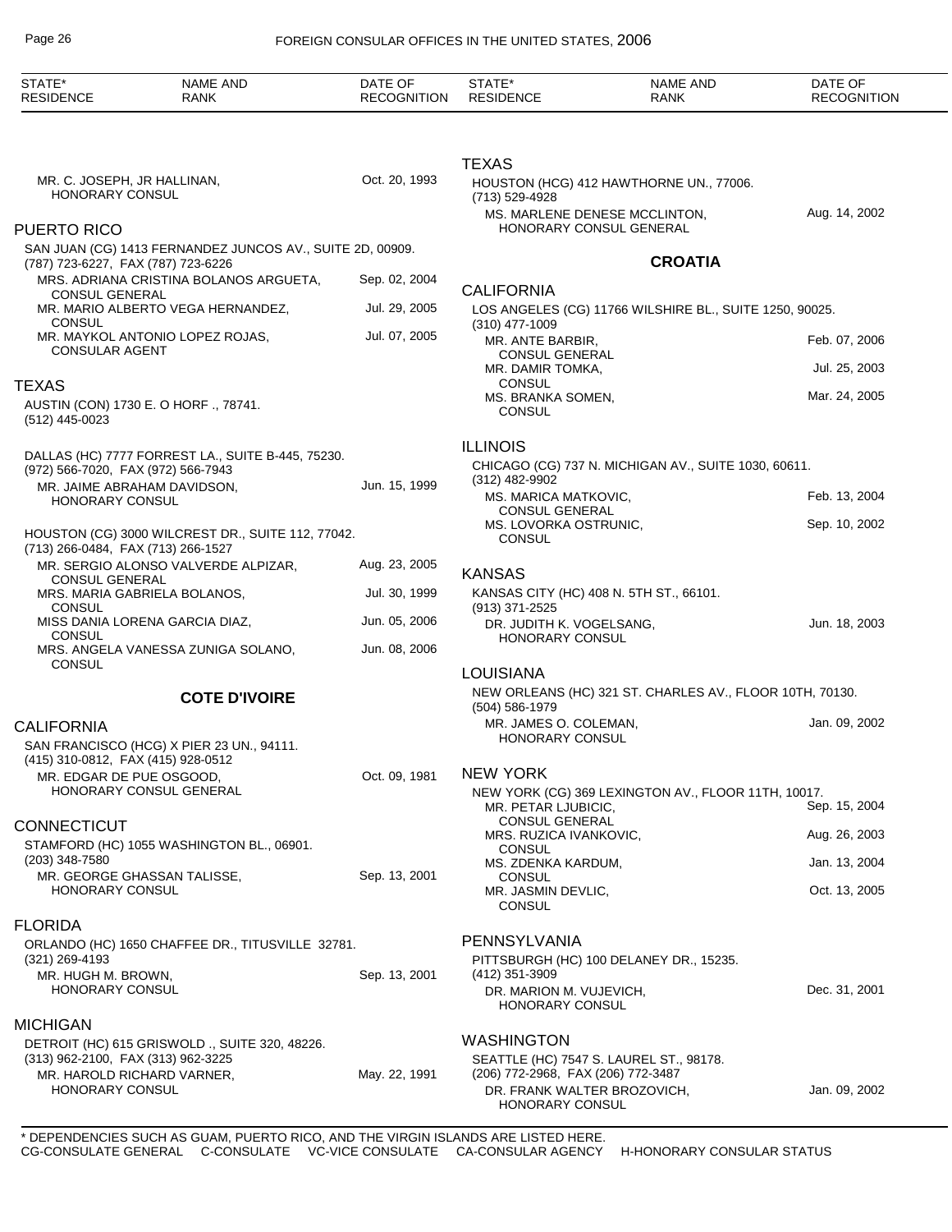| STATE* RESIDENCE | NAME AND RANK | DATE OF RECOGNITION |
|---|---|---|
| | MR. C. JOSEPH, JR HALLINAN, HONORARY CONSUL | Oct. 20, 1993 |

**PUERTO RICO**

SAN JUAN (CG) 1413 FERNANDEZ JUNCOS AV., SUITE 2D, 00909.
(787) 723-6227, FAX (787) 723-6226

| NAME AND RANK | DATE OF RECOGNITION |
|---|---|
| MRS. ADRIANA CRISTINA BOLANOS ARGUETA, CONSUL GENERAL | Sep. 02, 2004 |
| MR. MARIO ALBERTO VEGA HERNANDEZ, CONSUL | Jul. 29, 2005 |
| MR. MAYKOL ANTONIO LOPEZ ROJAS, CONSULAR AGENT | Jul. 07, 2005 |

**TEXAS**

AUSTIN (CON) 1730 E. O HORF ., 78741.
(512) 445-0023

DALLAS (HC) 7777 FORREST LA., SUITE B-445, 75230.
(972) 566-7020, FAX (972) 566-7943

| NAME AND RANK | DATE OF RECOGNITION |
|---|---|
| MR. JAIME ABRAHAM DAVIDSON, HONORARY CONSUL | Jun. 15, 1999 |

HOUSTON (CG) 3000 WILCREST DR., SUITE 112, 77042.
(713) 266-0484, FAX (713) 266-1527

| NAME AND RANK | DATE OF RECOGNITION |
|---|---|
| MR. SERGIO ALONSO VALVERDE ALPIZAR, CONSUL GENERAL | Aug. 23, 2005 |
| MRS. MARIA GABRIELA BOLANOS, CONSUL | Jul. 30, 1999 |
| MISS DANIA LORENA GARCIA DIAZ, CONSUL | Jun. 05, 2006 |
| MRS. ANGELA VANESSA ZUNIGA SOLANO, CONSUL | Jun. 08, 2006 |

## COTE D'IVOIRE

**CALIFORNIA**

SAN FRANCISCO (HCG) X PIER 23 UN., 94111.
(415) 310-0812, FAX (415) 928-0512

| NAME AND RANK | DATE OF RECOGNITION |
|---|---|
| MR. EDGAR DE PUE OSGOOD, HONORARY CONSUL GENERAL | Oct. 09, 1981 |

**CONNECTICUT**

STAMFORD (HC) 1055 WASHINGTON BL., 06901.
(203) 348-7580

| NAME AND RANK | DATE OF RECOGNITION |
|---|---|
| MR. GEORGE GHASSAN TALISSE, HONORARY CONSUL | Sep. 13, 2001 |

**FLORIDA**

ORLANDO (HC) 1650 CHAFFEE DR., TITUSVILLE 32781.
(321) 269-4193

| NAME AND RANK | DATE OF RECOGNITION |
|---|---|
| MR. HUGH M. BROWN, HONORARY CONSUL | Sep. 13, 2001 |

**MICHIGAN**

DETROIT (HC) 615 GRISWOLD ., SUITE 320, 48226.
(313) 962-2100, FAX (313) 962-3225

| NAME AND RANK | DATE OF RECOGNITION |
|---|---|
| MR. HAROLD RICHARD VARNER, HONORARY CONSUL | May. 22, 1991 |

**TEXAS**

HOUSTON (HCG) 412 HAWTHORNE UN., 77006.
(713) 529-4928

| NAME AND RANK | DATE OF RECOGNITION |
|---|---|
| MS. MARLENE DENESE MCCLINTON, HONORARY CONSUL GENERAL | Aug. 14, 2002 |

## CROATIA

**CALIFORNIA**

LOS ANGELES (CG) 11766 WILSHIRE BL., SUITE 1250, 90025.
(310) 477-1009

| NAME AND RANK | DATE OF RECOGNITION |
|---|---|
| MR. ANTE BARBIR, CONSUL GENERAL | Feb. 07, 2006 |
| MR. DAMIR TOMKA, CONSUL | Jul. 25, 2003 |
| MS. BRANKA SOMEN, CONSUL | Mar. 24, 2005 |

**ILLINOIS**

CHICAGO (CG) 737 N. MICHIGAN AV., SUITE 1030, 60611.
(312) 482-9902

| NAME AND RANK | DATE OF RECOGNITION |
|---|---|
| MS. MARICA MATKOVIC, CONSUL GENERAL | Feb. 13, 2004 |
| MS. LOVORKA OSTRUNIC, CONSUL | Sep. 10, 2002 |

**KANSAS**

KANSAS CITY (HC) 408 N. 5TH ST., 66101.
(913) 371-2525

| NAME AND RANK | DATE OF RECOGNITION |
|---|---|
| DR. JUDITH K. VOGELSANG, HONORARY CONSUL | Jun. 18, 2003 |

**LOUISIANA**

NEW ORLEANS (HC) 321 ST. CHARLES AV., FLOOR 10TH, 70130.
(504) 586-1979

| NAME AND RANK | DATE OF RECOGNITION |
|---|---|
| MR. JAMES O. COLEMAN, HONORARY CONSUL | Jan. 09, 2002 |

**NEW YORK**

NEW YORK (CG) 369 LEXINGTON AV., FLOOR 11TH, 10017.

| NAME AND RANK | DATE OF RECOGNITION |
|---|---|
| MR. PETAR LJUBICIC, CONSUL GENERAL | Sep. 15, 2004 |
| MRS. RUZICA IVANKOVIC, CONSUL | Aug. 26, 2003 |
| MS. ZDENKA KARDUM, CONSUL | Jan. 13, 2004 |
| MR. JASMIN DEVLIC, CONSUL | Oct. 13, 2005 |

**PENNSYLVANIA**

PITTSBURGH (HC) 100 DELANEY DR., 15235.
(412) 351-3909

| NAME AND RANK | DATE OF RECOGNITION |
|---|---|
| DR. MARION M. VUJEVICH, HONORARY CONSUL | Dec. 31, 2001 |

**WASHINGTON**

SEATTLE (HC) 7547 S. LAUREL ST., 98178.
(206) 772-2968, FAX (206) 772-3487

| NAME AND RANK | DATE OF RECOGNITION |
|---|---|
| DR. FRANK WALTER BROZOVICH, HONORARY CONSUL | Jan. 09, 2002 |

\* DEPENDENCIES SUCH AS GUAM, PUERTO RICO, AND THE VIRGIN ISLANDS ARE LISTED HERE.
CG-CONSULATE GENERAL C-CONSULATE VC-VICE CONSULATE CA-CONSULAR AGENCY H-HONORARY CONSULAR STATUS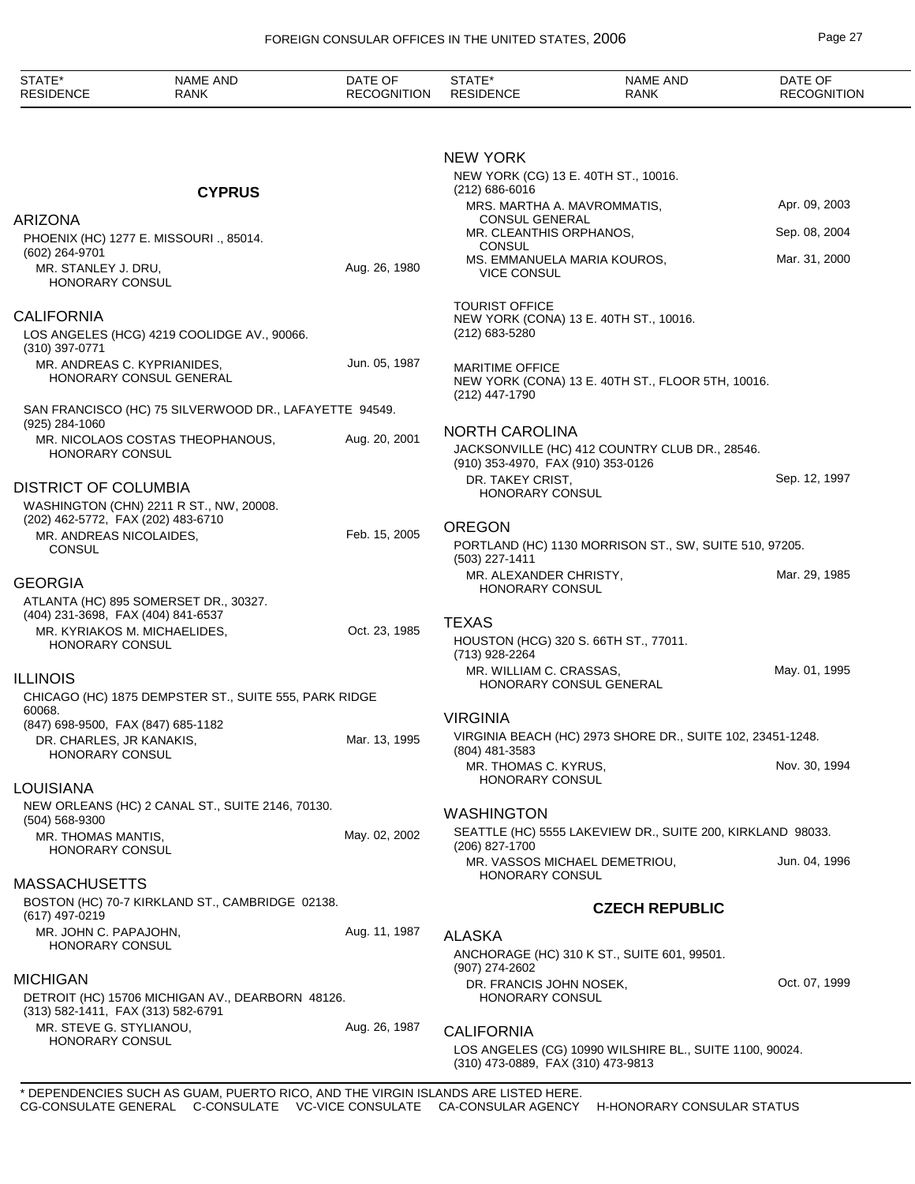| STATE* RESIDENCE | NAME AND RANK | DATE OF RECOGNITION |
|---|---|---|

## CYPRUS

### ARIZONA

PHOENIX (HC) 1277 E. MISSOURI ., 85014.
(602) 264-9701

| | | |
|---|---|---|
| MR. STANLEY J. DRU, HONORARY CONSUL | | Aug. 26, 1980 |

### CALIFORNIA

LOS ANGELES (HCG) 4219 COOLIDGE AV., 90066.
(310) 397-0771

| | | |
|---|---|---|
| MR. ANDREAS C. KYPRIANIDES, HONORARY CONSUL GENERAL | | Jun. 05, 1987 |

SAN FRANCISCO (HC) 75 SILVERWOOD DR., LAFAYETTE 94549.
(925) 284-1060

| | | |
|---|---|---|
| MR. NICOLAOS COSTAS THEOPHANOUS, HONORARY CONSUL | | Aug. 20, 2001 |

### DISTRICT OF COLUMBIA

WASHINGTON (CHN) 2211 R ST., NW, 20008.
(202) 462-5772, FAX (202) 483-6710

| | | |
|---|---|---|
| MR. ANDREAS NICOLAIDES, CONSUL | | Feb. 15, 2005 |

### GEORGIA

ATLANTA (HC) 895 SOMERSET DR., 30327.
(404) 231-3698, FAX (404) 841-6537

| | | |
|---|---|---|
| MR. KYRIAKOS M. MICHAELIDES, HONORARY CONSUL | | Oct. 23, 1985 |

### ILLINOIS

CHICAGO (HC) 1875 DEMPSTER ST., SUITE 555, PARK RIDGE 60068.
(847) 698-9500, FAX (847) 685-1182

| | | |
|---|---|---|
| DR. CHARLES, JR KANAKIS, HONORARY CONSUL | | Mar. 13, 1995 |

### LOUISIANA

NEW ORLEANS (HC) 2 CANAL ST., SUITE 2146, 70130.
(504) 568-9300

| | | |
|---|---|---|
| MR. THOMAS MANTIS, HONORARY CONSUL | | May. 02, 2002 |

### MASSACHUSETTS

BOSTON (HC) 70-7 KIRKLAND ST., CAMBRIDGE 02138.
(617) 497-0219

| | | |
|---|---|---|
| MR. JOHN C. PAPAJOHN, HONORARY CONSUL | | Aug. 11, 1987 |

### MICHIGAN

DETROIT (HC) 15706 MICHIGAN AV., DEARBORN 48126.
(313) 582-1411, FAX (313) 582-6791

| | | |
|---|---|---|
| MR. STEVE G. STYLIANOU, HONORARY CONSUL | | Aug. 26, 1987 |

### NEW YORK

NEW YORK (CG) 13 E. 40TH ST., 10016.
(212) 686-6016

| | | |
|---|---|---|
| MRS. MARTHA A. MAVROMMATIS, CONSUL GENERAL | | Apr. 09, 2003 |
| MR. CLEANTHIS ORPHANOS, CONSUL | | Sep. 08, 2004 |
| MS. EMMANUELA MARIA KOUROS, VICE CONSUL | | Mar. 31, 2000 |

TOURIST OFFICE
NEW YORK (CONA) 13 E. 40TH ST., 10016.
(212) 683-5280

MARITIME OFFICE
NEW YORK (CONA) 13 E. 40TH ST., FLOOR 5TH, 10016.
(212) 447-1790

### NORTH CAROLINA

JACKSONVILLE (HC) 412 COUNTRY CLUB DR., 28546.
(910) 353-4970, FAX (910) 353-0126

| | | |
|---|---|---|
| DR. TAKEY CRIST, HONORARY CONSUL | | Sep. 12, 1997 |

### OREGON

PORTLAND (HC) 1130 MORRISON ST., SW, SUITE 510, 97205.
(503) 227-1411

| | | |
|---|---|---|
| MR. ALEXANDER CHRISTY, HONORARY CONSUL | | Mar. 29, 1985 |

### TEXAS

HOUSTON (HCG) 320 S. 66TH ST., 77011.
(713) 928-2264

| | | |
|---|---|---|
| MR. WILLIAM C. CRASSAS, HONORARY CONSUL GENERAL | | May. 01, 1995 |

### VIRGINIA

VIRGINIA BEACH (HC) 2973 SHORE DR., SUITE 102, 23451-1248.
(804) 481-3583

| | | |
|---|---|---|
| MR. THOMAS C. KYRUS, HONORARY CONSUL | | Nov. 30, 1994 |

### WASHINGTON

SEATTLE (HC) 5555 LAKEVIEW DR., SUITE 200, KIRKLAND 98033.
(206) 827-1700

| | | |
|---|---|---|
| MR. VASSOS MICHAEL DEMETRIOU, HONORARY CONSUL | | Jun. 04, 1996 |

## CZECH REPUBLIC

### ALASKA

ANCHORAGE (HC) 310 K ST., SUITE 601, 99501.
(907) 274-2602

| | | |
|---|---|---|
| DR. FRANCIS JOHN NOSEK, HONORARY CONSUL | | Oct. 07, 1999 |

### CALIFORNIA

LOS ANGELES (CG) 10990 WILSHIRE BL., SUITE 1100, 90024.
(310) 473-0889, FAX (310) 473-9813

\* DEPENDENCIES SUCH AS GUAM, PUERTO RICO, AND THE VIRGIN ISLANDS ARE LISTED HERE.
CG-CONSULATE GENERAL C-CONSULATE VC-VICE CONSULATE CA-CONSULAR AGENCY H-HONORARY CONSULAR STATUS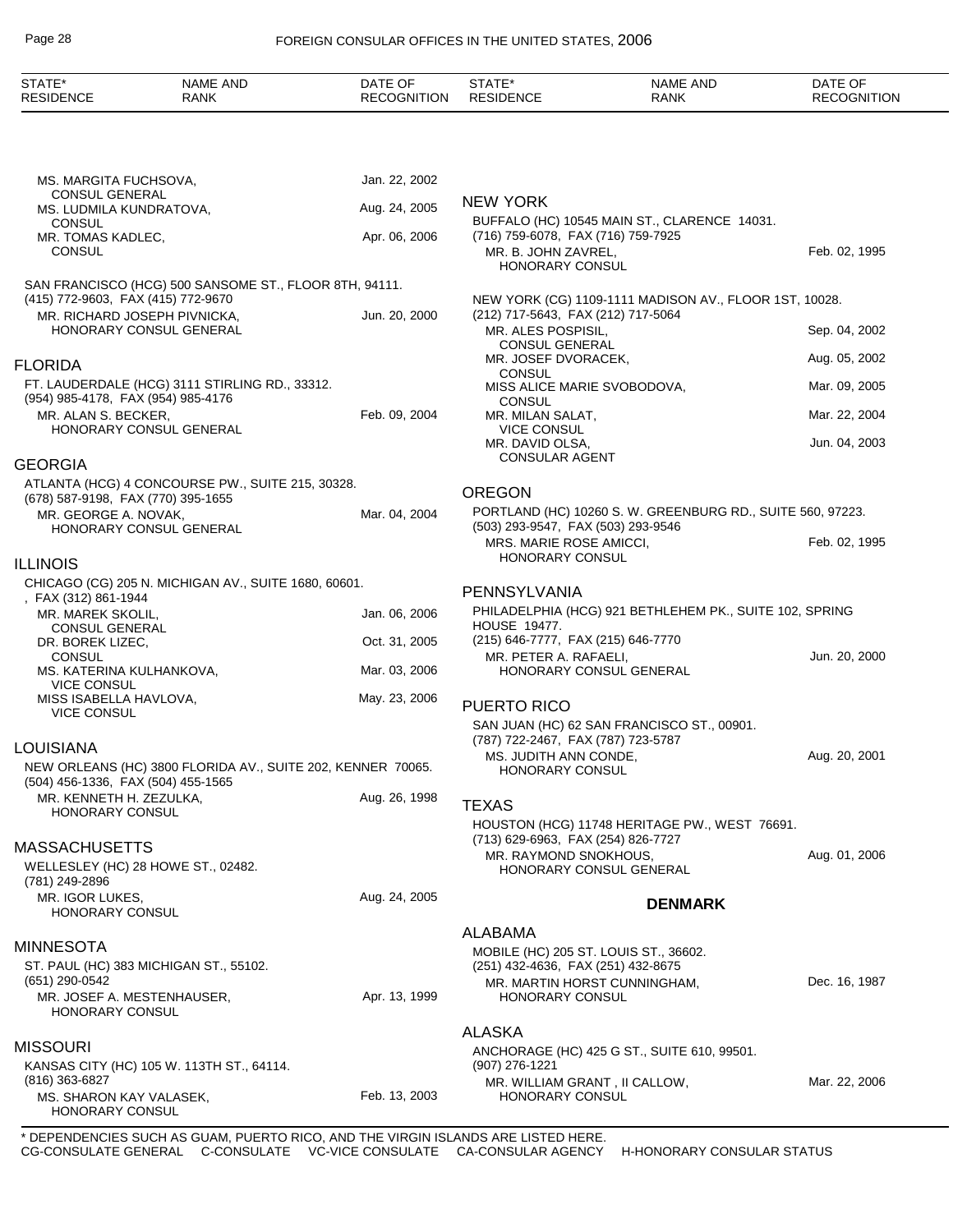MS. MARGITA FUCHSOVA, CONSUL GENERAL — Jan. 22, 2002
MS. LUDMILA KUNDRATOVA, CONSUL — Aug. 24, 2005
MR. TOMAS KADLEC, CONSUL — Apr. 06, 2006

SAN FRANCISCO (HCG) 500 SANSOME ST., FLOOR 8TH, 94111.
(415) 772-9603, FAX (415) 772-9670
MR. RICHARD JOSEPH PIVNICKA, HONORARY CONSUL GENERAL — Jun. 20, 2000

## FLORIDA

FT. LAUDERDALE (HCG) 3111 STIRLING RD., 33312.
(954) 985-4178, FAX (954) 985-4176
MR. ALAN S. BECKER, HONORARY CONSUL GENERAL — Feb. 09, 2004

## GEORGIA

ATLANTA (HCG) 4 CONCOURSE PW., SUITE 215, 30328.
(678) 587-9198, FAX (770) 395-1655
MR. GEORGE A. NOVAK, HONORARY CONSUL GENERAL — Mar. 04, 2004

## ILLINOIS

CHICAGO (CG) 205 N. MICHIGAN AV., SUITE 1680, 60601.
, FAX (312) 861-1944
MR. MAREK SKOLIL, CONSUL GENERAL — Jan. 06, 2006
DR. BOREK LIZEC, CONSUL — Oct. 31, 2005
MS. KATERINA KULHANKOVA, VICE CONSUL — Mar. 03, 2006
MISS ISABELLA HAVLOVA, VICE CONSUL — May. 23, 2006

## LOUISIANA

NEW ORLEANS (HC) 3800 FLORIDA AV., SUITE 202, KENNER 70065.
(504) 456-1336, FAX (504) 455-1565
MR. KENNETH H. ZEZULKA, HONORARY CONSUL — Aug. 26, 1998

## MASSACHUSETTS

WELLESLEY (HC) 28 HOWE ST., 02482.
(781) 249-2896
MR. IGOR LUKES, HONORARY CONSUL — Aug. 24, 2005

## MINNESOTA

ST. PAUL (HC) 383 MICHIGAN ST., 55102.
(651) 290-0542
MR. JOSEF A. MESTENHAUSER, HONORARY CONSUL — Apr. 13, 1999

## MISSOURI

KANSAS CITY (HC) 105 W. 113TH ST., 64114.
(816) 363-6827
MS. SHARON KAY VALASEK, HONORARY CONSUL — Feb. 13, 2003

## NEW YORK

BUFFALO (HC) 10545 MAIN ST., CLARENCE 14031.
(716) 759-6078, FAX (716) 759-7925
MR. B. JOHN ZAVREL, HONORARY CONSUL — Feb. 02, 1995

NEW YORK (CG) 1109-1111 MADISON AV., FLOOR 1ST, 10028.
(212) 717-5643, FAX (212) 717-5064
MR. ALES POSPISIL, CONSUL GENERAL — Sep. 04, 2002
MR. JOSEF DVORACEK, CONSUL — Aug. 05, 2002
MISS ALICE MARIE SVOBODOVA, CONSUL — Mar. 09, 2005
MR. MILAN SALAT, VICE CONSUL — Mar. 22, 2004
MR. DAVID OLSA, CONSULAR AGENT — Jun. 04, 2003

## OREGON

PORTLAND (HC) 10260 S. W. GREENBURG RD., SUITE 560, 97223.
(503) 293-9547, FAX (503) 293-9546
MRS. MARIE ROSE AMICCI, HONORARY CONSUL — Feb. 02, 1995

## PENNSYLVANIA

PHILADELPHIA (HCG) 921 BETHLEHEM PK., SUITE 102, SPRING HOUSE 19477.
(215) 646-7777, FAX (215) 646-7770
MR. PETER A. RAFAELI, HONORARY CONSUL GENERAL — Jun. 20, 2000

## PUERTO RICO

SAN JUAN (HC) 62 SAN FRANCISCO ST., 00901.
(787) 722-2467, FAX (787) 723-5787
MS. JUDITH ANN CONDE, HONORARY CONSUL — Aug. 20, 2001

## TEXAS

HOUSTON (HCG) 11748 HERITAGE PW., WEST 76691.
(713) 629-6963, FAX (254) 826-7727
MR. RAYMOND SNOKHOUS, HONORARY CONSUL GENERAL — Aug. 01, 2006

# DENMARK

## ALABAMA

MOBILE (HC) 205 ST. LOUIS ST., 36602.
(251) 432-4636, FAX (251) 432-8675
MR. MARTIN HORST CUNNINGHAM, HONORARY CONSUL — Dec. 16, 1987

## ALASKA

ANCHORAGE (HC) 425 G ST., SUITE 610, 99501.
(907) 276-1221
MR. WILLIAM GRANT , II CALLOW, HONORARY CONSUL — Mar. 22, 2006

\* DEPENDENCIES SUCH AS GUAM, PUERTO RICO, AND THE VIRGIN ISLANDS ARE LISTED HERE.
CG-CONSULATE GENERAL C-CONSULATE VC-VICE CONSULATE CA-CONSULAR AGENCY H-HONORARY CONSULAR STATUS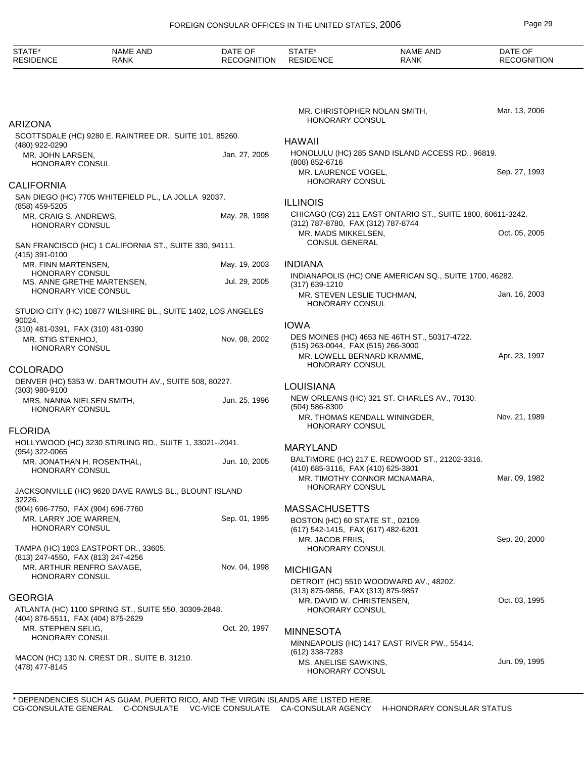| STATE* RESIDENCE | NAME AND RANK | DATE OF RECOGNITION |
|---|---|---|

## ARIZONA

SCOTTSDALE (HC) 9280 E. RAINTREE DR., SUITE 101, 85260.
(480) 922-0290

| | |
|---|---|
| MR. JOHN LARSEN, HONORARY CONSUL | Jan. 27, 2005 |

## CALIFORNIA

SAN DIEGO (HC) 7705 WHITEFIELD PL., LA JOLLA 92037.
(858) 459-5205

| | |
|---|---|
| MR. CRAIG S. ANDREWS, HONORARY CONSUL | May. 28, 1998 |

SAN FRANCISCO (HC) 1 CALIFORNIA ST., SUITE 330, 94111.
(415) 391-0100

| | |
|---|---|
| MR. FINN MARTENSEN, HONORARY CONSUL | May. 19, 2003 |
| MS. ANNE GRETHE MARTENSEN, HONORARY VICE CONSUL | Jul. 29, 2005 |

STUDIO CITY (HC) 10877 WILSHIRE BL., SUITE 1402, LOS ANGELES 90024.
(310) 481-0391, FAX (310) 481-0390

| | |
|---|---|
| MR. STIG STENHOJ, HONORARY CONSUL | Nov. 08, 2002 |

## COLORADO

DENVER (HC) 5353 W. DARTMOUTH AV., SUITE 508, 80227.
(303) 980-9100

| | |
|---|---|
| MRS. NANNA NIELSEN SMITH, HONORARY CONSUL | Jun. 25, 1996 |

## FLORIDA

HOLLYWOOD (HC) 3230 STIRLING RD., SUITE 1, 33021--2041.
(954) 322-0065

| | |
|---|---|
| MR. JONATHAN H. ROSENTHAL, HONORARY CONSUL | Jun. 10, 2005 |

JACKSONVILLE (HC) 9620 DAVE RAWLS BL., BLOUNT ISLAND 32226.
(904) 696-7750, FAX (904) 696-7760

| | |
|---|---|
| MR. LARRY JOE WARREN, HONORARY CONSUL | Sep. 01, 1995 |

TAMPA (HC) 1803 EASTPORT DR., 33605.
(813) 247-4550, FAX (813) 247-4256

| | |
|---|---|
| MR. ARTHUR RENFRO SAVAGE, HONORARY CONSUL | Nov. 04, 1998 |

## GEORGIA

ATLANTA (HC) 1100 SPRING ST., SUITE 550, 30309-2848.
(404) 876-5511, FAX (404) 875-2629

| | |
|---|---|
| MR. STEPHEN SELIG, HONORARY CONSUL | Oct. 20, 1997 |

MACON (HC) 130 N. CREST DR., SUITE B, 31210.
(478) 477-8145

| | |
|---|---|
| MR. CHRISTOPHER NOLAN SMITH, HONORARY CONSUL | Mar. 13, 2006 |

## HAWAII

HONOLULU (HC) 285 SAND ISLAND ACCESS RD., 96819.
(808) 852-6716

| | |
|---|---|
| MR. LAURENCE VOGEL, HONORARY CONSUL | Sep. 27, 1993 |

## ILLINOIS

CHICAGO (CG) 211 EAST ONTARIO ST., SUITE 1800, 60611-3242.
(312) 787-8780, FAX (312) 787-8744

| | |
|---|---|
| MR. MADS MIKKELSEN, CONSUL GENERAL | Oct. 05, 2005 |

## INDIANA

INDIANAPOLIS (HC) ONE AMERICAN SQ., SUITE 1700, 46282.
(317) 639-1210

| | |
|---|---|
| MR. STEVEN LESLIE TUCHMAN, HONORARY CONSUL | Jan. 16, 2003 |

## IOWA

DES MOINES (HC) 4653 NE 46TH ST., 50317-4722.
(515) 263-0044, FAX (515) 266-3000

| | |
|---|---|
| MR. LOWELL BERNARD KRAMME, HONORARY CONSUL | Apr. 23, 1997 |

## LOUISIANA

NEW ORLEANS (HC) 321 ST. CHARLES AV., 70130.
(504) 586-8300

| | |
|---|---|
| MR. THOMAS KENDALL WININGDER, HONORARY CONSUL | Nov. 21, 1989 |

## MARYLAND

BALTIMORE (HC) 217 E. REDWOOD ST., 21202-3316.
(410) 685-3116, FAX (410) 625-3801

| | |
|---|---|
| MR. TIMOTHY CONNOR MCNAMARA, HONORARY CONSUL | Mar. 09, 1982 |

## MASSACHUSETTS

BOSTON (HC) 60 STATE ST., 02109.
(617) 542-1415, FAX (617) 482-6201

| | |
|---|---|
| MR. JACOB FRIIS, HONORARY CONSUL | Sep. 20, 2000 |

## MICHIGAN

DETROIT (HC) 5510 WOODWARD AV., 48202.
(313) 875-9856, FAX (313) 875-9857

| | |
|---|---|
| MR. DAVID W. CHRISTENSEN, HONORARY CONSUL | Oct. 03, 1995 |

## MINNESOTA

MINNEAPOLIS (HC) 1417 EAST RIVER PW., 55414.
(612) 338-7283

| | |
|---|---|
| MS. ANELISE SAWKINS, HONORARY CONSUL | Jun. 09, 1995 |

\* DEPENDENCIES SUCH AS GUAM, PUERTO RICO, AND THE VIRGIN ISLANDS ARE LISTED HERE.
CG-CONSULATE GENERAL C-CONSULATE VC-VICE CONSULATE CA-CONSULAR AGENCY H-HONORARY CONSULAR STATUS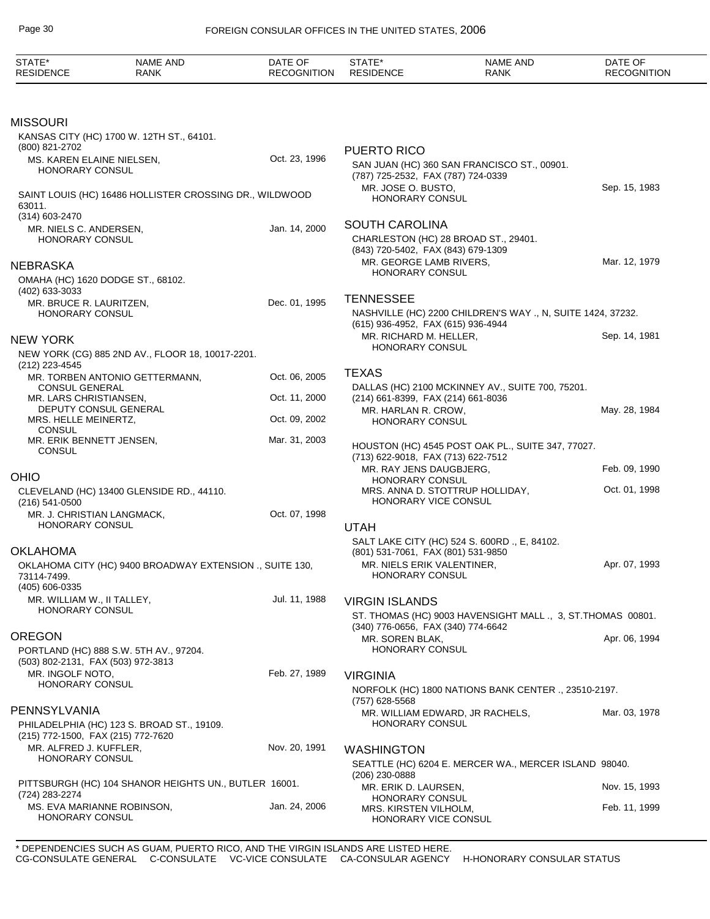| STATE* RESIDENCE | NAME AND RANK | DATE OF RECOGNITION |
|---|---|---|

## MISSOURI

KANSAS CITY (HC) 1700 W. 12TH ST., 64101.
(800) 821-2702

| | |
|---|---|
| MS. KAREN ELAINE NIELSEN, HONORARY CONSUL | Oct. 23, 1996 |

SAINT LOUIS (HC) 16486 HOLLISTER CROSSING DR., WILDWOOD 63011.
(314) 603-2470

| | |
|---|---|
| MR. NIELS C. ANDERSEN, HONORARY CONSUL | Jan. 14, 2000 |

## NEBRASKA

OMAHA (HC) 1620 DODGE ST., 68102.
(402) 633-3033

| | |
|---|---|
| MR. BRUCE R. LAURITZEN, HONORARY CONSUL | Dec. 01, 1995 |

## NEW YORK

NEW YORK (CG) 885 2ND AV., FLOOR 18, 10017-2201.
(212) 223-4545

| | |
|---|---|
| MR. TORBEN ANTONIO GETTERMANN, CONSUL GENERAL | Oct. 06, 2005 |
| MR. LARS CHRISTIANSEN, DEPUTY CONSUL GENERAL | Oct. 11, 2000 |
| MRS. HELLE MEINERTZ, CONSUL | Oct. 09, 2002 |
| MR. ERIK BENNETT JENSEN, CONSUL | Mar. 31, 2003 |

## OHIO

CLEVELAND (HC) 13400 GLENSIDE RD., 44110.
(216) 541-0500

| | |
|---|---|
| MR. J. CHRISTIAN LANGMACK, HONORARY CONSUL | Oct. 07, 1998 |

## OKLAHOMA

OKLAHOMA CITY (HC) 9400 BROADWAY EXTENSION ., SUITE 130, 73114-7499.
(405) 606-0335

| | |
|---|---|
| MR. WILLIAM W., II TALLEY, HONORARY CONSUL | Jul. 11, 1988 |

## OREGON

PORTLAND (HC) 888 S.W. 5TH AV., 97204.
(503) 802-2131, FAX (503) 972-3813

| | |
|---|---|
| MR. INGOLF NOTO, HONORARY CONSUL | Feb. 27, 1989 |

## PENNSYLVANIA

PHILADELPHIA (HC) 123 S. BROAD ST., 19109.
(215) 772-1500, FAX (215) 772-7620

| | |
|---|---|
| MR. ALFRED J. KUFFLER, HONORARY CONSUL | Nov. 20, 1991 |

PITTSBURGH (HC) 104 SHANOR HEIGHTS UN., BUTLER 16001.
(724) 283-2274

| | |
|---|---|
| MS. EVA MARIANNE ROBINSON, HONORARY CONSUL | Jan. 24, 2006 |

## PUERTO RICO

SAN JUAN (HC) 360 SAN FRANCISCO ST., 00901.
(787) 725-2532, FAX (787) 724-0339

| | |
|---|---|
| MR. JOSE O. BUSTO, HONORARY CONSUL | Sep. 15, 1983 |

## SOUTH CAROLINA

CHARLESTON (HC) 28 BROAD ST., 29401.
(843) 720-5402, FAX (843) 679-1309

| | |
|---|---|
| MR. GEORGE LAMB RIVERS, HONORARY CONSUL | Mar. 12, 1979 |

## TENNESSEE

NASHVILLE (HC) 2200 CHILDREN'S WAY ., N, SUITE 1424, 37232.
(615) 936-4952, FAX (615) 936-4944

| | |
|---|---|
| MR. RICHARD M. HELLER, HONORARY CONSUL | Sep. 14, 1981 |

## TEXAS

DALLAS (HC) 2100 MCKINNEY AV., SUITE 700, 75201.
(214) 661-8399, FAX (214) 661-8036

| | |
|---|---|
| MR. HARLAN R. CROW, HONORARY CONSUL | May. 28, 1984 |

HOUSTON (HC) 4545 POST OAK PL., SUITE 347, 77027.
(713) 622-9018, FAX (713) 622-7512

| | |
|---|---|
| MR. RAY JENS DAUGBJERG, HONORARY CONSUL | Feb. 09, 1990 |
| MRS. ANNA D. STOTTRUP HOLLIDAY, HONORARY VICE CONSUL | Oct. 01, 1998 |

## UTAH

SALT LAKE CITY (HC) 524 S. 600RD ., E, 84102.
(801) 531-7061, FAX (801) 531-9850

| | |
|---|---|
| MR. NIELS ERIK VALENTINER, HONORARY CONSUL | Apr. 07, 1993 |

## VIRGIN ISLANDS

ST. THOMAS (HC) 9003 HAVENSIGHT MALL ., 3, ST.THOMAS 00801.
(340) 776-0656, FAX (340) 774-6642

| | |
|---|---|
| MR. SOREN BLAK, HONORARY CONSUL | Apr. 06, 1994 |

## VIRGINIA

NORFOLK (HC) 1800 NATIONS BANK CENTER ., 23510-2197.
(757) 628-5568

| | |
|---|---|
| MR. WILLIAM EDWARD, JR RACHELS, HONORARY CONSUL | Mar. 03, 1978 |

## WASHINGTON

SEATTLE (HC) 6204 E. MERCER WA., MERCER ISLAND 98040.
(206) 230-0888

| | |
|---|---|
| MR. ERIK D. LAURSEN, HONORARY CONSUL | Nov. 15, 1993 |
| MRS. KIRSTEN VILHOLM, HONORARY VICE CONSUL | Feb. 11, 1999 |

* DEPENDENCIES SUCH AS GUAM, PUERTO RICO, AND THE VIRGIN ISLANDS ARE LISTED HERE.
CG-CONSULATE GENERAL C-CONSULATE VC-VICE CONSULATE CA-CONSULAR AGENCY H-HONORARY CONSULAR STATUS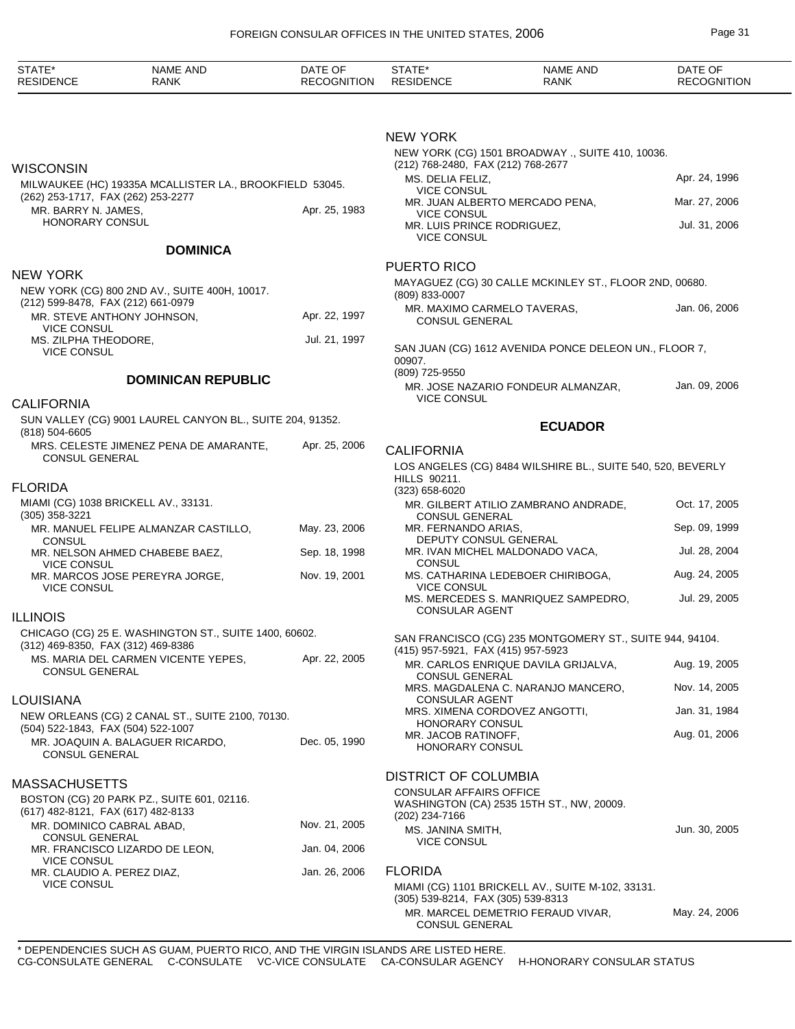| STATE* RESIDENCE | NAME AND RANK | DATE OF RECOGNITION |
|---|---|---|

### WISCONSIN

MILWAUKEE (HC) 19335A MCALLISTER LA., BROOKFIELD 53045.
(262) 253-1717, FAX (262) 253-2277

| | |
|---|---|
| MR. BARRY N. JAMES, HONORARY CONSUL | Apr. 25, 1983 |

## DOMINICA

### NEW YORK

NEW YORK (CG) 800 2ND AV., SUITE 400H, 10017.
(212) 599-8478, FAX (212) 661-0979

| | |
|---|---|
| MR. STEVE ANTHONY JOHNSON, VICE CONSUL | Apr. 22, 1997 |
| MS. ZILPHA THEODORE, VICE CONSUL | Jul. 21, 1997 |

## DOMINICAN REPUBLIC

### CALIFORNIA

SUN VALLEY (CG) 9001 LAUREL CANYON BL., SUITE 204, 91352.
(818) 504-6605

| | |
|---|---|
| MRS. CELESTE JIMENEZ PENA DE AMARANTE, CONSUL GENERAL | Apr. 25, 2006 |

### FLORIDA

MIAMI (CG) 1038 BRICKELL AV., 33131.
(305) 358-3221

| | |
|---|---|
| MR. MANUEL FELIPE ALMANZAR CASTILLO, CONSUL | May. 23, 2006 |
| MR. NELSON AHMED CHABEBE BAEZ, VICE CONSUL | Sep. 18, 1998 |
| MR. MARCOS JOSE PEREYRA JORGE, VICE CONSUL | Nov. 19, 2001 |

### ILLINOIS

CHICAGO (CG) 25 E. WASHINGTON ST., SUITE 1400, 60602.
(312) 469-8350, FAX (312) 469-8386

| | |
|---|---|
| MS. MARIA DEL CARMEN VICENTE YEPES, CONSUL GENERAL | Apr. 22, 2005 |

### LOUISIANA

NEW ORLEANS (CG) 2 CANAL ST., SUITE 2100, 70130.
(504) 522-1843, FAX (504) 522-1007

| | |
|---|---|
| MR. JOAQUIN A. BALAGUER RICARDO, CONSUL GENERAL | Dec. 05, 1990 |

### MASSACHUSETTS

BOSTON (CG) 20 PARK PZ., SUITE 601, 02116.
(617) 482-8121, FAX (617) 482-8133

| | |
|---|---|
| MR. DOMINICO CABRAL ABAD, CONSUL GENERAL | Nov. 21, 2005 |
| MR. FRANCISCO LIZARDO DE LEON, VICE CONSUL | Jan. 04, 2006 |
| MR. CLAUDIO A. PEREZ DIAZ, VICE CONSUL | Jan. 26, 2006 |

### NEW YORK

NEW YORK (CG) 1501 BROADWAY ., SUITE 410, 10036.
(212) 768-2480, FAX (212) 768-2677

| | |
|---|---|
| MS. DELIA FELIZ, VICE CONSUL | Apr. 24, 1996 |
| MR. JUAN ALBERTO MERCADO PENA, VICE CONSUL | Mar. 27, 2006 |
| MR. LUIS PRINCE RODRIGUEZ, VICE CONSUL | Jul. 31, 2006 |

### PUERTO RICO

MAYAGUEZ (CG) 30 CALLE MCKINLEY ST., FLOOR 2ND, 00680.
(809) 833-0007

| | |
|---|---|
| MR. MAXIMO CARMELO TAVERAS, CONSUL GENERAL | Jan. 06, 2006 |

SAN JUAN (CG) 1612 AVENIDA PONCE DELEON UN., FLOOR 7, 00907.
(809) 725-9550

| | |
|---|---|
| MR. JOSE NAZARIO FONDEUR ALMANZAR, VICE CONSUL | Jan. 09, 2006 |

## ECUADOR

### CALIFORNIA

LOS ANGELES (CG) 8484 WILSHIRE BL., SUITE 540, 520, BEVERLY HILLS 90211.
(323) 658-6020

| | |
|---|---|
| MR. GILBERT ATILIO ZAMBRANO ANDRADE, CONSUL GENERAL | Oct. 17, 2005 |
| MR. FERNANDO ARIAS, DEPUTY CONSUL GENERAL | Sep. 09, 1999 |
| MR. IVAN MICHEL MALDONADO VACA, CONSUL | Jul. 28, 2004 |
| MS. CATHARINA LEDEBOER CHIRIBOGA, VICE CONSUL | Aug. 24, 2005 |
| MS. MERCEDES S. MANRIQUEZ SAMPEDRO, CONSULAR AGENT | Jul. 29, 2005 |

SAN FRANCISCO (CG) 235 MONTGOMERY ST., SUITE 944, 94104.
(415) 957-5921, FAX (415) 957-5923

| | |
|---|---|
| MR. CARLOS ENRIQUE DAVILA GRIJALVA, CONSUL GENERAL | Aug. 19, 2005 |
| MRS. MAGDALENA C. NARANJO MANCERO, CONSULAR AGENT | Nov. 14, 2005 |
| MRS. XIMENA CORDOVEZ ANGOTTI, HONORARY CONSUL | Jan. 31, 1984 |
| MR. JACOB RATINOFF, HONORARY CONSUL | Aug. 01, 2006 |

### DISTRICT OF COLUMBIA

CONSULAR AFFAIRS OFFICE
WASHINGTON (CA) 2535 15TH ST., NW, 20009.
(202) 234-7166

| | |
|---|---|
| MS. JANINA SMITH, VICE CONSUL | Jun. 30, 2005 |

### FLORIDA

MIAMI (CG) 1101 BRICKELL AV., SUITE M-102, 33131.
(305) 539-8214, FAX (305) 539-8313

| | |
|---|---|
| MR. MARCEL DEMETRIO FERAUD VIVAR, CONSUL GENERAL | May. 24, 2006 |

\* DEPENDENCIES SUCH AS GUAM, PUERTO RICO, AND THE VIRGIN ISLANDS ARE LISTED HERE.
CG-CONSULATE GENERAL C-CONSULATE VC-VICE CONSULATE CA-CONSULAR AGENCY H-HONORARY CONSULAR STATUS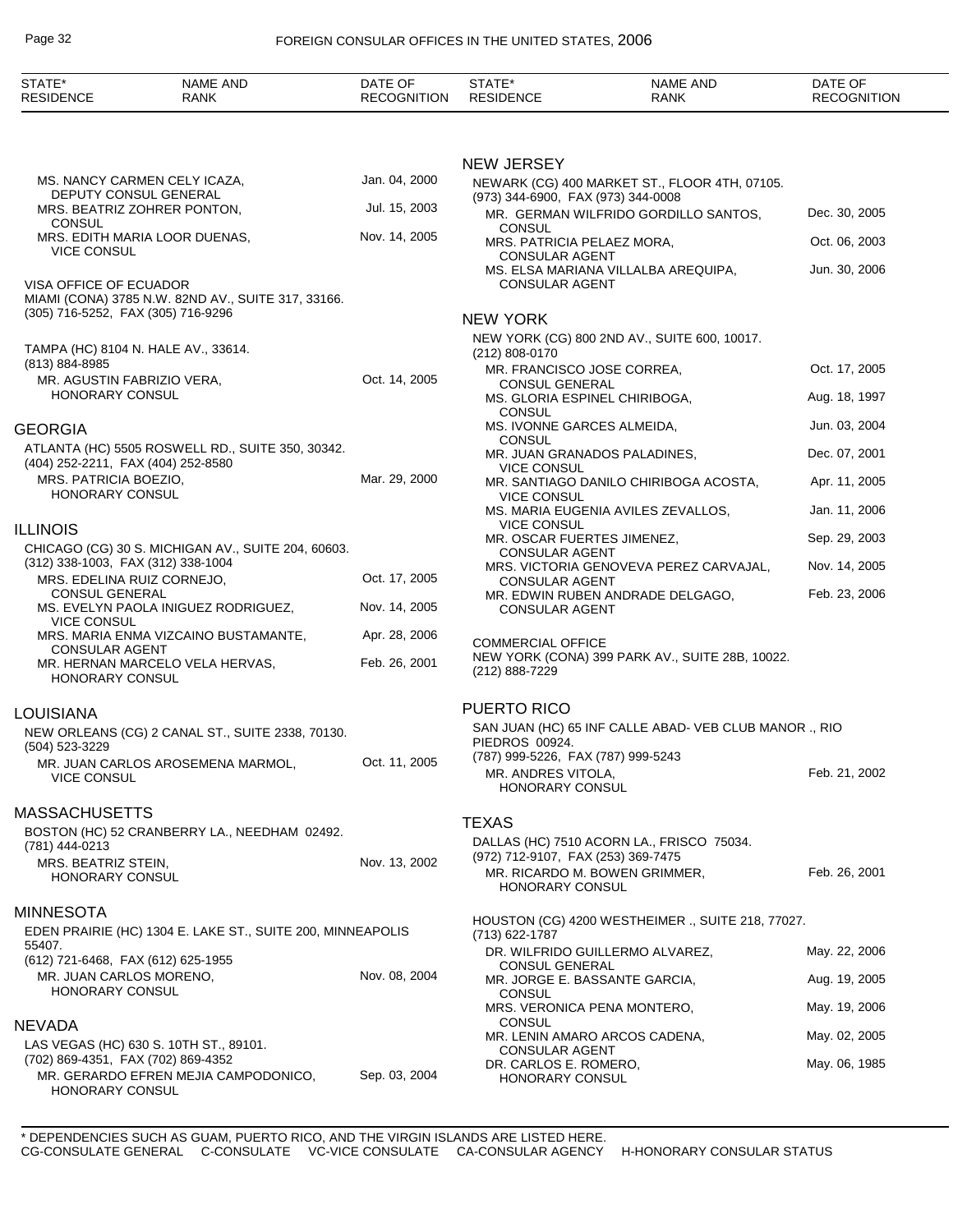| STATE* RESIDENCE | NAME AND RANK | DATE OF RECOGNITION |
|---|---|---|
| | MS. NANCY CARMEN CELY ICAZA, DEPUTY CONSUL GENERAL | Jan. 04, 2000 |
| | MRS. BEATRIZ ZOHRER PONTON, CONSUL | Jul. 15, 2003 |
| | MRS. EDITH MARIA LOOR DUENAS, VICE CONSUL | Nov. 14, 2005 |

VISA OFFICE OF ECUADOR
MIAMI (CONA) 3785 N.W. 82ND AV., SUITE 317, 33166.
(305) 716-5252, FAX (305) 716-9296

TAMPA (HC) 8104 N. HALE AV., 33614.
(813) 884-8985

| NAME AND RANK | DATE OF RECOGNITION |
|---|---|
| MR. AGUSTIN FABRIZIO VERA, HONORARY CONSUL | Oct. 14, 2005 |

## GEORGIA

ATLANTA (HC) 5505 ROSWELL RD., SUITE 350, 30342.
(404) 252-2211, FAX (404) 252-8580

| NAME AND RANK | DATE OF RECOGNITION |
|---|---|
| MRS. PATRICIA BOEZIO, HONORARY CONSUL | Mar. 29, 2000 |

## ILLINOIS

CHICAGO (CG) 30 S. MICHIGAN AV., SUITE 204, 60603.
(312) 338-1003, FAX (312) 338-1004

| NAME AND RANK | DATE OF RECOGNITION |
|---|---|
| MRS. EDELINA RUIZ CORNEJO, CONSUL GENERAL | Oct. 17, 2005 |
| MS. EVELYN PAOLA INIGUEZ RODRIGUEZ, VICE CONSUL | Nov. 14, 2005 |
| MRS. MARIA ENMA VIZCAINO BUSTAMANTE, CONSULAR AGENT | Apr. 28, 2006 |
| MR. HERNAN MARCELO VELA HERVAS, HONORARY CONSUL | Feb. 26, 2001 |

## LOUISIANA

NEW ORLEANS (CG) 2 CANAL ST., SUITE 2338, 70130.
(504) 523-3229

| NAME AND RANK | DATE OF RECOGNITION |
|---|---|
| MR. JUAN CARLOS AROSEMENA MARMOL, VICE CONSUL | Oct. 11, 2005 |

## MASSACHUSETTS

BOSTON (HC) 52 CRANBERRY LA., NEEDHAM 02492.
(781) 444-0213

| NAME AND RANK | DATE OF RECOGNITION |
|---|---|
| MRS. BEATRIZ STEIN, HONORARY CONSUL | Nov. 13, 2002 |

## MINNESOTA

EDEN PRAIRIE (HC) 1304 E. LAKE ST., SUITE 200, MINNEAPOLIS 55407.
(612) 721-6468, FAX (612) 625-1955

| NAME AND RANK | DATE OF RECOGNITION |
|---|---|
| MR. JUAN CARLOS MORENO, HONORARY CONSUL | Nov. 08, 2004 |

## NEVADA

LAS VEGAS (HC) 630 S. 10TH ST., 89101.
(702) 869-4351, FAX (702) 869-4352

| NAME AND RANK | DATE OF RECOGNITION |
|---|---|
| MR. GERARDO EFREN MEJIA CAMPODONICO, HONORARY CONSUL | Sep. 03, 2004 |

## NEW JERSEY

NEWARK (CG) 400 MARKET ST., FLOOR 4TH, 07105.
(973) 344-6900, FAX (973) 344-0008

| NAME AND RANK | DATE OF RECOGNITION |
|---|---|
| MR. GERMAN WILFRIDO GORDILLO SANTOS, CONSUL | Dec. 30, 2005 |
| MRS. PATRICIA PELAEZ MORA, CONSULAR AGENT | Oct. 06, 2003 |
| MS. ELSA MARIANA VILLALBA AREQUIPA, CONSULAR AGENT | Jun. 30, 2006 |

## NEW YORK

NEW YORK (CG) 800 2ND AV., SUITE 600, 10017.
(212) 808-0170

| NAME AND RANK | DATE OF RECOGNITION |
|---|---|
| MR. FRANCISCO JOSE CORREA, CONSUL GENERAL | Oct. 17, 2005 |
| MS. GLORIA ESPINEL CHIRIBOGA, CONSUL | Aug. 18, 1997 |
| MS. IVONNE GARCES ALMEIDA, CONSUL | Jun. 03, 2004 |
| MR. JUAN GRANADOS PALADINES, VICE CONSUL | Dec. 07, 2001 |
| MR. SANTIAGO DANILO CHIRIBOGA ACOSTA, VICE CONSUL | Apr. 11, 2005 |
| MS. MARIA EUGENIA AVILES ZEVALLOS, VICE CONSUL | Jan. 11, 2006 |
| MR. OSCAR FUERTES JIMENEZ, CONSULAR AGENT | Sep. 29, 2003 |
| MRS. VICTORIA GENOVEVA PEREZ CARVAJAL, CONSULAR AGENT | Nov. 14, 2005 |
| MR. EDWIN RUBEN ANDRADE DELGAGO, CONSULAR AGENT | Feb. 23, 2006 |

COMMERCIAL OFFICE
NEW YORK (CONA) 399 PARK AV., SUITE 28B, 10022.
(212) 888-7229

## PUERTO RICO

SAN JUAN (HC) 65 INF CALLE ABAD- VEB CLUB MANOR ., RIO PIEDROS 00924.
(787) 999-5226, FAX (787) 999-5243

| NAME AND RANK | DATE OF RECOGNITION |
|---|---|
| MR. ANDRES VITOLA, HONORARY CONSUL | Feb. 21, 2002 |

## TEXAS

DALLAS (HC) 7510 ACORN LA., FRISCO 75034.
(972) 712-9107, FAX (253) 369-7475

| NAME AND RANK | DATE OF RECOGNITION |
|---|---|
| MR. RICARDO M. BOWEN GRIMMER, HONORARY CONSUL | Feb. 26, 2001 |

HOUSTON (CG) 4200 WESTHEIMER ., SUITE 218, 77027.
(713) 622-1787

| NAME AND RANK | DATE OF RECOGNITION |
|---|---|
| DR. WILFRIDO GUILLERMO ALVAREZ, CONSUL GENERAL | May. 22, 2006 |
| MR. JORGE E. BASSANTE GARCIA, CONSUL | Aug. 19, 2005 |
| MRS. VERONICA PENA MONTERO, CONSUL | May. 19, 2006 |
| MR. LENIN AMARO ARCOS CADENA, CONSULAR AGENT | May. 02, 2005 |
| DR. CARLOS E. ROMERO, HONORARY CONSUL | May. 06, 1985 |

\* DEPENDENCIES SUCH AS GUAM, PUERTO RICO, AND THE VIRGIN ISLANDS ARE LISTED HERE.
CG-CONSULATE GENERAL C-CONSULATE VC-VICE CONSULATE CA-CONSULAR AGENCY H-HONORARY CONSULAR STATUS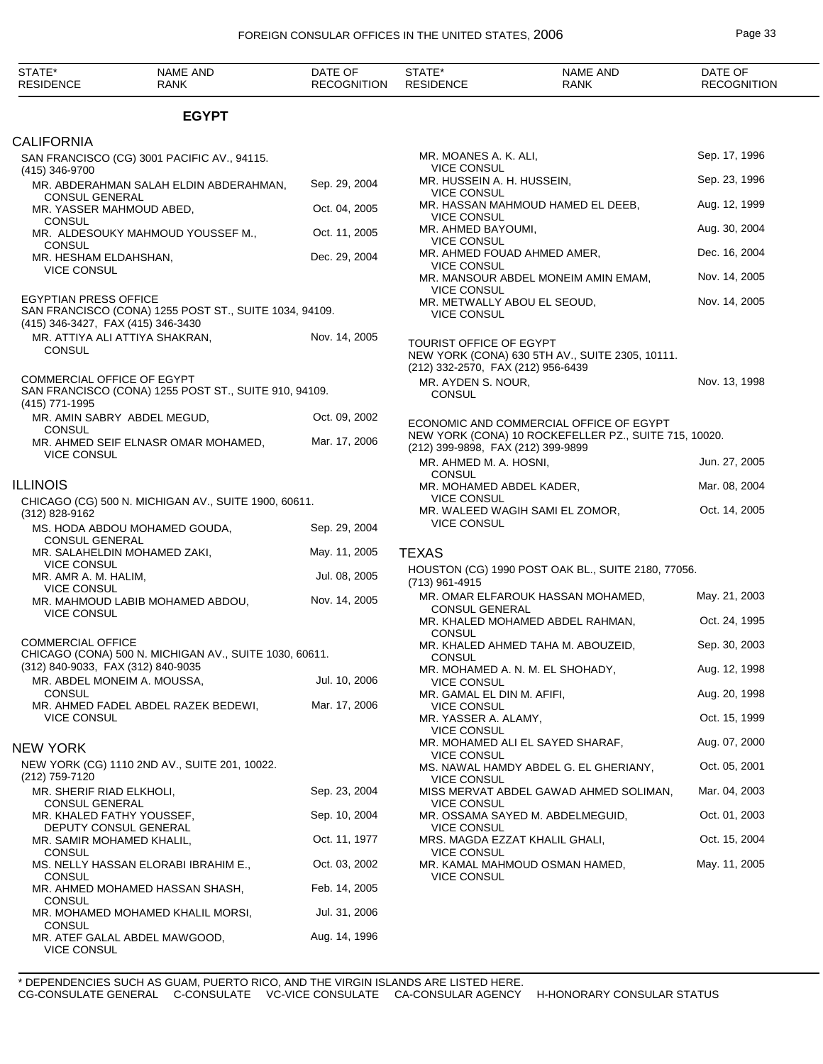| STATE* RESIDENCE | NAME AND RANK | DATE OF RECOGNITION |
|---|---|---|

## EGYPT

### CALIFORNIA

SAN FRANCISCO (CG) 3001 PACIFIC AV., 94115.
(415) 346-9700

| NAME AND RANK | DATE OF RECOGNITION |
|---|---|
| MR. ABDERAHMAN SALAH ELDIN ABDERAHMAN, CONSUL GENERAL | Sep. 29, 2004 |
| MR. YASSER MAHMOUD ABED, CONSUL | Oct. 04, 2005 |
| MR. ALDESOUKY MAHMOUD YOUSSEF M., CONSUL | Oct. 11, 2005 |
| MR. HESHAM ELDAHSHAN, VICE CONSUL | Dec. 29, 2004 |

EGYPTIAN PRESS OFFICE
SAN FRANCISCO (CONA) 1255 POST ST., SUITE 1034, 94109.
(415) 346-3427, FAX (415) 346-3430

| NAME AND RANK | DATE OF RECOGNITION |
|---|---|
| MR. ATTIYA ALI ATTIYA SHAKRAN, CONSUL | Nov. 14, 2005 |

COMMERCIAL OFFICE OF EGYPT
SAN FRANCISCO (CONA) 1255 POST ST., SUITE 910, 94109.
(415) 771-1995

| NAME AND RANK | DATE OF RECOGNITION |
|---|---|
| MR. AMIN SABRY ABDEL MEGUD, CONSUL | Oct. 09, 2002 |
| MR. AHMED SEIF ELNASR OMAR MOHAMED, VICE CONSUL | Mar. 17, 2006 |

### ILLINOIS

CHICAGO (CG) 500 N. MICHIGAN AV., SUITE 1900, 60611.
(312) 828-9162

| NAME AND RANK | DATE OF RECOGNITION |
|---|---|
| MS. HODA ABDOU MOHAMED GOUDA, CONSUL GENERAL | Sep. 29, 2004 |
| MR. SALAHELDIN MOHAMED ZAKI, VICE CONSUL | May. 11, 2005 |
| MR. AMR A. M. HALIM, VICE CONSUL | Jul. 08, 2005 |
| MR. MAHMOUD LABIB MOHAMED ABDOU, VICE CONSUL | Nov. 14, 2005 |

COMMERCIAL OFFICE
CHICAGO (CONA) 500 N. MICHIGAN AV., SUITE 1030, 60611.
(312) 840-9033, FAX (312) 840-9035

| NAME AND RANK | DATE OF RECOGNITION |
|---|---|
| MR. ABDEL MONEIM A. MOUSSA, CONSUL | Jul. 10, 2006 |
| MR. AHMED FADEL ABDEL RAZEK BEDEWI, VICE CONSUL | Mar. 17, 2006 |

### NEW YORK

NEW YORK (CG) 1110 2ND AV., SUITE 201, 10022.
(212) 759-7120

| NAME AND RANK | DATE OF RECOGNITION |
|---|---|
| MR. SHERIF RIAD ELKHOLI, CONSUL GENERAL | Sep. 23, 2004 |
| MR. KHALED FATHY YOUSSEF, DEPUTY CONSUL GENERAL | Sep. 10, 2004 |
| MR. SAMIR MOHAMED KHALIL, CONSUL | Oct. 11, 1977 |
| MS. NELLY HASSAN ELORABI IBRAHIM E., CONSUL | Oct. 03, 2002 |
| MR. AHMED MOHAMED HASSAN SHASH, CONSUL | Feb. 14, 2005 |
| MR. MOHAMED MOHAMED KHALIL MORSI, CONSUL | Jul. 31, 2006 |
| MR. ATEF GALAL ABDEL MAWGOOD, VICE CONSUL | Aug. 14, 1996 |
| MR. MOANES A. K. ALI, VICE CONSUL | Sep. 17, 1996 |
| MR. HUSSEIN A. H. HUSSEIN, VICE CONSUL | Sep. 23, 1996 |
| MR. HASSAN MAHMOUD HAMED EL DEEB, VICE CONSUL | Aug. 12, 1999 |
| MR. AHMED BAYOUMI, VICE CONSUL | Aug. 30, 2004 |
| MR. AHMED FOUAD AHMED AMER, VICE CONSUL | Dec. 16, 2004 |
| MR. MANSOUR ABDEL MONEIM AMIN EMAM, VICE CONSUL | Nov. 14, 2005 |
| MR. METWALLY ABOU EL SEOUD, VICE CONSUL | Nov. 14, 2005 |

TOURIST OFFICE OF EGYPT
NEW YORK (CONA) 630 5TH AV., SUITE 2305, 10111.
(212) 332-2570, FAX (212) 956-6439

| NAME AND RANK | DATE OF RECOGNITION |
|---|---|
| MR. AYDEN S. NOUR, CONSUL | Nov. 13, 1998 |

ECONOMIC AND COMMERCIAL OFFICE OF EGYPT
NEW YORK (CONA) 10 ROCKEFELLER PZ., SUITE 715, 10020.
(212) 399-9898, FAX (212) 399-9899

| NAME AND RANK | DATE OF RECOGNITION |
|---|---|
| MR. AHMED M. A. HOSNI, CONSUL | Jun. 27, 2005 |
| MR. MOHAMED ABDEL KADER, VICE CONSUL | Mar. 08, 2004 |
| MR. WALEED WAGIH SAMI EL ZOMOR, VICE CONSUL | Oct. 14, 2005 |

### TEXAS

HOUSTON (CG) 1990 POST OAK BL., SUITE 2180, 77056.
(713) 961-4915

| NAME AND RANK | DATE OF RECOGNITION |
|---|---|
| MR. OMAR ELFAROUK HASSAN MOHAMED, CONSUL GENERAL | May. 21, 2003 |
| MR. KHALED MOHAMED ABDEL RAHMAN, CONSUL | Oct. 24, 1995 |
| MR. KHALED AHMED TAHA M. ABOUZEID, CONSUL | Sep. 30, 2003 |
| MR. MOHAMED A. N. M. EL SHOHADY, VICE CONSUL | Aug. 12, 1998 |
| MR. GAMAL EL DIN M. AFIFI, VICE CONSUL | Aug. 20, 1998 |
| MR. YASSER A. ALAMY, VICE CONSUL | Oct. 15, 1999 |
| MR. MOHAMED ALI EL SAYED SHARAF, VICE CONSUL | Aug. 07, 2000 |
| MS. NAWAL HAMDY ABDEL G. EL GHERIANY, VICE CONSUL | Oct. 05, 2001 |
| MISS MERVAT ABDEL GAWAD AHMED SOLIMAN, VICE CONSUL | Mar. 04, 2003 |
| MR. OSSAMA SAYED M. ABDELMEGUID, VICE CONSUL | Oct. 01, 2003 |
| MRS. MAGDA EZZAT KHALIL GHALI, VICE CONSUL | Oct. 15, 2004 |
| MR. KAMAL MAHMOUD OSMAN HAMED, VICE CONSUL | May. 11, 2005 |

\* DEPENDENCIES SUCH AS GUAM, PUERTO RICO, AND THE VIRGIN ISLANDS ARE LISTED HERE.
CG-CONSULATE GENERAL C-CONSULATE VC-VICE CONSULATE CA-CONSULAR AGENCY H-HONORARY CONSULAR STATUS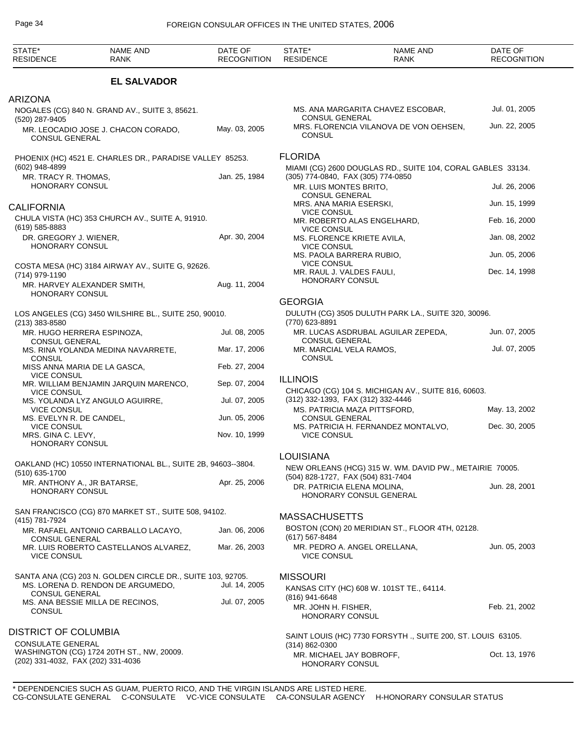## EL SALVADOR

### ARIZONA

NOGALES (CG) 840 N. GRAND AV., SUITE 3, 85621.
(520) 287-9405

| NAME AND RANK | DATE OF RECOGNITION |
|---|---|
| MR. LEOCADIO JOSE J. CHACON CORADO, CONSUL GENERAL | May. 03, 2005 |

PHOENIX (HC) 4521 E. CHARLES DR., PARADISE VALLEY 85253.
(602) 948-4899

| NAME AND RANK | DATE OF RECOGNITION |
|---|---|
| MR. TRACY R. THOMAS, HONORARY CONSUL | Jan. 25, 1984 |

### CALIFORNIA

CHULA VISTA (HC) 353 CHURCH AV., SUITE A, 91910.
(619) 585-8883

| NAME AND RANK | DATE OF RECOGNITION |
|---|---|
| DR. GREGORY J. WIENER, HONORARY CONSUL | Apr. 30, 2004 |

COSTA MESA (HC) 3184 AIRWAY AV., SUITE G, 92626.
(714) 979-1190

| NAME AND RANK | DATE OF RECOGNITION |
|---|---|
| MR. HARVEY ALEXANDER SMITH, HONORARY CONSUL | Aug. 11, 2004 |

LOS ANGELES (CG) 3450 WILSHIRE BL., SUITE 250, 90010.
(213) 383-8580

| NAME AND RANK | DATE OF RECOGNITION |
|---|---|
| MR. HUGO HERRERA ESPINOZA, CONSUL GENERAL | Jul. 08, 2005 |
| MS. RINA YOLANDA MEDINA NAVARRETE, CONSUL | Mar. 17, 2006 |
| MISS ANNA MARIA DE LA GASCA, VICE CONSUL | Feb. 27, 2004 |
| MR. WILLIAM BENJAMIN JARQUIN MARENCO, VICE CONSUL | Sep. 07, 2004 |
| MS. YOLANDA LYZ ANGULO AGUIRRE, VICE CONSUL | Jul. 07, 2005 |
| MS. EVELYN R. DE CANDEL, VICE CONSUL | Jun. 05, 2006 |
| MRS. GINA C. LEVY, HONORARY CONSUL | Nov. 10, 1999 |

OAKLAND (HC) 10550 INTERNATIONAL BL., SUITE 2B, 94603--3804.
(510) 635-1700

| NAME AND RANK | DATE OF RECOGNITION |
|---|---|
| MR. ANTHONY A., JR BATARSE, HONORARY CONSUL | Apr. 25, 2006 |

SAN FRANCISCO (CG) 870 MARKET ST., SUITE 508, 94102.
(415) 781-7924

| NAME AND RANK | DATE OF RECOGNITION |
|---|---|
| MR. RAFAEL ANTONIO CARBALLO LACAYO, CONSUL GENERAL | Jan. 06, 2006 |
| MR. LUIS ROBERTO CASTELLANOS ALVAREZ, VICE CONSUL | Mar. 26, 2003 |

SANTA ANA (CG) 203 N. GOLDEN CIRCLE DR., SUITE 103, 92705.

| NAME AND RANK | DATE OF RECOGNITION |
|---|---|
| MS. LORENA D. RENDON DE ARGUMEDO, CONSUL GENERAL | Jul. 14, 2005 |
| MS. ANA BESSIE MILLA DE RECINOS, CONSUL | Jul. 07, 2005 |

### DISTRICT OF COLUMBIA

CONSULATE GENERAL
WASHINGTON (CG) 1724 20TH ST., NW, 20009.
(202) 331-4032, FAX (202) 331-4036

| NAME AND RANK | DATE OF RECOGNITION |
|---|---|
| MS. ANA MARGARITA CHAVEZ ESCOBAR, CONSUL GENERAL | Jul. 01, 2005 |
| MRS. FLORENCIA VILANOVA DE VON OEHSEN, CONSUL | Jun. 22, 2005 |

### FLORIDA

MIAMI (CG) 2600 DOUGLAS RD., SUITE 104, CORAL GABLES 33134.
(305) 774-0840, FAX (305) 774-0850

| NAME AND RANK | DATE OF RECOGNITION |
|---|---|
| MR. LUIS MONTES BRITO, CONSUL GENERAL | Jul. 26, 2006 |
| MRS. ANA MARIA ESERSKI, VICE CONSUL | Jun. 15, 1999 |
| MR. ROBERTO ALAS ENGELHARD, VICE CONSUL | Feb. 16, 2000 |
| MS. FLORENCE KRIETE AVILA, VICE CONSUL | Jan. 08, 2002 |
| MS. PAOLA BARRERA RUBIO, VICE CONSUL | Jun. 05, 2006 |
| MR. RAUL J. VALDES FAULI, HONORARY CONSUL | Dec. 14, 1998 |

### GEORGIA

DULUTH (CG) 3505 DULUTH PARK LA., SUITE 320, 30096.
(770) 623-8891

| NAME AND RANK | DATE OF RECOGNITION |
|---|---|
| MR. LUCAS ASDRUBAL AGUILAR ZEPEDA, CONSUL GENERAL | Jun. 07, 2005 |
| MR. MARCIAL VELA RAMOS, CONSUL | Jul. 07, 2005 |

### ILLINOIS

CHICAGO (CG) 104 S. MICHIGAN AV., SUITE 816, 60603.
(312) 332-1393, FAX (312) 332-4446

| NAME AND RANK | DATE OF RECOGNITION |
|---|---|
| MS. PATRICIA MAZA PITTSFORD, CONSUL GENERAL | May. 13, 2002 |
| MS. PATRICIA H. FERNANDEZ MONTALVO, VICE CONSUL | Dec. 30, 2005 |

### LOUISIANA

NEW ORLEANS (HCG) 315 W. WM. DAVID PW., METAIRIE 70005.
(504) 828-1727, FAX (504) 831-7404

| NAME AND RANK | DATE OF RECOGNITION |
|---|---|
| DR. PATRICIA ELENA MOLINA, HONORARY CONSUL GENERAL | Jun. 28, 2001 |

### MASSACHUSETTS

BOSTON (CON) 20 MERIDIAN ST., FLOOR 4TH, 02128.
(617) 567-8484

| NAME AND RANK | DATE OF RECOGNITION |
|---|---|
| MR. PEDRO A. ANGEL ORELLANA, VICE CONSUL | Jun. 05, 2003 |

### MISSOURI

KANSAS CITY (HC) 608 W. 101ST TE., 64114.
(816) 941-6648

| NAME AND RANK | DATE OF RECOGNITION |
|---|---|
| MR. JOHN H. FISHER, HONORARY CONSUL | Feb. 21, 2002 |

SAINT LOUIS (HC) 7730 FORSYTH ., SUITE 200, ST. LOUIS 63105.
(314) 862-0300

| NAME AND RANK | DATE OF RECOGNITION |
|---|---|
| MR. MICHAEL JAY BOBROFF, HONORARY CONSUL | Oct. 13, 1976 |

\* DEPENDENCIES SUCH AS GUAM, PUERTO RICO, AND THE VIRGIN ISLANDS ARE LISTED HERE.
CG-CONSULATE GENERAL C-CONSULATE VC-VICE CONSULATE CA-CONSULAR AGENCY H-HONORARY CONSULAR STATUS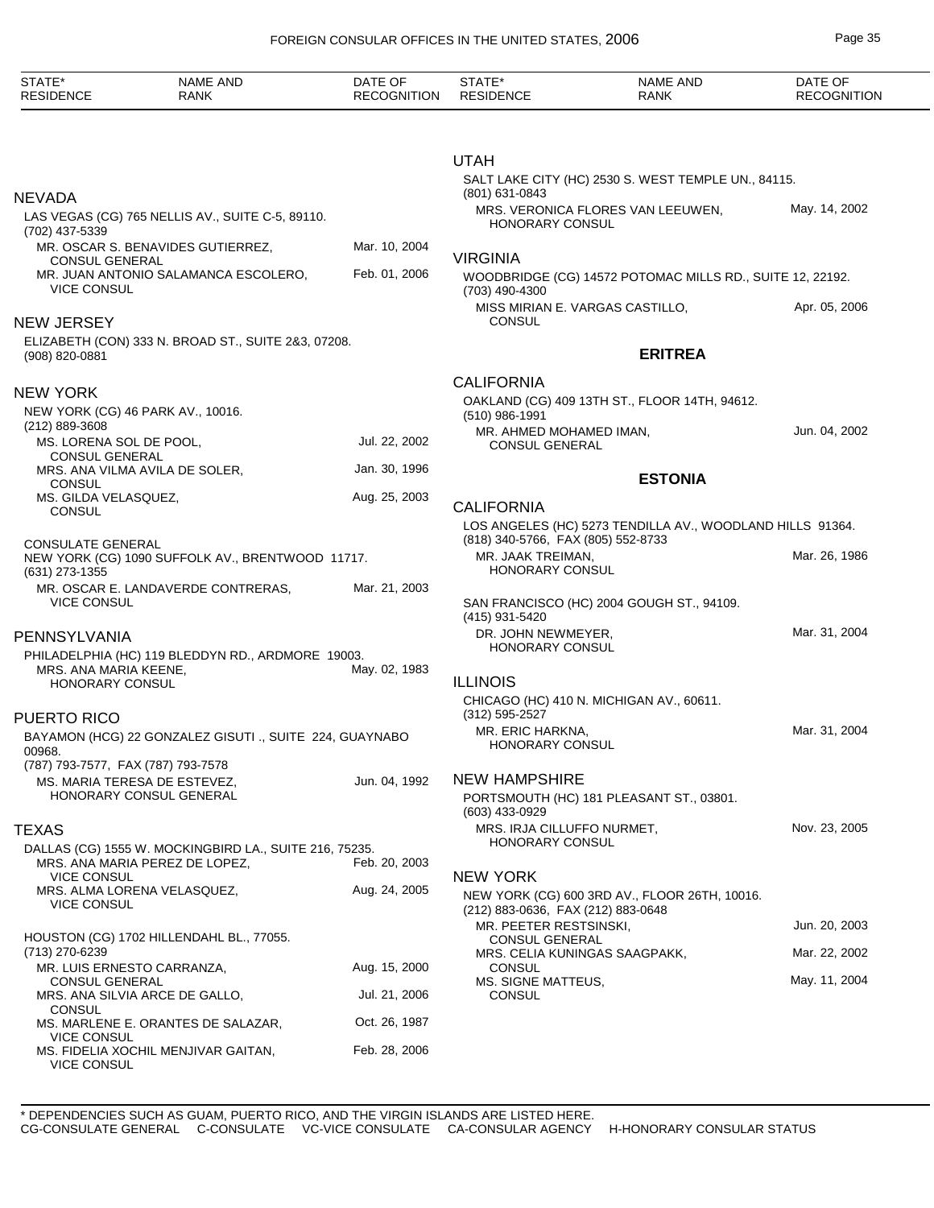| STATE* RESIDENCE | NAME AND RANK | DATE OF RECOGNITION |
|---|---|---|

### NEVADA

LAS VEGAS (CG) 765 NELLIS AV., SUITE C-5, 89110.
(702) 437-5339

| | |
|---|---|
| MR. OSCAR S. BENAVIDES GUTIERREZ, CONSUL GENERAL | Mar. 10, 2004 |
| MR. JUAN ANTONIO SALAMANCA ESCOLERO, VICE CONSUL | Feb. 01, 2006 |

### NEW JERSEY

ELIZABETH (CON) 333 N. BROAD ST., SUITE 2&3, 07208.
(908) 820-0881

### NEW YORK

NEW YORK (CG) 46 PARK AV., 10016.
(212) 889-3608

| | |
|---|---|
| MS. LORENA SOL DE POOL, CONSUL GENERAL | Jul. 22, 2002 |
| MRS. ANA VILMA AVILA DE SOLER, CONSUL | Jan. 30, 1996 |
| MS. GILDA VELASQUEZ, CONSUL | Aug. 25, 2003 |

CONSULATE GENERAL
NEW YORK (CG) 1090 SUFFOLK AV., BRENTWOOD 11717.
(631) 273-1355

| | |
|---|---|
| MR. OSCAR E. LANDAVERDE CONTRERAS, VICE CONSUL | Mar. 21, 2003 |

### PENNSYLVANIA

PHILADELPHIA (HC) 119 BLEDDYN RD., ARDMORE 19003.

| | |
|---|---|
| MRS. ANA MARIA KEENE, HONORARY CONSUL | May. 02, 1983 |

### PUERTO RICO

BAYAMON (HCG) 22 GONZALEZ GISUTI ., SUITE 224, GUAYNABO 00968.
(787) 793-7577, FAX (787) 793-7578

| | |
|---|---|
| MS. MARIA TERESA DE ESTEVEZ, HONORARY CONSUL GENERAL | Jun. 04, 1992 |

### TEXAS

DALLAS (CG) 1555 W. MOCKINGBIRD LA., SUITE 216, 75235.

| | |
|---|---|
| MRS. ANA MARIA PEREZ DE LOPEZ, VICE CONSUL | Feb. 20, 2003 |
| MRS. ALMA LORENA VELASQUEZ, VICE CONSUL | Aug. 24, 2005 |

HOUSTON (CG) 1702 HILLENDAHL BL., 77055.
(713) 270-6239

| | |
|---|---|
| MR. LUIS ERNESTO CARRANZA, CONSUL GENERAL | Aug. 15, 2000 |
| MRS. ANA SILVIA ARCE DE GALLO, CONSUL | Jul. 21, 2006 |
| MS. MARLENE E. ORANTES DE SALAZAR, VICE CONSUL | Oct. 26, 1987 |
| MS. FIDELIA XOCHIL MENJIVAR GAITAN, VICE CONSUL | Feb. 28, 2006 |

### UTAH

SALT LAKE CITY (HC) 2530 S. WEST TEMPLE UN., 84115.
(801) 631-0843

| | |
|---|---|
| MRS. VERONICA FLORES VAN LEEUWEN, HONORARY CONSUL | May. 14, 2002 |

### VIRGINIA

WOODBRIDGE (CG) 14572 POTOMAC MILLS RD., SUITE 12, 22192.
(703) 490-4300

| | |
|---|---|
| MISS MIRIAN E. VARGAS CASTILLO, CONSUL | Apr. 05, 2006 |

## ERITREA

### CALIFORNIA

OAKLAND (CG) 409 13TH ST., FLOOR 14TH, 94612.
(510) 986-1991

| | |
|---|---|
| MR. AHMED MOHAMED IMAN, CONSUL GENERAL | Jun. 04, 2002 |

## ESTONIA

### CALIFORNIA

LOS ANGELES (HC) 5273 TENDILLA AV., WOODLAND HILLS 91364.
(818) 340-5766, FAX (805) 552-8733

| | |
|---|---|
| MR. JAAK TREIMAN, HONORARY CONSUL | Mar. 26, 1986 |

SAN FRANCISCO (HC) 2004 GOUGH ST., 94109.
(415) 931-5420

| | |
|---|---|
| DR. JOHN NEWMEYER, HONORARY CONSUL | Mar. 31, 2004 |

### ILLINOIS

CHICAGO (HC) 410 N. MICHIGAN AV., 60611.
(312) 595-2527

| | |
|---|---|
| MR. ERIC HARKNA, HONORARY CONSUL | Mar. 31, 2004 |

### NEW HAMPSHIRE

PORTSMOUTH (HC) 181 PLEASANT ST., 03801.
(603) 433-0929

| | |
|---|---|
| MRS. IRJA CILLUFFO NURMET, HONORARY CONSUL | Nov. 23, 2005 |

### NEW YORK

NEW YORK (CG) 600 3RD AV., FLOOR 26TH, 10016.
(212) 883-0636, FAX (212) 883-0648

| | |
|---|---|
| MR. PEETER RESTSINSKI, CONSUL GENERAL | Jun. 20, 2003 |
| MRS. CELIA KUNINGAS SAAGPAKK, CONSUL | Mar. 22, 2002 |
| MS. SIGNE MATTEUS, CONSUL | May. 11, 2004 |

\* DEPENDENCIES SUCH AS GUAM, PUERTO RICO, AND THE VIRGIN ISLANDS ARE LISTED HERE.
CG-CONSULATE GENERAL C-CONSULATE VC-VICE CONSULATE CA-CONSULAR AGENCY H-HONORARY CONSULAR STATUS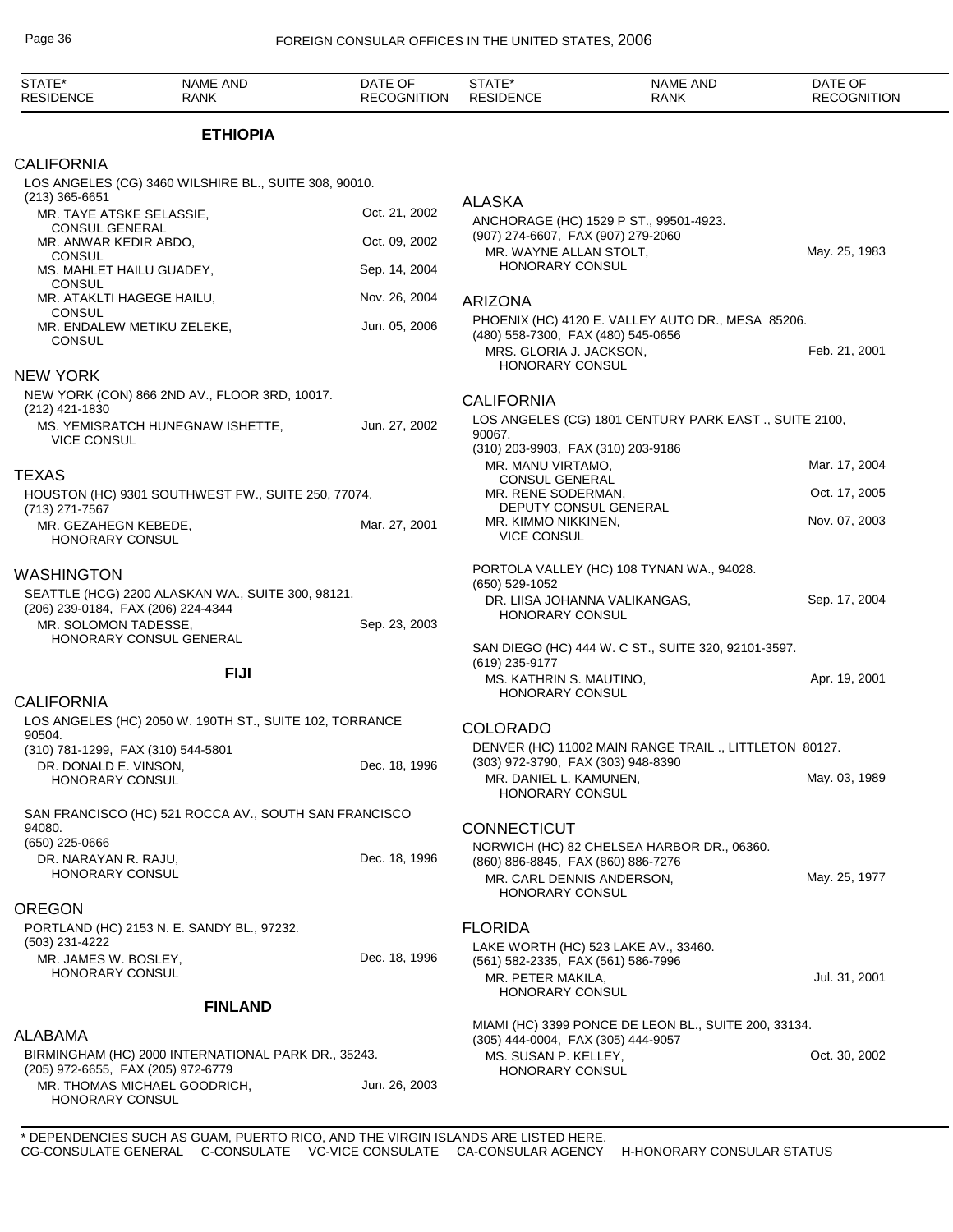| STATE* RESIDENCE | NAME AND RANK | DATE OF RECOGNITION |
|---|---|---|

## ETHIOPIA

### CALIFORNIA

LOS ANGELES (CG) 3460 WILSHIRE BL., SUITE 308, 90010.
(213) 365-6651

| Name and Rank | Date of Recognition |
|---|---|
| MR. TAYE ATSKE SELASSIE, CONSUL GENERAL | Oct. 21, 2002 |
| MR. ANWAR KEDIR ABDO, CONSUL | Oct. 09, 2002 |
| MS. MAHLET HAILU GUADEY, CONSUL | Sep. 14, 2004 |
| MR. ATAKLTI HAGEGE HAILU, CONSUL | Nov. 26, 2004 |
| MR. ENDALEW METIKU ZELEKE, CONSUL | Jun. 05, 2006 |

### NEW YORK

NEW YORK (CON) 866 2ND AV., FLOOR 3RD, 10017.
(212) 421-1830

| Name and Rank | Date of Recognition |
|---|---|
| MS. YEMISRATCH HUNEGNAW ISHETTE, VICE CONSUL | Jun. 27, 2002 |

### TEXAS

HOUSTON (HC) 9301 SOUTHWEST FW., SUITE 250, 77074.
(713) 271-7567

| Name and Rank | Date of Recognition |
|---|---|
| MR. GEZAHEGN KEBEDE, HONORARY CONSUL | Mar. 27, 2001 |

### WASHINGTON

SEATTLE (HCG) 2200 ALASKAN WA., SUITE 300, 98121.
(206) 239-0184, FAX (206) 224-4344

| Name and Rank | Date of Recognition |
|---|---|
| MR. SOLOMON TADESSE, HONORARY CONSUL GENERAL | Sep. 23, 2003 |

## FIJI

### CALIFORNIA

LOS ANGELES (HC) 2050 W. 190TH ST., SUITE 102, TORRANCE 90504.
(310) 781-1299, FAX (310) 544-5801

| Name and Rank | Date of Recognition |
|---|---|
| DR. DONALD E. VINSON, HONORARY CONSUL | Dec. 18, 1996 |

SAN FRANCISCO (HC) 521 ROCCA AV., SOUTH SAN FRANCISCO 94080.
(650) 225-0666

| Name and Rank | Date of Recognition |
|---|---|
| DR. NARAYAN R. RAJU, HONORARY CONSUL | Dec. 18, 1996 |

### OREGON

PORTLAND (HC) 2153 N. E. SANDY BL., 97232.
(503) 231-4222

| Name and Rank | Date of Recognition |
|---|---|
| MR. JAMES W. BOSLEY, HONORARY CONSUL | Dec. 18, 1996 |

## FINLAND

### ALABAMA

BIRMINGHAM (HC) 2000 INTERNATIONAL PARK DR., 35243.
(205) 972-6655, FAX (205) 972-6779

| Name and Rank | Date of Recognition |
|---|---|
| MR. THOMAS MICHAEL GOODRICH, HONORARY CONSUL | Jun. 26, 2003 |

### ALASKA

ANCHORAGE (HC) 1529 P ST., 99501-4923.
(907) 274-6607, FAX (907) 279-2060

| Name and Rank | Date of Recognition |
|---|---|
| MR. WAYNE ALLAN STOLT, HONORARY CONSUL | May. 25, 1983 |

### ARIZONA

PHOENIX (HC) 4120 E. VALLEY AUTO DR., MESA 85206.
(480) 558-7300, FAX (480) 545-0656

| Name and Rank | Date of Recognition |
|---|---|
| MRS. GLORIA J. JACKSON, HONORARY CONSUL | Feb. 21, 2001 |

### CALIFORNIA

LOS ANGELES (CG) 1801 CENTURY PARK EAST ., SUITE 2100, 90067.
(310) 203-9903, FAX (310) 203-9186

| Name and Rank | Date of Recognition |
|---|---|
| MR. MANU VIRTAMO, CONSUL GENERAL | Mar. 17, 2004 |
| MR. RENE SODERMAN, DEPUTY CONSUL GENERAL | Oct. 17, 2005 |
| MR. KIMMO NIKKINEN, VICE CONSUL | Nov. 07, 2003 |

PORTOLA VALLEY (HC) 108 TYNAN WA., 94028.
(650) 529-1052

| Name and Rank | Date of Recognition |
|---|---|
| DR. LIISA JOHANNA VALIKANGAS, HONORARY CONSUL | Sep. 17, 2004 |

SAN DIEGO (HC) 444 W. C ST., SUITE 320, 92101-3597.
(619) 235-9177

| Name and Rank | Date of Recognition |
|---|---|
| MS. KATHRIN S. MAUTINO, HONORARY CONSUL | Apr. 19, 2001 |

### COLORADO

DENVER (HC) 11002 MAIN RANGE TRAIL ., LITTLETON 80127.
(303) 972-3790, FAX (303) 948-8390

| Name and Rank | Date of Recognition |
|---|---|
| MR. DANIEL L. KAMUNEN, HONORARY CONSUL | May. 03, 1989 |

### CONNECTICUT

NORWICH (HC) 82 CHELSEA HARBOR DR., 06360.
(860) 886-8845, FAX (860) 886-7276

| Name and Rank | Date of Recognition |
|---|---|
| MR. CARL DENNIS ANDERSON, HONORARY CONSUL | May. 25, 1977 |

### FLORIDA

LAKE WORTH (HC) 523 LAKE AV., 33460.
(561) 582-2335, FAX (561) 586-7996

| Name and Rank | Date of Recognition |
|---|---|
| MR. PETER MAKILA, HONORARY CONSUL | Jul. 31, 2001 |

MIAMI (HC) 3399 PONCE DE LEON BL., SUITE 200, 33134.
(305) 444-0004, FAX (305) 444-9057

| Name and Rank | Date of Recognition |
|---|---|
| MS. SUSAN P. KELLEY, HONORARY CONSUL | Oct. 30, 2002 |

\* DEPENDENCIES SUCH AS GUAM, PUERTO RICO, AND THE VIRGIN ISLANDS ARE LISTED HERE.
CG-CONSULATE GENERAL  C-CONSULATE  VC-VICE CONSULATE  CA-CONSULAR AGENCY  H-HONORARY CONSULAR STATUS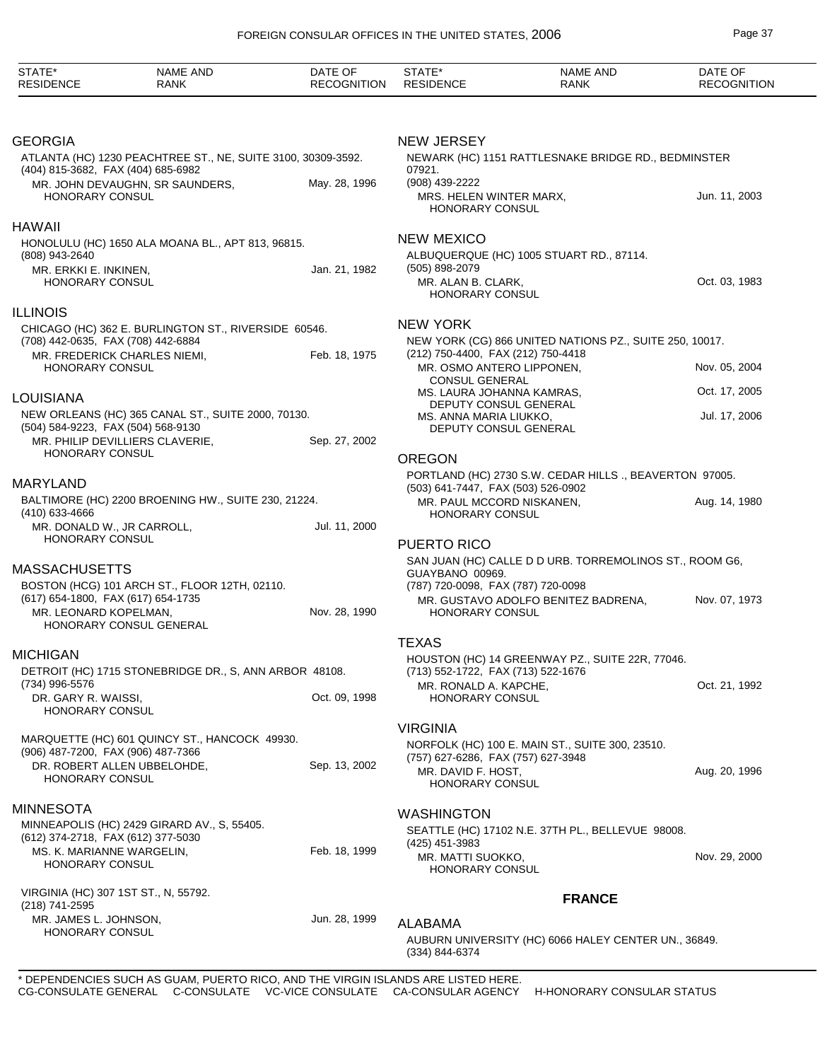| STATE* RESIDENCE | NAME AND RANK | DATE OF RECOGNITION |
|---|---|---|

## GEORGIA

ATLANTA (HC) 1230 PEACHTREE ST., NE, SUITE 3100, 30309-3592.
(404) 815-3682, FAX (404) 685-6982

| | |
|---|---|
| MR. JOHN DEVAUGHN, SR SAUNDERS, HONORARY CONSUL | May. 28, 1996 |

## HAWAII

HONOLULU (HC) 1650 ALA MOANA BL., APT 813, 96815.
(808) 943-2640

| | |
|---|---|
| MR. ERKKI E. INKINEN, HONORARY CONSUL | Jan. 21, 1982 |

## ILLINOIS

CHICAGO (HC) 362 E. BURLINGTON ST., RIVERSIDE 60546.
(708) 442-0635, FAX (708) 442-6884

| | |
|---|---|
| MR. FREDERICK CHARLES NIEMI, HONORARY CONSUL | Feb. 18, 1975 |

## LOUISIANA

NEW ORLEANS (HC) 365 CANAL ST., SUITE 2000, 70130.
(504) 584-9223, FAX (504) 568-9130

| | |
|---|---|
| MR. PHILIP DEVILLIERS CLAVERIE, HONORARY CONSUL | Sep. 27, 2002 |

## MARYLAND

BALTIMORE (HC) 2200 BROENING HW., SUITE 230, 21224.
(410) 633-4666

| | |
|---|---|
| MR. DONALD W., JR CARROLL, HONORARY CONSUL | Jul. 11, 2000 |

## MASSACHUSETTS

BOSTON (HCG) 101 ARCH ST., FLOOR 12TH, 02110.
(617) 654-1800, FAX (617) 654-1735

| | |
|---|---|
| MR. LEONARD KOPELMAN, HONORARY CONSUL GENERAL | Nov. 28, 1990 |

## MICHIGAN

DETROIT (HC) 1715 STONEBRIDGE DR., S, ANN ARBOR 48108.
(734) 996-5576

| | |
|---|---|
| DR. GARY R. WAISSI, HONORARY CONSUL | Oct. 09, 1998 |

MARQUETTE (HC) 601 QUINCY ST., HANCOCK 49930.
(906) 487-7200, FAX (906) 487-7366

| | |
|---|---|
| DR. ROBERT ALLEN UBBELOHDE, HONORARY CONSUL | Sep. 13, 2002 |

## MINNESOTA

MINNEAPOLIS (HC) 2429 GIRARD AV., S, 55405.
(612) 374-2718, FAX (612) 377-5030

| | |
|---|---|
| MS. K. MARIANNE WARGELIN, HONORARY CONSUL | Feb. 18, 1999 |

VIRGINIA (HC) 307 1ST ST., N, 55792.
(218) 741-2595

| | |
|---|---|
| MR. JAMES L. JOHNSON, HONORARY CONSUL | Jun. 28, 1999 |

## NEW JERSEY

NEWARK (HC) 1151 RATTLESNAKE BRIDGE RD., BEDMINSTER 07921.
(908) 439-2222

| | |
|---|---|
| MRS. HELEN WINTER MARX, HONORARY CONSUL | Jun. 11, 2003 |

## NEW MEXICO

ALBUQUERQUE (HC) 1005 STUART RD., 87114.
(505) 898-2079

| | |
|---|---|
| MR. ALAN B. CLARK, HONORARY CONSUL | Oct. 03, 1983 |

## NEW YORK

NEW YORK (CG) 866 UNITED NATIONS PZ., SUITE 250, 10017.
(212) 750-4400, FAX (212) 750-4418

| | |
|---|---|
| MR. OSMO ANTERO LIPPONEN, CONSUL GENERAL | Nov. 05, 2004 |
| MS. LAURA JOHANNA KAMRAS, DEPUTY CONSUL GENERAL | Oct. 17, 2005 |
| MS. ANNA MARIA LIUKKO, DEPUTY CONSUL GENERAL | Jul. 17, 2006 |

## OREGON

PORTLAND (HC) 2730 S.W. CEDAR HILLS ., BEAVERTON 97005.
(503) 641-7447, FAX (503) 526-0902

| | |
|---|---|
| MR. PAUL MCCORD NISKANEN, HONORARY CONSUL | Aug. 14, 1980 |

## PUERTO RICO

SAN JUAN (HC) CALLE D D URB. TORREMOLINOS ST., ROOM G6, GUAYBANO 00969.
(787) 720-0098, FAX (787) 720-0098

| | |
|---|---|
| MR. GUSTAVO ADOLFO BENITEZ BADRENA, HONORARY CONSUL | Nov. 07, 1973 |

## TEXAS

HOUSTON (HC) 14 GREENWAY PZ., SUITE 22R, 77046.
(713) 552-1722, FAX (713) 522-1676

| | |
|---|---|
| MR. RONALD A. KAPCHE, HONORARY CONSUL | Oct. 21, 1992 |

## VIRGINIA

NORFOLK (HC) 100 E. MAIN ST., SUITE 300, 23510.
(757) 627-6286, FAX (757) 627-3948

| | |
|---|---|
| MR. DAVID F. HOST, HONORARY CONSUL | Aug. 20, 1996 |

## WASHINGTON

SEATTLE (HC) 17102 N.E. 37TH PL., BELLEVUE 98008.
(425) 451-3983

| | |
|---|---|
| MR. MATTI SUOKKO, HONORARY CONSUL | Nov. 29, 2000 |

# FRANCE

## ALABAMA

AUBURN UNIVERSITY (HC) 6066 HALEY CENTER UN., 36849.
(334) 844-6374

* DEPENDENCIES SUCH AS GUAM, PUERTO RICO, AND THE VIRGIN ISLANDS ARE LISTED HERE.
CG-CONSULATE GENERAL C-CONSULATE VC-VICE CONSULATE CA-CONSULAR AGENCY H-HONORARY CONSULAR STATUS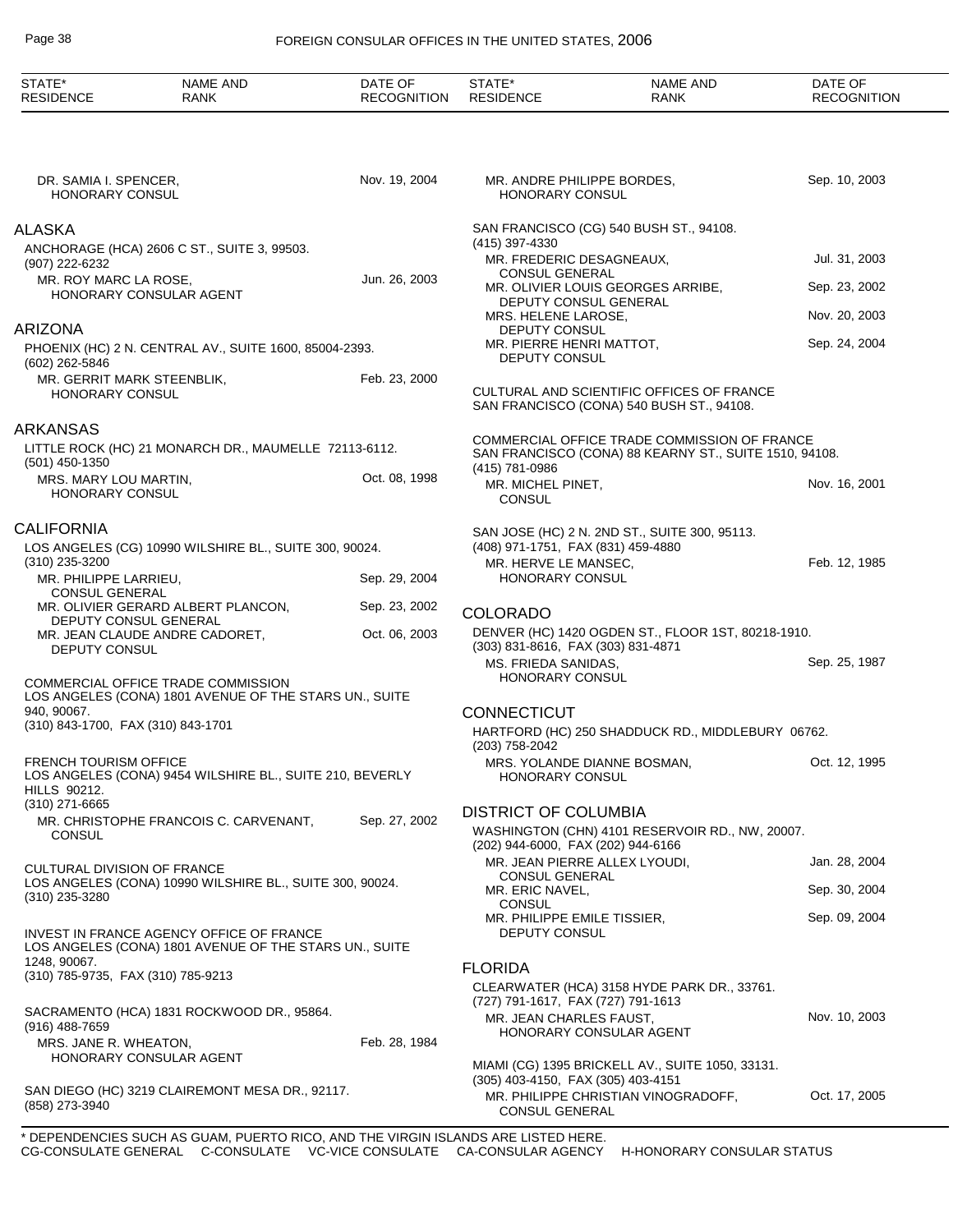DR. SAMIA I. SPENCER, HONORARY CONSUL — Nov. 19, 2004

## ALASKA

ANCHORAGE (HCA) 2606 C ST., SUITE 3, 99503.
(907) 222-6232

MR. ROY MARC LA ROSE, HONORARY CONSULAR AGENT — Jun. 26, 2003

## ARIZONA

PHOENIX (HC) 2 N. CENTRAL AV., SUITE 1600, 85004-2393.
(602) 262-5846

MR. GERRIT MARK STEENBLIK, HONORARY CONSUL — Feb. 23, 2000

## ARKANSAS

LITTLE ROCK (HC) 21 MONARCH DR., MAUMELLE 72113-6112.
(501) 450-1350

MRS. MARY LOU MARTIN, HONORARY CONSUL — Oct. 08, 1998

## CALIFORNIA

LOS ANGELES (CG) 10990 WILSHIRE BL., SUITE 300, 90024.
(310) 235-3200

MR. PHILIPPE LARRIEU, CONSUL GENERAL — Sep. 29, 2004
MR. OLIVIER GERARD ALBERT PLANCON, DEPUTY CONSUL GENERAL — Sep. 23, 2002
MR. JEAN CLAUDE ANDRE CADORET, DEPUTY CONSUL — Oct. 06, 2003

COMMERCIAL OFFICE TRADE COMMISSION
LOS ANGELES (CONA) 1801 AVENUE OF THE STARS UN., SUITE 940, 90067.
(310) 843-1700, FAX (310) 843-1701

FRENCH TOURISM OFFICE
LOS ANGELES (CONA) 9454 WILSHIRE BL., SUITE 210, BEVERLY HILLS 90212.
(310) 271-6665

MR. CHRISTOPHE FRANCOIS C. CARVENANT, CONSUL — Sep. 27, 2002

CULTURAL DIVISION OF FRANCE
LOS ANGELES (CONA) 10990 WILSHIRE BL., SUITE 300, 90024.
(310) 235-3280

INVEST IN FRANCE AGENCY OFFICE OF FRANCE
LOS ANGELES (CONA) 1801 AVENUE OF THE STARS UN., SUITE 1248, 90067.
(310) 785-9735, FAX (310) 785-9213

SACRAMENTO (HCA) 1831 ROCKWOOD DR., 95864.
(916) 488-7659

MRS. JANE R. WHEATON, HONORARY CONSULAR AGENT — Feb. 28, 1984

SAN DIEGO (HC) 3219 CLAIREMONT MESA DR., 92117.
(858) 273-3940

MR. ANDRE PHILIPPE BORDES, HONORARY CONSUL — Sep. 10, 2003

SAN FRANCISCO (CG) 540 BUSH ST., 94108.
(415) 397-4330

MR. FREDERIC DESAGNEAUX, CONSUL GENERAL — Jul. 31, 2003
MR. OLIVIER LOUIS GEORGES ARRIBE, DEPUTY CONSUL GENERAL — Sep. 23, 2002
MRS. HELENE LAROSE, DEPUTY CONSUL — Nov. 20, 2003
MR. PIERRE HENRI MATTOT, DEPUTY CONSUL — Sep. 24, 2004

CULTURAL AND SCIENTIFIC OFFICES OF FRANCE
SAN FRANCISCO (CONA) 540 BUSH ST., 94108.

COMMERCIAL OFFICE TRADE COMMISSION OF FRANCE
SAN FRANCISCO (CONA) 88 KEARNY ST., SUITE 1510, 94108.
(415) 781-0986

MR. MICHEL PINET, CONSUL — Nov. 16, 2001

SAN JOSE (HC) 2 N. 2ND ST., SUITE 300, 95113.
(408) 971-1751, FAX (831) 459-4880

MR. HERVE LE MANSEC, HONORARY CONSUL — Feb. 12, 1985

## COLORADO

DENVER (HC) 1420 OGDEN ST., FLOOR 1ST, 80218-1910.
(303) 831-8616, FAX (303) 831-4871

MS. FRIEDA SANIDAS, HONORARY CONSUL — Sep. 25, 1987

## CONNECTICUT

HARTFORD (HC) 250 SHADDUCK RD., MIDDLEBURY 06762.
(203) 758-2042

MRS. YOLANDE DIANNE BOSMAN, HONORARY CONSUL — Oct. 12, 1995

## DISTRICT OF COLUMBIA

WASHINGTON (CHN) 4101 RESERVOIR RD., NW, 20007.
(202) 944-6000, FAX (202) 944-6166

MR. JEAN PIERRE ALLEX LYOUDI, CONSUL GENERAL — Jan. 28, 2004
MR. ERIC NAVEL, CONSUL — Sep. 30, 2004
MR. PHILIPPE EMILE TISSIER, DEPUTY CONSUL — Sep. 09, 2004

## FLORIDA

CLEARWATER (HCA) 3158 HYDE PARK DR., 33761.
(727) 791-1617, FAX (727) 791-1613

MR. JEAN CHARLES FAUST, HONORARY CONSULAR AGENT — Nov. 10, 2003

MIAMI (CG) 1395 BRICKELL AV., SUITE 1050, 33131.
(305) 403-4150, FAX (305) 403-4151

MR. PHILIPPE CHRISTIAN VINOGRADOFF, CONSUL GENERAL — Oct. 17, 2005

\* DEPENDENCIES SUCH AS GUAM, PUERTO RICO, AND THE VIRGIN ISLANDS ARE LISTED HERE.
CG-CONSULATE GENERAL C-CONSULATE VC-VICE CONSULATE CA-CONSULAR AGENCY H-HONORARY CONSULAR STATUS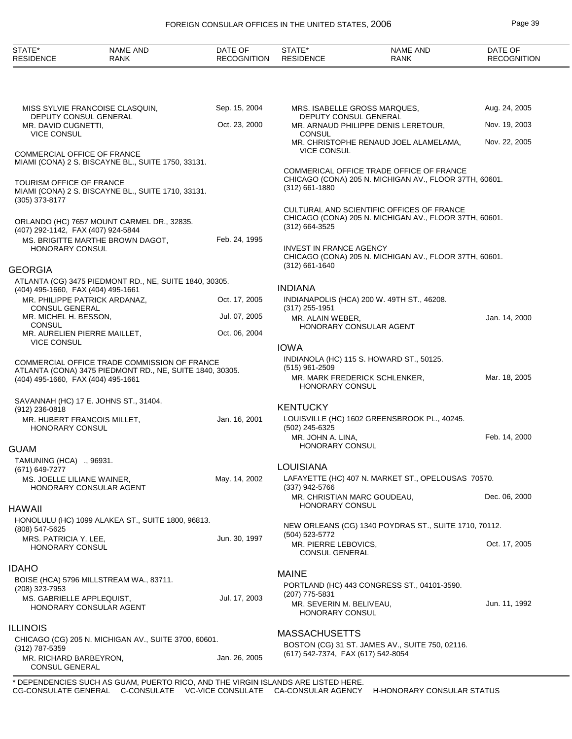| STATE* RESIDENCE | NAME AND RANK | DATE OF RECOGNITION |
|---|---|---|
| | MISS SYLVIE FRANCOISE CLASQUIN, DEPUTY CONSUL GENERAL | Sep. 15, 2004 |
| | MR. DAVID CUGNETTI, VICE CONSUL | Oct. 23, 2000 |

COMMERCIAL OFFICE OF FRANCE
MIAMI (CONA) 2 S. BISCAYNE BL., SUITE 1750, 33131.

TOURISM OFFICE OF FRANCE
MIAMI (CONA) 2 S. BISCAYNE BL., SUITE 1710, 33131.
(305) 373-8177

ORLANDO (HC) 7657 MOUNT CARMEL DR., 32835.
(407) 292-1142, FAX (407) 924-5844

| | | |
|---|---|---|
| | MS. BRIGITTE MARTHE BROWN DAGOT, HONORARY CONSUL | Feb. 24, 1995 |

## GEORGIA

ATLANTA (CG) 3475 PIEDMONT RD., NE, SUITE 1840, 30305.
(404) 495-1660, FAX (404) 495-1661

| | | |
|---|---|---|
| | MR. PHILIPPE PATRICK ARDANAZ, CONSUL GENERAL | Oct. 17, 2005 |
| | MR. MICHEL H. BESSON, CONSUL | Jul. 07, 2005 |
| | MR. AURELIEN PIERRE MAILLET, VICE CONSUL | Oct. 06, 2004 |

COMMERCIAL OFFICE TRADE COMMISSION OF FRANCE
ATLANTA (CONA) 3475 PIEDMONT RD., NE, SUITE 1840, 30305.
(404) 495-1660, FAX (404) 495-1661

SAVANNAH (HC) 17 E. JOHNS ST., 31404.
(912) 236-0818

| | | |
|---|---|---|
| | MR. HUBERT FRANCOIS MILLET, HONORARY CONSUL | Jan. 16, 2001 |

## GUAM

TAMUNING (HCA) ., 96931.
(671) 649-7277

| | | |
|---|---|---|
| | MS. JOELLE LILIANE WAINER, HONORARY CONSULAR AGENT | May. 14, 2002 |

## HAWAII

HONOLULU (HC) 1099 ALAKEA ST., SUITE 1800, 96813.
(808) 547-5625

| | | |
|---|---|---|
| | MRS. PATRICIA Y. LEE, HONORARY CONSUL | Jun. 30, 1997 |

## IDAHO

BOISE (HCA) 5796 MILLSTREAM WA., 83711.
(208) 323-7953

| | | |
|---|---|---|
| | MS. GABRIELLE APPLEQUIST, HONORARY CONSULAR AGENT | Jul. 17, 2003 |

## ILLINOIS

CHICAGO (CG) 205 N. MICHIGAN AV., SUITE 3700, 60601.
(312) 787-5359

| | | |
|---|---|---|
| | MR. RICHARD BARBEYRON, CONSUL GENERAL | Jan. 26, 2005 |
| | MRS. ISABELLE GROSS MARQUES, DEPUTY CONSUL GENERAL | Aug. 24, 2005 |
| | MR. ARNAUD PHILIPPE DENIS LERETOUR, CONSUL | Nov. 19, 2003 |
| | MR. CHRISTOPHE RENAUD JOEL ALAMELAMA, VICE CONSUL | Nov. 22, 2005 |

COMMERICAL OFFICE TRADE OFFICE OF FRANCE
CHICAGO (CONA) 205 N. MICHIGAN AV., FLOOR 37TH, 60601.
(312) 661-1880

CULTURAL AND SCIENTIFIC OFFICES OF FRANCE
CHICAGO (CONA) 205 N. MICHIGAN AV., FLOOR 37TH, 60601.
(312) 664-3525

INVEST IN FRANCE AGENCY
CHICAGO (CONA) 205 N. MICHIGAN AV., FLOOR 37TH, 60601.
(312) 661-1640

## INDIANA

INDIANAPOLIS (HCA) 200 W. 49TH ST., 46208.
(317) 255-1951

| | | |
|---|---|---|
| | MR. ALAIN WEBER, HONORARY CONSULAR AGENT | Jan. 14, 2000 |

## IOWA

INDIANOLA (HC) 115 S. HOWARD ST., 50125.
(515) 961-2509

| | | |
|---|---|---|
| | MR. MARK FREDERICK SCHLENKER, HONORARY CONSUL | Mar. 18, 2005 |

## KENTUCKY

LOUISVILLE (HC) 1602 GREENSBROOK PL., 40245.
(502) 245-6325

| | | |
|---|---|---|
| | MR. JOHN A. LINA, HONORARY CONSUL | Feb. 14, 2000 |

## LOUISIANA

LAFAYETTE (HC) 407 N. MARKET ST., OPELOUSAS 70570.
(337) 942-5766

| | | |
|---|---|---|
| | MR. CHRISTIAN MARC GOUDEAU, HONORARY CONSUL | Dec. 06, 2000 |

NEW ORLEANS (CG) 1340 POYDRAS ST., SUITE 1710, 70112.
(504) 523-5772

| | | |
|---|---|---|
| | MR. PIERRE LEBOVICS, CONSUL GENERAL | Oct. 17, 2005 |

## MAINE

PORTLAND (HC) 443 CONGRESS ST., 04101-3590.
(207) 775-5831

| | | |
|---|---|---|
| | MR. SEVERIN M. BELIVEAU, HONORARY CONSUL | Jun. 11, 1992 |

## MASSACHUSETTS

BOSTON (CG) 31 ST. JAMES AV., SUITE 750, 02116.
(617) 542-7374, FAX (617) 542-8054

* DEPENDENCIES SUCH AS GUAM, PUERTO RICO, AND THE VIRGIN ISLANDS ARE LISTED HERE.
CG-CONSULATE GENERAL C-CONSULATE VC-VICE CONSULATE CA-CONSULAR AGENCY H-HONORARY CONSULAR STATUS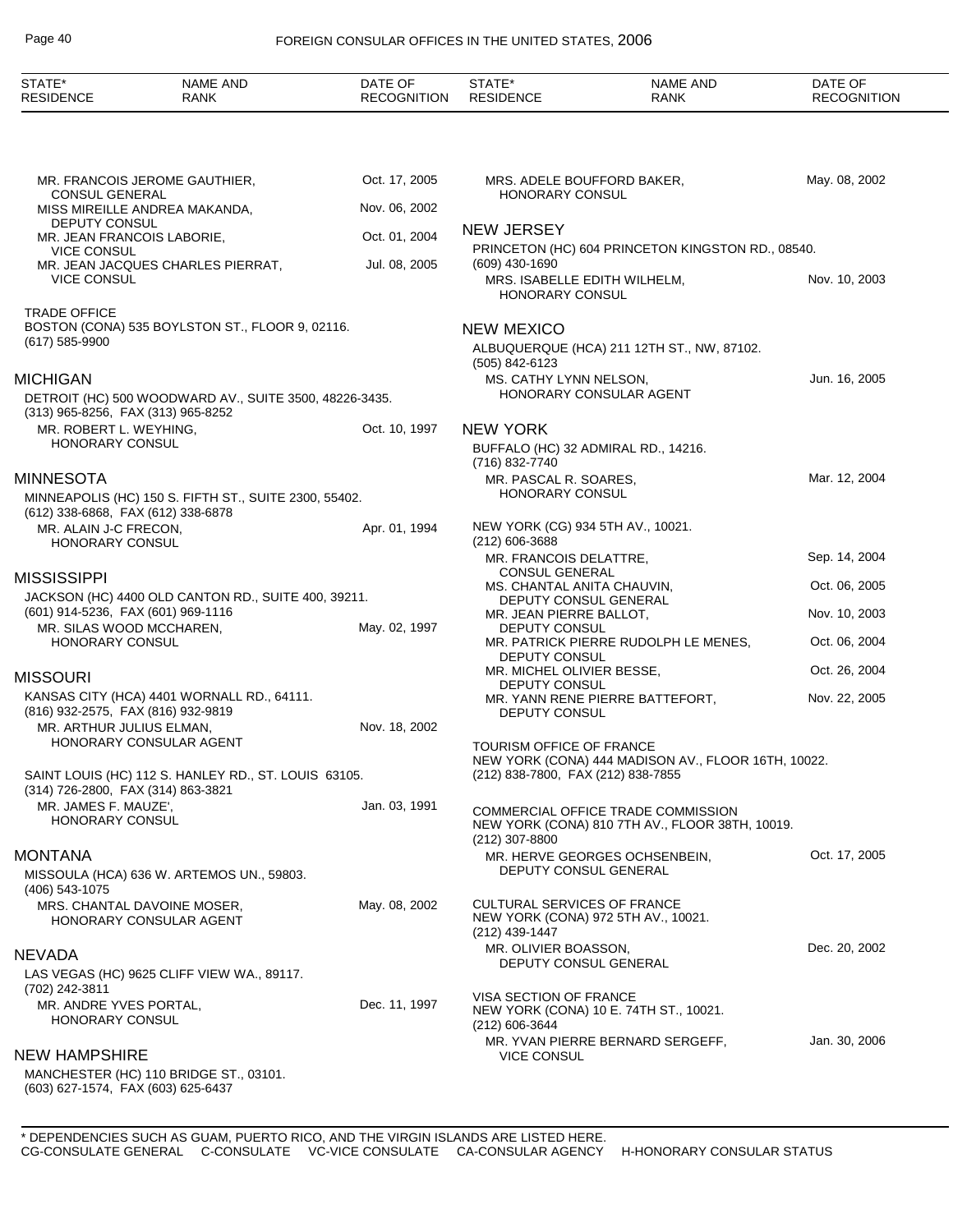| STATE* RESIDENCE | NAME AND RANK | DATE OF RECOGNITION |
|---|---|---|
| | MR. FRANCOIS JEROME GAUTHIER, CONSUL GENERAL | Oct. 17, 2005 |
| | MISS MIREILLE ANDREA MAKANDA, DEPUTY CONSUL | Nov. 06, 2002 |
| | MR. JEAN FRANCOIS LABORIE, VICE CONSUL | Oct. 01, 2004 |
| | MR. JEAN JACQUES CHARLES PIERRAT, VICE CONSUL | Jul. 08, 2005 |

TRADE OFFICE
BOSTON (CONA) 535 BOYLSTON ST., FLOOR 9, 02116.
(617) 585-9900

## MICHIGAN

DETROIT (HC) 500 WOODWARD AV., SUITE 3500, 48226-3435.
(313) 965-8256, FAX (313) 965-8252

| NAME AND RANK | DATE OF RECOGNITION |
|---|---|
| MR. ROBERT L. WEYHING, HONORARY CONSUL | Oct. 10, 1997 |

## MINNESOTA

MINNEAPOLIS (HC) 150 S. FIFTH ST., SUITE 2300, 55402.
(612) 338-6868, FAX (612) 338-6878

| NAME AND RANK | DATE OF RECOGNITION |
|---|---|
| MR. ALAIN J-C FRECON, HONORARY CONSUL | Apr. 01, 1994 |

## MISSISSIPPI

JACKSON (HC) 4400 OLD CANTON RD., SUITE 400, 39211.
(601) 914-5236, FAX (601) 969-1116

| NAME AND RANK | DATE OF RECOGNITION |
|---|---|
| MR. SILAS WOOD MCCHAREN, HONORARY CONSUL | May. 02, 1997 |

## MISSOURI

KANSAS CITY (HCA) 4401 WORNALL RD., 64111.
(816) 932-2575, FAX (816) 932-9819

| NAME AND RANK | DATE OF RECOGNITION |
|---|---|
| MR. ARTHUR JULIUS ELMAN, HONORARY CONSULAR AGENT | Nov. 18, 2002 |

SAINT LOUIS (HC) 112 S. HANLEY RD., ST. LOUIS 63105.
(314) 726-2800, FAX (314) 863-3821

| NAME AND RANK | DATE OF RECOGNITION |
|---|---|
| MR. JAMES F. MAUZE', HONORARY CONSUL | Jan. 03, 1991 |

## MONTANA

MISSOULA (HCA) 636 W. ARTEMOS UN., 59803.
(406) 543-1075

| NAME AND RANK | DATE OF RECOGNITION |
|---|---|
| MRS. CHANTAL DAVOINE MOSER, HONORARY CONSULAR AGENT | May. 08, 2002 |

## NEVADA

LAS VEGAS (HC) 9625 CLIFF VIEW WA., 89117.
(702) 242-3811

| NAME AND RANK | DATE OF RECOGNITION |
|---|---|
| MR. ANDRE YVES PORTAL, HONORARY CONSUL | Dec. 11, 1997 |

## NEW HAMPSHIRE

MANCHESTER (HC) 110 BRIDGE ST., 03101.
(603) 627-1574, FAX (603) 625-6437

| NAME AND RANK | DATE OF RECOGNITION |
|---|---|
| MRS. ADELE BOUFFORD BAKER, HONORARY CONSUL | May. 08, 2002 |

## NEW JERSEY

PRINCETON (HC) 604 PRINCETON KINGSTON RD., 08540.
(609) 430-1690

| NAME AND RANK | DATE OF RECOGNITION |
|---|---|
| MRS. ISABELLE EDITH WILHELM, HONORARY CONSUL | Nov. 10, 2003 |

## NEW MEXICO

ALBUQUERQUE (HCA) 211 12TH ST., NW, 87102.
(505) 842-6123

| NAME AND RANK | DATE OF RECOGNITION |
|---|---|
| MS. CATHY LYNN NELSON, HONORARY CONSULAR AGENT | Jun. 16, 2005 |

## NEW YORK

BUFFALO (HC) 32 ADMIRAL RD., 14216.
(716) 832-7740

| NAME AND RANK | DATE OF RECOGNITION |
|---|---|
| MR. PASCAL R. SOARES, HONORARY CONSUL | Mar. 12, 2004 |

NEW YORK (CG) 934 5TH AV., 10021.
(212) 606-3688

| NAME AND RANK | DATE OF RECOGNITION |
|---|---|
| MR. FRANCOIS DELATTRE, CONSUL GENERAL | Sep. 14, 2004 |
| MS. CHANTAL ANITA CHAUVIN, DEPUTY CONSUL GENERAL | Oct. 06, 2005 |
| MR. JEAN PIERRE BALLOT, DEPUTY CONSUL | Nov. 10, 2003 |
| MR. PATRICK PIERRE RUDOLPH LE MENES, DEPUTY CONSUL | Oct. 06, 2004 |
| MR. MICHEL OLIVIER BESSE, DEPUTY CONSUL | Oct. 26, 2004 |
| MR. YANN RENE PIERRE BATTEFORT, DEPUTY CONSUL | Nov. 22, 2005 |

TOURISM OFFICE OF FRANCE
NEW YORK (CONA) 444 MADISON AV., FLOOR 16TH, 10022.
(212) 838-7800, FAX (212) 838-7855

COMMERCIAL OFFICE TRADE COMMISSION
NEW YORK (CONA) 810 7TH AV., FLOOR 38TH, 10019.
(212) 307-8800

| NAME AND RANK | DATE OF RECOGNITION |
|---|---|
| MR. HERVE GEORGES OCHSENBEIN, DEPUTY CONSUL GENERAL | Oct. 17, 2005 |

CULTURAL SERVICES OF FRANCE
NEW YORK (CONA) 972 5TH AV., 10021.
(212) 439-1447

| NAME AND RANK | DATE OF RECOGNITION |
|---|---|
| MR. OLIVIER BOASSON, DEPUTY CONSUL GENERAL | Dec. 20, 2002 |

VISA SECTION OF FRANCE
NEW YORK (CONA) 10 E. 74TH ST., 10021.
(212) 606-3644

| NAME AND RANK | DATE OF RECOGNITION |
|---|---|
| MR. YVAN PIERRE BERNARD SERGEFF, VICE CONSUL | Jan. 30, 2006 |

\* DEPENDENCIES SUCH AS GUAM, PUERTO RICO, AND THE VIRGIN ISLANDS ARE LISTED HERE.
CG-CONSULATE GENERAL C-CONSULATE VC-VICE CONSULATE CA-CONSULAR AGENCY H-HONORARY CONSULAR STATUS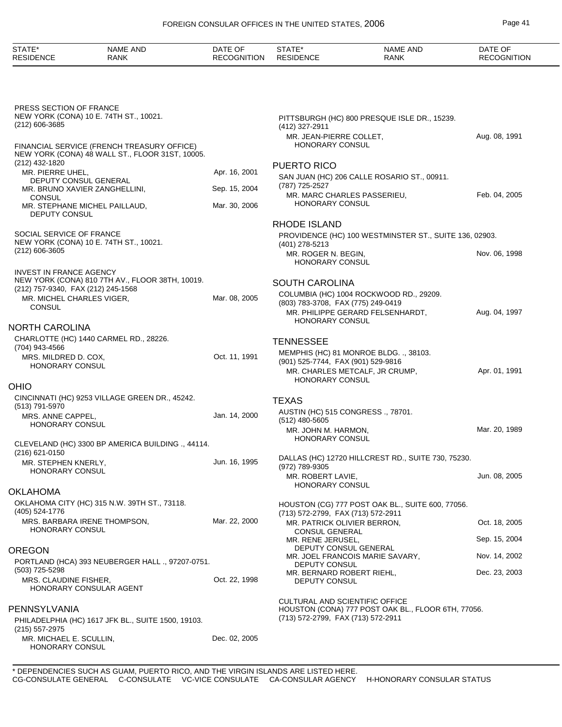| STATE* RESIDENCE | NAME AND RANK | DATE OF RECOGNITION |
|---|---|---|

PRESS SECTION OF FRANCE
NEW YORK (CONA) 10 E. 74TH ST., 10021.
(212) 606-3685

FINANCIAL SERVICE (FRENCH TREASURY OFFICE)
NEW YORK (CONA) 48 WALL ST., FLOOR 31ST, 10005.
(212) 432-1820

| NAME AND RANK | DATE OF RECOGNITION |
|---|---|
| MR. PIERRE UHEL, DEPUTY CONSUL GENERAL | Apr. 16, 2001 |
| MR. BRUNO XAVIER ZANGHELLINI, CONSUL | Sep. 15, 2004 |
| MR. STEPHANE MICHEL PAILLAUD, DEPUTY CONSUL | Mar. 30, 2006 |

SOCIAL SERVICE OF FRANCE
NEW YORK (CONA) 10 E. 74TH ST., 10021.
(212) 606-3605

INVEST IN FRANCE AGENCY
NEW YORK (CONA) 810 7TH AV., FLOOR 38TH, 10019.
(212) 757-9340, FAX (212) 245-1568

| NAME AND RANK | DATE OF RECOGNITION |
|---|---|
| MR. MICHEL CHARLES VIGER, CONSUL | Mar. 08, 2005 |

## NORTH CAROLINA

CHARLOTTE (HC) 1440 CARMEL RD., 28226.
(704) 943-4566

| NAME AND RANK | DATE OF RECOGNITION |
|---|---|
| MRS. MILDRED D. COX, HONORARY CONSUL | Oct. 11, 1991 |

## OHIO

CINCINNATI (HC) 9253 VILLAGE GREEN DR., 45242.
(513) 791-5970

| NAME AND RANK | DATE OF RECOGNITION |
|---|---|
| MRS. ANNE CAPPEL, HONORARY CONSUL | Jan. 14, 2000 |

CLEVELAND (HC) 3300 BP AMERICA BUILDING ., 44114.
(216) 621-0150

| NAME AND RANK | DATE OF RECOGNITION |
|---|---|
| MR. STEPHEN KNERLY, HONORARY CONSUL | Jun. 16, 1995 |

## OKLAHOMA

OKLAHOMA CITY (HC) 315 N.W. 39TH ST., 73118.
(405) 524-1776

| NAME AND RANK | DATE OF RECOGNITION |
|---|---|
| MRS. BARBARA IRENE THOMPSON, HONORARY CONSUL | Mar. 22, 2000 |

## OREGON

PORTLAND (HCA) 393 NEUBERGER HALL ., 97207-0751.
(503) 725-5298

| NAME AND RANK | DATE OF RECOGNITION |
|---|---|
| MRS. CLAUDINE FISHER, HONORARY CONSULAR AGENT | Oct. 22, 1998 |

## PENNSYLVANIA

PHILADELPHIA (HC) 1617 JFK BL., SUITE 1500, 19103.
(215) 557-2975

| NAME AND RANK | DATE OF RECOGNITION |
|---|---|
| MR. MICHAEL E. SCULLIN, HONORARY CONSUL | Dec. 02, 2005 |

PITTSBURGH (HC) 800 PRESQUE ISLE DR., 15239.
(412) 327-2911

| NAME AND RANK | DATE OF RECOGNITION |
|---|---|
| MR. JEAN-PIERRE COLLET, HONORARY CONSUL | Aug. 08, 1991 |

## PUERTO RICO

SAN JUAN (HC) 206 CALLE ROSARIO ST., 00911.
(787) 725-2527

| NAME AND RANK | DATE OF RECOGNITION |
|---|---|
| MR. MARC CHARLES PASSERIEU, HONORARY CONSUL | Feb. 04, 2005 |

## RHODE ISLAND

PROVIDENCE (HC) 100 WESTMINSTER ST., SUITE 136, 02903.
(401) 278-5213

| NAME AND RANK | DATE OF RECOGNITION |
|---|---|
| MR. ROGER N. BEGIN, HONORARY CONSUL | Nov. 06, 1998 |

## SOUTH CAROLINA

COLUMBIA (HC) 1004 ROCKWOOD RD., 29209.
(803) 783-3708, FAX (775) 249-0419

| NAME AND RANK | DATE OF RECOGNITION |
|---|---|
| MR. PHILIPPE GERARD FELSENHARDT, HONORARY CONSUL | Aug. 04, 1997 |

## TENNESSEE

MEMPHIS (HC) 81 MONROE BLDG. ., 38103.
(901) 525-7744, FAX (901) 529-9816

| NAME AND RANK | DATE OF RECOGNITION |
|---|---|
| MR. CHARLES METCALF, JR CRUMP, HONORARY CONSUL | Apr. 01, 1991 |

## TEXAS

AUSTIN (HC) 515 CONGRESS ., 78701.
(512) 480-5605

| NAME AND RANK | DATE OF RECOGNITION |
|---|---|
| MR. JOHN M. HARMON, HONORARY CONSUL | Mar. 20, 1989 |

DALLAS (HC) 12720 HILLCREST RD., SUITE 730, 75230.
(972) 789-9305

| NAME AND RANK | DATE OF RECOGNITION |
|---|---|
| MR. ROBERT LAVIE, HONORARY CONSUL | Jun. 08, 2005 |

HOUSTON (CG) 777 POST OAK BL., SUITE 600, 77056.
(713) 572-2799, FAX (713) 572-2911

| NAME AND RANK | DATE OF RECOGNITION |
|---|---|
| MR. PATRICK OLIVIER BERRON, CONSUL GENERAL | Oct. 18, 2005 |
| MR. RENE JERUSEL, DEPUTY CONSUL GENERAL | Sep. 15, 2004 |
| MR. JOEL FRANCOIS MARIE SAVARY, DEPUTY CONSUL | Nov. 14, 2002 |
| MR. BERNARD ROBERT RIEHL, DEPUTY CONSUL | Dec. 23, 2003 |

CULTURAL AND SCIENTIFIC OFFICE
HOUSTON (CONA) 777 POST OAK BL., FLOOR 6TH, 77056.
(713) 572-2799, FAX (713) 572-2911

\* DEPENDENCIES SUCH AS GUAM, PUERTO RICO, AND THE VIRGIN ISLANDS ARE LISTED HERE.
CG-CONSULATE GENERAL C-CONSULATE VC-VICE CONSULATE CA-CONSULAR AGENCY H-HONORARY CONSULAR STATUS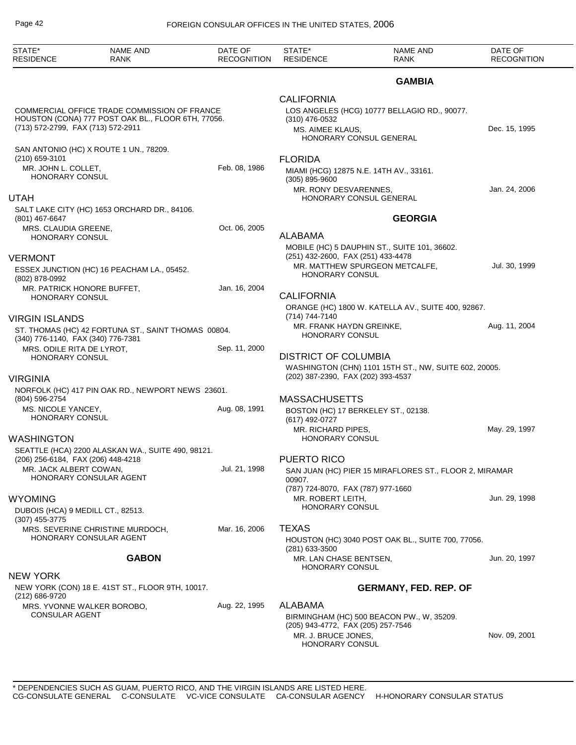COMMERCIAL OFFICE TRADE COMMISSION OF FRANCE
HOUSTON (CONA) 777 POST OAK BL., FLOOR 6TH, 77056.
(713) 572-2799, FAX (713) 572-2911

SAN ANTONIO (HC) X ROUTE 1 UN., 78209.
(210) 659-3101
MR. JOHN L. COLLET, HONORARY CONSUL — Feb. 08, 1986

### UTAH

SALT LAKE CITY (HC) 1653 ORCHARD DR., 84106.
(801) 467-6647
MRS. CLAUDIA GREENE, HONORARY CONSUL — Oct. 06, 2005

### VERMONT

ESSEX JUNCTION (HC) 16 PEACHAM LA., 05452.
(802) 878-0992
MR. PATRICK HONORE BUFFET, HONORARY CONSUL — Jan. 16, 2004

### VIRGIN ISLANDS

ST. THOMAS (HC) 42 FORTUNA ST., SAINT THOMAS 00804.
(340) 776-1140, FAX (340) 776-7381
MRS. ODILE RITA DE LYROT, HONORARY CONSUL — Sep. 11, 2000

### VIRGINIA

NORFOLK (HC) 417 PIN OAK RD., NEWPORT NEWS 23601.
(804) 596-2754
MS. NICOLE YANCEY, HONORARY CONSUL — Aug. 08, 1991

### WASHINGTON

SEATTLE (HCA) 2200 ALASKAN WA., SUITE 490, 98121.
(206) 256-6184, FAX (206) 448-4218
MR. JACK ALBERT COWAN, HONORARY CONSULAR AGENT — Jul. 21, 1998

### WYOMING

DUBOIS (HCA) 9 MEDILL CT., 82513.
(307) 455-3775
MRS. SEVERINE CHRISTINE MURDOCH, HONORARY CONSULAR AGENT — Mar. 16, 2006

## GABON

### NEW YORK

NEW YORK (CON) 18 E. 41ST ST., FLOOR 9TH, 10017.
(212) 686-9720
MRS. YVONNE WALKER BOROBO, CONSULAR AGENT — Aug. 22, 1995

## GAMBIA

### CALIFORNIA

LOS ANGELES (HCG) 10777 BELLAGIO RD., 90077.
(310) 476-0532
MS. AIMEE KLAUS, HONORARY CONSUL GENERAL — Dec. 15, 1995

### FLORIDA

MIAMI (HCG) 12875 N.E. 14TH AV., 33161.
(305) 895-9600
MR. RONY DESVARENNES, HONORARY CONSUL GENERAL — Jan. 24, 2006

## GEORGIA

### ALABAMA

MOBILE (HC) 5 DAUPHIN ST., SUITE 101, 36602.
(251) 432-2600, FAX (251) 433-4478
MR. MATTHEW SPURGEON METCALFE, HONORARY CONSUL — Jul. 30, 1999

### CALIFORNIA

ORANGE (HC) 1800 W. KATELLA AV., SUITE 400, 92867.
(714) 744-7140
MR. FRANK HAYDN GREINKE, HONORARY CONSUL — Aug. 11, 2004

### DISTRICT OF COLUMBIA

WASHINGTON (CHN) 1101 15TH ST., NW, SUITE 602, 20005.
(202) 387-2390, FAX (202) 393-4537

### MASSACHUSETTS

BOSTON (HC) 17 BERKELEY ST., 02138.
(617) 492-0727
MR. RICHARD PIPES, HONORARY CONSUL — May. 29, 1997

### PUERTO RICO

SAN JUAN (HC) PIER 15 MIRAFLORES ST., FLOOR 2, MIRAMAR 00907.
(787) 724-8070, FAX (787) 977-1660
MR. ROBERT LEITH, HONORARY CONSUL — Jun. 29, 1998

### TEXAS

HOUSTON (HC) 3040 POST OAK BL., SUITE 700, 77056.
(281) 633-3500
MR. LAN CHASE BENTSEN, HONORARY CONSUL — Jun. 20, 1997

## GERMANY, FED. REP. OF

### ALABAMA

BIRMINGHAM (HC) 500 BEACON PW., W, 35209.
(205) 943-4772, FAX (205) 257-7546
MR. J. BRUCE JONES, HONORARY CONSUL — Nov. 09, 2001

\* DEPENDENCIES SUCH AS GUAM, PUERTO RICO, AND THE VIRGIN ISLANDS ARE LISTED HERE.
CG-CONSULATE GENERAL C-CONSULATE VC-VICE CONSULATE CA-CONSULAR AGENCY H-HONORARY CONSULAR STATUS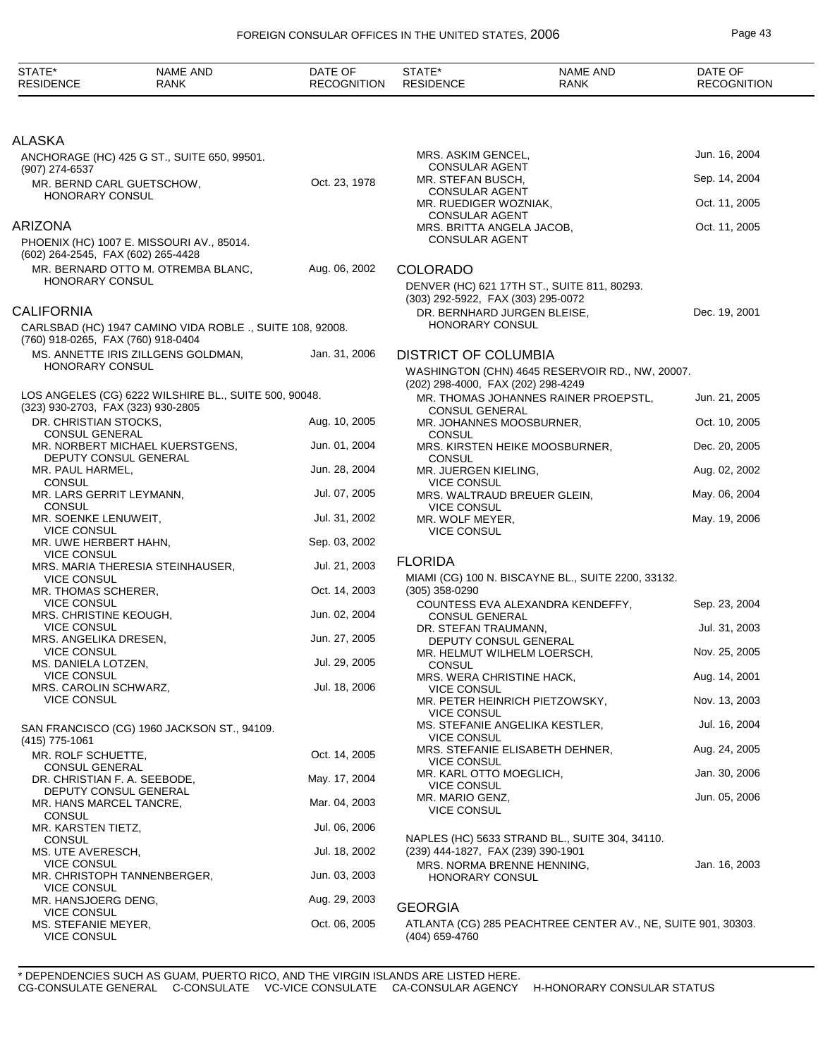| STATE* RESIDENCE | NAME AND RANK | DATE OF RECOGNITION |
|---|---|---|

## ALASKA

ANCHORAGE (HC) 425 G ST., SUITE 650, 99501.
(907) 274-6537

| NAME AND RANK | DATE OF RECOGNITION |
|---|---|
| MR. BERND CARL GUETSCHOW, HONORARY CONSUL | Oct. 23, 1978 |

## ARIZONA

PHOENIX (HC) 1007 E. MISSOURI AV., 85014.
(602) 264-2545, FAX (602) 265-4428

| NAME AND RANK | DATE OF RECOGNITION |
|---|---|
| MR. BERNARD OTTO M. OTREMBA BLANC, HONORARY CONSUL | Aug. 06, 2002 |

## CALIFORNIA

CARLSBAD (HC) 1947 CAMINO VIDA ROBLE ., SUITE 108, 92008.
(760) 918-0265, FAX (760) 918-0404

| NAME AND RANK | DATE OF RECOGNITION |
|---|---|
| MS. ANNETTE IRIS ZILLGENS GOLDMAN, HONORARY CONSUL | Jan. 31, 2006 |

LOS ANGELES (CG) 6222 WILSHIRE BL., SUITE 500, 90048.
(323) 930-2703, FAX (323) 930-2805

| NAME AND RANK | DATE OF RECOGNITION |
|---|---|
| DR. CHRISTIAN STOCKS, CONSUL GENERAL | Aug. 10, 2005 |
| MR. NORBERT MICHAEL KUERSTGENS, DEPUTY CONSUL GENERAL | Jun. 01, 2004 |
| MR. PAUL HARMEL, CONSUL | Jun. 28, 2004 |
| MR. LARS GERRIT LEYMANN, CONSUL | Jul. 07, 2005 |
| MR. SOENKE LENUWEIT, VICE CONSUL | Jul. 31, 2002 |
| MR. UWE HERBERT HAHN, VICE CONSUL | Sep. 03, 2002 |
| MRS. MARIA THERESIA STEINHAUSER, VICE CONSUL | Jul. 21, 2003 |
| MR. THOMAS SCHERER, VICE CONSUL | Oct. 14, 2003 |
| MRS. CHRISTINE KEOUGH, VICE CONSUL | Jun. 02, 2004 |
| MRS. ANGELIKA DRESEN, VICE CONSUL | Jun. 27, 2005 |
| MS. DANIELA LOTZEN, VICE CONSUL | Jul. 29, 2005 |
| MRS. CAROLIN SCHWARZ, VICE CONSUL | Jul. 18, 2006 |

SAN FRANCISCO (CG) 1960 JACKSON ST., 94109.
(415) 775-1061

| NAME AND RANK | DATE OF RECOGNITION |
|---|---|
| MR. ROLF SCHUETTE, CONSUL GENERAL | Oct. 14, 2005 |
| DR. CHRISTIAN F. A. SEEBODE, DEPUTY CONSUL GENERAL | May. 17, 2004 |
| MR. HANS MARCEL TANCRE, CONSUL | Mar. 04, 2003 |
| MR. KARSTEN TIETZ, CONSUL | Jul. 06, 2006 |
| MS. UTE AVERESCH, VICE CONSUL | Jul. 18, 2002 |
| MR. CHRISTOPH TANNENBERGER, VICE CONSUL | Jun. 03, 2003 |
| MR. HANSJOERG DENG, VICE CONSUL | Aug. 29, 2003 |
| MS. STEFANIE MEYER, VICE CONSUL | Oct. 06, 2005 |
| MRS. ASKIM GENCEL, CONSULAR AGENT | Jun. 16, 2004 |
| MR. STEFAN BUSCH, CONSULAR AGENT | Sep. 14, 2004 |
| MR. RUEDIGER WOZNIAK, CONSULAR AGENT | Oct. 11, 2005 |
| MRS. BRITTA ANGELA JACOB, CONSULAR AGENT | Oct. 11, 2005 |

## COLORADO

DENVER (HC) 621 17TH ST., SUITE 811, 80293.
(303) 292-5922, FAX (303) 295-0072

| NAME AND RANK | DATE OF RECOGNITION |
|---|---|
| DR. BERNHARD JURGEN BLEISE, HONORARY CONSUL | Dec. 19, 2001 |

## DISTRICT OF COLUMBIA

WASHINGTON (CHN) 4645 RESERVOIR RD., NW, 20007.
(202) 298-4000, FAX (202) 298-4249

| NAME AND RANK | DATE OF RECOGNITION |
|---|---|
| MR. THOMAS JOHANNES RAINER PROEPSTL, CONSUL GENERAL | Jun. 21, 2005 |
| MR. JOHANNES MOOSBURNER, CONSUL | Oct. 10, 2005 |
| MRS. KIRSTEN HEIKE MOOSBURNER, CONSUL | Dec. 20, 2005 |
| MR. JUERGEN KIELING, VICE CONSUL | Aug. 02, 2002 |
| MRS. WALTRAUD BREUER GLEIN, VICE CONSUL | May. 06, 2004 |
| MR. WOLF MEYER, VICE CONSUL | May. 19, 2006 |

## FLORIDA

MIAMI (CG) 100 N. BISCAYNE BL., SUITE 2200, 33132.
(305) 358-0290

| NAME AND RANK | DATE OF RECOGNITION |
|---|---|
| COUNTESS EVA ALEXANDRA KENDEFFY, CONSUL GENERAL | Sep. 23, 2004 |
| DR. STEFAN TRAUMANN, DEPUTY CONSUL GENERAL | Jul. 31, 2003 |
| MR. HELMUT WILHELM LOERSCH, CONSUL | Nov. 25, 2005 |
| MRS. WERA CHRISTINE HACK, VICE CONSUL | Aug. 14, 2001 |
| MR. PETER HEINRICH PIETZOWSKY, VICE CONSUL | Nov. 13, 2003 |
| MS. STEFANIE ANGELIKA KESTLER, VICE CONSUL | Jul. 16, 2004 |
| MRS. STEFANIE ELISABETH DEHNER, VICE CONSUL | Aug. 24, 2005 |
| MR. KARL OTTO MOEGLICH, VICE CONSUL | Jan. 30, 2006 |
| MR. MARIO GENZ, VICE CONSUL | Jun. 05, 2006 |

NAPLES (HC) 5633 STRAND BL., SUITE 304, 34110.
(239) 444-1827, FAX (239) 390-1901

| NAME AND RANK | DATE OF RECOGNITION |
|---|---|
| MRS. NORMA BRENNE HENNING, HONORARY CONSUL | Jan. 16, 2003 |

## GEORGIA

ATLANTA (CG) 285 PEACHTREE CENTER AV., NE, SUITE 901, 30303.
(404) 659-4760

\* DEPENDENCIES SUCH AS GUAM, PUERTO RICO, AND THE VIRGIN ISLANDS ARE LISTED HERE.
CG-CONSULATE GENERAL C-CONSULATE VC-VICE CONSULATE CA-CONSULAR AGENCY H-HONORARY CONSULAR STATUS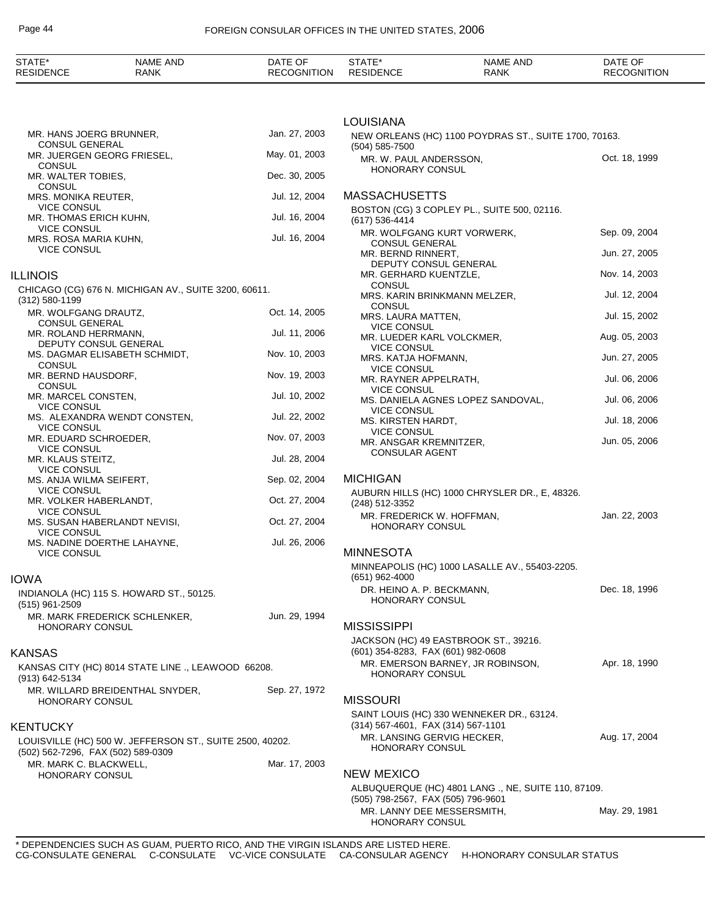| STATE* RESIDENCE | NAME AND RANK | DATE OF RECOGNITION |
|---|---|---|
| | MR. HANS JOERG BRUNNER, CONSUL GENERAL | Jan. 27, 2003 |
| | MR. JUERGEN GEORG FRIESEL, CONSUL | May. 01, 2003 |
| | MR. WALTER TOBIES, CONSUL | Dec. 30, 2005 |
| | MRS. MONIKA REUTER, VICE CONSUL | Jul. 12, 2004 |
| | MR. THOMAS ERICH KUHN, VICE CONSUL | Jul. 16, 2004 |
| | MRS. ROSA MARIA KUHN, VICE CONSUL | Jul. 16, 2004 |

## ILLINOIS

CHICAGO (CG) 676 N. MICHIGAN AV., SUITE 3200, 60611.
(312) 580-1199

| NAME AND RANK | DATE OF RECOGNITION |
|---|---|
| MR. WOLFGANG DRAUTZ, CONSUL GENERAL | Oct. 14, 2005 |
| MR. ROLAND HERRMANN, DEPUTY CONSUL GENERAL | Jul. 11, 2006 |
| MS. DAGMAR ELISABETH SCHMIDT, CONSUL | Nov. 10, 2003 |
| MR. BERND HAUSDORF, CONSUL | Nov. 19, 2003 |
| MR. MARCEL CONSTEN, VICE CONSUL | Jul. 10, 2002 |
| MS. ALEXANDRA WENDT CONSTEN, VICE CONSUL | Jul. 22, 2002 |
| MR. EDUARD SCHROEDER, VICE CONSUL | Nov. 07, 2003 |
| MR. KLAUS STEITZ, VICE CONSUL | Jul. 28, 2004 |
| MS. ANJA WILMA SEIFERT, VICE CONSUL | Sep. 02, 2004 |
| MR. VOLKER HABERLANDT, VICE CONSUL | Oct. 27, 2004 |
| MS. SUSAN HABERLANDT NEVISI, VICE CONSUL | Oct. 27, 2004 |
| MS. NADINE DOERTHE LAHAYNE, VICE CONSUL | Jul. 26, 2006 |

## IOWA

INDIANOLA (HC) 115 S. HOWARD ST., 50125.
(515) 961-2509

| NAME AND RANK | DATE OF RECOGNITION |
|---|---|
| MR. MARK FREDERICK SCHLENKER, HONORARY CONSUL | Jun. 29, 1994 |

## KANSAS

KANSAS CITY (HC) 8014 STATE LINE ., LEAWOOD 66208.
(913) 642-5134

| NAME AND RANK | DATE OF RECOGNITION |
|---|---|
| MR. WILLARD BREIDENTHAL SNYDER, HONORARY CONSUL | Sep. 27, 1972 |

## KENTUCKY

LOUISVILLE (HC) 500 W. JEFFERSON ST., SUITE 2500, 40202.
(502) 562-7296, FAX (502) 589-0309

| NAME AND RANK | DATE OF RECOGNITION |
|---|---|
| MR. MARK C. BLACKWELL, HONORARY CONSUL | Mar. 17, 2003 |

## LOUISIANA

NEW ORLEANS (HC) 1100 POYDRAS ST., SUITE 1700, 70163.
(504) 585-7500

| NAME AND RANK | DATE OF RECOGNITION |
|---|---|
| MR. W. PAUL ANDERSSON, HONORARY CONSUL | Oct. 18, 1999 |

## MASSACHUSETTS

BOSTON (CG) 3 COPLEY PL., SUITE 500, 02116.
(617) 536-4414

| NAME AND RANK | DATE OF RECOGNITION |
|---|---|
| MR. WOLFGANG KURT VORWERK, CONSUL GENERAL | Sep. 09, 2004 |
| MR. BERND RINNERT, DEPUTY CONSUL GENERAL | Jun. 27, 2005 |
| MR. GERHARD KUENTZLE, CONSUL | Nov. 14, 2003 |
| MRS. KARIN BRINKMANN MELZER, CONSUL | Jul. 12, 2004 |
| MRS. LAURA MATTEN, VICE CONSUL | Jul. 15, 2002 |
| MR. LUEDER KARL VOLCKMER, VICE CONSUL | Aug. 05, 2003 |
| MRS. KATJA HOFMANN, VICE CONSUL | Jun. 27, 2005 |
| MR. RAYNER APPELRATH, VICE CONSUL | Jul. 06, 2006 |
| MS. DANIELA AGNES LOPEZ SANDOVAL, VICE CONSUL | Jul. 06, 2006 |
| MS. KIRSTEN HARDT, VICE CONSUL | Jul. 18, 2006 |
| MR. ANSGAR KREMNITZER, CONSULAR AGENT | Jun. 05, 2006 |

## MICHIGAN

AUBURN HILLS (HC) 1000 CHRYSLER DR., E, 48326.
(248) 512-3352

| NAME AND RANK | DATE OF RECOGNITION |
|---|---|
| MR. FREDERICK W. HOFFMAN, HONORARY CONSUL | Jan. 22, 2003 |

## MINNESOTA

MINNEAPOLIS (HC) 1000 LASALLE AV., 55403-2205.
(651) 962-4000

| NAME AND RANK | DATE OF RECOGNITION |
|---|---|
| DR. HEINO A. P. BECKMANN, HONORARY CONSUL | Dec. 18, 1996 |

## MISSISSIPPI

JACKSON (HC) 49 EASTBROOK ST., 39216.
(601) 354-8283, FAX (601) 982-0608

| NAME AND RANK | DATE OF RECOGNITION |
|---|---|
| MR. EMERSON BARNEY, JR ROBINSON, HONORARY CONSUL | Apr. 18, 1990 |

## MISSOURI

SAINT LOUIS (HC) 330 WENNEKER DR., 63124.
(314) 567-4601, FAX (314) 567-1101

| NAME AND RANK | DATE OF RECOGNITION |
|---|---|
| MR. LANSING GERVIG HECKER, HONORARY CONSUL | Aug. 17, 2004 |

## NEW MEXICO

ALBUQUERQUE (HC) 4801 LANG ., NE, SUITE 110, 87109.
(505) 798-2567, FAX (505) 796-9601

| NAME AND RANK | DATE OF RECOGNITION |
|---|---|
| MR. LANNY DEE MESSERSMITH, HONORARY CONSUL | May. 29, 1981 |

* DEPENDENCIES SUCH AS GUAM, PUERTO RICO, AND THE VIRGIN ISLANDS ARE LISTED HERE.
CG-CONSULATE GENERAL C-CONSULATE VC-VICE CONSULATE CA-CONSULAR AGENCY H-HONORARY CONSULAR STATUS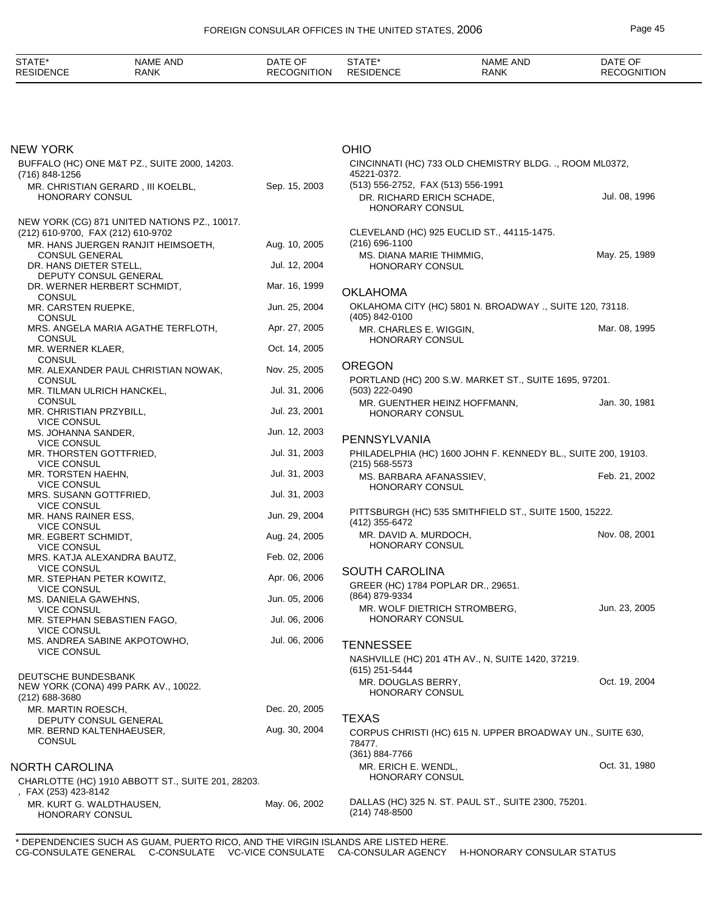| STATE* RESIDENCE | NAME AND RANK | DATE OF RECOGNITION |
|---|---|---|

## NEW YORK

BUFFALO (HC) ONE M&T PZ., SUITE 2000, 14203.
(716) 848-1256

| | |
|---|---|
| MR. CHRISTIAN GERARD , III KOELBL, HONORARY CONSUL | Sep. 15, 2003 |

NEW YORK (CG) 871 UNITED NATIONS PZ., 10017.
(212) 610-9700, FAX (212) 610-9702

| | |
|---|---|
| MR. HANS JUERGEN RANJIT HEIMSOETH, CONSUL GENERAL | Aug. 10, 2005 |
| DR. HANS DIETER STELL, DEPUTY CONSUL GENERAL | Jul. 12, 2004 |
| DR. WERNER HERBERT SCHMIDT, CONSUL | Mar. 16, 1999 |
| MR. CARSTEN RUEPKE, CONSUL | Jun. 25, 2004 |
| MRS. ANGELA MARIA AGATHE TERFLOTH, CONSUL | Apr. 27, 2005 |
| MR. WERNER KLAER, CONSUL | Oct. 14, 2005 |
| MR. ALEXANDER PAUL CHRISTIAN NOWAK, CONSUL | Nov. 25, 2005 |
| MR. TILMAN ULRICH HANCKEL, CONSUL | Jul. 31, 2006 |
| MR. CHRISTIAN PRZYBILL, VICE CONSUL | Jul. 23, 2001 |
| MS. JOHANNA SANDER, VICE CONSUL | Jun. 12, 2003 |
| MR. THORSTEN GOTTFRIED, VICE CONSUL | Jul. 31, 2003 |
| MR. TORSTEN HAEHN, VICE CONSUL | Jul. 31, 2003 |
| MRS. SUSANN GOTTFRIED, VICE CONSUL | Jul. 31, 2003 |
| MR. HANS RAINER ESS, VICE CONSUL | Jun. 29, 2004 |
| MR. EGBERT SCHMIDT, VICE CONSUL | Aug. 24, 2005 |
| MRS. KATJA ALEXANDRA BAUTZ, VICE CONSUL | Feb. 02, 2006 |
| MR. STEPHAN PETER KOWITZ, VICE CONSUL | Apr. 06, 2006 |
| MS. DANIELA GAWEHNS, VICE CONSUL | Jun. 05, 2006 |
| MR. STEPHAN SEBASTIEN FAGO, VICE CONSUL | Jul. 06, 2006 |
| MS. ANDREA SABINE AKPOTOWHO, VICE CONSUL | Jul. 06, 2006 |

DEUTSCHE BUNDESBANK
NEW YORK (CONA) 499 PARK AV., 10022.
(212) 688-3680

| | |
|---|---|
| MR. MARTIN ROESCH, DEPUTY CONSUL GENERAL | Dec. 20, 2005 |
| MR. BERND KALTENHAEUSER, CONSUL | Aug. 30, 2004 |

## NORTH CAROLINA

CHARLOTTE (HC) 1910 ABBOTT ST., SUITE 201, 28203.
, FAX (253) 423-8142

| | |
|---|---|
| MR. KURT G. WALDTHAUSEN, HONORARY CONSUL | May. 06, 2002 |

## OHIO

CINCINNATI (HC) 733 OLD CHEMISTRY BLDG. ., ROOM ML0372, 45221-0372.
(513) 556-2752, FAX (513) 556-1991

| | |
|---|---|
| DR. RICHARD ERICH SCHADE, HONORARY CONSUL | Jul. 08, 1996 |

CLEVELAND (HC) 925 EUCLID ST., 44115-1475.
(216) 696-1100

| | |
|---|---|
| MS. DIANA MARIE THIMMIG, HONORARY CONSUL | May. 25, 1989 |

## OKLAHOMA

OKLAHOMA CITY (HC) 5801 N. BROADWAY ., SUITE 120, 73118.
(405) 842-0100

| | |
|---|---|
| MR. CHARLES E. WIGGIN, HONORARY CONSUL | Mar. 08, 1995 |

## OREGON

PORTLAND (HC) 200 S.W. MARKET ST., SUITE 1695, 97201.
(503) 222-0490

| | |
|---|---|
| MR. GUENTHER HEINZ HOFFMANN, HONORARY CONSUL | Jan. 30, 1981 |

## PENNSYLVANIA

PHILADELPHIA (HC) 1600 JOHN F. KENNEDY BL., SUITE 200, 19103.
(215) 568-5573

| | |
|---|---|
| MS. BARBARA AFANASSIEV, HONORARY CONSUL | Feb. 21, 2002 |

PITTSBURGH (HC) 535 SMITHFIELD ST., SUITE 1500, 15222.
(412) 355-6472

| | |
|---|---|
| MR. DAVID A. MURDOCH, HONORARY CONSUL | Nov. 08, 2001 |

## SOUTH CAROLINA

GREER (HC) 1784 POPLAR DR., 29651.
(864) 879-9334

| | |
|---|---|
| MR. WOLF DIETRICH STROMBERG, HONORARY CONSUL | Jun. 23, 2005 |

## TENNESSEE

NASHVILLE (HC) 201 4TH AV., N, SUITE 1420, 37219.
(615) 251-5444

| | |
|---|---|
| MR. DOUGLAS BERRY, HONORARY CONSUL | Oct. 19, 2004 |

## TEXAS

CORPUS CHRISTI (HC) 615 N. UPPER BROADWAY UN., SUITE 630, 78477.
(361) 884-7766

| | |
|---|---|
| MR. ERICH E. WENDL, HONORARY CONSUL | Oct. 31, 1980 |

DALLAS (HC) 325 N. ST. PAUL ST., SUITE 2300, 75201.
(214) 748-8500

* DEPENDENCIES SUCH AS GUAM, PUERTO RICO, AND THE VIRGIN ISLANDS ARE LISTED HERE.
CG-CONSULATE GENERAL C-CONSULATE VC-VICE CONSULATE CA-CONSULAR AGENCY H-HONORARY CONSULAR STATUS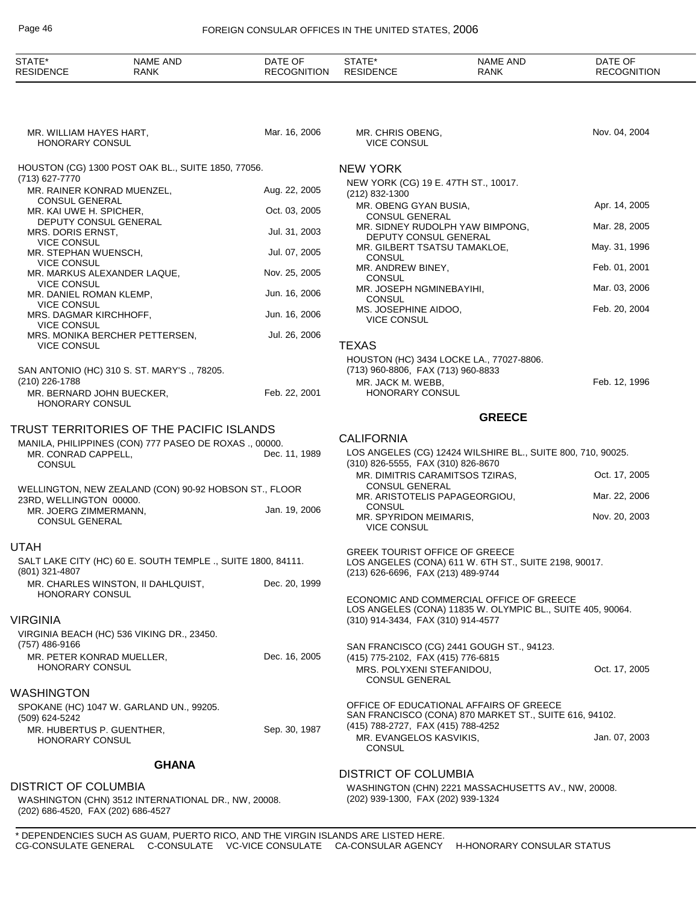MR. WILLIAM HAYES HART, HONORARY CONSUL — Mar. 16, 2006

HOUSTON (CG) 1300 POST OAK BL., SUITE 1850, 77056.
(713) 627-7770

| NAME AND RANK | DATE OF RECOGNITION |
|---|---|
| MR. RAINER KONRAD MUENZEL, CONSUL GENERAL | Aug. 22, 2005 |
| MR. KAI UWE H. SPICHER, DEPUTY CONSUL GENERAL | Oct. 03, 2005 |
| MRS. DORIS ERNST, VICE CONSUL | Jul. 31, 2003 |
| MR. STEPHAN WUENSCH, VICE CONSUL | Jul. 07, 2005 |
| MR. MARKUS ALEXANDER LAQUE, VICE CONSUL | Nov. 25, 2005 |
| MR. DANIEL ROMAN KLEMP, VICE CONSUL | Jun. 16, 2006 |
| MRS. DAGMAR KIRCHHOFF, VICE CONSUL | Jun. 16, 2006 |
| MRS. MONIKA BERCHER PETTERSEN, VICE CONSUL | Jul. 26, 2006 |

SAN ANTONIO (HC) 310 S. ST. MARY'S ., 78205.
(210) 226-1788

MR. BERNARD JOHN BUECKER, HONORARY CONSUL — Feb. 22, 2001

## TRUST TERRITORIES OF THE PACIFIC ISLANDS

MANILA, PHILIPPINES (CON) 777 PASEO DE ROXAS ., 00000.

MR. CONRAD CAPPELL, CONSUL — Dec. 11, 1989

WELLINGTON, NEW ZEALAND (CON) 90-92 HOBSON ST., FLOOR 23RD, WELLINGTON 00000.

MR. JOERG ZIMMERMANN, CONSUL GENERAL — Jan. 19, 2006

## UTAH

SALT LAKE CITY (HC) 60 E. SOUTH TEMPLE ., SUITE 1800, 84111.
(801) 321-4807

MR. CHARLES WINSTON, II DAHLQUIST, HONORARY CONSUL — Dec. 20, 1999

## VIRGINIA

VIRGINIA BEACH (HC) 536 VIKING DR., 23450.
(757) 486-9166

MR. PETER KONRAD MUELLER, HONORARY CONSUL — Dec. 16, 2005

## WASHINGTON

SPOKANE (HC) 1047 W. GARLAND UN., 99205.
(509) 624-5242

MR. HUBERTUS P. GUENTHER, HONORARY CONSUL — Sep. 30, 1987

# GHANA

## DISTRICT OF COLUMBIA

WASHINGTON (CHN) 3512 INTERNATIONAL DR., NW, 20008.
(202) 686-4520, FAX (202) 686-4527

MR. CHRIS OBENG, VICE CONSUL — Nov. 04, 2004

## NEW YORK

NEW YORK (CG) 19 E. 47TH ST., 10017.
(212) 832-1300

| NAME AND RANK | DATE OF RECOGNITION |
|---|---|
| MR. OBENG GYAN BUSIA, CONSUL GENERAL | Apr. 14, 2005 |
| MR. SIDNEY RUDOLPH YAW BIMPONG, DEPUTY CONSUL GENERAL | Mar. 28, 2005 |
| MR. GILBERT TSATSU TAMAKLOE, CONSUL | May. 31, 1996 |
| MR. ANDREW BINEY, CONSUL | Feb. 01, 2001 |
| MR. JOSEPH NGMINEBAYIHI, CONSUL | Mar. 03, 2006 |
| MS. JOSEPHINE AIDOO, VICE CONSUL | Feb. 20, 2004 |

## TEXAS

HOUSTON (HC) 3434 LOCKE LA., 77027-8806.
(713) 960-8806, FAX (713) 960-8833

MR. JACK M. WEBB, HONORARY CONSUL — Feb. 12, 1996

# GREECE

## CALIFORNIA

LOS ANGELES (CG) 12424 WILSHIRE BL., SUITE 800, 710, 90025.
(310) 826-5555, FAX (310) 826-8670

| NAME AND RANK | DATE OF RECOGNITION |
|---|---|
| MR. DIMITRIS CARAMITSOS TZIRAS, CONSUL GENERAL | Oct. 17, 2005 |
| MR. ARISTOTELIS PAPAGEORGIOU, CONSUL | Mar. 22, 2006 |
| MR. SPYRIDON MEIMARIS, VICE CONSUL | Nov. 20, 2003 |

GREEK TOURIST OFFICE OF GREECE
LOS ANGELES (CONA) 611 W. 6TH ST., SUITE 2198, 90017.
(213) 626-6696, FAX (213) 489-9744

ECONOMIC AND COMMERCIAL OFFICE OF GREECE
LOS ANGELES (CONA) 11835 W. OLYMPIC BL., SUITE 405, 90064.
(310) 914-3434, FAX (310) 914-4577

SAN FRANCISCO (CG) 2441 GOUGH ST., 94123.
(415) 775-2102, FAX (415) 776-6815

MRS. POLYXENI STEFANIDOU, CONSUL GENERAL — Oct. 17, 2005

OFFICE OF EDUCATIONAL AFFAIRS OF GREECE
SAN FRANCISCO (CONA) 870 MARKET ST., SUITE 616, 94102.
(415) 788-2727, FAX (415) 788-4252

MR. EVANGELOS KASVIKIS, CONSUL — Jan. 07, 2003

## DISTRICT OF COLUMBIA

WASHINGTON (CHN) 2221 MASSACHUSETTS AV., NW, 20008.
(202) 939-1300, FAX (202) 939-1324

\* DEPENDENCIES SUCH AS GUAM, PUERTO RICO, AND THE VIRGIN ISLANDS ARE LISTED HERE.
CG-CONSULATE GENERAL C-CONSULATE VC-VICE CONSULATE CA-CONSULAR AGENCY H-HONORARY CONSULAR STATUS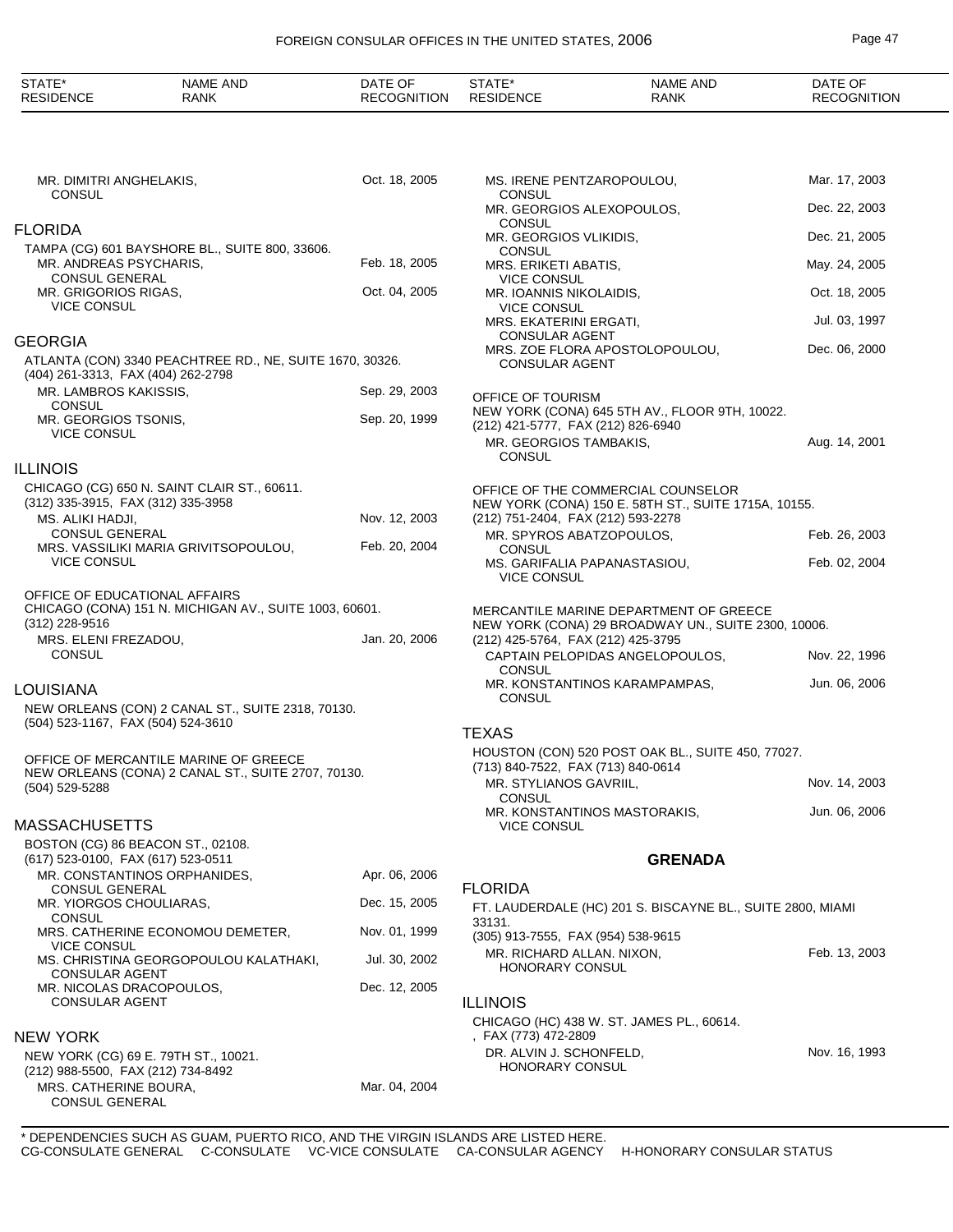| STATE* RESIDENCE | NAME AND RANK | DATE OF RECOGNITION |
|---|---|---|
| | MR. DIMITRI ANGHELAKIS, CONSUL | Oct. 18, 2005 |

## FLORIDA

TAMPA (CG) 601 BAYSHORE BL., SUITE 800, 33606.

| NAME AND RANK | DATE OF RECOGNITION |
|---|---|
| MR. ANDREAS PSYCHARIS, CONSUL GENERAL | Feb. 18, 2005 |
| MR. GRIGORIOS RIGAS, VICE CONSUL | Oct. 04, 2005 |

## GEORGIA

ATLANTA (CON) 3340 PEACHTREE RD., NE, SUITE 1670, 30326.
(404) 261-3313, FAX (404) 262-2798

| NAME AND RANK | DATE OF RECOGNITION |
|---|---|
| MR. LAMBROS KAKISSIS, CONSUL | Sep. 29, 2003 |
| MR. GEORGIOS TSONIS, VICE CONSUL | Sep. 20, 1999 |

## ILLINOIS

CHICAGO (CG) 650 N. SAINT CLAIR ST., 60611.
(312) 335-3915, FAX (312) 335-3958

| NAME AND RANK | DATE OF RECOGNITION |
|---|---|
| MS. ALIKI HADJI, CONSUL GENERAL | Nov. 12, 2003 |
| MRS. VASSILIKI MARIA GRIVITSOPOULOU, VICE CONSUL | Feb. 20, 2004 |

OFFICE OF EDUCATIONAL AFFAIRS
CHICAGO (CONA) 151 N. MICHIGAN AV., SUITE 1003, 60601.
(312) 228-9516

| NAME AND RANK | DATE OF RECOGNITION |
|---|---|
| MRS. ELENI FREZADOU, CONSUL | Jan. 20, 2006 |

## LOUISIANA

NEW ORLEANS (CON) 2 CANAL ST., SUITE 2318, 70130.
(504) 523-1167, FAX (504) 524-3610

OFFICE OF MERCANTILE MARINE OF GREECE
NEW ORLEANS (CONA) 2 CANAL ST., SUITE 2707, 70130.
(504) 529-5288

## MASSACHUSETTS

BOSTON (CG) 86 BEACON ST., 02108.
(617) 523-0100, FAX (617) 523-0511

| NAME AND RANK | DATE OF RECOGNITION |
|---|---|
| MR. CONSTANTINOS ORPHANIDES, CONSUL GENERAL | Apr. 06, 2006 |
| MR. YIORGOS CHOULIARAS, CONSUL | Dec. 15, 2005 |
| MRS. CATHERINE ECONOMOU DEMETER, VICE CONSUL | Nov. 01, 1999 |
| MS. CHRISTINA GEORGOPOULOU KALATHAKI, CONSULAR AGENT | Jul. 30, 2002 |
| MR. NICOLAS DRACOPOULOS, CONSULAR AGENT | Dec. 12, 2005 |

## NEW YORK

NEW YORK (CG) 69 E. 79TH ST., 10021.
(212) 988-5500, FAX (212) 734-8492

| NAME AND RANK | DATE OF RECOGNITION |
|---|---|
| MRS. CATHERINE BOURA, CONSUL GENERAL | Mar. 04, 2004 |
| MS. IRENE PENTZAROPOULOU, CONSUL | Mar. 17, 2003 |
| MR. GEORGIOS ALEXOPOULOS, CONSUL | Dec. 22, 2003 |
| MR. GEORGIOS VLIKIDIS, CONSUL | Dec. 21, 2005 |
| MRS. ERIKETI ABATIS, VICE CONSUL | May. 24, 2005 |
| MR. IOANNIS NIKOLAIDIS, VICE CONSUL | Oct. 18, 2005 |
| MRS. EKATERINI ERGATI, CONSULAR AGENT | Jul. 03, 1997 |
| MRS. ZOE FLORA APOSTOLOPOULOU, CONSULAR AGENT | Dec. 06, 2000 |

OFFICE OF TOURISM
NEW YORK (CONA) 645 5TH AV., FLOOR 9TH, 10022.
(212) 421-5777, FAX (212) 826-6940

| NAME AND RANK | DATE OF RECOGNITION |
|---|---|
| MR. GEORGIOS TAMBAKIS, CONSUL | Aug. 14, 2001 |

OFFICE OF THE COMMERCIAL COUNSELOR
NEW YORK (CONA) 150 E. 58TH ST., SUITE 1715A, 10155.
(212) 751-2404, FAX (212) 593-2278

| NAME AND RANK | DATE OF RECOGNITION |
|---|---|
| MR. SPYROS ABATZOPOULOS, CONSUL | Feb. 26, 2003 |
| MS. GARIFALIA PAPANASTASIOU, VICE CONSUL | Feb. 02, 2004 |

MERCANTILE MARINE DEPARTMENT OF GREECE
NEW YORK (CONA) 29 BROADWAY UN., SUITE 2300, 10006.
(212) 425-5764, FAX (212) 425-3795

| NAME AND RANK | DATE OF RECOGNITION |
|---|---|
| CAPTAIN PELOPIDAS ANGELOPOULOS, CONSUL | Nov. 22, 1996 |
| MR. KONSTANTINOS KARAMPAMPAS, CONSUL | Jun. 06, 2006 |

## TEXAS

HOUSTON (CON) 520 POST OAK BL., SUITE 450, 77027.
(713) 840-7522, FAX (713) 840-0614

| NAME AND RANK | DATE OF RECOGNITION |
|---|---|
| MR. STYLIANOS GAVRIIL, CONSUL | Nov. 14, 2003 |
| MR. KONSTANTINOS MASTORAKIS, VICE CONSUL | Jun. 06, 2006 |

# GRENADA

## FLORIDA

FT. LAUDERDALE (HC) 201 S. BISCAYNE BL., SUITE 2800, MIAMI 33131.
(305) 913-7555, FAX (954) 538-9615

| NAME AND RANK | DATE OF RECOGNITION |
|---|---|
| MR. RICHARD ALLAN. NIXON, HONORARY CONSUL | Feb. 13, 2003 |

## ILLINOIS

CHICAGO (HC) 438 W. ST. JAMES PL., 60614.
, FAX (773) 472-2809

| NAME AND RANK | DATE OF RECOGNITION |
|---|---|
| DR. ALVIN J. SCHONFELD, HONORARY CONSUL | Nov. 16, 1993 |

\* DEPENDENCIES SUCH AS GUAM, PUERTO RICO, AND THE VIRGIN ISLANDS ARE LISTED HERE.
CG-CONSULATE GENERAL C-CONSULATE VC-VICE CONSULATE CA-CONSULAR AGENCY H-HONORARY CONSULAR STATUS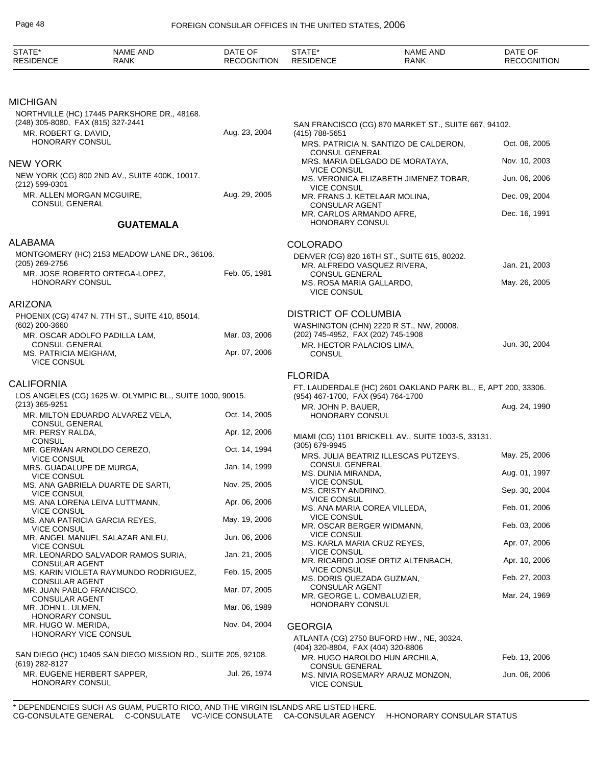| STATE* RESIDENCE | NAME AND RANK | DATE OF RECOGNITION |
|---|---|---|

## MICHIGAN

NORTHVILLE (HC) 17445 PARKSHORE DR., 48168.
(248) 305-8080, FAX (815) 327-2441

| Name and Rank | Date of Recognition |
|---|---|
| MR. ROBERT G. DAVID, HONORARY CONSUL | Aug. 23, 2004 |

## NEW YORK

NEW YORK (CG) 800 2ND AV., SUITE 400K, 10017.
(212) 599-0301

| Name and Rank | Date of Recognition |
|---|---|
| MR. ALLEN MORGAN MCGUIRE, CONSUL GENERAL | Aug. 29, 2005 |

# GUATEMALA

## ALABAMA

MONTGOMERY (HC) 2153 MEADOW LANE DR., 36106.
(205) 269-2756

| Name and Rank | Date of Recognition |
|---|---|
| MR. JOSE ROBERTO ORTEGA-LOPEZ, HONORARY CONSUL | Feb. 05, 1981 |

## ARIZONA

PHOENIX (CG) 4747 N. 7TH ST., SUITE 410, 85014.
(602) 200-3660

| Name and Rank | Date of Recognition |
|---|---|
| MR. OSCAR ADOLFO PADILLA LAM, CONSUL GENERAL | Mar. 03, 2006 |
| MS. PATRICIA MEIGHAM, VICE CONSUL | Apr. 07, 2006 |

## CALIFORNIA

LOS ANGELES (CG) 1625 W. OLYMPIC BL., SUITE 1000, 90015.
(213) 365-9251

| Name and Rank | Date of Recognition |
|---|---|
| MR. MILTON EDUARDO ALVAREZ VELA, CONSUL GENERAL | Oct. 14, 2005 |
| MR. PERSY RALDA, CONSUL | Apr. 12, 2006 |
| MR. GERMAN ARNOLDO CEREZO, VICE CONSUL | Oct. 14, 1994 |
| MRS. GUADALUPE DE MURGA, VICE CONSUL | Jan. 14, 1999 |
| MS. ANA GABRIELA DUARTE DE SARTI, VICE CONSUL | Nov. 25, 2005 |
| MS. ANA LORENA LEIVA LUTTMANN, VICE CONSUL | Apr. 06, 2006 |
| MS. ANA PATRICIA GARCIA REYES, VICE CONSUL | May. 19, 2006 |
| MR. ANGEL MANUEL SALAZAR ANLEU, VICE CONSUL | Jun. 06, 2006 |
| MR. LEONARDO SALVADOR RAMOS SURIA, CONSULAR AGENT | Jan. 21, 2005 |
| MS. KARIN VIOLETA RAYMUNDO RODRIGUEZ, CONSULAR AGENT | Feb. 15, 2005 |
| MR. JUAN PABLO FRANCISCO, CONSULAR AGENT | Mar. 07, 2005 |
| MR. JOHN L. ULMEN, HONORARY CONSUL | Mar. 06, 1989 |
| MR. HUGO W. MERIDA, HONORARY VICE CONSUL | Nov. 04, 2004 |

SAN DIEGO (HC) 10405 SAN DIEGO MISSION RD., SUITE 205, 92108.
(619) 282-8127

| Name and Rank | Date of Recognition |
|---|---|
| MR. EUGENE HERBERT SAPPER, HONORARY CONSUL | Jul. 26, 1974 |

SAN FRANCISCO (CG) 870 MARKET ST., SUITE 667, 94102.
(415) 788-5651

| Name and Rank | Date of Recognition |
|---|---|
| MRS. PATRICIA N. SANTIZO DE CALDERON, CONSUL GENERAL | Oct. 06, 2005 |
| MRS. MARIA DELGADO DE MORATAYA, VICE CONSUL | Nov. 10, 2003 |
| MS. VERONICA ELIZABETH JIMENEZ TOBAR, VICE CONSUL | Jun. 06, 2006 |
| MR. FRANS J. KETELAAR MOLINA, CONSULAR AGENT | Dec. 09, 2004 |
| MR. CARLOS ARMANDO AFRE, HONORARY CONSUL | Dec. 16, 1991 |

## COLORADO

DENVER (CG) 820 16TH ST., SUITE 615, 80202.

| Name and Rank | Date of Recognition |
|---|---|
| MR. ALFREDO VASQUEZ RIVERA, CONSUL GENERAL | Jan. 21, 2003 |
| MS. ROSA MARIA GALLARDO, VICE CONSUL | May. 26, 2005 |

## DISTRICT OF COLUMBIA

WASHINGTON (CHN) 2220 R ST., NW, 20008.
(202) 745-4952, FAX (202) 745-1908

| Name and Rank | Date of Recognition |
|---|---|
| MR. HECTOR PALACIOS LIMA, CONSUL | Jun. 30, 2004 |

## FLORIDA

FT. LAUDERDALE (HC) 2601 OAKLAND PARK BL., E, APT 200, 33306.
(954) 467-1700, FAX (954) 764-1700

| Name and Rank | Date of Recognition |
|---|---|
| MR. JOHN P. BAUER, HONORARY CONSUL | Aug. 24, 1990 |

MIAMI (CG) 1101 BRICKELL AV., SUITE 1003-S, 33131.
(305) 679-9945

| Name and Rank | Date of Recognition |
|---|---|
| MRS. JULIA BEATRIZ ILLESCAS PUTZEYS, CONSUL GENERAL | May. 25, 2006 |
| MS. DUNIA MIRANDA, VICE CONSUL | Aug. 01, 1997 |
| MS. CRISTY ANDRINO, VICE CONSUL | Sep. 30, 2004 |
| MS. ANA MARIA COREA VILLEDA, VICE CONSUL | Feb. 01, 2006 |
| MR. OSCAR BERGER WIDMANN, VICE CONSUL | Feb. 03, 2006 |
| MS. KARLA MARIA CRUZ REYES, VICE CONSUL | Apr. 07, 2006 |
| MR. RICARDO JOSE ORTIZ ALTENBACH, VICE CONSUL | Apr. 10, 2006 |
| MS. DORIS QUEZADA GUZMAN, CONSULAR AGENT | Feb. 27, 2003 |
| MR. GEORGE L. COMBALUZIER, HONORARY CONSUL | Mar. 24, 1969 |

## GEORGIA

ATLANTA (CG) 2750 BUFORD HW., NE, 30324.
(404) 320-8804, FAX (404) 320-8806

| Name and Rank | Date of Recognition |
|---|---|
| MR. HUGO HAROLDO HUN ARCHILA, CONSUL GENERAL | Feb. 13, 2006 |
| MS. NIVIA ROSEMARY ARAUZ MONZON, VICE CONSUL | Jun. 06, 2006 |

\* DEPENDENCIES SUCH AS GUAM, PUERTO RICO, AND THE VIRGIN ISLANDS ARE LISTED HERE.
CG-CONSULATE GENERAL C-CONSULATE VC-VICE CONSULATE CA-CONSULAR AGENCY H-HONORARY CONSULAR STATUS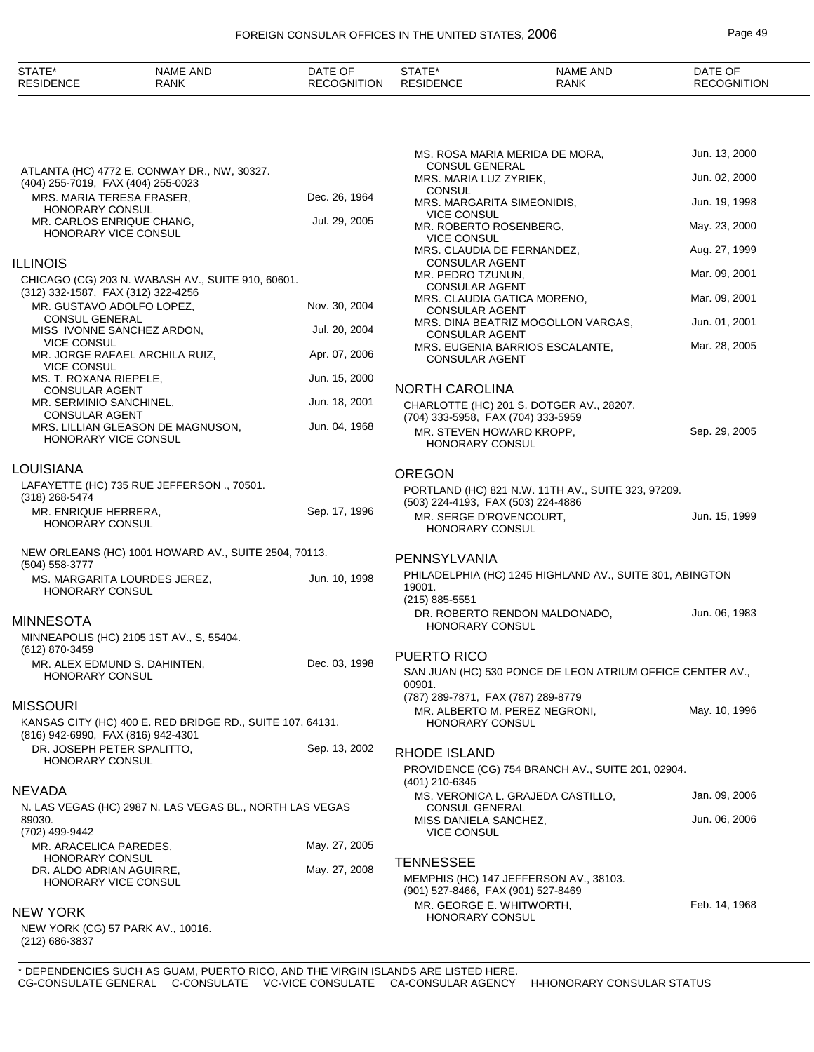| STATE* RESIDENCE | NAME AND RANK | DATE OF RECOGNITION |
|---|---|---|

ATLANTA (HC) 4772 E. CONWAY DR., NW, 30327.
(404) 255-7019, FAX (404) 255-0023

| | | |
|---|---|---|
| | MRS. MARIA TERESA FRASER, HONORARY CONSUL | Dec. 26, 1964 |
| | MR. CARLOS ENRIQUE CHANG, HONORARY VICE CONSUL | Jul. 29, 2005 |

## ILLINOIS

CHICAGO (CG) 203 N. WABASH AV., SUITE 910, 60601.
(312) 332-1587, FAX (312) 322-4256

| | | |
|---|---|---|
| | MR. GUSTAVO ADOLFO LOPEZ, CONSUL GENERAL | Nov. 30, 2004 |
| | MISS IVONNE SANCHEZ ARDON, VICE CONSUL | Jul. 20, 2004 |
| | MR. JORGE RAFAEL ARCHILA RUIZ, VICE CONSUL | Apr. 07, 2006 |
| | MS. T. ROXANA RIEPELE, CONSULAR AGENT | Jun. 15, 2000 |
| | MR. SERMINIO SANCHINEL, CONSULAR AGENT | Jun. 18, 2001 |
| | MRS. LILLIAN GLEASON DE MAGNUSON, HONORARY VICE CONSUL | Jun. 04, 1968 |

## LOUISIANA

LAFAYETTE (HC) 735 RUE JEFFERSON ., 70501.
(318) 268-5474

| | | |
|---|---|---|
| | MR. ENRIQUE HERRERA, HONORARY CONSUL | Sep. 17, 1996 |

NEW ORLEANS (HC) 1001 HOWARD AV., SUITE 2504, 70113.
(504) 558-3777

| | | |
|---|---|---|
| | MS. MARGARITA LOURDES JEREZ, HONORARY CONSUL | Jun. 10, 1998 |

## MINNESOTA

MINNEAPOLIS (HC) 2105 1ST AV., S, 55404.
(612) 870-3459

| | | |
|---|---|---|
| | MR. ALEX EDMUND S. DAHINTEN, HONORARY CONSUL | Dec. 03, 1998 |

## MISSOURI

KANSAS CITY (HC) 400 E. RED BRIDGE RD., SUITE 107, 64131.
(816) 942-6990, FAX (816) 942-4301

| | | |
|---|---|---|
| | DR. JOSEPH PETER SPALITTO, HONORARY CONSUL | Sep. 13, 2002 |

## NEVADA

N. LAS VEGAS (HC) 2987 N. LAS VEGAS BL., NORTH LAS VEGAS 89030.
(702) 499-9442

| | | |
|---|---|---|
| | MR. ARACELICA PAREDES, HONORARY CONSUL | May. 27, 2005 |
| | DR. ALDO ADRIAN AGUIRRE, HONORARY VICE CONSUL | May. 27, 2008 |

## NEW YORK

NEW YORK (CG) 57 PARK AV., 10016.
(212) 686-3837

| | | |
|---|---|---|
| | MS. ROSA MARIA MERIDA DE MORA, CONSUL GENERAL | Jun. 13, 2000 |
| | MRS. MARIA LUZ ZYRIEK, CONSUL | Jun. 02, 2000 |
| | MRS. MARGARITA SIMEONIDIS, VICE CONSUL | Jun. 19, 1998 |
| | MR. ROBERTO ROSENBERG, VICE CONSUL | May. 23, 2000 |
| | MRS. CLAUDIA DE FERNANDEZ, CONSULAR AGENT | Aug. 27, 1999 |
| | MR. PEDRO TZUNUN, CONSULAR AGENT | Mar. 09, 2001 |
| | MRS. CLAUDIA GATICA MORENO, CONSULAR AGENT | Mar. 09, 2001 |
| | MRS. DINA BEATRIZ MOGOLLON VARGAS, CONSULAR AGENT | Jun. 01, 2001 |
| | MRS. EUGENIA BARRIOS ESCALANTE, CONSULAR AGENT | Mar. 28, 2005 |

## NORTH CAROLINA

CHARLOTTE (HC) 201 S. DOTGER AV., 28207.
(704) 333-5958, FAX (704) 333-5959

| | | |
|---|---|---|
| | MR. STEVEN HOWARD KROPP, HONORARY CONSUL | Sep. 29, 2005 |

## OREGON

PORTLAND (HC) 821 N.W. 11TH AV., SUITE 323, 97209.
(503) 224-4193, FAX (503) 224-4886

| | | |
|---|---|---|
| | MR. SERGE D'ROVENCOURT, HONORARY CONSUL | Jun. 15, 1999 |

## PENNSYLVANIA

PHILADELPHIA (HC) 1245 HIGHLAND AV., SUITE 301, ABINGTON 19001.
(215) 885-5551

| | | |
|---|---|---|
| | DR. ROBERTO RENDON MALDONADO, HONORARY CONSUL | Jun. 06, 1983 |

## PUERTO RICO

SAN JUAN (HC) 530 PONCE DE LEON ATRIUM OFFICE CENTER AV., 00901.
(787) 289-7871, FAX (787) 289-8779

| | | |
|---|---|---|
| | MR. ALBERTO M. PEREZ NEGRONI, HONORARY CONSUL | May. 10, 1996 |

## RHODE ISLAND

PROVIDENCE (CG) 754 BRANCH AV., SUITE 201, 02904.
(401) 210-6345

| | | |
|---|---|---|
| | MS. VERONICA L. GRAJEDA CASTILLO, CONSUL GENERAL | Jan. 09, 2006 |
| | MISS DANIELA SANCHEZ, VICE CONSUL | Jun. 06, 2006 |

## TENNESSEE

MEMPHIS (HC) 147 JEFFERSON AV., 38103.
(901) 527-8466, FAX (901) 527-8469

| | | |
|---|---|---|
| | MR. GEORGE E. WHITWORTH, HONORARY CONSUL | Feb. 14, 1968 |

\* DEPENDENCIES SUCH AS GUAM, PUERTO RICO, AND THE VIRGIN ISLANDS ARE LISTED HERE.
CG-CONSULATE GENERAL C-CONSULATE VC-VICE CONSULATE CA-CONSULAR AGENCY H-HONORARY CONSULAR STATUS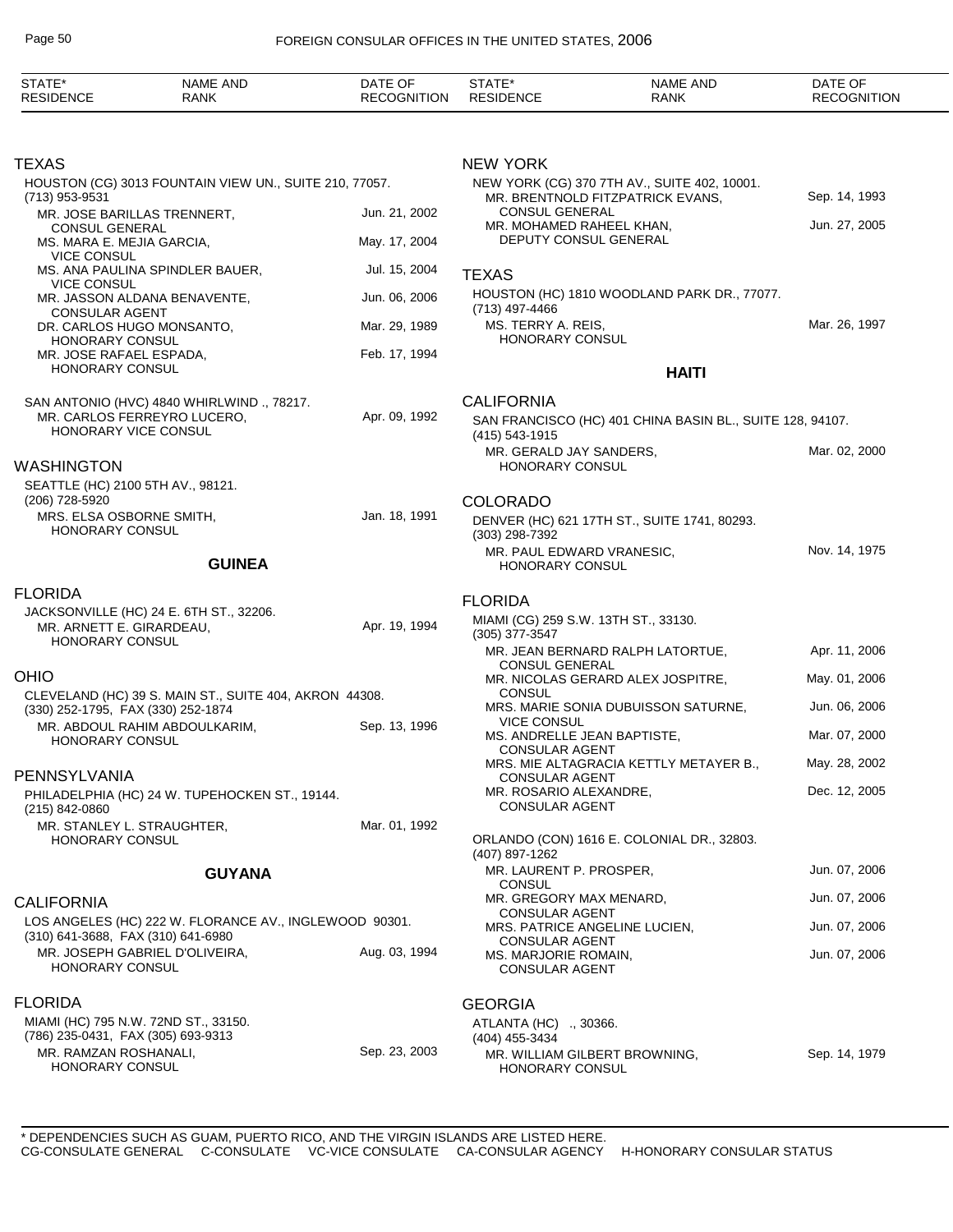| STATE* RESIDENCE | NAME AND RANK | DATE OF RECOGNITION |
|---|---|---|

## TEXAS

HOUSTON (CG) 3013 FOUNTAIN VIEW UN., SUITE 210, 77057.
(713) 953-9531

| | |
|---|---|
| MR. JOSE BARILLAS TRENNERT, CONSUL GENERAL | Jun. 21, 2002 |
| MS. MARA E. MEJIA GARCIA, VICE CONSUL | May. 17, 2004 |
| MS. ANA PAULINA SPINDLER BAUER, VICE CONSUL | Jul. 15, 2004 |
| MR. JASSON ALDANA BENAVENTE, CONSULAR AGENT | Jun. 06, 2006 |
| DR. CARLOS HUGO MONSANTO, HONORARY CONSUL | Mar. 29, 1989 |
| MR. JOSE RAFAEL ESPADA, HONORARY CONSUL | Feb. 17, 1994 |

SAN ANTONIO (HVC) 4840 WHIRLWIND ., 78217.

| | |
|---|---|
| MR. CARLOS FERREYRO LUCERO, HONORARY VICE CONSUL | Apr. 09, 1992 |

## WASHINGTON

SEATTLE (HC) 2100 5TH AV., 98121.
(206) 728-5920

| | |
|---|---|
| MRS. ELSA OSBORNE SMITH, HONORARY CONSUL | Jan. 18, 1991 |

# GUINEA

## FLORIDA

JACKSONVILLE (HC) 24 E. 6TH ST., 32206.

| | |
|---|---|
| MR. ARNETT E. GIRARDEAU, HONORARY CONSUL | Apr. 19, 1994 |

## OHIO

CLEVELAND (HC) 39 S. MAIN ST., SUITE 404, AKRON 44308.
(330) 252-1795, FAX (330) 252-1874

| | |
|---|---|
| MR. ABDOUL RAHIM ABDOULKARIM, HONORARY CONSUL | Sep. 13, 1996 |

## PENNSYLVANIA

PHILADELPHIA (HC) 24 W. TUPEHOCKEN ST., 19144.
(215) 842-0860

| | |
|---|---|
| MR. STANLEY L. STRAUGHTER, HONORARY CONSUL | Mar. 01, 1992 |

# GUYANA

## CALIFORNIA

LOS ANGELES (HC) 222 W. FLORANCE AV., INGLEWOOD 90301.
(310) 641-3688, FAX (310) 641-6980

| | |
|---|---|
| MR. JOSEPH GABRIEL D'OLIVEIRA, HONORARY CONSUL | Aug. 03, 1994 |

## FLORIDA

MIAMI (HC) 795 N.W. 72ND ST., 33150.
(786) 235-0431, FAX (305) 693-9313

| | |
|---|---|
| MR. RAMZAN ROSHANALI, HONORARY CONSUL | Sep. 23, 2003 |

## NEW YORK

NEW YORK (CG) 370 7TH AV., SUITE 402, 10001.

| | |
|---|---|
| MR. BRENTNOLD FITZPATRICK EVANS, CONSUL GENERAL | Sep. 14, 1993 |
| MR. MOHAMED RAHEEL KHAN, DEPUTY CONSUL GENERAL | Jun. 27, 2005 |

## TEXAS

HOUSTON (HC) 1810 WOODLAND PARK DR., 77077.
(713) 497-4466

| | |
|---|---|
| MS. TERRY A. REIS, HONORARY CONSUL | Mar. 26, 1997 |

# HAITI

## CALIFORNIA

SAN FRANCISCO (HC) 401 CHINA BASIN BL., SUITE 128, 94107.
(415) 543-1915

| | |
|---|---|
| MR. GERALD JAY SANDERS, HONORARY CONSUL | Mar. 02, 2000 |

## COLORADO

DENVER (HC) 621 17TH ST., SUITE 1741, 80293.
(303) 298-7392

| | |
|---|---|
| MR. PAUL EDWARD VRANESIC, HONORARY CONSUL | Nov. 14, 1975 |

## FLORIDA

MIAMI (CG) 259 S.W. 13TH ST., 33130.
(305) 377-3547

| | |
|---|---|
| MR. JEAN BERNARD RALPH LATORTUE, CONSUL GENERAL | Apr. 11, 2006 |
| MR. NICOLAS GERARD ALEX JOSPITRE, CONSUL | May. 01, 2006 |
| MRS. MARIE SONIA DUBUISSON SATURNE, VICE CONSUL | Jun. 06, 2006 |
| MS. ANDRELLE JEAN BAPTISTE, CONSULAR AGENT | Mar. 07, 2000 |
| MRS. MIE ALTAGRACIA KETTLY METAYER B., CONSULAR AGENT | May. 28, 2002 |
| MR. ROSARIO ALEXANDRE, CONSULAR AGENT | Dec. 12, 2005 |

ORLANDO (CON) 1616 E. COLONIAL DR., 32803.
(407) 897-1262

| | |
|---|---|
| MR. LAURENT P. PROSPER, CONSUL | Jun. 07, 2006 |
| MR. GREGORY MAX MENARD, CONSULAR AGENT | Jun. 07, 2006 |
| MRS. PATRICE ANGELINE LUCIEN, CONSULAR AGENT | Jun. 07, 2006 |
| MS. MARJORIE ROMAIN, CONSULAR AGENT | Jun. 07, 2006 |

## GEORGIA

ATLANTA (HC) ., 30366.
(404) 455-3434

| | |
|---|---|
| MR. WILLIAM GILBERT BROWNING, HONORARY CONSUL | Sep. 14, 1979 |

\* DEPENDENCIES SUCH AS GUAM, PUERTO RICO, AND THE VIRGIN ISLANDS ARE LISTED HERE.
CG-CONSULATE GENERAL C-CONSULATE VC-VICE CONSULATE CA-CONSULAR AGENCY H-HONORARY CONSULAR STATUS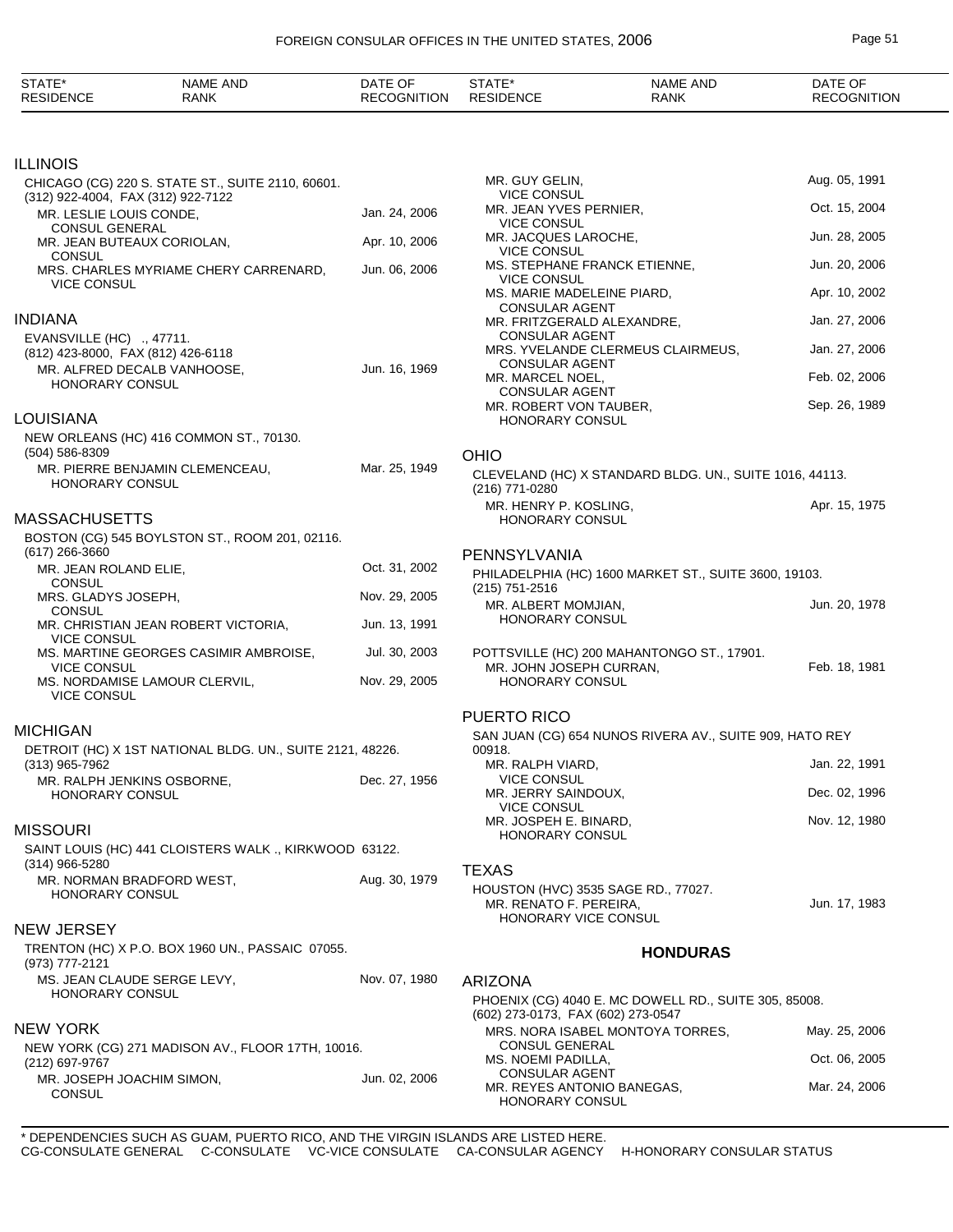| STATE* RESIDENCE | NAME AND RANK | DATE OF RECOGNITION |
|---|---|---|

## ILLINOIS

CHICAGO (CG) 220 S. STATE ST., SUITE 2110, 60601.
(312) 922-4004, FAX (312) 922-7122

| NAME AND RANK | DATE OF RECOGNITION |
|---|---|
| MR. LESLIE LOUIS CONDE, CONSUL GENERAL | Jan. 24, 2006 |
| MR. JEAN BUTEAUX CORIOLAN, CONSUL | Apr. 10, 2006 |
| MRS. CHARLES MYRIAME CHERY CARRENARD, VICE CONSUL | Jun. 06, 2006 |

## INDIANA

EVANSVILLE (HC) ., 47711.
(812) 423-8000, FAX (812) 426-6118

| NAME AND RANK | DATE OF RECOGNITION |
|---|---|
| MR. ALFRED DECALB VANHOOSE, HONORARY CONSUL | Jun. 16, 1969 |

## LOUISIANA

NEW ORLEANS (HC) 416 COMMON ST., 70130.
(504) 586-8309

| NAME AND RANK | DATE OF RECOGNITION |
|---|---|
| MR. PIERRE BENJAMIN CLEMENCEAU, HONORARY CONSUL | Mar. 25, 1949 |

## MASSACHUSETTS

BOSTON (CG) 545 BOYLSTON ST., ROOM 201, 02116.
(617) 266-3660

| NAME AND RANK | DATE OF RECOGNITION |
|---|---|
| MR. JEAN ROLAND ELIE, CONSUL | Oct. 31, 2002 |
| MRS. GLADYS JOSEPH, CONSUL | Nov. 29, 2005 |
| MR. CHRISTIAN JEAN ROBERT VICTORIA, VICE CONSUL | Jun. 13, 1991 |
| MS. MARTINE GEORGES CASIMIR AMBROISE, VICE CONSUL | Jul. 30, 2003 |
| MS. NORDAMISE LAMOUR CLERVIL, VICE CONSUL | Nov. 29, 2005 |

## MICHIGAN

DETROIT (HC) X 1ST NATIONAL BLDG. UN., SUITE 2121, 48226.
(313) 965-7962

| NAME AND RANK | DATE OF RECOGNITION |
|---|---|
| MR. RALPH JENKINS OSBORNE, HONORARY CONSUL | Dec. 27, 1956 |

## MISSOURI

SAINT LOUIS (HC) 441 CLOISTERS WALK ., KIRKWOOD 63122.
(314) 966-5280

| NAME AND RANK | DATE OF RECOGNITION |
|---|---|
| MR. NORMAN BRADFORD WEST, HONORARY CONSUL | Aug. 30, 1979 |

## NEW JERSEY

TRENTON (HC) X P.O. BOX 1960 UN., PASSAIC 07055.
(973) 777-2121

| NAME AND RANK | DATE OF RECOGNITION |
|---|---|
| MS. JEAN CLAUDE SERGE LEVY, HONORARY CONSUL | Nov. 07, 1980 |

## NEW YORK

NEW YORK (CG) 271 MADISON AV., FLOOR 17TH, 10016.
(212) 697-9767

| NAME AND RANK | DATE OF RECOGNITION |
|---|---|
| MR. JOSEPH JOACHIM SIMON, CONSUL | Jun. 02, 2006 |
| MR. GUY GELIN, VICE CONSUL | Aug. 05, 1991 |
| MR. JEAN YVES PERNIER, VICE CONSUL | Oct. 15, 2004 |
| MR. JACQUES LAROCHE, VICE CONSUL | Jun. 28, 2005 |
| MS. STEPHANE FRANCK ETIENNE, VICE CONSUL | Jun. 20, 2006 |
| MS. MARIE MADELEINE PIARD, CONSULAR AGENT | Apr. 10, 2002 |
| MR. FRITZGERALD ALEXANDRE, CONSULAR AGENT | Jan. 27, 2006 |
| MRS. YVELANDE CLERMEUS CLAIRMEUS, CONSULAR AGENT | Jan. 27, 2006 |
| MR. MARCEL NOEL, CONSULAR AGENT | Feb. 02, 2006 |
| MR. ROBERT VON TAUBER, HONORARY CONSUL | Sep. 26, 1989 |

## OHIO

CLEVELAND (HC) X STANDARD BLDG. UN., SUITE 1016, 44113.
(216) 771-0280

| NAME AND RANK | DATE OF RECOGNITION |
|---|---|
| MR. HENRY P. KOSLING, HONORARY CONSUL | Apr. 15, 1975 |

## PENNSYLVANIA

PHILADELPHIA (HC) 1600 MARKET ST., SUITE 3600, 19103.
(215) 751-2516

| NAME AND RANK | DATE OF RECOGNITION |
|---|---|
| MR. ALBERT MOMJIAN, HONORARY CONSUL | Jun. 20, 1978 |

POTTSVILLE (HC) 200 MAHANTONGO ST., 17901.

| NAME AND RANK | DATE OF RECOGNITION |
|---|---|
| MR. JOHN JOSEPH CURRAN, HONORARY CONSUL | Feb. 18, 1981 |

## PUERTO RICO

SAN JUAN (CG) 654 NUNOS RIVERA AV., SUITE 909, HATO REY 00918.

| NAME AND RANK | DATE OF RECOGNITION |
|---|---|
| MR. RALPH VIARD, VICE CONSUL | Jan. 22, 1991 |
| MR. JERRY SAINDOUX, VICE CONSUL | Dec. 02, 1996 |
| MR. JOSPEH E. BINARD, HONORARY CONSUL | Nov. 12, 1980 |

## TEXAS

HOUSTON (HVC) 3535 SAGE RD., 77027.

| NAME AND RANK | DATE OF RECOGNITION |
|---|---|
| MR. RENATO F. PEREIRA, HONORARY VICE CONSUL | Jun. 17, 1983 |

# HONDURAS

## ARIZONA

PHOENIX (CG) 4040 E. MC DOWELL RD., SUITE 305, 85008.
(602) 273-0173, FAX (602) 273-0547

| NAME AND RANK | DATE OF RECOGNITION |
|---|---|
| MRS. NORA ISABEL MONTOYA TORRES, CONSUL GENERAL | May. 25, 2006 |
| MS. NOEMI PADILLA, CONSULAR AGENT | Oct. 06, 2005 |
| MR. REYES ANTONIO BANEGAS, HONORARY CONSUL | Mar. 24, 2006 |

\* DEPENDENCIES SUCH AS GUAM, PUERTO RICO, AND THE VIRGIN ISLANDS ARE LISTED HERE.
CG-CONSULATE GENERAL C-CONSULATE VC-VICE CONSULATE CA-CONSULAR AGENCY H-HONORARY CONSULAR STATUS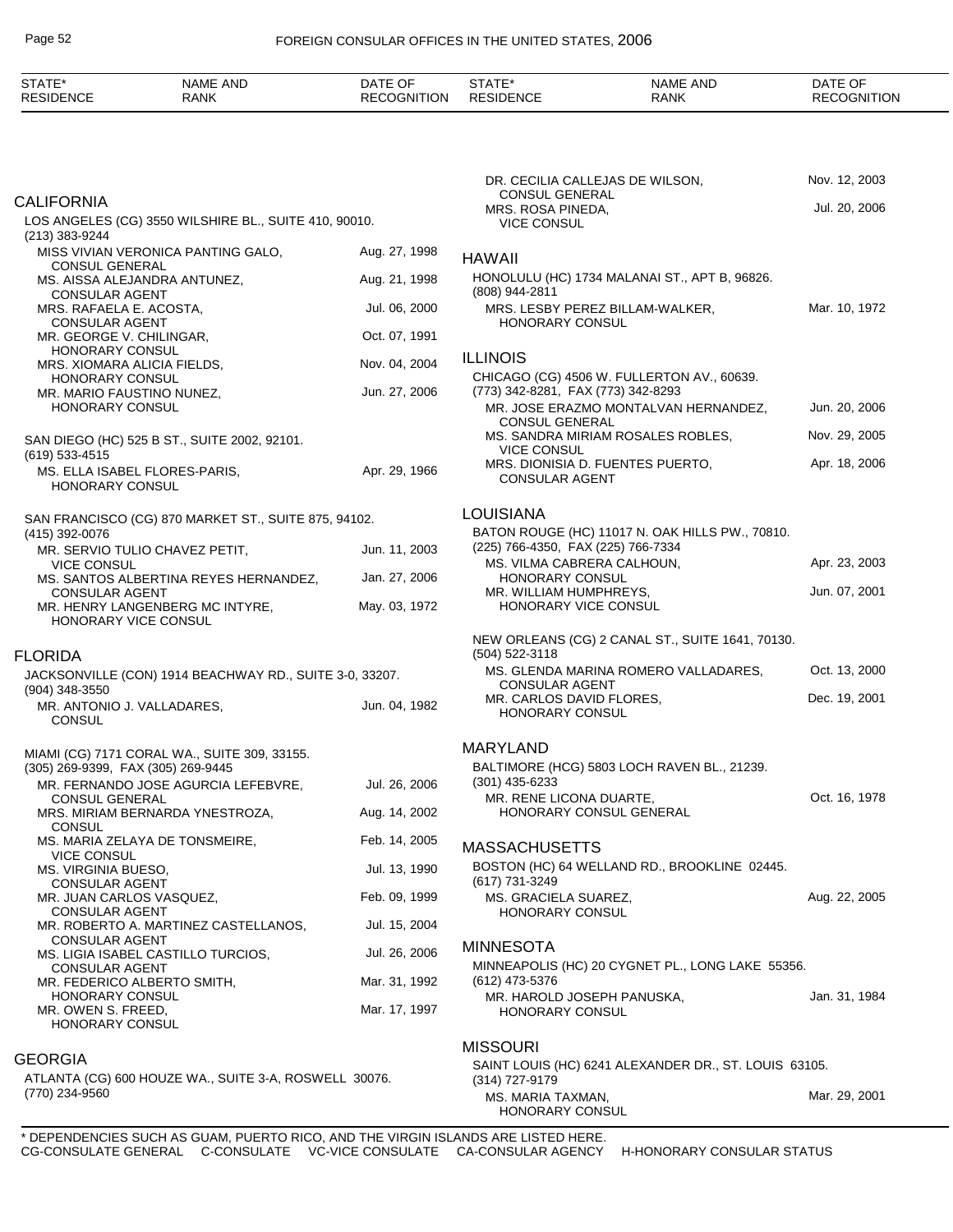| STATE* RESIDENCE | NAME AND RANK | DATE OF RECOGNITION |
|---|---|---|

## CALIFORNIA

LOS ANGELES (CG) 3550 WILSHIRE BL., SUITE 410, 90010.
(213) 383-9244

| Name and Rank | Date of Recognition |
|---|---|
| MISS VIVIAN VERONICA PANTING GALO, CONSUL GENERAL | Aug. 27, 1998 |
| MS. AISSA ALEJANDRA ANTUNEZ, CONSULAR AGENT | Aug. 21, 1998 |
| MRS. RAFAELA E. ACOSTA, CONSULAR AGENT | Jul. 06, 2000 |
| MR. GEORGE V. CHILINGAR, HONORARY CONSUL | Oct. 07, 1991 |
| MRS. XIOMARA ALICIA FIELDS, HONORARY CONSUL | Nov. 04, 2004 |
| MR. MARIO FAUSTINO NUNEZ, HONORARY CONSUL | Jun. 27, 2006 |

SAN DIEGO (HC) 525 B ST., SUITE 2002, 92101.
(619) 533-4515

| Name and Rank | Date of Recognition |
|---|---|
| MS. ELLA ISABEL FLORES-PARIS, HONORARY CONSUL | Apr. 29, 1966 |

SAN FRANCISCO (CG) 870 MARKET ST., SUITE 875, 94102.
(415) 392-0076

| Name and Rank | Date of Recognition |
|---|---|
| MR. SERVIO TULIO CHAVEZ PETIT, VICE CONSUL | Jun. 11, 2003 |
| MS. SANTOS ALBERTINA REYES HERNANDEZ, CONSULAR AGENT | Jan. 27, 2006 |
| MR. HENRY LANGENBERG MC INTYRE, HONORARY VICE CONSUL | May. 03, 1972 |

## FLORIDA

JACKSONVILLE (CON) 1914 BEACHWAY RD., SUITE 3-0, 33207.
(904) 348-3550

| Name and Rank | Date of Recognition |
|---|---|
| MR. ANTONIO J. VALLADARES, CONSUL | Jun. 04, 1982 |

MIAMI (CG) 7171 CORAL WA., SUITE 309, 33155.
(305) 269-9399, FAX (305) 269-9445

| Name and Rank | Date of Recognition |
|---|---|
| MR. FERNANDO JOSE AGURCIA LEFEBVRE, CONSUL GENERAL | Jul. 26, 2006 |
| MRS. MIRIAM BERNARDA YNESTROZA, CONSUL | Aug. 14, 2002 |
| MS. MARIA ZELAYA DE TONSMEIRE, VICE CONSUL | Feb. 14, 2005 |
| MS. VIRGINIA BUESO, CONSULAR AGENT | Jul. 13, 1990 |
| MR. JUAN CARLOS VASQUEZ, CONSULAR AGENT | Feb. 09, 1999 |
| MR. ROBERTO A. MARTINEZ CASTELLANOS, CONSULAR AGENT | Jul. 15, 2004 |
| MS. LIGIA ISABEL CASTILLO TURCIOS, CONSULAR AGENT | Jul. 26, 2006 |
| MR. FEDERICO ALBERTO SMITH, HONORARY CONSUL | Mar. 31, 1992 |
| MR. OWEN S. FREED, HONORARY CONSUL | Mar. 17, 1997 |

## GEORGIA

ATLANTA (CG) 600 HOUZE WA., SUITE 3-A, ROSWELL 30076.
(770) 234-9560

| Name and Rank | Date of Recognition |
|---|---|
| DR. CECILIA CALLEJAS DE WILSON, CONSUL GENERAL | Nov. 12, 2003 |
| MRS. ROSA PINEDA, VICE CONSUL | Jul. 20, 2006 |

## HAWAII

HONOLULU (HC) 1734 MALANAI ST., APT B, 96826.
(808) 944-2811

| Name and Rank | Date of Recognition |
|---|---|
| MRS. LESBY PEREZ BILLAM-WALKER, HONORARY CONSUL | Mar. 10, 1972 |

## ILLINOIS

CHICAGO (CG) 4506 W. FULLERTON AV., 60639.
(773) 342-8281, FAX (773) 342-8293

| Name and Rank | Date of Recognition |
|---|---|
| MR. JOSE ERAZMO MONTALVAN HERNANDEZ, CONSUL GENERAL | Jun. 20, 2006 |
| MS. SANDRA MIRIAM ROSALES ROBLES, VICE CONSUL | Nov. 29, 2005 |
| MRS. DIONISIA D. FUENTES PUERTO, CONSULAR AGENT | Apr. 18, 2006 |

## LOUISIANA

BATON ROUGE (HC) 11017 N. OAK HILLS PW., 70810.
(225) 766-4350, FAX (225) 766-7334

| Name and Rank | Date of Recognition |
|---|---|
| MS. VILMA CABRERA CALHOUN, HONORARY CONSUL | Apr. 23, 2003 |
| MR. WILLIAM HUMPHREYS, HONORARY VICE CONSUL | Jun. 07, 2001 |

NEW ORLEANS (CG) 2 CANAL ST., SUITE 1641, 70130.
(504) 522-3118

| Name and Rank | Date of Recognition |
|---|---|
| MS. GLENDA MARINA ROMERO VALLADARES, CONSULAR AGENT | Oct. 13, 2000 |
| MR. CARLOS DAVID FLORES, HONORARY CONSUL | Dec. 19, 2001 |

## MARYLAND

BALTIMORE (HCG) 5803 LOCH RAVEN BL., 21239.
(301) 435-6233

| Name and Rank | Date of Recognition |
|---|---|
| MR. RENE LICONA DUARTE, HONORARY CONSUL GENERAL | Oct. 16, 1978 |

## MASSACHUSETTS

BOSTON (HC) 64 WELLAND RD., BROOKLINE 02445.
(617) 731-3249

| Name and Rank | Date of Recognition |
|---|---|
| MS. GRACIELA SUAREZ, HONORARY CONSUL | Aug. 22, 2005 |

## MINNESOTA

MINNEAPOLIS (HC) 20 CYGNET PL., LONG LAKE 55356.
(612) 473-5376

| Name and Rank | Date of Recognition |
|---|---|
| MR. HAROLD JOSEPH PANUSKA, HONORARY CONSUL | Jan. 31, 1984 |

## MISSOURI

SAINT LOUIS (HC) 6241 ALEXANDER DR., ST. LOUIS 63105.
(314) 727-9179

| Name and Rank | Date of Recognition |
|---|---|
| MS. MARIA TAXMAN, HONORARY CONSUL | Mar. 29, 2001 |

* DEPENDENCIES SUCH AS GUAM, PUERTO RICO, AND THE VIRGIN ISLANDS ARE LISTED HERE.
CG-CONSULATE GENERAL  C-CONSULATE  VC-VICE CONSULATE  CA-CONSULAR AGENCY  H-HONORARY CONSULAR STATUS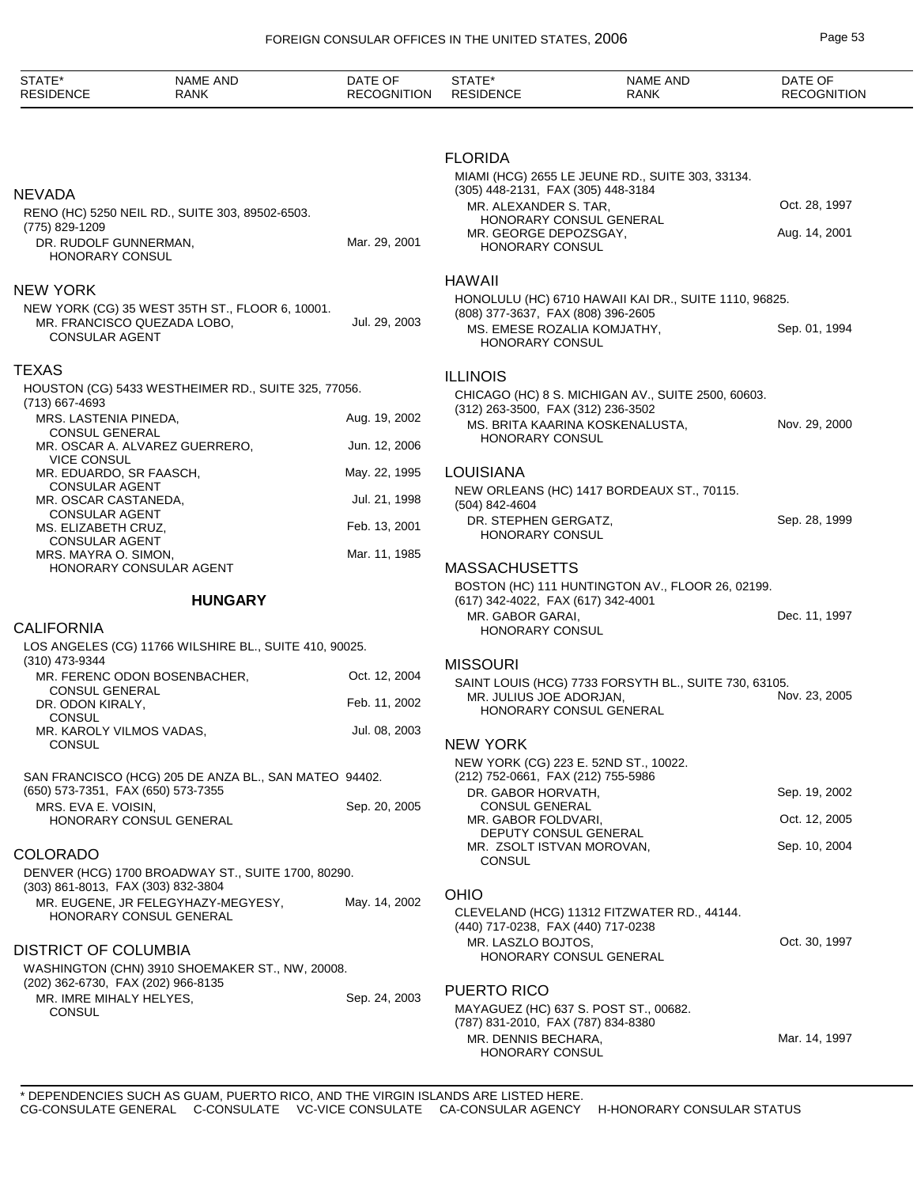| STATE* RESIDENCE | NAME AND RANK | DATE OF RECOGNITION |
|---|---|---|

## NEVADA

RENO (HC) 5250 NEIL RD., SUITE 303, 89502-6503.
(775) 829-1209

| | |
|---|---|
| DR. RUDOLF GUNNERMAN, HONORARY CONSUL | Mar. 29, 2001 |

## NEW YORK

NEW YORK (CG) 35 WEST 35TH ST., FLOOR 6, 10001.

| | |
|---|---|
| MR. FRANCISCO QUEZADA LOBO, CONSULAR AGENT | Jul. 29, 2003 |

## TEXAS

HOUSTON (CG) 5433 WESTHEIMER RD., SUITE 325, 77056.
(713) 667-4693

| | |
|---|---|
| MRS. LASTENIA PINEDA, CONSUL GENERAL | Aug. 19, 2002 |
| MR. OSCAR A. ALVAREZ GUERRERO, VICE CONSUL | Jun. 12, 2006 |
| MR. EDUARDO, SR FAASCH, CONSULAR AGENT | May. 22, 1995 |
| MR. OSCAR CASTANEDA, CONSULAR AGENT | Jul. 21, 1998 |
| MS. ELIZABETH CRUZ, CONSULAR AGENT | Feb. 13, 2001 |
| MRS. MAYRA O. SIMON, HONORARY CONSULAR AGENT | Mar. 11, 1985 |

# HUNGARY

## CALIFORNIA

LOS ANGELES (CG) 11766 WILSHIRE BL., SUITE 410, 90025.
(310) 473-9344

| | |
|---|---|
| MR. FERENC ODON BOSENBACHER, CONSUL GENERAL | Oct. 12, 2004 |
| DR. ODON KIRALY, CONSUL | Feb. 11, 2002 |
| MR. KAROLY VILMOS VADAS, CONSUL | Jul. 08, 2003 |

SAN FRANCISCO (HCG) 205 DE ANZA BL., SAN MATEO 94402.
(650) 573-7351, FAX (650) 573-7355

| | |
|---|---|
| MRS. EVA E. VOISIN, HONORARY CONSUL GENERAL | Sep. 20, 2005 |

## COLORADO

DENVER (HCG) 1700 BROADWAY ST., SUITE 1700, 80290.
(303) 861-8013, FAX (303) 832-3804

| | |
|---|---|
| MR. EUGENE, JR FELEGYHAZY-MEGYESY, HONORARY CONSUL GENERAL | May. 14, 2002 |

## DISTRICT OF COLUMBIA

WASHINGTON (CHN) 3910 SHOEMAKER ST., NW, 20008.
(202) 362-6730, FAX (202) 966-8135

| | |
|---|---|
| MR. IMRE MIHALY HELYES, CONSUL | Sep. 24, 2003 |

## FLORIDA

MIAMI (HCG) 2655 LE JEUNE RD., SUITE 303, 33134.
(305) 448-2131, FAX (305) 448-3184

| | |
|---|---|
| MR. ALEXANDER S. TAR, HONORARY CONSUL GENERAL | Oct. 28, 1997 |
| MR. GEORGE DEPOZSGAY, HONORARY CONSUL | Aug. 14, 2001 |

## HAWAII

HONOLULU (HC) 6710 HAWAII KAI DR., SUITE 1110, 96825.
(808) 377-3637, FAX (808) 396-2605

| | |
|---|---|
| MS. EMESE ROZALIA KOMJATHY, HONORARY CONSUL | Sep. 01, 1994 |

## ILLINOIS

CHICAGO (HC) 8 S. MICHIGAN AV., SUITE 2500, 60603.
(312) 263-3500, FAX (312) 236-3502

| | |
|---|---|
| MS. BRITA KAARINA KOSKENALUSTA, HONORARY CONSUL | Nov. 29, 2000 |

## LOUISIANA

NEW ORLEANS (HC) 1417 BORDEAUX ST., 70115.
(504) 842-4604

| | |
|---|---|
| DR. STEPHEN GERGATZ, HONORARY CONSUL | Sep. 28, 1999 |

## MASSACHUSETTS

BOSTON (HC) 111 HUNTINGTON AV., FLOOR 26, 02199.
(617) 342-4022, FAX (617) 342-4001

| | |
|---|---|
| MR. GABOR GARAI, HONORARY CONSUL | Dec. 11, 1997 |

## MISSOURI

SAINT LOUIS (HCG) 7733 FORSYTH BL., SUITE 730, 63105.

| | |
|---|---|
| MR. JULIUS JOE ADORJAN, HONORARY CONSUL GENERAL | Nov. 23, 2005 |

## NEW YORK

NEW YORK (CG) 223 E. 52ND ST., 10022.
(212) 752-0661, FAX (212) 755-5986

| | |
|---|---|
| DR. GABOR HORVATH, CONSUL GENERAL | Sep. 19, 2002 |
| MR. GABOR FOLDVARI, DEPUTY CONSUL GENERAL | Oct. 12, 2005 |
| MR. ZSOLT ISTVAN MOROVAN, CONSUL | Sep. 10, 2004 |

## OHIO

CLEVELAND (HCG) 11312 FITZWATER RD., 44144.
(440) 717-0238, FAX (440) 717-0238

| | |
|---|---|
| MR. LASZLO BOJTOS, HONORARY CONSUL GENERAL | Oct. 30, 1997 |

## PUERTO RICO

MAYAGUEZ (HC) 637 S. POST ST., 00682.
(787) 831-2010, FAX (787) 834-8380

| | |
|---|---|
| MR. DENNIS BECHARA, HONORARY CONSUL | Mar. 14, 1997 |

\* DEPENDENCIES SUCH AS GUAM, PUERTO RICO, AND THE VIRGIN ISLANDS ARE LISTED HERE.
CG-CONSULATE GENERAL C-CONSULATE VC-VICE CONSULATE CA-CONSULAR AGENCY H-HONORARY CONSULAR STATUS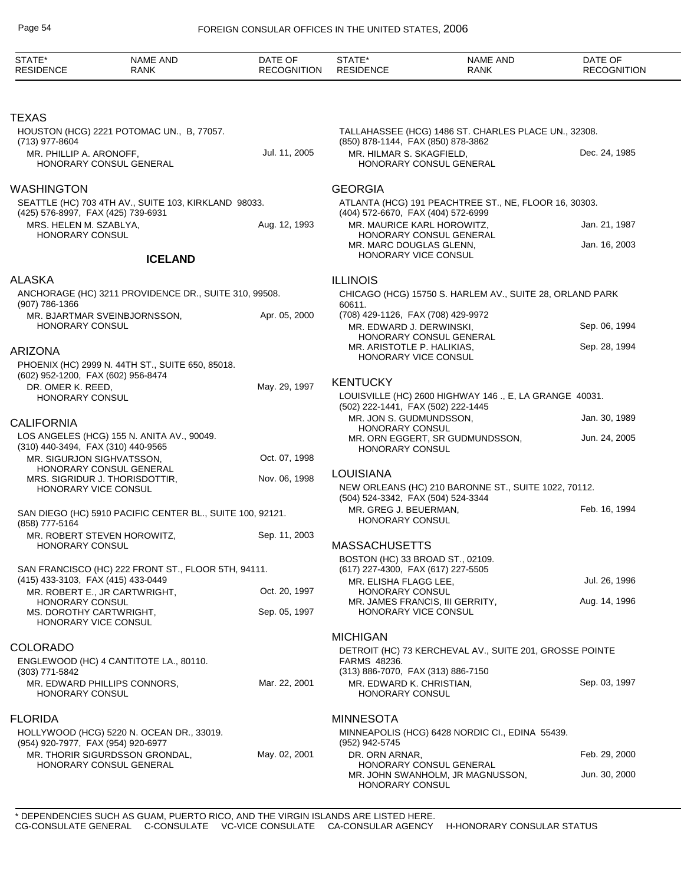## TEXAS

HOUSTON (HCG) 2221 POTOMAC UN., B, 77057.
(713) 977-8604

| NAME AND RANK | DATE OF RECOGNITION |
|---|---|
| MR. PHILLIP A. ARONOFF, HONORARY CONSUL GENERAL | Jul. 11, 2005 |

## WASHINGTON

SEATTLE (HC) 703 4TH AV., SUITE 103, KIRKLAND 98033.
(425) 576-8997, FAX (425) 739-6931

| NAME AND RANK | DATE OF RECOGNITION |
|---|---|
| MRS. HELEN M. SZABLYA, HONORARY CONSUL | Aug. 12, 1993 |

# ICELAND

## ALASKA

ANCHORAGE (HC) 3211 PROVIDENCE DR., SUITE 310, 99508.
(907) 786-1366

| NAME AND RANK | DATE OF RECOGNITION |
|---|---|
| MR. BJARTMAR SVEINBJORNSSON, HONORARY CONSUL | Apr. 05, 2000 |

## ARIZONA

PHOENIX (HC) 2999 N. 44TH ST., SUITE 650, 85018.
(602) 952-1200, FAX (602) 956-8474

| NAME AND RANK | DATE OF RECOGNITION |
|---|---|
| DR. OMER K. REED, HONORARY CONSUL | May. 29, 1997 |

## CALIFORNIA

LOS ANGELES (HCG) 155 N. ANITA AV., 90049.
(310) 440-3494, FAX (310) 440-9565

| NAME AND RANK | DATE OF RECOGNITION |
|---|---|
| MR. SIGURJON SIGHVATSSON, HONORARY CONSUL GENERAL | Oct. 07, 1998 |
| MRS. SIGRIDUR J. THORISDOTTIR, HONORARY VICE CONSUL | Nov. 06, 1998 |

SAN DIEGO (HC) 5910 PACIFIC CENTER BL., SUITE 100, 92121.
(858) 777-5164

| NAME AND RANK | DATE OF RECOGNITION |
|---|---|
| MR. ROBERT STEVEN HOROWITZ, HONORARY CONSUL | Sep. 11, 2003 |

SAN FRANCISCO (HC) 222 FRONT ST., FLOOR 5TH, 94111.
(415) 433-3103, FAX (415) 433-0449

| NAME AND RANK | DATE OF RECOGNITION |
|---|---|
| MR. ROBERT E., JR CARTWRIGHT, HONORARY CONSUL | Oct. 20, 1997 |
| MS. DOROTHY CARTWRIGHT, HONORARY VICE CONSUL | Sep. 05, 1997 |

## COLORADO

ENGLEWOOD (HC) 4 CANTITOTE LA., 80110.
(303) 771-5842

| NAME AND RANK | DATE OF RECOGNITION |
|---|---|
| MR. EDWARD PHILLIPS CONNORS, HONORARY CONSUL | Mar. 22, 2001 |

## FLORIDA

HOLLYWOOD (HCG) 5220 N. OCEAN DR., 33019.
(954) 920-7977, FAX (954) 920-6977

| NAME AND RANK | DATE OF RECOGNITION |
|---|---|
| MR. THORIR SIGURDSSON GRONDAL, HONORARY CONSUL GENERAL | May. 02, 2001 |

TALLAHASSEE (HCG) 1486 ST. CHARLES PLACE UN., 32308.
(850) 878-1144, FAX (850) 878-3862

| NAME AND RANK | DATE OF RECOGNITION |
|---|---|
| MR. HILMAR S. SKAGFIELD, HONORARY CONSUL GENERAL | Dec. 24, 1985 |

## GEORGIA

ATLANTA (HCG) 191 PEACHTREE ST., NE, FLOOR 16, 30303.
(404) 572-6670, FAX (404) 572-6999

| NAME AND RANK | DATE OF RECOGNITION |
|---|---|
| MR. MAURICE KARL HOROWITZ, HONORARY CONSUL GENERAL | Jan. 21, 1987 |
| MR. MARC DOUGLAS GLENN, HONORARY VICE CONSUL | Jan. 16, 2003 |

## ILLINOIS

CHICAGO (HCG) 15750 S. HARLEM AV., SUITE 28, ORLAND PARK 60611.
(708) 429-1126, FAX (708) 429-9972

| NAME AND RANK | DATE OF RECOGNITION |
|---|---|
| MR. EDWARD J. DERWINSKI, HONORARY CONSUL GENERAL | Sep. 06, 1994 |
| MR. ARISTOTLE P. HALIKIAS, HONORARY VICE CONSUL | Sep. 28, 1994 |

## KENTUCKY

LOUISVILLE (HC) 2600 HIGHWAY 146 ., E, LA GRANGE 40031.
(502) 222-1441, FAX (502) 222-1445

| NAME AND RANK | DATE OF RECOGNITION |
|---|---|
| MR. JON S. GUDMUNDSSON, HONORARY CONSUL | Jan. 30, 1989 |
| MR. ORN EGGERT, SR GUDMUNDSSON, HONORARY CONSUL | Jun. 24, 2005 |

## LOUISIANA

NEW ORLEANS (HC) 210 BARONNE ST., SUITE 1022, 70112.
(504) 524-3342, FAX (504) 524-3344

| NAME AND RANK | DATE OF RECOGNITION |
|---|---|
| MR. GREG J. BEUERMAN, HONORARY CONSUL | Feb. 16, 1994 |

## MASSACHUSETTS

BOSTON (HC) 33 BROAD ST., 02109.
(617) 227-4300, FAX (617) 227-5505

| NAME AND RANK | DATE OF RECOGNITION |
|---|---|
| MR. ELISHA FLAGG LEE, HONORARY CONSUL | Jul. 26, 1996 |
| MR. JAMES FRANCIS, III GERRITY, HONORARY VICE CONSUL | Aug. 14, 1996 |

## MICHIGAN

DETROIT (HC) 73 KERCHEVAL AV., SUITE 201, GROSSE POINTE FARMS 48236.
(313) 886-7070, FAX (313) 886-7150

| NAME AND RANK | DATE OF RECOGNITION |
|---|---|
| MR. EDWARD K. CHRISTIAN, HONORARY CONSUL | Sep. 03, 1997 |

## MINNESOTA

MINNEAPOLIS (HCG) 6428 NORDIC CI., EDINA 55439.
(952) 942-5745

| NAME AND RANK | DATE OF RECOGNITION |
|---|---|
| DR. ORN ARNAR, HONORARY CONSUL GENERAL | Feb. 29, 2000 |
| MR. JOHN SWANHOLM, JR MAGNUSSON, HONORARY CONSUL | Jun. 30, 2000 |

\* DEPENDENCIES SUCH AS GUAM, PUERTO RICO, AND THE VIRGIN ISLANDS ARE LISTED HERE.
CG-CONSULATE GENERAL   C-CONSULATE   VC-VICE CONSULATE   CA-CONSULAR AGENCY   H-HONORARY CONSULAR STATUS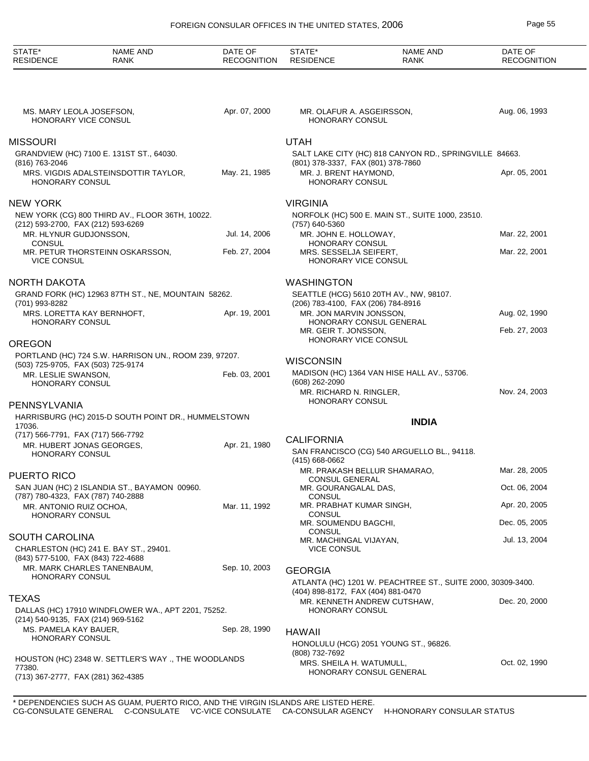| STATE* RESIDENCE | NAME AND RANK | DATE OF RECOGNITION |
|---|---|---|
| | MS. MARY LEOLA JOSEFSON, HONORARY VICE CONSUL | Apr. 07, 2000 |

## MISSOURI

GRANDVIEW (HC) 7100 E. 131ST ST., 64030.
(816) 763-2046

| NAME AND RANK | DATE OF RECOGNITION |
|---|---|
| MRS. VIGDIS ADALSTEINSDOTTIR TAYLOR, HONORARY CONSUL | May. 21, 1985 |

## NEW YORK

NEW YORK (CG) 800 THIRD AV., FLOOR 36TH, 10022.
(212) 593-2700, FAX (212) 593-6269

| NAME AND RANK | DATE OF RECOGNITION |
|---|---|
| MR. HLYNUR GUDJONSSON, CONSUL | Jul. 14, 2006 |
| MR. PETUR THORSTEINN OSKARSSON, VICE CONSUL | Feb. 27, 2004 |

## NORTH DAKOTA

GRAND FORK (HC) 12963 87TH ST., NE, MOUNTAIN 58262.
(701) 993-8282

| NAME AND RANK | DATE OF RECOGNITION |
|---|---|
| MRS. LORETTA KAY BERNHOFT, HONORARY CONSUL | Apr. 19, 2001 |

## OREGON

PORTLAND (HC) 724 S.W. HARRISON UN., ROOM 239, 97207.
(503) 725-9705, FAX (503) 725-9174

| NAME AND RANK | DATE OF RECOGNITION |
|---|---|
| MR. LESLIE SWANSON, HONORARY CONSUL | Feb. 03, 2001 |

## PENNSYLVANIA

HARRISBURG (HC) 2015-D SOUTH POINT DR., HUMMELSTOWN 17036.
(717) 566-7791, FAX (717) 566-7792

| NAME AND RANK | DATE OF RECOGNITION |
|---|---|
| MR. HUBERT JONAS GEORGES, HONORARY CONSUL | Apr. 21, 1980 |

## PUERTO RICO

SAN JUAN (HC) 2 ISLANDIA ST., BAYAMON 00960.
(787) 780-4323, FAX (787) 740-2888

| NAME AND RANK | DATE OF RECOGNITION |
|---|---|
| MR. ANTONIO RUIZ OCHOA, HONORARY CONSUL | Mar. 11, 1992 |

## SOUTH CAROLINA

CHARLESTON (HC) 241 E. BAY ST., 29401.
(843) 577-5100, FAX (843) 722-4688

| NAME AND RANK | DATE OF RECOGNITION |
|---|---|
| MR. MARK CHARLES TANENBAUM, HONORARY CONSUL | Sep. 10, 2003 |

## TEXAS

DALLAS (HC) 17910 WINDFLOWER WA., APT 2201, 75252.
(214) 540-9135, FAX (214) 969-5162

| NAME AND RANK | DATE OF RECOGNITION |
|---|---|
| MS. PAMELA KAY BAUER, HONORARY CONSUL | Sep. 28, 1990 |

HOUSTON (HC) 2348 W. SETTLER'S WAY ., THE WOODLANDS 77380.
(713) 367-2777, FAX (281) 362-4385

| NAME AND RANK | DATE OF RECOGNITION |
|---|---|
| MR. OLAFUR A. ASGEIRSSON, HONORARY CONSUL | Aug. 06, 1993 |

## UTAH

SALT LAKE CITY (HC) 818 CANYON RD., SPRINGVILLE 84663.
(801) 378-3337, FAX (801) 378-7860

| NAME AND RANK | DATE OF RECOGNITION |
|---|---|
| MR. J. BRENT HAYMOND, HONORARY CONSUL | Apr. 05, 2001 |

## VIRGINIA

NORFOLK (HC) 500 E. MAIN ST., SUITE 1000, 23510.
(757) 640-5360

| NAME AND RANK | DATE OF RECOGNITION |
|---|---|
| MR. JOHN E. HOLLOWAY, HONORARY CONSUL | Mar. 22, 2001 |
| MRS. SESSELJA SEIFERT, HONORARY VICE CONSUL | Mar. 22, 2001 |

## WASHINGTON

SEATTLE (HCG) 5610 20TH AV., NW, 98107.
(206) 783-4100, FAX (206) 784-8916

| NAME AND RANK | DATE OF RECOGNITION |
|---|---|
| MR. JON MARVIN JONSSON, HONORARY CONSUL GENERAL | Aug. 02, 1990 |
| MR. GEIR T. JONSSON, HONORARY VICE CONSUL | Feb. 27, 2003 |

## WISCONSIN

MADISON (HC) 1364 VAN HISE HALL AV., 53706.
(608) 262-2090

| NAME AND RANK | DATE OF RECOGNITION |
|---|---|
| MR. RICHARD N. RINGLER, HONORARY CONSUL | Nov. 24, 2003 |

# INDIA

## CALIFORNIA

SAN FRANCISCO (CG) 540 ARGUELLO BL., 94118.
(415) 668-0662

| NAME AND RANK | DATE OF RECOGNITION |
|---|---|
| MR. PRAKASH BELLUR SHAMARAO, CONSUL GENERAL | Mar. 28, 2005 |
| MR. GOURANGALAL DAS, CONSUL | Oct. 06, 2004 |
| MR. PRABHAT KUMAR SINGH, CONSUL | Apr. 20, 2005 |
| MR. SOUMENDU BAGCHI, CONSUL | Dec. 05, 2005 |
| MR. MACHINGAL VIJAYAN, VICE CONSUL | Jul. 13, 2004 |

## GEORGIA

ATLANTA (HC) 1201 W. PEACHTREE ST., SUITE 2000, 30309-3400.
(404) 898-8172, FAX (404) 881-0470

| NAME AND RANK | DATE OF RECOGNITION |
|---|---|
| MR. KENNETH ANDREW CUTSHAW, HONORARY CONSUL | Dec. 20, 2000 |

## HAWAII

HONOLULU (HCG) 2051 YOUNG ST., 96826.
(808) 732-7692

| NAME AND RANK | DATE OF RECOGNITION |
|---|---|
| MRS. SHEILA H. WATUMULL, HONORARY CONSUL GENERAL | Oct. 02, 1990 |

\* DEPENDENCIES SUCH AS GUAM, PUERTO RICO, AND THE VIRGIN ISLANDS ARE LISTED HERE.
CG-CONSULATE GENERAL C-CONSULATE VC-VICE CONSULATE CA-CONSULAR AGENCY H-HONORARY CONSULAR STATUS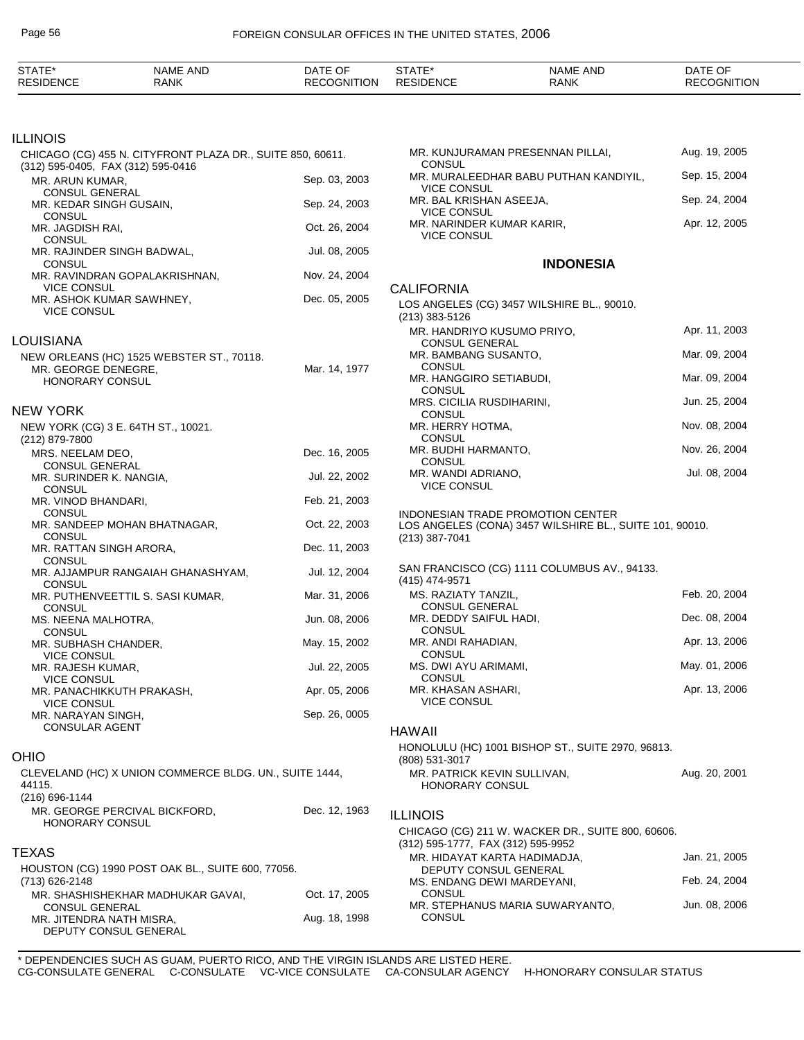| STATE* RESIDENCE | NAME AND RANK | DATE OF RECOGNITION |
|---|---|---|

## ILLINOIS

CHICAGO (CG) 455 N. CITYFRONT PLAZA DR., SUITE 850, 60611.
(312) 595-0405, FAX (312) 595-0416

| | |
|---|---|
| MR. ARUN KUMAR, CONSUL GENERAL | Sep. 03, 2003 |
| MR. KEDAR SINGH GUSAIN, CONSUL | Sep. 24, 2003 |
| MR. JAGDISH RAI, CONSUL | Oct. 26, 2004 |
| MR. RAJINDER SINGH BADWAL, CONSUL | Jul. 08, 2005 |
| MR. RAVINDRAN GOPALAKRISHNAN, VICE CONSUL | Nov. 24, 2004 |
| MR. ASHOK KUMAR SAWHNEY, VICE CONSUL | Dec. 05, 2005 |

## LOUISIANA

NEW ORLEANS (HC) 1525 WEBSTER ST., 70118.

| | |
|---|---|
| MR. GEORGE DENEGRE, HONORARY CONSUL | Mar. 14, 1977 |

## NEW YORK

NEW YORK (CG) 3 E. 64TH ST., 10021.
(212) 879-7800

| | |
|---|---|
| MRS. NEELAM DEO, CONSUL GENERAL | Dec. 16, 2005 |
| MR. SURINDER K. NANGIA, CONSUL | Jul. 22, 2002 |
| MR. VINOD BHANDARI, CONSUL | Feb. 21, 2003 |
| MR. SANDEEP MOHAN BHATNAGAR, CONSUL | Oct. 22, 2003 |
| MR. RATTAN SINGH ARORA, CONSUL | Dec. 11, 2003 |
| MR. AJJAMPUR RANGAIAH GHANASHYAM, CONSUL | Jul. 12, 2004 |
| MR. PUTHENVEETTIL S. SASI KUMAR, CONSUL | Mar. 31, 2006 |
| MS. NEENA MALHOTRA, CONSUL | Jun. 08, 2006 |
| MR. SUBHASH CHANDER, VICE CONSUL | May. 15, 2002 |
| MR. RAJESH KUMAR, VICE CONSUL | Jul. 22, 2005 |
| MR. PANACHIKKUTH PRAKASH, VICE CONSUL | Apr. 05, 2006 |
| MR. NARAYAN SINGH, CONSULAR AGENT | Sep. 26, 0005 |

## OHIO

CLEVELAND (HC) X UNION COMMERCE BLDG. UN., SUITE 1444, 44115.
(216) 696-1144

| | |
|---|---|
| MR. GEORGE PERCIVAL BICKFORD, HONORARY CONSUL | Dec. 12, 1963 |

## TEXAS

HOUSTON (CG) 1990 POST OAK BL., SUITE 600, 77056.
(713) 626-2148

| | |
|---|---|
| MR. SHASHISHEKHAR MADHUKAR GAVAI, CONSUL GENERAL | Oct. 17, 2005 |
| MR. JITENDRA NATH MISRA, DEPUTY CONSUL GENERAL | Aug. 18, 1998 |
| MR. KUNJURAMAN PRESENNAN PILLAI, CONSUL | Aug. 19, 2005 |
| MR. MURALEEDHAR BABU PUTHAN KANDIYIL, VICE CONSUL | Sep. 15, 2004 |
| MR. BAL KRISHAN ASEEJA, VICE CONSUL | Sep. 24, 2004 |
| MR. NARINDER KUMAR KARIR, VICE CONSUL | Apr. 12, 2005 |

# INDONESIA

## CALIFORNIA

LOS ANGELES (CG) 3457 WILSHIRE BL., 90010.
(213) 383-5126

| | |
|---|---|
| MR. HANDRIYO KUSUMO PRIYO, CONSUL GENERAL | Apr. 11, 2003 |
| MR. BAMBANG SUSANTO, CONSUL | Mar. 09, 2004 |
| MR. HANGGIRO SETIABUDI, CONSUL | Mar. 09, 2004 |
| MRS. CICILIA RUSDIHARINI, CONSUL | Jun. 25, 2004 |
| MR. HERRY HOTMA, CONSUL | Nov. 08, 2004 |
| MR. BUDHI HARMANTO, CONSUL | Nov. 26, 2004 |
| MR. WANDI ADRIANO, VICE CONSUL | Jul. 08, 2004 |

INDONESIAN TRADE PROMOTION CENTER
LOS ANGELES (CONA) 3457 WILSHIRE BL., SUITE 101, 90010.
(213) 387-7041

SAN FRANCISCO (CG) 1111 COLUMBUS AV., 94133.
(415) 474-9571

| | |
|---|---|
| MS. RAZIATY TANZIL, CONSUL GENERAL | Feb. 20, 2004 |
| MR. DEDDY SAIFUL HADI, CONSUL | Dec. 08, 2004 |
| MR. ANDI RAHADIAN, CONSUL | Apr. 13, 2006 |
| MS. DWI AYU ARIMAMI, CONSUL | May. 01, 2006 |
| MR. KHASAN ASHARI, VICE CONSUL | Apr. 13, 2006 |

## HAWAII

HONOLULU (HC) 1001 BISHOP ST., SUITE 2970, 96813.
(808) 531-3017

| | |
|---|---|
| MR. PATRICK KEVIN SULLIVAN, HONORARY CONSUL | Aug. 20, 2001 |

## ILLINOIS

CHICAGO (CG) 211 W. WACKER DR., SUITE 800, 60606.
(312) 595-1777, FAX (312) 595-9952

| | |
|---|---|
| MR. HIDAYAT KARTA HADIMADJA, DEPUTY CONSUL GENERAL | Jan. 21, 2005 |
| MS. ENDANG DEWI MARDEYANI, CONSUL | Feb. 24, 2004 |
| MR. STEPHANUS MARIA SUWARYANTO, CONSUL | Jun. 08, 2006 |

\* DEPENDENCIES SUCH AS GUAM, PUERTO RICO, AND THE VIRGIN ISLANDS ARE LISTED HERE.
CG-CONSULATE GENERAL C-CONSULATE VC-VICE CONSULATE CA-CONSULAR AGENCY H-HONORARY CONSULAR STATUS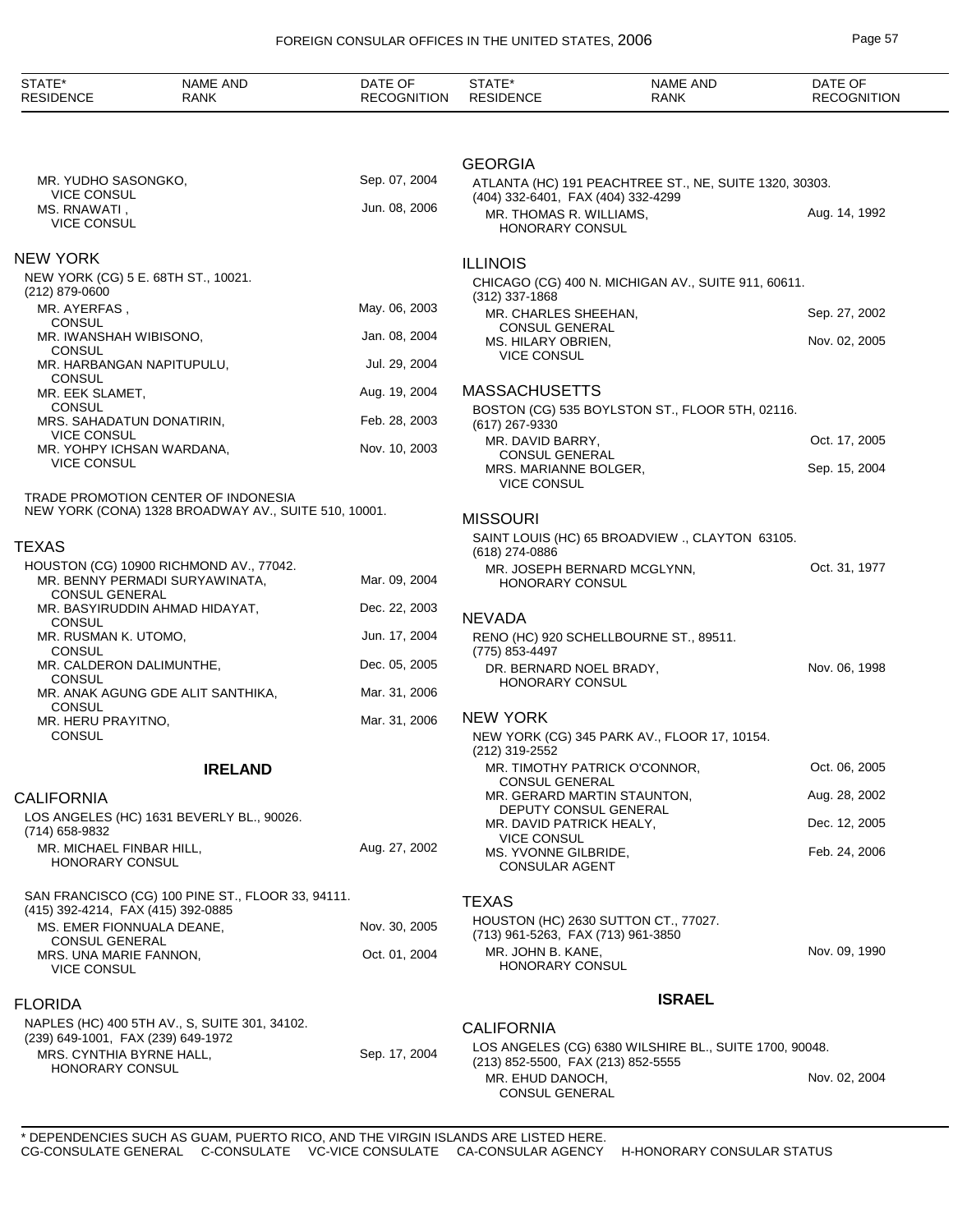| STATE* RESIDENCE | NAME AND RANK | DATE OF RECOGNITION |
|---|---|---|
| | MR. YUDHO SASONGKO, VICE CONSUL | Sep. 07, 2004 |
| | MS. RNAWATI , VICE CONSUL | Jun. 08, 2006 |

## NEW YORK

NEW YORK (CG) 5 E. 68TH ST., 10021.
(212) 879-0600

| NAME AND RANK | DATE OF RECOGNITION |
|---|---|
| MR. AYERFAS , CONSUL | May. 06, 2003 |
| MR. IWANSHAH WIBISONO, CONSUL | Jan. 08, 2004 |
| MR. HARBANGAN NAPITUPULU, CONSUL | Jul. 29, 2004 |
| MR. EEK SLAMET, CONSUL | Aug. 19, 2004 |
| MRS. SAHADATUN DONATIRIN, VICE CONSUL | Feb. 28, 2003 |
| MR. YOHPY ICHSAN WARDANA, VICE CONSUL | Nov. 10, 2003 |

TRADE PROMOTION CENTER OF INDONESIA
NEW YORK (CONA) 1328 BROADWAY AV., SUITE 510, 10001.

## TEXAS

HOUSTON (CG) 10900 RICHMOND AV., 77042.

| NAME AND RANK | DATE OF RECOGNITION |
|---|---|
| MR. BENNY PERMADI SURYAWINATA, CONSUL GENERAL | Mar. 09, 2004 |
| MR. BASYIRUDDIN AHMAD HIDAYAT, CONSUL | Dec. 22, 2003 |
| MR. RUSMAN K. UTOMO, CONSUL | Jun. 17, 2004 |
| MR. CALDERON DALIMUNTHE, CONSUL | Dec. 05, 2005 |
| MR. ANAK AGUNG GDE ALIT SANTHIKA, CONSUL | Mar. 31, 2006 |
| MR. HERU PRAYITNO, CONSUL | Mar. 31, 2006 |

# IRELAND

## CALIFORNIA

LOS ANGELES (HC) 1631 BEVERLY BL., 90026.
(714) 658-9832

| NAME AND RANK | DATE OF RECOGNITION |
|---|---|
| MR. MICHAEL FINBAR HILL, HONORARY CONSUL | Aug. 27, 2002 |

SAN FRANCISCO (CG) 100 PINE ST., FLOOR 33, 94111.
(415) 392-4214, FAX (415) 392-0885

| NAME AND RANK | DATE OF RECOGNITION |
|---|---|
| MS. EMER FIONNUALA DEANE, CONSUL GENERAL | Nov. 30, 2005 |
| MRS. UNA MARIE FANNON, VICE CONSUL | Oct. 01, 2004 |

## FLORIDA

NAPLES (HC) 400 5TH AV., S, SUITE 301, 34102.
(239) 649-1001, FAX (239) 649-1972

| NAME AND RANK | DATE OF RECOGNITION |
|---|---|
| MRS. CYNTHIA BYRNE HALL, HONORARY CONSUL | Sep. 17, 2004 |

## GEORGIA

ATLANTA (HC) 191 PEACHTREE ST., NE, SUITE 1320, 30303.
(404) 332-6401, FAX (404) 332-4299

| NAME AND RANK | DATE OF RECOGNITION |
|---|---|
| MR. THOMAS R. WILLIAMS, HONORARY CONSUL | Aug. 14, 1992 |

## ILLINOIS

CHICAGO (CG) 400 N. MICHIGAN AV., SUITE 911, 60611.
(312) 337-1868

| NAME AND RANK | DATE OF RECOGNITION |
|---|---|
| MR. CHARLES SHEEHAN, CONSUL GENERAL | Sep. 27, 2002 |
| MS. HILARY OBRIEN, VICE CONSUL | Nov. 02, 2005 |

## MASSACHUSETTS

BOSTON (CG) 535 BOYLSTON ST., FLOOR 5TH, 02116.
(617) 267-9330

| NAME AND RANK | DATE OF RECOGNITION |
|---|---|
| MR. DAVID BARRY, CONSUL GENERAL | Oct. 17, 2005 |
| MRS. MARIANNE BOLGER, VICE CONSUL | Sep. 15, 2004 |

## MISSOURI

SAINT LOUIS (HC) 65 BROADVIEW ., CLAYTON 63105.
(618) 274-0886

| NAME AND RANK | DATE OF RECOGNITION |
|---|---|
| MR. JOSEPH BERNARD MCGLYNN, HONORARY CONSUL | Oct. 31, 1977 |

## NEVADA

RENO (HC) 920 SCHELLBOURNE ST., 89511.
(775) 853-4497

| NAME AND RANK | DATE OF RECOGNITION |
|---|---|
| DR. BERNARD NOEL BRADY, HONORARY CONSUL | Nov. 06, 1998 |

## NEW YORK

NEW YORK (CG) 345 PARK AV., FLOOR 17, 10154.
(212) 319-2552

| NAME AND RANK | DATE OF RECOGNITION |
|---|---|
| MR. TIMOTHY PATRICK O'CONNOR, CONSUL GENERAL | Oct. 06, 2005 |
| MR. GERARD MARTIN STAUNTON, DEPUTY CONSUL GENERAL | Aug. 28, 2002 |
| MR. DAVID PATRICK HEALY, VICE CONSUL | Dec. 12, 2005 |
| MS. YVONNE GILBRIDE, CONSULAR AGENT | Feb. 24, 2006 |

## TEXAS

HOUSTON (HC) 2630 SUTTON CT., 77027.
(713) 961-5263, FAX (713) 961-3850

| NAME AND RANK | DATE OF RECOGNITION |
|---|---|
| MR. JOHN B. KANE, HONORARY CONSUL | Nov. 09, 1990 |

# ISRAEL

## CALIFORNIA

LOS ANGELES (CG) 6380 WILSHIRE BL., SUITE 1700, 90048.
(213) 852-5500, FAX (213) 852-5555

| NAME AND RANK | DATE OF RECOGNITION |
|---|---|
| MR. EHUD DANOCH, CONSUL GENERAL | Nov. 02, 2004 |

\* DEPENDENCIES SUCH AS GUAM, PUERTO RICO, AND THE VIRGIN ISLANDS ARE LISTED HERE.
CG-CONSULATE GENERAL C-CONSULATE VC-VICE CONSULATE CA-CONSULAR AGENCY H-HONORARY CONSULAR STATUS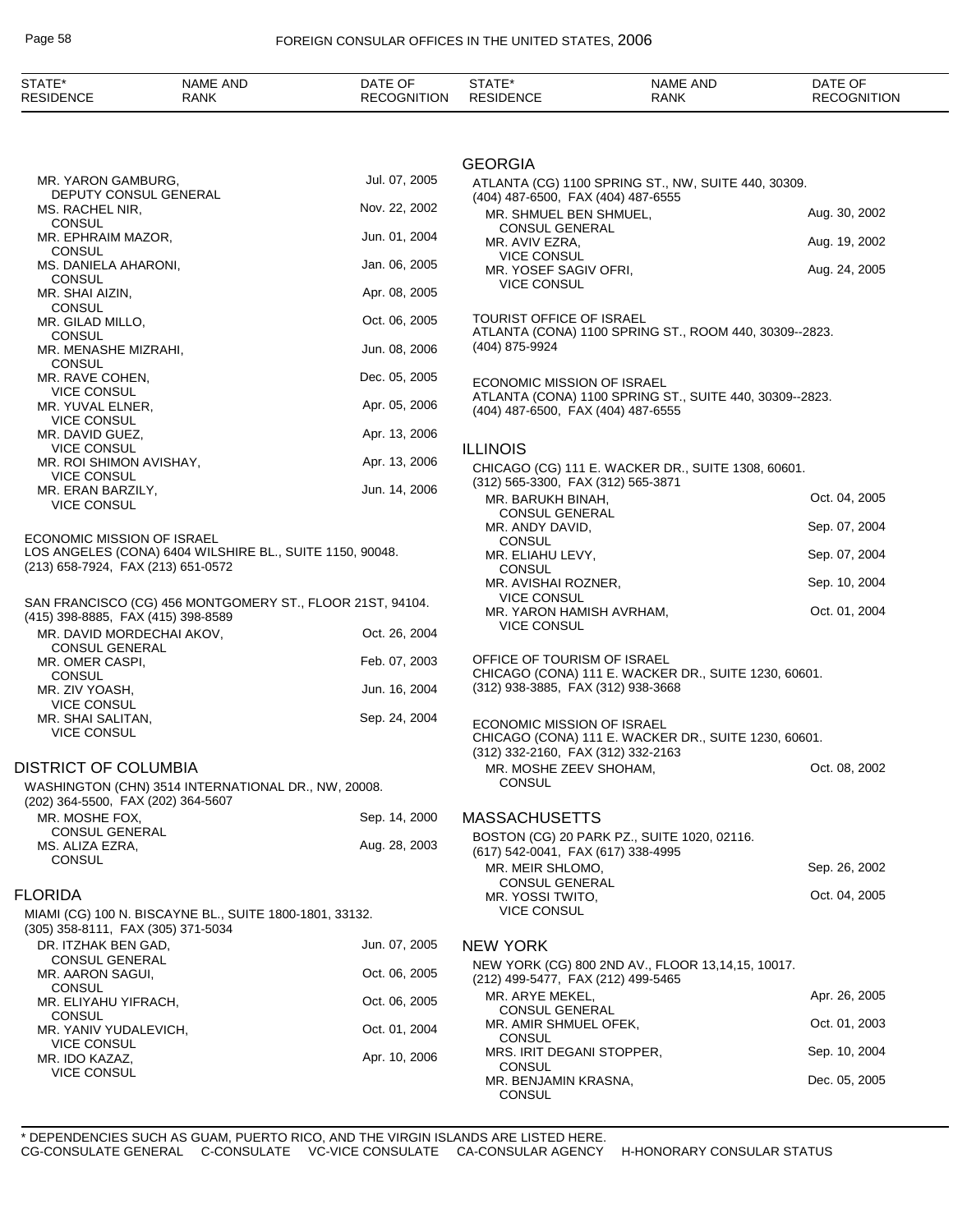MR. YARON GAMBURG, DEPUTY CONSUL GENERAL — Jul. 07, 2005
MS. RACHEL NIR, CONSUL — Nov. 22, 2002
MR. EPHRAIM MAZOR, CONSUL — Jun. 01, 2004
MS. DANIELA AHARONI, CONSUL — Jan. 06, 2005
MR. SHAI AIZIN, CONSUL — Apr. 08, 2005
MR. GILAD MILLO, CONSUL — Oct. 06, 2005
MR. MENASHE MIZRAHI, CONSUL — Jun. 08, 2006
MR. RAVE COHEN, VICE CONSUL — Dec. 05, 2005
MR. YUVAL ELNER, VICE CONSUL — Apr. 05, 2006
MR. DAVID GUEZ, VICE CONSUL — Apr. 13, 2006
MR. ROI SHIMON AVISHAY, VICE CONSUL — Apr. 13, 2006
MR. ERAN BARZILY, VICE CONSUL — Jun. 14, 2006

ECONOMIC MISSION OF ISRAEL
LOS ANGELES (CONA) 6404 WILSHIRE BL., SUITE 1150, 90048.
(213) 658-7924, FAX (213) 651-0572

SAN FRANCISCO (CG) 456 MONTGOMERY ST., FLOOR 21ST, 94104.
(415) 398-8885, FAX (415) 398-8589

MR. DAVID MORDECHAI AKOV, CONSUL GENERAL — Oct. 26, 2004
MR. OMER CASPI, CONSUL — Feb. 07, 2003
MR. ZIV YOASH, VICE CONSUL — Jun. 16, 2004
MR. SHAI SALITAN, VICE CONSUL — Sep. 24, 2004

## DISTRICT OF COLUMBIA

WASHINGTON (CHN) 3514 INTERNATIONAL DR., NW, 20008.
(202) 364-5500, FAX (202) 364-5607

MR. MOSHE FOX, CONSUL GENERAL — Sep. 14, 2000
MS. ALIZA EZRA, CONSUL — Aug. 28, 2003

## FLORIDA

MIAMI (CG) 100 N. BISCAYNE BL., SUITE 1800-1801, 33132.
(305) 358-8111, FAX (305) 371-5034

DR. ITZHAK BEN GAD, CONSUL GENERAL — Jun. 07, 2005
MR. AARON SAGUI, CONSUL — Oct. 06, 2005
MR. ELIYAHU YIFRACH, CONSUL — Oct. 06, 2005
MR. YANIV YUDALEVICH, VICE CONSUL — Oct. 01, 2004
MR. IDO KAZAZ, VICE CONSUL — Apr. 10, 2006

## GEORGIA

ATLANTA (CG) 1100 SPRING ST., NW, SUITE 440, 30309.
(404) 487-6500, FAX (404) 487-6555

MR. SHMUEL BEN SHMUEL, CONSUL GENERAL — Aug. 30, 2002
MR. AVIV EZRA, VICE CONSUL — Aug. 19, 2002
MR. YOSEF SAGIV OFRI, VICE CONSUL — Aug. 24, 2005

TOURIST OFFICE OF ISRAEL
ATLANTA (CONA) 1100 SPRING ST., ROOM 440, 30309--2823.
(404) 875-9924

ECONOMIC MISSION OF ISRAEL
ATLANTA (CONA) 1100 SPRING ST., SUITE 440, 30309--2823.
(404) 487-6500, FAX (404) 487-6555

## ILLINOIS

CHICAGO (CG) 111 E. WACKER DR., SUITE 1308, 60601.
(312) 565-3300, FAX (312) 565-3871

MR. BARUKH BINAH, CONSUL GENERAL — Oct. 04, 2005
MR. ANDY DAVID, CONSUL — Sep. 07, 2004
MR. ELIAHU LEVY, CONSUL — Sep. 07, 2004
MR. AVISHAI ROZNER, VICE CONSUL — Sep. 10, 2004
MR. YARON HAMISH AVRHAM, VICE CONSUL — Oct. 01, 2004

OFFICE OF TOURISM OF ISRAEL
CHICAGO (CONA) 111 E. WACKER DR., SUITE 1230, 60601.
(312) 938-3885, FAX (312) 938-3668

ECONOMIC MISSION OF ISRAEL
CHICAGO (CONA) 111 E. WACKER DR., SUITE 1230, 60601.
(312) 332-2160, FAX (312) 332-2163

MR. MOSHE ZEEV SHOHAM, CONSUL — Oct. 08, 2002

## MASSACHUSETTS

BOSTON (CG) 20 PARK PZ., SUITE 1020, 02116.
(617) 542-0041, FAX (617) 338-4995

MR. MEIR SHLOMO, CONSUL GENERAL — Sep. 26, 2002
MR. YOSSI TWITO, VICE CONSUL — Oct. 04, 2005

## NEW YORK

NEW YORK (CG) 800 2ND AV., FLOOR 13,14,15, 10017.
(212) 499-5477, FAX (212) 499-5465

MR. ARYE MEKEL, CONSUL GENERAL — Apr. 26, 2005
MR. AMIR SHMUEL OFEK, CONSUL — Oct. 01, 2003
MRS. IRIT DEGANI STOPPER, CONSUL — Sep. 10, 2004
MR. BENJAMIN KRASNA, CONSUL — Dec. 05, 2005

\* DEPENDENCIES SUCH AS GUAM, PUERTO RICO, AND THE VIRGIN ISLANDS ARE LISTED HERE.
CG-CONSULATE GENERAL C-CONSULATE VC-VICE CONSULATE CA-CONSULAR AGENCY H-HONORARY CONSULAR STATUS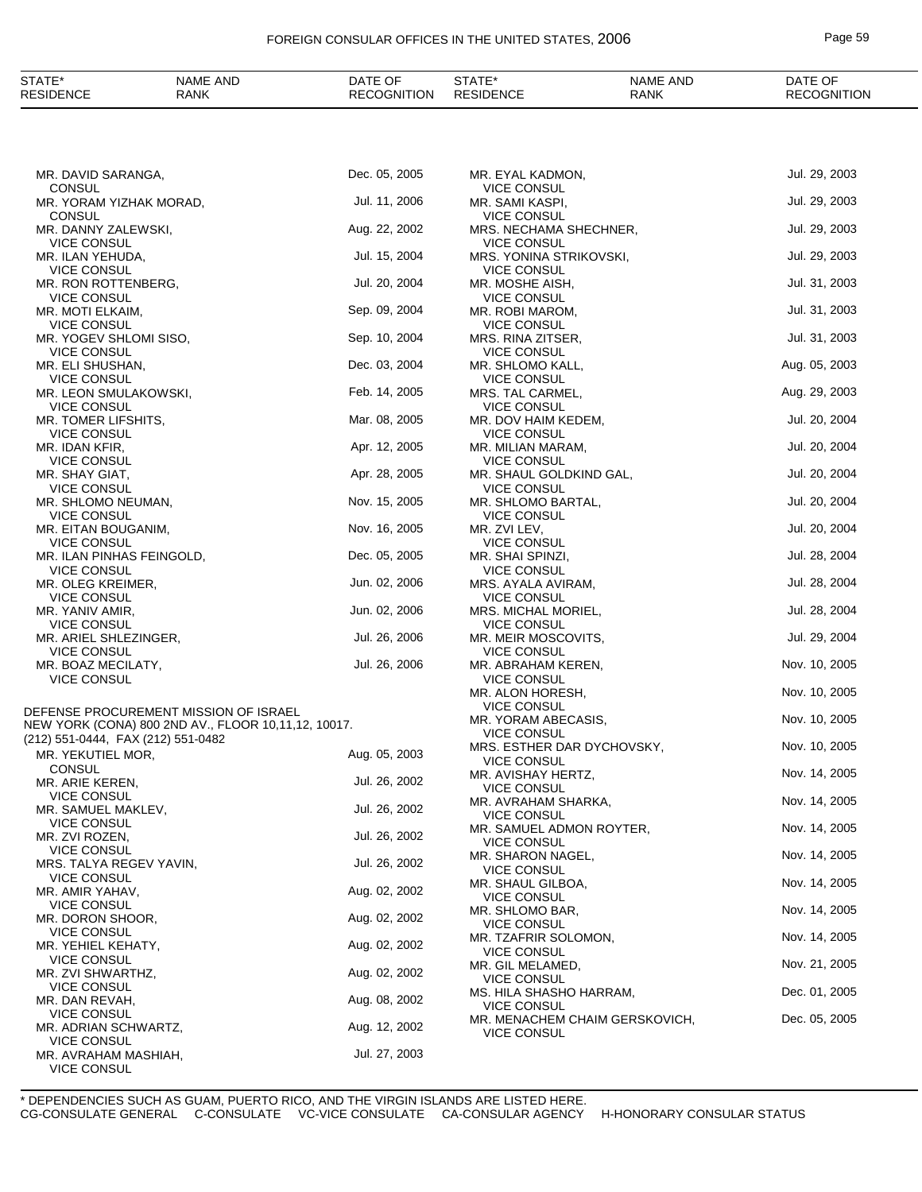| STATE* RESIDENCE | NAME AND RANK | DATE OF RECOGNITION |
|---|---|---|
| | MR. DAVID SARANGA, CONSUL | Dec. 05, 2005 |
| | MR. YORAM YIZHAK MORAD, CONSUL | Jul. 11, 2006 |
| | MR. DANNY ZALEWSKI, VICE CONSUL | Aug. 22, 2002 |
| | MR. ILAN YEHUDA, VICE CONSUL | Jul. 15, 2004 |
| | MR. RON ROTTENBERG, VICE CONSUL | Jul. 20, 2004 |
| | MR. MOTI ELKAIM, VICE CONSUL | Sep. 09, 2004 |
| | MR. YOGEV SHLOMI SISO, VICE CONSUL | Sep. 10, 2004 |
| | MR. ELI SHUSHAN, VICE CONSUL | Dec. 03, 2004 |
| | MR. LEON SMULAKOWSKI, VICE CONSUL | Feb. 14, 2005 |
| | MR. TOMER LIFSHITS, VICE CONSUL | Mar. 08, 2005 |
| | MR. IDAN KFIR, VICE CONSUL | Apr. 12, 2005 |
| | MR. SHAY GIAT, VICE CONSUL | Apr. 28, 2005 |
| | MR. SHLOMO NEUMAN, VICE CONSUL | Nov. 15, 2005 |
| | MR. EITAN BOUGANIM, VICE CONSUL | Nov. 16, 2005 |
| | MR. ILAN PINHAS FEINGOLD, VICE CONSUL | Dec. 05, 2005 |
| | MR. OLEG KREIMER, VICE CONSUL | Jun. 02, 2006 |
| | MR. YANIV AMIR, VICE CONSUL | Jun. 02, 2006 |
| | MR. ARIEL SHLEZINGER, VICE CONSUL | Jul. 26, 2006 |
| | MR. BOAZ MECILATY, VICE CONSUL | Jul. 26, 2006 |

DEFENSE PROCUREMENT MISSION OF ISRAEL
NEW YORK (CONA) 800 2ND AV., FLOOR 10,11,12, 10017.
(212) 551-0444, FAX (212) 551-0482

| STATE* RESIDENCE | NAME AND RANK | DATE OF RECOGNITION |
|---|---|---|
| | MR. YEKUTIEL MOR, CONSUL | Aug. 05, 2003 |
| | MR. ARIE KEREN, VICE CONSUL | Jul. 26, 2002 |
| | MR. SAMUEL MAKLEV, VICE CONSUL | Jul. 26, 2002 |
| | MR. ZVI ROZEN, VICE CONSUL | Jul. 26, 2002 |
| | MRS. TALYA REGEV YAVIN, VICE CONSUL | Jul. 26, 2002 |
| | MR. AMIR YAHAV, VICE CONSUL | Aug. 02, 2002 |
| | MR. DORON SHOOR, VICE CONSUL | Aug. 02, 2002 |
| | MR. YEHIEL KEHATY, VICE CONSUL | Aug. 02, 2002 |
| | MR. ZVI SHWARTHZ, VICE CONSUL | Aug. 02, 2002 |
| | MR. DAN REVAH, VICE CONSUL | Aug. 08, 2002 |
| | MR. ADRIAN SCHWARTZ, VICE CONSUL | Aug. 12, 2002 |
| | MR. AVRAHAM MASHIAH, VICE CONSUL | Jul. 27, 2003 |
| | MR. EYAL KADMON, VICE CONSUL | Jul. 29, 2003 |
| | MR. SAMI KASPI, VICE CONSUL | Jul. 29, 2003 |
| | MRS. NECHAMA SHECHNER, VICE CONSUL | Jul. 29, 2003 |
| | MRS. YONINA STRIKOVSKI, VICE CONSUL | Jul. 29, 2003 |
| | MR. MOSHE AISH, VICE CONSUL | Jul. 31, 2003 |
| | MR. ROBI MAROM, VICE CONSUL | Jul. 31, 2003 |
| | MRS. RINA ZITSER, VICE CONSUL | Jul. 31, 2003 |
| | MR. SHLOMO KALL, VICE CONSUL | Aug. 05, 2003 |
| | MRS. TAL CARMEL, VICE CONSUL | Aug. 29, 2003 |
| | MR. DOV HAIM KEDEM, VICE CONSUL | Jul. 20, 2004 |
| | MR. MILIAN MARAM, VICE CONSUL | Jul. 20, 2004 |
| | MR. SHAUL GOLDKIND GAL, VICE CONSUL | Jul. 20, 2004 |
| | MR. SHLOMO BARTAL, VICE CONSUL | Jul. 20, 2004 |
| | MR. ZVI LEV, VICE CONSUL | Jul. 20, 2004 |
| | MR. SHAI SPINZI, VICE CONSUL | Jul. 28, 2004 |
| | MRS. AYALA AVIRAM, VICE CONSUL | Jul. 28, 2004 |
| | MRS. MICHAL MORIEL, VICE CONSUL | Jul. 28, 2004 |
| | MR. MEIR MOSCOVITS, VICE CONSUL | Jul. 29, 2004 |
| | MR. ABRAHAM KEREN, VICE CONSUL | Nov. 10, 2005 |
| | MR. ALON HORESH, VICE CONSUL | Nov. 10, 2005 |
| | MR. YORAM ABECASIS, VICE CONSUL | Nov. 10, 2005 |
| | MRS. ESTHER DAR DYCHOVSKY, VICE CONSUL | Nov. 10, 2005 |
| | MR. AVISHAY HERTZ, VICE CONSUL | Nov. 14, 2005 |
| | MR. AVRAHAM SHARKA, VICE CONSUL | Nov. 14, 2005 |
| | MR. SAMUEL ADMON ROYTER, VICE CONSUL | Nov. 14, 2005 |
| | MR. SHARON NAGEL, VICE CONSUL | Nov. 14, 2005 |
| | MR. SHAUL GILBOA, VICE CONSUL | Nov. 14, 2005 |
| | MR. SHLOMO BAR, VICE CONSUL | Nov. 14, 2005 |
| | MR. TZAFRIR SOLOMON, VICE CONSUL | Nov. 14, 2005 |
| | MR. GIL MELAMED, VICE CONSUL | Nov. 21, 2005 |
| | MS. HILA SHASHO HARRAM, VICE CONSUL | Dec. 01, 2005 |
| | MR. MENACHEM CHAIM GERSKOVICH, VICE CONSUL | Dec. 05, 2005 |

\* DEPENDENCIES SUCH AS GUAM, PUERTO RICO, AND THE VIRGIN ISLANDS ARE LISTED HERE.
CG-CONSULATE GENERAL C-CONSULATE VC-VICE CONSULATE CA-CONSULAR AGENCY H-HONORARY CONSULAR STATUS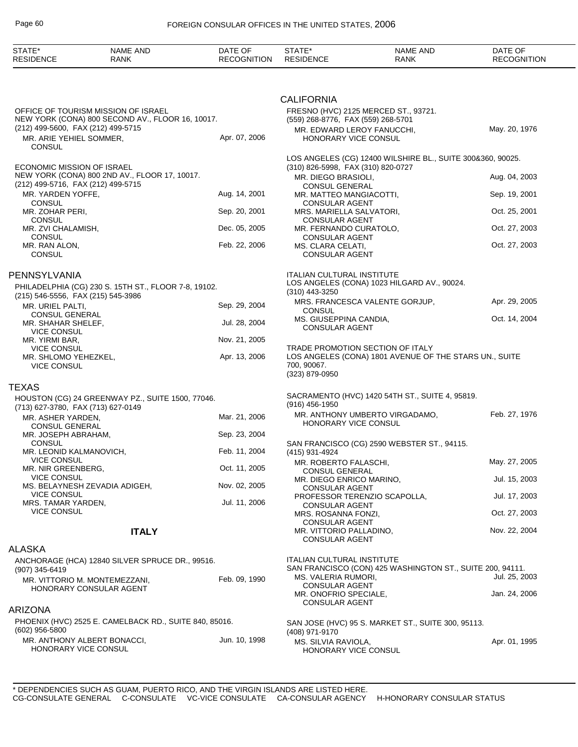| STATE* RESIDENCE | NAME AND RANK | DATE OF RECOGNITION |
|---|---|---|

OFFICE OF TOURISM MISSION OF ISRAEL
NEW YORK (CONA) 800 SECOND AV., FLOOR 16, 10017.
(212) 499-5600, FAX (212) 499-5715

| | |
|---|---|
| MR. ARIE YEHIEL SOMMER, CONSUL | Apr. 07, 2006 |

ECONOMIC MISSION OF ISRAEL
NEW YORK (CONA) 800 2ND AV., FLOOR 17, 10017.
(212) 499-5716, FAX (212) 499-5715

| | |
|---|---|
| MR. YARDEN YOFFE, CONSUL | Aug. 14, 2001 |
| MR. ZOHAR PERI, CONSUL | Sep. 20, 2001 |
| MR. ZVI CHALAMISH, CONSUL | Dec. 05, 2005 |
| MR. RAN ALON, CONSUL | Feb. 22, 2006 |

## PENNSYLVANIA

PHILADELPHIA (CG) 230 S. 15TH ST., FLOOR 7-8, 19102.
(215) 546-5556, FAX (215) 545-3986

| | |
|---|---|
| MR. URIEL PALTI, CONSUL GENERAL | Sep. 29, 2004 |
| MR. SHAHAR SHELEF, VICE CONSUL | Jul. 28, 2004 |
| MR. YIRMI BAR, VICE CONSUL | Nov. 21, 2005 |
| MR. SHLOMO YEHEZKEL, VICE CONSUL | Apr. 13, 2006 |

## TEXAS

HOUSTON (CG) 24 GREENWAY PZ., SUITE 1500, 77046.
(713) 627-3780, FAX (713) 627-0149

| | |
|---|---|
| MR. ASHER YARDEN, CONSUL GENERAL | Mar. 21, 2006 |
| MR. JOSEPH ABRAHAM, CONSUL | Sep. 23, 2004 |
| MR. LEONID KALMANOVICH, VICE CONSUL | Feb. 11, 2004 |
| MR. NIR GREENBERG, VICE CONSUL | Oct. 11, 2005 |
| MS. BELAYNESH ZEVADIA ADIGEH, VICE CONSUL | Nov. 02, 2005 |
| MRS. TAMAR YARDEN, VICE CONSUL | Jul. 11, 2006 |

# ITALY

## ALASKA

ANCHORAGE (HCA) 12840 SILVER SPRUCE DR., 99516.
(907) 345-6419

| | |
|---|---|
| MR. VITTORIO M. MONTEMEZZANI, HONORARY CONSULAR AGENT | Feb. 09, 1990 |

## ARIZONA

PHOENIX (HVC) 2525 E. CAMELBACK RD., SUITE 840, 85016.
(602) 956-5800

| | |
|---|---|
| MR. ANTHONY ALBERT BONACCI, HONORARY VICE CONSUL | Jun. 10, 1998 |

## CALIFORNIA

FRESNO (HVC) 2125 MERCED ST., 93721.
(559) 268-8776, FAX (559) 268-5701

| | |
|---|---|
| MR. EDWARD LEROY FANUCCHI, HONORARY VICE CONSUL | May. 20, 1976 |

LOS ANGELES (CG) 12400 WILSHIRE BL., SUITE 300&360, 90025.
(310) 826-5998, FAX (310) 820-0727

| | |
|---|---|
| MR. DIEGO BRASIOLI, CONSUL GENERAL | Aug. 04, 2003 |
| MR. MATTEO MANGIACOTTI, CONSULAR AGENT | Sep. 19, 2001 |
| MRS. MARIELLA SALVATORI, CONSULAR AGENT | Oct. 25, 2001 |
| MR. FERNANDO CURATOLO, CONSULAR AGENT | Oct. 27, 2003 |
| MS. CLARA CELATI, CONSULAR AGENT | Oct. 27, 2003 |

ITALIAN CULTURAL INSTITUTE
LOS ANGELES (CONA) 1023 HILGARD AV., 90024.
(310) 443-3250

| | |
|---|---|
| MRS. FRANCESCA VALENTE GORJUP, CONSUL | Apr. 29, 2005 |
| MS. GIUSEPPINA CANDIA, CONSULAR AGENT | Oct. 14, 2004 |

TRADE PROMOTION SECTION OF ITALY
LOS ANGELES (CONA) 1801 AVENUE OF THE STARS UN., SUITE 700, 90067.
(323) 879-0950

SACRAMENTO (HVC) 1420 54TH ST., SUITE 4, 95819.
(916) 456-1950

| | |
|---|---|
| MR. ANTHONY UMBERTO VIRGADAMO, HONORARY VICE CONSUL | Feb. 27, 1976 |

SAN FRANCISCO (CG) 2590 WEBSTER ST., 94115.
(415) 931-4924

| | |
|---|---|
| MR. ROBERTO FALASCHI, CONSUL GENERAL | May. 27, 2005 |
| MR. DIEGO ENRICO MARINO, CONSULAR AGENT | Jul. 15, 2003 |
| PROFESSOR TERENZIO SCAPOLLA, CONSULAR AGENT | Jul. 17, 2003 |
| MRS. ROSANNA FONZI, CONSULAR AGENT | Oct. 27, 2003 |
| MR. VITTORIO PALLADINO, CONSULAR AGENT | Nov. 22, 2004 |

ITALIAN CULTURAL INSTITUTE
SAN FRANCISCO (CON) 425 WASHINGTON ST., SUITE 200, 94111.

| | |
|---|---|
| MS. VALERIA RUMORI, CONSULAR AGENT | Jul. 25, 2003 |
| MR. ONOFRIO SPECIALE, CONSULAR AGENT | Jan. 24, 2006 |

SAN JOSE (HVC) 95 S. MARKET ST., SUITE 300, 95113.
(408) 971-9170

| | |
|---|---|
| MS. SILVIA RAVIOLA, HONORARY VICE CONSUL | Apr. 01, 1995 |

* DEPENDENCIES SUCH AS GUAM, PUERTO RICO, AND THE VIRGIN ISLANDS ARE LISTED HERE.
CG-CONSULATE GENERAL C-CONSULATE VC-VICE CONSULATE CA-CONSULAR AGENCY H-HONORARY CONSULAR STATUS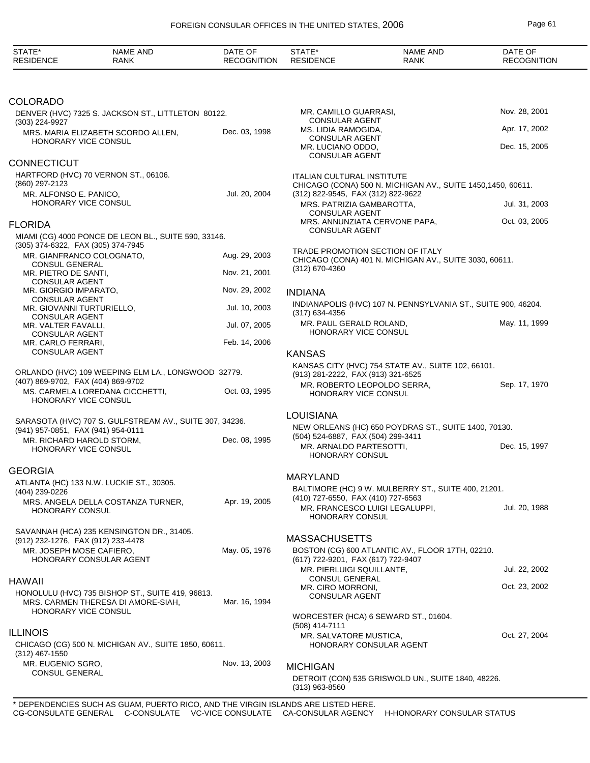| STATE* RESIDENCE | NAME AND RANK | DATE OF RECOGNITION |
|---|---|---|

## COLORADO

DENVER (HVC) 7325 S. JACKSON ST., LITTLETON 80122.
(303) 224-9927

| | |
|---|---|
| MRS. MARIA ELIZABETH SCORDO ALLEN, HONORARY VICE CONSUL | Dec. 03, 1998 |

## CONNECTICUT

HARTFORD (HVC) 70 VERNON ST., 06106.
(860) 297-2123

| | |
|---|---|
| MR. ALFONSO E. PANICO, HONORARY VICE CONSUL | Jul. 20, 2004 |

## FLORIDA

MIAMI (CG) 4000 PONCE DE LEON BL., SUITE 590, 33146.
(305) 374-6322, FAX (305) 374-7945

| | |
|---|---|
| MR. GIANFRANCO COLOGNATO, CONSUL GENERAL | Aug. 29, 2003 |
| MR. PIETRO DE SANTI, CONSULAR AGENT | Nov. 21, 2001 |
| MR. GIORGIO IMPARATO, CONSULAR AGENT | Nov. 29, 2002 |
| MR. GIOVANNI TURTURIELLO, CONSULAR AGENT | Jul. 10, 2003 |
| MR. VALTER FAVALLI, CONSULAR AGENT | Jul. 07, 2005 |
| MR. CARLO FERRARI, CONSULAR AGENT | Feb. 14, 2006 |

ORLANDO (HVC) 109 WEEPING ELM LA., LONGWOOD 32779.
(407) 869-9702, FAX (404) 869-9702

| | |
|---|---|
| MS. CARMELA LOREDANA CICCHETTI, HONORARY VICE CONSUL | Oct. 03, 1995 |

SARASOTA (HVC) 707 S. GULFSTREAM AV., SUITE 307, 34236.
(941) 957-0851, FAX (941) 954-0111

| | |
|---|---|
| MR. RICHARD HAROLD STORM, HONORARY VICE CONSUL | Dec. 08, 1995 |

## GEORGIA

ATLANTA (HC) 133 N.W. LUCKIE ST., 30305.
(404) 239-0226

| | |
|---|---|
| MRS. ANGELA DELLA COSTANZA TURNER, HONORARY CONSUL | Apr. 19, 2005 |

SAVANNAH (HCA) 235 KENSINGTON DR., 31405.
(912) 232-1276, FAX (912) 233-4478

| | |
|---|---|
| MR. JOSEPH MOSE CAFIERO, HONORARY CONSULAR AGENT | May. 05, 1976 |

## HAWAII

HONOLULU (HVC) 735 BISHOP ST., SUITE 419, 96813.

| | |
|---|---|
| MRS. CARMEN THERESA DI AMORE-SIAH, HONORARY VICE CONSUL | Mar. 16, 1994 |

## ILLINOIS

CHICAGO (CG) 500 N. MICHIGAN AV., SUITE 1850, 60611.
(312) 467-1550

| | |
|---|---|
| MR. EUGENIO SGRO, CONSUL GENERAL | Nov. 13, 2003 |
| MR. CAMILLO GUARRASI, CONSULAR AGENT | Nov. 28, 2001 |
| MS. LIDIA RAMOGIDA, CONSULAR AGENT | Apr. 17, 2002 |
| MR. LUCIANO ODDO, CONSULAR AGENT | Dec. 15, 2005 |

ITALIAN CULTURAL INSTITUTE
CHICAGO (CONA) 500 N. MICHIGAN AV., SUITE 1450,1450, 60611.
(312) 822-9545, FAX (312) 822-9622

| | |
|---|---|
| MRS. PATRIZIA GAMBAROTTA, CONSULAR AGENT | Jul. 31, 2003 |
| MRS. ANNUNZIATA CERVONE PAPA, CONSULAR AGENT | Oct. 03, 2005 |

TRADE PROMOTION SECTION OF ITALY
CHICAGO (CONA) 401 N. MICHIGAN AV., SUITE 3030, 60611.
(312) 670-4360

## INDIANA

INDIANAPOLIS (HVC) 107 N. PENNSYLVANIA ST., SUITE 900, 46204.
(317) 634-4356

| | |
|---|---|
| MR. PAUL GERALD ROLAND, HONORARY VICE CONSUL | May. 11, 1999 |

## KANSAS

KANSAS CITY (HVC) 754 STATE AV., SUITE 102, 66101.
(913) 281-2222, FAX (913) 321-6525

| | |
|---|---|
| MR. ROBERTO LEOPOLDO SERRA, HONORARY VICE CONSUL | Sep. 17, 1970 |

## LOUISIANA

NEW ORLEANS (HC) 650 POYDRAS ST., SUITE 1400, 70130.
(504) 524-6887, FAX (504) 299-3411

| | |
|---|---|
| MR. ARNALDO PARTESOTTI, HONORARY CONSUL | Dec. 15, 1997 |

## MARYLAND

BALTIMORE (HC) 9 W. MULBERRY ST., SUITE 400, 21201.
(410) 727-6550, FAX (410) 727-6563

| | |
|---|---|
| MR. FRANCESCO LUIGI LEGALUPPI, HONORARY CONSUL | Jul. 20, 1988 |

## MASSACHUSETTS

BOSTON (CG) 600 ATLANTIC AV., FLOOR 17TH, 02210.
(617) 722-9201, FAX (617) 722-9407

| | |
|---|---|
| MR. PIERLUIGI SQUILLANTE, CONSUL GENERAL | Jul. 22, 2002 |
| MR. CIRO MORRONI, CONSULAR AGENT | Oct. 23, 2002 |

WORCESTER (HCA) 6 SEWARD ST., 01604.
(508) 414-7111

| | |
|---|---|
| MR. SALVATORE MUSTICA, HONORARY CONSULAR AGENT | Oct. 27, 2004 |

## MICHIGAN

DETROIT (CON) 535 GRISWOLD UN., SUITE 1840, 48226.
(313) 963-8560

\* DEPENDENCIES SUCH AS GUAM, PUERTO RICO, AND THE VIRGIN ISLANDS ARE LISTED HERE.
CG-CONSULATE GENERAL C-CONSULATE VC-VICE CONSULATE CA-CONSULAR AGENCY H-HONORARY CONSULAR STATUS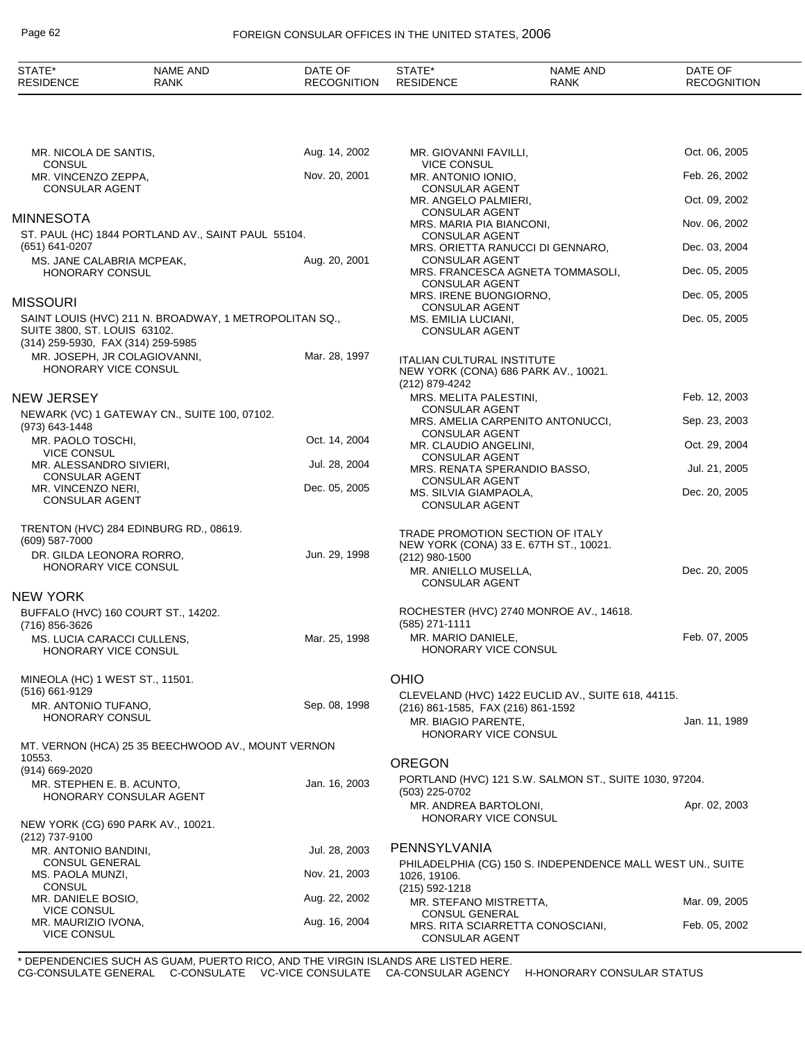| STATE* RESIDENCE | NAME AND RANK | DATE OF RECOGNITION |
|---|---|---|
| | MR. NICOLA DE SANTIS, CONSUL | Aug. 14, 2002 |
| | MR. VINCENZO ZEPPA, CONSULAR AGENT | Nov. 20, 2001 |

## MINNESOTA

ST. PAUL (HC) 1844 PORTLAND AV., SAINT PAUL 55104.
(651) 641-0207

| NAME AND RANK | DATE OF RECOGNITION |
|---|---|
| MS. JANE CALABRIA MCPEAK, HONORARY CONSUL | Aug. 20, 2001 |

## MISSOURI

SAINT LOUIS (HVC) 211 N. BROADWAY, 1 METROPOLITAN SQ., SUITE 3800, ST. LOUIS 63102.
(314) 259-5930, FAX (314) 259-5985

| NAME AND RANK | DATE OF RECOGNITION |
|---|---|
| MR. JOSEPH, JR COLAGIOVANNI, HONORARY VICE CONSUL | Mar. 28, 1997 |

## NEW JERSEY

NEWARK (VC) 1 GATEWAY CN., SUITE 100, 07102.
(973) 643-1448

| NAME AND RANK | DATE OF RECOGNITION |
|---|---|
| MR. PAOLO TOSCHI, VICE CONSUL | Oct. 14, 2004 |
| MR. ALESSANDRO SIVIERI, CONSULAR AGENT | Jul. 28, 2004 |
| MR. VINCENZO NERI, CONSULAR AGENT | Dec. 05, 2005 |

TRENTON (HVC) 284 EDINBURG RD., 08619.
(609) 587-7000

| NAME AND RANK | DATE OF RECOGNITION |
|---|---|
| DR. GILDA LEONORA RORRO, HONORARY VICE CONSUL | Jun. 29, 1998 |

## NEW YORK

BUFFALO (HVC) 160 COURT ST., 14202.
(716) 856-3626

| NAME AND RANK | DATE OF RECOGNITION |
|---|---|
| MS. LUCIA CARACCI CULLENS, HONORARY VICE CONSUL | Mar. 25, 1998 |

MINEOLA (HC) 1 WEST ST., 11501.
(516) 661-9129

| NAME AND RANK | DATE OF RECOGNITION |
|---|---|
| MR. ANTONIO TUFANO, HONORARY CONSUL | Sep. 08, 1998 |

MT. VERNON (HCA) 25 35 BEECHWOOD AV., MOUNT VERNON 10553.
(914) 669-2020

| NAME AND RANK | DATE OF RECOGNITION |
|---|---|
| MR. STEPHEN E. B. ACUNTO, HONORARY CONSULAR AGENT | Jan. 16, 2003 |

NEW YORK (CG) 690 PARK AV., 10021.
(212) 737-9100

| NAME AND RANK | DATE OF RECOGNITION |
|---|---|
| MR. ANTONIO BANDINI, CONSUL GENERAL | Jul. 28, 2003 |
| MS. PAOLA MUNZI, CONSUL | Nov. 21, 2003 |
| MR. DANIELE BOSIO, VICE CONSUL | Aug. 22, 2002 |
| MR. MAURIZIO IVONA, VICE CONSUL | Aug. 16, 2004 |
| MR. GIOVANNI FAVILLI, VICE CONSUL | Oct. 06, 2005 |
| MR. ANTONIO IONIO, CONSULAR AGENT | Feb. 26, 2002 |
| MR. ANGELO PALMIERI, CONSULAR AGENT | Oct. 09, 2002 |
| MRS. MARIA PIA BIANCONI, CONSULAR AGENT | Nov. 06, 2002 |
| MRS. ORIETTA RANUCCI DI GENNARO, CONSULAR AGENT | Dec. 03, 2004 |
| MRS. FRANCESCA AGNETA TOMMASOLI, CONSULAR AGENT | Dec. 05, 2005 |
| MRS. IRENE BUONGIORNO, CONSULAR AGENT | Dec. 05, 2005 |
| MS. EMILIA LUCIANI, CONSULAR AGENT | Dec. 05, 2005 |

ITALIAN CULTURAL INSTITUTE
NEW YORK (CONA) 686 PARK AV., 10021.
(212) 879-4242

| NAME AND RANK | DATE OF RECOGNITION |
|---|---|
| MRS. MELITA PALESTINI, CONSULAR AGENT | Feb. 12, 2003 |
| MRS. AMELIA CARPENITO ANTONUCCI, CONSULAR AGENT | Sep. 23, 2003 |
| MR. CLAUDIO ANGELINI, CONSULAR AGENT | Oct. 29, 2004 |
| MRS. RENATA SPERANDIO BASSO, CONSULAR AGENT | Jul. 21, 2005 |
| MS. SILVIA GIAMPAOLA, CONSULAR AGENT | Dec. 20, 2005 |

TRADE PROMOTION SECTION OF ITALY
NEW YORK (CONA) 33 E. 67TH ST., 10021.
(212) 980-1500

| NAME AND RANK | DATE OF RECOGNITION |
|---|---|
| MR. ANIELLO MUSELLA, CONSULAR AGENT | Dec. 20, 2005 |

ROCHESTER (HVC) 2740 MONROE AV., 14618.
(585) 271-1111

| NAME AND RANK | DATE OF RECOGNITION |
|---|---|
| MR. MARIO DANIELE, HONORARY VICE CONSUL | Feb. 07, 2005 |

## OHIO

CLEVELAND (HVC) 1422 EUCLID AV., SUITE 618, 44115.
(216) 861-1585, FAX (216) 861-1592

| NAME AND RANK | DATE OF RECOGNITION |
|---|---|
| MR. BIAGIO PARENTE, HONORARY VICE CONSUL | Jan. 11, 1989 |

## OREGON

PORTLAND (HVC) 121 S.W. SALMON ST., SUITE 1030, 97204.
(503) 225-0702

| NAME AND RANK | DATE OF RECOGNITION |
|---|---|
| MR. ANDREA BARTOLONI, HONORARY VICE CONSUL | Apr. 02, 2003 |

## PENNSYLVANIA

PHILADELPHIA (CG) 150 S. INDEPENDENCE MALL WEST UN., SUITE 1026, 19106.
(215) 592-1218

| NAME AND RANK | DATE OF RECOGNITION |
|---|---|
| MR. STEFANO MISTRETTA, CONSUL GENERAL | Mar. 09, 2005 |
| MRS. RITA SCIARRETTA CONOSCIANI, CONSULAR AGENT | Feb. 05, 2002 |

* DEPENDENCIES SUCH AS GUAM, PUERTO RICO, AND THE VIRGIN ISLANDS ARE LISTED HERE.
CG-CONSULATE GENERAL C-CONSULATE VC-VICE CONSULATE CA-CONSULAR AGENCY H-HONORARY CONSULAR STATUS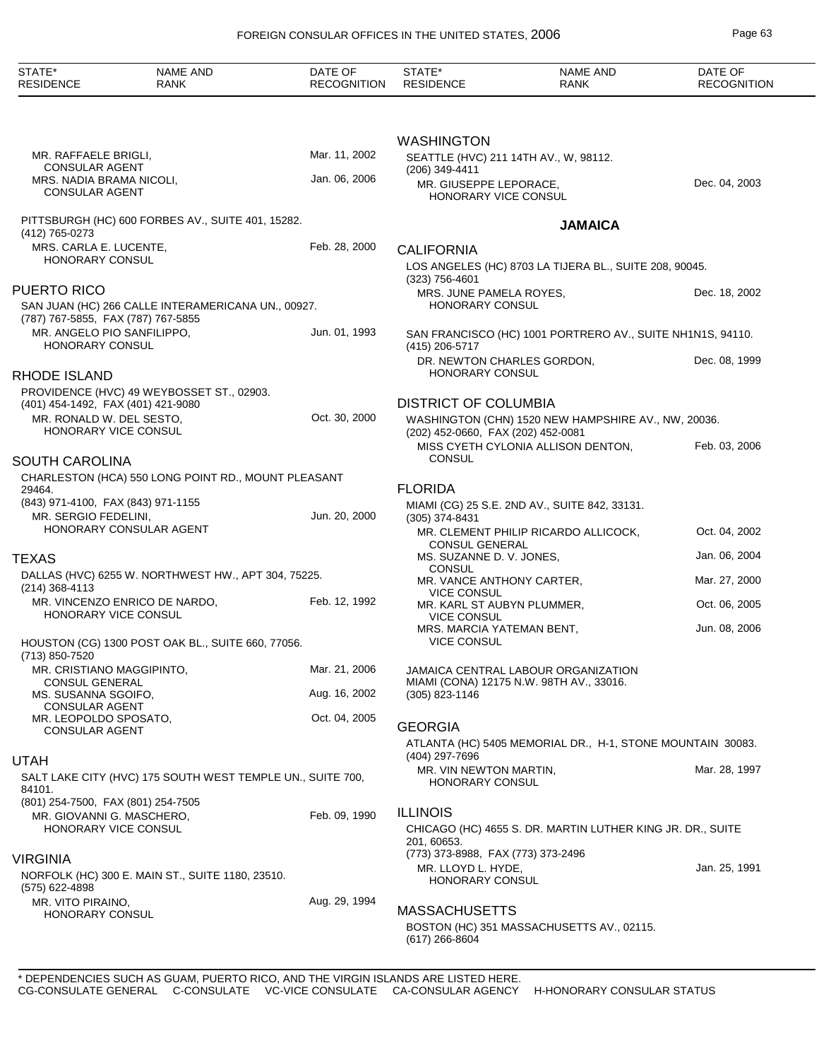| STATE* RESIDENCE | NAME AND RANK | DATE OF RECOGNITION |
|---|---|---|
| | MR. RAFFAELE BRIGLI, CONSULAR AGENT | Mar. 11, 2002 |
| | MRS. NADIA BRAMA NICOLI, CONSULAR AGENT | Jan. 06, 2006 |

PITTSBURGH (HC) 600 FORBES AV., SUITE 401, 15282.
(412) 765-0273

| NAME AND RANK | DATE OF RECOGNITION |
|---|---|
| MRS. CARLA E. LUCENTE, HONORARY CONSUL | Feb. 28, 2000 |

## PUERTO RICO

SAN JUAN (HC) 266 CALLE INTERAMERICANA UN., 00927.
(787) 767-5855, FAX (787) 767-5855

| NAME AND RANK | DATE OF RECOGNITION |
|---|---|
| MR. ANGELO PIO SANFILIPPO, HONORARY CONSUL | Jun. 01, 1993 |

## RHODE ISLAND

PROVIDENCE (HVC) 49 WEYBOSSET ST., 02903.
(401) 454-1492, FAX (401) 421-9080

| NAME AND RANK | DATE OF RECOGNITION |
|---|---|
| MR. RONALD W. DEL SESTO, HONORARY VICE CONSUL | Oct. 30, 2000 |

## SOUTH CAROLINA

CHARLESTON (HCA) 550 LONG POINT RD., MOUNT PLEASANT 29464.
(843) 971-4100, FAX (843) 971-1155

| NAME AND RANK | DATE OF RECOGNITION |
|---|---|
| MR. SERGIO FEDELINI, HONORARY CONSULAR AGENT | Jun. 20, 2000 |

## TEXAS

DALLAS (HVC) 6255 W. NORTHWEST HW., APT 304, 75225.
(214) 368-4113

| NAME AND RANK | DATE OF RECOGNITION |
|---|---|
| MR. VINCENZO ENRICO DE NARDO, HONORARY VICE CONSUL | Feb. 12, 1992 |

HOUSTON (CG) 1300 POST OAK BL., SUITE 660, 77056.
(713) 850-7520

| NAME AND RANK | DATE OF RECOGNITION |
|---|---|
| MR. CRISTIANO MAGGIPINTO, CONSUL GENERAL | Mar. 21, 2006 |
| MS. SUSANNA SGOIFO, CONSULAR AGENT | Aug. 16, 2002 |
| MR. LEOPOLDO SPOSATO, CONSULAR AGENT | Oct. 04, 2005 |

## UTAH

SALT LAKE CITY (HVC) 175 SOUTH WEST TEMPLE UN., SUITE 700, 84101.
(801) 254-7500, FAX (801) 254-7505

| NAME AND RANK | DATE OF RECOGNITION |
|---|---|
| MR. GIOVANNI G. MASCHERO, HONORARY VICE CONSUL | Feb. 09, 1990 |

## VIRGINIA

NORFOLK (HC) 300 E. MAIN ST., SUITE 1180, 23510.
(575) 622-4898

| NAME AND RANK | DATE OF RECOGNITION |
|---|---|
| MR. VITO PIRAINO, HONORARY CONSUL | Aug. 29, 1994 |

## WASHINGTON

SEATTLE (HVC) 211 14TH AV., W, 98112.
(206) 349-4411

| NAME AND RANK | DATE OF RECOGNITION |
|---|---|
| MR. GIUSEPPE LEPORACE, HONORARY VICE CONSUL | Dec. 04, 2003 |

# JAMAICA

## CALIFORNIA

LOS ANGELES (HC) 8703 LA TIJERA BL., SUITE 208, 90045.
(323) 756-4601

| NAME AND RANK | DATE OF RECOGNITION |
|---|---|
| MRS. JUNE PAMELA ROYES, HONORARY CONSUL | Dec. 18, 2002 |

SAN FRANCISCO (HC) 1001 PORTRERO AV., SUITE NH1N1S, 94110.
(415) 206-5717

| NAME AND RANK | DATE OF RECOGNITION |
|---|---|
| DR. NEWTON CHARLES GORDON, HONORARY CONSUL | Dec. 08, 1999 |

## DISTRICT OF COLUMBIA

WASHINGTON (CHN) 1520 NEW HAMPSHIRE AV., NW, 20036.
(202) 452-0660, FAX (202) 452-0081

| NAME AND RANK | DATE OF RECOGNITION |
|---|---|
| MISS CYETH CYLONIA ALLISON DENTON, CONSUL | Feb. 03, 2006 |

## FLORIDA

MIAMI (CG) 25 S.E. 2ND AV., SUITE 842, 33131.
(305) 374-8431

| NAME AND RANK | DATE OF RECOGNITION |
|---|---|
| MR. CLEMENT PHILIP RICARDO ALLICOCK, CONSUL GENERAL | Oct. 04, 2002 |
| MS. SUZANNE D. V. JONES, CONSUL | Jan. 06, 2004 |
| MR. VANCE ANTHONY CARTER, VICE CONSUL | Mar. 27, 2000 |
| MR. KARL ST AUBYN PLUMMER, VICE CONSUL | Oct. 06, 2005 |
| MRS. MARCIA YATEMAN BENT, VICE CONSUL | Jun. 08, 2006 |

JAMAICA CENTRAL LABOUR ORGANIZATION
MIAMI (CONA) 12175 N.W. 98TH AV., 33016.
(305) 823-1146

## GEORGIA

ATLANTA (HC) 5405 MEMORIAL DR., H-1, STONE MOUNTAIN 30083.
(404) 297-7696

| NAME AND RANK | DATE OF RECOGNITION |
|---|---|
| MR. VIN NEWTON MARTIN, HONORARY CONSUL | Mar. 28, 1997 |

## ILLINOIS

CHICAGO (HC) 4655 S. DR. MARTIN LUTHER KING JR. DR., SUITE 201, 60653.
(773) 373-8988, FAX (773) 373-2496

| NAME AND RANK | DATE OF RECOGNITION |
|---|---|
| MR. LLOYD L. HYDE, HONORARY CONSUL | Jan. 25, 1991 |

## MASSACHUSETTS

BOSTON (HC) 351 MASSACHUSETTS AV., 02115.
(617) 266-8604

\* DEPENDENCIES SUCH AS GUAM, PUERTO RICO, AND THE VIRGIN ISLANDS ARE LISTED HERE.
CG-CONSULATE GENERAL C-CONSULATE VC-VICE CONSULATE CA-CONSULAR AGENCY H-HONORARY CONSULAR STATUS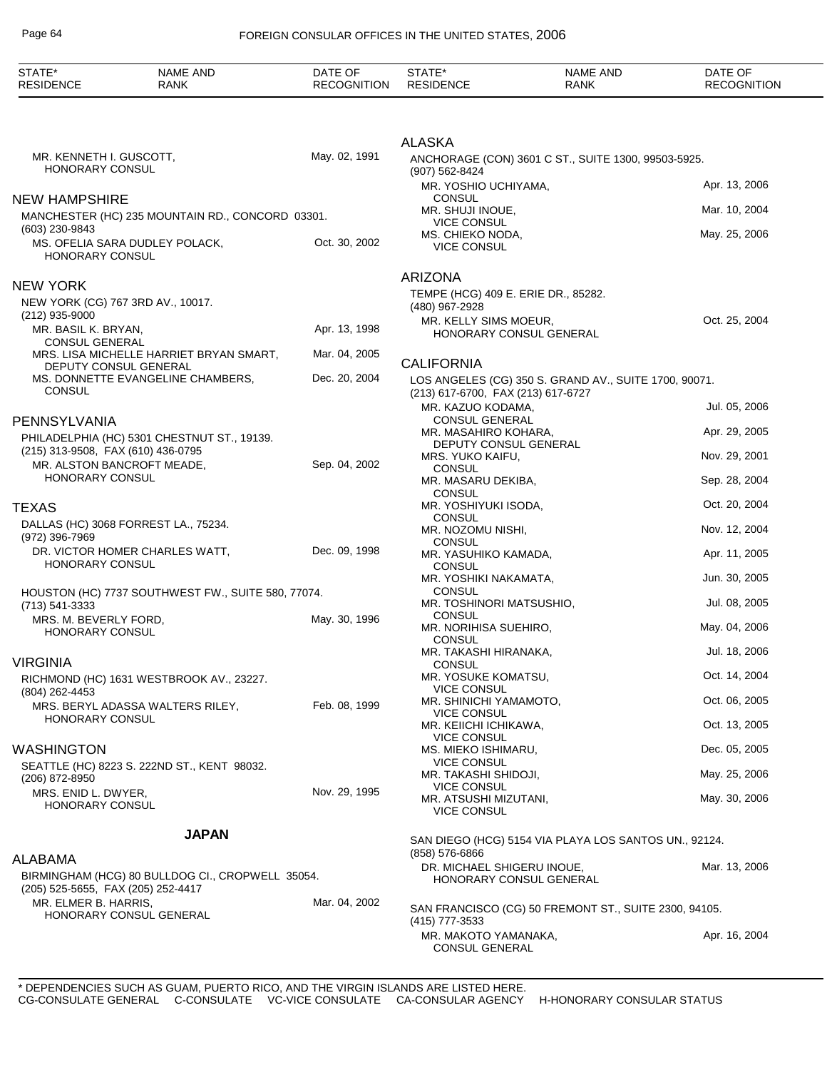| STATE* RESIDENCE | NAME AND RANK | DATE OF RECOGNITION |
|---|---|---|

MR. KENNETH I. GUSCOTT, HONORARY CONSUL — May. 02, 1991

## NEW HAMPSHIRE

MANCHESTER (HC) 235 MOUNTAIN RD., CONCORD 03301.
(603) 230-9843

| | |
|---|---|
| MS. OFELIA SARA DUDLEY POLACK, HONORARY CONSUL | Oct. 30, 2002 |

## NEW YORK

NEW YORK (CG) 767 3RD AV., 10017.
(212) 935-9000

| | |
|---|---|
| MR. BASIL K. BRYAN, CONSUL GENERAL | Apr. 13, 1998 |
| MRS. LISA MICHELLE HARRIET BRYAN SMART, DEPUTY CONSUL GENERAL | Mar. 04, 2005 |
| MS. DONNETTE EVANGELINE CHAMBERS, CONSUL | Dec. 20, 2004 |

## PENNSYLVANIA

PHILADELPHIA (HC) 5301 CHESTNUT ST., 19139.
(215) 313-9508, FAX (610) 436-0795

| | |
|---|---|
| MR. ALSTON BANCROFT MEADE, HONORARY CONSUL | Sep. 04, 2002 |

## TEXAS

DALLAS (HC) 3068 FORREST LA., 75234.
(972) 396-7969

| | |
|---|---|
| DR. VICTOR HOMER CHARLES WATT, HONORARY CONSUL | Dec. 09, 1998 |

HOUSTON (HC) 7737 SOUTHWEST FW., SUITE 580, 77074.
(713) 541-3333

| | |
|---|---|
| MRS. M. BEVERLY FORD, HONORARY CONSUL | May. 30, 1996 |

## VIRGINIA

RICHMOND (HC) 1631 WESTBROOK AV., 23227.
(804) 262-4453

| | |
|---|---|
| MRS. BERYL ADASSA WALTERS RILEY, HONORARY CONSUL | Feb. 08, 1999 |

## WASHINGTON

SEATTLE (HC) 8223 S. 222ND ST., KENT 98032.
(206) 872-8950

| | |
|---|---|
| MRS. ENID L. DWYER, HONORARY CONSUL | Nov. 29, 1995 |

# JAPAN

## ALABAMA

BIRMINGHAM (HCG) 80 BULLDOG CI., CROPWELL 35054.
(205) 525-5655, FAX (205) 252-4417

| | |
|---|---|
| MR. ELMER B. HARRIS, HONORARY CONSUL GENERAL | Mar. 04, 2002 |

## ALASKA

ANCHORAGE (CON) 3601 C ST., SUITE 1300, 99503-5925.
(907) 562-8424

| | |
|---|---|
| MR. YOSHIO UCHIYAMA, CONSUL | Apr. 13, 2006 |
| MR. SHUJI INOUE, VICE CONSUL | Mar. 10, 2004 |
| MS. CHIEKO NODA, VICE CONSUL | May. 25, 2006 |

## ARIZONA

TEMPE (HCG) 409 E. ERIE DR., 85282.
(480) 967-2928

| | |
|---|---|
| MR. KELLY SIMS MOEUR, HONORARY CONSUL GENERAL | Oct. 25, 2004 |

## CALIFORNIA

LOS ANGELES (CG) 350 S. GRAND AV., SUITE 1700, 90071.
(213) 617-6700, FAX (213) 617-6727

| | |
|---|---|
| MR. KAZUO KODAMA, CONSUL GENERAL | Jul. 05, 2006 |
| MR. MASAHIRO KOHARA, DEPUTY CONSUL GENERAL | Apr. 29, 2005 |
| MRS. YUKO KAIFU, CONSUL | Nov. 29, 2001 |
| MR. MASARU DEKIBA, CONSUL | Sep. 28, 2004 |
| MR. YOSHIYUKI ISODA, CONSUL | Oct. 20, 2004 |
| MR. NOZOMU NISHI, CONSUL | Nov. 12, 2004 |
| MR. YASUHIKO KAMADA, CONSUL | Apr. 11, 2005 |
| MR. YOSHIKI NAKAMATA, CONSUL | Jun. 30, 2005 |
| MR. TOSHINORI MATSUSHIO, CONSUL | Jul. 08, 2005 |
| MR. NORIHISA SUEHIRO, CONSUL | May. 04, 2006 |
| MR. TAKASHI HIRANAKA, CONSUL | Jul. 18, 2006 |
| MR. YOSUKE KOMATSU, VICE CONSUL | Oct. 14, 2004 |
| MR. SHINICHI YAMAMOTO, VICE CONSUL | Oct. 06, 2005 |
| MR. KEIICHI ICHIKAWA, VICE CONSUL | Oct. 13, 2005 |
| MS. MIEKO ISHIMARU, VICE CONSUL | Dec. 05, 2005 |
| MR. TAKASHI SHIDOJI, VICE CONSUL | May. 25, 2006 |
| MR. ATSUSHI MIZUTANI, VICE CONSUL | May. 30, 2006 |

SAN DIEGO (HCG) 5154 VIA PLAYA LOS SANTOS UN., 92124.
(858) 576-6866

| | |
|---|---|
| DR. MICHAEL SHIGERU INOUE, HONORARY CONSUL GENERAL | Mar. 13, 2006 |

SAN FRANCISCO (CG) 50 FREMONT ST., SUITE 2300, 94105.
(415) 777-3533

| | |
|---|---|
| MR. MAKOTO YAMANAKA, CONSUL GENERAL | Apr. 16, 2004 |

\* DEPENDENCIES SUCH AS GUAM, PUERTO RICO, AND THE VIRGIN ISLANDS ARE LISTED HERE.
CG-CONSULATE GENERAL C-CONSULATE VC-VICE CONSULATE CA-CONSULAR AGENCY H-HONORARY CONSULAR STATUS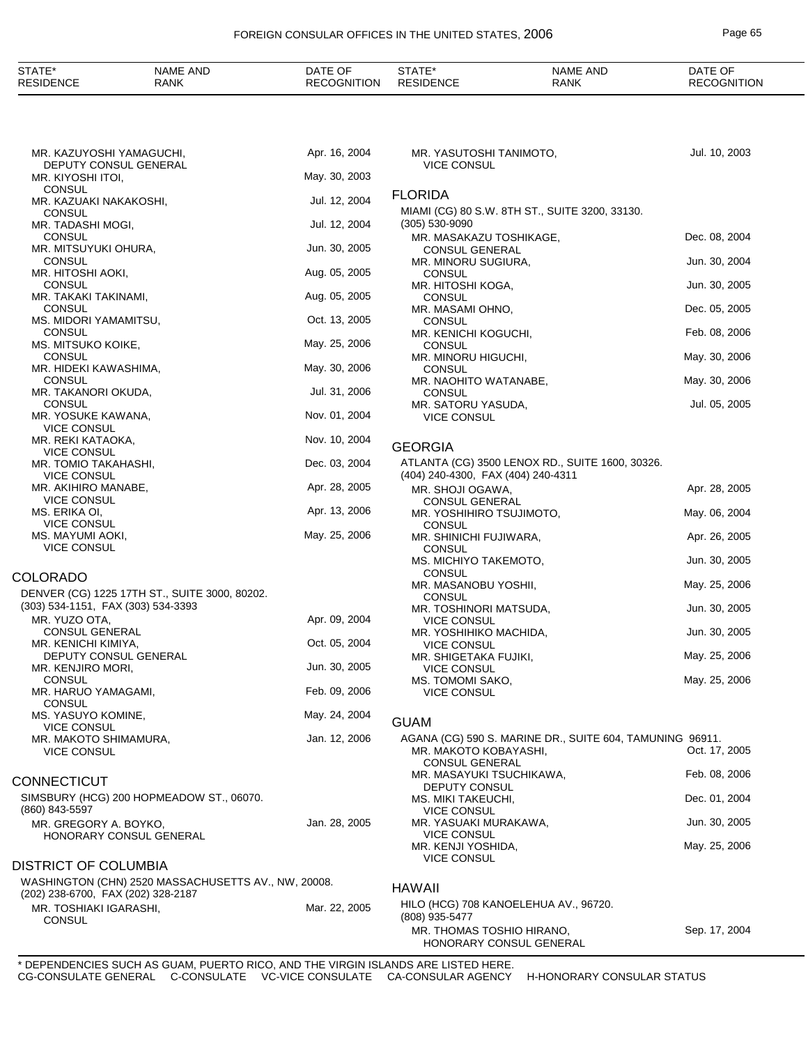| STATE* RESIDENCE | NAME AND RANK | DATE OF RECOGNITION |
|---|---|---|
| | MR. KAZUYOSHI YAMAGUCHI, DEPUTY CONSUL GENERAL | Apr. 16, 2004 |
| | MR. KIYOSHI ITOI, CONSUL | May. 30, 2003 |
| | MR. KAZUAKI NAKAKOSHI, CONSUL | Jul. 12, 2004 |
| | MR. TADASHI MOGI, CONSUL | Jul. 12, 2004 |
| | MR. MITSUYUKI OHURA, CONSUL | Jun. 30, 2005 |
| | MR. HITOSHI AOKI, CONSUL | Aug. 05, 2005 |
| | MR. TAKAKI TAKINAMI, CONSUL | Aug. 05, 2005 |
| | MS. MIDORI YAMAMITSU, CONSUL | Oct. 13, 2005 |
| | MS. MITSUKO KOIKE, CONSUL | May. 25, 2006 |
| | MR. HIDEKI KAWASHIMA, CONSUL | May. 30, 2006 |
| | MR. TAKANORI OKUDA, CONSUL | Jul. 31, 2006 |
| | MR. YOSUKE KAWANA, VICE CONSUL | Nov. 01, 2004 |
| | MR. REKI KATAOKA, VICE CONSUL | Nov. 10, 2004 |
| | MR. TOMIO TAKAHASHI, VICE CONSUL | Dec. 03, 2004 |
| | MR. AKIHIRO MANABE, VICE CONSUL | Apr. 28, 2005 |
| | MS. ERIKA OI, VICE CONSUL | Apr. 13, 2006 |
| | MS. MAYUMI AOKI, VICE CONSUL | May. 25, 2006 |

## COLORADO

DENVER (CG) 1225 17TH ST., SUITE 3000, 80202.
(303) 534-1151, FAX (303) 534-3393

| NAME AND RANK | DATE OF RECOGNITION |
|---|---|
| MR. YUZO OTA, CONSUL GENERAL | Apr. 09, 2004 |
| MR. KENICHI KIMIYA, DEPUTY CONSUL GENERAL | Oct. 05, 2004 |
| MR. KENJIRO MORI, CONSUL | Jun. 30, 2005 |
| MR. HARUO YAMAGAMI, CONSUL | Feb. 09, 2006 |
| MS. YASUYO KOMINE, VICE CONSUL | May. 24, 2004 |
| MR. MAKOTO SHIMAMURA, VICE CONSUL | Jan. 12, 2006 |

## CONNECTICUT

SIMSBURY (HCG) 200 HOPMEADOW ST., 06070.
(860) 843-5597

| NAME AND RANK | DATE OF RECOGNITION |
|---|---|
| MR. GREGORY A. BOYKO, HONORARY CONSUL GENERAL | Jan. 28, 2005 |

## DISTRICT OF COLUMBIA

WASHINGTON (CHN) 2520 MASSACHUSETTS AV., NW, 20008.
(202) 238-6700, FAX (202) 328-2187

| NAME AND RANK | DATE OF RECOGNITION |
|---|---|
| MR. TOSHIAKI IGARASHI, CONSUL | Mar. 22, 2005 |
| MR. YASUTOSHI TANIMOTO, VICE CONSUL | Jul. 10, 2003 |

## FLORIDA

MIAMI (CG) 80 S.W. 8TH ST., SUITE 3200, 33130.
(305) 530-9090

| NAME AND RANK | DATE OF RECOGNITION |
|---|---|
| MR. MASAKAZU TOSHIKAGE, CONSUL GENERAL | Dec. 08, 2004 |
| MR. MINORU SUGIURA, CONSUL | Jun. 30, 2004 |
| MR. HITOSHI KOGA, CONSUL | Jun. 30, 2005 |
| MR. MASAMI OHNO, CONSUL | Dec. 05, 2005 |
| MR. KENICHI KOGUCHI, CONSUL | Feb. 08, 2006 |
| MR. MINORU HIGUCHI, CONSUL | May. 30, 2006 |
| MR. NAOHITO WATANABE, CONSUL | May. 30, 2006 |
| MR. SATORU YASUDA, VICE CONSUL | Jul. 05, 2005 |

## GEORGIA

ATLANTA (CG) 3500 LENOX RD., SUITE 1600, 30326.
(404) 240-4300, FAX (404) 240-4311

| NAME AND RANK | DATE OF RECOGNITION |
|---|---|
| MR. SHOJI OGAWA, CONSUL GENERAL | Apr. 28, 2005 |
| MR. YOSHIHIRO TSUJIMOTO, CONSUL | May. 06, 2004 |
| MR. SHINICHI FUJIWARA, CONSUL | Apr. 26, 2005 |
| MS. MICHIYO TAKEMOTO, CONSUL | Jun. 30, 2005 |
| MR. MASANOBU YOSHII, CONSUL | May. 25, 2006 |
| MR. TOSHINORI MATSUDA, VICE CONSUL | Jun. 30, 2005 |
| MR. YOSHIHIKO MACHIDA, VICE CONSUL | Jun. 30, 2005 |
| MR. SHIGETAKA FUJIKI, VICE CONSUL | May. 25, 2006 |
| MS. TOMOMI SAKO, VICE CONSUL | May. 25, 2006 |

## GUAM

AGANA (CG) 590 S. MARINE DR., SUITE 604, TAMUNING 96911.

| NAME AND RANK | DATE OF RECOGNITION |
|---|---|
| MR. MAKOTO KOBAYASHI, CONSUL GENERAL | Oct. 17, 2005 |
| MR. MASAYUKI TSUCHIKAWA, DEPUTY CONSUL | Feb. 08, 2006 |
| MS. MIKI TAKEUCHI, VICE CONSUL | Dec. 01, 2004 |
| MR. YASUAKI MURAKAWA, VICE CONSUL | Jun. 30, 2005 |
| MR. KENJI YOSHIDA, VICE CONSUL | May. 25, 2006 |

## HAWAII

HILO (HCG) 708 KANOELEHUA AV., 96720.
(808) 935-5477

| NAME AND RANK | DATE OF RECOGNITION |
|---|---|
| MR. THOMAS TOSHIO HIRANO, HONORARY CONSUL GENERAL | Sep. 17, 2004 |

\* DEPENDENCIES SUCH AS GUAM, PUERTO RICO, AND THE VIRGIN ISLANDS ARE LISTED HERE.
CG-CONSULATE GENERAL C-CONSULATE VC-VICE CONSULATE CA-CONSULAR AGENCY H-HONORARY CONSULAR STATUS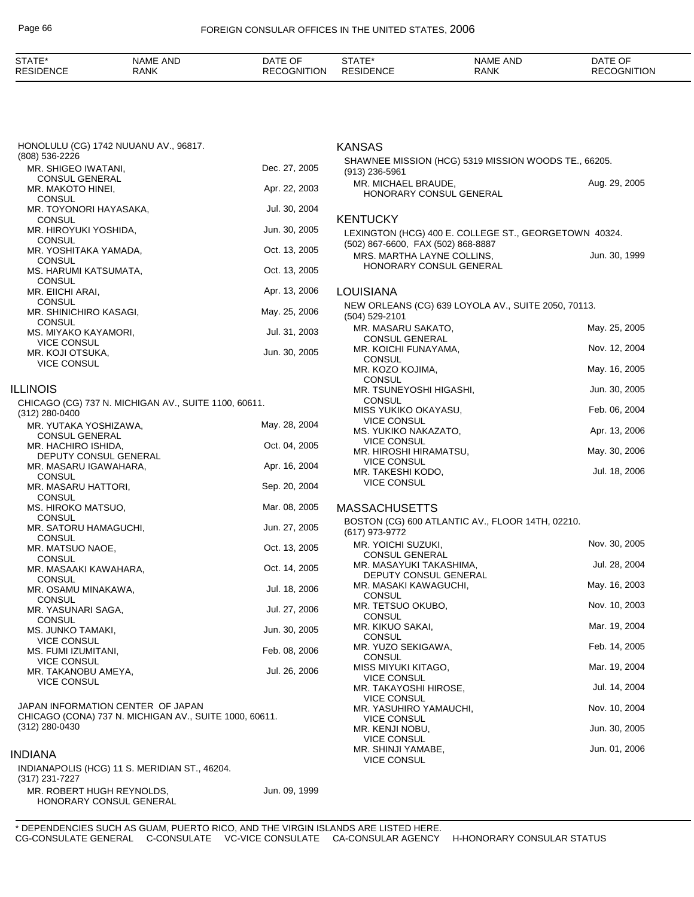| STATE* RESIDENCE | NAME AND RANK | DATE OF RECOGNITION |
|---|---|---|

HONOLULU (CG) 1742 NUUANU AV., 96817.
(808) 536-2226

| | |
|---|---|
| MR. SHIGEO IWATANI, CONSUL GENERAL | Dec. 27, 2005 |
| MR. MAKOTO HINEI, CONSUL | Apr. 22, 2003 |
| MR. TOYONORI HAYASAKA, CONSUL | Jul. 30, 2004 |
| MR. HIROYUKI YOSHIDA, CONSUL | Jun. 30, 2005 |
| MR. YOSHITAKA YAMADA, CONSUL | Oct. 13, 2005 |
| MS. HARUMI KATSUMATA, CONSUL | Oct. 13, 2005 |
| MR. EIICHI ARAI, CONSUL | Apr. 13, 2006 |
| MR. SHINICHIRO KASAGI, CONSUL | May. 25, 2006 |
| MS. MIYAKO KAYAMORI, VICE CONSUL | Jul. 31, 2003 |
| MR. KOJI OTSUKA, VICE CONSUL | Jun. 30, 2005 |

## ILLINOIS

CHICAGO (CG) 737 N. MICHIGAN AV., SUITE 1100, 60611.
(312) 280-0400

| | |
|---|---|
| MR. YUTAKA YOSHIZAWA, CONSUL GENERAL | May. 28, 2004 |
| MR. HACHIRO ISHIDA, DEPUTY CONSUL GENERAL | Oct. 04, 2005 |
| MR. MASARU IGAWAHARA, CONSUL | Apr. 16, 2004 |
| MR. MASARU HATTORI, CONSUL | Sep. 20, 2004 |
| MS. HIROKO MATSUO, CONSUL | Mar. 08, 2005 |
| MR. SATORU HAMAGUCHI, CONSUL | Jun. 27, 2005 |
| MR. MATSUO NAOE, CONSUL | Oct. 13, 2005 |
| MR. MASAAKI KAWAHARA, CONSUL | Oct. 14, 2005 |
| MR. OSAMU MINAKAWA, CONSUL | Jul. 18, 2006 |
| MR. YASUNARI SAGA, CONSUL | Jul. 27, 2006 |
| MS. JUNKO TAMAKI, VICE CONSUL | Jun. 30, 2005 |
| MS. FUMI IZUMITANI, VICE CONSUL | Feb. 08, 2006 |
| MR. TAKANOBU AMEYA, VICE CONSUL | Jul. 26, 2006 |

JAPAN INFORMATION CENTER OF JAPAN
CHICAGO (CONA) 737 N. MICHIGAN AV., SUITE 1000, 60611.
(312) 280-0430

## INDIANA

INDIANAPOLIS (HCG) 11 S. MERIDIAN ST., 46204.
(317) 231-7227

| | |
|---|---|
| MR. ROBERT HUGH REYNOLDS, HONORARY CONSUL GENERAL | Jun. 09, 1999 |

## KANSAS

SHAWNEE MISSION (HCG) 5319 MISSION WOODS TE., 66205.
(913) 236-5961

| | |
|---|---|
| MR. MICHAEL BRAUDE, HONORARY CONSUL GENERAL | Aug. 29, 2005 |

## KENTUCKY

LEXINGTON (HCG) 400 E. COLLEGE ST., GEORGETOWN 40324.
(502) 867-6600, FAX (502) 868-8887

| | |
|---|---|
| MRS. MARTHA LAYNE COLLINS, HONORARY CONSUL GENERAL | Jun. 30, 1999 |

## LOUISIANA

NEW ORLEANS (CG) 639 LOYOLA AV., SUITE 2050, 70113.
(504) 529-2101

| | |
|---|---|
| MR. MASARU SAKATO, CONSUL GENERAL | May. 25, 2005 |
| MR. KOICHI FUNAYAMA, CONSUL | Nov. 12, 2004 |
| MR. KOZO KOJIMA, CONSUL | May. 16, 2005 |
| MR. TSUNEYOSHI HIGASHI, CONSUL | Jun. 30, 2005 |
| MISS YUKIKO OKAYASU, VICE CONSUL | Feb. 06, 2004 |
| MS. YUKIKO NAKAZATO, VICE CONSUL | Apr. 13, 2006 |
| MR. HIROSHI HIRAMATSU, VICE CONSUL | May. 30, 2006 |
| MR. TAKESHI KODO, VICE CONSUL | Jul. 18, 2006 |

## MASSACHUSETTS

BOSTON (CG) 600 ATLANTIC AV., FLOOR 14TH, 02210.
(617) 973-9772

| | |
|---|---|
| MR. YOICHI SUZUKI, CONSUL GENERAL | Nov. 30, 2005 |
| MR. MASAYUKI TAKASHIMA, DEPUTY CONSUL GENERAL | Jul. 28, 2004 |
| MR. MASAKI KAWAGUCHI, CONSUL | May. 16, 2003 |
| MR. TETSUO OKUBO, CONSUL | Nov. 10, 2003 |
| MR. KIKUO SAKAI, CONSUL | Mar. 19, 2004 |
| MR. YUZO SEKIGAWA, CONSUL | Feb. 14, 2005 |
| MISS MIYUKI KITAGO, VICE CONSUL | Mar. 19, 2004 |
| MR. TAKAYOSHI HIROSE, VICE CONSUL | Jul. 14, 2004 |
| MR. YASUHIRO YAMAUCHI, VICE CONSUL | Nov. 10, 2004 |
| MR. KENJI NOBU, VICE CONSUL | Jun. 30, 2005 |
| MR. SHINJI YAMABE, VICE CONSUL | Jun. 01, 2006 |

\* DEPENDENCIES SUCH AS GUAM, PUERTO RICO, AND THE VIRGIN ISLANDS ARE LISTED HERE.
CG-CONSULATE GENERAL C-CONSULATE VC-VICE CONSULATE CA-CONSULAR AGENCY H-HONORARY CONSULAR STATUS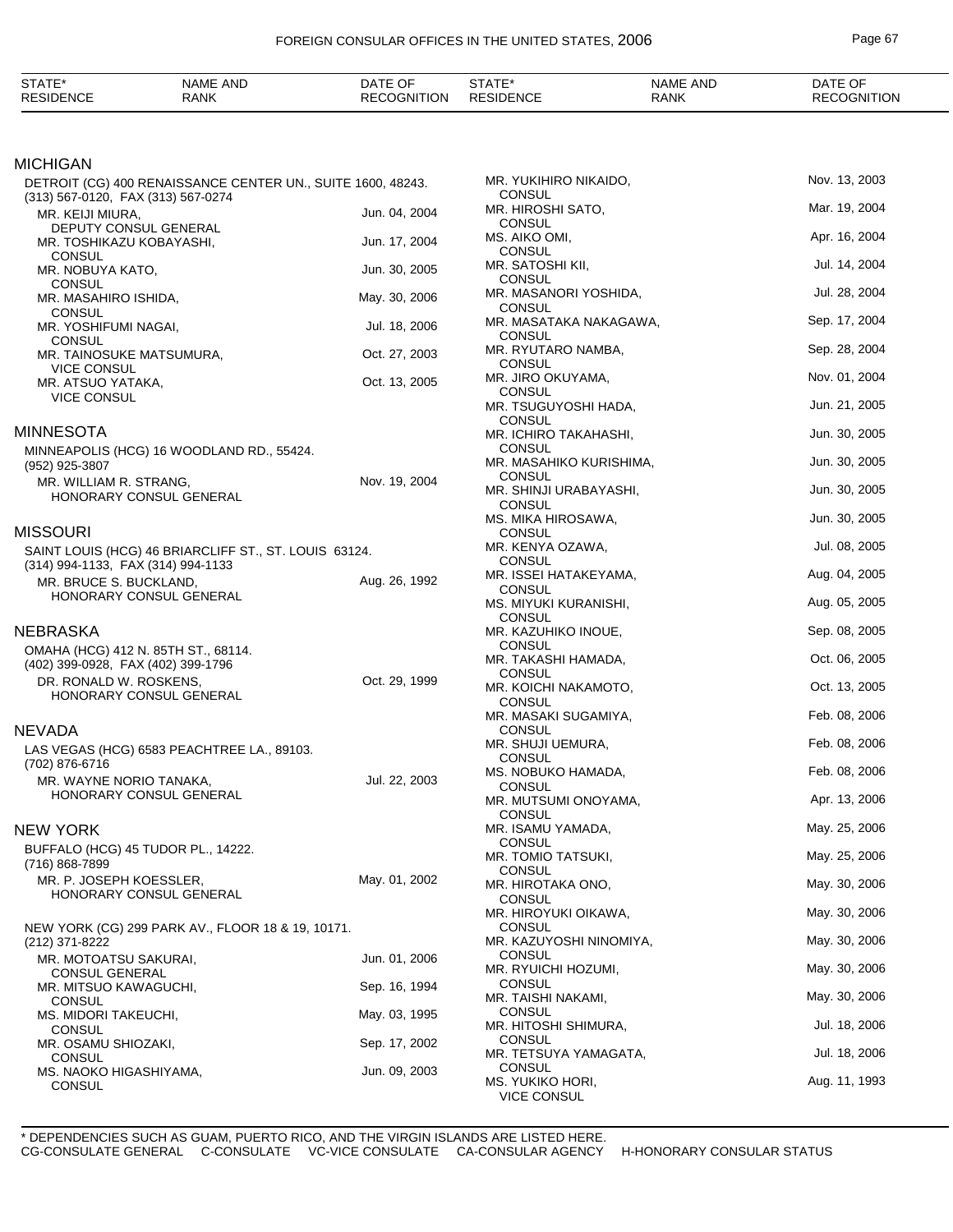| STATE* RESIDENCE | NAME AND RANK | DATE OF RECOGNITION |
|---|---|---|

## MICHIGAN

DETROIT (CG) 400 RENAISSANCE CENTER UN., SUITE 1600, 48243.
(313) 567-0120, FAX (313) 567-0274

| NAME AND RANK | DATE OF RECOGNITION |
|---|---|
| MR. KEIJI MIURA, DEPUTY CONSUL GENERAL | Jun. 04, 2004 |
| MR. TOSHIKAZU KOBAYASHI, CONSUL | Jun. 17, 2004 |
| MR. NOBUYA KATO, CONSUL | Jun. 30, 2005 |
| MR. MASAHIRO ISHIDA, CONSUL | May. 30, 2006 |
| MR. YOSHIFUMI NAGAI, CONSUL | Jul. 18, 2006 |
| MR. TAINOSUKE MATSUMURA, VICE CONSUL | Oct. 27, 2003 |
| MR. ATSUO YATAKA, VICE CONSUL | Oct. 13, 2005 |

## MINNESOTA

MINNEAPOLIS (HCG) 16 WOODLAND RD., 55424.
(952) 925-3807

| NAME AND RANK | DATE OF RECOGNITION |
|---|---|
| MR. WILLIAM R. STRANG, HONORARY CONSUL GENERAL | Nov. 19, 2004 |

## MISSOURI

SAINT LOUIS (HCG) 46 BRIARCLIFF ST., ST. LOUIS 63124.
(314) 994-1133, FAX (314) 994-1133

| NAME AND RANK | DATE OF RECOGNITION |
|---|---|
| MR. BRUCE S. BUCKLAND, HONORARY CONSUL GENERAL | Aug. 26, 1992 |

## NEBRASKA

OMAHA (HCG) 412 N. 85TH ST., 68114.
(402) 399-0928, FAX (402) 399-1796

| NAME AND RANK | DATE OF RECOGNITION |
|---|---|
| DR. RONALD W. ROSKENS, HONORARY CONSUL GENERAL | Oct. 29, 1999 |

## NEVADA

LAS VEGAS (HCG) 6583 PEACHTREE LA., 89103.
(702) 876-6716

| NAME AND RANK | DATE OF RECOGNITION |
|---|---|
| MR. WAYNE NORIO TANAKA, HONORARY CONSUL GENERAL | Jul. 22, 2003 |

## NEW YORK

BUFFALO (HCG) 45 TUDOR PL., 14222.
(716) 868-7899

| NAME AND RANK | DATE OF RECOGNITION |
|---|---|
| MR. P. JOSEPH KOESSLER, HONORARY CONSUL GENERAL | May. 01, 2002 |

NEW YORK (CG) 299 PARK AV., FLOOR 18 & 19, 10171.
(212) 371-8222

| NAME AND RANK | DATE OF RECOGNITION |
|---|---|
| MR. MOTOATSU SAKURAI, CONSUL GENERAL | Jun. 01, 2006 |
| MR. MITSUO KAWAGUCHI, CONSUL | Sep. 16, 1994 |
| MS. MIDORI TAKEUCHI, CONSUL | May. 03, 1995 |
| MR. OSAMU SHIOZAKI, CONSUL | Sep. 17, 2002 |
| MS. NAOKO HIGASHIYAMA, CONSUL | Jun. 09, 2003 |
| MR. YUKIHIRO NIKAIDO, CONSUL | Nov. 13, 2003 |
| MR. HIROSHI SATO, CONSUL | Mar. 19, 2004 |
| MS. AIKO OMI, CONSUL | Apr. 16, 2004 |
| MR. SATOSHI KII, CONSUL | Jul. 14, 2004 |
| MR. MASANORI YOSHIDA, CONSUL | Jul. 28, 2004 |
| MR. MASATAKA NAKAGAWA, CONSUL | Sep. 17, 2004 |
| MR. RYUTARO NAMBA, CONSUL | Sep. 28, 2004 |
| MR. JIRO OKUYAMA, CONSUL | Nov. 01, 2004 |
| MR. TSUGUYOSHI HADA, CONSUL | Jun. 21, 2005 |
| MR. ICHIRO TAKAHASHI, CONSUL | Jun. 30, 2005 |
| MR. MASAHIKO KURISHIMA, CONSUL | Jun. 30, 2005 |
| MR. SHINJI URABAYASHI, CONSUL | Jun. 30, 2005 |
| MS. MIKA HIROSAWA, CONSUL | Jun. 30, 2005 |
| MR. KENYA OZAWA, CONSUL | Jul. 08, 2005 |
| MR. ISSEI HATAKEYAMA, CONSUL | Aug. 04, 2005 |
| MS. MIYUKI KURANISHI, CONSUL | Aug. 05, 2005 |
| MR. KAZUHIKO INOUE, CONSUL | Sep. 08, 2005 |
| MR. TAKASHI HAMADA, CONSUL | Oct. 06, 2005 |
| MR. KOICHI NAKAMOTO, CONSUL | Oct. 13, 2005 |
| MR. MASAKI SUGAMIYA, CONSUL | Feb. 08, 2006 |
| MR. SHUJI UEMURA, CONSUL | Feb. 08, 2006 |
| MS. NOBUKO HAMADA, CONSUL | Feb. 08, 2006 |
| MR. MUTSUMI ONOYAMA, CONSUL | Apr. 13, 2006 |
| MR. ISAMU YAMADA, CONSUL | May. 25, 2006 |
| MR. TOMIO TATSUKI, CONSUL | May. 25, 2006 |
| MR. HIROTAKA ONO, CONSUL | May. 30, 2006 |
| MR. HIROYUKI OIKAWA, CONSUL | May. 30, 2006 |
| MR. KAZUYOSHI NINOMIYA, CONSUL | May. 30, 2006 |
| MR. RYUICHI HOZUMI, CONSUL | May. 30, 2006 |
| MR. TAISHI NAKAMI, CONSUL | May. 30, 2006 |
| MR. HITOSHI SHIMURA, CONSUL | Jul. 18, 2006 |
| MR. TETSUYA YAMAGATA, CONSUL | Jul. 18, 2006 |
| MS. YUKIKO HORI, VICE CONSUL | Aug. 11, 1993 |

\* DEPENDENCIES SUCH AS GUAM, PUERTO RICO, AND THE VIRGIN ISLANDS ARE LISTED HERE.
CG-CONSULATE GENERAL C-CONSULATE VC-VICE CONSULATE CA-CONSULAR AGENCY H-HONORARY CONSULAR STATUS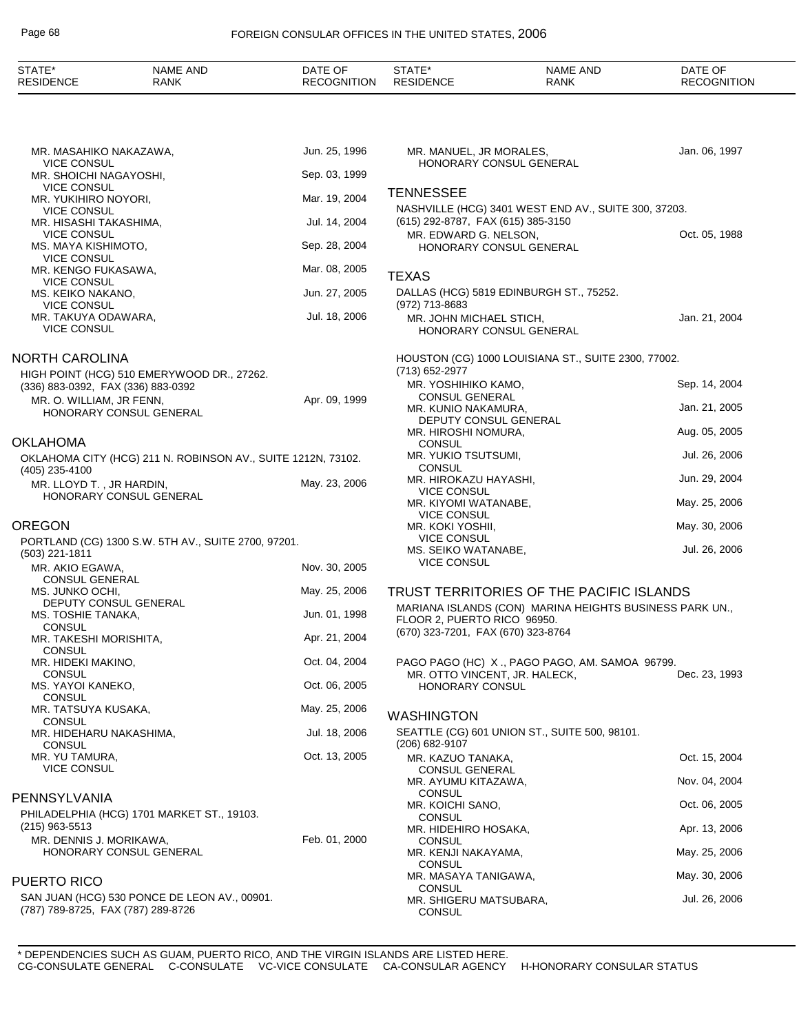| STATE* RESIDENCE | NAME AND RANK | DATE OF RECOGNITION |
|---|---|---|
| | MR. MASAHIKO NAKAZAWA, VICE CONSUL | Jun. 25, 1996 |
| | MR. SHOICHI NAGAYOSHI, VICE CONSUL | Sep. 03, 1999 |
| | MR. YUKIHIRO NOYORI, VICE CONSUL | Mar. 19, 2004 |
| | MR. HISASHI TAKASHIMA, VICE CONSUL | Jul. 14, 2004 |
| | MS. MAYA KISHIMOTO, VICE CONSUL | Sep. 28, 2004 |
| | MR. KENGO FUKASAWA, VICE CONSUL | Mar. 08, 2005 |
| | MS. KEIKO NAKANO, VICE CONSUL | Jun. 27, 2005 |
| | MR. TAKUYA ODAWARA, VICE CONSUL | Jul. 18, 2006 |

## NORTH CAROLINA

HIGH POINT (HCG) 510 EMERYWOOD DR., 27262.
(336) 883-0392, FAX (336) 883-0392

| NAME AND RANK | DATE OF RECOGNITION |
|---|---|
| MR. O. WILLIAM, JR FENN, HONORARY CONSUL GENERAL | Apr. 09, 1999 |

## OKLAHOMA

OKLAHOMA CITY (HCG) 211 N. ROBINSON AV., SUITE 1212N, 73102.
(405) 235-4100

| NAME AND RANK | DATE OF RECOGNITION |
|---|---|
| MR. LLOYD T. , JR HARDIN, HONORARY CONSUL GENERAL | May. 23, 2006 |

## OREGON

PORTLAND (CG) 1300 S.W. 5TH AV., SUITE 2700, 97201.
(503) 221-1811

| NAME AND RANK | DATE OF RECOGNITION |
|---|---|
| MR. AKIO EGAWA, CONSUL GENERAL | Nov. 30, 2005 |
| MS. JUNKO OCHI, DEPUTY CONSUL GENERAL | May. 25, 2006 |
| MS. TOSHIE TANAKA, CONSUL | Jun. 01, 1998 |
| MR. TAKESHI MORISHITA, CONSUL | Apr. 21, 2004 |
| MR. HIDEKI MAKINO, CONSUL | Oct. 04, 2004 |
| MS. YAYOI KANEKO, CONSUL | Oct. 06, 2005 |
| MR. TATSUYA KUSAKA, CONSUL | May. 25, 2006 |
| MR. HIDEHARU NAKASHIMA, CONSUL | Jul. 18, 2006 |
| MR. YU TAMURA, VICE CONSUL | Oct. 13, 2005 |

## PENNSYLVANIA

PHILADELPHIA (HCG) 1701 MARKET ST., 19103.
(215) 963-5513

| NAME AND RANK | DATE OF RECOGNITION |
|---|---|
| MR. DENNIS J. MORIKAWA, HONORARY CONSUL GENERAL | Feb. 01, 2000 |

## PUERTO RICO

SAN JUAN (HCG) 530 PONCE DE LEON AV., 00901.
(787) 789-8725, FAX (787) 289-8726

| NAME AND RANK | DATE OF RECOGNITION |
|---|---|
| MR. MANUEL, JR MORALES, HONORARY CONSUL GENERAL | Jan. 06, 1997 |

## TENNESSEE

NASHVILLE (HCG) 3401 WEST END AV., SUITE 300, 37203.
(615) 292-8787, FAX (615) 385-3150

| NAME AND RANK | DATE OF RECOGNITION |
|---|---|
| MR. EDWARD G. NELSON, HONORARY CONSUL GENERAL | Oct. 05, 1988 |

## TEXAS

DALLAS (HCG) 5819 EDINBURGH ST., 75252.
(972) 713-8683

| NAME AND RANK | DATE OF RECOGNITION |
|---|---|
| MR. JOHN MICHAEL STICH, HONORARY CONSUL GENERAL | Jan. 21, 2004 |

HOUSTON (CG) 1000 LOUISIANA ST., SUITE 2300, 77002.
(713) 652-2977

| NAME AND RANK | DATE OF RECOGNITION |
|---|---|
| MR. YOSHIHIKO KAMO, CONSUL GENERAL | Sep. 14, 2004 |
| MR. KUNIO NAKAMURA, DEPUTY CONSUL GENERAL | Jan. 21, 2005 |
| MR. HIROSHI NOMURA, CONSUL | Aug. 05, 2005 |
| MR. YUKIO TSUTSUMI, CONSUL | Jul. 26, 2006 |
| MR. HIROKAZU HAYASHI, VICE CONSUL | Jun. 29, 2004 |
| MR. KIYOMI WATANABE, VICE CONSUL | May. 25, 2006 |
| MR. KOKI YOSHII, VICE CONSUL | May. 30, 2006 |
| MS. SEIKO WATANABE, VICE CONSUL | Jul. 26, 2006 |

## TRUST TERRITORIES OF THE PACIFIC ISLANDS

MARIANA ISLANDS (CON) MARINA HEIGHTS BUSINESS PARK UN., FLOOR 2, PUERTO RICO 96950.
(670) 323-7201, FAX (670) 323-8764

PAGO PAGO (HC) X ., PAGO PAGO, AM. SAMOA 96799.

| NAME AND RANK | DATE OF RECOGNITION |
|---|---|
| MR. OTTO VINCENT, JR. HALECK, HONORARY CONSUL | Dec. 23, 1993 |

## WASHINGTON

SEATTLE (CG) 601 UNION ST., SUITE 500, 98101.
(206) 682-9107

| NAME AND RANK | DATE OF RECOGNITION |
|---|---|
| MR. KAZUO TANAKA, CONSUL GENERAL | Oct. 15, 2004 |
| MR. AYUMU KITAZAWA, CONSUL | Nov. 04, 2004 |
| MR. KOICHI SANO, CONSUL | Oct. 06, 2005 |
| MR. HIDEHIRO HOSAKA, CONSUL | Apr. 13, 2006 |
| MR. KENJI NAKAYAMA, CONSUL | May. 25, 2006 |
| MR. MASAYA TANIGAWA, CONSUL | May. 30, 2006 |
| MR. SHIGERU MATSUBARA, CONSUL | Jul. 26, 2006 |

\* DEPENDENCIES SUCH AS GUAM, PUERTO RICO, AND THE VIRGIN ISLANDS ARE LISTED HERE.
CG-CONSULATE GENERAL C-CONSULATE VC-VICE CONSULATE CA-CONSULAR AGENCY H-HONORARY CONSULAR STATUS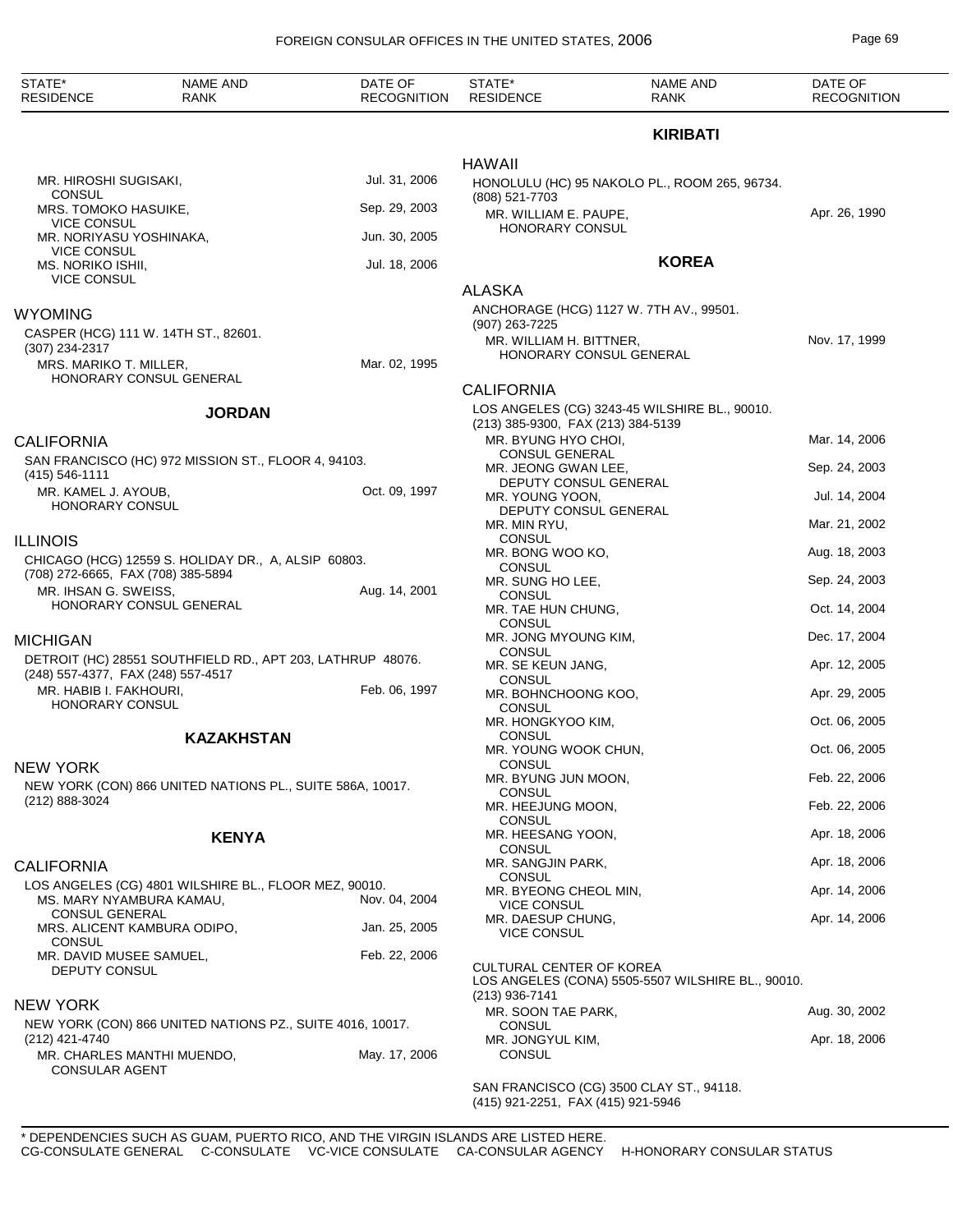| STATE* RESIDENCE | NAME AND RANK | DATE OF RECOGNITION |
|---|---|---|
| | MR. HIROSHI SUGISAKI, CONSUL | Jul. 31, 2006 |
| | MRS. TOMOKO HASUIKE, VICE CONSUL | Sep. 29, 2003 |
| | MR. NORIYASU YOSHINAKA, VICE CONSUL | Jun. 30, 2005 |
| | MS. NORIKO ISHII, VICE CONSUL | Jul. 18, 2006 |

WYOMING

CASPER (HCG) 111 W. 14TH ST., 82601.
(307) 234-2317

| NAME AND RANK | DATE OF RECOGNITION |
|---|---|
| MRS. MARIKO T. MILLER, HONORARY CONSUL GENERAL | Mar. 02, 1995 |

## JORDAN

CALIFORNIA

SAN FRANCISCO (HC) 972 MISSION ST., FLOOR 4, 94103.
(415) 546-1111

| NAME AND RANK | DATE OF RECOGNITION |
|---|---|
| MR. KAMEL J. AYOUB, HONORARY CONSUL | Oct. 09, 1997 |

ILLINOIS

CHICAGO (HCG) 12559 S. HOLIDAY DR., A, ALSIP 60803.
(708) 272-6665, FAX (708) 385-5894

| NAME AND RANK | DATE OF RECOGNITION |
|---|---|
| MR. IHSAN G. SWEISS, HONORARY CONSUL GENERAL | Aug. 14, 2001 |

MICHIGAN

DETROIT (HC) 28551 SOUTHFIELD RD., APT 203, LATHRUP 48076.
(248) 557-4377, FAX (248) 557-4517

| NAME AND RANK | DATE OF RECOGNITION |
|---|---|
| MR. HABIB I. FAKHOURI, HONORARY CONSUL | Feb. 06, 1997 |

## KAZAKHSTAN

NEW YORK

NEW YORK (CON) 866 UNITED NATIONS PL., SUITE 586A, 10017.
(212) 888-3024

## KENYA

CALIFORNIA

LOS ANGELES (CG) 4801 WILSHIRE BL., FLOOR MEZ, 90010.

| NAME AND RANK | DATE OF RECOGNITION |
|---|---|
| MS. MARY NYAMBURA KAMAU, CONSUL GENERAL | Nov. 04, 2004 |
| MRS. ALICENT KAMBURA ODIPO, CONSUL | Jan. 25, 2005 |
| MR. DAVID MUSEE SAMUEL, DEPUTY CONSUL | Feb. 22, 2006 |

NEW YORK

NEW YORK (CON) 866 UNITED NATIONS PZ., SUITE 4016, 10017.
(212) 421-4740

| NAME AND RANK | DATE OF RECOGNITION |
|---|---|
| MR. CHARLES MANTHI MUENDO, CONSULAR AGENT | May. 17, 2006 |

## KIRIBATI

HAWAII

HONOLULU (HC) 95 NAKOLO PL., ROOM 265, 96734.
(808) 521-7703

| NAME AND RANK | DATE OF RECOGNITION |
|---|---|
| MR. WILLIAM E. PAUPE, HONORARY CONSUL | Apr. 26, 1990 |

## KOREA

ALASKA

ANCHORAGE (HCG) 1127 W. 7TH AV., 99501.
(907) 263-7225

| NAME AND RANK | DATE OF RECOGNITION |
|---|---|
| MR. WILLIAM H. BITTNER, HONORARY CONSUL GENERAL | Nov. 17, 1999 |

CALIFORNIA

LOS ANGELES (CG) 3243-45 WILSHIRE BL., 90010.
(213) 385-9300, FAX (213) 384-5139

| NAME AND RANK | DATE OF RECOGNITION |
|---|---|
| MR. BYUNG HYO CHOI, CONSUL GENERAL | Mar. 14, 2006 |
| MR. JEONG GWAN LEE, DEPUTY CONSUL GENERAL | Sep. 24, 2003 |
| MR. YOUNG YOON, DEPUTY CONSUL GENERAL | Jul. 14, 2004 |
| MR. MIN RYU, CONSUL | Mar. 21, 2002 |
| MR. BONG WOO KO, CONSUL | Aug. 18, 2003 |
| MR. SUNG HO LEE, CONSUL | Sep. 24, 2003 |
| MR. TAE HUN CHUNG, CONSUL | Oct. 14, 2004 |
| MR. JONG MYOUNG KIM, CONSUL | Dec. 17, 2004 |
| MR. SE KEUN JANG, CONSUL | Apr. 12, 2005 |
| MR. BOHNCHOONG KOO, CONSUL | Apr. 29, 2005 |
| MR. HONGKYOO KIM, CONSUL | Oct. 06, 2005 |
| MR. YOUNG WOOK CHUN, CONSUL | Oct. 06, 2005 |
| MR. BYUNG JUN MOON, CONSUL | Feb. 22, 2006 |
| MR. HEEJUNG MOON, CONSUL | Feb. 22, 2006 |
| MR. HEESANG YOON, CONSUL | Apr. 18, 2006 |
| MR. SANGJIN PARK, CONSUL | Apr. 18, 2006 |
| MR. BYEONG CHEOL MIN, VICE CONSUL | Apr. 14, 2006 |
| MR. DAESUP CHUNG, VICE CONSUL | Apr. 14, 2006 |

CULTURAL CENTER OF KOREA
LOS ANGELES (CONA) 5505-5507 WILSHIRE BL., 90010.
(213) 936-7141

| NAME AND RANK | DATE OF RECOGNITION |
|---|---|
| MR. SOON TAE PARK, CONSUL | Aug. 30, 2002 |
| MR. JONGYUL KIM, CONSUL | Apr. 18, 2006 |

SAN FRANCISCO (CG) 3500 CLAY ST., 94118.
(415) 921-2251, FAX (415) 921-5946

\* DEPENDENCIES SUCH AS GUAM, PUERTO RICO, AND THE VIRGIN ISLANDS ARE LISTED HERE.
CG-CONSULATE GENERAL C-CONSULATE VC-VICE CONSULATE CA-CONSULAR AGENCY H-HONORARY CONSULAR STATUS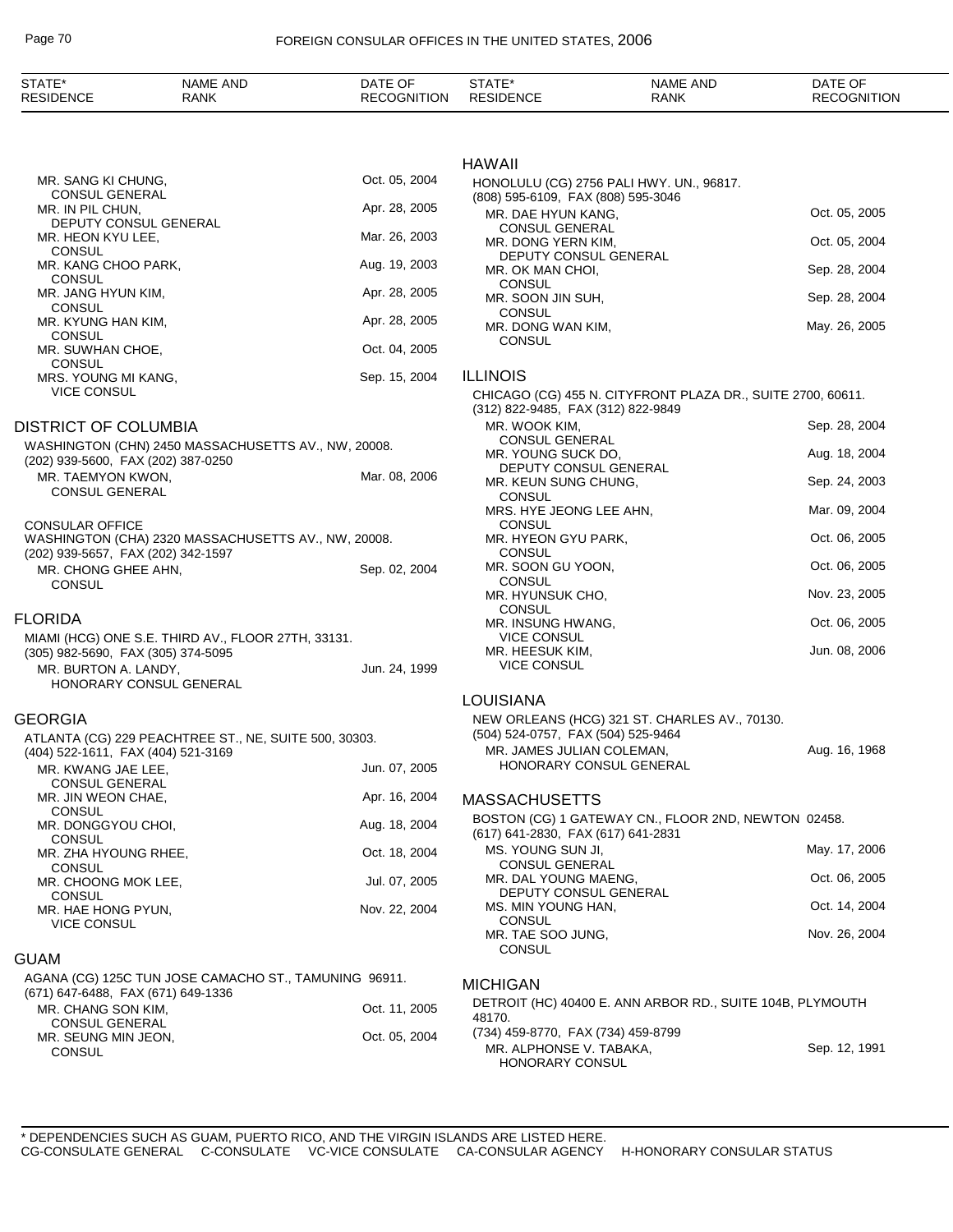| STATE* RESIDENCE | NAME AND RANK | DATE OF RECOGNITION |
|---|---|---|
| | MR. SANG KI CHUNG, CONSUL GENERAL | Oct. 05, 2004 |
| | MR. IN PIL CHUN, DEPUTY CONSUL GENERAL | Apr. 28, 2005 |
| | MR. HEON KYU LEE, CONSUL | Mar. 26, 2003 |
| | MR. KANG CHOO PARK, CONSUL | Aug. 19, 2003 |
| | MR. JANG HYUN KIM, CONSUL | Apr. 28, 2005 |
| | MR. KYUNG HAN KIM, CONSUL | Apr. 28, 2005 |
| | MR. SUWHAN CHOE, CONSUL | Oct. 04, 2005 |
| | MRS. YOUNG MI KANG, VICE CONSUL | Sep. 15, 2004 |

## DISTRICT OF COLUMBIA

WASHINGTON (CHN) 2450 MASSACHUSETTS AV., NW, 20008.
(202) 939-5600, FAX (202) 387-0250

| NAME AND RANK | DATE OF RECOGNITION |
|---|---|
| MR. TAEMYON KWON, CONSUL GENERAL | Mar. 08, 2006 |

CONSULAR OFFICE
WASHINGTON (CHA) 2320 MASSACHUSETTS AV., NW, 20008.
(202) 939-5657, FAX (202) 342-1597

| NAME AND RANK | DATE OF RECOGNITION |
|---|---|
| MR. CHONG GHEE AHN, CONSUL | Sep. 02, 2004 |

## FLORIDA

MIAMI (HCG) ONE S.E. THIRD AV., FLOOR 27TH, 33131.
(305) 982-5690, FAX (305) 374-5095

| NAME AND RANK | DATE OF RECOGNITION |
|---|---|
| MR. BURTON A. LANDY, HONORARY CONSUL GENERAL | Jun. 24, 1999 |

## GEORGIA

ATLANTA (CG) 229 PEACHTREE ST., NE, SUITE 500, 30303.
(404) 522-1611, FAX (404) 521-3169

| NAME AND RANK | DATE OF RECOGNITION |
|---|---|
| MR. KWANG JAE LEE, CONSUL GENERAL | Jun. 07, 2005 |
| MR. JIN WEON CHAE, CONSUL | Apr. 16, 2004 |
| MR. DONGGYOU CHOI, CONSUL | Aug. 18, 2004 |
| MR. ZHA HYOUNG RHEE, CONSUL | Oct. 18, 2004 |
| MR. CHOONG MOK LEE, CONSUL | Jul. 07, 2005 |
| MR. HAE HONG PYUN, VICE CONSUL | Nov. 22, 2004 |

## GUAM

AGANA (CG) 125C TUN JOSE CAMACHO ST., TAMUNING 96911.
(671) 647-6488, FAX (671) 649-1336

| NAME AND RANK | DATE OF RECOGNITION |
|---|---|
| MR. CHANG SON KIM, CONSUL GENERAL | Oct. 11, 2005 |
| MR. SEUNG MIN JEON, CONSUL | Oct. 05, 2004 |

## HAWAII

HONOLULU (CG) 2756 PALI HWY. UN., 96817.
(808) 595-6109, FAX (808) 595-3046

| NAME AND RANK | DATE OF RECOGNITION |
|---|---|
| MR. DAE HYUN KANG, CONSUL GENERAL | Oct. 05, 2005 |
| MR. DONG YERN KIM, DEPUTY CONSUL GENERAL | Oct. 05, 2004 |
| MR. OK MAN CHOI, CONSUL | Sep. 28, 2004 |
| MR. SOON JIN SUH, CONSUL | Sep. 28, 2004 |
| MR. DONG WAN KIM, CONSUL | May. 26, 2005 |

## ILLINOIS

CHICAGO (CG) 455 N. CITYFRONT PLAZA DR., SUITE 2700, 60611.
(312) 822-9485, FAX (312) 822-9849

| NAME AND RANK | DATE OF RECOGNITION |
|---|---|
| MR. WOOK KIM, CONSUL GENERAL | Sep. 28, 2004 |
| MR. YOUNG SUCK DO, DEPUTY CONSUL GENERAL | Aug. 18, 2004 |
| MR. KEUN SUNG CHUNG, CONSUL | Sep. 24, 2003 |
| MRS. HYE JEONG LEE AHN, CONSUL | Mar. 09, 2004 |
| MR. HYEON GYU PARK, CONSUL | Oct. 06, 2005 |
| MR. SOON GU YOON, CONSUL | Oct. 06, 2005 |
| MR. HYUNSUK CHO, CONSUL | Nov. 23, 2005 |
| MR. INSUNG HWANG, VICE CONSUL | Oct. 06, 2005 |
| MR. HEESUK KIM, VICE CONSUL | Jun. 08, 2006 |

## LOUISIANA

NEW ORLEANS (HCG) 321 ST. CHARLES AV., 70130.
(504) 524-0757, FAX (504) 525-9464

| NAME AND RANK | DATE OF RECOGNITION |
|---|---|
| MR. JAMES JULIAN COLEMAN, HONORARY CONSUL GENERAL | Aug. 16, 1968 |

## MASSACHUSETTS

BOSTON (CG) 1 GATEWAY CN., FLOOR 2ND, NEWTON 02458.
(617) 641-2830, FAX (617) 641-2831

| NAME AND RANK | DATE OF RECOGNITION |
|---|---|
| MS. YOUNG SUN JI, CONSUL GENERAL | May. 17, 2006 |
| MR. DAL YOUNG MAENG, DEPUTY CONSUL GENERAL | Oct. 06, 2005 |
| MS. MIN YOUNG HAN, CONSUL | Oct. 14, 2004 |
| MR. TAE SOO JUNG, CONSUL | Nov. 26, 2004 |

## MICHIGAN

DETROIT (HC) 40400 E. ANN ARBOR RD., SUITE 104B, PLYMOUTH 48170.
(734) 459-8770, FAX (734) 459-8799

| NAME AND RANK | DATE OF RECOGNITION |
|---|---|
| MR. ALPHONSE V. TABAKA, HONORARY CONSUL | Sep. 12, 1991 |

\* DEPENDENCIES SUCH AS GUAM, PUERTO RICO, AND THE VIRGIN ISLANDS ARE LISTED HERE.
CG-CONSULATE GENERAL   C-CONSULATE   VC-VICE CONSULATE   CA-CONSULAR AGENCY   H-HONORARY CONSULAR STATUS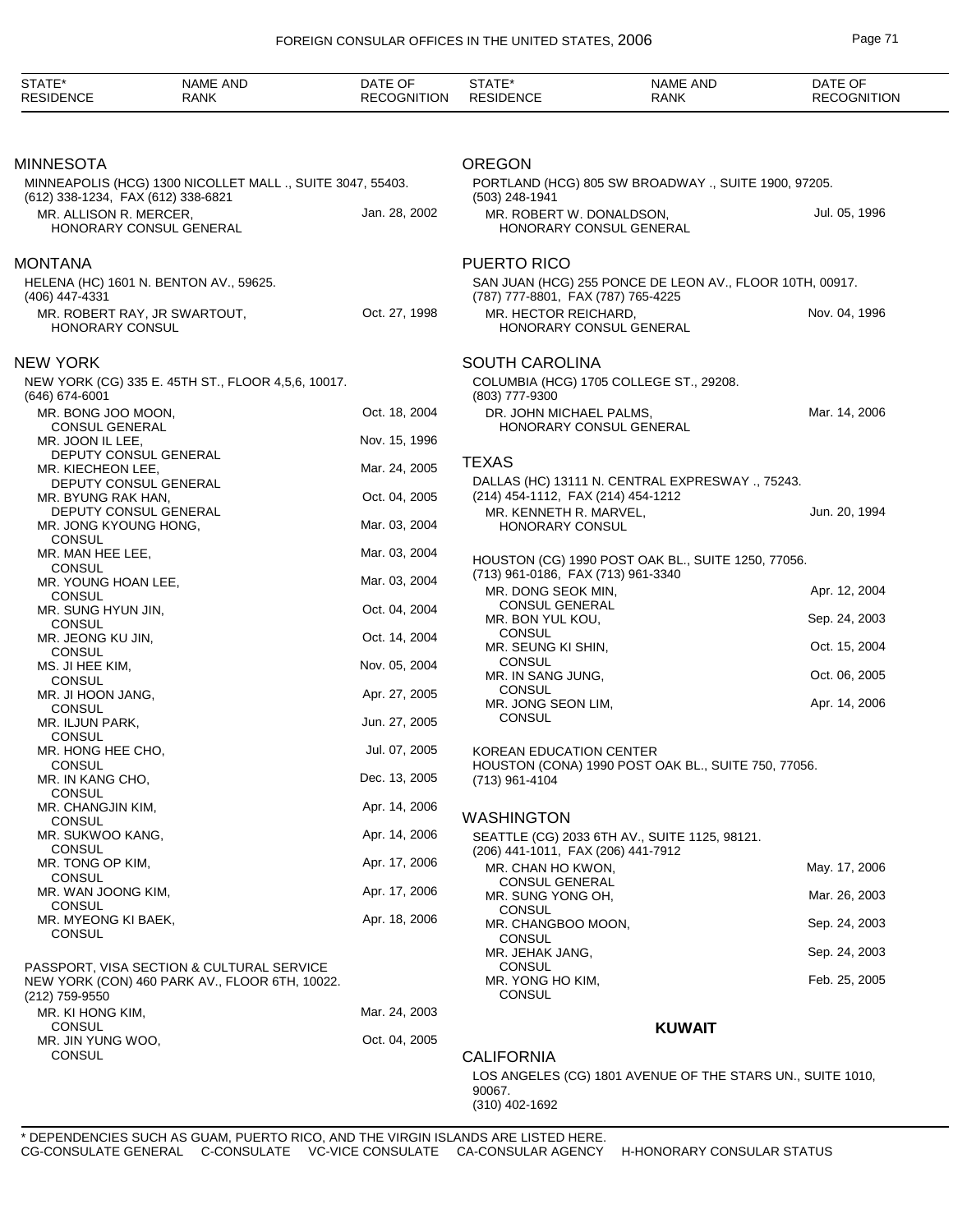| STATE* RESIDENCE | NAME AND RANK | DATE OF RECOGNITION |
|---|---|---|

## MINNESOTA

MINNEAPOLIS (HCG) 1300 NICOLLET MALL ., SUITE 3047, 55403.
(612) 338-1234, FAX (612) 338-6821

| | |
|---|---|
| MR. ALLISON R. MERCER, HONORARY CONSUL GENERAL | Jan. 28, 2002 |

## MONTANA

HELENA (HC) 1601 N. BENTON AV., 59625.
(406) 447-4331

| | |
|---|---|
| MR. ROBERT RAY, JR SWARTOUT, HONORARY CONSUL | Oct. 27, 1998 |

## NEW YORK

NEW YORK (CG) 335 E. 45TH ST., FLOOR 4,5,6, 10017.
(646) 674-6001

| | |
|---|---|
| MR. BONG JOO MOON, CONSUL GENERAL | Oct. 18, 2004 |
| MR. JOON IL LEE, DEPUTY CONSUL GENERAL | Nov. 15, 1996 |
| MR. KIECHEON LEE, DEPUTY CONSUL GENERAL | Mar. 24, 2005 |
| MR. BYUNG RAK HAN, DEPUTY CONSUL GENERAL | Oct. 04, 2005 |
| MR. JONG KYOUNG HONG, CONSUL | Mar. 03, 2004 |
| MR. MAN HEE LEE, CONSUL | Mar. 03, 2004 |
| MR. YOUNG HOAN LEE, CONSUL | Mar. 03, 2004 |
| MR. SUNG HYUN JIN, CONSUL | Oct. 04, 2004 |
| MR. JEONG KU JIN, CONSUL | Oct. 14, 2004 |
| MS. JI HEE KIM, CONSUL | Nov. 05, 2004 |
| MR. JI HOON JANG, CONSUL | Apr. 27, 2005 |
| MR. ILJUN PARK, CONSUL | Jun. 27, 2005 |
| MR. HONG HEE CHO, CONSUL | Jul. 07, 2005 |
| MR. IN KANG CHO, CONSUL | Dec. 13, 2005 |
| MR. CHANGJIN KIM, CONSUL | Apr. 14, 2006 |
| MR. SUKWOO KANG, CONSUL | Apr. 14, 2006 |
| MR. TONG OP KIM, CONSUL | Apr. 17, 2006 |
| MR. WAN JOONG KIM, CONSUL | Apr. 17, 2006 |
| MR. MYEONG KI BAEK, CONSUL | Apr. 18, 2006 |

PASSPORT, VISA SECTION & CULTURAL SERVICE
NEW YORK (CON) 460 PARK AV., FLOOR 6TH, 10022.
(212) 759-9550

| | |
|---|---|
| MR. KI HONG KIM, CONSUL | Mar. 24, 2003 |
| MR. JIN YUNG WOO, CONSUL | Oct. 04, 2005 |

## OREGON

PORTLAND (HCG) 805 SW BROADWAY ., SUITE 1900, 97205.
(503) 248-1941

| | |
|---|---|
| MR. ROBERT W. DONALDSON, HONORARY CONSUL GENERAL | Jul. 05, 1996 |

## PUERTO RICO

SAN JUAN (HCG) 255 PONCE DE LEON AV., FLOOR 10TH, 00917.
(787) 777-8801, FAX (787) 765-4225

| | |
|---|---|
| MR. HECTOR REICHARD, HONORARY CONSUL GENERAL | Nov. 04, 1996 |

## SOUTH CAROLINA

COLUMBIA (HCG) 1705 COLLEGE ST., 29208.
(803) 777-9300

| | |
|---|---|
| DR. JOHN MICHAEL PALMS, HONORARY CONSUL GENERAL | Mar. 14, 2006 |

## TEXAS

DALLAS (HC) 13111 N. CENTRAL EXPRESSWAY ., 75243.
(214) 454-1112, FAX (214) 454-1212

| | |
|---|---|
| MR. KENNETH R. MARVEL, HONORARY CONSUL | Jun. 20, 1994 |

HOUSTON (CG) 1990 POST OAK BL., SUITE 1250, 77056.
(713) 961-0186, FAX (713) 961-3340

| | |
|---|---|
| MR. DONG SEOK MIN, CONSUL GENERAL | Apr. 12, 2004 |
| MR. BON YUL KOU, CONSUL | Sep. 24, 2003 |
| MR. SEUNG KI SHIN, CONSUL | Oct. 15, 2004 |
| MR. IN SANG JUNG, CONSUL | Oct. 06, 2005 |
| MR. JONG SEON LIM, CONSUL | Apr. 14, 2006 |

KOREAN EDUCATION CENTER
HOUSTON (CONA) 1990 POST OAK BL., SUITE 750, 77056.
(713) 961-4104

## WASHINGTON

SEATTLE (CG) 2033 6TH AV., SUITE 1125, 98121.
(206) 441-1011, FAX (206) 441-7912

| | |
|---|---|
| MR. CHAN HO KWON, CONSUL GENERAL | May. 17, 2006 |
| MR. SUNG YONG OH, CONSUL | Mar. 26, 2003 |
| MR. CHANGBOO MOON, CONSUL | Sep. 24, 2003 |
| MR. JEHAK JANG, CONSUL | Sep. 24, 2003 |
| MR. YONG HO KIM, CONSUL | Feb. 25, 2005 |

# KUWAIT

## CALIFORNIA

LOS ANGELES (CG) 1801 AVENUE OF THE STARS UN., SUITE 1010, 90067.
(310) 402-1692

\* DEPENDENCIES SUCH AS GUAM, PUERTO RICO, AND THE VIRGIN ISLANDS ARE LISTED HERE.
CG-CONSULATE GENERAL C-CONSULATE VC-VICE CONSULATE CA-CONSULAR AGENCY H-HONORARY CONSULAR STATUS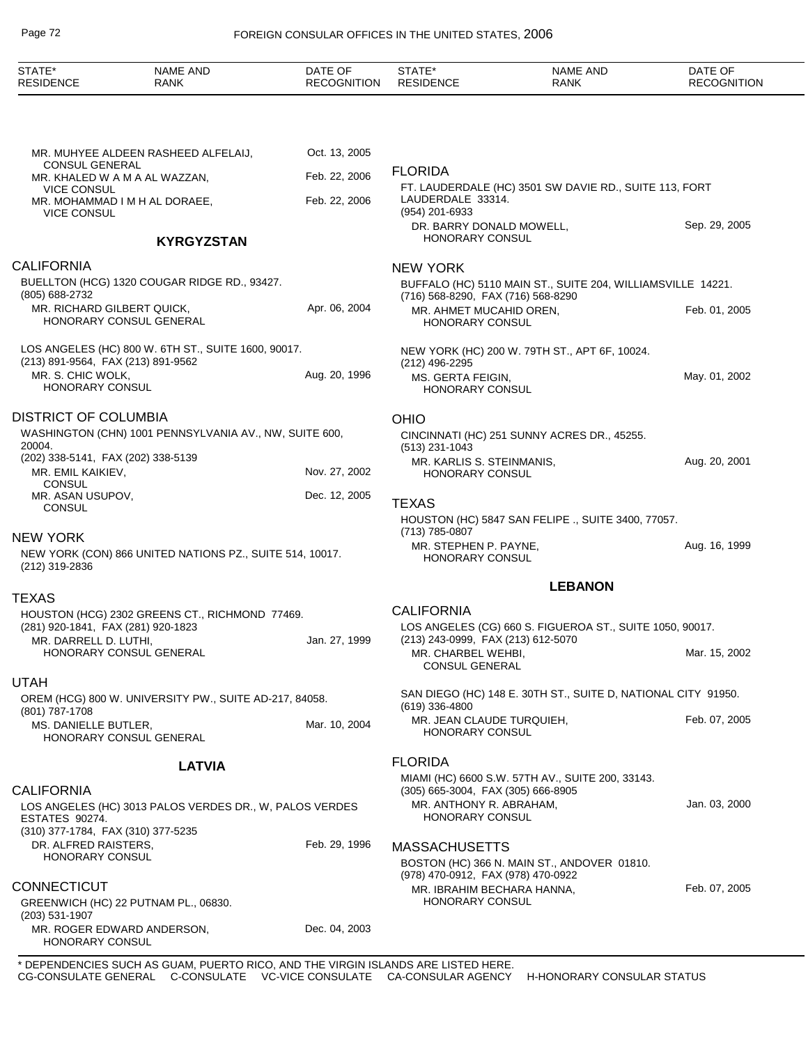| STATE* RESIDENCE | NAME AND RANK | DATE OF RECOGNITION |
|---|---|---|

MR. MUHYEE ALDEEN RASHEED ALFELAIJ, CONSUL GENERAL — Oct. 13, 2005
MR. KHALED W A M A AL WAZZAN, VICE CONSUL — Feb. 22, 2006
MR. MOHAMMAD I M H AL DORAEE, VICE CONSUL — Feb. 22, 2006

## KYRGYZSTAN

### CALIFORNIA

BUELLTON (HCG) 1320 COUGAR RIDGE RD., 93427.
(805) 688-2732
MR. RICHARD GILBERT QUICK, HONORARY CONSUL GENERAL — Apr. 06, 2004

LOS ANGELES (HC) 800 W. 6TH ST., SUITE 1600, 90017.
(213) 891-9564, FAX (213) 891-9562
MR. S. CHIC WOLK, HONORARY CONSUL — Aug. 20, 1996

### DISTRICT OF COLUMBIA

WASHINGTON (CHN) 1001 PENNSYLVANIA AV., NW, SUITE 600, 20004.
(202) 338-5141, FAX (202) 338-5139
MR. EMIL KAIKIEV, CONSUL — Nov. 27, 2002
MR. ASAN USUPOV, CONSUL — Dec. 12, 2005

### NEW YORK

NEW YORK (CON) 866 UNITED NATIONS PZ., SUITE 514, 10017.
(212) 319-2836

### TEXAS

HOUSTON (HCG) 2302 GREENS CT., RICHMOND 77469.
(281) 920-1841, FAX (281) 920-1823
MR. DARRELL D. LUTHI, HONORARY CONSUL GENERAL — Jan. 27, 1999

### UTAH

OREM (HCG) 800 W. UNIVERSITY PW., SUITE AD-217, 84058.
(801) 787-1708
MS. DANIELLE BUTLER, HONORARY CONSUL GENERAL — Mar. 10, 2004

## LATVIA

### CALIFORNIA

LOS ANGELES (HC) 3013 PALOS VERDES DR., W, PALOS VERDES ESTATES 90274.
(310) 377-1784, FAX (310) 377-5235
DR. ALFRED RAISTERS, HONORARY CONSUL — Feb. 29, 1996

### CONNECTICUT

GREENWICH (HC) 22 PUTNAM PL., 06830.
(203) 531-1907
MR. ROGER EDWARD ANDERSON, HONORARY CONSUL — Dec. 04, 2003

### FLORIDA

FT. LAUDERDALE (HC) 3501 SW DAVIE RD., SUITE 113, FORT LAUDERDALE 33314.
(954) 201-6933
DR. BARRY DONALD MOWELL, HONORARY CONSUL — Sep. 29, 2005

### NEW YORK

BUFFALO (HC) 5110 MAIN ST., SUITE 204, WILLIAMSVILLE 14221.
(716) 568-8290, FAX (716) 568-8290
MR. AHMET MUCAHID OREN, HONORARY CONSUL — Feb. 01, 2005

NEW YORK (HC) 200 W. 79TH ST., APT 6F, 10024.
(212) 496-2295
MS. GERTA FEIGIN, HONORARY CONSUL — May. 01, 2002

### OHIO

CINCINNATI (HC) 251 SUNNY ACRES DR., 45255.
(513) 231-1043
MR. KARLIS S. STEINMANIS, HONORARY CONSUL — Aug. 20, 2001

### TEXAS

HOUSTON (HC) 5847 SAN FELIPE ., SUITE 3400, 77057.
(713) 785-0807
MR. STEPHEN P. PAYNE, HONORARY CONSUL — Aug. 16, 1999

## LEBANON

### CALIFORNIA

LOS ANGELES (CG) 660 S. FIGUEROA ST., SUITE 1050, 90017.
(213) 243-0999, FAX (213) 612-5070
MR. CHARBEL WEHBI, CONSUL GENERAL — Mar. 15, 2002

SAN DIEGO (HC) 148 E. 30TH ST., SUITE D, NATIONAL CITY 91950.
(619) 336-4800
MR. JEAN CLAUDE TURQUIEH, HONORARY CONSUL — Feb. 07, 2005

### FLORIDA

MIAMI (HC) 6600 S.W. 57TH AV., SUITE 200, 33143.
(305) 665-3004, FAX (305) 666-8905
MR. ANTHONY R. ABRAHAM, HONORARY CONSUL — Jan. 03, 2000

### MASSACHUSETTS

BOSTON (HC) 366 N. MAIN ST., ANDOVER 01810.
(978) 470-0912, FAX (978) 470-0922
MR. IBRAHIM BECHARA HANNA, HONORARY CONSUL — Feb. 07, 2005

\* DEPENDENCIES SUCH AS GUAM, PUERTO RICO, AND THE VIRGIN ISLANDS ARE LISTED HERE.
CG-CONSULATE GENERAL C-CONSULATE VC-VICE CONSULATE CA-CONSULAR AGENCY H-HONORARY CONSULAR STATUS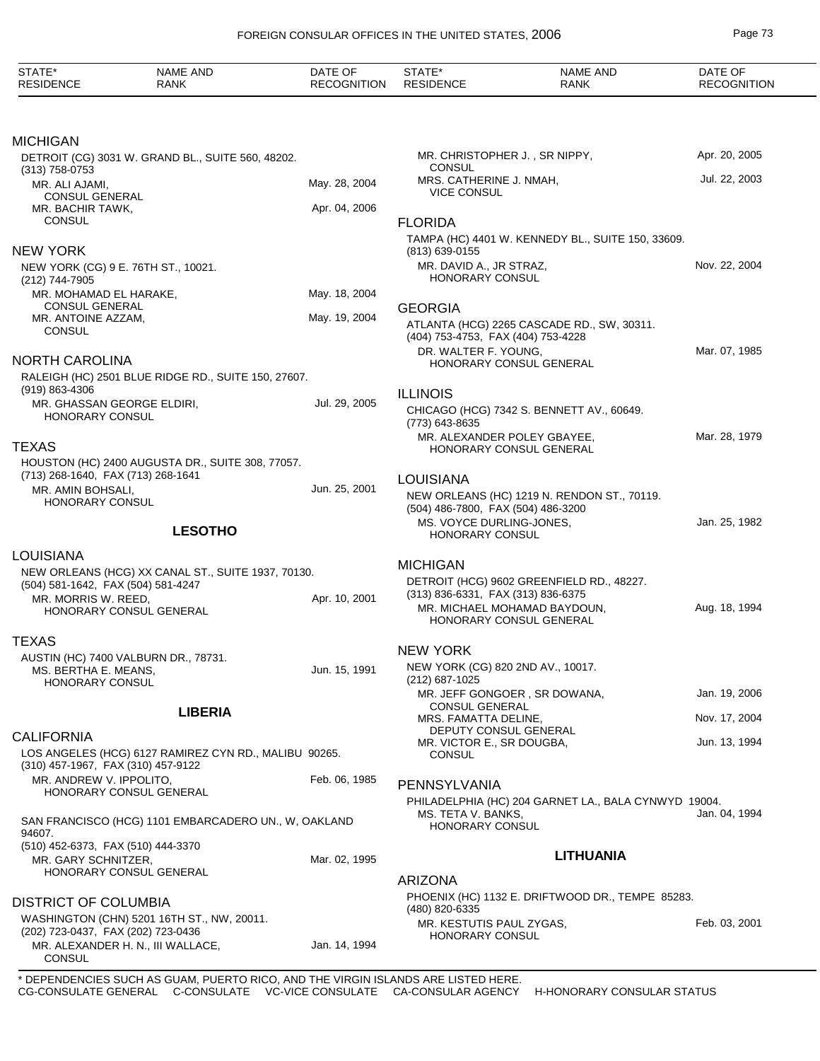| STATE* RESIDENCE | NAME AND RANK | DATE OF RECOGNITION |
|---|---|---|

## MICHIGAN

DETROIT (CG) 3031 W. GRAND BL., SUITE 560, 48202.
(313) 758-0753

| | |
|---|---|
| MR. ALI AJAMI, CONSUL GENERAL | May. 28, 2004 |
| MR. BACHIR TAWK, CONSUL | Apr. 04, 2006 |

## NEW YORK

NEW YORK (CG) 9 E. 76TH ST., 10021.
(212) 744-7905

| | |
|---|---|
| MR. MOHAMAD EL HARAKE, CONSUL GENERAL | May. 18, 2004 |
| MR. ANTOINE AZZAM, CONSUL | May. 19, 2004 |

## NORTH CAROLINA

RALEIGH (HC) 2501 BLUE RIDGE RD., SUITE 150, 27607.
(919) 863-4306

| | |
|---|---|
| MR. GHASSAN GEORGE ELDIRI, HONORARY CONSUL | Jul. 29, 2005 |

## TEXAS

HOUSTON (HC) 2400 AUGUSTA DR., SUITE 308, 77057.
(713) 268-1640, FAX (713) 268-1641

| | |
|---|---|
| MR. AMIN BOHSALI, HONORARY CONSUL | Jun. 25, 2001 |

# LESOTHO

## LOUISIANA

NEW ORLEANS (HCG) XX CANAL ST., SUITE 1937, 70130.
(504) 581-1642, FAX (504) 581-4247

| | |
|---|---|
| MR. MORRIS W. REED, HONORARY CONSUL GENERAL | Apr. 10, 2001 |

## TEXAS

AUSTIN (HC) 7400 VALBURN DR., 78731.

| | |
|---|---|
| MS. BERTHA E. MEANS, HONORARY CONSUL | Jun. 15, 1991 |

# LIBERIA

## CALIFORNIA

LOS ANGELES (HCG) 6127 RAMIREZ CYN RD., MALIBU 90265.
(310) 457-1967, FAX (310) 457-9122

| | |
|---|---|
| MR. ANDREW V. IPPOLITO, HONORARY CONSUL GENERAL | Feb. 06, 1985 |

SAN FRANCISCO (HCG) 1101 EMBARCADERO UN., W, OAKLAND 94607.
(510) 452-6373, FAX (510) 444-3370

| | |
|---|---|
| MR. GARY SCHNITZER, HONORARY CONSUL GENERAL | Mar. 02, 1995 |

## DISTRICT OF COLUMBIA

WASHINGTON (CHN) 5201 16TH ST., NW, 20011.
(202) 723-0437, FAX (202) 723-0436

| | |
|---|---|
| MR. ALEXANDER H. N., III WALLACE, CONSUL | Jan. 14, 1994 |
| MR. CHRISTOPHER J. , SR NIPPY, CONSUL | Apr. 20, 2005 |
| MRS. CATHERINE J. NMAH, VICE CONSUL | Jul. 22, 2003 |

## FLORIDA

TAMPA (HC) 4401 W. KENNEDY BL., SUITE 150, 33609.
(813) 639-0155

| | |
|---|---|
| MR. DAVID A., JR STRAZ, HONORARY CONSUL | Nov. 22, 2004 |

## GEORGIA

ATLANTA (HCG) 2265 CASCADE RD., SW, 30311.
(404) 753-4753, FAX (404) 753-4228

| | |
|---|---|
| DR. WALTER F. YOUNG, HONORARY CONSUL GENERAL | Mar. 07, 1985 |

## ILLINOIS

CHICAGO (HCG) 7342 S. BENNETT AV., 60649.
(773) 643-8635

| | |
|---|---|
| MR. ALEXANDER POLEY GBAYEE, HONORARY CONSUL GENERAL | Mar. 28, 1979 |

## LOUISIANA

NEW ORLEANS (HC) 1219 N. RENDON ST., 70119.
(504) 486-7800, FAX (504) 486-3200

| | |
|---|---|
| MS. VOYCE DURLING-JONES, HONORARY CONSUL | Jan. 25, 1982 |

## MICHIGAN

DETROIT (HCG) 9602 GREENFIELD RD., 48227.
(313) 836-6331, FAX (313) 836-6375

| | |
|---|---|
| MR. MICHAEL MOHAMAD BAYDOUN, HONORARY CONSUL GENERAL | Aug. 18, 1994 |

## NEW YORK

NEW YORK (CG) 820 2ND AV., 10017.
(212) 687-1025

| | |
|---|---|
| MR. JEFF GONGOER , SR DOWANA, CONSUL GENERAL | Jan. 19, 2006 |
| MRS. FAMATTA DELINE, DEPUTY CONSUL GENERAL | Nov. 17, 2004 |
| MR. VICTOR E., SR DOUGBA, CONSUL | Jun. 13, 1994 |

## PENNSYLVANIA

PHILADELPHIA (HC) 204 GARNET LA., BALA CYNWYD 19004.

| | |
|---|---|
| MS. TETA V. BANKS, HONORARY CONSUL | Jan. 04, 1994 |

# LITHUANIA

## ARIZONA

PHOENIX (HC) 1132 E. DRIFTWOOD DR., TEMPE 85283.
(480) 820-6335

| | |
|---|---|
| MR. KESTUTIS PAUL ZYGAS, HONORARY CONSUL | Feb. 03, 2001 |

\* DEPENDENCIES SUCH AS GUAM, PUERTO RICO, AND THE VIRGIN ISLANDS ARE LISTED HERE.
CG-CONSULATE GENERAL C-CONSULATE VC-VICE CONSULATE CA-CONSULAR AGENCY H-HONORARY CONSULAR STATUS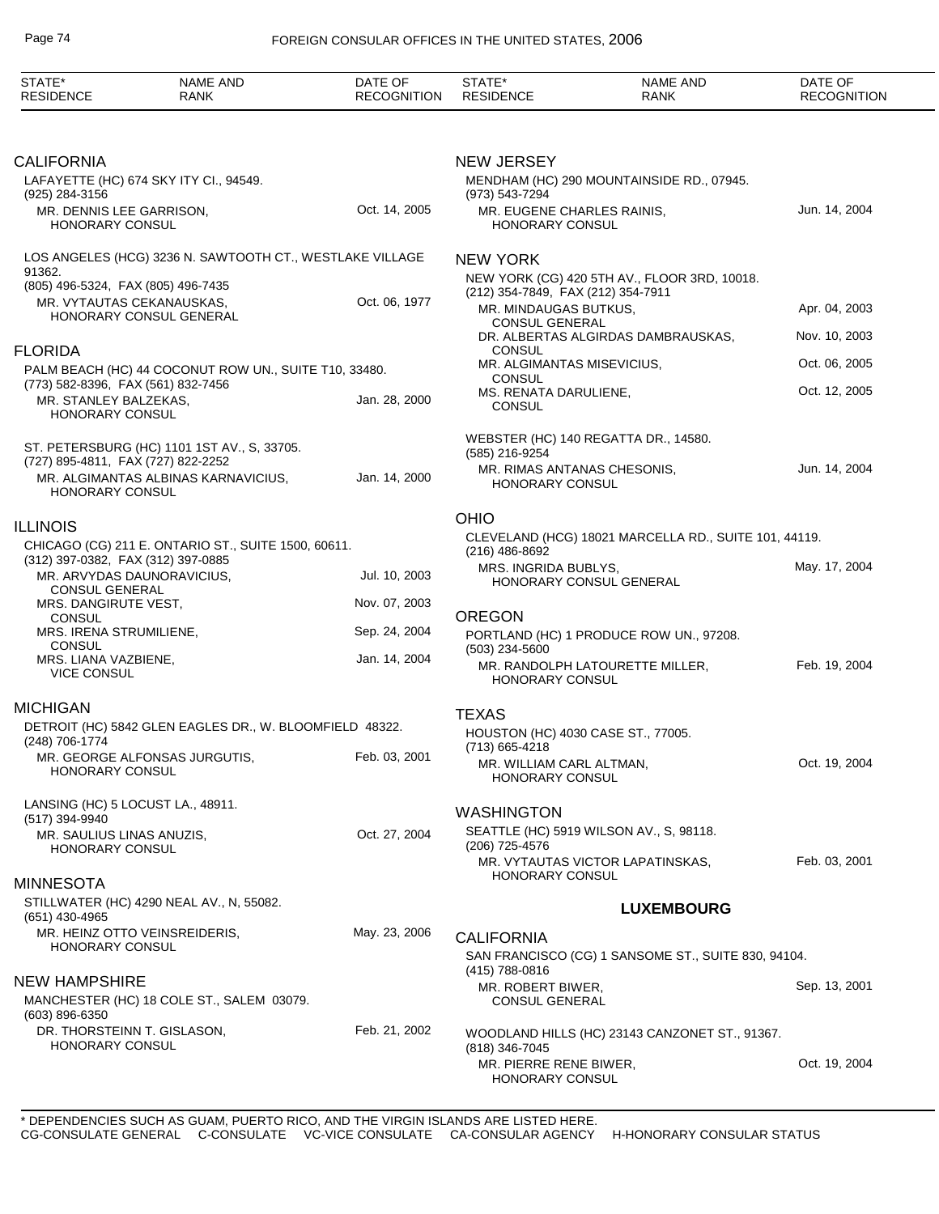| STATE* RESIDENCE | NAME AND RANK | DATE OF RECOGNITION |
|---|---|---|

## CALIFORNIA

LAFAYETTE (HC) 674 SKY ITY CI., 94549.
(925) 284-3156

| | |
|---|---|
| MR. DENNIS LEE GARRISON, HONORARY CONSUL | Oct. 14, 2005 |

LOS ANGELES (HCG) 3236 N. SAWTOOTH CT., WESTLAKE VILLAGE 91362.
(805) 496-5324, FAX (805) 496-7435

| | |
|---|---|
| MR. VYTAUTAS CEKANAUSKAS, HONORARY CONSUL GENERAL | Oct. 06, 1977 |

## FLORIDA

PALM BEACH (HC) 44 COCONUT ROW UN., SUITE T10, 33480.
(773) 582-8396, FAX (561) 832-7456

| | |
|---|---|
| MR. STANLEY BALZEKAS, HONORARY CONSUL | Jan. 28, 2000 |

ST. PETERSBURG (HC) 1101 1ST AV., S, 33705.
(727) 895-4811, FAX (727) 822-2252

| | |
|---|---|
| MR. ALGIMANTAS ALBINAS KARNAVICIUS, HONORARY CONSUL | Jan. 14, 2000 |

## ILLINOIS

CHICAGO (CG) 211 E. ONTARIO ST., SUITE 1500, 60611.
(312) 397-0382, FAX (312) 397-0885

| | |
|---|---|
| MR. ARVYDAS DAUNORAVICIUS, CONSUL GENERAL | Jul. 10, 2003 |
| MRS. DANGIRUTE VEST, CONSUL | Nov. 07, 2003 |
| MRS. IRENA STRUMILIENE, CONSUL | Sep. 24, 2004 |
| MRS. LIANA VAZBIENE, VICE CONSUL | Jan. 14, 2004 |

## MICHIGAN

DETROIT (HC) 5842 GLEN EAGLES DR., W. BLOOMFIELD 48322.
(248) 706-1774

| | |
|---|---|
| MR. GEORGE ALFONSAS JURGUTIS, HONORARY CONSUL | Feb. 03, 2001 |

LANSING (HC) 5 LOCUST LA., 48911.
(517) 394-9940

| | |
|---|---|
| MR. SAULIUS LINAS ANUZIS, HONORARY CONSUL | Oct. 27, 2004 |

## MINNESOTA

STILLWATER (HC) 4290 NEAL AV., N, 55082.
(651) 430-4965

| | |
|---|---|
| MR. HEINZ OTTO VEINSREIDERIS, HONORARY CONSUL | May. 23, 2006 |

## NEW HAMPSHIRE

MANCHESTER (HC) 18 COLE ST., SALEM 03079.
(603) 896-6350

| | |
|---|---|
| DR. THORSTEINN T. GISLASON, HONORARY CONSUL | Feb. 21, 2002 |

## NEW JERSEY

MENDHAM (HC) 290 MOUNTAINSIDE RD., 07945.
(973) 543-7294

| | |
|---|---|
| MR. EUGENE CHARLES RAINIS, HONORARY CONSUL | Jun. 14, 2004 |

## NEW YORK

NEW YORK (CG) 420 5TH AV., FLOOR 3RD, 10018.
(212) 354-7849, FAX (212) 354-7911

| | |
|---|---|
| MR. MINDAUGAS BUTKUS, CONSUL GENERAL | Apr. 04, 2003 |
| DR. ALBERTAS ALGIRDAS DAMBRAUSKAS, CONSUL | Nov. 10, 2003 |
| MR. ALGIMANTAS MISEVICIUS, CONSUL | Oct. 06, 2005 |
| MS. RENATA DARULIENE, CONSUL | Oct. 12, 2005 |

WEBSTER (HC) 140 REGATTA DR., 14580.
(585) 216-9254

| | |
|---|---|
| MR. RIMAS ANTANAS CHESONIS, HONORARY CONSUL | Jun. 14, 2004 |

## OHIO

CLEVELAND (HCG) 18021 MARCELLA RD., SUITE 101, 44119.
(216) 486-8692

| | |
|---|---|
| MRS. INGRIDA BUBLYS, HONORARY CONSUL GENERAL | May. 17, 2004 |

## OREGON

PORTLAND (HC) 1 PRODUCE ROW UN., 97208.
(503) 234-5600

| | |
|---|---|
| MR. RANDOLPH LATOURETTE MILLER, HONORARY CONSUL | Feb. 19, 2004 |

## TEXAS

HOUSTON (HC) 4030 CASE ST., 77005.
(713) 665-4218

| | |
|---|---|
| MR. WILLIAM CARL ALTMAN, HONORARY CONSUL | Oct. 19, 2004 |

## WASHINGTON

SEATTLE (HC) 5919 WILSON AV., S, 98118.
(206) 725-4576

| | |
|---|---|
| MR. VYTAUTAS VICTOR LAPATINSKAS, HONORARY CONSUL | Feb. 03, 2001 |

# LUXEMBOURG

## CALIFORNIA

SAN FRANCISCO (CG) 1 SANSOME ST., SUITE 830, 94104.
(415) 788-0816

| | |
|---|---|
| MR. ROBERT BIWER, CONSUL GENERAL | Sep. 13, 2001 |

WOODLAND HILLS (HC) 23143 CANZONET ST., 91367.
(818) 346-7045

| | |
|---|---|
| MR. PIERRE RENE BIWER, HONORARY CONSUL | Oct. 19, 2004 |

\* DEPENDENCIES SUCH AS GUAM, PUERTO RICO, AND THE VIRGIN ISLANDS ARE LISTED HERE.
CG-CONSULATE GENERAL C-CONSULATE VC-VICE CONSULATE CA-CONSULAR AGENCY H-HONORARY CONSULAR STATUS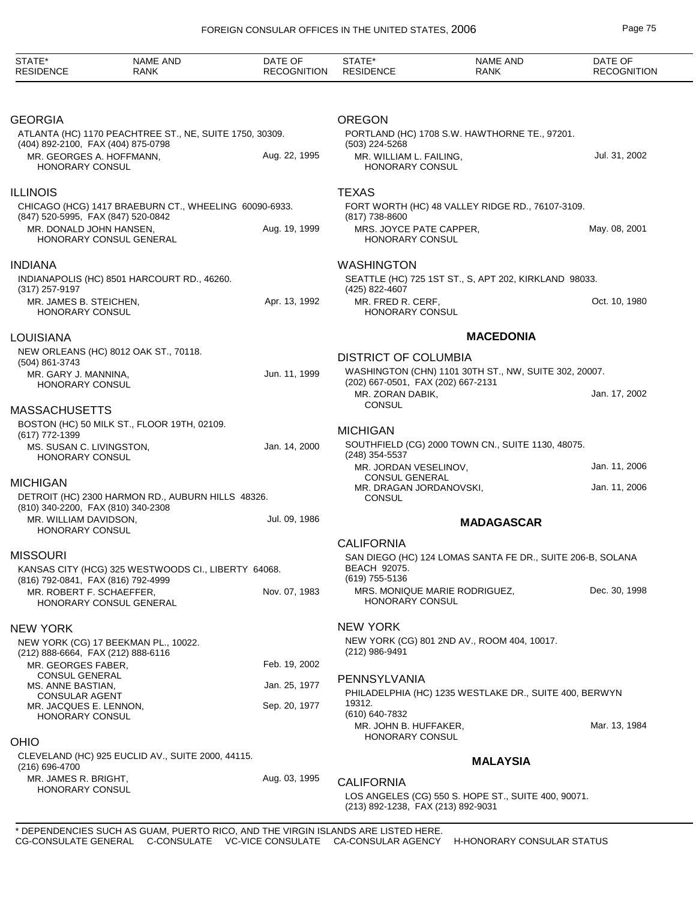| STATE* RESIDENCE | NAME AND RANK | DATE OF RECOGNITION |
|---|---|---|

### GEORGIA

ATLANTA (HC) 1170 PEACHTREE ST., NE, SUITE 1750, 30309.
(404) 892-2100, FAX (404) 875-0798

MR. GEORGES A. HOFFMANN, HONORARY CONSUL — Aug. 22, 1995

### ILLINOIS

CHICAGO (HCG) 1417 BRAEBURN CT., WHEELING 60090-6933.
(847) 520-5995, FAX (847) 520-0842

MR. DONALD JOHN HANSEN, HONORARY CONSUL GENERAL — Aug. 19, 1999

### INDIANA

INDIANAPOLIS (HC) 8501 HARCOURT RD., 46260.
(317) 257-9197

MR. JAMES B. STEICHEN, HONORARY CONSUL — Apr. 13, 1992

### LOUISIANA

NEW ORLEANS (HC) 8012 OAK ST., 70118.
(504) 861-3743

MR. GARY J. MANNINA, HONORARY CONSUL — Jun. 11, 1999

### MASSACHUSETTS

BOSTON (HC) 50 MILK ST., FLOOR 19TH, 02109.
(617) 772-1399

MS. SUSAN C. LIVINGSTON, HONORARY CONSUL — Jan. 14, 2000

### MICHIGAN

DETROIT (HC) 2300 HARMON RD., AUBURN HILLS 48326.
(810) 340-2200, FAX (810) 340-2308

MR. WILLIAM DAVIDSON, HONORARY CONSUL — Jul. 09, 1986

### MISSOURI

KANSAS CITY (HCG) 325 WESTWOODS CI., LIBERTY 64068.
(816) 792-0841, FAX (816) 792-4999

MR. ROBERT F. SCHAEFFER, HONORARY CONSUL GENERAL — Nov. 07, 1983

### NEW YORK

NEW YORK (CG) 17 BEEKMAN PL., 10022.
(212) 888-6664, FAX (212) 888-6116

MR. GEORGES FABER, CONSUL GENERAL — Feb. 19, 2002
MS. ANNE BASTIAN, CONSULAR AGENT — Jan. 25, 1977
MR. JACQUES E. LENNON, HONORARY CONSUL — Sep. 20, 1977

### OHIO

CLEVELAND (HC) 925 EUCLID AV., SUITE 2000, 44115.
(216) 696-4700

MR. JAMES R. BRIGHT, HONORARY CONSUL — Aug. 03, 1995

### OREGON

PORTLAND (HC) 1708 S.W. HAWTHORNE TE., 97201.
(503) 224-5268

MR. WILLIAM L. FAILING, HONORARY CONSUL — Jul. 31, 2002

### TEXAS

FORT WORTH (HC) 48 VALLEY RIDGE RD., 76107-3109.
(817) 738-8600

MRS. JOYCE PATE CAPPER, HONORARY CONSUL — May. 08, 2001

### WASHINGTON

SEATTLE (HC) 725 1ST ST., S, APT 202, KIRKLAND 98033.
(425) 822-4607

MR. FRED R. CERF, HONORARY CONSUL — Oct. 10, 1980

## MACEDONIA

### DISTRICT OF COLUMBIA

WASHINGTON (CHN) 1101 30TH ST., NW, SUITE 302, 20007.
(202) 667-0501, FAX (202) 667-2131

MR. ZORAN DABIK, CONSUL — Jan. 17, 2002

### MICHIGAN

SOUTHFIELD (CG) 2000 TOWN CN., SUITE 1130, 48075.
(248) 354-5537

MR. JORDAN VESELINOV, CONSUL GENERAL — Jan. 11, 2006
MR. DRAGAN JORDANOVSKI, CONSUL — Jan. 11, 2006

## MADAGASCAR

### CALIFORNIA

SAN DIEGO (HC) 124 LOMAS SANTA FE DR., SUITE 206-B, SOLANA BEACH 92075.
(619) 755-5136

MRS. MONIQUE MARIE RODRIGUEZ, HONORARY CONSUL — Dec. 30, 1998

### NEW YORK

NEW YORK (CG) 801 2ND AV., ROOM 404, 10017.
(212) 986-9491

### PENNSYLVANIA

PHILADELPHIA (HC) 1235 WESTLAKE DR., SUITE 400, BERWYN 19312.
(610) 640-7832

MR. JOHN B. HUFFAKER, HONORARY CONSUL — Mar. 13, 1984

## MALAYSIA

### CALIFORNIA

LOS ANGELES (CG) 550 S. HOPE ST., SUITE 400, 90071.
(213) 892-1238, FAX (213) 892-9031

* DEPENDENCIES SUCH AS GUAM, PUERTO RICO, AND THE VIRGIN ISLANDS ARE LISTED HERE.
CG-CONSULATE GENERAL C-CONSULATE VC-VICE CONSULATE CA-CONSULAR AGENCY H-HONORARY CONSULAR STATUS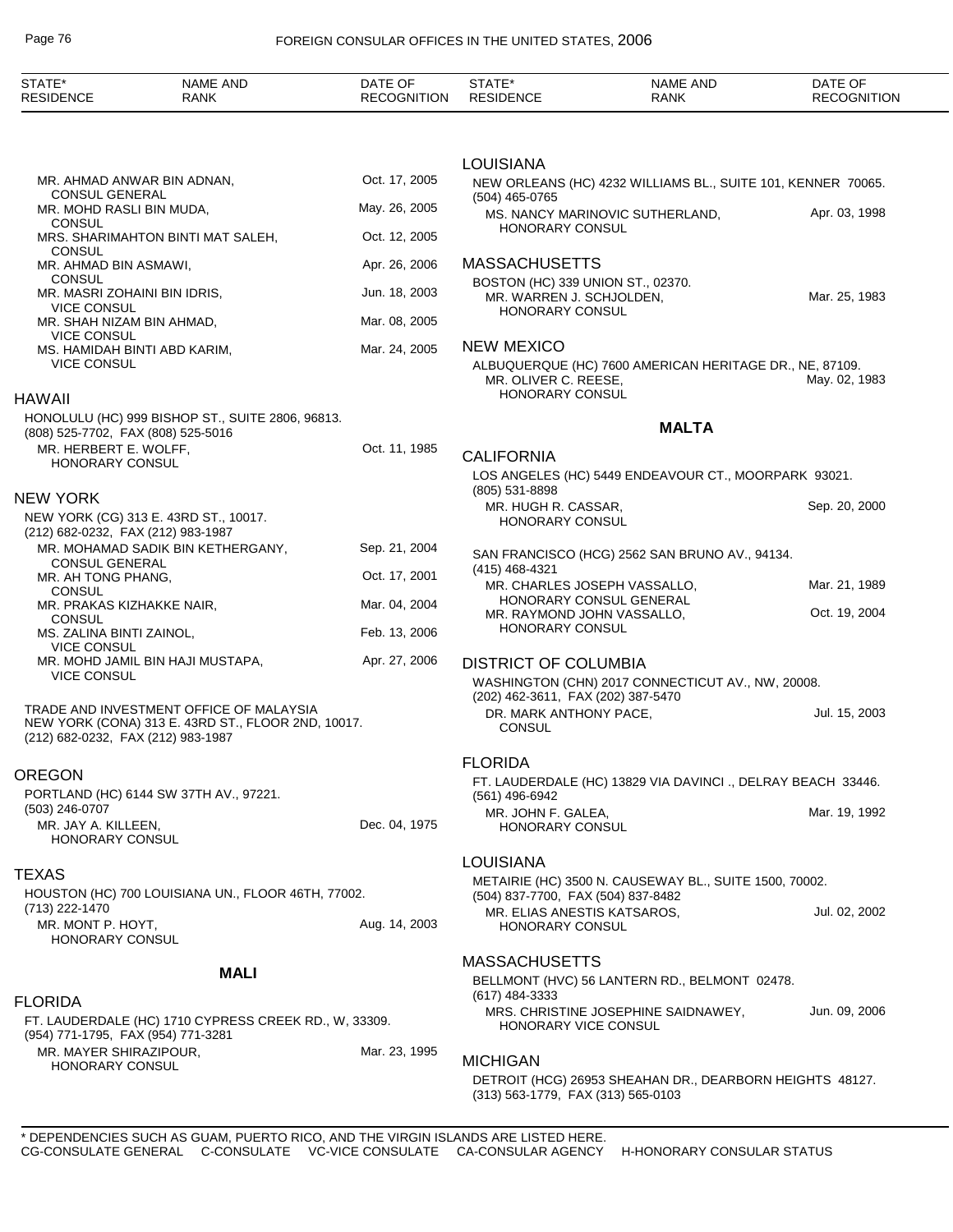MR. AHMAD ANWAR BIN ADNAN, CONSUL GENERAL — Oct. 17, 2005
MR. MOHD RASLI BIN MUDA, CONSUL — May. 26, 2005
MRS. SHARIMAHTON BINTI MAT SALEH, CONSUL — Oct. 12, 2005
MR. AHMAD BIN ASMAWI, CONSUL — Apr. 26, 2006
MR. MASRI ZOHAINI BIN IDRIS, VICE CONSUL — Jun. 18, 2003
MR. SHAH NIZAM BIN AHMAD, VICE CONSUL — Mar. 08, 2005
MS. HAMIDAH BINTI ABD KARIM, VICE CONSUL — Mar. 24, 2005

## HAWAII

HONOLULU (HC) 999 BISHOP ST., SUITE 2806, 96813.
(808) 525-7702, FAX (808) 525-5016

MR. HERBERT E. WOLFF, HONORARY CONSUL — Oct. 11, 1985

## NEW YORK

NEW YORK (CG) 313 E. 43RD ST., 10017.
(212) 682-0232, FAX (212) 983-1987

MR. MOHAMAD SADIK BIN KETHERGANY, CONSUL GENERAL — Sep. 21, 2004
MR. AH TONG PHANG, CONSUL — Oct. 17, 2001
MR. PRAKAS KIZHAKKE NAIR, CONSUL — Mar. 04, 2004
MS. ZALINA BINTI ZAINOL, VICE CONSUL — Feb. 13, 2006
MR. MOHD JAMIL BIN HAJI MUSTAPA, VICE CONSUL — Apr. 27, 2006

TRADE AND INVESTMENT OFFICE OF MALAYSIA
NEW YORK (CONA) 313 E. 43RD ST., FLOOR 2ND, 10017.
(212) 682-0232, FAX (212) 983-1987

## OREGON

PORTLAND (HC) 6144 SW 37TH AV., 97221.
(503) 246-0707

MR. JAY A. KILLEEN, HONORARY CONSUL — Dec. 04, 1975

## TEXAS

HOUSTON (HC) 700 LOUISIANA UN., FLOOR 46TH, 77002.
(713) 222-1470

MR. MONT P. HOYT, HONORARY CONSUL — Aug. 14, 2003

# MALI

## FLORIDA

FT. LAUDERDALE (HC) 1710 CYPRESS CREEK RD., W, 33309.
(954) 771-1795, FAX (954) 771-3281

MR. MAYER SHIRAZIPOUR, HONORARY CONSUL — Mar. 23, 1995

## LOUISIANA

NEW ORLEANS (HC) 4232 WILLIAMS BL., SUITE 101, KENNER 70065.
(504) 465-0765

MS. NANCY MARINOVIC SUTHERLAND, HONORARY CONSUL — Apr. 03, 1998

## MASSACHUSETTS

BOSTON (HC) 339 UNION ST., 02370.

MR. WARREN J. SCHJOLDEN, HONORARY CONSUL — Mar. 25, 1983

## NEW MEXICO

ALBUQUERQUE (HC) 7600 AMERICAN HERITAGE DR., NE, 87109.

MR. OLIVER C. REESE, HONORARY CONSUL — May. 02, 1983

# MALTA

## CALIFORNIA

LOS ANGELES (HC) 5449 ENDEAVOUR CT., MOORPARK 93021.
(805) 531-8898

MR. HUGH R. CASSAR, HONORARY CONSUL — Sep. 20, 2000

SAN FRANCISCO (HCG) 2562 SAN BRUNO AV., 94134.
(415) 468-4321

MR. CHARLES JOSEPH VASSALLO, HONORARY CONSUL GENERAL — Mar. 21, 1989
MR. RAYMOND JOHN VASSALLO, HONORARY CONSUL — Oct. 19, 2004

## DISTRICT OF COLUMBIA

WASHINGTON (CHN) 2017 CONNECTICUT AV., NW, 20008.
(202) 462-3611, FAX (202) 387-5470

DR. MARK ANTHONY PACE, CONSUL — Jul. 15, 2003

## FLORIDA

FT. LAUDERDALE (HC) 13829 VIA DAVINCI ., DELRAY BEACH 33446.
(561) 496-6942

MR. JOHN F. GALEA, HONORARY CONSUL — Mar. 19, 1992

## LOUISIANA

METAIRIE (HC) 3500 N. CAUSEWAY BL., SUITE 1500, 70002.
(504) 837-7700, FAX (504) 837-8482

MR. ELIAS ANESTIS KATSAROS, HONORARY CONSUL — Jul. 02, 2002

## MASSACHUSETTS

BELLMONT (HVC) 56 LANTERN RD., BELMONT 02478.
(617) 484-3333

MRS. CHRISTINE JOSEPHINE SAIDNAWEY, HONORARY VICE CONSUL — Jun. 09, 2006

## MICHIGAN

DETROIT (HCG) 26953 SHEAHAN DR., DEARBORN HEIGHTS 48127.
(313) 563-1779, FAX (313) 565-0103

\* DEPENDENCIES SUCH AS GUAM, PUERTO RICO, AND THE VIRGIN ISLANDS ARE LISTED HERE.
CG-CONSULATE GENERAL C-CONSULATE VC-VICE CONSULATE CA-CONSULAR AGENCY H-HONORARY CONSULAR STATUS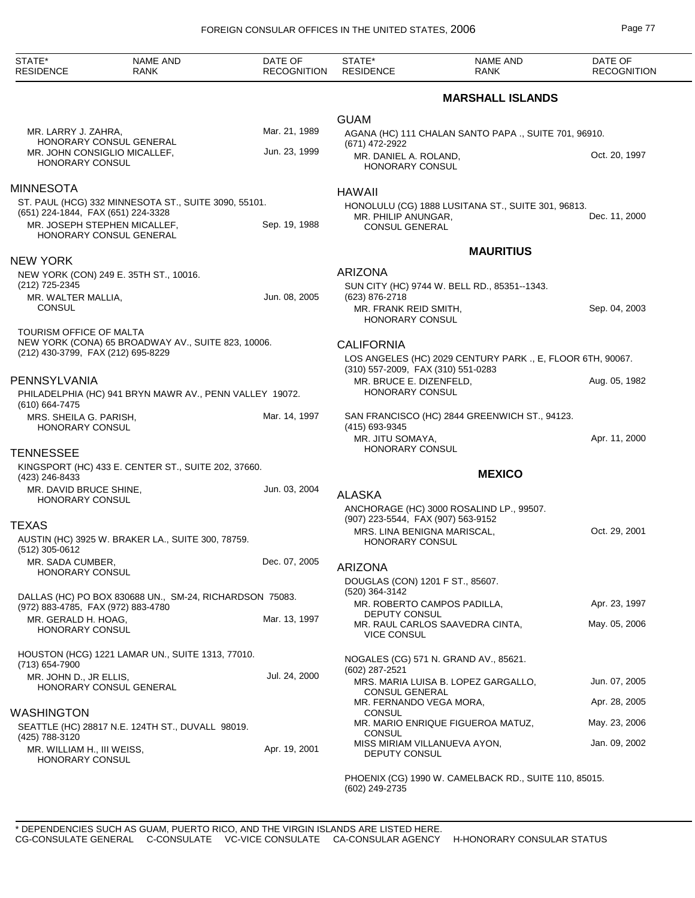| STATE* RESIDENCE | NAME AND RANK | DATE OF RECOGNITION |
|---|---|---|

MR. LARRY J. ZAHRA, HONORARY CONSUL GENERAL — Mar. 21, 1989
MR. JOHN CONSIGLIO MICALLEF, HONORARY CONSUL — Jun. 23, 1999

MINNESOTA

ST. PAUL (HCG) 332 MINNESOTA ST., SUITE 3090, 55101.
(651) 224-1844, FAX (651) 224-3328
MR. JOSEPH STEPHEN MICALLEF, HONORARY CONSUL GENERAL — Sep. 19, 1988

NEW YORK

NEW YORK (CON) 249 E. 35TH ST., 10016.
(212) 725-2345
MR. WALTER MALLIA, CONSUL — Jun. 08, 2005

TOURISM OFFICE OF MALTA
NEW YORK (CONA) 65 BROADWAY AV., SUITE 823, 10006.
(212) 430-3799, FAX (212) 695-8229

PENNSYLVANIA

PHILADELPHIA (HC) 941 BRYN MAWR AV., PENN VALLEY 19072.
(610) 664-7475
MRS. SHEILA G. PARISH, HONORARY CONSUL — Mar. 14, 1997

TENNESSEE

KINGSPORT (HC) 433 E. CENTER ST., SUITE 202, 37660.
(423) 246-8433
MR. DAVID BRUCE SHINE, HONORARY CONSUL — Jun. 03, 2004

TEXAS

AUSTIN (HC) 3925 W. BRAKER LA., SUITE 300, 78759.
(512) 305-0612
MR. SADA CUMBER, HONORARY CONSUL — Dec. 07, 2005

DALLAS (HC) PO BOX 830688 UN., SM-24, RICHARDSON 75083.
(972) 883-4785, FAX (972) 883-4780
MR. GERALD H. HOAG, HONORARY CONSUL — Mar. 13, 1997

HOUSTON (HCG) 1221 LAMAR UN., SUITE 1313, 77010.
(713) 654-7900
MR. JOHN D., JR ELLIS, HONORARY CONSUL GENERAL — Jul. 24, 2000

WASHINGTON

SEATTLE (HC) 28817 N.E. 124TH ST., DUVALL 98019.
(425) 788-3120
MR. WILLIAM H., III WEISS, HONORARY CONSUL — Apr. 19, 2001

## MARSHALL ISLANDS

GUAM

AGANA (HC) 111 CHALAN SANTO PAPA ., SUITE 701, 96910.
(671) 472-2922
MR. DANIEL A. ROLAND, HONORARY CONSUL — Oct. 20, 1997

HAWAII

HONOLULU (CG) 1888 LUSITANA ST., SUITE 301, 96813.
MR. PHILIP ANUNGAR, CONSUL GENERAL — Dec. 11, 2000

## MAURITIUS

ARIZONA

SUN CITY (HC) 9744 W. BELL RD., 85351--1343.
(623) 876-2718
MR. FRANK REID SMITH, HONORARY CONSUL — Sep. 04, 2003

CALIFORNIA

LOS ANGELES (HC) 2029 CENTURY PARK ., E, FLOOR 6TH, 90067.
(310) 557-2009, FAX (310) 551-0283
MR. BRUCE E. DIZENFELD, HONORARY CONSUL — Aug. 05, 1982

SAN FRANCISCO (HC) 2844 GREENWICH ST., 94123.
(415) 693-9345
MR. JITU SOMAYA, HONORARY CONSUL — Apr. 11, 2000

## MEXICO

ALASKA

ANCHORAGE (HC) 3000 ROSALIND LP., 99507.
(907) 223-5544, FAX (907) 563-9152
MRS. LINA BENIGNA MARISCAL, HONORARY CONSUL — Oct. 29, 2001

ARIZONA

DOUGLAS (CON) 1201 F ST., 85607.
(520) 364-3142
MR. ROBERTO CAMPOS PADILLA, DEPUTY CONSUL — Apr. 23, 1997
MR. RAUL CARLOS SAAVEDRA CINTA, VICE CONSUL — May. 05, 2006

NOGALES (CG) 571 N. GRAND AV., 85621.
(602) 287-2521
MRS. MARIA LUISA B. LOPEZ GARGALLO, CONSUL GENERAL — Jun. 07, 2005
MR. FERNANDO VEGA MORA, CONSUL — Apr. 28, 2005
MR. MARIO ENRIQUE FIGUEROA MATUZ, CONSUL — May. 23, 2006
MISS MIRIAM VILLANUEVA AYON, DEPUTY CONSUL — Jan. 09, 2002

PHOENIX (CG) 1990 W. CAMELBACK RD., SUITE 110, 85015.
(602) 249-2735

\* DEPENDENCIES SUCH AS GUAM, PUERTO RICO, AND THE VIRGIN ISLANDS ARE LISTED HERE.
CG-CONSULATE GENERAL C-CONSULATE VC-VICE CONSULATE CA-CONSULAR AGENCY H-HONORARY CONSULAR STATUS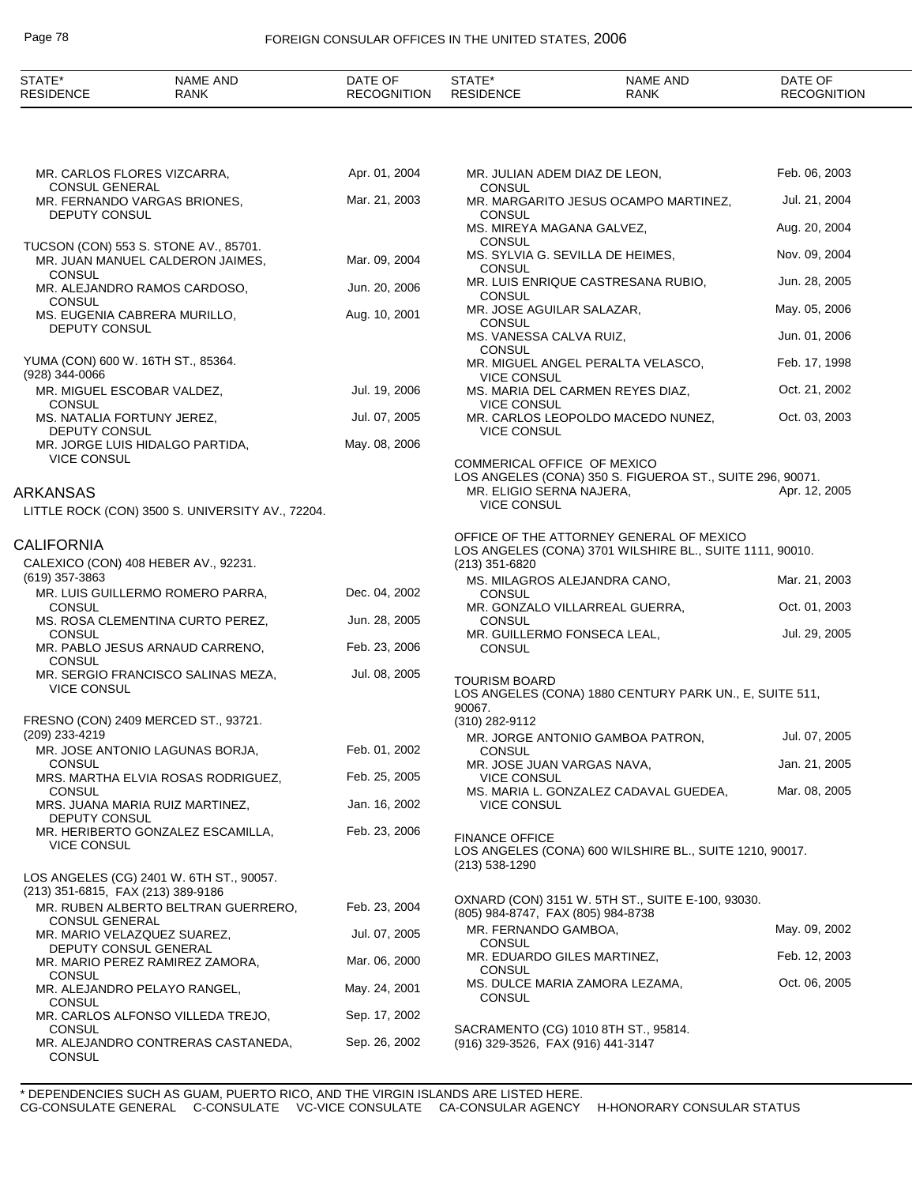| STATE* RESIDENCE | NAME AND RANK | DATE OF RECOGNITION |
|---|---|---|
| | MR. CARLOS FLORES VIZCARRA, CONSUL GENERAL | Apr. 01, 2004 |
| | MR. FERNANDO VARGAS BRIONES, DEPUTY CONSUL | Mar. 21, 2003 |

TUCSON (CON) 553 S. STONE AV., 85701.

| NAME AND RANK | DATE OF RECOGNITION |
|---|---|
| MR. JUAN MANUEL CALDERON JAIMES, CONSUL | Mar. 09, 2004 |
| MR. ALEJANDRO RAMOS CARDOSO, CONSUL | Jun. 20, 2006 |
| MS. EUGENIA CABRERA MURILLO, DEPUTY CONSUL | Aug. 10, 2001 |

YUMA (CON) 600 W. 16TH ST., 85364.
(928) 344-0066

| NAME AND RANK | DATE OF RECOGNITION |
|---|---|
| MR. MIGUEL ESCOBAR VALDEZ, CONSUL | Jul. 19, 2006 |
| MS. NATALIA FORTUNY JEREZ, DEPUTY CONSUL | Jul. 07, 2005 |
| MR. JORGE LUIS HIDALGO PARTIDA, VICE CONSUL | May. 08, 2006 |

## ARKANSAS

LITTLE ROCK (CON) 3500 S. UNIVERSITY AV., 72204.

## CALIFORNIA

CALEXICO (CON) 408 HEBER AV., 92231.
(619) 357-3863

| NAME AND RANK | DATE OF RECOGNITION |
|---|---|
| MR. LUIS GUILLERMO ROMERO PARRA, CONSUL | Dec. 04, 2002 |
| MS. ROSA CLEMENTINA CURTO PEREZ, CONSUL | Jun. 28, 2005 |
| MR. PABLO JESUS ARNAUD CARRENO, CONSUL | Feb. 23, 2006 |
| MR. SERGIO FRANCISCO SALINAS MEZA, VICE CONSUL | Jul. 08, 2005 |

FRESNO (CON) 2409 MERCED ST., 93721.
(209) 233-4219

| NAME AND RANK | DATE OF RECOGNITION |
|---|---|
| MR. JOSE ANTONIO LAGUNAS BORJA, CONSUL | Feb. 01, 2002 |
| MRS. MARTHA ELVIA ROSAS RODRIGUEZ, CONSUL | Feb. 25, 2005 |
| MRS. JUANA MARIA RUIZ MARTINEZ, DEPUTY CONSUL | Jan. 16, 2002 |
| MR. HERIBERTO GONZALEZ ESCAMILLA, VICE CONSUL | Feb. 23, 2006 |

LOS ANGELES (CG) 2401 W. 6TH ST., 90057.
(213) 351-6815, FAX (213) 389-9186

| NAME AND RANK | DATE OF RECOGNITION |
|---|---|
| MR. RUBEN ALBERTO BELTRAN GUERRERO, CONSUL GENERAL | Feb. 23, 2004 |
| MR. MARIO VELAZQUEZ SUAREZ, DEPUTY CONSUL GENERAL | Jul. 07, 2005 |
| MR. MARIO PEREZ RAMIREZ ZAMORA, CONSUL | Mar. 06, 2000 |
| MR. ALEJANDRO PELAYO RANGEL, CONSUL | May. 24, 2001 |
| MR. CARLOS ALFONSO VILLEDA TREJO, CONSUL | Sep. 17, 2002 |
| MR. ALEJANDRO CONTRERAS CASTANEDA, CONSUL | Sep. 26, 2002 |
| MR. JULIAN ADEM DIAZ DE LEON, CONSUL | Feb. 06, 2003 |
| MR. MARGARITO JESUS OCAMPO MARTINEZ, CONSUL | Jul. 21, 2004 |
| MS. MIREYA MAGANA GALVEZ, CONSUL | Aug. 20, 2004 |
| MS. SYLVIA G. SEVILLA DE HEIMES, CONSUL | Nov. 09, 2004 |
| MR. LUIS ENRIQUE CASTRESANA RUBIO, CONSUL | Jun. 28, 2005 |
| MR. JOSE AGUILAR SALAZAR, CONSUL | May. 05, 2006 |
| MS. VANESSA CALVA RUIZ, CONSUL | Jun. 01, 2006 |
| MR. MIGUEL ANGEL PERALTA VELASCO, VICE CONSUL | Feb. 17, 1998 |
| MS. MARIA DEL CARMEN REYES DIAZ, VICE CONSUL | Oct. 21, 2002 |
| MR. CARLOS LEOPOLDO MACEDO NUNEZ, VICE CONSUL | Oct. 03, 2003 |

COMMERICAL OFFICE OF MEXICO
LOS ANGELES (CONA) 350 S. FIGUEROA ST., SUITE 296, 90071.

| NAME AND RANK | DATE OF RECOGNITION |
|---|---|
| MR. ELIGIO SERNA NAJERA, VICE CONSUL | Apr. 12, 2005 |

OFFICE OF THE ATTORNEY GENERAL OF MEXICO
LOS ANGELES (CONA) 3701 WILSHIRE BL., SUITE 1111, 90010.
(213) 351-6820

| NAME AND RANK | DATE OF RECOGNITION |
|---|---|
| MS. MILAGROS ALEJANDRA CANO, CONSUL | Mar. 21, 2003 |
| MR. GONZALO VILLARREAL GUERRA, CONSUL | Oct. 01, 2003 |
| MR. GUILLERMO FONSECA LEAL, CONSUL | Jul. 29, 2005 |

TOURISM BOARD
LOS ANGELES (CONA) 1880 CENTURY PARK UN., E, SUITE 511, 90067.
(310) 282-9112

| NAME AND RANK | DATE OF RECOGNITION |
|---|---|
| MR. JORGE ANTONIO GAMBOA PATRON, CONSUL | Jul. 07, 2005 |
| MR. JOSE JUAN VARGAS NAVA, VICE CONSUL | Jan. 21, 2005 |
| MS. MARIA L. GONZALEZ CADAVAL GUEDEA, VICE CONSUL | Mar. 08, 2005 |

FINANCE OFFICE
LOS ANGELES (CONA) 600 WILSHIRE BL., SUITE 1210, 90017.
(213) 538-1290

OXNARD (CON) 3151 W. 5TH ST., SUITE E-100, 93030.
(805) 984-8747, FAX (805) 984-8738

| NAME AND RANK | DATE OF RECOGNITION |
|---|---|
| MR. FERNANDO GAMBOA, CONSUL | May. 09, 2002 |
| MR. EDUARDO GILES MARTINEZ, CONSUL | Feb. 12, 2003 |
| MS. DULCE MARIA ZAMORA LEZAMA, CONSUL | Oct. 06, 2005 |

SACRAMENTO (CG) 1010 8TH ST., 95814.
(916) 329-3526, FAX (916) 441-3147

\* DEPENDENCIES SUCH AS GUAM, PUERTO RICO, AND THE VIRGIN ISLANDS ARE LISTED HERE.
CG-CONSULATE GENERAL C-CONSULATE VC-VICE CONSULATE CA-CONSULAR AGENCY H-HONORARY CONSULAR STATUS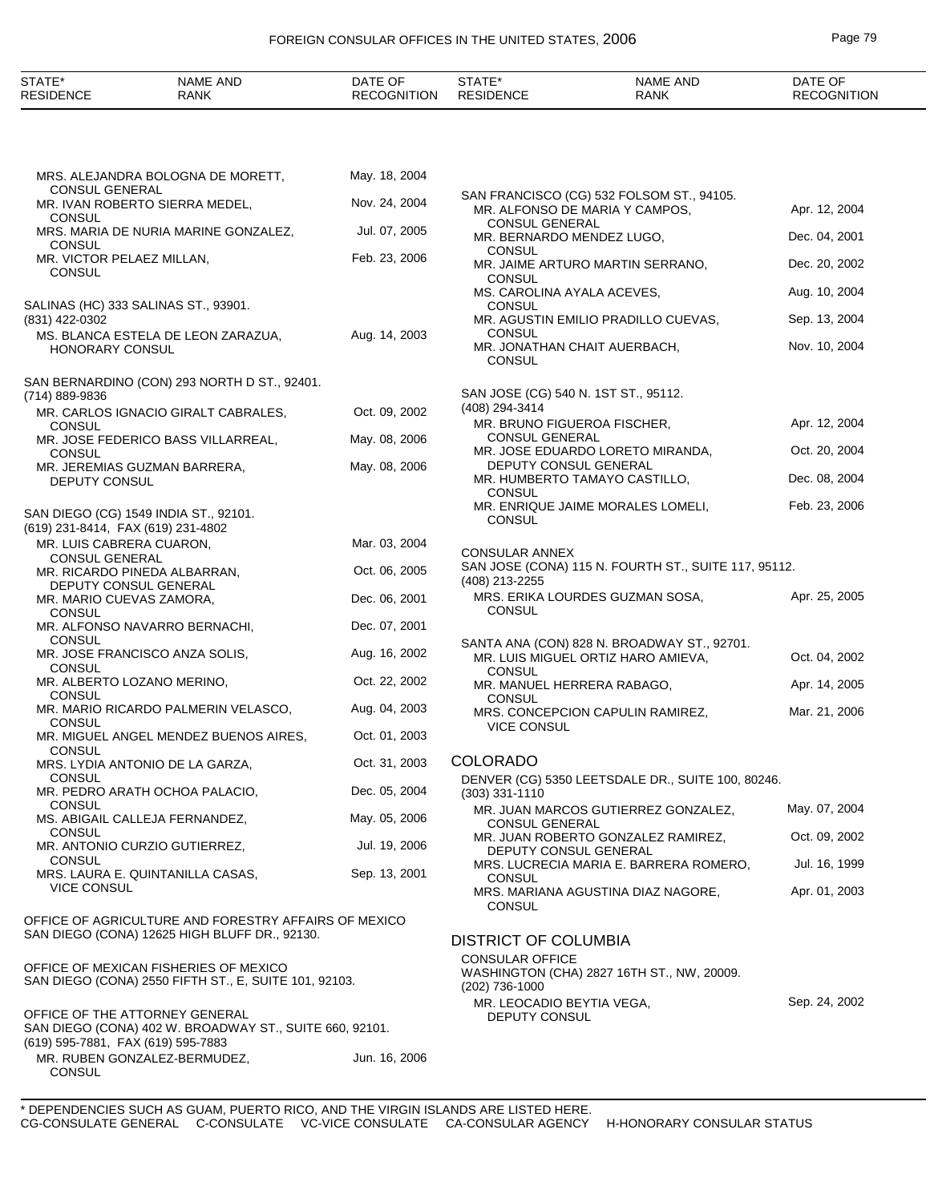| STATE* RESIDENCE | NAME AND RANK | DATE OF RECOGNITION |
|---|---|---|
| | MRS. ALEJANDRA BOLOGNA DE MORETT, CONSUL GENERAL | May. 18, 2004 |
| | MR. IVAN ROBERTO SIERRA MEDEL, CONSUL | Nov. 24, 2004 |
| | MRS. MARIA DE NURIA MARINE GONZALEZ, CONSUL | Jul. 07, 2005 |
| | MR. VICTOR PELAEZ MILLAN, CONSUL | Feb. 23, 2006 |

SALINAS (HC) 333 SALINAS ST., 93901.
(831) 422-0302

| NAME AND RANK | DATE OF RECOGNITION |
|---|---|
| MS. BLANCA ESTELA DE LEON ZARAZUA, HONORARY CONSUL | Aug. 14, 2003 |

SAN BERNARDINO (CON) 293 NORTH D ST., 92401.
(714) 889-9836

| NAME AND RANK | DATE OF RECOGNITION |
|---|---|
| MR. CARLOS IGNACIO GIRALT CABRALES, CONSUL | Oct. 09, 2002 |
| MR. JOSE FEDERICO BASS VILLARREAL, CONSUL | May. 08, 2006 |
| MR. JEREMIAS GUZMAN BARRERA, DEPUTY CONSUL | May. 08, 2006 |

SAN DIEGO (CG) 1549 INDIA ST., 92101.
(619) 231-8414, FAX (619) 231-4802

| NAME AND RANK | DATE OF RECOGNITION |
|---|---|
| MR. LUIS CABRERA CUARON, CONSUL GENERAL | Mar. 03, 2004 |
| MR. RICARDO PINEDA ALBARRAN, DEPUTY CONSUL GENERAL | Oct. 06, 2005 |
| MR. MARIO CUEVAS ZAMORA, CONSUL | Dec. 06, 2001 |
| MR. ALFONSO NAVARRO BERNACHI, CONSUL | Dec. 07, 2001 |
| MR. JOSE FRANCISCO ANZA SOLIS, CONSUL | Aug. 16, 2002 |
| MR. ALBERTO LOZANO MERINO, CONSUL | Oct. 22, 2002 |
| MR. MARIO RICARDO PALMERIN VELASCO, CONSUL | Aug. 04, 2003 |
| MR. MIGUEL ANGEL MENDEZ BUENOS AIRES, CONSUL | Oct. 01, 2003 |
| MRS. LYDIA ANTONIO DE LA GARZA, CONSUL | Oct. 31, 2003 |
| MR. PEDRO ARATH OCHOA PALACIO, CONSUL | Dec. 05, 2004 |
| MS. ABIGAIL CALLEJA FERNANDEZ, CONSUL | May. 05, 2006 |
| MR. ANTONIO CURZIO GUTIERREZ, CONSUL | Jul. 19, 2006 |
| MRS. LAURA E. QUINTANILLA CASAS, VICE CONSUL | Sep. 13, 2001 |

OFFICE OF AGRICULTURE AND FORESTRY AFFAIRS OF MEXICO
SAN DIEGO (CONA) 12625 HIGH BLUFF DR., 92130.

OFFICE OF MEXICAN FISHERIES OF MEXICO
SAN DIEGO (CONA) 2550 FIFTH ST., E, SUITE 101, 92103.

OFFICE OF THE ATTORNEY GENERAL
SAN DIEGO (CONA) 402 W. BROADWAY ST., SUITE 660, 92101.
(619) 595-7881, FAX (619) 595-7883

| NAME AND RANK | DATE OF RECOGNITION |
|---|---|
| MR. RUBEN GONZALEZ-BERMUDEZ, CONSUL | Jun. 16, 2006 |

SAN FRANCISCO (CG) 532 FOLSOM ST., 94105.

| NAME AND RANK | DATE OF RECOGNITION |
|---|---|
| MR. ALFONSO DE MARIA Y CAMPOS, CONSUL GENERAL | Apr. 12, 2004 |
| MR. BERNARDO MENDEZ LUGO, CONSUL | Dec. 04, 2001 |
| MR. JAIME ARTURO MARTIN SERRANO, CONSUL | Dec. 20, 2002 |
| MS. CAROLINA AYALA ACEVES, CONSUL | Aug. 10, 2004 |
| MR. AGUSTIN EMILIO PRADILLO CUEVAS, CONSUL | Sep. 13, 2004 |
| MR. JONATHAN CHAIT AUERBACH, CONSUL | Nov. 10, 2004 |

SAN JOSE (CG) 540 N. 1ST ST., 95112.
(408) 294-3414

| NAME AND RANK | DATE OF RECOGNITION |
|---|---|
| MR. BRUNO FIGUEROA FISCHER, CONSUL GENERAL | Apr. 12, 2004 |
| MR. JOSE EDUARDO LORETO MIRANDA, DEPUTY CONSUL GENERAL | Oct. 20, 2004 |
| MR. HUMBERTO TAMAYO CASTILLO, CONSUL | Dec. 08, 2004 |
| MR. ENRIQUE JAIME MORALES LOMELI, CONSUL | Feb. 23, 2006 |

CONSULAR ANNEX
SAN JOSE (CONA) 115 N. FOURTH ST., SUITE 117, 95112.
(408) 213-2255

| NAME AND RANK | DATE OF RECOGNITION |
|---|---|
| MRS. ERIKA LOURDES GUZMAN SOSA, CONSUL | Apr. 25, 2005 |

SANTA ANA (CON) 828 N. BROADWAY ST., 92701.

| NAME AND RANK | DATE OF RECOGNITION |
|---|---|
| MR. LUIS MIGUEL ORTIZ HARO AMIEVA, CONSUL | Oct. 04, 2002 |
| MR. MANUEL HERRERA RABAGO, CONSUL | Apr. 14, 2005 |
| MRS. CONCEPCION CAPULIN RAMIREZ, VICE CONSUL | Mar. 21, 2006 |

## COLORADO

DENVER (CG) 5350 LEETSDALE DR., SUITE 100, 80246.
(303) 331-1110

| NAME AND RANK | DATE OF RECOGNITION |
|---|---|
| MR. JUAN MARCOS GUTIERREZ GONZALEZ, CONSUL GENERAL | May. 07, 2004 |
| MR. JUAN ROBERTO GONZALEZ RAMIREZ, DEPUTY CONSUL GENERAL | Oct. 09, 2002 |
| MRS. LUCRECIA MARIA E. BARRERA ROMERO, CONSUL | Jul. 16, 1999 |
| MRS. MARIANA AGUSTINA DIAZ NAGORE, CONSUL | Apr. 01, 2003 |

## DISTRICT OF COLUMBIA

CONSULAR OFFICE
WASHINGTON (CHA) 2827 16TH ST., NW, 20009.
(202) 736-1000

| NAME AND RANK | DATE OF RECOGNITION |
|---|---|
| MR. LEOCADIO BEYTIA VEGA, DEPUTY CONSUL | Sep. 24, 2002 |

\* DEPENDENCIES SUCH AS GUAM, PUERTO RICO, AND THE VIRGIN ISLANDS ARE LISTED HERE.
CG-CONSULATE GENERAL C-CONSULATE VC-VICE CONSULATE CA-CONSULAR AGENCY H-HONORARY CONSULAR STATUS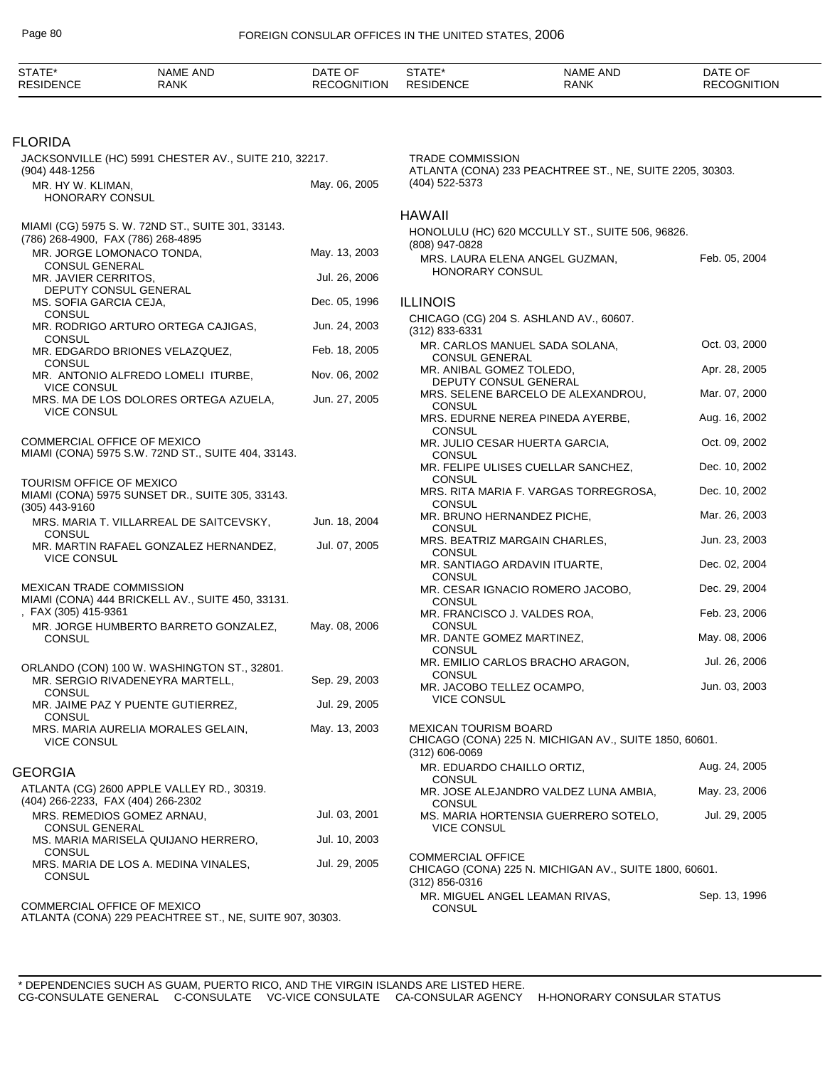## FLORIDA

JACKSONVILLE (HC) 5991 CHESTER AV., SUITE 210, 32217.
(904) 448-1256

| | |
|---|---|
| MR. HY W. KLIMAN, HONORARY CONSUL | May. 06, 2005 |

MIAMI (CG) 5975 S. W. 72ND ST., SUITE 301, 33143.
(786) 268-4900, FAX (786) 268-4895

| | |
|---|---|
| MR. JORGE LOMONACO TONDA, CONSUL GENERAL | May. 13, 2003 |
| MR. JAVIER CERRITOS, DEPUTY CONSUL GENERAL | Jul. 26, 2006 |
| MS. SOFIA GARCIA CEJA, CONSUL | Dec. 05, 1996 |
| MR. RODRIGO ARTURO ORTEGA CAJIGAS, CONSUL | Jun. 24, 2003 |
| MR. EDGARDO BRIONES VELAZQUEZ, CONSUL | Feb. 18, 2005 |
| MR. ANTONIO ALFREDO LOMELI ITURBE, VICE CONSUL | Nov. 06, 2002 |
| MRS. MA DE LOS DOLORES ORTEGA AZUELA, VICE CONSUL | Jun. 27, 2005 |

COMMERCIAL OFFICE OF MEXICO
MIAMI (CONA) 5975 S.W. 72ND ST., SUITE 404, 33143.

TOURISM OFFICE OF MEXICO
MIAMI (CONA) 5975 SUNSET DR., SUITE 305, 33143.
(305) 443-9160

| | |
|---|---|
| MRS. MARIA T. VILLARREAL DE SAITCEVSKY, CONSUL | Jun. 18, 2004 |
| MR. MARTIN RAFAEL GONZALEZ HERNANDEZ, VICE CONSUL | Jul. 07, 2005 |

MEXICAN TRADE COMMISSION
MIAMI (CONA) 444 BRICKELL AV., SUITE 450, 33131.
, FAX (305) 415-9361

| | |
|---|---|
| MR. JORGE HUMBERTO BARRETO GONZALEZ, CONSUL | May. 08, 2006 |

ORLANDO (CON) 100 W. WASHINGTON ST., 32801.

| | |
|---|---|
| MR. SERGIO RIVADENEYRA MARTELL, CONSUL | Sep. 29, 2003 |
| MR. JAIME PAZ Y PUENTE GUTIERREZ, CONSUL | Jul. 29, 2005 |
| MRS. MARIA AURELIA MORALES GELAIN, VICE CONSUL | May. 13, 2003 |

## GEORGIA

ATLANTA (CG) 2600 APPLE VALLEY RD., 30319.
(404) 266-2233, FAX (404) 266-2302

| | |
|---|---|
| MRS. REMEDIOS GOMEZ ARNAU, CONSUL GENERAL | Jul. 03, 2001 |
| MS. MARIA MARISELA QUIJANO HERRERO, CONSUL | Jul. 10, 2003 |
| MRS. MARIA DE LOS A. MEDINA VINALES, CONSUL | Jul. 29, 2005 |

COMMERCIAL OFFICE OF MEXICO
ATLANTA (CONA) 229 PEACHTREE ST., NE, SUITE 907, 30303.

TRADE COMMISSION
ATLANTA (CONA) 233 PEACHTREE ST., NE, SUITE 2205, 30303.
(404) 522-5373

## HAWAII

HONOLULU (HC) 620 MCCULLY ST., SUITE 506, 96826.
(808) 947-0828

| | |
|---|---|
| MRS. LAURA ELENA ANGEL GUZMAN, HONORARY CONSUL | Feb. 05, 2004 |

## ILLINOIS

CHICAGO (CG) 204 S. ASHLAND AV., 60607.
(312) 833-6331

| | |
|---|---|
| MR. CARLOS MANUEL SADA SOLANA, CONSUL GENERAL | Oct. 03, 2000 |
| MR. ANIBAL GOMEZ TOLEDO, DEPUTY CONSUL GENERAL | Apr. 28, 2005 |
| MRS. SELENE BARCELO DE ALEXANDROU, CONSUL | Mar. 07, 2000 |
| MRS. EDURNE NEREA PINEDA AYERBE, CONSUL | Aug. 16, 2002 |
| MR. JULIO CESAR HUERTA GARCIA, CONSUL | Oct. 09, 2002 |
| MR. FELIPE ULISES CUELLAR SANCHEZ, CONSUL | Dec. 10, 2002 |
| MRS. RITA MARIA F. VARGAS TORREGROSA, CONSUL | Dec. 10, 2002 |
| MR. BRUNO HERNANDEZ PICHE, CONSUL | Mar. 26, 2003 |
| MRS. BEATRIZ MARGAIN CHARLES, CONSUL | Jun. 23, 2003 |
| MR. SANTIAGO ARDAVIN ITUARTE, CONSUL | Dec. 02, 2004 |
| MR. CESAR IGNACIO ROMERO JACOBO, CONSUL | Dec. 29, 2004 |
| MR. FRANCISCO J. VALDES ROA, CONSUL | Feb. 23, 2006 |
| MR. DANTE GOMEZ MARTINEZ, CONSUL | May. 08, 2006 |
| MR. EMILIO CARLOS BRACHO ARAGON, CONSUL | Jul. 26, 2006 |
| MR. JACOBO TELLEZ OCAMPO, VICE CONSUL | Jun. 03, 2003 |

MEXICAN TOURISM BOARD
CHICAGO (CONA) 225 N. MICHIGAN AV., SUITE 1850, 60601.
(312) 606-0069

| | |
|---|---|
| MR. EDUARDO CHAILLO ORTIZ, CONSUL | Aug. 24, 2005 |
| MR. JOSE ALEJANDRO VALDEZ LUNA AMBIA, CONSUL | May. 23, 2006 |
| MS. MARIA HORTENSIA GUERRERO SOTELO, VICE CONSUL | Jul. 29, 2005 |

COMMERCIAL OFFICE
CHICAGO (CONA) 225 N. MICHIGAN AV., SUITE 1800, 60601.
(312) 856-0316

| | |
|---|---|
| MR. MIGUEL ANGEL LEAMAN RIVAS, CONSUL | Sep. 13, 1996 |

\* DEPENDENCIES SUCH AS GUAM, PUERTO RICO, AND THE VIRGIN ISLANDS ARE LISTED HERE.
CG-CONSULATE GENERAL C-CONSULATE VC-VICE CONSULATE CA-CONSULAR AGENCY H-HONORARY CONSULAR STATUS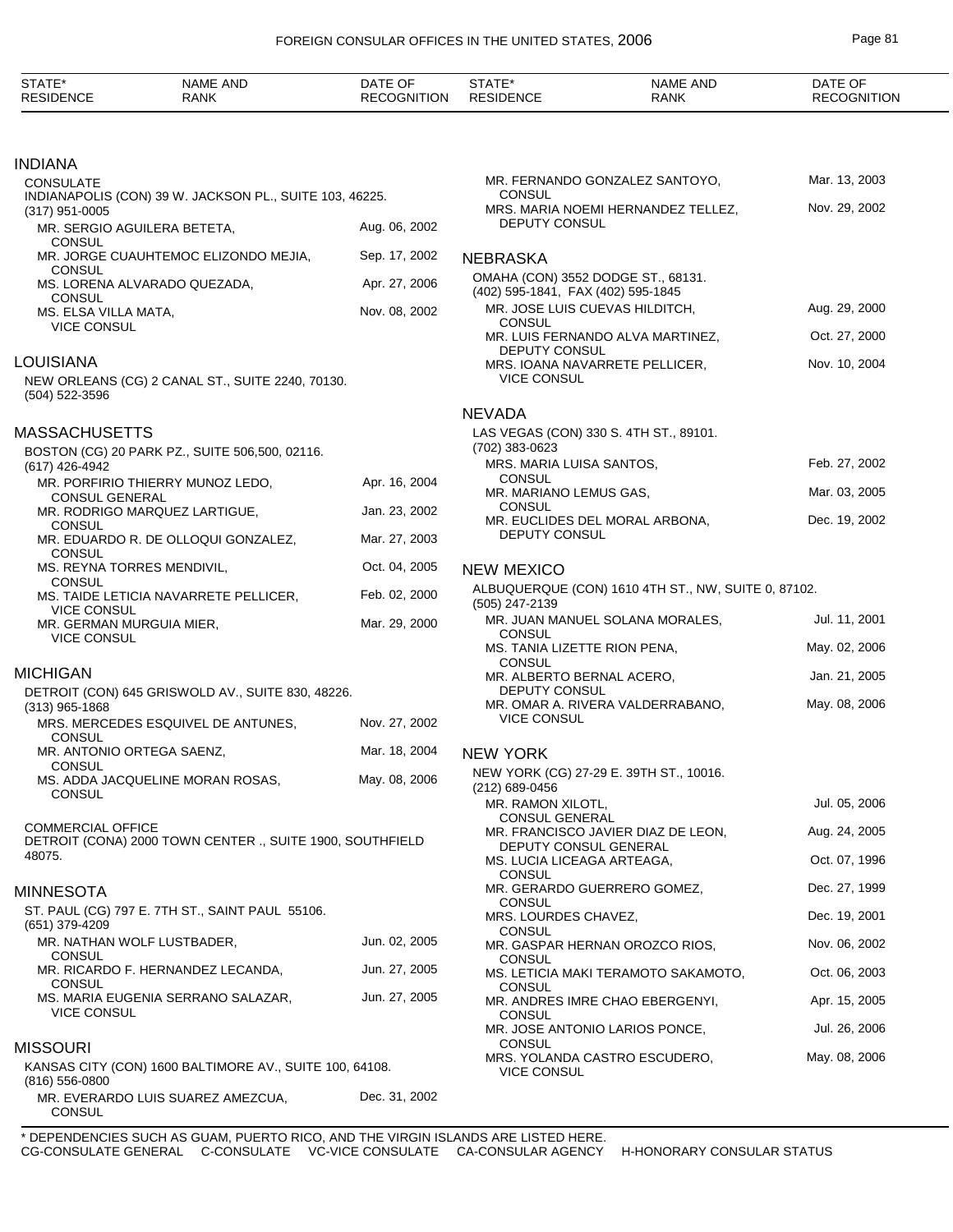| STATE* RESIDENCE | NAME AND RANK | DATE OF RECOGNITION |
|---|---|---|

## INDIANA

CONSULATE
INDIANAPOLIS (CON) 39 W. JACKSON PL., SUITE 103, 46225.
(317) 951-0005

| NAME AND RANK | DATE OF RECOGNITION |
|---|---|
| MR. SERGIO AGUILERA BETETA, CONSUL | Aug. 06, 2002 |
| MR. JORGE CUAUHTEMOC ELIZONDO MEJIA, CONSUL | Sep. 17, 2002 |
| MS. LORENA ALVARADO QUEZADA, CONSUL | Apr. 27, 2006 |
| MS. ELSA VILLA MATA, VICE CONSUL | Nov. 08, 2002 |

## LOUISIANA

NEW ORLEANS (CG) 2 CANAL ST., SUITE 2240, 70130.
(504) 522-3596

## MASSACHUSETTS

BOSTON (CG) 20 PARK PZ., SUITE 506,500, 02116.
(617) 426-4942

| NAME AND RANK | DATE OF RECOGNITION |
|---|---|
| MR. PORFIRIO THIERRY MUNOZ LEDO, CONSUL GENERAL | Apr. 16, 2004 |
| MR. RODRIGO MARQUEZ LARTIGUE, CONSUL | Jan. 23, 2002 |
| MR. EDUARDO R. DE OLLOQUI GONZALEZ, CONSUL | Mar. 27, 2003 |
| MS. REYNA TORRES MENDIVIL, CONSUL | Oct. 04, 2005 |
| MS. TAIDE LETICIA NAVARRETE PELLICER, VICE CONSUL | Feb. 02, 2000 |
| MR. GERMAN MURGUIA MIER, VICE CONSUL | Mar. 29, 2000 |

## MICHIGAN

DETROIT (CON) 645 GRISWOLD AV., SUITE 830, 48226.
(313) 965-1868

| NAME AND RANK | DATE OF RECOGNITION |
|---|---|
| MRS. MERCEDES ESQUIVEL DE ANTUNES, CONSUL | Nov. 27, 2002 |
| MR. ANTONIO ORTEGA SAENZ, CONSUL | Mar. 18, 2004 |
| MS. ADDA JACQUELINE MORAN ROSAS, CONSUL | May. 08, 2006 |

COMMERCIAL OFFICE
DETROIT (CONA) 2000 TOWN CENTER ., SUITE 1900, SOUTHFIELD 48075.

## MINNESOTA

ST. PAUL (CG) 797 E. 7TH ST., SAINT PAUL 55106.
(651) 379-4209

| NAME AND RANK | DATE OF RECOGNITION |
|---|---|
| MR. NATHAN WOLF LUSTBADER, CONSUL | Jun. 02, 2005 |
| MR. RICARDO F. HERNANDEZ LECANDA, CONSUL | Jun. 27, 2005 |
| MS. MARIA EUGENIA SERRANO SALAZAR, VICE CONSUL | Jun. 27, 2005 |

## MISSOURI

KANSAS CITY (CON) 1600 BALTIMORE AV., SUITE 100, 64108.
(816) 556-0800

| NAME AND RANK | DATE OF RECOGNITION |
|---|---|
| MR. EVERARDO LUIS SUAREZ AMEZCUA, CONSUL | Dec. 31, 2002 |
| MR. FERNANDO GONZALEZ SANTOYO, CONSUL | Mar. 13, 2003 |
| MRS. MARIA NOEMI HERNANDEZ TELLEZ, DEPUTY CONSUL | Nov. 29, 2002 |

## NEBRASKA

OMAHA (CON) 3552 DODGE ST., 68131.
(402) 595-1841, FAX (402) 595-1845

| NAME AND RANK | DATE OF RECOGNITION |
|---|---|
| MR. JOSE LUIS CUEVAS HILDITCH, CONSUL | Aug. 29, 2000 |
| MR. LUIS FERNANDO ALVA MARTINEZ, DEPUTY CONSUL | Oct. 27, 2000 |
| MRS. IOANA NAVARRETE PELLICER, VICE CONSUL | Nov. 10, 2004 |

## NEVADA

LAS VEGAS (CON) 330 S. 4TH ST., 89101.
(702) 383-0623

| NAME AND RANK | DATE OF RECOGNITION |
|---|---|
| MRS. MARIA LUISA SANTOS, CONSUL | Feb. 27, 2002 |
| MR. MARIANO LEMUS GAS, CONSUL | Mar. 03, 2005 |
| MR. EUCLIDES DEL MORAL ARBONA, DEPUTY CONSUL | Dec. 19, 2002 |

## NEW MEXICO

ALBUQUERQUE (CON) 1610 4TH ST., NW, SUITE 0, 87102.
(505) 247-2139

| NAME AND RANK | DATE OF RECOGNITION |
|---|---|
| MR. JUAN MANUEL SOLANA MORALES, CONSUL | Jul. 11, 2001 |
| MS. TANIA LIZETTE RION PENA, CONSUL | May. 02, 2006 |
| MR. ALBERTO BERNAL ACERO, DEPUTY CONSUL | Jan. 21, 2005 |
| MR. OMAR A. RIVERA VALDERRABANO, VICE CONSUL | May. 08, 2006 |

## NEW YORK

NEW YORK (CG) 27-29 E. 39TH ST., 10016.
(212) 689-0456

| NAME AND RANK | DATE OF RECOGNITION |
|---|---|
| MR. RAMON XILOTL, CONSUL GENERAL | Jul. 05, 2006 |
| MR. FRANCISCO JAVIER DIAZ DE LEON, DEPUTY CONSUL GENERAL | Aug. 24, 2005 |
| MS. LUCIA LICEAGA ARTEAGA, CONSUL | Oct. 07, 1996 |
| MR. GERARDO GUERRERO GOMEZ, CONSUL | Dec. 27, 1999 |
| MRS. LOURDES CHAVEZ, CONSUL | Dec. 19, 2001 |
| MR. GASPAR HERNAN OROZCO RIOS, CONSUL | Nov. 06, 2002 |
| MS. LETICIA MAKI TERAMOTO SAKAMOTO, CONSUL | Oct. 06, 2003 |
| MR. ANDRES IMRE CHAO EBERGENYI, CONSUL | Apr. 15, 2005 |
| MR. JOSE ANTONIO LARIOS PONCE, CONSUL | Jul. 26, 2006 |
| MRS. YOLANDA CASTRO ESCUDERO, VICE CONSUL | May. 08, 2006 |

\* DEPENDENCIES SUCH AS GUAM, PUERTO RICO, AND THE VIRGIN ISLANDS ARE LISTED HERE.
CG-CONSULATE GENERAL C-CONSULATE VC-VICE CONSULATE CA-CONSULAR AGENCY H-HONORARY CONSULAR STATUS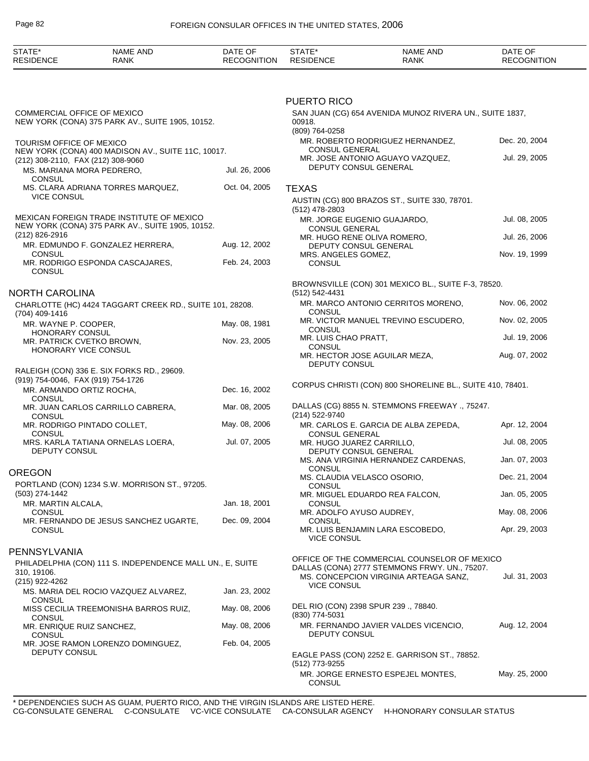COMMERCIAL OFFICE OF MEXICO
NEW YORK (CONA) 375 PARK AV., SUITE 1905, 10152.

TOURISM OFFICE OF MEXICO
NEW YORK (CONA) 400 MADISON AV., SUITE 11C, 10017.
(212) 308-2110, FAX (212) 308-9060

| NAME AND RANK | DATE OF RECOGNITION |
|---|---|
| MS. MARIANA MORA PEDRERO, CONSUL | Jul. 26, 2006 |
| MS. CLARA ADRIANA TORRES MARQUEZ, VICE CONSUL | Oct. 04, 2005 |

MEXICAN FOREIGN TRADE INSTITUTE OF MEXICO
NEW YORK (CONA) 375 PARK AV., SUITE 1905, 10152.
(212) 826-2916

| NAME AND RANK | DATE OF RECOGNITION |
|---|---|
| MR. EDMUNDO F. GONZALEZ HERRERA, CONSUL | Aug. 12, 2002 |
| MR. RODRIGO ESPONDA CASCAJARES, CONSUL | Feb. 24, 2003 |

## NORTH CAROLINA

CHARLOTTE (HC) 4424 TAGGART CREEK RD., SUITE 101, 28208.
(704) 409-1416

| NAME AND RANK | DATE OF RECOGNITION |
|---|---|
| MR. WAYNE P. COOPER, HONORARY CONSUL | May. 08, 1981 |
| MR. PATRICK CVETKO BROWN, HONORARY VICE CONSUL | Nov. 23, 2005 |

RALEIGH (CON) 336 E. SIX FORKS RD., 29609.
(919) 754-0046, FAX (919) 754-1726

| NAME AND RANK | DATE OF RECOGNITION |
|---|---|
| MR. ARMANDO ORTIZ ROCHA, CONSUL | Dec. 16, 2002 |
| MR. JUAN CARLOS CARRILLO CABRERA, CONSUL | Mar. 08, 2005 |
| MR. RODRIGO PINTADO COLLET, CONSUL | May. 08, 2006 |
| MRS. KARLA TATIANA ORNELAS LOERA, DEPUTY CONSUL | Jul. 07, 2005 |

## OREGON

PORTLAND (CON) 1234 S.W. MORRISON ST., 97205.
(503) 274-1442

| NAME AND RANK | DATE OF RECOGNITION |
|---|---|
| MR. MARTIN ALCALA, CONSUL | Jan. 18, 2001 |
| MR. FERNANDO DE JESUS SANCHEZ UGARTE, CONSUL | Dec. 09, 2004 |

## PENNSYLVANIA

PHILADELPHIA (CON) 111 S. INDEPENDENCE MALL UN., E, SUITE 310, 19106.
(215) 922-4262

| NAME AND RANK | DATE OF RECOGNITION |
|---|---|
| MS. MARIA DEL ROCIO VAZQUEZ ALVAREZ, CONSUL | Jan. 23, 2002 |
| MISS CECILIA TREEMONISHA BARROS RUIZ, CONSUL | May. 08, 2006 |
| MR. ENRIQUE RUIZ SANCHEZ, CONSUL | May. 08, 2006 |
| MR. JOSE RAMON LORENZO DOMINGUEZ, DEPUTY CONSUL | Feb. 04, 2005 |

## PUERTO RICO

SAN JUAN (CG) 654 AVENIDA MUNOZ RIVERA UN., SUITE 1837, 00918.
(809) 764-0258

| NAME AND RANK | DATE OF RECOGNITION |
|---|---|
| MR. ROBERTO RODRIGUEZ HERNANDEZ, CONSUL GENERAL | Dec. 20, 2004 |
| MR. JOSE ANTONIO AGUAYO VAZQUEZ, DEPUTY CONSUL GENERAL | Jul. 29, 2005 |

## TEXAS

AUSTIN (CG) 800 BRAZOS ST., SUITE 330, 78701.
(512) 478-2803

| NAME AND RANK | DATE OF RECOGNITION |
|---|---|
| MR. JORGE EUGENIO GUAJARDO, CONSUL GENERAL | Jul. 08, 2005 |
| MR. HUGO RENE OLIVA ROMERO, DEPUTY CONSUL GENERAL | Jul. 26, 2006 |
| MRS. ANGELES GOMEZ, CONSUL | Nov. 19, 1999 |

BROWNSVILLE (CON) 301 MEXICO BL., SUITE F-3, 78520.
(512) 542-4431

| NAME AND RANK | DATE OF RECOGNITION |
|---|---|
| MR. MARCO ANTONIO CERRITOS MORENO, CONSUL | Nov. 06, 2002 |
| MR. VICTOR MANUEL TREVINO ESCUDERO, CONSUL | Nov. 02, 2005 |
| MR. LUIS CHAO PRATT, CONSUL | Jul. 19, 2006 |
| MR. HECTOR JOSE AGUILAR MEZA, DEPUTY CONSUL | Aug. 07, 2002 |

CORPUS CHRISTI (CON) 800 SHORELINE BL., SUITE 410, 78401.

DALLAS (CG) 8855 N. STEMMONS FREEWAY ., 75247.
(214) 522-9740

| NAME AND RANK | DATE OF RECOGNITION |
|---|---|
| MR. CARLOS E. GARCIA DE ALBA ZEPEDA, CONSUL GENERAL | Apr. 12, 2004 |
| MR. HUGO JUAREZ CARRILLO, DEPUTY CONSUL GENERAL | Jul. 08, 2005 |
| MS. ANA VIRGINIA HERNANDEZ CARDENAS, CONSUL | Jan. 07, 2003 |
| MS. CLAUDIA VELASCO OSORIO, CONSUL | Dec. 21, 2004 |
| MR. MIGUEL EDUARDO REA FALCON, CONSUL | Jan. 05, 2005 |
| MR. ADOLFO AYUSO AUDREY, CONSUL | May. 08, 2006 |
| MR. LUIS BENJAMIN LARA ESCOBEDO, VICE CONSUL | Apr. 29, 2003 |

OFFICE OF THE COMMERCIAL COUNSELOR OF MEXICO
DALLAS (CONA) 2777 STEMMONS FRWY. UN., 75207.

| NAME AND RANK | DATE OF RECOGNITION |
|---|---|
| MS. CONCEPCION VIRGINIA ARTEAGA SANZ, VICE CONSUL | Jul. 31, 2003 |

DEL RIO (CON) 2398 SPUR 239 ., 78840.
(830) 774-5031

| NAME AND RANK | DATE OF RECOGNITION |
|---|---|
| MR. FERNANDO JAVIER VALDES VICENCIO, DEPUTY CONSUL | Aug. 12, 2004 |

EAGLE PASS (CON) 2252 E. GARRISON ST., 78852.
(512) 773-9255

| NAME AND RANK | DATE OF RECOGNITION |
|---|---|
| MR. JORGE ERNESTO ESPEJEL MONTES, CONSUL | May. 25, 2000 |

* DEPENDENCIES SUCH AS GUAM, PUERTO RICO, AND THE VIRGIN ISLANDS ARE LISTED HERE.
CG-CONSULATE GENERAL C-CONSULATE VC-VICE CONSULATE CA-CONSULAR AGENCY H-HONORARY CONSULAR STATUS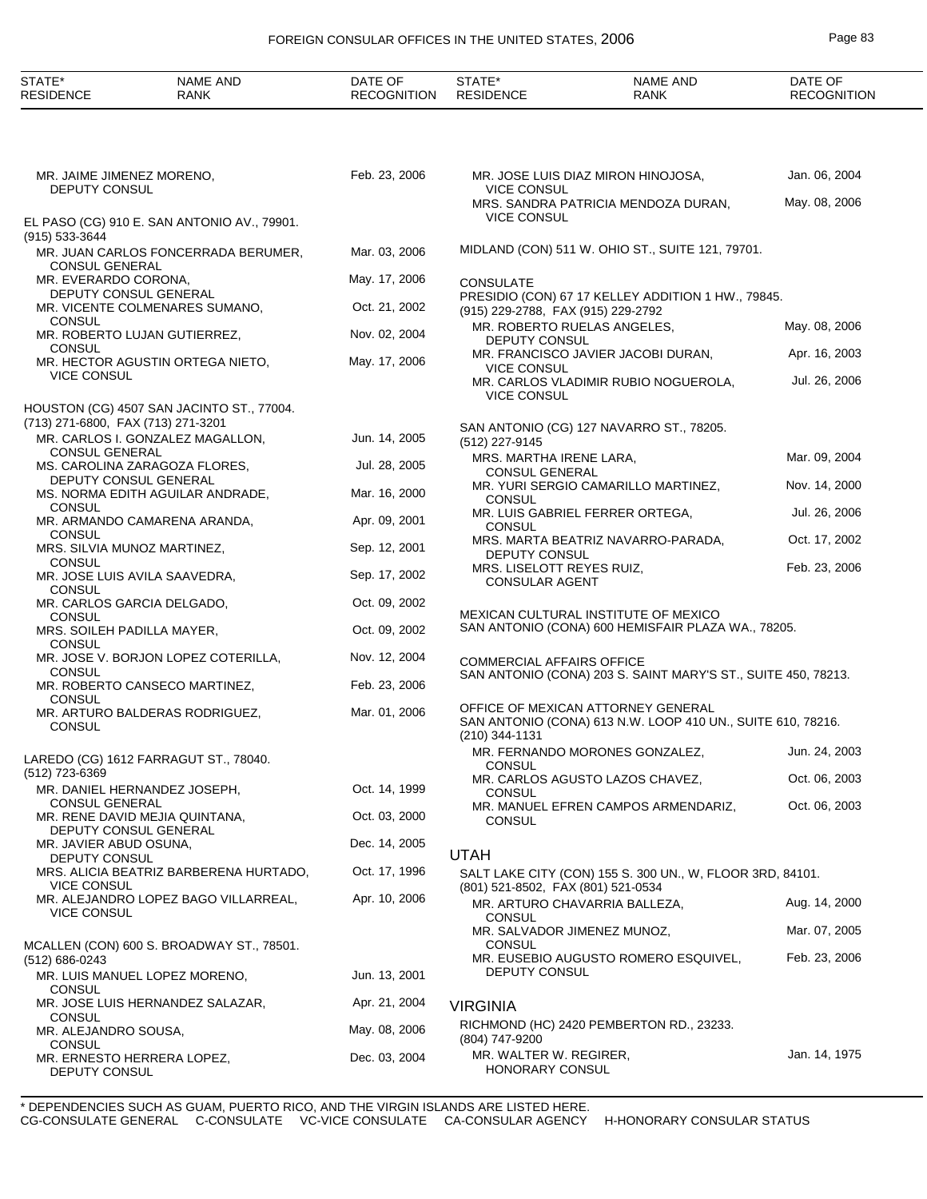| STATE* RESIDENCE | NAME AND RANK | DATE OF RECOGNITION |
|---|---|---|
| | MR. JAIME JIMENEZ MORENO, DEPUTY CONSUL | Feb. 23, 2006 |

EL PASO (CG) 910 E. SAN ANTONIO AV., 79901.
(915) 533-3644

| NAME AND RANK | DATE OF RECOGNITION |
|---|---|
| MR. JUAN CARLOS FONCERRADA BERUMER, CONSUL GENERAL | Mar. 03, 2006 |
| MR. EVERARDO CORONA, DEPUTY CONSUL GENERAL | May. 17, 2006 |
| MR. VICENTE COLMENARES SUMANO, CONSUL | Oct. 21, 2002 |
| MR. ROBERTO LUJAN GUTIERREZ, CONSUL | Nov. 02, 2004 |
| MR. HECTOR AGUSTIN ORTEGA NIETO, VICE CONSUL | May. 17, 2006 |

HOUSTON (CG) 4507 SAN JACINTO ST., 77004.
(713) 271-6800, FAX (713) 271-3201

| NAME AND RANK | DATE OF RECOGNITION |
|---|---|
| MR. CARLOS I. GONZALEZ MAGALLON, CONSUL GENERAL | Jun. 14, 2005 |
| MS. CAROLINA ZARAGOZA FLORES, DEPUTY CONSUL GENERAL | Jul. 28, 2005 |
| MS. NORMA EDITH AGUILAR ANDRADE, CONSUL | Mar. 16, 2000 |
| MR. ARMANDO CAMARENA ARANDA, CONSUL | Apr. 09, 2001 |
| MRS. SILVIA MUNOZ MARTINEZ, CONSUL | Sep. 12, 2001 |
| MR. JOSE LUIS AVILA SAAVEDRA, CONSUL | Sep. 17, 2002 |
| MR. CARLOS GARCIA DELGADO, CONSUL | Oct. 09, 2002 |
| MRS. SOILEH PADILLA MAYER, CONSUL | Oct. 09, 2002 |
| MR. JOSE V. BORJON LOPEZ COTERILLA, CONSUL | Nov. 12, 2004 |
| MR. ROBERTO CANSECO MARTINEZ, CONSUL | Feb. 23, 2006 |
| MR. ARTURO BALDERAS RODRIGUEZ, CONSUL | Mar. 01, 2006 |

LAREDO (CG) 1612 FARRAGUT ST., 78040.
(512) 723-6369

| NAME AND RANK | DATE OF RECOGNITION |
|---|---|
| MR. DANIEL HERNANDEZ JOSEPH, CONSUL GENERAL | Oct. 14, 1999 |
| MR. RENE DAVID MEJIA QUINTANA, DEPUTY CONSUL GENERAL | Oct. 03, 2000 |
| MR. JAVIER ABUD OSUNA, DEPUTY CONSUL | Dec. 14, 2005 |
| MRS. ALICIA BEATRIZ BARBERENA HURTADO, VICE CONSUL | Oct. 17, 1996 |
| MR. ALEJANDRO LOPEZ BAGO VILLARREAL, VICE CONSUL | Apr. 10, 2006 |

MCALLEN (CON) 600 S. BROADWAY ST., 78501.
(512) 686-0243

| NAME AND RANK | DATE OF RECOGNITION |
|---|---|
| MR. LUIS MANUEL LOPEZ MORENO, CONSUL | Jun. 13, 2001 |
| MR. JOSE LUIS HERNANDEZ SALAZAR, CONSUL | Apr. 21, 2004 |
| MR. ALEJANDRO SOUSA, CONSUL | May. 08, 2006 |
| MR. ERNESTO HERRERA LOPEZ, DEPUTY CONSUL | Dec. 03, 2004 |
| MR. JOSE LUIS DIAZ MIRON HINOJOSA, VICE CONSUL | Jan. 06, 2004 |
| MRS. SANDRA PATRICIA MENDOZA DURAN, VICE CONSUL | May. 08, 2006 |

MIDLAND (CON) 511 W. OHIO ST., SUITE 121, 79701.

CONSULATE
PRESIDIO (CON) 67 17 KELLEY ADDITION 1 HW., 79845.
(915) 229-2788, FAX (915) 229-2792

| NAME AND RANK | DATE OF RECOGNITION |
|---|---|
| MR. ROBERTO RUELAS ANGELES, DEPUTY CONSUL | May. 08, 2006 |
| MR. FRANCISCO JAVIER JACOBI DURAN, VICE CONSUL | Apr. 16, 2003 |
| MR. CARLOS VLADIMIR RUBIO NOGUEROLA, VICE CONSUL | Jul. 26, 2006 |

SAN ANTONIO (CG) 127 NAVARRO ST., 78205.
(512) 227-9145

| NAME AND RANK | DATE OF RECOGNITION |
|---|---|
| MRS. MARTHA IRENE LARA, CONSUL GENERAL | Mar. 09, 2004 |
| MR. YURI SERGIO CAMARILLO MARTINEZ, CONSUL | Nov. 14, 2000 |
| MR. LUIS GABRIEL FERRER ORTEGA, CONSUL | Jul. 26, 2006 |
| MRS. MARTA BEATRIZ NAVARRO-PARADA, DEPUTY CONSUL | Oct. 17, 2002 |
| MRS. LISELOTT REYES RUIZ, CONSULAR AGENT | Feb. 23, 2006 |

MEXICAN CULTURAL INSTITUTE OF MEXICO
SAN ANTONIO (CONA) 600 HEMISFAIR PLAZA WA., 78205.

COMMERCIAL AFFAIRS OFFICE
SAN ANTONIO (CONA) 203 S. SAINT MARY'S ST., SUITE 450, 78213.

OFFICE OF MEXICAN ATTORNEY GENERAL
SAN ANTONIO (CONA) 613 N.W. LOOP 410 UN., SUITE 610, 78216.
(210) 344-1131

| NAME AND RANK | DATE OF RECOGNITION |
|---|---|
| MR. FERNANDO MORONES GONZALEZ, CONSUL | Jun. 24, 2003 |
| MR. CARLOS AGUSTO LAZOS CHAVEZ, CONSUL | Oct. 06, 2003 |
| MR. MANUEL EFREN CAMPOS ARMENDARIZ, CONSUL | Oct. 06, 2003 |

## UTAH

SALT LAKE CITY (CON) 155 S. 300 UN., W, FLOOR 3RD, 84101.
(801) 521-8502, FAX (801) 521-0534

| NAME AND RANK | DATE OF RECOGNITION |
|---|---|
| MR. ARTURO CHAVARRIA BALLEZA, CONSUL | Aug. 14, 2000 |
| MR. SALVADOR JIMENEZ MUNOZ, CONSUL | Mar. 07, 2005 |
| MR. EUSEBIO AUGUSTO ROMERO ESQUIVEL, DEPUTY CONSUL | Feb. 23, 2006 |

## VIRGINIA

RICHMOND (HC) 2420 PEMBERTON RD., 23233.
(804) 747-9200

| NAME AND RANK | DATE OF RECOGNITION |
|---|---|
| MR. WALTER W. REGIRER, HONORARY CONSUL | Jan. 14, 1975 |

\* DEPENDENCIES SUCH AS GUAM, PUERTO RICO, AND THE VIRGIN ISLANDS ARE LISTED HERE.
CG-CONSULATE GENERAL C-CONSULATE VC-VICE CONSULATE CA-CONSULAR AGENCY H-HONORARY CONSULAR STATUS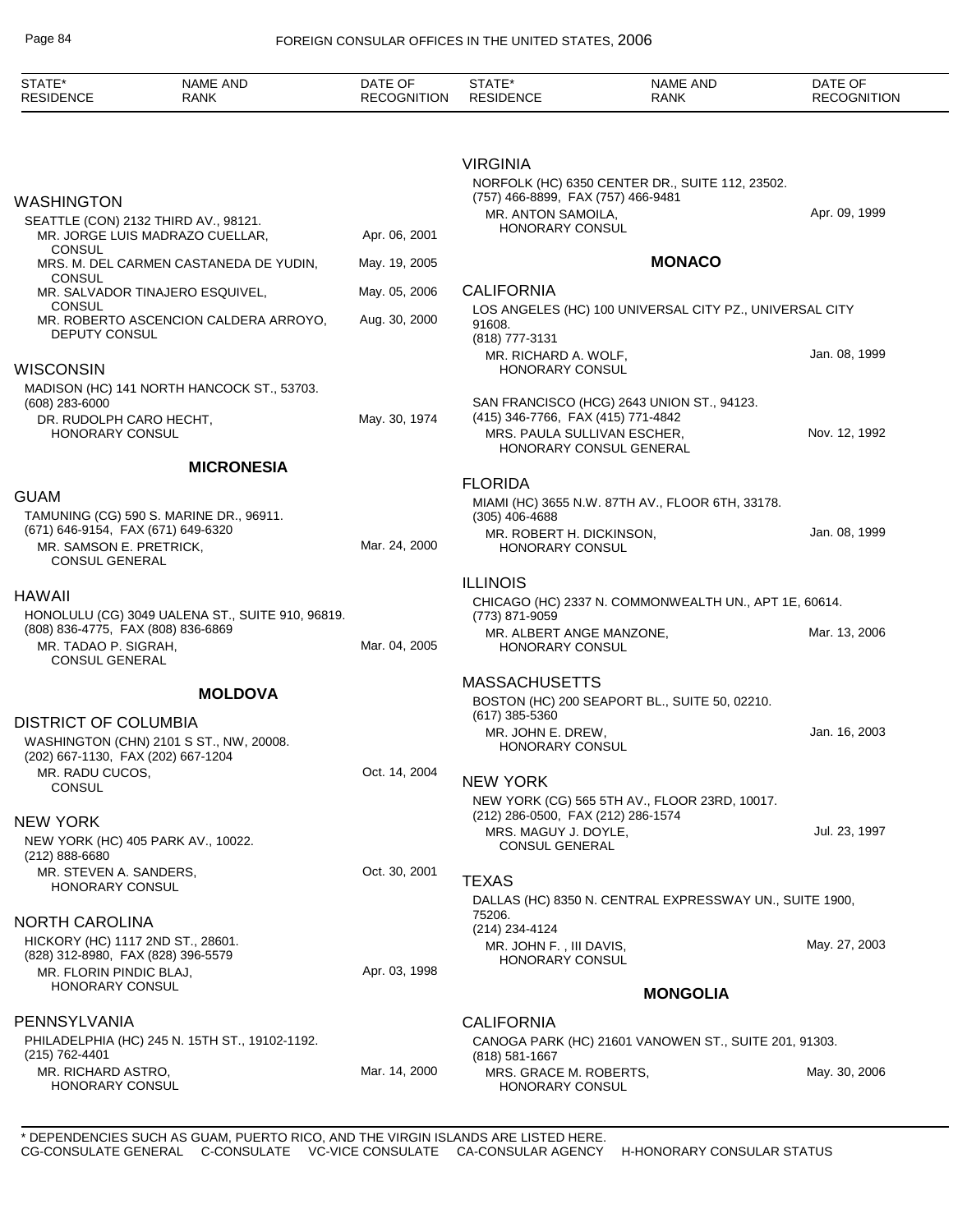| STATE* RESIDENCE | NAME AND RANK | DATE OF RECOGNITION |
|---|---|---|

### WASHINGTON

SEATTLE (CON) 2132 THIRD AV., 98121.

| | |
|---|---|
| MR. JORGE LUIS MADRAZO CUELLAR, CONSUL | Apr. 06, 2001 |
| MRS. M. DEL CARMEN CASTANEDA DE YUDIN, CONSUL | May. 19, 2005 |
| MR. SALVADOR TINAJERO ESQUIVEL, CONSUL | May. 05, 2006 |
| MR. ROBERTO ASCENCION CALDERA ARROYO, DEPUTY CONSUL | Aug. 30, 2000 |

### WISCONSIN

MADISON (HC) 141 NORTH HANCOCK ST., 53703.
(608) 283-6000

| | |
|---|---|
| DR. RUDOLPH CARO HECHT, HONORARY CONSUL | May. 30, 1974 |

## MICRONESIA

### GUAM

TAMUNING (CG) 590 S. MARINE DR., 96911.
(671) 646-9154, FAX (671) 649-6320

| | |
|---|---|
| MR. SAMSON E. PRETRICK, CONSUL GENERAL | Mar. 24, 2000 |

### HAWAII

HONOLULU (CG) 3049 UALENA ST., SUITE 910, 96819.
(808) 836-4775, FAX (808) 836-6869

| | |
|---|---|
| MR. TADAO P. SIGRAH, CONSUL GENERAL | Mar. 04, 2005 |

## MOLDOVA

### DISTRICT OF COLUMBIA

WASHINGTON (CHN) 2101 S ST., NW, 20008.
(202) 667-1130, FAX (202) 667-1204

| | |
|---|---|
| MR. RADU CUCOS, CONSUL | Oct. 14, 2004 |

### NEW YORK

NEW YORK (HC) 405 PARK AV., 10022.
(212) 888-6680

| | |
|---|---|
| MR. STEVEN A. SANDERS, HONORARY CONSUL | Oct. 30, 2001 |

### NORTH CAROLINA

HICKORY (HC) 1117 2ND ST., 28601.
(828) 312-8980, FAX (828) 396-5579

| | |
|---|---|
| MR. FLORIN PINDIC BLAJ, HONORARY CONSUL | Apr. 03, 1998 |

### PENNSYLVANIA

PHILADELPHIA (HC) 245 N. 15TH ST., 19102-1192.
(215) 762-4401

| | |
|---|---|
| MR. RICHARD ASTRO, HONORARY CONSUL | Mar. 14, 2000 |

### VIRGINIA

NORFOLK (HC) 6350 CENTER DR., SUITE 112, 23502.
(757) 466-8899, FAX (757) 466-9481

| | |
|---|---|
| MR. ANTON SAMOILA, HONORARY CONSUL | Apr. 09, 1999 |

## MONACO

### CALIFORNIA

LOS ANGELES (HC) 100 UNIVERSAL CITY PZ., UNIVERSAL CITY 91608.
(818) 777-3131

| | |
|---|---|
| MR. RICHARD A. WOLF, HONORARY CONSUL | Jan. 08, 1999 |

SAN FRANCISCO (HCG) 2643 UNION ST., 94123.
(415) 346-7766, FAX (415) 771-4842

| | |
|---|---|
| MRS. PAULA SULLIVAN ESCHER, HONORARY CONSUL GENERAL | Nov. 12, 1992 |

### FLORIDA

MIAMI (HC) 3655 N.W. 87TH AV., FLOOR 6TH, 33178.
(305) 406-4688

| | |
|---|---|
| MR. ROBERT H. DICKINSON, HONORARY CONSUL | Jan. 08, 1999 |

### ILLINOIS

CHICAGO (HC) 2337 N. COMMONWEALTH UN., APT 1E, 60614.
(773) 871-9059

| | |
|---|---|
| MR. ALBERT ANGE MANZONE, HONORARY CONSUL | Mar. 13, 2006 |

### MASSACHUSETTS

BOSTON (HC) 200 SEAPORT BL., SUITE 50, 02210.
(617) 385-5360

| | |
|---|---|
| MR. JOHN E. DREW, HONORARY CONSUL | Jan. 16, 2003 |

### NEW YORK

NEW YORK (CG) 565 5TH AV., FLOOR 23RD, 10017.
(212) 286-0500, FAX (212) 286-1574

| | |
|---|---|
| MRS. MAGUY J. DOYLE, CONSUL GENERAL | Jul. 23, 1997 |

### TEXAS

DALLAS (HC) 8350 N. CENTRAL EXPRESSWAY UN., SUITE 1900, 75206.
(214) 234-4124

| | |
|---|---|
| MR. JOHN F. , III DAVIS, HONORARY CONSUL | May. 27, 2003 |

## MONGOLIA

### CALIFORNIA

CANOGA PARK (HC) 21601 VANOWEN ST., SUITE 201, 91303.
(818) 581-1667

| | |
|---|---|
| MRS. GRACE M. ROBERTS, HONORARY CONSUL | May. 30, 2006 |

\* DEPENDENCIES SUCH AS GUAM, PUERTO RICO, AND THE VIRGIN ISLANDS ARE LISTED HERE.
CG-CONSULATE GENERAL C-CONSULATE VC-VICE CONSULATE CA-CONSULAR AGENCY H-HONORARY CONSULAR STATUS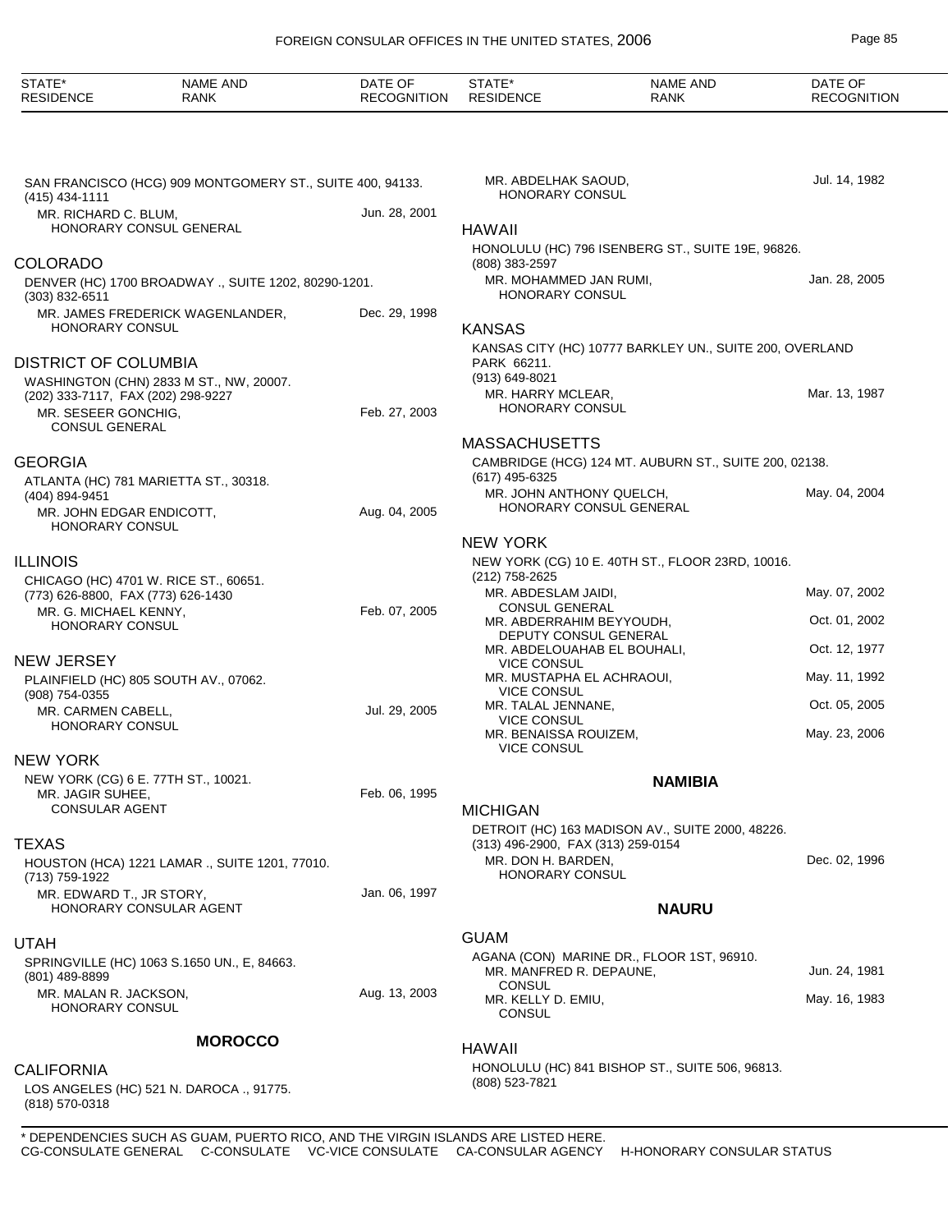SAN FRANCISCO (HCG) 909 MONTGOMERY ST., SUITE 400, 94133.
(415) 434-1111

| | |
|---|---|
| MR. RICHARD C. BLUM, HONORARY CONSUL GENERAL | Jun. 28, 2001 |

### COLORADO

DENVER (HC) 1700 BROADWAY ., SUITE 1202, 80290-1201.
(303) 832-6511

| | |
|---|---|
| MR. JAMES FREDERICK WAGENLANDER, HONORARY CONSUL | Dec. 29, 1998 |

### DISTRICT OF COLUMBIA

WASHINGTON (CHN) 2833 M ST., NW, 20007.
(202) 333-7117, FAX (202) 298-9227

| | |
|---|---|
| MR. SESEER GONCHIG, CONSUL GENERAL | Feb. 27, 2003 |

### GEORGIA

ATLANTA (HC) 781 MARIETTA ST., 30318.
(404) 894-9451

| | |
|---|---|
| MR. JOHN EDGAR ENDICOTT, HONORARY CONSUL | Aug. 04, 2005 |

### ILLINOIS

CHICAGO (HC) 4701 W. RICE ST., 60651.
(773) 626-8800, FAX (773) 626-1430

| | |
|---|---|
| MR. G. MICHAEL KENNY, HONORARY CONSUL | Feb. 07, 2005 |

### NEW JERSEY

PLAINFIELD (HC) 805 SOUTH AV., 07062.
(908) 754-0355

| | |
|---|---|
| MR. CARMEN CABELL, HONORARY CONSUL | Jul. 29, 2005 |

### NEW YORK

NEW YORK (CG) 6 E. 77TH ST., 10021.

| | |
|---|---|
| MR. JAGIR SUHEE, CONSULAR AGENT | Feb. 06, 1995 |

### TEXAS

HOUSTON (HCA) 1221 LAMAR ., SUITE 1201, 77010.
(713) 759-1922

| | |
|---|---|
| MR. EDWARD T., JR STORY, HONORARY CONSULAR AGENT | Jan. 06, 1997 |

### UTAH

SPRINGVILLE (HC) 1063 S.1650 UN., E, 84663.
(801) 489-8899

| | |
|---|---|
| MR. MALAN R. JACKSON, HONORARY CONSUL | Aug. 13, 2003 |

## MOROCCO

### CALIFORNIA

LOS ANGELES (HC) 521 N. DAROCA ., 91775.
(818) 570-0318

| | |
|---|---|
| MR. ABDELHAK SAOUD, HONORARY CONSUL | Jul. 14, 1982 |

### HAWAII

HONOLULU (HC) 796 ISENBERG ST., SUITE 19E, 96826.
(808) 383-2597

| | |
|---|---|
| MR. MOHAMMED JAN RUMI, HONORARY CONSUL | Jan. 28, 2005 |

### KANSAS

KANSAS CITY (HC) 10777 BARKLEY UN., SUITE 200, OVERLAND PARK 66211.
(913) 649-8021

| | |
|---|---|
| MR. HARRY MCLEAR, HONORARY CONSUL | Mar. 13, 1987 |

### MASSACHUSETTS

CAMBRIDGE (HCG) 124 MT. AUBURN ST., SUITE 200, 02138.
(617) 495-6325

| | |
|---|---|
| MR. JOHN ANTHONY QUELCH, HONORARY CONSUL GENERAL | May. 04, 2004 |

### NEW YORK

NEW YORK (CG) 10 E. 40TH ST., FLOOR 23RD, 10016.
(212) 758-2625

| | |
|---|---|
| MR. ABDESLAM JAIDI, CONSUL GENERAL | May. 07, 2002 |
| MR. ABDERRAHIM BEYYOUDH, DEPUTY CONSUL GENERAL | Oct. 01, 2002 |
| MR. ABDELOUAHAB EL BOUHALI, VICE CONSUL | Oct. 12, 1977 |
| MR. MUSTAPHA EL ACHRAOUI, VICE CONSUL | May. 11, 1992 |
| MR. TALAL JENNANE, VICE CONSUL | Oct. 05, 2005 |
| MR. BENAISSA ROUIZEM, VICE CONSUL | May. 23, 2006 |

## NAMIBIA

### MICHIGAN

DETROIT (HC) 163 MADISON AV., SUITE 2000, 48226.
(313) 496-2900, FAX (313) 259-0154

| | |
|---|---|
| MR. DON H. BARDEN, HONORARY CONSUL | Dec. 02, 1996 |

## NAURU

### GUAM

AGANA (CON) MARINE DR., FLOOR 1ST, 96910.

| | |
|---|---|
| MR. MANFRED R. DEPAUNE, CONSUL | Jun. 24, 1981 |
| MR. KELLY D. EMIU, CONSUL | May. 16, 1983 |

### HAWAII

HONOLULU (HC) 841 BISHOP ST., SUITE 506, 96813.
(808) 523-7821

\* DEPENDENCIES SUCH AS GUAM, PUERTO RICO, AND THE VIRGIN ISLANDS ARE LISTED HERE.
CG-CONSULATE GENERAL C-CONSULATE VC-VICE CONSULATE CA-CONSULAR AGENCY H-HONORARY CONSULAR STATUS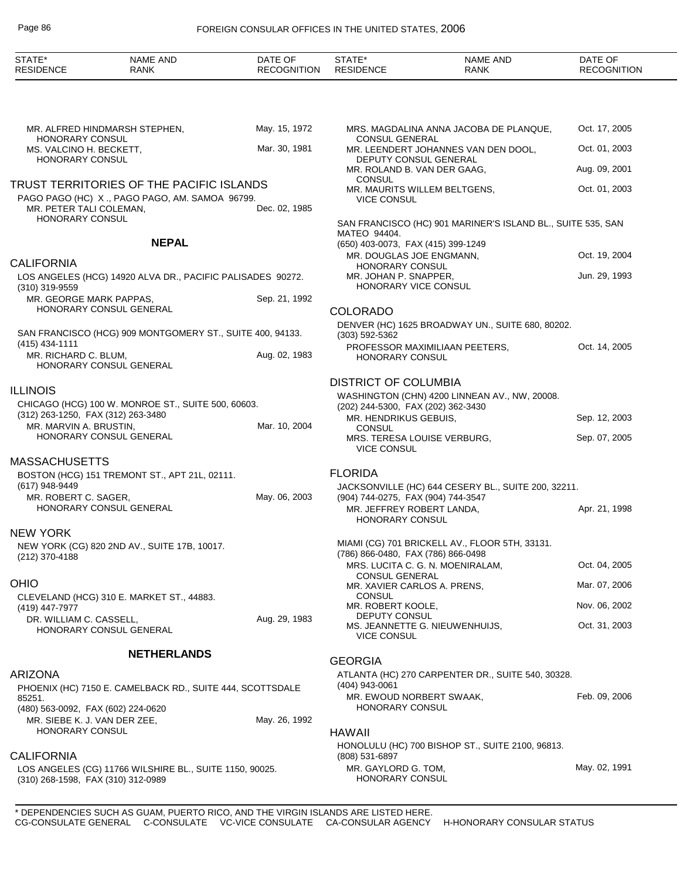MR. ALFRED HINDMARSH STEPHEN, HONORARY CONSUL — May. 15, 1972
MS. VALCINO H. BECKETT, HONORARY CONSUL — Mar. 30, 1981

## TRUST TERRITORIES OF THE PACIFIC ISLANDS

PAGO PAGO (HC) X ., PAGO PAGO, AM. SAMOA 96799.
MR. PETER TALI COLEMAN, HONORARY CONSUL — Dec. 02, 1985

## NEPAL

### CALIFORNIA

LOS ANGELES (HCG) 14920 ALVA DR., PACIFIC PALISADES 90272.
(310) 319-9559
MR. GEORGE MARK PAPPAS, HONORARY CONSUL GENERAL — Sep. 21, 1992

SAN FRANCISCO (HCG) 909 MONTGOMERY ST., SUITE 400, 94133.
(415) 434-1111
MR. RICHARD C. BLUM, HONORARY CONSUL GENERAL — Aug. 02, 1983

### ILLINOIS

CHICAGO (HCG) 100 W. MONROE ST., SUITE 500, 60603.
(312) 263-1250, FAX (312) 263-3480
MR. MARVIN A. BRUSTIN, HONORARY CONSUL GENERAL — Mar. 10, 2004

### MASSACHUSETTS

BOSTON (HCG) 151 TREMONT ST., APT 21L, 02111.
(617) 948-9449
MR. ROBERT C. SAGER, HONORARY CONSUL GENERAL — May. 06, 2003

### NEW YORK

NEW YORK (CG) 820 2ND AV., SUITE 17B, 10017.
(212) 370-4188

### OHIO

CLEVELAND (HCG) 310 E. MARKET ST., 44883.
(419) 447-7977
DR. WILLIAM C. CASSELL, HONORARY CONSUL GENERAL — Aug. 29, 1983

## NETHERLANDS

### ARIZONA

PHOENIX (HC) 7150 E. CAMELBACK RD., SUITE 444, SCOTTSDALE 85251.
(480) 563-0092, FAX (602) 224-0620
MR. SIEBE K. J. VAN DER ZEE, HONORARY CONSUL — May. 26, 1992

### CALIFORNIA

LOS ANGELES (CG) 11766 WILSHIRE BL., SUITE 1150, 90025.
(310) 268-1598, FAX (310) 312-0989
MRS. MAGDALINA ANNA JACOBA DE PLANQUE, CONSUL GENERAL — Oct. 17, 2005
MR. LEENDERT JOHANNES VAN DEN DOOL, DEPUTY CONSUL GENERAL — Oct. 01, 2003
MR. ROLAND B. VAN DER GAAG, CONSUL — Aug. 09, 2001
MR. MAURITS WILLEM BELTGENS, VICE CONSUL — Oct. 01, 2003

SAN FRANCISCO (HC) 901 MARINER'S ISLAND BL., SUITE 535, SAN MATEO 94404.
(650) 403-0073, FAX (415) 399-1249
MR. DOUGLAS JOE ENGMANN, HONORARY CONSUL — Oct. 19, 2004
MR. JOHAN P. SNAPPER, HONORARY VICE CONSUL — Jun. 29, 1993

### COLORADO

DENVER (HC) 1625 BROADWAY UN., SUITE 680, 80202.
(303) 592-5362
PROFESSOR MAXIMILIAAN PEETERS, HONORARY CONSUL — Oct. 14, 2005

### DISTRICT OF COLUMBIA

WASHINGTON (CHN) 4200 LINNEAN AV., NW, 20008.
(202) 244-5300, FAX (202) 362-3430
MR. HENDRIKUS GEBUIS, CONSUL — Sep. 12, 2003
MRS. TERESA LOUISE VERBURG, VICE CONSUL — Sep. 07, 2005

### FLORIDA

JACKSONVILLE (HC) 644 CESERY BL., SUITE 200, 32211.
(904) 744-0275, FAX (904) 744-3547
MR. JEFFREY ROBERT LANDA, HONORARY CONSUL — Apr. 21, 1998

MIAMI (CG) 701 BRICKELL AV., FLOOR 5TH, 33131.
(786) 866-0480, FAX (786) 866-0498
MRS. LUCITA C. G. N. MOENIRALAM, CONSUL GENERAL — Oct. 04, 2005
MR. XAVIER CARLOS A. PRENS, CONSUL — Mar. 07, 2006
MR. ROBERT KOOLE, DEPUTY CONSUL — Nov. 06, 2002
MS. JEANNETTE G. NIEUWENHUIJS, VICE CONSUL — Oct. 31, 2003

### GEORGIA

ATLANTA (HC) 270 CARPENTER DR., SUITE 540, 30328.
(404) 943-0061
MR. EWOUD NORBERT SWAAK, HONORARY CONSUL — Feb. 09, 2006

### HAWAII

HONOLULU (HC) 700 BISHOP ST., SUITE 2100, 96813.
(808) 531-6897
MR. GAYLORD G. TOM, HONORARY CONSUL — May. 02, 1991

* DEPENDENCIES SUCH AS GUAM, PUERTO RICO, AND THE VIRGIN ISLANDS ARE LISTED HERE.
CG-CONSULATE GENERAL C-CONSULATE VC-VICE CONSULATE CA-CONSULAR AGENCY H-HONORARY CONSULAR STATUS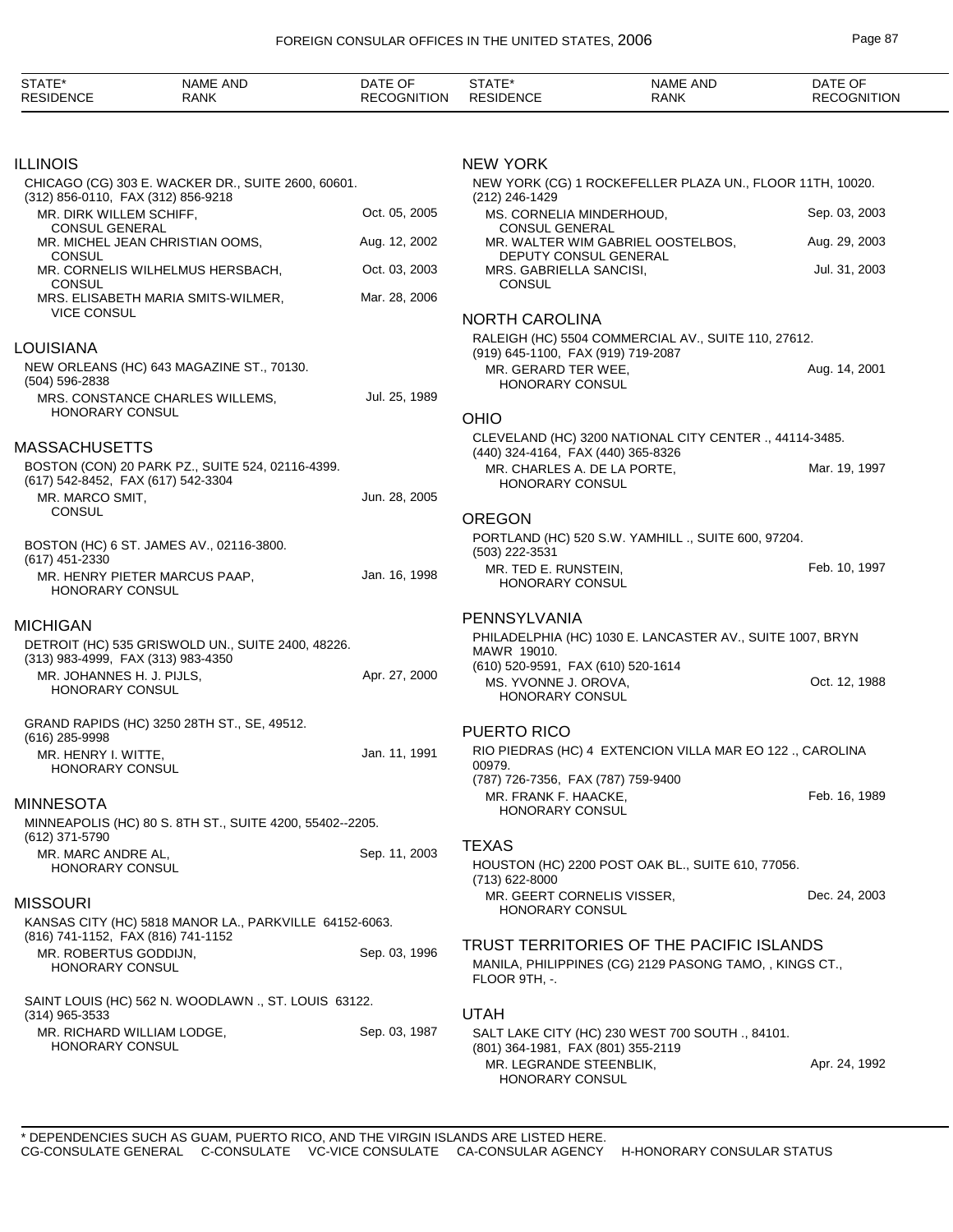| STATE* RESIDENCE | NAME AND RANK | DATE OF RECOGNITION |
|---|---|---|

## ILLINOIS

CHICAGO (CG) 303 E. WACKER DR., SUITE 2600, 60601.
(312) 856-0110, FAX (312) 856-9218

| | |
|---|---|
| MR. DIRK WILLEM SCHIFF, CONSUL GENERAL | Oct. 05, 2005 |
| MR. MICHEL JEAN CHRISTIAN OOMS, CONSUL | Aug. 12, 2002 |
| MR. CORNELIS WILHELMUS HERSBACH, CONSUL | Oct. 03, 2003 |
| MRS. ELISABETH MARIA SMITS-WILMER, VICE CONSUL | Mar. 28, 2006 |

## LOUISIANA

NEW ORLEANS (HC) 643 MAGAZINE ST., 70130.
(504) 596-2838

| | |
|---|---|
| MRS. CONSTANCE CHARLES WILLEMS, HONORARY CONSUL | Jul. 25, 1989 |

## MASSACHUSETTS

BOSTON (CON) 20 PARK PZ., SUITE 524, 02116-4399.
(617) 542-8452, FAX (617) 542-3304

| | |
|---|---|
| MR. MARCO SMIT, CONSUL | Jun. 28, 2005 |

BOSTON (HC) 6 ST. JAMES AV., 02116-3800.
(617) 451-2330

| | |
|---|---|
| MR. HENRY PIETER MARCUS PAAP, HONORARY CONSUL | Jan. 16, 1998 |

## MICHIGAN

DETROIT (HC) 535 GRISWOLD UN., SUITE 2400, 48226.
(313) 983-4999, FAX (313) 983-4350

| | |
|---|---|
| MR. JOHANNES H. J. PIJLS, HONORARY CONSUL | Apr. 27, 2000 |

GRAND RAPIDS (HC) 3250 28TH ST., SE, 49512.
(616) 285-9998

| | |
|---|---|
| MR. HENRY I. WITTE, HONORARY CONSUL | Jan. 11, 1991 |

## MINNESOTA

MINNEAPOLIS (HC) 80 S. 8TH ST., SUITE 4200, 55402--2205.
(612) 371-5790

| | |
|---|---|
| MR. MARC ANDRE AL, HONORARY CONSUL | Sep. 11, 2003 |

## MISSOURI

KANSAS CITY (HC) 5818 MANOR LA., PARKVILLE 64152-6063.
(816) 741-1152, FAX (816) 741-1152

| | |
|---|---|
| MR. ROBERTUS GODDIJN, HONORARY CONSUL | Sep. 03, 1996 |

SAINT LOUIS (HC) 562 N. WOODLAWN ., ST. LOUIS 63122.
(314) 965-3533

| | |
|---|---|
| MR. RICHARD WILLIAM LODGE, HONORARY CONSUL | Sep. 03, 1987 |

## NEW YORK

NEW YORK (CG) 1 ROCKEFELLER PLAZA UN., FLOOR 11TH, 10020.
(212) 246-1429

| | |
|---|---|
| MS. CORNELIA MINDERHOUD, CONSUL GENERAL | Sep. 03, 2003 |
| MR. WALTER WIM GABRIEL OOSTELBOS, DEPUTY CONSUL GENERAL | Aug. 29, 2003 |
| MRS. GABRIELLA SANCISI, CONSUL | Jul. 31, 2003 |

## NORTH CAROLINA

RALEIGH (HC) 5504 COMMERCIAL AV., SUITE 110, 27612.
(919) 645-1100, FAX (919) 719-2087

| | |
|---|---|
| MR. GERARD TER WEE, HONORARY CONSUL | Aug. 14, 2001 |

## OHIO

CLEVELAND (HC) 3200 NATIONAL CITY CENTER ., 44114-3485.
(440) 324-4164, FAX (440) 365-8326

| | |
|---|---|
| MR. CHARLES A. DE LA PORTE, HONORARY CONSUL | Mar. 19, 1997 |

## OREGON

PORTLAND (HC) 520 S.W. YAMHILL ., SUITE 600, 97204.
(503) 222-3531

| | |
|---|---|
| MR. TED E. RUNSTEIN, HONORARY CONSUL | Feb. 10, 1997 |

## PENNSYLVANIA

PHILADELPHIA (HC) 1030 E. LANCASTER AV., SUITE 1007, BRYN MAWR 19010.
(610) 520-9591, FAX (610) 520-1614

| | |
|---|---|
| MS. YVONNE J. OROVA, HONORARY CONSUL | Oct. 12, 1988 |

## PUERTO RICO

RIO PIEDRAS (HC) 4 EXTENCION VILLA MAR EO 122 ., CAROLINA 00979.
(787) 726-7356, FAX (787) 759-9400

| | |
|---|---|
| MR. FRANK F. HAACKE, HONORARY CONSUL | Feb. 16, 1989 |

## TEXAS

HOUSTON (HC) 2200 POST OAK BL., SUITE 610, 77056.
(713) 622-8000

| | |
|---|---|
| MR. GEERT CORNELIS VISSER, HONORARY CONSUL | Dec. 24, 2003 |

## TRUST TERRITORIES OF THE PACIFIC ISLANDS

MANILA, PHILIPPINES (CG) 2129 PASONG TAMO, , KINGS CT., FLOOR 9TH, -.

## UTAH

SALT LAKE CITY (HC) 230 WEST 700 SOUTH ., 84101.
(801) 364-1981, FAX (801) 355-2119

| | |
|---|---|
| MR. LEGRANDE STEENBLIK, HONORARY CONSUL | Apr. 24, 1992 |

\* DEPENDENCIES SUCH AS GUAM, PUERTO RICO, AND THE VIRGIN ISLANDS ARE LISTED HERE.
CG-CONSULATE GENERAL C-CONSULATE VC-VICE CONSULATE CA-CONSULAR AGENCY H-HONORARY CONSULAR STATUS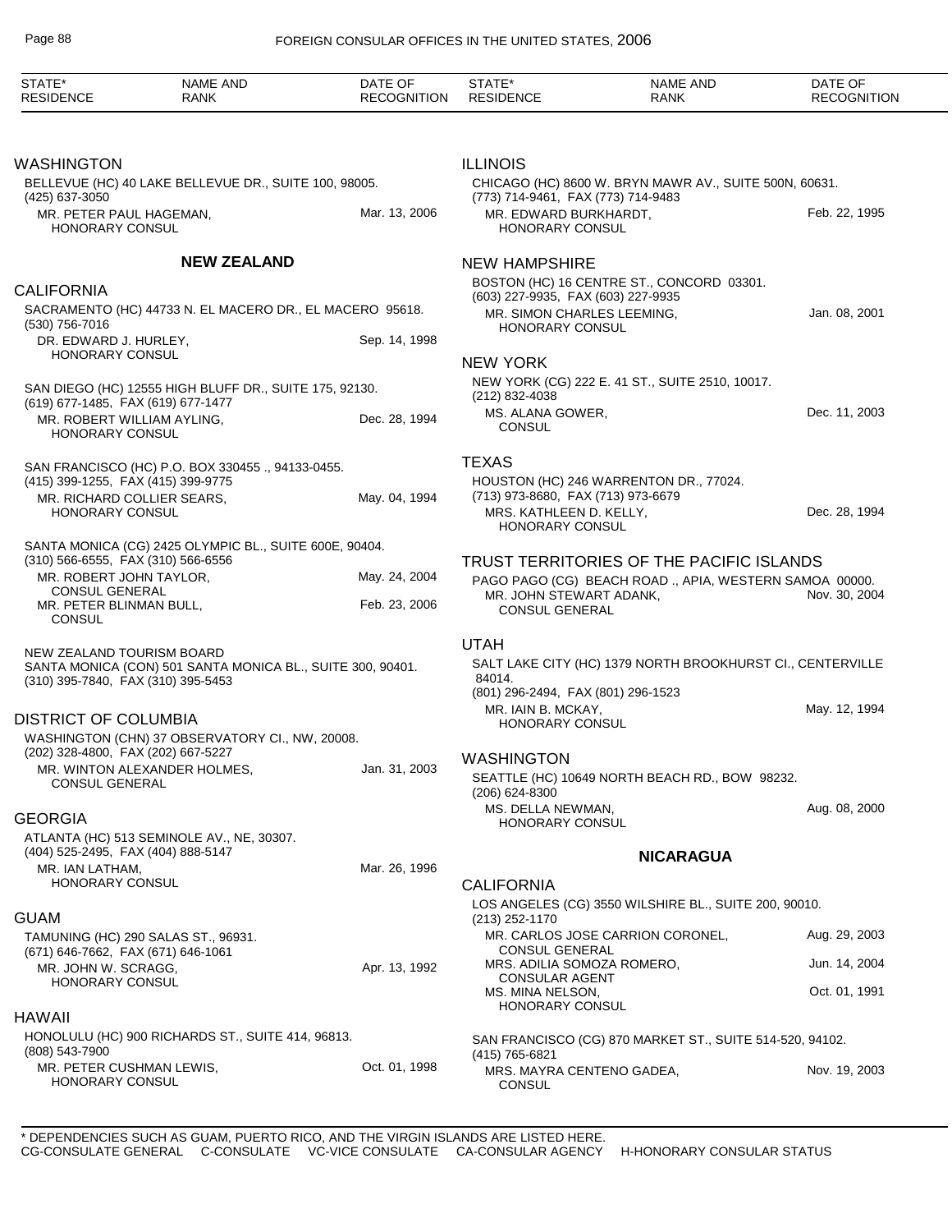| STATE* RESIDENCE | NAME AND RANK | DATE OF RECOGNITION |
|---|---|---|

### WASHINGTON

BELLEVUE (HC) 40 LAKE BELLEVUE DR., SUITE 100, 98005.
(425) 637-3050

| | |
|---|---|
| MR. PETER PAUL HAGEMAN, HONORARY CONSUL | Mar. 13, 2006 |

## NEW ZEALAND

### CALIFORNIA

SACRAMENTO (HC) 44733 N. EL MACERO DR., EL MACERO 95618.
(530) 756-7016

| | |
|---|---|
| DR. EDWARD J. HURLEY, HONORARY CONSUL | Sep. 14, 1998 |

SAN DIEGO (HC) 12555 HIGH BLUFF DR., SUITE 175, 92130.
(619) 677-1485, FAX (619) 677-1477

| | |
|---|---|
| MR. ROBERT WILLIAM AYLING, HONORARY CONSUL | Dec. 28, 1994 |

SAN FRANCISCO (HC) P.O. BOX 330455 ., 94133-0455.
(415) 399-1255, FAX (415) 399-9775

| | |
|---|---|
| MR. RICHARD COLLIER SEARS, HONORARY CONSUL | May. 04, 1994 |

SANTA MONICA (CG) 2425 OLYMPIC BL., SUITE 600E, 90404.
(310) 566-6555, FAX (310) 566-6556

| | |
|---|---|
| MR. ROBERT JOHN TAYLOR, CONSUL GENERAL | May. 24, 2004 |
| MR. PETER BLINMAN BULL, CONSUL | Feb. 23, 2006 |

NEW ZEALAND TOURISM BOARD
SANTA MONICA (CON) 501 SANTA MONICA BL., SUITE 300, 90401.
(310) 395-7840, FAX (310) 395-5453

### DISTRICT OF COLUMBIA

WASHINGTON (CHN) 37 OBSERVATORY CI., NW, 20008.
(202) 328-4800, FAX (202) 667-5227

| | |
|---|---|
| MR. WINTON ALEXANDER HOLMES, CONSUL GENERAL | Jan. 31, 2003 |

### GEORGIA

ATLANTA (HC) 513 SEMINOLE AV., NE, 30307.
(404) 525-2495, FAX (404) 888-5147

| | |
|---|---|
| MR. IAN LATHAM, HONORARY CONSUL | Mar. 26, 1996 |

### GUAM

TAMUNING (HC) 290 SALAS ST., 96931.
(671) 646-7662, FAX (671) 646-1061

| | |
|---|---|
| MR. JOHN W. SCRAGG, HONORARY CONSUL | Apr. 13, 1992 |

### HAWAII

HONOLULU (HC) 900 RICHARDS ST., SUITE 414, 96813.
(808) 543-7900

| | |
|---|---|
| MR. PETER CUSHMAN LEWIS, HONORARY CONSUL | Oct. 01, 1998 |

### ILLINOIS

CHICAGO (HC) 8600 W. BRYN MAWR AV., SUITE 500N, 60631.
(773) 714-9461, FAX (773) 714-9483

| | |
|---|---|
| MR. EDWARD BURKHARDT, HONORARY CONSUL | Feb. 22, 1995 |

### NEW HAMPSHIRE

BOSTON (HC) 16 CENTRE ST., CONCORD 03301.
(603) 227-9935, FAX (603) 227-9935

| | |
|---|---|
| MR. SIMON CHARLES LEEMING, HONORARY CONSUL | Jan. 08, 2001 |

### NEW YORK

NEW YORK (CG) 222 E. 41 ST., SUITE 2510, 10017.
(212) 832-4038

| | |
|---|---|
| MS. ALANA GOWER, CONSUL | Dec. 11, 2003 |

### TEXAS

HOUSTON (HC) 246 WARRENTON DR., 77024.
(713) 973-8680, FAX (713) 973-6679

| | |
|---|---|
| MRS. KATHLEEN D. KELLY, HONORARY CONSUL | Dec. 28, 1994 |

### TRUST TERRITORIES OF THE PACIFIC ISLANDS

PAGO PAGO (CG) BEACH ROAD ., APIA, WESTERN SAMOA 00000.

| | |
|---|---|
| MR. JOHN STEWART ADANK, CONSUL GENERAL | Nov. 30, 2004 |

### UTAH

SALT LAKE CITY (HC) 1379 NORTH BROOKHURST CI., CENTERVILLE 84014.
(801) 296-2494, FAX (801) 296-1523

| | |
|---|---|
| MR. IAIN B. MCKAY, HONORARY CONSUL | May. 12, 1994 |

### WASHINGTON

SEATTLE (HC) 10649 NORTH BEACH RD., BOW 98232.
(206) 624-8300

| | |
|---|---|
| MS. DELLA NEWMAN, HONORARY CONSUL | Aug. 08, 2000 |

## NICARAGUA

### CALIFORNIA

LOS ANGELES (CG) 3550 WILSHIRE BL., SUITE 200, 90010.
(213) 252-1170

| | |
|---|---|
| MR. CARLOS JOSE CARRION CORONEL, CONSUL GENERAL | Aug. 29, 2003 |
| MRS. ADILIA SOMOZA ROMERO, CONSULAR AGENT | Jun. 14, 2004 |
| MS. MINA NELSON, HONORARY CONSUL | Oct. 01, 1991 |

SAN FRANCISCO (CG) 870 MARKET ST., SUITE 514-520, 94102.
(415) 765-6821

| | |
|---|---|
| MRS. MAYRA CENTENO GADEA, CONSUL | Nov. 19, 2003 |

\* DEPENDENCIES SUCH AS GUAM, PUERTO RICO, AND THE VIRGIN ISLANDS ARE LISTED HERE.
CG-CONSULATE GENERAL C-CONSULATE VC-VICE CONSULATE CA-CONSULAR AGENCY H-HONORARY CONSULAR STATUS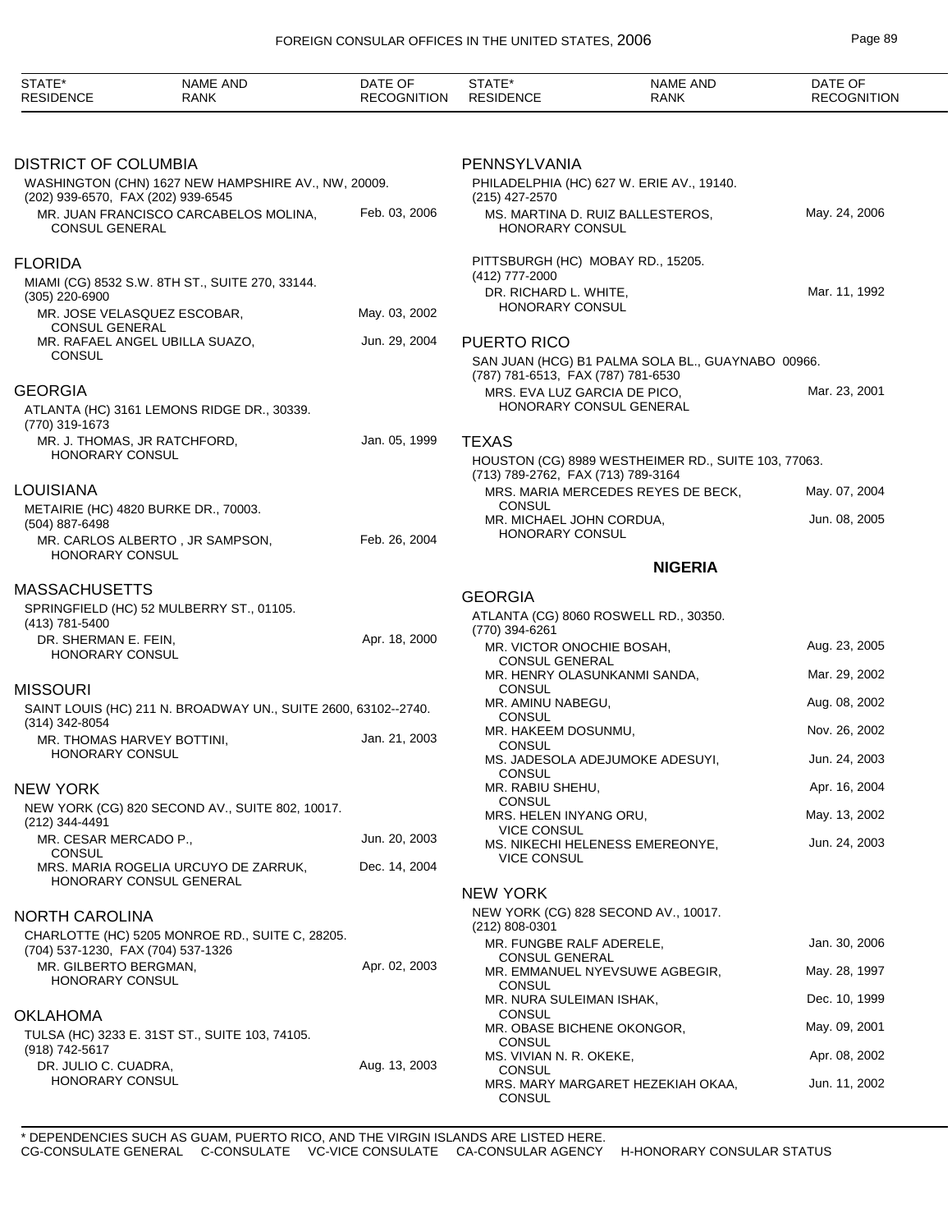| STATE* RESIDENCE | NAME AND RANK | DATE OF RECOGNITION |
|---|---|---|

## DISTRICT OF COLUMBIA

WASHINGTON (CHN) 1627 NEW HAMPSHIRE AV., NW, 20009.
(202) 939-6570, FAX (202) 939-6545

| | |
|---|---|
| MR. JUAN FRANCISCO CARCABELOS MOLINA, CONSUL GENERAL | Feb. 03, 2006 |

## FLORIDA

MIAMI (CG) 8532 S.W. 8TH ST., SUITE 270, 33144.
(305) 220-6900

| | |
|---|---|
| MR. JOSE VELASQUEZ ESCOBAR, CONSUL GENERAL | May. 03, 2002 |
| MR. RAFAEL ANGEL UBILLA SUAZO, CONSUL | Jun. 29, 2004 |

## GEORGIA

ATLANTA (HC) 3161 LEMONS RIDGE DR., 30339.
(770) 319-1673

| | |
|---|---|
| MR. J. THOMAS, JR RATCHFORD, HONORARY CONSUL | Jan. 05, 1999 |

## LOUISIANA

METAIRIE (HC) 4820 BURKE DR., 70003.
(504) 887-6498

| | |
|---|---|
| MR. CARLOS ALBERTO , JR SAMPSON, HONORARY CONSUL | Feb. 26, 2004 |

## MASSACHUSETTS

SPRINGFIELD (HC) 52 MULBERRY ST., 01105.
(413) 781-5400

| | |
|---|---|
| DR. SHERMAN E. FEIN, HONORARY CONSUL | Apr. 18, 2000 |

## MISSOURI

SAINT LOUIS (HC) 211 N. BROADWAY UN., SUITE 2600, 63102--2740.
(314) 342-8054

| | |
|---|---|
| MR. THOMAS HARVEY BOTTINI, HONORARY CONSUL | Jan. 21, 2003 |

## NEW YORK

NEW YORK (CG) 820 SECOND AV., SUITE 802, 10017.
(212) 344-4491

| | |
|---|---|
| MR. CESAR MERCADO P., CONSUL | Jun. 20, 2003 |
| MRS. MARIA ROGELIA URCUYO DE ZARRUK, HONORARY CONSUL GENERAL | Dec. 14, 2004 |

## NORTH CAROLINA

CHARLOTTE (HC) 5205 MONROE RD., SUITE C, 28205.
(704) 537-1230, FAX (704) 537-1326

| | |
|---|---|
| MR. GILBERTO BERGMAN, HONORARY CONSUL | Apr. 02, 2003 |

## OKLAHOMA

TULSA (HC) 3233 E. 31ST ST., SUITE 103, 74105.
(918) 742-5617

| | |
|---|---|
| DR. JULIO C. CUADRA, HONORARY CONSUL | Aug. 13, 2003 |

## PENNSYLVANIA

PHILADELPHIA (HC) 627 W. ERIE AV., 19140.
(215) 427-2570

| | |
|---|---|
| MS. MARTINA D. RUIZ BALLESTEROS, HONORARY CONSUL | May. 24, 2006 |

PITTSBURGH (HC) MOBAY RD., 15205.
(412) 777-2000

| | |
|---|---|
| DR. RICHARD L. WHITE, HONORARY CONSUL | Mar. 11, 1992 |

## PUERTO RICO

SAN JUAN (HCG) B1 PALMA SOLA BL., GUAYNABO 00966.
(787) 781-6513, FAX (787) 781-6530

| | |
|---|---|
| MRS. EVA LUZ GARCIA DE PICO, HONORARY CONSUL GENERAL | Mar. 23, 2001 |

## TEXAS

HOUSTON (CG) 8989 WESTHEIMER RD., SUITE 103, 77063.
(713) 789-2762, FAX (713) 789-3164

| | |
|---|---|
| MRS. MARIA MERCEDES REYES DE BECK, CONSUL | May. 07, 2004 |
| MR. MICHAEL JOHN CORDUA, HONORARY CONSUL | Jun. 08, 2005 |

# NIGERIA

## GEORGIA

ATLANTA (CG) 8060 ROSWELL RD., 30350.
(770) 394-6261

| | |
|---|---|
| MR. VICTOR ONOCHIE BOSAH, CONSUL GENERAL | Aug. 23, 2005 |
| MR. HENRY OLASUNKANMI SANDA, CONSUL | Mar. 29, 2002 |
| MR. AMINU NABEGU, CONSUL | Aug. 08, 2002 |
| MR. HAKEEM DOSUNMU, CONSUL | Nov. 26, 2002 |
| MS. JADESOLA ADEJUMOKE ADESUYI, CONSUL | Jun. 24, 2003 |
| MR. RABIU SHEHU, CONSUL | Apr. 16, 2004 |
| MRS. HELEN INYANG ORU, VICE CONSUL | May. 13, 2002 |
| MS. NIKECHI HELENESS EMEREONYE, VICE CONSUL | Jun. 24, 2003 |

## NEW YORK

NEW YORK (CG) 828 SECOND AV., 10017.
(212) 808-0301

| | |
|---|---|
| MR. FUNGBE RALF ADERELE, CONSUL GENERAL | Jan. 30, 2006 |
| MR. EMMANUEL NYEVSUWE AGBEGIR, CONSUL | May. 28, 1997 |
| MR. NURA SULEIMAN ISHAK, CONSUL | Dec. 10, 1999 |
| MR. OBASE BICHENE OKONGOR, CONSUL | May. 09, 2001 |
| MS. VIVIAN N. R. OKEKE, CONSUL | Apr. 08, 2002 |
| MRS. MARY MARGARET HEZEKIAH OKAA, CONSUL | Jun. 11, 2002 |

* DEPENDENCIES SUCH AS GUAM, PUERTO RICO, AND THE VIRGIN ISLANDS ARE LISTED HERE.
CG-CONSULATE GENERAL C-CONSULATE VC-VICE CONSULATE CA-CONSULAR AGENCY H-HONORARY CONSULAR STATUS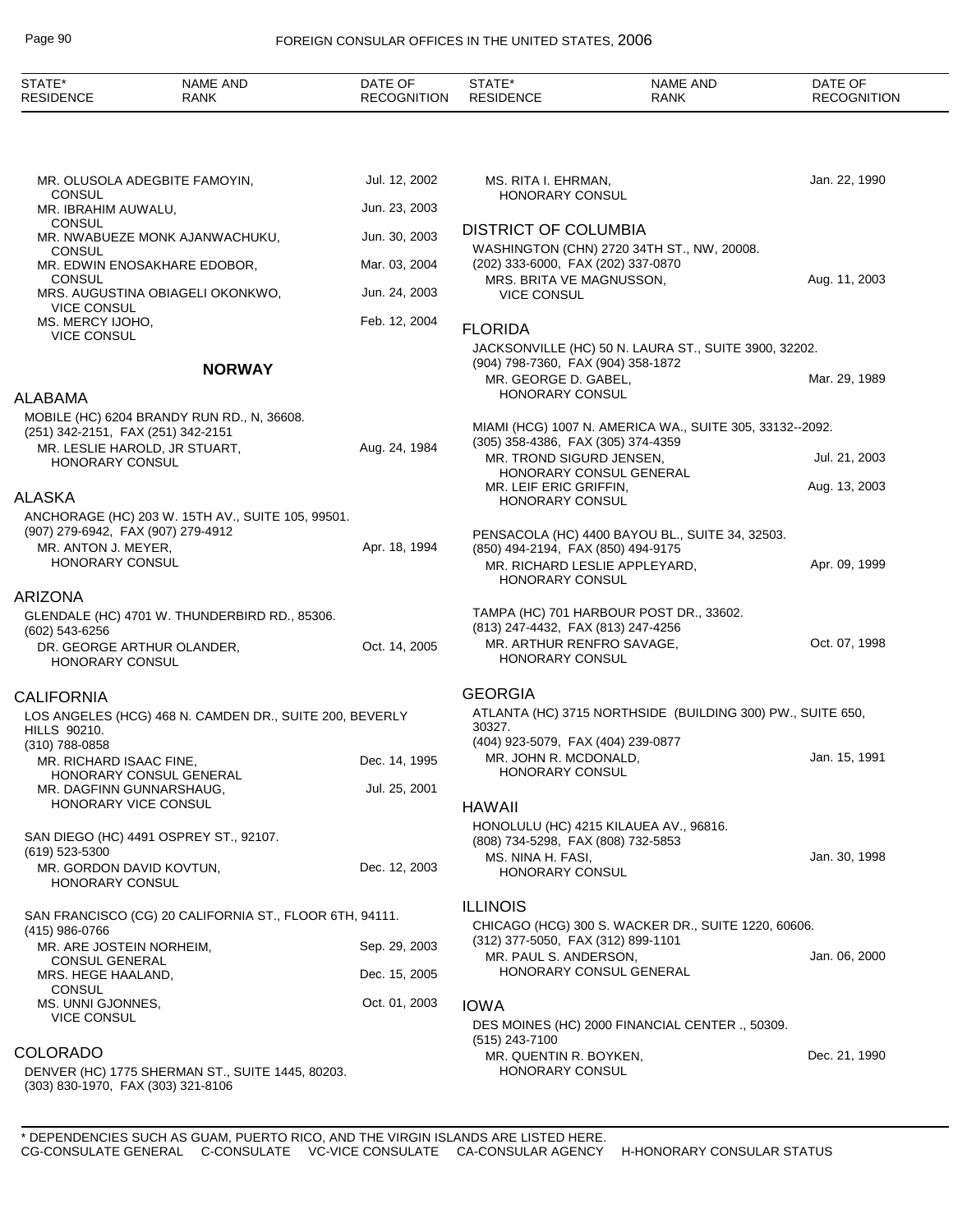| STATE* RESIDENCE | NAME AND RANK | DATE OF RECOGNITION |
|---|---|---|

MR. OLUSOLA ADEGBITE FAMOYIN, CONSUL — Jul. 12, 2002
MR. IBRAHIM AUWALU, CONSUL — Jun. 23, 2003
MR. NWABUEZE MONK AJANWACHUKU, CONSUL — Jun. 30, 2003
MR. EDWIN ENOSAKHARE EDOBOR, CONSUL — Mar. 03, 2004
MRS. AUGUSTINA OBIAGELI OKONKWO, VICE CONSUL — Jun. 24, 2003
MS. MERCY IJOHO, VICE CONSUL — Feb. 12, 2004

## NORWAY

### ALABAMA

MOBILE (HC) 6204 BRANDY RUN RD., N, 36608.
(251) 342-2151, FAX (251) 342-2151
MR. LESLIE HAROLD, JR STUART, HONORARY CONSUL — Aug. 24, 1984

### ALASKA

ANCHORAGE (HC) 203 W. 15TH AV., SUITE 105, 99501.
(907) 279-6942, FAX (907) 279-4912
MR. ANTON J. MEYER, HONORARY CONSUL — Apr. 18, 1994

### ARIZONA

GLENDALE (HC) 4701 W. THUNDERBIRD RD., 85306.
(602) 543-6256
DR. GEORGE ARTHUR OLANDER, HONORARY CONSUL — Oct. 14, 2005

### CALIFORNIA

LOS ANGELES (HCG) 468 N. CAMDEN DR., SUITE 200, BEVERLY HILLS 90210.
(310) 788-0858
MR. RICHARD ISAAC FINE, HONORARY CONSUL GENERAL — Dec. 14, 1995
MR. DAGFINN GUNNARSHAUG, HONORARY VICE CONSUL — Jul. 25, 2001

SAN DIEGO (HC) 4491 OSPREY ST., 92107.
(619) 523-5300
MR. GORDON DAVID KOVTUN, HONORARY CONSUL — Dec. 12, 2003

SAN FRANCISCO (CG) 20 CALIFORNIA ST., FLOOR 6TH, 94111.
(415) 986-0766
MR. ARE JOSTEIN NORHEIM, CONSUL GENERAL — Sep. 29, 2003
MRS. HEGE HAALAND, CONSUL — Dec. 15, 2005
MS. UNNI GJONNES, VICE CONSUL — Oct. 01, 2003

### COLORADO

DENVER (HC) 1775 SHERMAN ST., SUITE 1445, 80203.
(303) 830-1970, FAX (303) 321-8106
MS. RITA I. EHRMAN, HONORARY CONSUL — Jan. 22, 1990

### DISTRICT OF COLUMBIA

WASHINGTON (CHN) 2720 34TH ST., NW, 20008.
(202) 333-6000, FAX (202) 337-0870
MRS. BRITA VE MAGNUSSON, VICE CONSUL — Aug. 11, 2003

### FLORIDA

JACKSONVILLE (HC) 50 N. LAURA ST., SUITE 3900, 32202.
(904) 798-7360, FAX (904) 358-1872
MR. GEORGE D. GABEL, HONORARY CONSUL — Mar. 29, 1989

MIAMI (HCG) 1007 N. AMERICA WA., SUITE 305, 33132--2092.
(305) 358-4386, FAX (305) 374-4359
MR. TROND SIGURD JENSEN, HONORARY CONSUL GENERAL — Jul. 21, 2003
MR. LEIF ERIC GRIFFIN, HONORARY CONSUL — Aug. 13, 2003

PENSACOLA (HC) 4400 BAYOU BL., SUITE 34, 32503.
(850) 494-2194, FAX (850) 494-9175
MR. RICHARD LESLIE APPLEYARD, HONORARY CONSUL — Apr. 09, 1999

TAMPA (HC) 701 HARBOUR POST DR., 33602.
(813) 247-4432, FAX (813) 247-4256
MR. ARTHUR RENFRO SAVAGE, HONORARY CONSUL — Oct. 07, 1998

### GEORGIA

ATLANTA (HC) 3715 NORTHSIDE (BUILDING 300) PW., SUITE 650, 30327.
(404) 923-5079, FAX (404) 239-0877
MR. JOHN R. MCDONALD, HONORARY CONSUL — Jan. 15, 1991

### HAWAII

HONOLULU (HC) 4215 KILAUEA AV., 96816.
(808) 734-5298, FAX (808) 732-5853
MS. NINA H. FASI, HONORARY CONSUL — Jan. 30, 1998

### ILLINOIS

CHICAGO (HCG) 300 S. WACKER DR., SUITE 1220, 60606.
(312) 377-5050, FAX (312) 899-1101
MR. PAUL S. ANDERSON, HONORARY CONSUL GENERAL — Jan. 06, 2000

### IOWA

DES MOINES (HC) 2000 FINANCIAL CENTER ., 50309.
(515) 243-7100
MR. QUENTIN R. BOYKEN, HONORARY CONSUL — Dec. 21, 1990

\* DEPENDENCIES SUCH AS GUAM, PUERTO RICO, AND THE VIRGIN ISLANDS ARE LISTED HERE.
CG-CONSULATE GENERAL C-CONSULATE VC-VICE CONSULATE CA-CONSULAR AGENCY H-HONORARY CONSULAR STATUS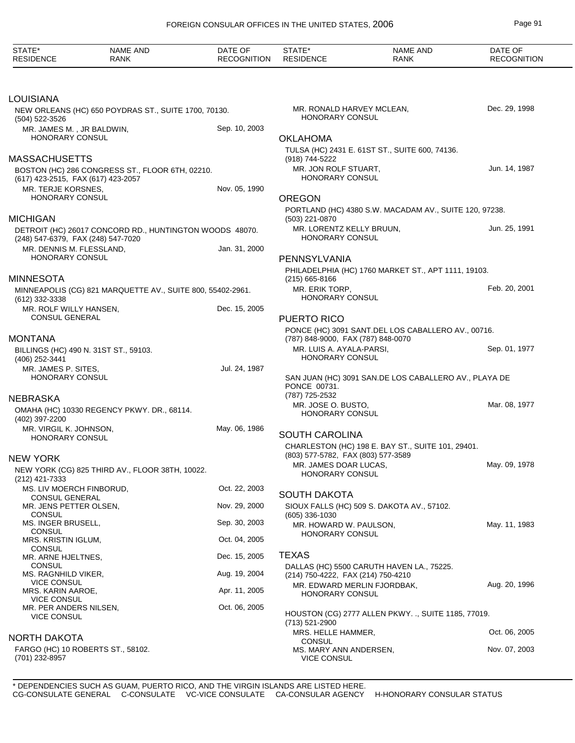| STATE* RESIDENCE | NAME AND RANK | DATE OF RECOGNITION |
|---|---|---|

## LOUISIANA

NEW ORLEANS (HC) 650 POYDRAS ST., SUITE 1700, 70130.
(504) 522-3526

| | | |
|---|---|---|
| | MR. JAMES M. , JR BALDWIN, HONORARY CONSUL | Sep. 10, 2003 |

## MASSACHUSETTS

BOSTON (HC) 286 CONGRESS ST., FLOOR 6TH, 02210.
(617) 423-2515, FAX (617) 423-2057

| | | |
|---|---|---|
| | MR. TERJE KORSNES, HONORARY CONSUL | Nov. 05, 1990 |

## MICHIGAN

DETROIT (HC) 26017 CONCORD RD., HUNTINGTON WOODS 48070.
(248) 547-6379, FAX (248) 547-7020

| | | |
|---|---|---|
| | MR. DENNIS M. FLESSLAND, HONORARY CONSUL | Jan. 31, 2000 |

## MINNESOTA

MINNEAPOLIS (CG) 821 MARQUETTE AV., SUITE 800, 55402-2961.
(612) 332-3338

| | | |
|---|---|---|
| | MR. ROLF WILLY HANSEN, CONSUL GENERAL | Dec. 15, 2005 |

## MONTANA

BILLINGS (HC) 490 N. 31ST ST., 59103.
(406) 252-3441

| | | |
|---|---|---|
| | MR. JAMES P. SITES, HONORARY CONSUL | Jul. 24, 1987 |

## NEBRASKA

OMAHA (HC) 10330 REGENCY PKWY. DR., 68114.
(402) 397-2200

| | | |
|---|---|---|
| | MR. VIRGIL K. JOHNSON, HONORARY CONSUL | May. 06, 1986 |

## NEW YORK

NEW YORK (CG) 825 THIRD AV., FLOOR 38TH, 10022.
(212) 421-7333

| | | |
|---|---|---|
| | MS. LIV MOERCH FINBORUD, CONSUL GENERAL | Oct. 22, 2003 |
| | MR. JENS PETTER OLSEN, CONSUL | Nov. 29, 2000 |
| | MS. INGER BRUSELL, CONSUL | Sep. 30, 2003 |
| | MRS. KRISTIN IGLUM, CONSUL | Oct. 04, 2005 |
| | MR. ARNE HJELTNES, CONSUL | Dec. 15, 2005 |
| | MS. RAGNHILD VIKER, VICE CONSUL | Aug. 19, 2004 |
| | MRS. KARIN AAROE, VICE CONSUL | Apr. 11, 2005 |
| | MR. PER ANDERS NILSEN, VICE CONSUL | Oct. 06, 2005 |

## NORTH DAKOTA

FARGO (HC) 10 ROBERTS ST., 58102.
(701) 232-8957

| | | |
|---|---|---|
| | MR. RONALD HARVEY MCLEAN, HONORARY CONSUL | Dec. 29, 1998 |

## OKLAHOMA

TULSA (HC) 2431 E. 61ST ST., SUITE 600, 74136.
(918) 744-5222

| | | |
|---|---|---|
| | MR. JON ROLF STUART, HONORARY CONSUL | Jun. 14, 1987 |

## OREGON

PORTLAND (HC) 4380 S.W. MACADAM AV., SUITE 120, 97238.
(503) 221-0870

| | | |
|---|---|---|
| | MR. LORENTZ KELLY BRUUN, HONORARY CONSUL | Jun. 25, 1991 |

## PENNSYLVANIA

PHILADELPHIA (HC) 1760 MARKET ST., APT 1111, 19103.
(215) 665-8166

| | | |
|---|---|---|
| | MR. ERIK TORP, HONORARY CONSUL | Feb. 20, 2001 |

## PUERTO RICO

PONCE (HC) 3091 SANT.DEL LOS CABALLERO AV., 00716.
(787) 848-9000, FAX (787) 848-0070

| | | |
|---|---|---|
| | MR. LUIS A. AYALA-PARSI, HONORARY CONSUL | Sep. 01, 1977 |

SAN JUAN (HC) 3091 SAN.DE LOS CABALLERO AV., PLAYA DE PONCE 00731.
(787) 725-2532

| | | |
|---|---|---|
| | MR. JOSE O. BUSTO, HONORARY CONSUL | Mar. 08, 1977 |

## SOUTH CAROLINA

CHARLESTON (HC) 198 E. BAY ST., SUITE 101, 29401.
(803) 577-5782, FAX (803) 577-3589

| | | |
|---|---|---|
| | MR. JAMES DOAR LUCAS, HONORARY CONSUL | May. 09, 1978 |

## SOUTH DAKOTA

SIOUX FALLS (HC) 509 S. DAKOTA AV., 57102.
(605) 336-1030

| | | |
|---|---|---|
| | MR. HOWARD W. PAULSON, HONORARY CONSUL | May. 11, 1983 |

## TEXAS

DALLAS (HC) 5500 CARUTH HAVEN LA., 75225.
(214) 750-4222, FAX (214) 750-4210

| | | |
|---|---|---|
| | MR. EDWARD MERLIN FJORDBAK, HONORARY CONSUL | Aug. 20, 1996 |

HOUSTON (CG) 2777 ALLEN PKWY. ., SUITE 1185, 77019.
(713) 521-2900

| | | |
|---|---|---|
| | MRS. HELLE HAMMER, CONSUL | Oct. 06, 2005 |
| | MS. MARY ANN ANDERSEN, VICE CONSUL | Nov. 07, 2003 |

\* DEPENDENCIES SUCH AS GUAM, PUERTO RICO, AND THE VIRGIN ISLANDS ARE LISTED HERE.
CG-CONSULATE GENERAL C-CONSULATE VC-VICE CONSULATE CA-CONSULAR AGENCY H-HONORARY CONSULAR STATUS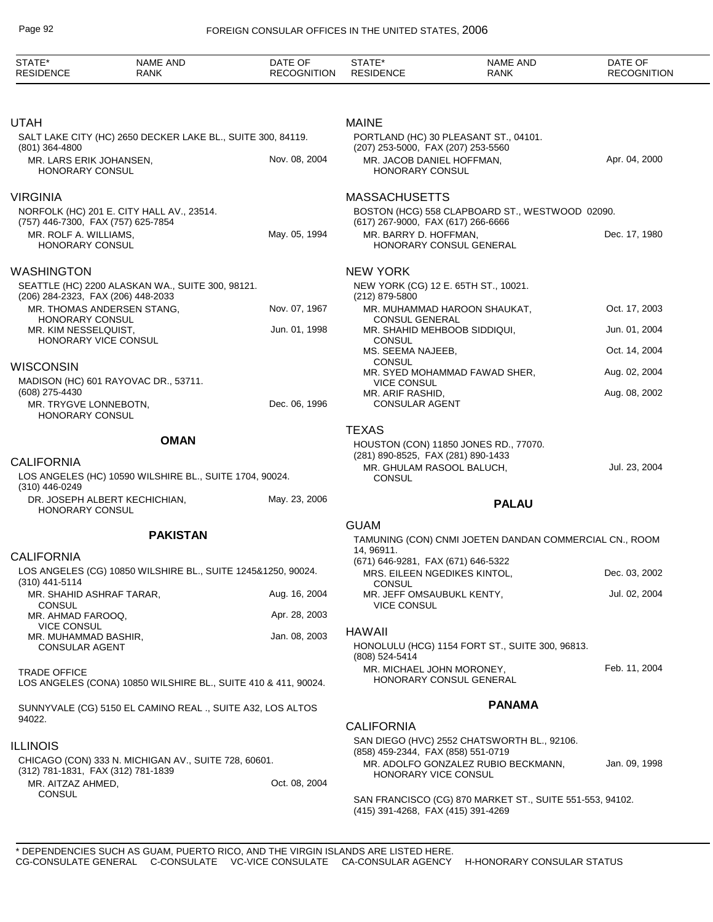| STATE* RESIDENCE | NAME AND RANK | DATE OF RECOGNITION |
|---|---|---|

### UTAH

SALT LAKE CITY (HC) 2650 DECKER LAKE BL., SUITE 300, 84119.
(801) 364-4800

| | |
|---|---|
| MR. LARS ERIK JOHANSEN, HONORARY CONSUL | Nov. 08, 2004 |

### VIRGINIA

NORFOLK (HC) 201 E. CITY HALL AV., 23514.
(757) 446-7300, FAX (757) 625-7854

| | |
|---|---|
| MR. ROLF A. WILLIAMS, HONORARY CONSUL | May. 05, 1994 |

### WASHINGTON

SEATTLE (HC) 2200 ALASKAN WA., SUITE 300, 98121.
(206) 284-2323, FAX (206) 448-2033

| | |
|---|---|
| MR. THOMAS ANDERSEN STANG, HONORARY CONSUL | Nov. 07, 1967 |
| MR. KIM NESSELQUIST, HONORARY VICE CONSUL | Jun. 01, 1998 |

### WISCONSIN

MADISON (HC) 601 RAYOVAC DR., 53711.
(608) 275-4430

| | |
|---|---|
| MR. TRYGVE LONNEBOTN, HONORARY CONSUL | Dec. 06, 1996 |

## OMAN

### CALIFORNIA

LOS ANGELES (HC) 10590 WILSHIRE BL., SUITE 1704, 90024.
(310) 446-0249

| | |
|---|---|
| DR. JOSEPH ALBERT KECHICHIAN, HONORARY CONSUL | May. 23, 2006 |

## PAKISTAN

### CALIFORNIA

LOS ANGELES (CG) 10850 WILSHIRE BL., SUITE 1245&1250, 90024.
(310) 441-5114

| | |
|---|---|
| MR. SHAHID ASHRAF TARAR, CONSUL | Aug. 16, 2004 |
| MR. AHMAD FAROOQ, VICE CONSUL | Apr. 28, 2003 |
| MR. MUHAMMAD BASHIR, CONSULAR AGENT | Jan. 08, 2003 |

TRADE OFFICE
LOS ANGELES (CONA) 10850 WILSHIRE BL., SUITE 410 & 411, 90024.

SUNNYVALE (CG) 5150 EL CAMINO REAL ., SUITE A32, LOS ALTOS 94022.

### ILLINOIS

CHICAGO (CON) 333 N. MICHIGAN AV., SUITE 728, 60601.
(312) 781-1831, FAX (312) 781-1839

| | |
|---|---|
| MR. AITZAZ AHMED, CONSUL | Oct. 08, 2004 |

### MAINE

PORTLAND (HC) 30 PLEASANT ST., 04101.
(207) 253-5000, FAX (207) 253-5560

| | |
|---|---|
| MR. JACOB DANIEL HOFFMAN, HONORARY CONSUL | Apr. 04, 2000 |

### MASSACHUSETTS

BOSTON (HCG) 558 CLAPBOARD ST., WESTWOOD 02090.
(617) 267-9000, FAX (617) 266-6666

| | |
|---|---|
| MR. BARRY D. HOFFMAN, HONORARY CONSUL GENERAL | Dec. 17, 1980 |

### NEW YORK

NEW YORK (CG) 12 E. 65TH ST., 10021.
(212) 879-5800

| | |
|---|---|
| MR. MUHAMMAD HAROON SHAUKAT, CONSUL GENERAL | Oct. 17, 2003 |
| MR. SHAHID MEHBOOB SIDDIQUI, CONSUL | Jun. 01, 2004 |
| MS. SEEMA NAJEEB, CONSUL | Oct. 14, 2004 |
| MR. SYED MOHAMMAD FAWAD SHER, VICE CONSUL | Aug. 02, 2004 |
| MR. ARIF RASHID, CONSULAR AGENT | Aug. 08, 2002 |

### TEXAS

HOUSTON (CON) 11850 JONES RD., 77070.
(281) 890-8525, FAX (281) 890-1433

| | |
|---|---|
| MR. GHULAM RASOOL BALUCH, CONSUL | Jul. 23, 2004 |

## PALAU

### GUAM

TAMUNING (CON) CNMI JOETEN DANDAN COMMERCIAL CN., ROOM 14, 96911.
(671) 646-9281, FAX (671) 646-5322

| | |
|---|---|
| MRS. EILEEN NGEDIKES KINTOL, CONSUL | Dec. 03, 2002 |
| MR. JEFF OMSAUBUKL KENTY, VICE CONSUL | Jul. 02, 2004 |

### HAWAII

HONOLULU (HCG) 1154 FORT ST., SUITE 300, 96813.
(808) 524-5414

| | |
|---|---|
| MR. MICHAEL JOHN MORONEY, HONORARY CONSUL GENERAL | Feb. 11, 2004 |

## PANAMA

### CALIFORNIA

SAN DIEGO (HVC) 2552 CHATSWORTH BL., 92106.
(858) 459-2344, FAX (858) 551-0719

| | |
|---|---|
| MR. ADOLFO GONZALEZ RUBIO BECKMANN, HONORARY VICE CONSUL | Jan. 09, 1998 |

SAN FRANCISCO (CG) 870 MARKET ST., SUITE 551-553, 94102.
(415) 391-4268, FAX (415) 391-4269

\* DEPENDENCIES SUCH AS GUAM, PUERTO RICO, AND THE VIRGIN ISLANDS ARE LISTED HERE.
CG-CONSULATE GENERAL C-CONSULATE VC-VICE CONSULATE CA-CONSULAR AGENCY H-HONORARY CONSULAR STATUS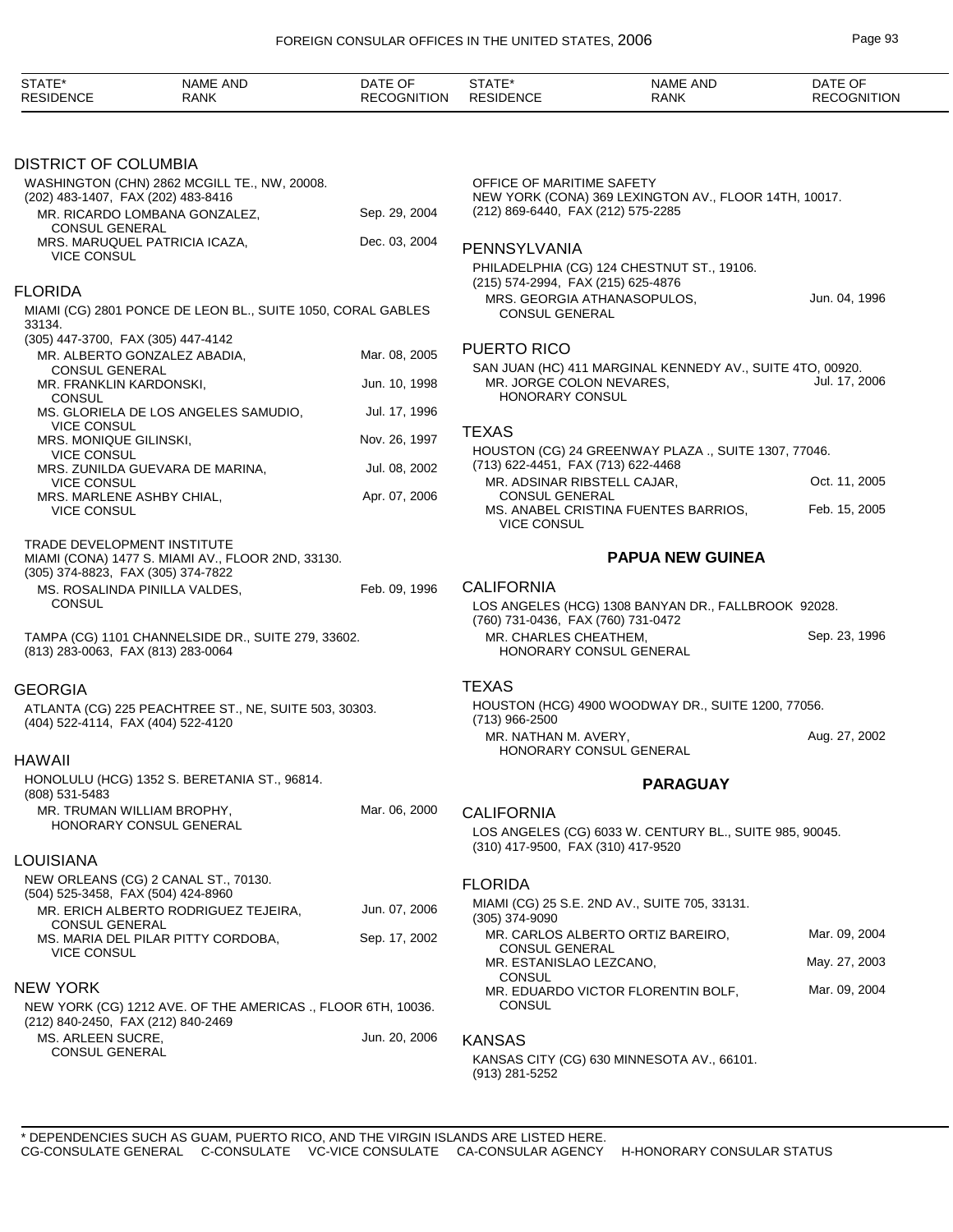| STATE* RESIDENCE | NAME AND RANK | DATE OF RECOGNITION |
|---|---|---|

## DISTRICT OF COLUMBIA

WASHINGTON (CHN) 2862 MCGILL TE., NW, 20008.
(202) 483-1407, FAX (202) 483-8416

| | |
|---|---|
| MR. RICARDO LOMBANA GONZALEZ, CONSUL GENERAL | Sep. 29, 2004 |
| MRS. MARUQUEL PATRICIA ICAZA, VICE CONSUL | Dec. 03, 2004 |

## FLORIDA

MIAMI (CG) 2801 PONCE DE LEON BL., SUITE 1050, CORAL GABLES 33134.
(305) 447-3700, FAX (305) 447-4142

| | |
|---|---|
| MR. ALBERTO GONZALEZ ABADIA, CONSUL GENERAL | Mar. 08, 2005 |
| MR. FRANKLIN KARDONSKI, CONSUL | Jun. 10, 1998 |
| MS. GLORIELA DE LOS ANGELES SAMUDIO, VICE CONSUL | Jul. 17, 1996 |
| MRS. MONIQUE GILINSKI, VICE CONSUL | Nov. 26, 1997 |
| MRS. ZUNILDA GUEVARA DE MARINA, VICE CONSUL | Jul. 08, 2002 |
| MRS. MARLENE ASHBY CHIAL, VICE CONSUL | Apr. 07, 2006 |

TRADE DEVELOPMENT INSTITUTE
MIAMI (CONA) 1477 S. MIAMI AV., FLOOR 2ND, 33130.
(305) 374-8823, FAX (305) 374-7822

| | |
|---|---|
| MS. ROSALINDA PINILLA VALDES, CONSUL | Feb. 09, 1996 |

TAMPA (CG) 1101 CHANNELSIDE DR., SUITE 279, 33602.
(813) 283-0063, FAX (813) 283-0064

## GEORGIA

ATLANTA (CG) 225 PEACHTREE ST., NE, SUITE 503, 30303.
(404) 522-4114, FAX (404) 522-4120

## HAWAII

HONOLULU (HCG) 1352 S. BERETANIA ST., 96814.
(808) 531-5483

| | |
|---|---|
| MR. TRUMAN WILLIAM BROPHY, HONORARY CONSUL GENERAL | Mar. 06, 2000 |

## LOUISIANA

NEW ORLEANS (CG) 2 CANAL ST., 70130.
(504) 525-3458, FAX (504) 424-8960

| | |
|---|---|
| MR. ERICH ALBERTO RODRIGUEZ TEJEIRA, CONSUL GENERAL | Jun. 07, 2006 |
| MS. MARIA DEL PILAR PITTY CORDOBA, VICE CONSUL | Sep. 17, 2002 |

## NEW YORK

NEW YORK (CG) 1212 AVE. OF THE AMERICAS ., FLOOR 6TH, 10036.
(212) 840-2450, FAX (212) 840-2469

| | |
|---|---|
| MS. ARLEEN SUCRE, CONSUL GENERAL | Jun. 20, 2006 |

OFFICE OF MARITIME SAFETY
NEW YORK (CONA) 369 LEXINGTON AV., FLOOR 14TH, 10017.
(212) 869-6440, FAX (212) 575-2285

## PENNSYLVANIA

PHILADELPHIA (CG) 124 CHESTNUT ST., 19106.
(215) 574-2994, FAX (215) 625-4876

| | |
|---|---|
| MRS. GEORGIA ATHANASOPULOS, CONSUL GENERAL | Jun. 04, 1996 |

## PUERTO RICO

SAN JUAN (HC) 411 MARGINAL KENNEDY AV., SUITE 4TO, 00920.

| | |
|---|---|
| MR. JORGE COLON NEVARES, HONORARY CONSUL | Jul. 17, 2006 |

## TEXAS

HOUSTON (CG) 24 GREENWAY PLAZA ., SUITE 1307, 77046.
(713) 622-4451, FAX (713) 622-4468

| | |
|---|---|
| MR. ADSINAR RIBSTELL CAJAR, CONSUL GENERAL | Oct. 11, 2005 |
| MS. ANABEL CRISTINA FUENTES BARRIOS, VICE CONSUL | Feb. 15, 2005 |

# PAPUA NEW GUINEA

## CALIFORNIA

LOS ANGELES (HCG) 1308 BANYAN DR., FALLBROOK 92028.
(760) 731-0436, FAX (760) 731-0472

| | |
|---|---|
| MR. CHARLES CHEATHEM, HONORARY CONSUL GENERAL | Sep. 23, 1996 |

## TEXAS

HOUSTON (HCG) 4900 WOODWAY DR., SUITE 1200, 77056.
(713) 966-2500

| | |
|---|---|
| MR. NATHAN M. AVERY, HONORARY CONSUL GENERAL | Aug. 27, 2002 |

# PARAGUAY

## CALIFORNIA

LOS ANGELES (CG) 6033 W. CENTURY BL., SUITE 985, 90045.
(310) 417-9500, FAX (310) 417-9520

## FLORIDA

MIAMI (CG) 25 S.E. 2ND AV., SUITE 705, 33131.
(305) 374-9090

| | |
|---|---|
| MR. CARLOS ALBERTO ORTIZ BAREIRO, CONSUL GENERAL | Mar. 09, 2004 |
| MR. ESTANISLAO LEZCANO, CONSUL | May. 27, 2003 |
| MR. EDUARDO VICTOR FLORENTIN BOLF, CONSUL | Mar. 09, 2004 |

## KANSAS

KANSAS CITY (CG) 630 MINNESOTA AV., 66101.
(913) 281-5252

\* DEPENDENCIES SUCH AS GUAM, PUERTO RICO, AND THE VIRGIN ISLANDS ARE LISTED HERE.
CG-CONSULATE GENERAL C-CONSULATE VC-VICE CONSULATE CA-CONSULAR AGENCY H-HONORARY CONSULAR STATUS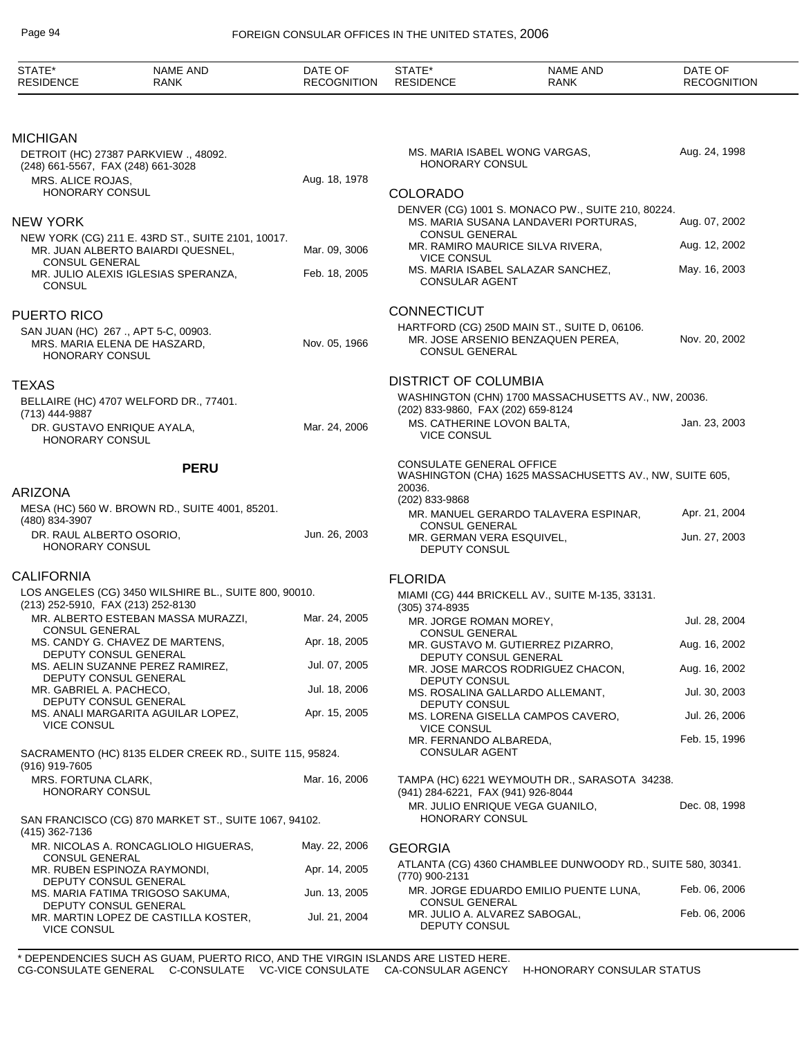## MICHIGAN

DETROIT (HC) 27387 PARKVIEW ., 48092.
(248) 661-5567, FAX (248) 661-3028

| NAME AND RANK | DATE OF RECOGNITION |
|---|---|
| MRS. ALICE ROJAS, HONORARY CONSUL | Aug. 18, 1978 |

## NEW YORK

NEW YORK (CG) 211 E. 43RD ST., SUITE 2101, 10017.

| NAME AND RANK | DATE OF RECOGNITION |
|---|---|
| MR. JUAN ALBERTO BAIARDI QUESNEL, CONSUL GENERAL | Mar. 09, 3006 |
| MR. JULIO ALEXIS IGLESIAS SPERANZA, CONSUL | Feb. 18, 2005 |

## PUERTO RICO

SAN JUAN (HC) 267 ., APT 5-C, 00903.

| NAME AND RANK | DATE OF RECOGNITION |
|---|---|
| MRS. MARIA ELENA DE HASZARD, HONORARY CONSUL | Nov. 05, 1966 |

## TEXAS

BELLAIRE (HC) 4707 WELFORD DR., 77401.
(713) 444-9887

| NAME AND RANK | DATE OF RECOGNITION |
|---|---|
| DR. GUSTAVO ENRIQUE AYALA, HONORARY CONSUL | Mar. 24, 2006 |

# PERU

## ARIZONA

MESA (HC) 560 W. BROWN RD., SUITE 4001, 85201.
(480) 834-3907

| NAME AND RANK | DATE OF RECOGNITION |
|---|---|
| DR. RAUL ALBERTO OSORIO, HONORARY CONSUL | Jun. 26, 2003 |

## CALIFORNIA

LOS ANGELES (CG) 3450 WILSHIRE BL., SUITE 800, 90010.
(213) 252-5910, FAX (213) 252-8130

| NAME AND RANK | DATE OF RECOGNITION |
|---|---|
| MR. ALBERTO ESTEBAN MASSA MURAZZI, CONSUL GENERAL | Mar. 24, 2005 |
| MS. CANDY G. CHAVEZ DE MARTENS, DEPUTY CONSUL GENERAL | Apr. 18, 2005 |
| MS. AELIN SUZANNE PEREZ RAMIREZ, DEPUTY CONSUL GENERAL | Jul. 07, 2005 |
| MR. GABRIEL A. PACHECO, DEPUTY CONSUL GENERAL | Jul. 18, 2006 |
| MS. ANALI MARGARITA AGUILAR LOPEZ, VICE CONSUL | Apr. 15, 2005 |

SACRAMENTO (HC) 8135 ELDER CREEK RD., SUITE 115, 95824.
(916) 919-7605

| NAME AND RANK | DATE OF RECOGNITION |
|---|---|
| MRS. FORTUNA CLARK, HONORARY CONSUL | Mar. 16, 2006 |

SAN FRANCISCO (CG) 870 MARKET ST., SUITE 1067, 94102.
(415) 362-7136

| NAME AND RANK | DATE OF RECOGNITION |
|---|---|
| MR. NICOLAS A. RONCAGLIOLO HIGUERAS, CONSUL GENERAL | May. 22, 2006 |
| MR. RUBEN ESPINOZA RAYMONDI, DEPUTY CONSUL GENERAL | Apr. 14, 2005 |
| MS. MARIA FATIMA TRIGOSO SAKUMA, DEPUTY CONSUL GENERAL | Jun. 13, 2005 |
| MR. MARTIN LOPEZ DE CASTILLA KOSTER, VICE CONSUL | Jul. 21, 2004 |
| MS. MARIA ISABEL WONG VARGAS, HONORARY CONSUL | Aug. 24, 1998 |

## COLORADO

DENVER (CG) 1001 S. MONACO PW., SUITE 210, 80224.

| NAME AND RANK | DATE OF RECOGNITION |
|---|---|
| MS. MARIA SUSANA LANDAVERI PORTURAS, CONSUL GENERAL | Aug. 07, 2002 |
| MR. RAMIRO MAURICE SILVA RIVERA, VICE CONSUL | Aug. 12, 2002 |
| MS. MARIA ISABEL SALAZAR SANCHEZ, CONSULAR AGENT | May. 16, 2003 |

## CONNECTICUT

HARTFORD (CG) 250D MAIN ST., SUITE D, 06106.

| NAME AND RANK | DATE OF RECOGNITION |
|---|---|
| MR. JOSE ARSENIO BENZAQUEN PEREA, CONSUL GENERAL | Nov. 20, 2002 |

## DISTRICT OF COLUMBIA

WASHINGTON (CHN) 1700 MASSACHUSETTS AV., NW, 20036.
(202) 833-9860, FAX (202) 659-8124

| NAME AND RANK | DATE OF RECOGNITION |
|---|---|
| MS. CATHERINE LOVON BALTA, VICE CONSUL | Jan. 23, 2003 |

CONSULATE GENERAL OFFICE
WASHINGTON (CHA) 1625 MASSACHUSETTS AV., NW, SUITE 605, 20036.
(202) 833-9868

| NAME AND RANK | DATE OF RECOGNITION |
|---|---|
| MR. MANUEL GERARDO TALAVERA ESPINAR, CONSUL GENERAL | Apr. 21, 2004 |
| MR. GERMAN VERA ESQUIVEL, DEPUTY CONSUL | Jun. 27, 2003 |

## FLORIDA

MIAMI (CG) 444 BRICKELL AV., SUITE M-135, 33131.
(305) 374-8935

| NAME AND RANK | DATE OF RECOGNITION |
|---|---|
| MR. JORGE ROMAN MOREY, CONSUL GENERAL | Jul. 28, 2004 |
| MR. GUSTAVO M. GUTIERREZ PIZARRO, DEPUTY CONSUL GENERAL | Aug. 16, 2002 |
| MR. JOSE MARCOS RODRIGUEZ CHACON, DEPUTY CONSUL | Aug. 16, 2002 |
| MS. ROSALINA GALLARDO ALLEMANT, DEPUTY CONSUL | Jul. 30, 2003 |
| MS. LORENA GISELLA CAMPOS CAVERO, VICE CONSUL | Jul. 26, 2006 |
| MR. FERNANDO ALBAREDA, CONSULAR AGENT | Feb. 15, 1996 |

TAMPA (HC) 6221 WEYMOUTH DR., SARASOTA 34238.
(941) 284-6221, FAX (941) 926-8044

| NAME AND RANK | DATE OF RECOGNITION |
|---|---|
| MR. JULIO ENRIQUE VEGA GUANILO, HONORARY CONSUL | Dec. 08, 1998 |

## GEORGIA

ATLANTA (CG) 4360 CHAMBLEE DUNWOODY RD., SUITE 580, 30341.
(770) 900-2131

| NAME AND RANK | DATE OF RECOGNITION |
|---|---|
| MR. JORGE EDUARDO EMILIO PUENTE LUNA, CONSUL GENERAL | Feb. 06, 2006 |
| MR. JULIO A. ALVAREZ SABOGAL, DEPUTY CONSUL | Feb. 06, 2006 |

\* DEPENDENCIES SUCH AS GUAM, PUERTO RICO, AND THE VIRGIN ISLANDS ARE LISTED HERE.
CG-CONSULATE GENERAL C-CONSULATE VC-VICE CONSULATE CA-CONSULAR AGENCY H-HONORARY CONSULAR STATUS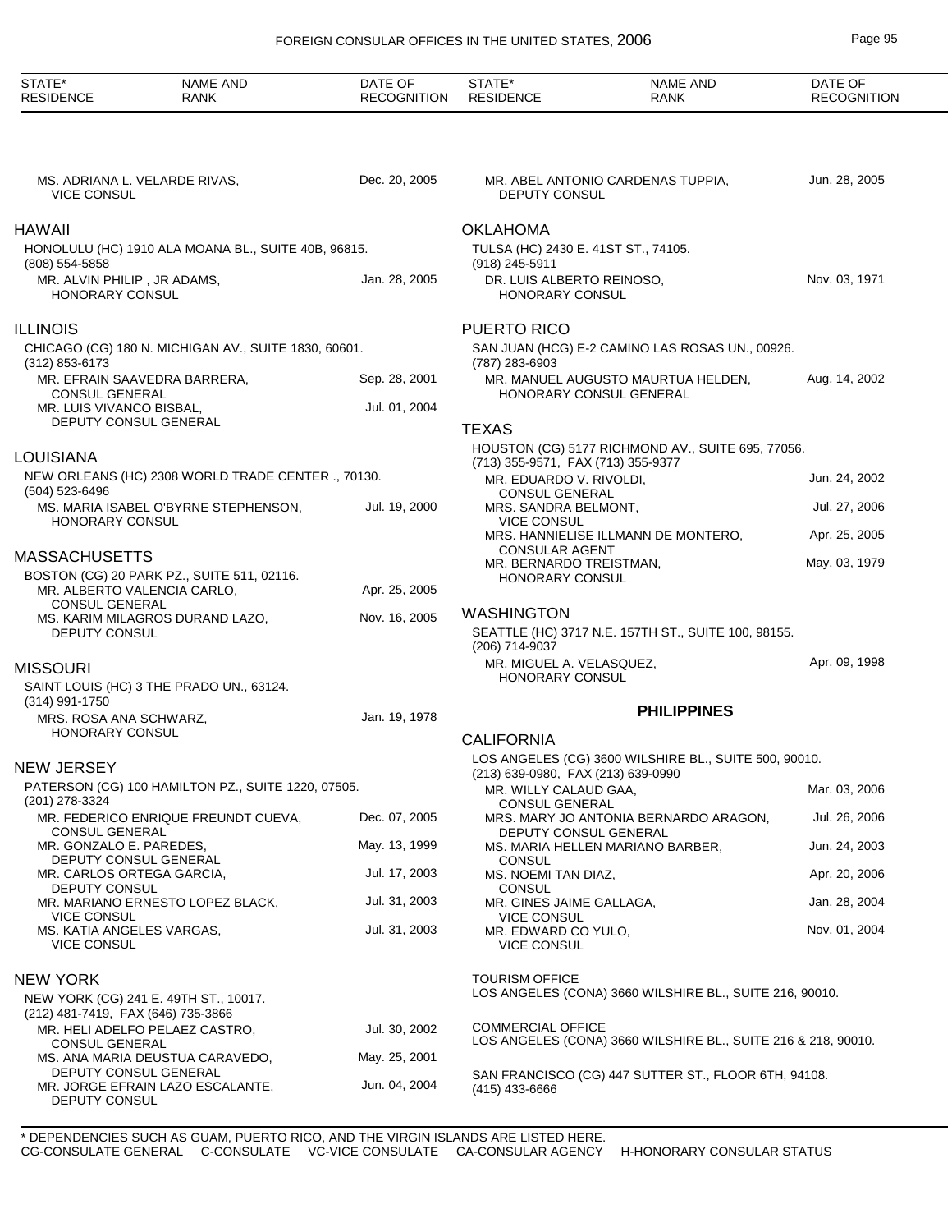| STATE* RESIDENCE | NAME AND RANK | DATE OF RECOGNITION |
|---|---|---|
| | MS. ADRIANA L. VELARDE RIVAS, VICE CONSUL | Dec. 20, 2005 |

## HAWAII

HONOLULU (HC) 1910 ALA MOANA BL., SUITE 40B, 96815.
(808) 554-5858

| | | |
|---|---|---|
| MR. ALVIN PHILIP , JR ADAMS, HONORARY CONSUL | Jan. 28, 2005 |

## ILLINOIS

CHICAGO (CG) 180 N. MICHIGAN AV., SUITE 1830, 60601.
(312) 853-6173

| | |
|---|---|
| MR. EFRAIN SAAVEDRA BARRERA, CONSUL GENERAL | Sep. 28, 2001 |
| MR. LUIS VIVANCO BISBAL, DEPUTY CONSUL GENERAL | Jul. 01, 2004 |

## LOUISIANA

NEW ORLEANS (HC) 2308 WORLD TRADE CENTER ., 70130.
(504) 523-6496

| | |
|---|---|
| MS. MARIA ISABEL O'BYRNE STEPHENSON, HONORARY CONSUL | Jul. 19, 2000 |

## MASSACHUSETTS

BOSTON (CG) 20 PARK PZ., SUITE 511, 02116.

| | |
|---|---|
| MR. ALBERTO VALENCIA CARLO, CONSUL GENERAL | Apr. 25, 2005 |
| MS. KARIM MILAGROS DURAND LAZO, DEPUTY CONSUL | Nov. 16, 2005 |

## MISSOURI

SAINT LOUIS (HC) 3 THE PRADO UN., 63124.
(314) 991-1750

| | |
|---|---|
| MRS. ROSA ANA SCHWARZ, HONORARY CONSUL | Jan. 19, 1978 |

## NEW JERSEY

PATERSON (CG) 100 HAMILTON PZ., SUITE 1220, 07505.
(201) 278-3324

| | |
|---|---|
| MR. FEDERICO ENRIQUE FREUNDT CUEVA, CONSUL GENERAL | Dec. 07, 2005 |
| MR. GONZALO E. PAREDES, DEPUTY CONSUL GENERAL | May. 13, 1999 |
| MR. CARLOS ORTEGA GARCIA, DEPUTY CONSUL | Jul. 17, 2003 |
| MR. MARIANO ERNESTO LOPEZ BLACK, VICE CONSUL | Jul. 31, 2003 |
| MS. KATIA ANGELES VARGAS, VICE CONSUL | Jul. 31, 2003 |

## NEW YORK

NEW YORK (CG) 241 E. 49TH ST., 10017.
(212) 481-7419, FAX (646) 735-3866

| | |
|---|---|
| MR. HELI ADELFO PELAEZ CASTRO, CONSUL GENERAL | Jul. 30, 2002 |
| MS. ANA MARIA DEUSTUA CARAVEDO, DEPUTY CONSUL GENERAL | May. 25, 2001 |
| MR. JORGE EFRAIN LAZO ESCALANTE, DEPUTY CONSUL | Jun. 04, 2004 |
| MR. ABEL ANTONIO CARDENAS TUPPIA, DEPUTY CONSUL | Jun. 28, 2005 |

## OKLAHOMA

TULSA (HC) 2430 E. 41ST ST., 74105.
(918) 245-5911

| | |
|---|---|
| DR. LUIS ALBERTO REINOSO, HONORARY CONSUL | Nov. 03, 1971 |

## PUERTO RICO

SAN JUAN (HCG) E-2 CAMINO LAS ROSAS UN., 00926.
(787) 283-6903

| | |
|---|---|
| MR. MANUEL AUGUSTO MAURTUA HELDEN, HONORARY CONSUL GENERAL | Aug. 14, 2002 |

## TEXAS

HOUSTON (CG) 5177 RICHMOND AV., SUITE 695, 77056.
(713) 355-9571, FAX (713) 355-9377

| | |
|---|---|
| MR. EDUARDO V. RIVOLDI, CONSUL GENERAL | Jun. 24, 2002 |
| MRS. SANDRA BELMONT, VICE CONSUL | Jul. 27, 2006 |
| MRS. HANNIELISE ILLMANN DE MONTERO, CONSULAR AGENT | Apr. 25, 2005 |
| MR. BERNARDO TREISTMAN, HONORARY CONSUL | May. 03, 1979 |

## WASHINGTON

SEATTLE (HC) 3717 N.E. 157TH ST., SUITE 100, 98155.
(206) 714-9037

| | |
|---|---|
| MR. MIGUEL A. VELASQUEZ, HONORARY CONSUL | Apr. 09, 1998 |

# PHILIPPINES

## CALIFORNIA

LOS ANGELES (CG) 3600 WILSHIRE BL., SUITE 500, 90010.
(213) 639-0980, FAX (213) 639-0990

| | |
|---|---|
| MR. WILLY CALAUD GAA, CONSUL GENERAL | Mar. 03, 2006 |
| MRS. MARY JO ANTONIA BERNARDO ARAGON, DEPUTY CONSUL GENERAL | Jul. 26, 2006 |
| MS. MARIA HELLEN MARIANO BARBER, CONSUL | Jun. 24, 2003 |
| MS. NOEMI TAN DIAZ, CONSUL | Apr. 20, 2006 |
| MR. GINES JAIME GALLAGA, VICE CONSUL | Jan. 28, 2004 |
| MR. EDWARD CO YULO, VICE CONSUL | Nov. 01, 2004 |

TOURISM OFFICE
LOS ANGELES (CONA) 3660 WILSHIRE BL., SUITE 216, 90010.

COMMERCIAL OFFICE
LOS ANGELES (CONA) 3660 WILSHIRE BL., SUITE 216 & 218, 90010.

SAN FRANCISCO (CG) 447 SUTTER ST., FLOOR 6TH, 94108.
(415) 433-6666

\* DEPENDENCIES SUCH AS GUAM, PUERTO RICO, AND THE VIRGIN ISLANDS ARE LISTED HERE.
CG-CONSULATE GENERAL C-CONSULATE VC-VICE CONSULATE CA-CONSULAR AGENCY H-HONORARY CONSULAR STATUS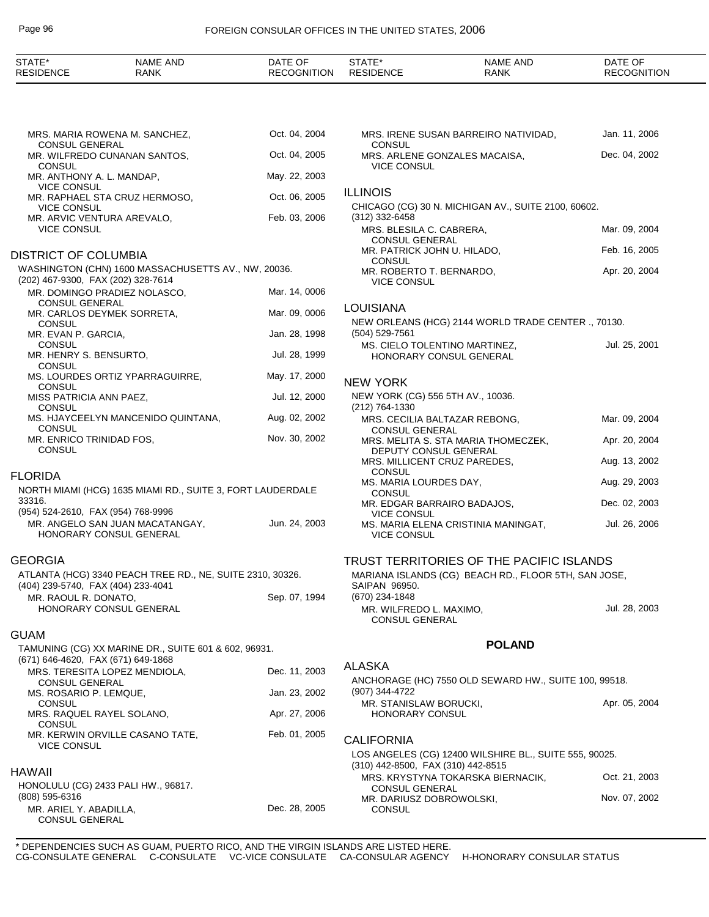MRS. MARIA ROWENA M. SANCHEZ, CONSUL GENERAL — Oct. 04, 2004
MR. WILFREDO CUNANAN SANTOS, CONSUL — Oct. 04, 2005
MR. ANTHONY A. L. MANDAP, VICE CONSUL — May. 22, 2003
MR. RAPHAEL STA CRUZ HERMOSO, VICE CONSUL — Oct. 06, 2005
MR. ARVIC VENTURA AREVALO, VICE CONSUL — Feb. 03, 2006

## DISTRICT OF COLUMBIA

WASHINGTON (CHN) 1600 MASSACHUSETTS AV., NW, 20036.
(202) 467-9300, FAX (202) 328-7614

MR. DOMINGO PRADIEZ NOLASCO, CONSUL GENERAL — Mar. 14, 0006
MR. CARLOS DEYMEK SORRETA, CONSUL — Mar. 09, 0006
MR. EVAN P. GARCIA, CONSUL — Jan. 28, 1998
MR. HENRY S. BENSURTO, CONSUL — Jul. 28, 1999
MS. LOURDES ORTIZ YPARRAGUIRRE, CONSUL — May. 17, 2000
MISS PATRICIA ANN PAEZ, CONSUL — Jul. 12, 2000
MS. HJAYCEELYN MANCENIDO QUINTANA, CONSUL — Aug. 02, 2002
MR. ENRICO TRINIDAD FOS, CONSUL — Nov. 30, 2002

## FLORIDA

NORTH MIAMI (HCG) 1635 MIAMI RD., SUITE 3, FORT LAUDERDALE 33316.
(954) 524-2610, FAX (954) 768-9996

MR. ANGELO SAN JUAN MACATANGAY, HONORARY CONSUL GENERAL — Jun. 24, 2003

## GEORGIA

ATLANTA (HCG) 3340 PEACH TREE RD., NE, SUITE 2310, 30326.
(404) 239-5740, FAX (404) 233-4041

MR. RAOUL R. DONATO, HONORARY CONSUL GENERAL — Sep. 07, 1994

## GUAM

TAMUNING (CG) XX MARINE DR., SUITE 601 & 602, 96931.
(671) 646-4620, FAX (671) 649-1868

MRS. TERESITA LOPEZ MENDIOLA, CONSUL GENERAL — Dec. 11, 2003
MS. ROSARIO P. LEMQUE, CONSUL — Jan. 23, 2002
MRS. RAQUEL RAYEL SOLANO, CONSUL — Apr. 27, 2006
MR. KERWIN ORVILLE CASANO TATE, VICE CONSUL — Feb. 01, 2005

## HAWAII

HONOLULU (CG) 2433 PALI HW., 96817.
(808) 595-6316

MR. ARIEL Y. ABADILLA, CONSUL GENERAL — Dec. 28, 2005
MRS. IRENE SUSAN BARREIRO NATIVIDAD, CONSUL — Jan. 11, 2006
MRS. ARLENE GONZALES MACAISA, VICE CONSUL — Dec. 04, 2002

## ILLINOIS

CHICAGO (CG) 30 N. MICHIGAN AV., SUITE 2100, 60602.
(312) 332-6458

MRS. BLESILA C. CABRERA, CONSUL GENERAL — Mar. 09, 2004
MR. PATRICK JOHN U. HILADO, CONSUL — Feb. 16, 2005
MR. ROBERTO T. BERNARDO, VICE CONSUL — Apr. 20, 2004

## LOUISIANA

NEW ORLEANS (HCG) 2144 WORLD TRADE CENTER ., 70130.
(504) 529-7561

MS. CIELO TOLENTINO MARTINEZ, HONORARY CONSUL GENERAL — Jul. 25, 2001

## NEW YORK

NEW YORK (CG) 556 5TH AV., 10036.
(212) 764-1330

MRS. CECILIA BALTAZAR REBONG, CONSUL GENERAL — Mar. 09, 2004
MRS. MELITA S. STA MARIA THOMECZEK, DEPUTY CONSUL GENERAL — Apr. 20, 2004
MRS. MILLICENT CRUZ PAREDES, CONSUL — Aug. 13, 2002
MS. MARIA LOURDES DAY, CONSUL — Aug. 29, 2003
MR. EDGAR BARRAIRO BADAJOS, VICE CONSUL — Dec. 02, 2003
MS. MARIA ELENA CRISTINIA MANINGAT, VICE CONSUL — Jul. 26, 2006

## TRUST TERRITORIES OF THE PACIFIC ISLANDS

MARIANA ISLANDS (CG) BEACH RD., FLOOR 5TH, SAN JOSE, SAIPAN 96950.
(670) 234-1848

MR. WILFREDO L. MAXIMO, CONSUL GENERAL — Jul. 28, 2003

# POLAND

## ALASKA

ANCHORAGE (HC) 7550 OLD SEWARD HW., SUITE 100, 99518.
(907) 344-4722

MR. STANISLAW BORUCKI, HONORARY CONSUL — Apr. 05, 2004

## CALIFORNIA

LOS ANGELES (CG) 12400 WILSHIRE BL., SUITE 555, 90025.
(310) 442-8500, FAX (310) 442-8515

MRS. KRYSTYNA TOKARSKA BIERNACIK, CONSUL GENERAL — Oct. 21, 2003
MR. DARIUSZ DOBROWOLSKI, CONSUL — Nov. 07, 2002

* DEPENDENCIES SUCH AS GUAM, PUERTO RICO, AND THE VIRGIN ISLANDS ARE LISTED HERE.
CG-CONSULATE GENERAL C-CONSULATE VC-VICE CONSULATE CA-CONSULAR AGENCY H-HONORARY CONSULAR STATUS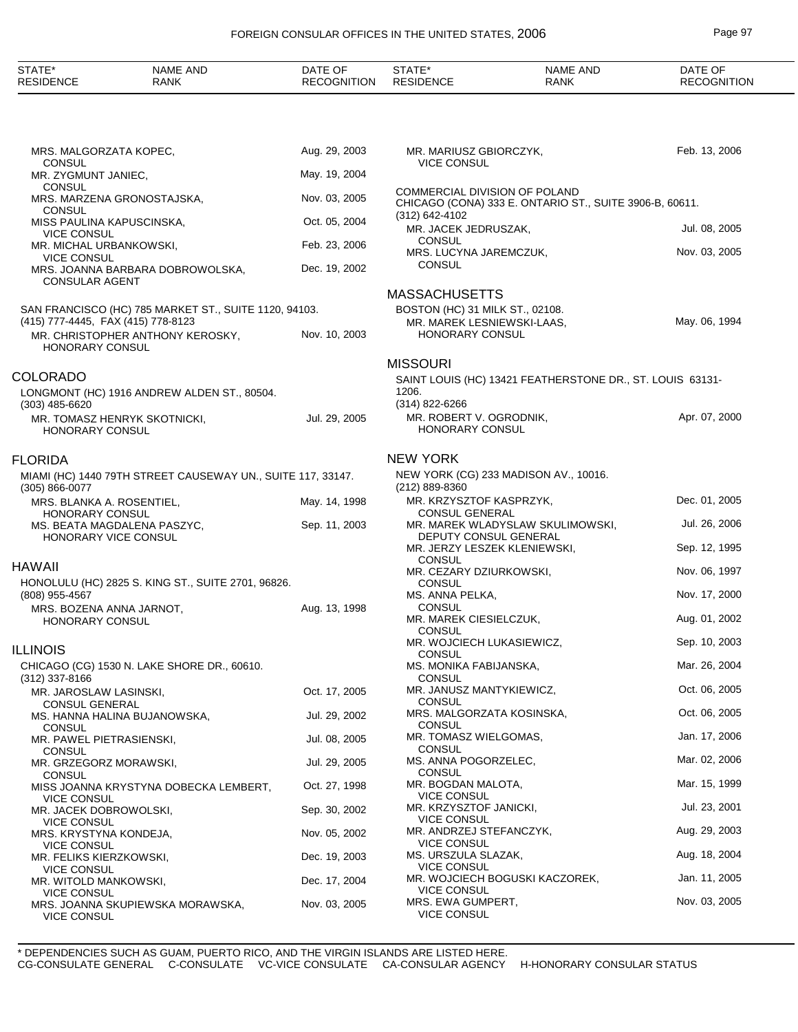| STATE* RESIDENCE | NAME AND RANK | DATE OF RECOGNITION |
|---|---|---|
| | MRS. MALGORZATA KOPEC, CONSUL | Aug. 29, 2003 |
| | MR. ZYGMUNT JANIEC, CONSUL | May. 19, 2004 |
| | MRS. MARZENA GRONOSTAJSKA, CONSUL | Nov. 03, 2005 |
| | MISS PAULINA KAPUSCINSKA, VICE CONSUL | Oct. 05, 2004 |
| | MR. MICHAL URBANKOWSKI, VICE CONSUL | Feb. 23, 2006 |
| | MRS. JOANNA BARBARA DOBROWOLSKA, CONSULAR AGENT | Dec. 19, 2002 |

SAN FRANCISCO (HC) 785 MARKET ST., SUITE 1120, 94103.
(415) 777-4445, FAX (415) 778-8123

| NAME AND RANK | DATE OF RECOGNITION |
|---|---|
| MR. CHRISTOPHER ANTHONY KEROSKY, HONORARY CONSUL | Nov. 10, 2003 |

## COLORADO

LONGMONT (HC) 1916 ANDREW ALDEN ST., 80504.
(303) 485-6620

| NAME AND RANK | DATE OF RECOGNITION |
|---|---|
| MR. TOMASZ HENRYK SKOTNICKI, HONORARY CONSUL | Jul. 29, 2005 |

## FLORIDA

MIAMI (HC) 1440 79TH STREET CAUSEWAY UN., SUITE 117, 33147.
(305) 866-0077

| NAME AND RANK | DATE OF RECOGNITION |
|---|---|
| MRS. BLANKA A. ROSENTIEL, HONORARY CONSUL | May. 14, 1998 |
| MS. BEATA MAGDALENA PASZYC, HONORARY VICE CONSUL | Sep. 11, 2003 |

## HAWAII

HONOLULU (HC) 2825 S. KING ST., SUITE 2701, 96826.
(808) 955-4567

| NAME AND RANK | DATE OF RECOGNITION |
|---|---|
| MRS. BOZENA ANNA JARNOT, HONORARY CONSUL | Aug. 13, 1998 |

## ILLINOIS

CHICAGO (CG) 1530 N. LAKE SHORE DR., 60610.
(312) 337-8166

| NAME AND RANK | DATE OF RECOGNITION |
|---|---|
| MR. JAROSLAW LASINSKI, CONSUL GENERAL | Oct. 17, 2005 |
| MS. HANNA HALINA BUJANOWSKA, CONSUL | Jul. 29, 2002 |
| MR. PAWEL PIETRASIENSKI, CONSUL | Jul. 08, 2005 |
| MR. GRZEGORZ MORAWSKI, CONSUL | Jul. 29, 2005 |
| MISS JOANNA KRYSTYNA DOBECKA LEMBERT, VICE CONSUL | Oct. 27, 1998 |
| MR. JACEK DOBROWOLSKI, VICE CONSUL | Sep. 30, 2002 |
| MRS. KRYSTYNA KONDEJA, VICE CONSUL | Nov. 05, 2002 |
| MR. FELIKS KIERZKOWSKI, VICE CONSUL | Dec. 19, 2003 |
| MR. WITOLD MANKOWSKI, VICE CONSUL | Dec. 17, 2004 |
| MRS. JOANNA SKUPIEWSKA MORAWSKA, VICE CONSUL | Nov. 03, 2005 |
| MR. MARIUSZ GBIORCZYK, VICE CONSUL | Feb. 13, 2006 |

COMMERCIAL DIVISION OF POLAND
CHICAGO (CONA) 333 E. ONTARIO ST., SUITE 3906-B, 60611.
(312) 642-4102

| NAME AND RANK | DATE OF RECOGNITION |
|---|---|
| MR. JACEK JEDRUSZAK, CONSUL | Jul. 08, 2005 |
| MRS. LUCYNA JAREMCZUK, CONSUL | Nov. 03, 2005 |

## MASSACHUSETTS

BOSTON (HC) 31 MILK ST., 02108.

| NAME AND RANK | DATE OF RECOGNITION |
|---|---|
| MR. MAREK LESNIEWSKI-LAAS, HONORARY CONSUL | May. 06, 1994 |

## MISSOURI

SAINT LOUIS (HC) 13421 FEATHERSTONE DR., ST. LOUIS 63131-1206.
(314) 822-6266

| NAME AND RANK | DATE OF RECOGNITION |
|---|---|
| MR. ROBERT V. OGRODNIK, HONORARY CONSUL | Apr. 07, 2000 |

## NEW YORK

NEW YORK (CG) 233 MADISON AV., 10016.
(212) 889-8360

| NAME AND RANK | DATE OF RECOGNITION |
|---|---|
| MR. KRZYSZTOF KASPRZYK, CONSUL GENERAL | Dec. 01, 2005 |
| MR. MAREK WLADYSLAW SKULIMOWSKI, DEPUTY CONSUL GENERAL | Jul. 26, 2006 |
| MR. JERZY LESZEK KLENIEWSKI, CONSUL | Sep. 12, 1995 |
| MR. CEZARY DZIURKOWSKI, CONSUL | Nov. 06, 1997 |
| MS. ANNA PELKA, CONSUL | Nov. 17, 2000 |
| MR. MAREK CIESIELCZUK, CONSUL | Aug. 01, 2002 |
| MR. WOJCIECH LUKASIEWICZ, CONSUL | Sep. 10, 2003 |
| MS. MONIKA FABIJANSKA, CONSUL | Mar. 26, 2004 |
| MR. JANUSZ MANTYKIEWICZ, CONSUL | Oct. 06, 2005 |
| MRS. MALGORZATA KOSINSKA, CONSUL | Oct. 06, 2005 |
| MR. TOMASZ WIELGOMAS, CONSUL | Jan. 17, 2006 |
| MS. ANNA POGORZELEC, CONSUL | Mar. 02, 2006 |
| MR. BOGDAN MALOTA, VICE CONSUL | Mar. 15, 1999 |
| MR. KRZYSZTOF JANICKI, VICE CONSUL | Jul. 23, 2001 |
| MR. ANDRZEJ STEFANCZYK, VICE CONSUL | Aug. 29, 2003 |
| MS. URSZULA SLAZAK, VICE CONSUL | Aug. 18, 2004 |
| MR. WOJCIECH BOGUSKI KACZOREK, VICE CONSUL | Jan. 11, 2005 |
| MRS. EWA GUMPERT, VICE CONSUL | Nov. 03, 2005 |

\* DEPENDENCIES SUCH AS GUAM, PUERTO RICO, AND THE VIRGIN ISLANDS ARE LISTED HERE.
CG-CONSULATE GENERAL  C-CONSULATE  VC-VICE CONSULATE  CA-CONSULAR AGENCY  H-HONORARY CONSULAR STATUS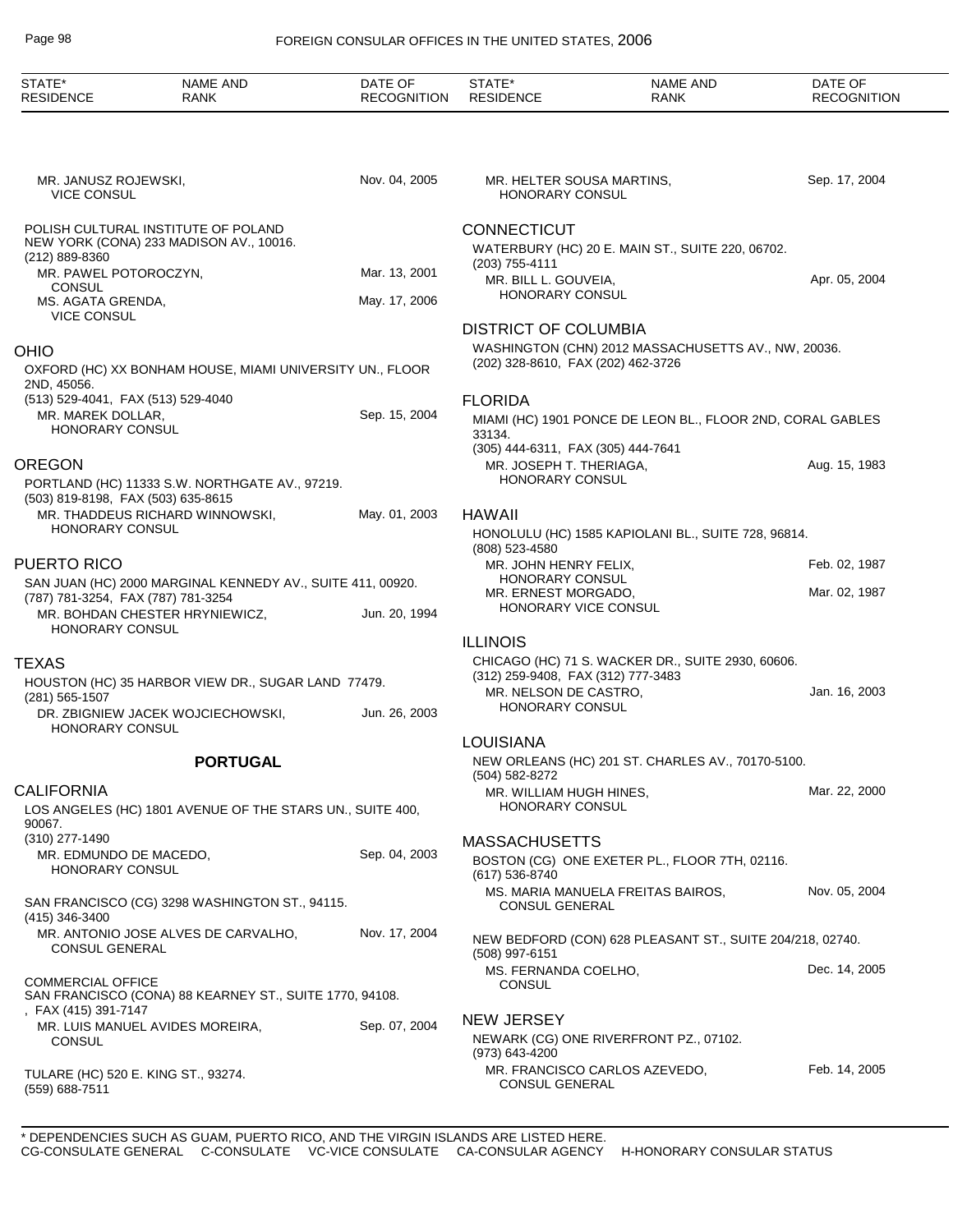MR. JANUSZ ROJEWSKI,
VICE CONSUL — Nov. 04, 2005

POLISH CULTURAL INSTITUTE OF POLAND
NEW YORK (CONA) 233 MADISON AV., 10016.
(212) 889-8360

MR. PAWEL POTOROCZYN,
CONSUL — Mar. 13, 2001

MS. AGATA GRENDA,
VICE CONSUL — May. 17, 2006

## OHIO

OXFORD (HC) XX BONHAM HOUSE, MIAMI UNIVERSITY UN., FLOOR 2ND, 45056.
(513) 529-4041, FAX (513) 529-4040

MR. MAREK DOLLAR,
HONORARY CONSUL — Sep. 15, 2004

## OREGON

PORTLAND (HC) 11333 S.W. NORTHGATE AV., 97219.
(503) 819-8198, FAX (503) 635-8615

MR. THADDEUS RICHARD WINNOWSKI,
HONORARY CONSUL — May. 01, 2003

## PUERTO RICO

SAN JUAN (HC) 2000 MARGINAL KENNEDY AV., SUITE 411, 00920.
(787) 781-3254, FAX (787) 781-3254

MR. BOHDAN CHESTER HRYNIEWICZ,
HONORARY CONSUL — Jun. 20, 1994

## TEXAS

HOUSTON (HC) 35 HARBOR VIEW DR., SUGAR LAND 77479.
(281) 565-1507

DR. ZBIGNIEW JACEK WOJCIECHOWSKI,
HONORARY CONSUL — Jun. 26, 2003

# PORTUGAL

## CALIFORNIA

LOS ANGELES (HC) 1801 AVENUE OF THE STARS UN., SUITE 400, 90067.
(310) 277-1490

MR. EDMUNDO DE MACEDO,
HONORARY CONSUL — Sep. 04, 2003

SAN FRANCISCO (CG) 3298 WASHINGTON ST., 94115.
(415) 346-3400

MR. ANTONIO JOSE ALVES DE CARVALHO,
CONSUL GENERAL — Nov. 17, 2004

COMMERCIAL OFFICE
SAN FRANCISCO (CONA) 88 KEARNEY ST., SUITE 1770, 94108.
, FAX (415) 391-7147

MR. LUIS MANUEL AVIDES MOREIRA,
CONSUL — Sep. 07, 2004

TULARE (HC) 520 E. KING ST., 93274.
(559) 688-7511

MR. HELTER SOUSA MARTINS,
HONORARY CONSUL — Sep. 17, 2004

## CONNECTICUT

WATERBURY (HC) 20 E. MAIN ST., SUITE 220, 06702.
(203) 755-4111

MR. BILL L. GOUVEIA,
HONORARY CONSUL — Apr. 05, 2004

## DISTRICT OF COLUMBIA

WASHINGTON (CHN) 2012 MASSACHUSETTS AV., NW, 20036.
(202) 328-8610, FAX (202) 462-3726

## FLORIDA

MIAMI (HC) 1901 PONCE DE LEON BL., FLOOR 2ND, CORAL GABLES 33134.
(305) 444-6311, FAX (305) 444-7641

MR. JOSEPH T. THERIAGA,
HONORARY CONSUL — Aug. 15, 1983

## HAWAII

HONOLULU (HC) 1585 KAPIOLANI BL., SUITE 728, 96814.
(808) 523-4580

MR. JOHN HENRY FELIX,
HONORARY CONSUL — Feb. 02, 1987

MR. ERNEST MORGADO,
HONORARY VICE CONSUL — Mar. 02, 1987

## ILLINOIS

CHICAGO (HC) 71 S. WACKER DR., SUITE 2930, 60606.
(312) 259-9408, FAX (312) 777-3483

MR. NELSON DE CASTRO,
HONORARY CONSUL — Jan. 16, 2003

## LOUISIANA

NEW ORLEANS (HC) 201 ST. CHARLES AV., 70170-5100.
(504) 582-8272

MR. WILLIAM HUGH HINES,
HONORARY CONSUL — Mar. 22, 2000

## MASSACHUSETTS

BOSTON (CG) ONE EXETER PL., FLOOR 7TH, 02116.
(617) 536-8740

MS. MARIA MANUELA FREITAS BAIROS,
CONSUL GENERAL — Nov. 05, 2004

NEW BEDFORD (CON) 628 PLEASANT ST., SUITE 204/218, 02740.
(508) 997-6151

MS. FERNANDA COELHO,
CONSUL — Dec. 14, 2005

## NEW JERSEY

NEWARK (CG) ONE RIVERFRONT PZ., 07102.
(973) 643-4200

MR. FRANCISCO CARLOS AZEVEDO,
CONSUL GENERAL — Feb. 14, 2005

\* DEPENDENCIES SUCH AS GUAM, PUERTO RICO, AND THE VIRGIN ISLANDS ARE LISTED HERE.
CG-CONSULATE GENERAL   C-CONSULATE   VC-VICE CONSULATE   CA-CONSULAR AGENCY   H-HONORARY CONSULAR STATUS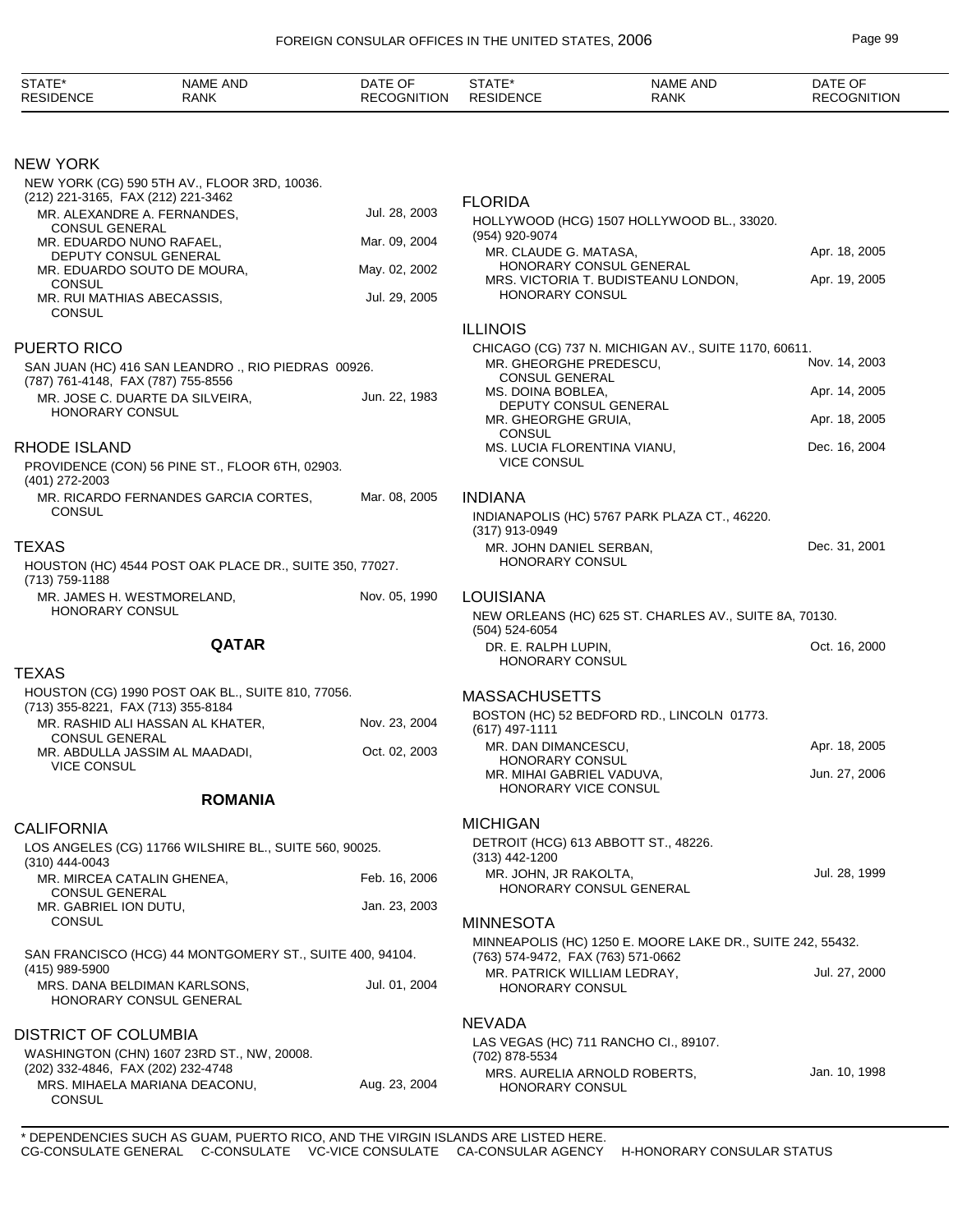| STATE* RESIDENCE | NAME AND RANK | DATE OF RECOGNITION |
|---|---|---|

### NEW YORK

NEW YORK (CG) 590 5TH AV., FLOOR 3RD, 10036.
(212) 221-3165, FAX (212) 221-3462

| | |
|---|---|
| MR. ALEXANDRE A. FERNANDES, CONSUL GENERAL | Jul. 28, 2003 |
| MR. EDUARDO NUNO RAFAEL, DEPUTY CONSUL GENERAL | Mar. 09, 2004 |
| MR. EDUARDO SOUTO DE MOURA, CONSUL | May. 02, 2002 |
| MR. RUI MATHIAS ABECASSIS, CONSUL | Jul. 29, 2005 |

### PUERTO RICO

SAN JUAN (HC) 416 SAN LEANDRO ., RIO PIEDRAS 00926.
(787) 761-4148, FAX (787) 755-8556

| | |
|---|---|
| MR. JOSE C. DUARTE DA SILVEIRA, HONORARY CONSUL | Jun. 22, 1983 |

### RHODE ISLAND

PROVIDENCE (CON) 56 PINE ST., FLOOR 6TH, 02903.
(401) 272-2003

| | |
|---|---|
| MR. RICARDO FERNANDES GARCIA CORTES, CONSUL | Mar. 08, 2005 |

### TEXAS

HOUSTON (HC) 4544 POST OAK PLACE DR., SUITE 350, 77027.
(713) 759-1188

| | |
|---|---|
| MR. JAMES H. WESTMORELAND, HONORARY CONSUL | Nov. 05, 1990 |

## QATAR

### TEXAS

HOUSTON (CG) 1990 POST OAK BL., SUITE 810, 77056.
(713) 355-8221, FAX (713) 355-8184

| | |
|---|---|
| MR. RASHID ALI HASSAN AL KHATER, CONSUL GENERAL | Nov. 23, 2004 |
| MR. ABDULLA JASSIM AL MAADADI, VICE CONSUL | Oct. 02, 2003 |

## ROMANIA

### CALIFORNIA

LOS ANGELES (CG) 11766 WILSHIRE BL., SUITE 560, 90025.
(310) 444-0043

| | |
|---|---|
| MR. MIRCEA CATALIN GHENEA, CONSUL GENERAL | Feb. 16, 2006 |
| MR. GABRIEL ION DUTU, CONSUL | Jan. 23, 2003 |

SAN FRANCISCO (HCG) 44 MONTGOMERY ST., SUITE 400, 94104.
(415) 989-5900

| | |
|---|---|
| MRS. DANA BELDIMAN KARLSONS, HONORARY CONSUL GENERAL | Jul. 01, 2004 |

### DISTRICT OF COLUMBIA

WASHINGTON (CHN) 1607 23RD ST., NW, 20008.
(202) 332-4846, FAX (202) 232-4748

| | |
|---|---|
| MRS. MIHAELA MARIANA DEACONU, CONSUL | Aug. 23, 2004 |

### FLORIDA

HOLLYWOOD (HCG) 1507 HOLLYWOOD BL., 33020.
(954) 920-9074

| | |
|---|---|
| MR. CLAUDE G. MATASA, HONORARY CONSUL GENERAL | Apr. 18, 2005 |
| MRS. VICTORIA T. BUDISTEANU LONDON, HONORARY CONSUL | Apr. 19, 2005 |

### ILLINOIS

CHICAGO (CG) 737 N. MICHIGAN AV., SUITE 1170, 60611.

| | |
|---|---|
| MR. GHEORGHE PREDESCU, CONSUL GENERAL | Nov. 14, 2003 |
| MS. DOINA BOBLEA, DEPUTY CONSUL GENERAL | Apr. 14, 2005 |
| MR. GHEORGHE GRUIA, CONSUL | Apr. 18, 2005 |
| MS. LUCIA FLORENTINA VIANU, VICE CONSUL | Dec. 16, 2004 |

### INDIANA

INDIANAPOLIS (HC) 5767 PARK PLAZA CT., 46220.
(317) 913-0949

| | |
|---|---|
| MR. JOHN DANIEL SERBAN, HONORARY CONSUL | Dec. 31, 2001 |

### LOUISIANA

NEW ORLEANS (HC) 625 ST. CHARLES AV., SUITE 8A, 70130.
(504) 524-6054

| | |
|---|---|
| DR. E. RALPH LUPIN, HONORARY CONSUL | Oct. 16, 2000 |

### MASSACHUSETTS

BOSTON (HC) 52 BEDFORD RD., LINCOLN 01773.
(617) 497-1111

| | |
|---|---|
| MR. DAN DIMANCESCU, HONORARY CONSUL | Apr. 18, 2005 |
| MR. MIHAI GABRIEL VADUVA, HONORARY VICE CONSUL | Jun. 27, 2006 |

### MICHIGAN

DETROIT (HCG) 613 ABBOTT ST., 48226.
(313) 442-1200

| | |
|---|---|
| MR. JOHN, JR RAKOLTA, HONORARY CONSUL GENERAL | Jul. 28, 1999 |

### MINNESOTA

MINNEAPOLIS (HC) 1250 E. MOORE LAKE DR., SUITE 242, 55432.
(763) 574-9472, FAX (763) 571-0662

| | |
|---|---|
| MR. PATRICK WILLIAM LEDRAY, HONORARY CONSUL | Jul. 27, 2000 |

### NEVADA

LAS VEGAS (HC) 711 RANCHO CI., 89107.
(702) 878-5534

| | |
|---|---|
| MRS. AURELIA ARNOLD ROBERTS, HONORARY CONSUL | Jan. 10, 1998 |

\* DEPENDENCIES SUCH AS GUAM, PUERTO RICO, AND THE VIRGIN ISLANDS ARE LISTED HERE.
CG-CONSULATE GENERAL C-CONSULATE VC-VICE CONSULATE CA-CONSULAR AGENCY H-HONORARY CONSULAR STATUS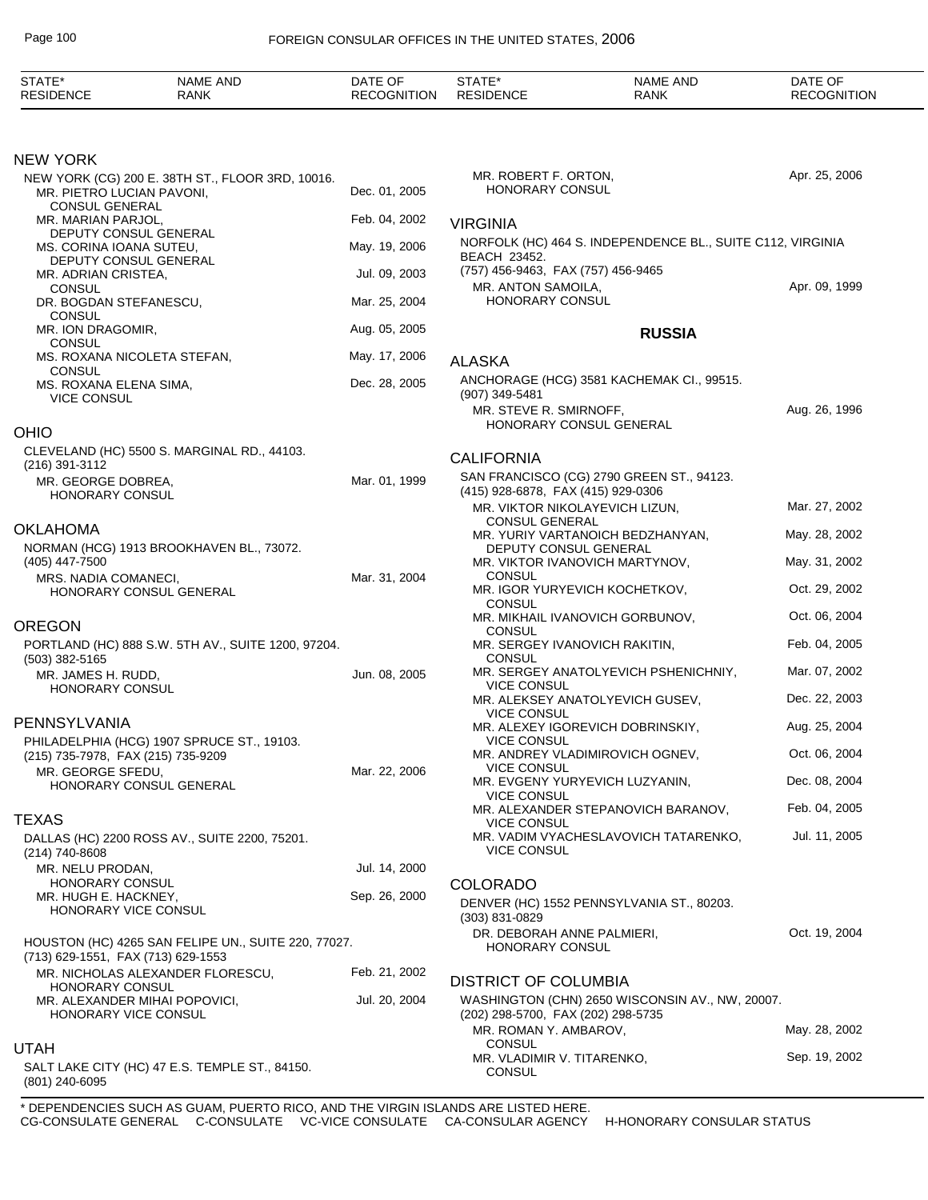| STATE* RESIDENCE | NAME AND RANK | DATE OF RECOGNITION |
|---|---|---|

## NEW YORK

NEW YORK (CG) 200 E. 38TH ST., FLOOR 3RD, 10016.

| | | |
|---|---|---|
| MR. PIETRO LUCIAN PAVONI, CONSUL GENERAL | Dec. 01, 2005 |
| MR. MARIAN PARJOL, DEPUTY CONSUL GENERAL | Feb. 04, 2002 |
| MS. CORINA IOANA SUTEU, DEPUTY CONSUL GENERAL | May. 19, 2006 |
| MR. ADRIAN CRISTEA, CONSUL | Jul. 09, 2003 |
| DR. BOGDAN STEFANESCU, CONSUL | Mar. 25, 2004 |
| MR. ION DRAGOMIR, CONSUL | Aug. 05, 2005 |
| MS. ROXANA NICOLETA STEFAN, CONSUL | May. 17, 2006 |
| MS. ROXANA ELENA SIMA, VICE CONSUL | Dec. 28, 2005 |

## OHIO

CLEVELAND (HC) 5500 S. MARGINAL RD., 44103.
(216) 391-3112

MR. GEORGE DOBREA, HONORARY CONSUL — Mar. 01, 1999

## OKLAHOMA

NORMAN (HCG) 1913 BROOKHAVEN BL., 73072.
(405) 447-7500

MRS. NADIA COMANECI, HONORARY CONSUL GENERAL — Mar. 31, 2004

## OREGON

PORTLAND (HC) 888 S.W. 5TH AV., SUITE 1200, 97204.
(503) 382-5165

MR. JAMES H. RUDD, HONORARY CONSUL — Jun. 08, 2005

## PENNSYLVANIA

PHILADELPHIA (HCG) 1907 SPRUCE ST., 19103.
(215) 735-7978, FAX (215) 735-9209

MR. GEORGE SFEDU, HONORARY CONSUL GENERAL — Mar. 22, 2006

## TEXAS

DALLAS (HC) 2200 ROSS AV., SUITE 2200, 75201.
(214) 740-8608

| | |
|---|---|
| MR. NELU PRODAN, HONORARY CONSUL | Jul. 14, 2000 |
| MR. HUGH E. HACKNEY, HONORARY VICE CONSUL | Sep. 26, 2000 |

HOUSTON (HC) 4265 SAN FELIPE UN., SUITE 220, 77027.
(713) 629-1551, FAX (713) 629-1553

| | |
|---|---|
| MR. NICHOLAS ALEXANDER FLORESCU, HONORARY CONSUL | Feb. 21, 2002 |
| MR. ALEXANDER MIHAI POPOVICI, HONORARY VICE CONSUL | Jul. 20, 2004 |

## UTAH

SALT LAKE CITY (HC) 47 E.S. TEMPLE ST., 84150.
(801) 240-6095

MR. ROBERT F. ORTON, HONORARY CONSUL — Apr. 25, 2006

## VIRGINIA

NORFOLK (HC) 464 S. INDEPENDENCE BL., SUITE C112, VIRGINIA BEACH 23452.
(757) 456-9463, FAX (757) 456-9465

MR. ANTON SAMOILA, HONORARY CONSUL — Apr. 09, 1999

# RUSSIA

## ALASKA

ANCHORAGE (HCG) 3581 KACHEMAK CI., 99515.
(907) 349-5481

MR. STEVE R. SMIRNOFF, HONORARY CONSUL GENERAL — Aug. 26, 1996

## CALIFORNIA

SAN FRANCISCO (CG) 2790 GREEN ST., 94123.
(415) 928-6878, FAX (415) 929-0306

| | |
|---|---|
| MR. VIKTOR NIKOLAYEVICH LIZUN, CONSUL GENERAL | Mar. 27, 2002 |
| MR. YURIY VARTANOICH BEDZHANYAN, DEPUTY CONSUL GENERAL | May. 28, 2002 |
| MR. VIKTOR IVANOVICH MARTYNOV, CONSUL | May. 31, 2002 |
| MR. IGOR YURYEVICH KOCHETKOV, CONSUL | Oct. 29, 2002 |
| MR. MIKHAIL IVANOVICH GORBUNOV, CONSUL | Oct. 06, 2004 |
| MR. SERGEY IVANOVICH RAKITIN, CONSUL | Feb. 04, 2005 |
| MR. SERGEY ANATOLYEVICH PSHENICHNIY, VICE CONSUL | Mar. 07, 2002 |
| MR. ALEKSEY ANATOLYEVICH GUSEV, VICE CONSUL | Dec. 22, 2003 |
| MR. ALEXEY IGOREVICH DOBRINSKIY, VICE CONSUL | Aug. 25, 2004 |
| MR. ANDREY VLADIMIROVICH OGNEV, VICE CONSUL | Oct. 06, 2004 |
| MR. EVGENY YURYEVICH LUZYANIN, VICE CONSUL | Dec. 08, 2004 |
| MR. ALEXANDER STEPANOVICH BARANOV, VICE CONSUL | Feb. 04, 2005 |
| MR. VADIM VYACHESLAVOVICH TATARENKO, VICE CONSUL | Jul. 11, 2005 |

## COLORADO

DENVER (HC) 1552 PENNSYLVANIA ST., 80203.
(303) 831-0829

DR. DEBORAH ANNE PALMIERI, HONORARY CONSUL — Oct. 19, 2004

## DISTRICT OF COLUMBIA

WASHINGTON (CHN) 2650 WISCONSIN AV., NW, 20007.
(202) 298-5700, FAX (202) 298-5735

| | |
|---|---|
| MR. ROMAN Y. AMBAROV, CONSUL | May. 28, 2002 |
| MR. VLADIMIR V. TITARENKO, CONSUL | Sep. 19, 2002 |

\* DEPENDENCIES SUCH AS GUAM, PUERTO RICO, AND THE VIRGIN ISLANDS ARE LISTED HERE.
CG-CONSULATE GENERAL C-CONSULATE VC-VICE CONSULATE CA-CONSULAR AGENCY H-HONORARY CONSULAR STATUS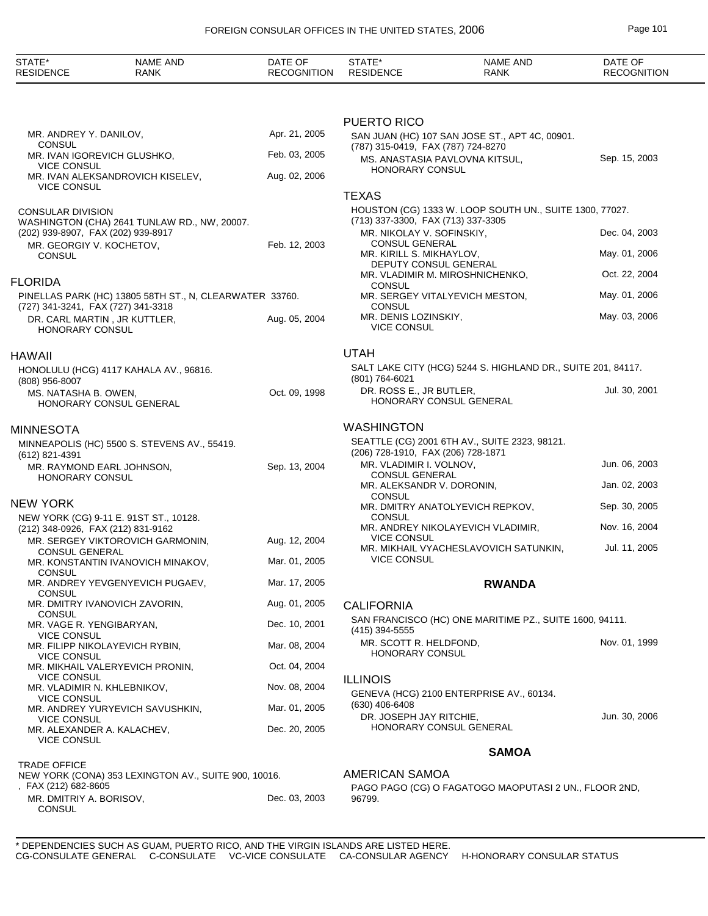| STATE* RESIDENCE | NAME AND RANK | DATE OF RECOGNITION |
|---|---|---|
| | MR. ANDREY Y. DANILOV, CONSUL | Apr. 21, 2005 |
| | MR. IVAN IGOREVICH GLUSHKO, VICE CONSUL | Feb. 03, 2005 |
| | MR. IVAN ALEKSANDROVICH KISELEV, VICE CONSUL | Aug. 02, 2006 |

CONSULAR DIVISION
WASHINGTON (CHA) 2641 TUNLAW RD., NW, 20007.
(202) 939-8907, FAX (202) 939-8917

| NAME AND RANK | DATE OF RECOGNITION |
|---|---|
| MR. GEORGIY V. KOCHETOV, CONSUL | Feb. 12, 2003 |

## FLORIDA

PINELLAS PARK (HC) 13805 58TH ST., N, CLEARWATER 33760.
(727) 341-3241, FAX (727) 341-3318

| NAME AND RANK | DATE OF RECOGNITION |
|---|---|
| DR. CARL MARTIN , JR KUTTLER, HONORARY CONSUL | Aug. 05, 2004 |

## HAWAII

HONOLULU (HCG) 4117 KAHALA AV., 96816.
(808) 956-8007

| NAME AND RANK | DATE OF RECOGNITION |
|---|---|
| MS. NATASHA B. OWEN, HONORARY CONSUL GENERAL | Oct. 09, 1998 |

## MINNESOTA

MINNEAPOLIS (HC) 5500 S. STEVENS AV., 55419.
(612) 821-4391

| NAME AND RANK | DATE OF RECOGNITION |
|---|---|
| MR. RAYMOND EARL JOHNSON, HONORARY CONSUL | Sep. 13, 2004 |

## NEW YORK

NEW YORK (CG) 9-11 E. 91ST ST., 10128.
(212) 348-0926, FAX (212) 831-9162

| NAME AND RANK | DATE OF RECOGNITION |
|---|---|
| MR. SERGEY VIKTOROVICH GARMONIN, CONSUL GENERAL | Aug. 12, 2004 |
| MR. KONSTANTIN IVANOVICH MINAKOV, CONSUL | Mar. 01, 2005 |
| MR. ANDREY YEVGENYEVICH PUGAEV, CONSUL | Mar. 17, 2005 |
| MR. DMITRY IVANOVICH ZAVORIN, CONSUL | Aug. 01, 2005 |
| MR. VAGE R. YENGIBARYAN, VICE CONSUL | Dec. 10, 2001 |
| MR. FILIPP NIKOLAYEVICH RYBIN, VICE CONSUL | Mar. 08, 2004 |
| MR. MIKHAIL VALERYEVICH PRONIN, VICE CONSUL | Oct. 04, 2004 |
| MR. VLADIMIR N. KHLEBNIKOV, VICE CONSUL | Nov. 08, 2004 |
| MR. ANDREY YURYEVICH SAVUSHKIN, VICE CONSUL | Mar. 01, 2005 |
| MR. ALEXANDER A. KALACHEV, VICE CONSUL | Dec. 20, 2005 |

TRADE OFFICE
NEW YORK (CONA) 353 LEXINGTON AV., SUITE 900, 10016.
, FAX (212) 682-8605

| NAME AND RANK | DATE OF RECOGNITION |
|---|---|
| MR. DMITRIY A. BORISOV, CONSUL | Dec. 03, 2003 |

## PUERTO RICO

SAN JUAN (HC) 107 SAN JOSE ST., APT 4C, 00901.
(787) 315-0419, FAX (787) 724-8270

| NAME AND RANK | DATE OF RECOGNITION |
|---|---|
| MS. ANASTASIA PAVLOVNA KITSUL, HONORARY CONSUL | Sep. 15, 2003 |

## TEXAS

HOUSTON (CG) 1333 W. LOOP SOUTH UN., SUITE 1300, 77027.
(713) 337-3300, FAX (713) 337-3305

| NAME AND RANK | DATE OF RECOGNITION |
|---|---|
| MR. NIKOLAY V. SOFINSKIY, CONSUL GENERAL | Dec. 04, 2003 |
| MR. KIRILL S. MIKHAYLOV, DEPUTY CONSUL GENERAL | May. 01, 2006 |
| MR. VLADIMIR M. MIROSHNICHENKO, CONSUL | Oct. 22, 2004 |
| MR. SERGEY VITALYEVICH MESTON, CONSUL | May. 01, 2006 |
| MR. DENIS LOZINSKIY, VICE CONSUL | May. 03, 2006 |

## UTAH

SALT LAKE CITY (HCG) 5244 S. HIGHLAND DR., SUITE 201, 84117.
(801) 764-6021

| NAME AND RANK | DATE OF RECOGNITION |
|---|---|
| DR. ROSS E., JR BUTLER, HONORARY CONSUL GENERAL | Jul. 30, 2001 |

## WASHINGTON

SEATTLE (CG) 2001 6TH AV., SUITE 2323, 98121.
(206) 728-1910, FAX (206) 728-1871

| NAME AND RANK | DATE OF RECOGNITION |
|---|---|
| MR. VLADIMIR I. VOLNOV, CONSUL GENERAL | Jun. 06, 2003 |
| MR. ALEKSANDR V. DORONIN, CONSUL | Jan. 02, 2003 |
| MR. DMITRY ANATOLYEVICH REPKOV, CONSUL | Sep. 30, 2005 |
| MR. ANDREY NIKOLAYEVICH VLADIMIR, VICE CONSUL | Nov. 16, 2004 |
| MR. MIKHAIL VYACHESLAVOVICH SATUNKIN, VICE CONSUL | Jul. 11, 2005 |

# RWANDA

## CALIFORNIA

SAN FRANCISCO (HC) ONE MARITIME PZ., SUITE 1600, 94111.
(415) 394-5555

| NAME AND RANK | DATE OF RECOGNITION |
|---|---|
| MR. SCOTT R. HELDFOND, HONORARY CONSUL | Nov. 01, 1999 |

## ILLINOIS

GENEVA (HCG) 2100 ENTERPRISE AV., 60134.
(630) 406-6408

| NAME AND RANK | DATE OF RECOGNITION |
|---|---|
| DR. JOSEPH JAY RITCHIE, HONORARY CONSUL GENERAL | Jun. 30, 2006 |

# SAMOA

## AMERICAN SAMOA

PAGO PAGO (CG) O FAGATOGO MAOPUTASI 2 UN., FLOOR 2ND, 96799.

---

* DEPENDENCIES SUCH AS GUAM, PUERTO RICO, AND THE VIRGIN ISLANDS ARE LISTED HERE.
CG-CONSULATE GENERAL C-CONSULATE VC-VICE CONSULATE CA-CONSULAR AGENCY H-HONORARY CONSULAR STATUS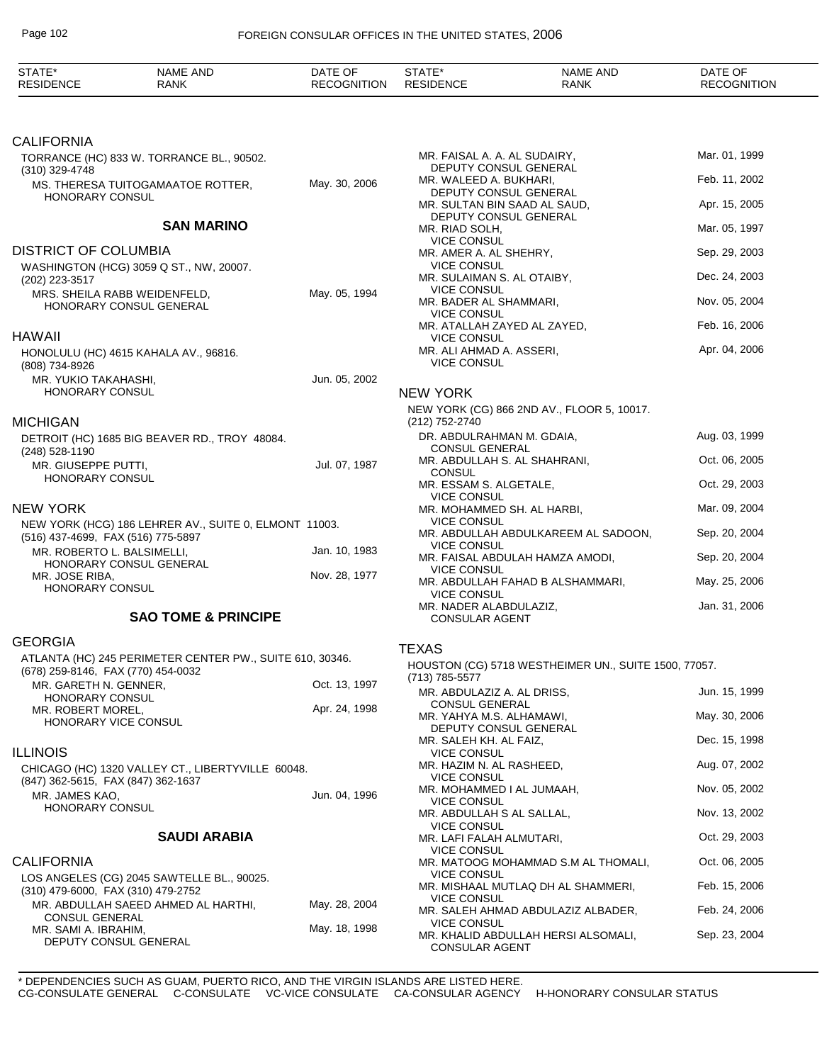| STATE* RESIDENCE | NAME AND RANK | DATE OF RECOGNITION |
|---|---|---|

## CALIFORNIA

TORRANCE (HC) 833 W. TORRANCE BL., 90502.
(310) 329-4748

| NAME AND RANK | DATE OF RECOGNITION |
|---|---|
| MS. THERESA TUITOGAMAATOE ROTTER, HONORARY CONSUL | May. 30, 2006 |

## SAN MARINO

## DISTRICT OF COLUMBIA

WASHINGTON (HCG) 3059 Q ST., NW, 20007.
(202) 223-3517

| NAME AND RANK | DATE OF RECOGNITION |
|---|---|
| MRS. SHEILA RABB WEIDENFELD, HONORARY CONSUL GENERAL | May. 05, 1994 |

## HAWAII

HONOLULU (HC) 4615 KAHALA AV., 96816.
(808) 734-8926

| NAME AND RANK | DATE OF RECOGNITION |
|---|---|
| MR. YUKIO TAKAHASHI, HONORARY CONSUL | Jun. 05, 2002 |

## MICHIGAN

DETROIT (HC) 1685 BIG BEAVER RD., TROY 48084.
(248) 528-1190

| NAME AND RANK | DATE OF RECOGNITION |
|---|---|
| MR. GIUSEPPE PUTTI, HONORARY CONSUL | Jul. 07, 1987 |

## NEW YORK

NEW YORK (HCG) 186 LEHRER AV., SUITE 0, ELMONT 11003.
(516) 437-4699, FAX (516) 775-5897

| NAME AND RANK | DATE OF RECOGNITION |
|---|---|
| MR. ROBERTO L. BALSIMELLI, HONORARY CONSUL GENERAL | Jan. 10, 1983 |
| MR. JOSE RIBA, HONORARY CONSUL | Nov. 28, 1977 |

## SAO TOME & PRINCIPE

## GEORGIA

ATLANTA (HC) 245 PERIMETER CENTER PW., SUITE 610, 30346.
(678) 259-8146, FAX (770) 454-0032

| NAME AND RANK | DATE OF RECOGNITION |
|---|---|
| MR. GARETH N. GENNER, HONORARY CONSUL | Oct. 13, 1997 |
| MR. ROBERT MOREL, HONORARY VICE CONSUL | Apr. 24, 1998 |

## ILLINOIS

CHICAGO (HC) 1320 VALLEY CT., LIBERTYVILLE 60048.
(847) 362-5615, FAX (847) 362-1637

| NAME AND RANK | DATE OF RECOGNITION |
|---|---|
| MR. JAMES KAO, HONORARY CONSUL | Jun. 04, 1996 |

## SAUDI ARABIA

## CALIFORNIA

LOS ANGELES (CG) 2045 SAWTELLE BL., 90025.
(310) 479-6000, FAX (310) 479-2752

| NAME AND RANK | DATE OF RECOGNITION |
|---|---|
| MR. ABDULLAH SAEED AHMED AL HARTHI, CONSUL GENERAL | May. 28, 2004 |
| MR. SAMI A. IBRAHIM, DEPUTY CONSUL GENERAL | May. 18, 1998 |
| MR. FAISAL A. A. AL SUDAIRY, DEPUTY CONSUL GENERAL | Mar. 01, 1999 |
| MR. WALEED A. BUKHARI, DEPUTY CONSUL GENERAL | Feb. 11, 2002 |
| MR. SULTAN BIN SAAD AL SAUD, DEPUTY CONSUL GENERAL | Apr. 15, 2005 |
| MR. RIAD SOLH, VICE CONSUL | Mar. 05, 1997 |
| MR. AMER A. AL SHEHRY, VICE CONSUL | Sep. 29, 2003 |
| MR. SULAIMAN S. AL OTAIBY, VICE CONSUL | Dec. 24, 2003 |
| MR. BADER AL SHAMMARI, VICE CONSUL | Nov. 05, 2004 |
| MR. ATALLAH ZAYED AL ZAYED, VICE CONSUL | Feb. 16, 2006 |
| MR. ALI AHMAD A. ASSERI, VICE CONSUL | Apr. 04, 2006 |

## NEW YORK

NEW YORK (CG) 866 2ND AV., FLOOR 5, 10017.
(212) 752-2740

| NAME AND RANK | DATE OF RECOGNITION |
|---|---|
| DR. ABDULRAHMAN M. GDAIA, CONSUL GENERAL | Aug. 03, 1999 |
| MR. ABDULLAH S. AL SHAHRANI, CONSUL | Oct. 06, 2005 |
| MR. ESSAM S. ALGETALE, VICE CONSUL | Oct. 29, 2003 |
| MR. MOHAMMED SH. AL HARBI, VICE CONSUL | Mar. 09, 2004 |
| MR. ABDULLAH ABDULKAREEM AL SADOON, VICE CONSUL | Sep. 20, 2004 |
| MR. FAISAL ABDULAH HAMZA AMODI, VICE CONSUL | Sep. 20, 2004 |
| MR. ABDULLAH FAHAD B ALSHAMMARI, VICE CONSUL | May. 25, 2006 |
| MR. NADER ALABDULAZIZ, CONSULAR AGENT | Jan. 31, 2006 |

## TEXAS

HOUSTON (CG) 5718 WESTHEIMER UN., SUITE 1500, 77057.
(713) 785-5577

| NAME AND RANK | DATE OF RECOGNITION |
|---|---|
| MR. ABDULAZIZ A. AL DRISS, CONSUL GENERAL | Jun. 15, 1999 |
| MR. YAHYA M.S. ALHAMAWI, DEPUTY CONSUL GENERAL | May. 30, 2006 |
| MR. SALEH KH. AL FAIZ, VICE CONSUL | Dec. 15, 1998 |
| MR. HAZIM N. AL RASHEED, VICE CONSUL | Aug. 07, 2002 |
| MR. MOHAMMED I AL JUMAAH, VICE CONSUL | Nov. 05, 2002 |
| MR. ABDULLAH S AL SALLAL, VICE CONSUL | Nov. 13, 2002 |
| MR. LAFI FALAH ALMUTARI, VICE CONSUL | Oct. 29, 2003 |
| MR. MATOOG MOHAMMAD S.M AL THOMALI, VICE CONSUL | Oct. 06, 2005 |
| MR. MISHAAL MUTLAQ DH AL SHAMMERI, VICE CONSUL | Feb. 15, 2006 |
| MR. SALEH AHMAD ABDULAZIZ ALBADER, VICE CONSUL | Feb. 24, 2006 |
| MR. KHALID ABDULLAH HERSI ALSOMALI, CONSULAR AGENT | Sep. 23, 2004 |

\* DEPENDENCIES SUCH AS GUAM, PUERTO RICO, AND THE VIRGIN ISLANDS ARE LISTED HERE.
CG-CONSULATE GENERAL C-CONSULATE VC-VICE CONSULATE CA-CONSULAR AGENCY H-HONORARY CONSULAR STATUS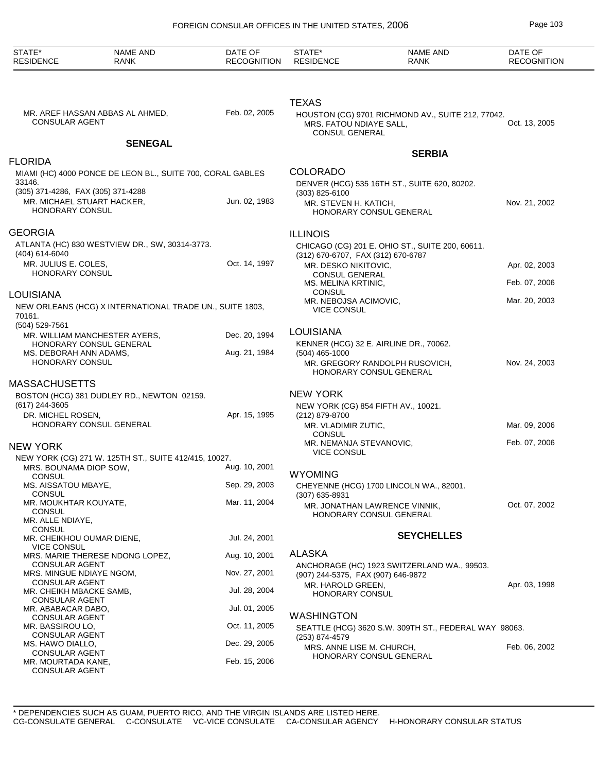| STATE* RESIDENCE | NAME AND RANK | DATE OF RECOGNITION |
|---|---|---|
| | MR. AREF HASSAN ABBAS AL AHMED, CONSULAR AGENT | Feb. 02, 2005 |

## SENEGAL

### FLORIDA

MIAMI (HC) 4000 PONCE DE LEON BL., SUITE 700, CORAL GABLES 33146.
(305) 371-4286, FAX (305) 371-4288

| NAME AND RANK | DATE OF RECOGNITION |
|---|---|
| MR. MICHAEL STUART HACKER, HONORARY CONSUL | Jun. 02, 1983 |

### GEORGIA

ATLANTA (HC) 830 WESTVIEW DR., SW, 30314-3773.
(404) 614-6040

| NAME AND RANK | DATE OF RECOGNITION |
|---|---|
| MR. JULIUS E. COLES, HONORARY CONSUL | Oct. 14, 1997 |

### LOUISIANA

NEW ORLEANS (HCG) X INTERNATIONAL TRADE UN., SUITE 1803, 70161.
(504) 529-7561

| NAME AND RANK | DATE OF RECOGNITION |
|---|---|
| MR. WILLIAM MANCHESTER AYERS, HONORARY CONSUL GENERAL | Dec. 20, 1994 |
| MS. DEBORAH ANN ADAMS, HONORARY CONSUL | Aug. 21, 1984 |

### MASSACHUSETTS

BOSTON (HCG) 381 DUDLEY RD., NEWTON 02159.
(617) 244-3605

| NAME AND RANK | DATE OF RECOGNITION |
|---|---|
| DR. MICHEL ROSEN, HONORARY CONSUL GENERAL | Apr. 15, 1995 |

### NEW YORK

NEW YORK (CG) 271 W. 125TH ST., SUITE 412/415, 10027.

| NAME AND RANK | DATE OF RECOGNITION |
|---|---|
| MRS. BOUNAMA DIOP SOW, CONSUL | Aug. 10, 2001 |
| MS. AISSATOU MBAYE, CONSUL | Sep. 29, 2003 |
| MR. MOUKHTAR KOUYATE, CONSUL | Mar. 11, 2004 |
| MR. ALLE NDIAYE, CONSUL | |
| MR. CHEIKHOU OUMAR DIENE, VICE CONSUL | Jul. 24, 2001 |
| MRS. MARIE THERESE NDONG LOPEZ, CONSULAR AGENT | Aug. 10, 2001 |
| MRS. MINGUE NDIAYE NGOM, CONSULAR AGENT | Nov. 27, 2001 |
| MR. CHEIKH MBACKE SAMB, CONSULAR AGENT | Jul. 28, 2004 |
| MR. ABABACAR DABO, CONSULAR AGENT | Jul. 01, 2005 |
| MR. BASSIROU LO, CONSULAR AGENT | Oct. 11, 2005 |
| MS. HAWO DIALLO, CONSULAR AGENT | Dec. 29, 2005 |
| MR. MOURTADA KANE, CONSULAR AGENT | Feb. 15, 2006 |

### TEXAS

HOUSTON (CG) 9701 RICHMOND AV., SUITE 212, 77042.

| NAME AND RANK | DATE OF RECOGNITION |
|---|---|
| MRS. FATOU NDIAYE SALL, CONSUL GENERAL | Oct. 13, 2005 |

## SERBIA

### COLORADO

DENVER (HCG) 535 16TH ST., SUITE 620, 80202.
(303) 825-6100

| NAME AND RANK | DATE OF RECOGNITION |
|---|---|
| MR. STEVEN H. KATICH, HONORARY CONSUL GENERAL | Nov. 21, 2002 |

### ILLINOIS

CHICAGO (CG) 201 E. OHIO ST., SUITE 200, 60611.
(312) 670-6707, FAX (312) 670-6787

| NAME AND RANK | DATE OF RECOGNITION |
|---|---|
| MR. DESKO NIKITOVIC, CONSUL GENERAL | Apr. 02, 2003 |
| MS. MELINA KRTINIC, CONSUL | Feb. 07, 2006 |
| MR. NEBOJSA ACIMOVIC, VICE CONSUL | Mar. 20, 2003 |

### LOUISIANA

KENNER (HCG) 32 E. AIRLINE DR., 70062.
(504) 465-1000

| NAME AND RANK | DATE OF RECOGNITION |
|---|---|
| MR. GREGORY RANDOLPH RUSOVICH, HONORARY CONSUL GENERAL | Nov. 24, 2003 |

### NEW YORK

NEW YORK (CG) 854 FIFTH AV., 10021.
(212) 879-8700

| NAME AND RANK | DATE OF RECOGNITION |
|---|---|
| MR. VLADIMIR ZUTIC, CONSUL | Mar. 09, 2006 |
| MR. NEMANJA STEVANOVIC, VICE CONSUL | Feb. 07, 2006 |

### WYOMING

CHEYENNE (HCG) 1700 LINCOLN WA., 82001.
(307) 635-8931

| NAME AND RANK | DATE OF RECOGNITION |
|---|---|
| MR. JONATHAN LAWRENCE VINNIK, HONORARY CONSUL GENERAL | Oct. 07, 2002 |

## SEYCHELLES

### ALASKA

ANCHORAGE (HC) 1923 SWITZERLAND WA., 99503.
(907) 244-5375, FAX (907) 646-9872

| NAME AND RANK | DATE OF RECOGNITION |
|---|---|
| MR. HAROLD GREEN, HONORARY CONSUL | Apr. 03, 1998 |

### WASHINGTON

SEATTLE (HCG) 3620 S.W. 309TH ST., FEDERAL WAY 98063.
(253) 874-4579

| NAME AND RANK | DATE OF RECOGNITION |
|---|---|
| MRS. ANNE LISE M. CHURCH, HONORARY CONSUL GENERAL | Feb. 06, 2002 |

* DEPENDENCIES SUCH AS GUAM, PUERTO RICO, AND THE VIRGIN ISLANDS ARE LISTED HERE.
CG-CONSULATE GENERAL C-CONSULATE VC-VICE CONSULATE CA-CONSULAR AGENCY H-HONORARY CONSULAR STATUS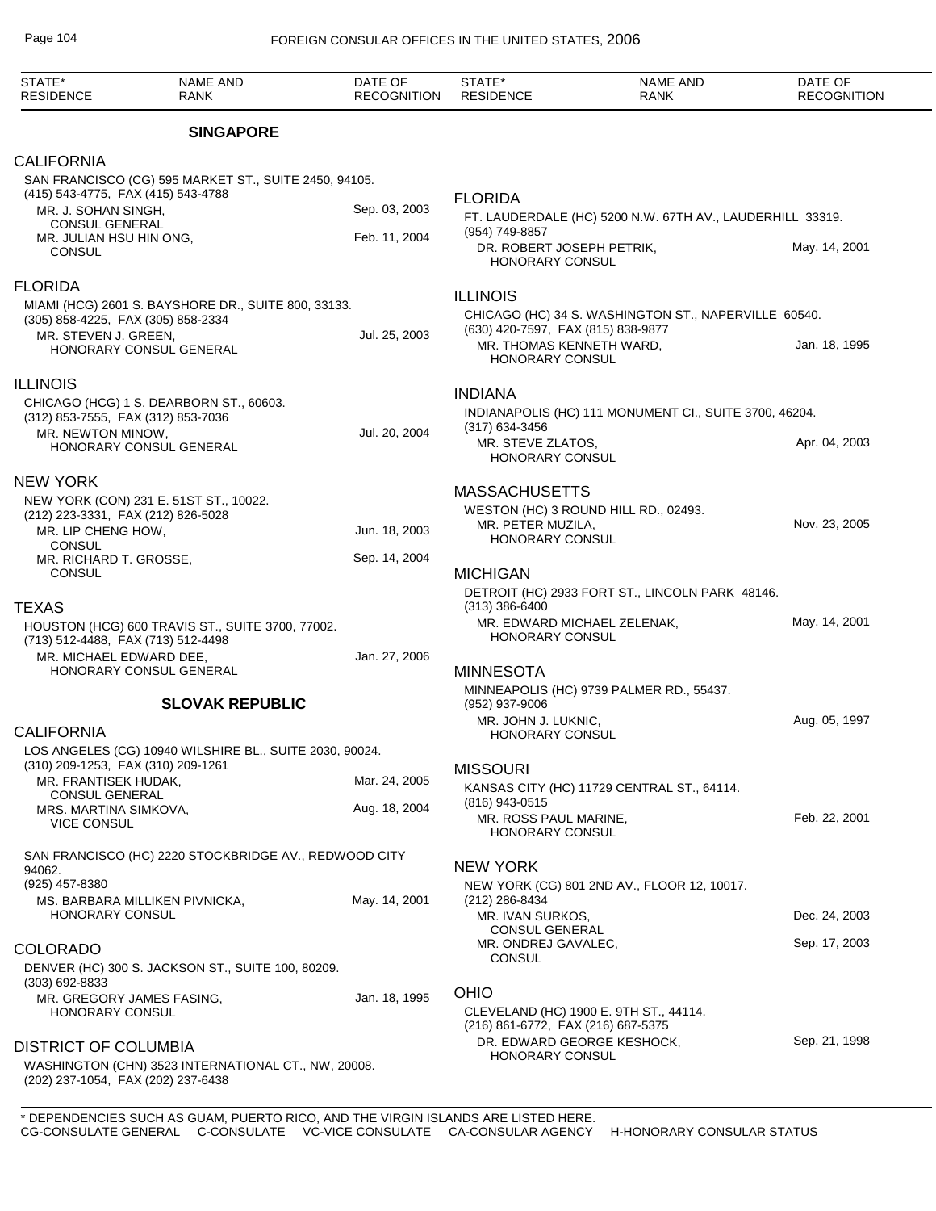| STATE* RESIDENCE | NAME AND RANK | DATE OF RECOGNITION |
|---|---|---|

## SINGAPORE

### CALIFORNIA

SAN FRANCISCO (CG) 595 MARKET ST., SUITE 2450, 94105.
(415) 543-4775, FAX (415) 543-4788

| | |
|---|---|
| MR. J. SOHAN SINGH, CONSUL GENERAL | Sep. 03, 2003 |
| MR. JULIAN HSU HIN ONG, CONSUL | Feb. 11, 2004 |

### FLORIDA

MIAMI (HCG) 2601 S. BAYSHORE DR., SUITE 800, 33133.
(305) 858-4225, FAX (305) 858-2334

| | |
|---|---|
| MR. STEVEN J. GREEN, HONORARY CONSUL GENERAL | Jul. 25, 2003 |

### ILLINOIS

CHICAGO (HCG) 1 S. DEARBORN ST., 60603.
(312) 853-7555, FAX (312) 853-7036

| | |
|---|---|
| MR. NEWTON MINOW, HONORARY CONSUL GENERAL | Jul. 20, 2004 |

### NEW YORK

NEW YORK (CON) 231 E. 51ST ST., 10022.
(212) 223-3331, FAX (212) 826-5028

| | |
|---|---|
| MR. LIP CHENG HOW, CONSUL | Jun. 18, 2003 |
| MR. RICHARD T. GROSSE, CONSUL | Sep. 14, 2004 |

### TEXAS

HOUSTON (HCG) 600 TRAVIS ST., SUITE 3700, 77002.
(713) 512-4488, FAX (713) 512-4498

| | |
|---|---|
| MR. MICHAEL EDWARD DEE, HONORARY CONSUL GENERAL | Jan. 27, 2006 |

## SLOVAK REPUBLIC

### CALIFORNIA

LOS ANGELES (CG) 10940 WILSHIRE BL., SUITE 2030, 90024.
(310) 209-1253, FAX (310) 209-1261

| | |
|---|---|
| MR. FRANTISEK HUDAK, CONSUL GENERAL | Mar. 24, 2005 |
| MRS. MARTINA SIMKOVA, VICE CONSUL | Aug. 18, 2004 |

SAN FRANCISCO (HC) 2220 STOCKBRIDGE AV., REDWOOD CITY 94062.
(925) 457-8380

| | |
|---|---|
| MS. BARBARA MILLIKEN PIVNICKA, HONORARY CONSUL | May. 14, 2001 |

### COLORADO

DENVER (HC) 300 S. JACKSON ST., SUITE 100, 80209.
(303) 692-8833

| | |
|---|---|
| MR. GREGORY JAMES FASING, HONORARY CONSUL | Jan. 18, 1995 |

### DISTRICT OF COLUMBIA

WASHINGTON (CHN) 3523 INTERNATIONAL CT., NW, 20008.
(202) 237-1054, FAX (202) 237-6438

### FLORIDA

FT. LAUDERDALE (HC) 5200 N.W. 67TH AV., LAUDERHILL 33319.
(954) 749-8857

| | |
|---|---|
| DR. ROBERT JOSEPH PETRIK, HONORARY CONSUL | May. 14, 2001 |

### ILLINOIS

CHICAGO (HC) 34 S. WASHINGTON ST., NAPERVILLE 60540.
(630) 420-7597, FAX (815) 838-9877

| | |
|---|---|
| MR. THOMAS KENNETH WARD, HONORARY CONSUL | Jan. 18, 1995 |

### INDIANA

INDIANAPOLIS (HC) 111 MONUMENT CI., SUITE 3700, 46204.
(317) 634-3456

| | |
|---|---|
| MR. STEVE ZLATOS, HONORARY CONSUL | Apr. 04, 2003 |

### MASSACHUSETTS

WESTON (HC) 3 ROUND HILL RD., 02493.

| | |
|---|---|
| MR. PETER MUZILA, HONORARY CONSUL | Nov. 23, 2005 |

### MICHIGAN

DETROIT (HC) 2933 FORT ST., LINCOLN PARK 48146.
(313) 386-6400

| | |
|---|---|
| MR. EDWARD MICHAEL ZELENAK, HONORARY CONSUL | May. 14, 2001 |

### MINNESOTA

MINNEAPOLIS (HC) 9739 PALMER RD., 55437.
(952) 937-9006

| | |
|---|---|
| MR. JOHN J. LUKNIC, HONORARY CONSUL | Aug. 05, 1997 |

### MISSOURI

KANSAS CITY (HC) 11729 CENTRAL ST., 64114.
(816) 943-0515

| | |
|---|---|
| MR. ROSS PAUL MARINE, HONORARY CONSUL | Feb. 22, 2001 |

### NEW YORK

NEW YORK (CG) 801 2ND AV., FLOOR 12, 10017.
(212) 286-8434

| | |
|---|---|
| MR. IVAN SURKOS, CONSUL GENERAL | Dec. 24, 2003 |
| MR. ONDREJ GAVALEC, CONSUL | Sep. 17, 2003 |

### OHIO

CLEVELAND (HC) 1900 E. 9TH ST., 44114.
(216) 861-6772, FAX (216) 687-5375

| | |
|---|---|
| DR. EDWARD GEORGE KESHOCK, HONORARY CONSUL | Sep. 21, 1998 |

\* DEPENDENCIES SUCH AS GUAM, PUERTO RICO, AND THE VIRGIN ISLANDS ARE LISTED HERE.
CG-CONSULATE GENERAL C-CONSULATE VC-VICE CONSULATE CA-CONSULAR AGENCY H-HONORARY CONSULAR STATUS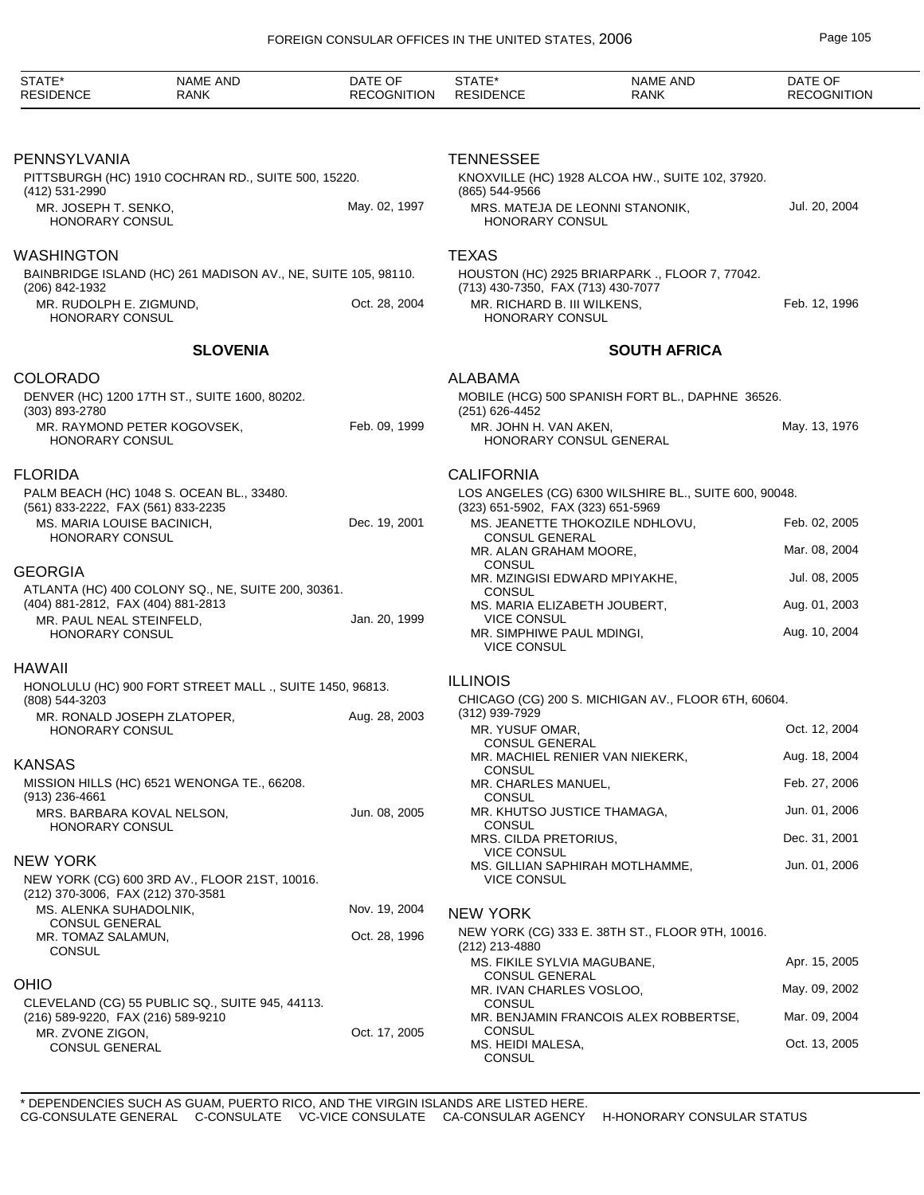| STATE* RESIDENCE | NAME AND RANK | DATE OF RECOGNITION |
|---|---|---|

### PENNSYLVANIA

PITTSBURGH (HC) 1910 COCHRAN RD., SUITE 500, 15220.
(412) 531-2990

| | |
|---|---|
| MR. JOSEPH T. SENKO, HONORARY CONSUL | May. 02, 1997 |

### WASHINGTON

BAINBRIDGE ISLAND (HC) 261 MADISON AV., NE, SUITE 105, 98110.
(206) 842-1932

| | |
|---|---|
| MR. RUDOLPH E. ZIGMUND, HONORARY CONSUL | Oct. 28, 2004 |

### TENNESSEE

KNOXVILLE (HC) 1928 ALCOA HW., SUITE 102, 37920.
(865) 544-9566

| | |
|---|---|
| MRS. MATEJA DE LEONNI STANONIK, HONORARY CONSUL | Jul. 20, 2004 |

### TEXAS

HOUSTON (HC) 2925 BRIARPARK ., FLOOR 7, 77042.
(713) 430-7350, FAX (713) 430-7077

| | |
|---|---|
| MR. RICHARD B. III WILKENS, HONORARY CONSUL | Feb. 12, 1996 |

## SLOVENIA

### COLORADO

DENVER (HC) 1200 17TH ST., SUITE 1600, 80202.
(303) 893-2780

| | |
|---|---|
| MR. RAYMOND PETER KOGOVSEK, HONORARY CONSUL | Feb. 09, 1999 |

### FLORIDA

PALM BEACH (HC) 1048 S. OCEAN BL., 33480.
(561) 833-2222, FAX (561) 833-2235

| | |
|---|---|
| MS. MARIA LOUISE BACINICH, HONORARY CONSUL | Dec. 19, 2001 |

### GEORGIA

ATLANTA (HC) 400 COLONY SQ., NE, SUITE 200, 30361.
(404) 881-2812, FAX (404) 881-2813

| | |
|---|---|
| MR. PAUL NEAL STEINFELD, HONORARY CONSUL | Jan. 20, 1999 |

### HAWAII

HONOLULU (HC) 900 FORT STREET MALL ., SUITE 1450, 96813.
(808) 544-3203

| | |
|---|---|
| MR. RONALD JOSEPH ZLATOPER, HONORARY CONSUL | Aug. 28, 2003 |

### KANSAS

MISSION HILLS (HC) 6521 WENONGA TE., 66208.
(913) 236-4661

| | |
|---|---|
| MRS. BARBARA KOVAL NELSON, HONORARY CONSUL | Jun. 08, 2005 |

### NEW YORK

NEW YORK (CG) 600 3RD AV., FLOOR 21ST, 10016.
(212) 370-3006, FAX (212) 370-3581

| | |
|---|---|
| MS. ALENKA SUHADOLNIK, CONSUL GENERAL | Nov. 19, 2004 |
| MR. TOMAZ SALAMUN, CONSUL | Oct. 28, 1996 |

### OHIO

CLEVELAND (CG) 55 PUBLIC SQ., SUITE 945, 44113.
(216) 589-9220, FAX (216) 589-9210

| | |
|---|---|
| MR. ZVONE ZIGON, CONSUL GENERAL | Oct. 17, 2005 |

## SOUTH AFRICA

### ALABAMA

MOBILE (HCG) 500 SPANISH FORT BL., DAPHNE 36526.
(251) 626-4452

| | |
|---|---|
| MR. JOHN H. VAN AKEN, HONORARY CONSUL GENERAL | May. 13, 1976 |

### CALIFORNIA

LOS ANGELES (CG) 6300 WILSHIRE BL., SUITE 600, 90048.
(323) 651-5902, FAX (323) 651-5969

| | |
|---|---|
| MS. JEANETTE THOKOZILE NDHLOVU, CONSUL GENERAL | Feb. 02, 2005 |
| MR. ALAN GRAHAM MOORE, CONSUL | Mar. 08, 2004 |
| MR. MZINGISI EDWARD MPIYAKHE, CONSUL | Jul. 08, 2005 |
| MS. MARIA ELIZABETH JOUBERT, VICE CONSUL | Aug. 01, 2003 |
| MR. SIMPHIWE PAUL MDINGI, VICE CONSUL | Aug. 10, 2004 |

### ILLINOIS

CHICAGO (CG) 200 S. MICHIGAN AV., FLOOR 6TH, 60604.
(312) 939-7929

| | |
|---|---|
| MR. YUSUF OMAR, CONSUL GENERAL | Oct. 12, 2004 |
| MR. MACHIEL RENIER VAN NIEKERK, CONSUL | Aug. 18, 2004 |
| MR. CHARLES MANUEL, CONSUL | Feb. 27, 2006 |
| MR. KHUTSO JUSTICE THAMAGA, CONSUL | Jun. 01, 2006 |
| MRS. CILDA PRETORIUS, VICE CONSUL | Dec. 31, 2001 |
| MS. GILLIAN SAPHIRAH MOTLHAMME, VICE CONSUL | Jun. 01, 2006 |

### NEW YORK

NEW YORK (CG) 333 E. 38TH ST., FLOOR 9TH, 10016.
(212) 213-4880

| | |
|---|---|
| MS. FIKILE SYLVIA MAGUBANE, CONSUL GENERAL | Apr. 15, 2005 |
| MR. IVAN CHARLES VOSLOO, CONSUL | May. 09, 2002 |
| MR. BENJAMIN FRANCOIS ALEX ROBBERTSE, CONSUL | Mar. 09, 2004 |
| MS. HEIDI MALESA, CONSUL | Oct. 13, 2005 |

\* DEPENDENCIES SUCH AS GUAM, PUERTO RICO, AND THE VIRGIN ISLANDS ARE LISTED HERE.
CG-CONSULATE GENERAL C-CONSULATE VC-VICE CONSULATE CA-CONSULAR AGENCY H-HONORARY CONSULAR STATUS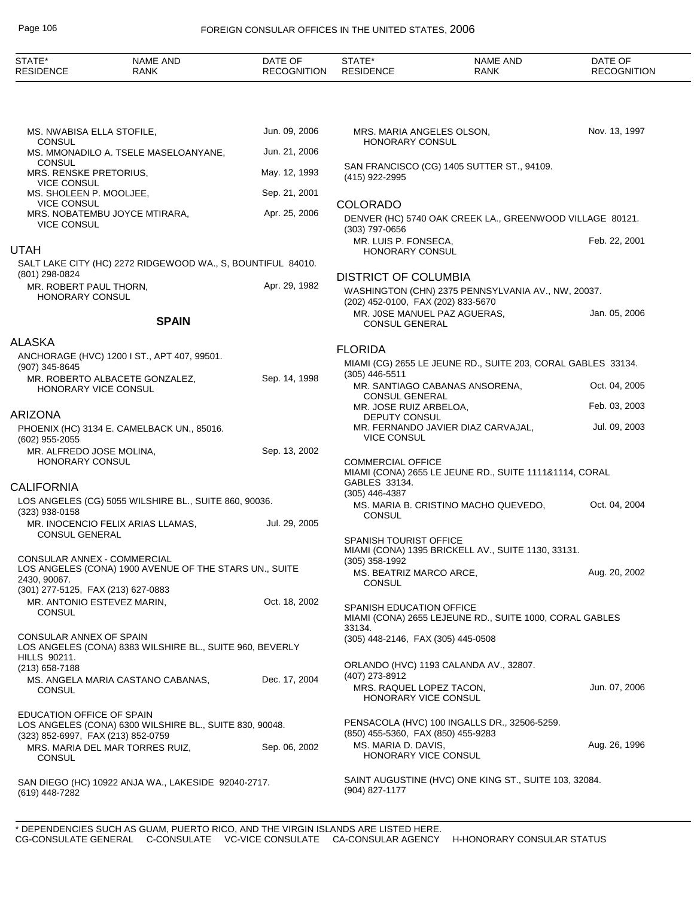MS. NWABISA ELLA STOFILE, CONSUL — Jun. 09, 2006

MS. MMONADILO A. TSELE MASELOANYANE, CONSUL — Jun. 21, 2006

MRS. RENSKE PRETORIUS, VICE CONSUL — May. 12, 1993

MS. SHOLEEN P. MOOLJEE, VICE CONSUL — Sep. 21, 2001

MRS. NOBATEMBU JOYCE MTIRARA, VICE CONSUL — Apr. 25, 2006

## UTAH

SALT LAKE CITY (HC) 2272 RIDGEWOOD WA., S, BOUNTIFUL 84010.
(801) 298-0824

MR. ROBERT PAUL THORN, HONORARY CONSUL — Apr. 29, 1982

# SPAIN

## ALASKA

ANCHORAGE (HVC) 1200 I ST., APT 407, 99501.
(907) 345-8645

MR. ROBERTO ALBACETE GONZALEZ, HONORARY VICE CONSUL — Sep. 14, 1998

## ARIZONA

PHOENIX (HC) 3134 E. CAMELBACK UN., 85016.
(602) 955-2055

MR. ALFREDO JOSE MOLINA, HONORARY CONSUL — Sep. 13, 2002

## CALIFORNIA

LOS ANGELES (CG) 5055 WILSHIRE BL., SUITE 860, 90036.
(323) 938-0158

MR. INOCENCIO FELIX ARIAS LLAMAS, CONSUL GENERAL — Jul. 29, 2005

CONSULAR ANNEX - COMMERCIAL
LOS ANGELES (CONA) 1900 AVENUE OF THE STARS UN., SUITE 2430, 90067.
(301) 277-5125, FAX (213) 627-0883

MR. ANTONIO ESTEVEZ MARIN, CONSUL — Oct. 18, 2002

CONSULAR ANNEX OF SPAIN
LOS ANGELES (CONA) 8383 WILSHIRE BL., SUITE 960, BEVERLY HILLS 90211.
(213) 658-7188

MS. ANGELA MARIA CASTANO CABANAS, CONSUL — Dec. 17, 2004

EDUCATION OFFICE OF SPAIN
LOS ANGELES (CONA) 6300 WILSHIRE BL., SUITE 830, 90048.
(323) 852-6997, FAX (213) 852-0759

MRS. MARIA DEL MAR TORRES RUIZ, CONSUL — Sep. 06, 2002

SAN DIEGO (HC) 10922 ANJA WA., LAKESIDE 92040-2717.
(619) 448-7282

MRS. MARIA ANGELES OLSON, HONORARY CONSUL — Nov. 13, 1997

SAN FRANCISCO (CG) 1405 SUTTER ST., 94109.
(415) 922-2995

## COLORADO

DENVER (HC) 5740 OAK CREEK LA., GREENWOOD VILLAGE 80121.
(303) 797-0656

MR. LUIS P. FONSECA, HONORARY CONSUL — Feb. 22, 2001

## DISTRICT OF COLUMBIA

WASHINGTON (CHN) 2375 PENNSYLVANIA AV., NW, 20037.
(202) 452-0100, FAX (202) 833-5670

MR. J0SE MANUEL PAZ AGUERAS, CONSUL GENERAL — Jan. 05, 2006

## FLORIDA

MIAMI (CG) 2655 LE JEUNE RD., SUITE 203, CORAL GABLES 33134.
(305) 446-5511

MR. SANTIAGO CABANAS ANSORENA, CONSUL GENERAL — Oct. 04, 2005

MR. JOSE RUIZ ARBELOA, DEPUTY CONSUL — Feb. 03, 2003

MR. FERNANDO JAVIER DIAZ CARVAJAL, VICE CONSUL — Jul. 09, 2003

COMMERCIAL OFFICE
MIAMI (CONA) 2655 LE JEUNE RD., SUITE 1111&1114, CORAL GABLES 33134.
(305) 446-4387

MS. MARIA B. CRISTINO MACHO QUEVEDO, CONSUL — Oct. 04, 2004

SPANISH TOURIST OFFICE
MIAMI (CONA) 1395 BRICKELL AV., SUITE 1130, 33131.
(305) 358-1992

MS. BEATRIZ MARCO ARCE, CONSUL — Aug. 20, 2002

SPANISH EDUCATION OFFICE
MIAMI (CONA) 2655 LEJEUNE RD., SUITE 1000, CORAL GABLES 33134.
(305) 448-2146, FAX (305) 445-0508

ORLANDO (HVC) 1193 CALANDA AV., 32807.
(407) 273-8912

MRS. RAQUEL LOPEZ TACON, HONORARY VICE CONSUL — Jun. 07, 2006

PENSACOLA (HVC) 100 INGALLS DR., 32506-5259.
(850) 455-5360, FAX (850) 455-9283

MS. MARIA D. DAVIS, HONORARY VICE CONSUL — Aug. 26, 1996

SAINT AUGUSTINE (HVC) ONE KING ST., SUITE 103, 32084.
(904) 827-1177

\* DEPENDENCIES SUCH AS GUAM, PUERTO RICO, AND THE VIRGIN ISLANDS ARE LISTED HERE.
CG-CONSULATE GENERAL C-CONSULATE VC-VICE CONSULATE CA-CONSULAR AGENCY H-HONORARY CONSULAR STATUS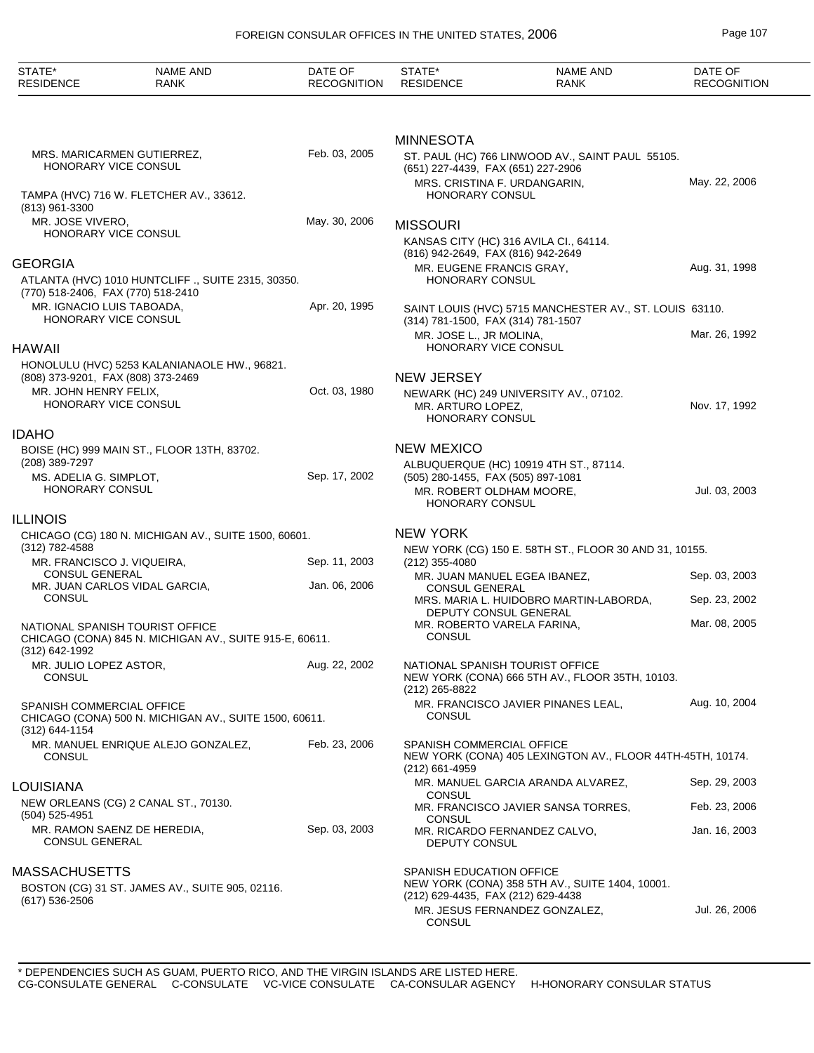| STATE* RESIDENCE | NAME AND RANK | DATE OF RECOGNITION |
|---|---|---|

MRS. MARICARMEN GUTIERREZ, HONORARY VICE CONSUL — Feb. 03, 2005

TAMPA (HVC) 716 W. FLETCHER AV., 33612.
(813) 961-3300
MR. JOSE VIVERO, HONORARY VICE CONSUL — May. 30, 2006

## GEORGIA

ATLANTA (HVC) 1010 HUNTCLIFF ., SUITE 2315, 30350.
(770) 518-2406, FAX (770) 518-2410
MR. IGNACIO LUIS TABOADA, HONORARY VICE CONSUL — Apr. 20, 1995

## HAWAII

HONOLULU (HVC) 5253 KALANIANAOLE HW., 96821.
(808) 373-9201, FAX (808) 373-2469
MR. JOHN HENRY FELIX, HONORARY VICE CONSUL — Oct. 03, 1980

## IDAHO

BOISE (HC) 999 MAIN ST., FLOOR 13TH, 83702.
(208) 389-7297
MS. ADELIA G. SIMPLOT, HONORARY CONSUL — Sep. 17, 2002

## ILLINOIS

CHICAGO (CG) 180 N. MICHIGAN AV., SUITE 1500, 60601.
(312) 782-4588
MR. FRANCISCO J. VIQUEIRA, CONSUL GENERAL — Sep. 11, 2003
MR. JUAN CARLOS VIDAL GARCIA, CONSUL — Jan. 06, 2006

NATIONAL SPANISH TOURIST OFFICE
CHICAGO (CONA) 845 N. MICHIGAN AV., SUITE 915-E, 60611.
(312) 642-1992
MR. JULIO LOPEZ ASTOR, CONSUL — Aug. 22, 2002

SPANISH COMMERCIAL OFFICE
CHICAGO (CONA) 500 N. MICHIGAN AV., SUITE 1500, 60611.
(312) 644-1154
MR. MANUEL ENRIQUE ALEJO GONZALEZ, CONSUL — Feb. 23, 2006

## LOUISIANA

NEW ORLEANS (CG) 2 CANAL ST., 70130.
(504) 525-4951
MR. RAMON SAENZ DE HEREDIA, CONSUL GENERAL — Sep. 03, 2003

## MASSACHUSETTS

BOSTON (CG) 31 ST. JAMES AV., SUITE 905, 02116.
(617) 536-2506

## MINNESOTA

ST. PAUL (HC) 766 LINWOOD AV., SAINT PAUL 55105.
(651) 227-4439, FAX (651) 227-2906
MRS. CRISTINA F. URDANGARIN, HONORARY CONSUL — May. 22, 2006

## MISSOURI

KANSAS CITY (HC) 316 AVILA CI., 64114.
(816) 942-2649, FAX (816) 942-2649
MR. EUGENE FRANCIS GRAY, HONORARY CONSUL — Aug. 31, 1998

SAINT LOUIS (HVC) 5715 MANCHESTER AV., ST. LOUIS 63110.
(314) 781-1500, FAX (314) 781-1507
MR. JOSE L., JR MOLINA, HONORARY VICE CONSUL — Mar. 26, 1992

## NEW JERSEY

NEWARK (HC) 249 UNIVERSITY AV., 07102.
MR. ARTURO LOPEZ, HONORARY CONSUL — Nov. 17, 1992

## NEW MEXICO

ALBUQUERQUE (HC) 10919 4TH ST., 87114.
(505) 280-1455, FAX (505) 897-1081
MR. ROBERT OLDHAM MOORE, HONORARY CONSUL — Jul. 03, 2003

## NEW YORK

NEW YORK (CG) 150 E. 58TH ST., FLOOR 30 AND 31, 10155.
(212) 355-4080
MR. JUAN MANUEL EGEA IBANEZ, CONSUL GENERAL — Sep. 03, 2003
MRS. MARIA L. HUIDOBRO MARTIN-LABORDA, DEPUTY CONSUL GENERAL — Sep. 23, 2002
MR. ROBERTO VARELA FARINA, CONSUL — Mar. 08, 2005

NATIONAL SPANISH TOURIST OFFICE
NEW YORK (CONA) 666 5TH AV., FLOOR 35TH, 10103.
(212) 265-8822
MR. FRANCISCO JAVIER PINANES LEAL, CONSUL — Aug. 10, 2004

SPANISH COMMERCIAL OFFICE
NEW YORK (CONA) 405 LEXINGTON AV., FLOOR 44TH-45TH, 10174.
(212) 661-4959
MR. MANUEL GARCIA ARANDA ALVAREZ, CONSUL — Sep. 29, 2003
MR. FRANCISCO JAVIER SANSA TORRES, CONSUL — Feb. 23, 2006
MR. RICARDO FERNANDEZ CALVO, DEPUTY CONSUL — Jan. 16, 2003

SPANISH EDUCATION OFFICE
NEW YORK (CONA) 358 5TH AV., SUITE 1404, 10001.
(212) 629-4435, FAX (212) 629-4438
MR. JESUS FERNANDEZ GONZALEZ, CONSUL — Jul. 26, 2006

\* DEPENDENCIES SUCH AS GUAM, PUERTO RICO, AND THE VIRGIN ISLANDS ARE LISTED HERE.
CG-CONSULATE GENERAL C-CONSULATE VC-VICE CONSULATE CA-CONSULAR AGENCY H-HONORARY CONSULAR STATUS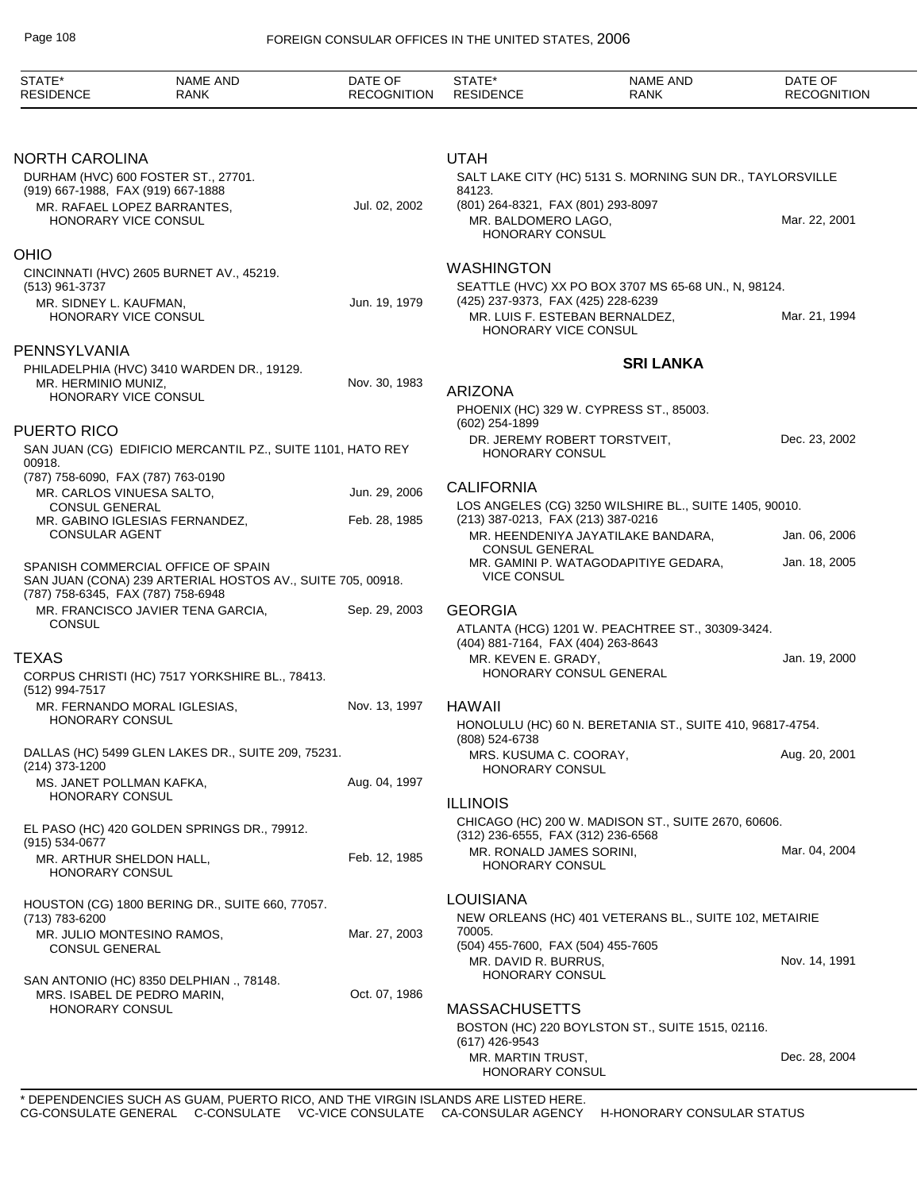| STATE* RESIDENCE | NAME AND RANK | DATE OF RECOGNITION |
|---|---|---|

## NORTH CAROLINA

DURHAM (HVC) 600 FOSTER ST., 27701.
(919) 667-1988, FAX (919) 667-1888
MR. RAFAEL LOPEZ BARRANTES, HONORARY VICE CONSUL — Jul. 02, 2002

## OHIO

CINCINNATI (HVC) 2605 BURNET AV., 45219.
(513) 961-3737
MR. SIDNEY L. KAUFMAN, HONORARY VICE CONSUL — Jun. 19, 1979

## PENNSYLVANIA

PHILADELPHIA (HVC) 3410 WARDEN DR., 19129.
MR. HERMINIO MUNIZ, HONORARY VICE CONSUL — Nov. 30, 1983

## PUERTO RICO

SAN JUAN (CG) EDIFICIO MERCANTIL PZ., SUITE 1101, HATO REY 00918.
(787) 758-6090, FAX (787) 763-0190
MR. CARLOS VINUESA SALTO, CONSUL GENERAL — Jun. 29, 2006
MR. GABINO IGLESIAS FERNANDEZ, CONSULAR AGENT — Feb. 28, 1985

SPANISH COMMERCIAL OFFICE OF SPAIN
SAN JUAN (CONA) 239 ARTERIAL HOSTOS AV., SUITE 705, 00918.
(787) 758-6345, FAX (787) 758-6948
MR. FRANCISCO JAVIER TENA GARCIA, CONSUL — Sep. 29, 2003

## TEXAS

CORPUS CHRISTI (HC) 7517 YORKSHIRE BL., 78413.
(512) 994-7517
MR. FERNANDO MORAL IGLESIAS, HONORARY CONSUL — Nov. 13, 1997

DALLAS (HC) 5499 GLEN LAKES DR., SUITE 209, 75231.
(214) 373-1200
MS. JANET POLLMAN KAFKA, HONORARY CONSUL — Aug. 04, 1997

EL PASO (HC) 420 GOLDEN SPRINGS DR., 79912.
(915) 534-0677
MR. ARTHUR SHELDON HALL, HONORARY CONSUL — Feb. 12, 1985

HOUSTON (CG) 1800 BERING DR., SUITE 660, 77057.
(713) 783-6200
MR. JULIO MONTESINO RAMOS, CONSUL GENERAL — Mar. 27, 2003

SAN ANTONIO (HC) 8350 DELPHIAN ., 78148.
MRS. ISABEL DE PEDRO MARIN, HONORARY CONSUL — Oct. 07, 1986

## UTAH

SALT LAKE CITY (HC) 5131 S. MORNING SUN DR., TAYLORSVILLE 84123.
(801) 264-8321, FAX (801) 293-8097
MR. BALDOMERO LAGO, HONORARY CONSUL — Mar. 22, 2001

## WASHINGTON

SEATTLE (HVC) XX PO BOX 3707 MS 65-68 UN., N, 98124.
(425) 237-9373, FAX (425) 228-6239
MR. LUIS F. ESTEBAN BERNALDEZ, HONORARY VICE CONSUL — Mar. 21, 1994

# SRI LANKA

## ARIZONA

PHOENIX (HC) 329 W. CYPRESS ST., 85003.
(602) 254-1899
DR. JEREMY ROBERT TORSTVEIT, HONORARY CONSUL — Dec. 23, 2002

## CALIFORNIA

LOS ANGELES (CG) 3250 WILSHIRE BL., SUITE 1405, 90010.
(213) 387-0213, FAX (213) 387-0216
MR. HEENDENIYA JAYATILAKE BANDARA, CONSUL GENERAL — Jan. 06, 2006
MR. GAMINI P. WATAGODAPITIYE GEDARA, VICE CONSUL — Jan. 18, 2005

## GEORGIA

ATLANTA (HCG) 1201 W. PEACHTREE ST., 30309-3424.
(404) 881-7164, FAX (404) 263-8643
MR. KEVEN E. GRADY, HONORARY CONSUL GENERAL — Jan. 19, 2000

## HAWAII

HONOLULU (HC) 60 N. BERETANIA ST., SUITE 410, 96817-4754.
(808) 524-6738
MRS. KUSUMA C. COORAY, HONORARY CONSUL — Aug. 20, 2001

## ILLINOIS

CHICAGO (HC) 200 W. MADISON ST., SUITE 2670, 60606.
(312) 236-6555, FAX (312) 236-6568
MR. RONALD JAMES SORINI, HONORARY CONSUL — Mar. 04, 2004

## LOUISIANA

NEW ORLEANS (HC) 401 VETERANS BL., SUITE 102, METAIRIE 70005.
(504) 455-7600, FAX (504) 455-7605
MR. DAVID R. BURRUS, HONORARY CONSUL — Nov. 14, 1991

## MASSACHUSETTS

BOSTON (HC) 220 BOYLSTON ST., SUITE 1515, 02116.
(617) 426-9543
MR. MARTIN TRUST, HONORARY CONSUL — Dec. 28, 2004

\* DEPENDENCIES SUCH AS GUAM, PUERTO RICO, AND THE VIRGIN ISLANDS ARE LISTED HERE.
CG-CONSULATE GENERAL C-CONSULATE VC-VICE CONSULATE CA-CONSULAR AGENCY H-HONORARY CONSULAR STATUS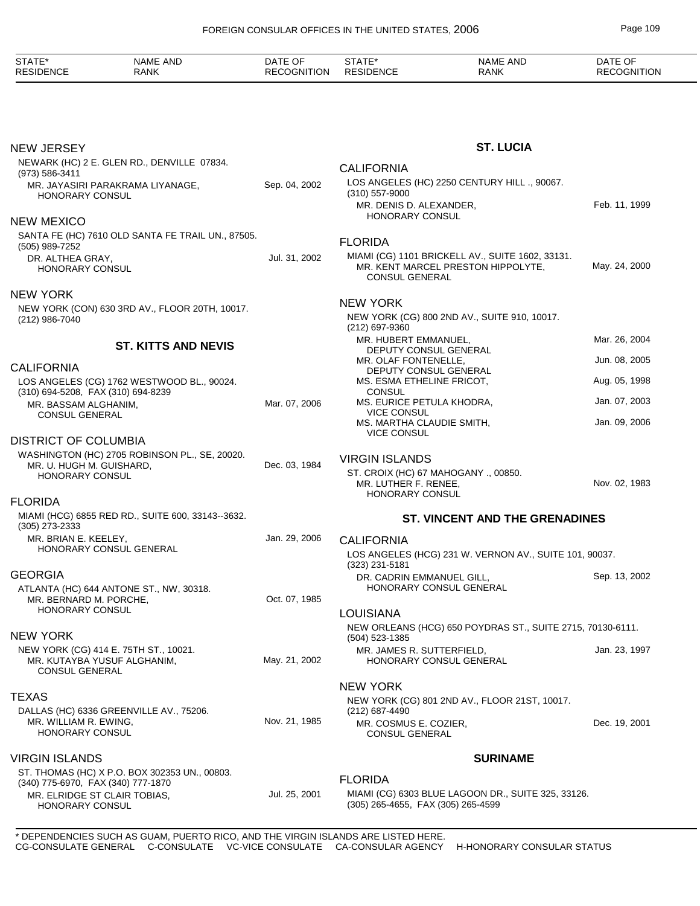| STATE* RESIDENCE | NAME AND RANK | DATE OF RECOGNITION |
|---|---|---|

**NEW JERSEY**

NEWARK (HC) 2 E. GLEN RD., DENVILLE 07834.
(973) 586-3411

| | |
|---|---|
| MR. JAYASIRI PARAKRAMA LIYANAGE, HONORARY CONSUL | Sep. 04, 2002 |

**NEW MEXICO**

SANTA FE (HC) 7610 OLD SANTA FE TRAIL UN., 87505.
(505) 989-7252

| | |
|---|---|
| DR. ALTHEA GRAY, HONORARY CONSUL | Jul. 31, 2002 |

**NEW YORK**

NEW YORK (CON) 630 3RD AV., FLOOR 20TH, 10017.
(212) 986-7040

## ST. KITTS AND NEVIS

**CALIFORNIA**

LOS ANGELES (CG) 1762 WESTWOOD BL., 90024.
(310) 694-5208, FAX (310) 694-8239

| | |
|---|---|
| MR. BASSAM ALGHANIM, CONSUL GENERAL | Mar. 07, 2006 |

**DISTRICT OF COLUMBIA**

WASHINGTON (HC) 2705 ROBINSON PL., SE, 20020.

| | |
|---|---|
| MR. U. HUGH M. GUISHARD, HONORARY CONSUL | Dec. 03, 1984 |

**FLORIDA**

MIAMI (HCG) 6855 RED RD., SUITE 600, 33143--3632.
(305) 273-2333

| | |
|---|---|
| MR. BRIAN E. KEELEY, HONORARY CONSUL GENERAL | Jan. 29, 2006 |

**GEORGIA**

ATLANTA (HC) 644 ANTONE ST., NW, 30318.

| | |
|---|---|
| MR. BERNARD M. PORCHE, HONORARY CONSUL | Oct. 07, 1985 |

**NEW YORK**

NEW YORK (CG) 414 E. 75TH ST., 10021.

| | |
|---|---|
| MR. KUTAYBA YUSUF ALGHANIM, CONSUL GENERAL | May. 21, 2002 |

**TEXAS**

DALLAS (HC) 6336 GREENVILLE AV., 75206.

| | |
|---|---|
| MR. WILLIAM R. EWING, HONORARY CONSUL | Nov. 21, 1985 |

**VIRGIN ISLANDS**

ST. THOMAS (HC) X P.O. BOX 302353 UN., 00803.
(340) 775-6970, FAX (340) 777-1870

| | |
|---|---|
| MR. ELRIDGE ST CLAIR TOBIAS, HONORARY CONSUL | Jul. 25, 2001 |

## ST. LUCIA

**CALIFORNIA**

LOS ANGELES (HC) 2250 CENTURY HILL ., 90067.
(310) 557-9000

| | |
|---|---|
| MR. DENIS D. ALEXANDER, HONORARY CONSUL | Feb. 11, 1999 |

**FLORIDA**

MIAMI (CG) 1101 BRICKELL AV., SUITE 1602, 33131.

| | |
|---|---|
| MR. KENT MARCEL PRESTON HIPPOLYTE, CONSUL GENERAL | May. 24, 2000 |

**NEW YORK**

NEW YORK (CG) 800 2ND AV., SUITE 910, 10017.
(212) 697-9360

| | |
|---|---|
| MR. HUBERT EMMANUEL, DEPUTY CONSUL GENERAL | Mar. 26, 2004 |
| MR. OLAF FONTENELLE, DEPUTY CONSUL GENERAL | Jun. 08, 2005 |
| MS. ESMA ETHELINE FRICOT, CONSUL | Aug. 05, 1998 |
| MS. EURICE PETULA KHODRA, VICE CONSUL | Jan. 07, 2003 |
| MS. MARTHA CLAUDIE SMITH, VICE CONSUL | Jan. 09, 2006 |

**VIRGIN ISLANDS**

ST. CROIX (HC) 67 MAHOGANY ., 00850.

| | |
|---|---|
| MR. LUTHER F. RENEE, HONORARY CONSUL | Nov. 02, 1983 |

## ST. VINCENT AND THE GRENADINES

**CALIFORNIA**

LOS ANGELES (HCG) 231 W. VERNON AV., SUITE 101, 90037.
(323) 231-5181

| | |
|---|---|
| DR. CADRIN EMMANUEL GILL, HONORARY CONSUL GENERAL | Sep. 13, 2002 |

**LOUISIANA**

NEW ORLEANS (HCG) 650 POYDRAS ST., SUITE 2715, 70130-6111.
(504) 523-1385

| | |
|---|---|
| MR. JAMES R. SUTTERFIELD, HONORARY CONSUL GENERAL | Jan. 23, 1997 |

**NEW YORK**

NEW YORK (CG) 801 2ND AV., FLOOR 21ST, 10017.
(212) 687-4490

| | |
|---|---|
| MR. COSMUS E. COZIER, CONSUL GENERAL | Dec. 19, 2001 |

## SURINAME

**FLORIDA**

MIAMI (CG) 6303 BLUE LAGOON DR., SUITE 325, 33126.
(305) 265-4655, FAX (305) 265-4599

\* DEPENDENCIES SUCH AS GUAM, PUERTO RICO, AND THE VIRGIN ISLANDS ARE LISTED HERE.
CG-CONSULATE GENERAL   C-CONSULATE   VC-VICE CONSULATE   CA-CONSULAR AGENCY   H-HONORARY CONSULAR STATUS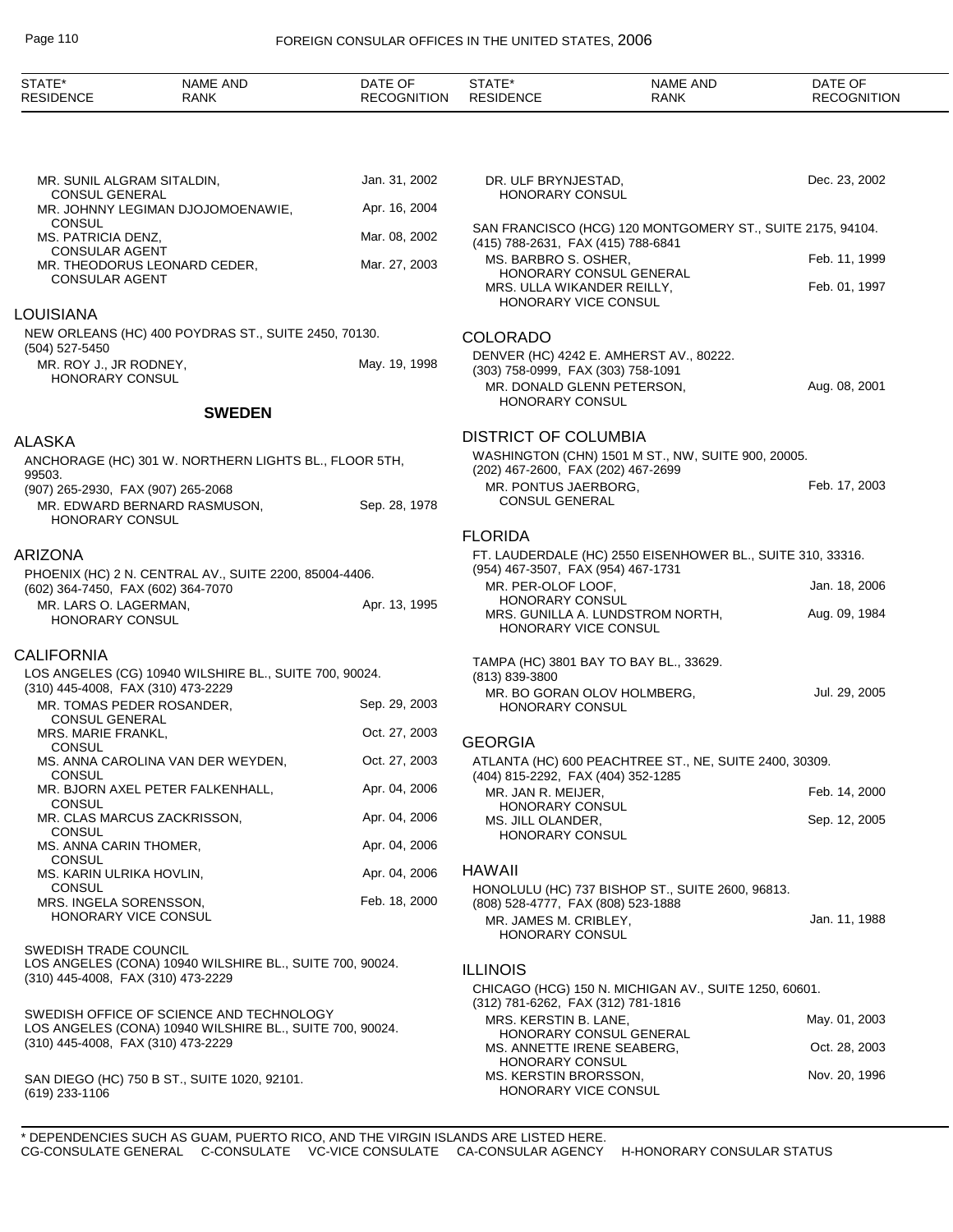MR. SUNIL ALGRAM SITALDIN, CONSUL GENERAL — Jan. 31, 2002

MR. JOHNNY LEGIMAN DJOJOMOENAWIE, CONSUL — Apr. 16, 2004

MS. PATRICIA DENZ, CONSULAR AGENT — Mar. 08, 2002

MR. THEODORUS LEONARD CEDER, CONSULAR AGENT — Mar. 27, 2003

## LOUISIANA

NEW ORLEANS (HC) 400 POYDRAS ST., SUITE 2450, 70130.
(504) 527-5450

MR. ROY J., JR RODNEY, HONORARY CONSUL — May. 19, 1998

# SWEDEN

## ALASKA

ANCHORAGE (HC) 301 W. NORTHERN LIGHTS BL., FLOOR 5TH, 99503.
(907) 265-2930, FAX (907) 265-2068

MR. EDWARD BERNARD RASMUSON, HONORARY CONSUL — Sep. 28, 1978

## ARIZONA

PHOENIX (HC) 2 N. CENTRAL AV., SUITE 2200, 85004-4406.
(602) 364-7450, FAX (602) 364-7070

MR. LARS O. LAGERMAN, HONORARY CONSUL — Apr. 13, 1995

## CALIFORNIA

LOS ANGELES (CG) 10940 WILSHIRE BL., SUITE 700, 90024.
(310) 445-4008, FAX (310) 473-2229

MR. TOMAS PEDER ROSANDER, CONSUL GENERAL — Sep. 29, 2003

MRS. MARIE FRANKL, CONSUL — Oct. 27, 2003

MS. ANNA CAROLINA VAN DER WEYDEN, CONSUL — Oct. 27, 2003

MR. BJORN AXEL PETER FALKENHALL, CONSUL — Apr. 04, 2006

MR. CLAS MARCUS ZACKRISSON, CONSUL — Apr. 04, 2006

MS. ANNA CARIN THOMER, CONSUL — Apr. 04, 2006

MS. KARIN ULRIKA HOVLIN, CONSUL — Apr. 04, 2006

MRS. INGELA SORENSSON, HONORARY VICE CONSUL — Feb. 18, 2000

SWEDISH TRADE COUNCIL
LOS ANGELES (CONA) 10940 WILSHIRE BL., SUITE 700, 90024.
(310) 445-4008, FAX (310) 473-2229

SWEDISH OFFICE OF SCIENCE AND TECHNOLOGY
LOS ANGELES (CONA) 10940 WILSHIRE BL., SUITE 700, 90024.
(310) 445-4008, FAX (310) 473-2229

SAN DIEGO (HC) 750 B ST., SUITE 1020, 92101.
(619) 233-1106

DR. ULF BRYNJESTAD, HONORARY CONSUL — Dec. 23, 2002

SAN FRANCISCO (HCG) 120 MONTGOMERY ST., SUITE 2175, 94104.
(415) 788-2631, FAX (415) 788-6841

MS. BARBRO S. OSHER, HONORARY CONSUL GENERAL — Feb. 11, 1999

MRS. ULLA WIKANDER REILLY, HONORARY VICE CONSUL — Feb. 01, 1997

## COLORADO

DENVER (HC) 4242 E. AMHERST AV., 80222.
(303) 758-0999, FAX (303) 758-1091

MR. DONALD GLENN PETERSON, HONORARY CONSUL — Aug. 08, 2001

## DISTRICT OF COLUMBIA

WASHINGTON (CHN) 1501 M ST., NW, SUITE 900, 20005.
(202) 467-2600, FAX (202) 467-2699

MR. PONTUS JAERBORG, CONSUL GENERAL — Feb. 17, 2003

## FLORIDA

FT. LAUDERDALE (HC) 2550 EISENHOWER BL., SUITE 310, 33316.
(954) 467-3507, FAX (954) 467-1731

MR. PER-OLOF LOOF, HONORARY CONSUL — Jan. 18, 2006

MRS. GUNILLA A. LUNDSTROM NORTH, HONORARY VICE CONSUL — Aug. 09, 1984

TAMPA (HC) 3801 BAY TO BAY BL., 33629.
(813) 839-3800

MR. BO GORAN OLOV HOLMBERG, HONORARY CONSUL — Jul. 29, 2005

## GEORGIA

ATLANTA (HC) 600 PEACHTREE ST., NE, SUITE 2400, 30309.
(404) 815-2292, FAX (404) 352-1285

MR. JAN R. MEIJER, HONORARY CONSUL — Feb. 14, 2000

MS. JILL OLANDER, HONORARY CONSUL — Sep. 12, 2005

## HAWAII

HONOLULU (HC) 737 BISHOP ST., SUITE 2600, 96813.
(808) 528-4777, FAX (808) 523-1888

MR. JAMES M. CRIBLEY, HONORARY CONSUL — Jan. 11, 1988

## ILLINOIS

CHICAGO (HCG) 150 N. MICHIGAN AV., SUITE 1250, 60601.
(312) 781-6262, FAX (312) 781-1816

MRS. KERSTIN B. LANE, HONORARY CONSUL GENERAL — May. 01, 2003

MS. ANNETTE IRENE SEABERG, HONORARY CONSUL — Oct. 28, 2003

MS. KERSTIN BRORSSON, HONORARY VICE CONSUL — Nov. 20, 1996

\* DEPENDENCIES SUCH AS GUAM, PUERTO RICO, AND THE VIRGIN ISLANDS ARE LISTED HERE.
CG-CONSULATE GENERAL C-CONSULATE VC-VICE CONSULATE CA-CONSULAR AGENCY H-HONORARY CONSULAR STATUS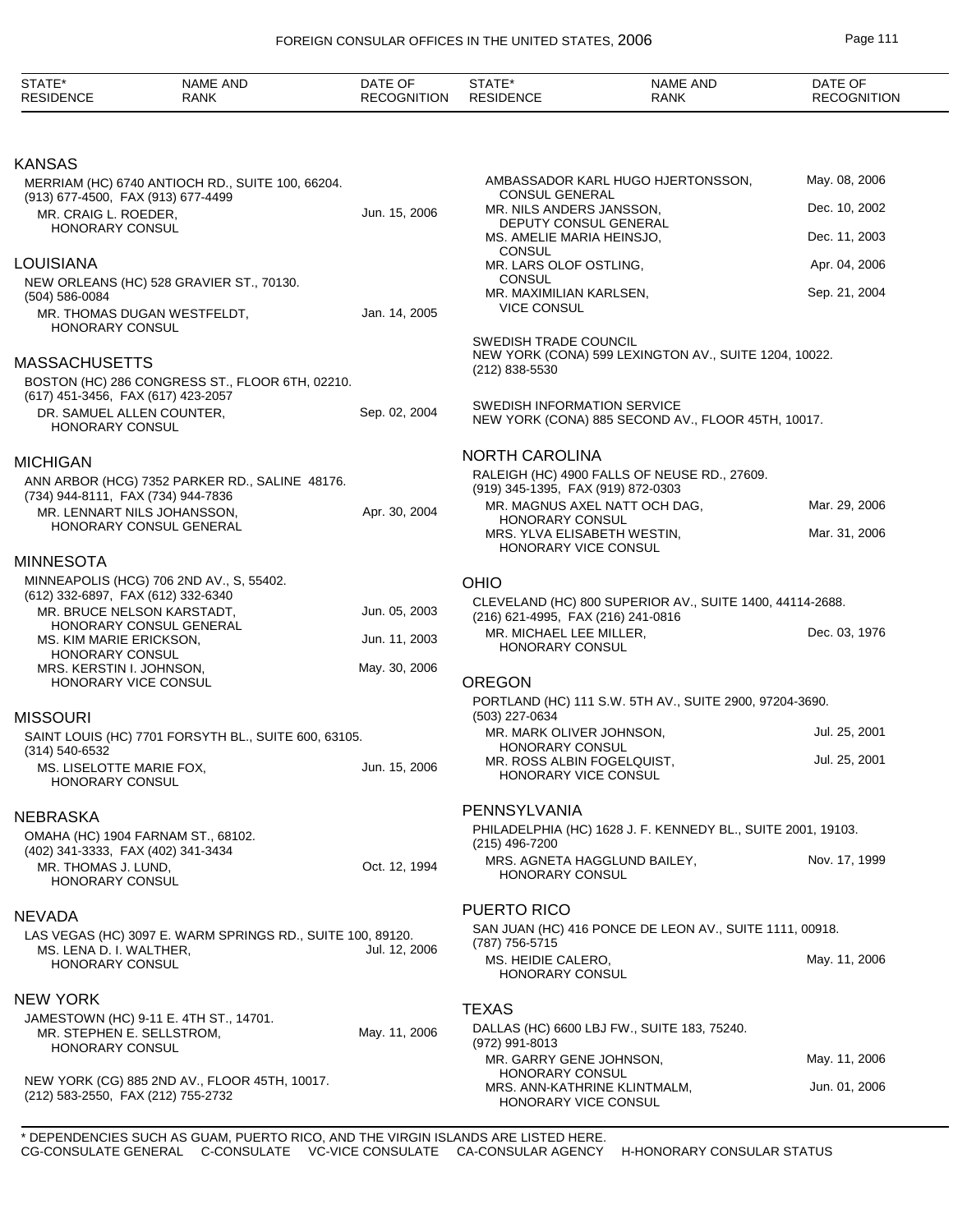| STATE* RESIDENCE | NAME AND RANK | DATE OF RECOGNITION |
|---|---|---|

## KANSAS

MERRIAM (HC) 6740 ANTIOCH RD., SUITE 100, 66204.
(913) 677-4500, FAX (913) 677-4499

| | |
|---|---|
| MR. CRAIG L. ROEDER, HONORARY CONSUL | Jun. 15, 2006 |

## LOUISIANA

NEW ORLEANS (HC) 528 GRAVIER ST., 70130.
(504) 586-0084

| | |
|---|---|
| MR. THOMAS DUGAN WESTFELDT, HONORARY CONSUL | Jan. 14, 2005 |

## MASSACHUSETTS

BOSTON (HC) 286 CONGRESS ST., FLOOR 6TH, 02210.
(617) 451-3456, FAX (617) 423-2057

| | |
|---|---|
| DR. SAMUEL ALLEN COUNTER, HONORARY CONSUL | Sep. 02, 2004 |

## MICHIGAN

ANN ARBOR (HCG) 7352 PARKER RD., SALINE 48176.
(734) 944-8111, FAX (734) 944-7836

| | |
|---|---|
| MR. LENNART NILS JOHANSSON, HONORARY CONSUL GENERAL | Apr. 30, 2004 |

## MINNESOTA

MINNEAPOLIS (HCG) 706 2ND AV., S, 55402.
(612) 332-6897, FAX (612) 332-6340

| | |
|---|---|
| MR. BRUCE NELSON KARSTADT, HONORARY CONSUL GENERAL | Jun. 05, 2003 |
| MS. KIM MARIE ERICKSON, HONORARY CONSUL | Jun. 11, 2003 |
| MRS. KERSTIN I. JOHNSON, HONORARY VICE CONSUL | May. 30, 2006 |

## MISSOURI

SAINT LOUIS (HC) 7701 FORSYTH BL., SUITE 600, 63105.
(314) 540-6532

| | |
|---|---|
| MS. LISELOTTE MARIE FOX, HONORARY CONSUL | Jun. 15, 2006 |

## NEBRASKA

OMAHA (HC) 1904 FARNAM ST., 68102.
(402) 341-3333, FAX (402) 341-3434

| | |
|---|---|
| MR. THOMAS J. LUND, HONORARY CONSUL | Oct. 12, 1994 |

## NEVADA

LAS VEGAS (HC) 3097 E. WARM SPRINGS RD., SUITE 100, 89120.

| | |
|---|---|
| MS. LENA D. I. WALTHER, HONORARY CONSUL | Jul. 12, 2006 |

## NEW YORK

JAMESTOWN (HC) 9-11 E. 4TH ST., 14701.

| | |
|---|---|
| MR. STEPHEN E. SELLSTROM, HONORARY CONSUL | May. 11, 2006 |

NEW YORK (CG) 885 2ND AV., FLOOR 45TH, 10017.
(212) 583-2550, FAX (212) 755-2732

| | |
|---|---|
| AMBASSADOR KARL HUGO HJERTONSSON, CONSUL GENERAL | May. 08, 2006 |
| MR. NILS ANDERS JANSSON, DEPUTY CONSUL GENERAL | Dec. 10, 2002 |
| MS. AMELIE MARIA HEINSJO, CONSUL | Dec. 11, 2003 |
| MR. LARS OLOF OSTLING, CONSUL | Apr. 04, 2006 |
| MR. MAXIMILIAN KARLSEN, VICE CONSUL | Sep. 21, 2004 |

SWEDISH TRADE COUNCIL
NEW YORK (CONA) 599 LEXINGTON AV., SUITE 1204, 10022.
(212) 838-5530

SWEDISH INFORMATION SERVICE
NEW YORK (CONA) 885 SECOND AV., FLOOR 45TH, 10017.

## NORTH CAROLINA

RALEIGH (HC) 4900 FALLS OF NEUSE RD., 27609.
(919) 345-1395, FAX (919) 872-0303

| | |
|---|---|
| MR. MAGNUS AXEL NATT OCH DAG, HONORARY CONSUL | Mar. 29, 2006 |
| MRS. YLVA ELISABETH WESTIN, HONORARY VICE CONSUL | Mar. 31, 2006 |

## OHIO

CLEVELAND (HC) 800 SUPERIOR AV., SUITE 1400, 44114-2688.
(216) 621-4995, FAX (216) 241-0816

| | |
|---|---|
| MR. MICHAEL LEE MILLER, HONORARY CONSUL | Dec. 03, 1976 |

## OREGON

PORTLAND (HC) 111 S.W. 5TH AV., SUITE 2900, 97204-3690.
(503) 227-0634

| | |
|---|---|
| MR. MARK OLIVER JOHNSON, HONORARY CONSUL | Jul. 25, 2001 |
| MR. ROSS ALBIN FOGELQUIST, HONORARY VICE CONSUL | Jul. 25, 2001 |

## PENNSYLVANIA

PHILADELPHIA (HC) 1628 J. F. KENNEDY BL., SUITE 2001, 19103.
(215) 496-7200

| | |
|---|---|
| MRS. AGNETA HAGGLUND BAILEY, HONORARY CONSUL | Nov. 17, 1999 |

## PUERTO RICO

SAN JUAN (HC) 416 PONCE DE LEON AV., SUITE 1111, 00918.
(787) 756-5715

| | |
|---|---|
| MS. HEIDIE CALERO, HONORARY CONSUL | May. 11, 2006 |

## TEXAS

DALLAS (HC) 6600 LBJ FW., SUITE 183, 75240.
(972) 991-8013

| | |
|---|---|
| MR. GARRY GENE JOHNSON, HONORARY CONSUL | May. 11, 2006 |
| MRS. ANN-KATHRINE KLINTMALM, HONORARY VICE CONSUL | Jun. 01, 2006 |

\* DEPENDENCIES SUCH AS GUAM, PUERTO RICO, AND THE VIRGIN ISLANDS ARE LISTED HERE.
CG-CONSULATE GENERAL C-CONSULATE VC-VICE CONSULATE CA-CONSULAR AGENCY H-HONORARY CONSULAR STATUS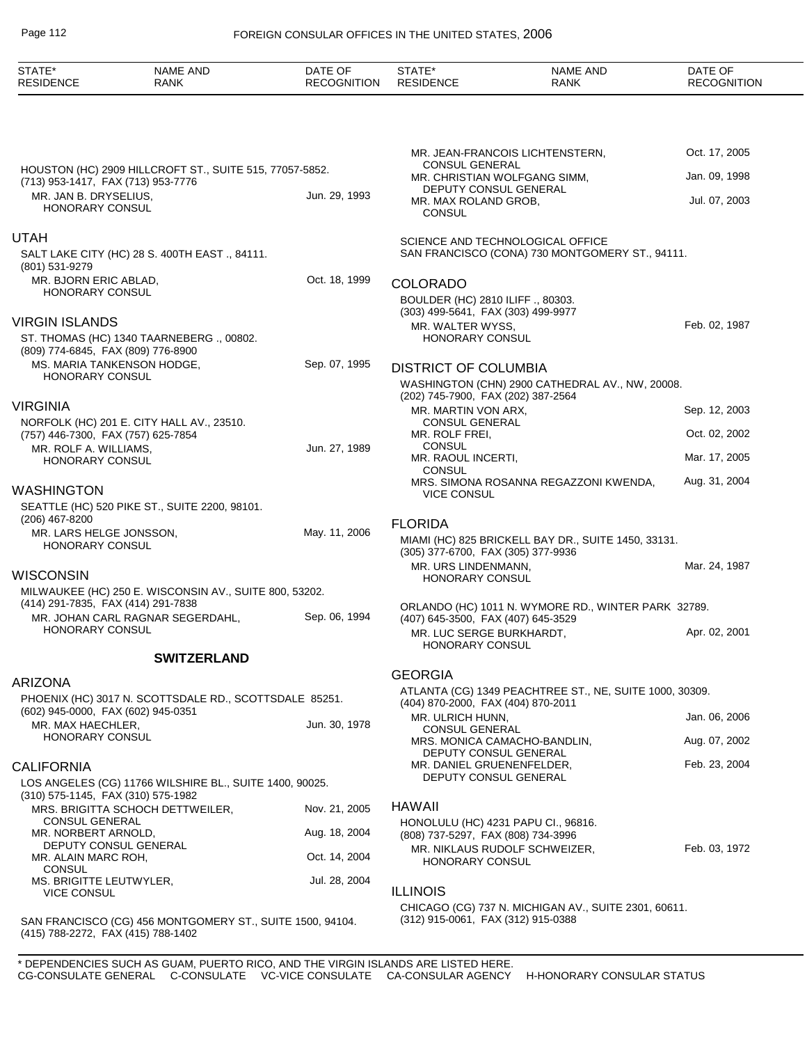HOUSTON (HC) 2909 HILLCROFT ST., SUITE 515, 77057-5852.
(713) 953-1417, FAX (713) 953-7776

MR. JAN B. DRYSELIUS, HONORARY CONSUL — Jun. 29, 1993

## UTAH

SALT LAKE CITY (HC) 28 S. 400TH EAST ., 84111.
(801) 531-9279

MR. BJORN ERIC ABLAD, HONORARY CONSUL — Oct. 18, 1999

## VIRGIN ISLANDS

ST. THOMAS (HC) 1340 TAARNEBERG ., 00802.
(809) 774-6845, FAX (809) 776-8900

MS. MARIA TANKENSON HODGE, HONORARY CONSUL — Sep. 07, 1995

## VIRGINIA

NORFOLK (HC) 201 E. CITY HALL AV., 23510.
(757) 446-7300, FAX (757) 625-7854

MR. ROLF A. WILLIAMS, HONORARY CONSUL — Jun. 27, 1989

## WASHINGTON

SEATTLE (HC) 520 PIKE ST., SUITE 2200, 98101.
(206) 467-8200

MR. LARS HELGE JONSSON, HONORARY CONSUL — May. 11, 2006

## WISCONSIN

MILWAUKEE (HC) 250 E. WISCONSIN AV., SUITE 800, 53202.
(414) 291-7835, FAX (414) 291-7838

MR. JOHAN CARL RAGNAR SEGERDAHL, HONORARY CONSUL — Sep. 06, 1994

# SWITZERLAND

## ARIZONA

PHOENIX (HC) 3017 N. SCOTTSDALE RD., SCOTTSDALE 85251.
(602) 945-0000, FAX (602) 945-0351

MR. MAX HAECHLER, HONORARY CONSUL — Jun. 30, 1978

## CALIFORNIA

LOS ANGELES (CG) 11766 WILSHIRE BL., SUITE 1400, 90025.
(310) 575-1145, FAX (310) 575-1982

MRS. BRIGITTA SCHOCH DETTWEILER, CONSUL GENERAL — Nov. 21, 2005
MR. NORBERT ARNOLD, DEPUTY CONSUL GENERAL — Aug. 18, 2004
MR. ALAIN MARC ROH, CONSUL — Oct. 14, 2004
MS. BRIGITTE LEUTWYLER, VICE CONSUL — Jul. 28, 2004

SAN FRANCISCO (CG) 456 MONTGOMERY ST., SUITE 1500, 94104.
(415) 788-2272, FAX (415) 788-1402

MR. JEAN-FRANCOIS LICHTENSTERN, CONSUL GENERAL — Oct. 17, 2005
MR. CHRISTIAN WOLFGANG SIMM, DEPUTY CONSUL GENERAL — Jan. 09, 1998
MR. MAX ROLAND GROB, CONSUL — Jul. 07, 2003

SCIENCE AND TECHNOLOGICAL OFFICE
SAN FRANCISCO (CONA) 730 MONTGOMERY ST., 94111.

## COLORADO

BOULDER (HC) 2810 ILIFF ., 80303.
(303) 499-5641, FAX (303) 499-9977

MR. WALTER WYSS, HONORARY CONSUL — Feb. 02, 1987

## DISTRICT OF COLUMBIA

WASHINGTON (CHN) 2900 CATHEDRAL AV., NW, 20008.
(202) 745-7900, FAX (202) 387-2564

MR. MARTIN VON ARX, CONSUL GENERAL — Sep. 12, 2003
MR. ROLF FREI, CONSUL — Oct. 02, 2002
MR. RAOUL INCERTI, CONSUL — Mar. 17, 2005
MRS. SIMONA ROSANNA REGAZZONI KWENDA, VICE CONSUL — Aug. 31, 2004

## FLORIDA

MIAMI (HC) 825 BRICKELL BAY DR., SUITE 1450, 33131.
(305) 377-6700, FAX (305) 377-9936

MR. URS LINDENMANN, HONORARY CONSUL — Mar. 24, 1987

ORLANDO (HC) 1011 N. WYMORE RD., WINTER PARK 32789.
(407) 645-3500, FAX (407) 645-3529

MR. LUC SERGE BURKHARDT, HONORARY CONSUL — Apr. 02, 2001

## GEORGIA

ATLANTA (CG) 1349 PEACHTREE ST., NE, SUITE 1000, 30309.
(404) 870-2000, FAX (404) 870-2011

MR. ULRICH HUNN, CONSUL GENERAL — Jan. 06, 2006
MRS. MONICA CAMACHO-BANDLIN, DEPUTY CONSUL GENERAL — Aug. 07, 2002
MR. DANIEL GRUENENFELDER, DEPUTY CONSUL GENERAL — Feb. 23, 2004

## HAWAII

HONOLULU (HC) 4231 PAPU CI., 96816.
(808) 737-5297, FAX (808) 734-3996

MR. NIKLAUS RUDOLF SCHWEIZER, HONORARY CONSUL — Feb. 03, 1972

## ILLINOIS

CHICAGO (CG) 737 N. MICHIGAN AV., SUITE 2301, 60611.
(312) 915-0061, FAX (312) 915-0388

\* DEPENDENCIES SUCH AS GUAM, PUERTO RICO, AND THE VIRGIN ISLANDS ARE LISTED HERE.
CG-CONSULATE GENERAL C-CONSULATE VC-VICE CONSULATE CA-CONSULAR AGENCY H-HONORARY CONSULAR STATUS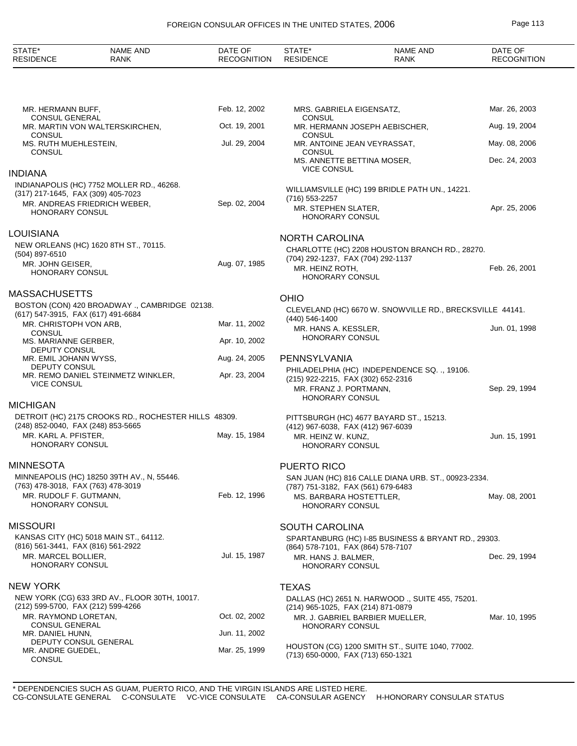| STATE* RESIDENCE | NAME AND RANK | DATE OF RECOGNITION |
|---|---|---|
| | MR. HERMANN BUFF, CONSUL GENERAL | Feb. 12, 2002 |
| | MR. MARTIN VON WALTERSKIRCHEN, CONSUL | Oct. 19, 2001 |
| | MS. RUTH MUEHLESTEIN, CONSUL | Jul. 29, 2004 |

## INDIANA

INDIANAPOLIS (HC) 7752 MOLLER RD., 46268.
(317) 217-1645, FAX (309) 405-7023

| NAME AND RANK | DATE OF RECOGNITION |
|---|---|
| MR. ANDREAS FRIEDRICH WEBER, HONORARY CONSUL | Sep. 02, 2004 |

## LOUISIANA

NEW ORLEANS (HC) 1620 8TH ST., 70115.
(504) 897-6510

| NAME AND RANK | DATE OF RECOGNITION |
|---|---|
| MR. JOHN GEISER, HONORARY CONSUL | Aug. 07, 1985 |

## MASSACHUSETTS

BOSTON (CON) 420 BROADWAY ., CAMBRIDGE 02138.
(617) 547-3915, FAX (617) 491-6684

| NAME AND RANK | DATE OF RECOGNITION |
|---|---|
| MR. CHRISTOPH VON ARB, CONSUL | Mar. 11, 2002 |
| MS. MARIANNE GERBER, DEPUTY CONSUL | Apr. 10, 2002 |
| MR. EMIL JOHANN WYSS, DEPUTY CONSUL | Aug. 24, 2005 |
| MR. REMO DANIEL STEINMETZ WINKLER, VICE CONSUL | Apr. 23, 2004 |

## MICHIGAN

DETROIT (HC) 2175 CROOKS RD., ROCHESTER HILLS 48309.
(248) 852-0040, FAX (248) 853-5665

| NAME AND RANK | DATE OF RECOGNITION |
|---|---|
| MR. KARL A. PFISTER, HONORARY CONSUL | May. 15, 1984 |

## MINNESOTA

MINNEAPOLIS (HC) 18250 39TH AV., N, 55446.
(763) 478-3018, FAX (763) 478-3019

| NAME AND RANK | DATE OF RECOGNITION |
|---|---|
| MR. RUDOLF F. GUTMANN, HONORARY CONSUL | Feb. 12, 1996 |

## MISSOURI

KANSAS CITY (HC) 5018 MAIN ST., 64112.
(816) 561-3441, FAX (816) 561-2922

| NAME AND RANK | DATE OF RECOGNITION |
|---|---|
| MR. MARCEL BOLLIER, HONORARY CONSUL | Jul. 15, 1987 |

## NEW YORK

NEW YORK (CG) 633 3RD AV., FLOOR 30TH, 10017.
(212) 599-5700, FAX (212) 599-4266

| NAME AND RANK | DATE OF RECOGNITION |
|---|---|
| MR. RAYMOND LORETAN, CONSUL GENERAL | Oct. 02, 2002 |
| MR. DANIEL HUNN, DEPUTY CONSUL GENERAL | Jun. 11, 2002 |
| MR. ANDRE GUEDEL, CONSUL | Mar. 25, 1999 |
| MRS. GABRIELA EIGENSATZ, CONSUL | Mar. 26, 2003 |
| MR. HERMANN JOSEPH AEBISCHER, CONSUL | Aug. 19, 2004 |
| MR. ANTOINE JEAN VEYRASSAT, CONSUL | May. 08, 2006 |
| MS. ANNETTE BETTINA MOSER, VICE CONSUL | Dec. 24, 2003 |

WILLIAMSVILLE (HC) 199 BRIDLE PATH UN., 14221.
(716) 553-2257

| NAME AND RANK | DATE OF RECOGNITION |
|---|---|
| MR. STEPHEN SLATER, HONORARY CONSUL | Apr. 25, 2006 |

## NORTH CAROLINA

CHARLOTTE (HC) 2208 HOUSTON BRANCH RD., 28270.
(704) 292-1237, FAX (704) 292-1137

| NAME AND RANK | DATE OF RECOGNITION |
|---|---|
| MR. HEINZ ROTH, HONORARY CONSUL | Feb. 26, 2001 |

## OHIO

CLEVELAND (HC) 6670 W. SNOWVILLE RD., BRECKSVILLE 44141.
(440) 546-1400

| NAME AND RANK | DATE OF RECOGNITION |
|---|---|
| MR. HANS A. KESSLER, HONORARY CONSUL | Jun. 01, 1998 |

## PENNSYLVANIA

PHILADELPHIA (HC) INDEPENDENCE SQ. ., 19106.
(215) 922-2215, FAX (302) 652-2316

| NAME AND RANK | DATE OF RECOGNITION |
|---|---|
| MR. FRANZ J. PORTMANN, HONORARY CONSUL | Sep. 29, 1994 |

PITTSBURGH (HC) 4677 BAYARD ST., 15213.
(412) 967-6038, FAX (412) 967-6039

| NAME AND RANK | DATE OF RECOGNITION |
|---|---|
| MR. HEINZ W. KUNZ, HONORARY CONSUL | Jun. 15, 1991 |

## PUERTO RICO

SAN JUAN (HC) 816 CALLE DIANA URB. ST., 00923-2334.
(787) 751-3182, FAX (561) 679-6483

| NAME AND RANK | DATE OF RECOGNITION |
|---|---|
| MS. BARBARA HOSTETTLER, HONORARY CONSUL | May. 08, 2001 |

## SOUTH CAROLINA

SPARTANBURG (HC) I-85 BUSINESS & BRYANT RD., 29303.
(864) 578-7101, FAX (864) 578-7107

| NAME AND RANK | DATE OF RECOGNITION |
|---|---|
| MR. HANS J. BALMER, HONORARY CONSUL | Dec. 29, 1994 |

## TEXAS

DALLAS (HC) 2651 N. HARWOOD ., SUITE 455, 75201.
(214) 965-1025, FAX (214) 871-0879

| NAME AND RANK | DATE OF RECOGNITION |
|---|---|
| MR. J. GABRIEL BARBIER MUELLER, HONORARY CONSUL | Mar. 10, 1995 |

HOUSTON (CG) 1200 SMITH ST., SUITE 1040, 77002.
(713) 650-0000, FAX (713) 650-1321

\* DEPENDENCIES SUCH AS GUAM, PUERTO RICO, AND THE VIRGIN ISLANDS ARE LISTED HERE.
CG-CONSULATE GENERAL C-CONSULATE VC-VICE CONSULATE CA-CONSULAR AGENCY H-HONORARY CONSULAR STATUS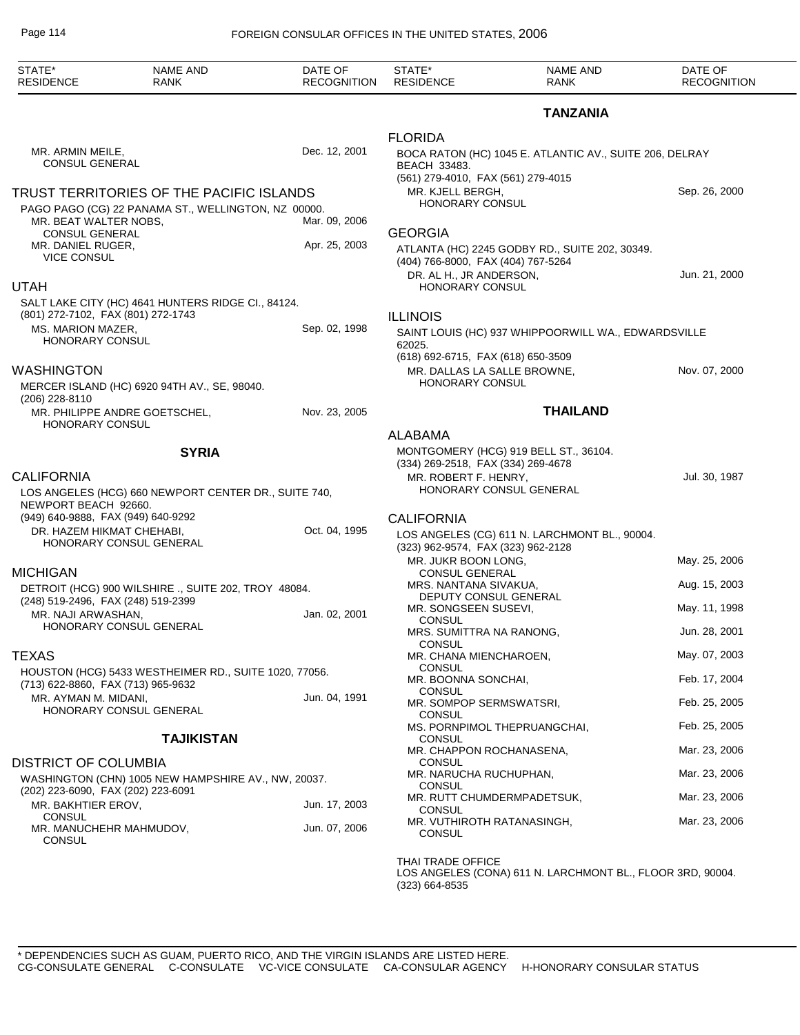| STATE* RESIDENCE | NAME AND RANK | DATE OF RECOGNITION |
|---|---|---|

MR. ARMIN MEILE, CONSUL GENERAL — Dec. 12, 2001

## TRUST TERRITORIES OF THE PACIFIC ISLANDS

PAGO PAGO (CG) 22 PANAMA ST., WELLINGTON, NZ 00000.

| NAME AND RANK | DATE OF RECOGNITION |
|---|---|
| MR. BEAT WALTER NOBS, CONSUL GENERAL | Mar. 09, 2006 |
| MR. DANIEL RUGER, VICE CONSUL | Apr. 25, 2003 |

### UTAH

SALT LAKE CITY (HC) 4641 HUNTERS RIDGE CI., 84124.
(801) 272-7102, FAX (801) 272-1743

| NAME AND RANK | DATE OF RECOGNITION |
|---|---|
| MS. MARION MAZER, HONORARY CONSUL | Sep. 02, 1998 |

### WASHINGTON

MERCER ISLAND (HC) 6920 94TH AV., SE, 98040.
(206) 228-8110

| NAME AND RANK | DATE OF RECOGNITION |
|---|---|
| MR. PHILIPPE ANDRE GOETSCHEL, HONORARY CONSUL | Nov. 23, 2005 |

## SYRIA

### CALIFORNIA

LOS ANGELES (HCG) 660 NEWPORT CENTER DR., SUITE 740, NEWPORT BEACH 92660.
(949) 640-9888, FAX (949) 640-9292

| NAME AND RANK | DATE OF RECOGNITION |
|---|---|
| DR. HAZEM HIKMAT CHEHABI, HONORARY CONSUL GENERAL | Oct. 04, 1995 |

### MICHIGAN

DETROIT (HCG) 900 WILSHIRE ., SUITE 202, TROY 48084.
(248) 519-2496, FAX (248) 519-2399

| NAME AND RANK | DATE OF RECOGNITION |
|---|---|
| MR. NAJI ARWASHAN, HONORARY CONSUL GENERAL | Jan. 02, 2001 |

### TEXAS

HOUSTON (HCG) 5433 WESTHEIMER RD., SUITE 1020, 77056.
(713) 622-8860, FAX (713) 965-9632

| NAME AND RANK | DATE OF RECOGNITION |
|---|---|
| MR. AYMAN M. MIDANI, HONORARY CONSUL GENERAL | Jun. 04, 1991 |

## TAJIKISTAN

### DISTRICT OF COLUMBIA

WASHINGTON (CHN) 1005 NEW HAMPSHIRE AV., NW, 20037.
(202) 223-6090, FAX (202) 223-6091

| NAME AND RANK | DATE OF RECOGNITION |
|---|---|
| MR. BAKHTIER EROV, CONSUL | Jun. 17, 2003 |
| MR. MANUCHEHR MAHMUDOV, CONSUL | Jun. 07, 2006 |

## TANZANIA

### FLORIDA

BOCA RATON (HC) 1045 E. ATLANTIC AV., SUITE 206, DELRAY BEACH 33483.
(561) 279-4010, FAX (561) 279-4015

| NAME AND RANK | DATE OF RECOGNITION |
|---|---|
| MR. KJELL BERGH, HONORARY CONSUL | Sep. 26, 2000 |

### GEORGIA

ATLANTA (HC) 2245 GODBY RD., SUITE 202, 30349.
(404) 766-8000, FAX (404) 767-5264

| NAME AND RANK | DATE OF RECOGNITION |
|---|---|
| DR. AL H., JR ANDERSON, HONORARY CONSUL | Jun. 21, 2000 |

### ILLINOIS

SAINT LOUIS (HC) 937 WHIPPOORWILL WA., EDWARDSVILLE 62025.
(618) 692-6715, FAX (618) 650-3509

| NAME AND RANK | DATE OF RECOGNITION |
|---|---|
| MR. DALLAS LA SALLE BROWNE, HONORARY CONSUL | Nov. 07, 2000 |

## THAILAND

### ALABAMA

MONTGOMERY (HCG) 919 BELL ST., 36104.
(334) 269-2518, FAX (334) 269-4678

| NAME AND RANK | DATE OF RECOGNITION |
|---|---|
| MR. ROBERT F. HENRY, HONORARY CONSUL GENERAL | Jul. 30, 1987 |

### CALIFORNIA

LOS ANGELES (CG) 611 N. LARCHMONT BL., 90004.
(323) 962-9574, FAX (323) 962-2128

| NAME AND RANK | DATE OF RECOGNITION |
|---|---|
| MR. JUKR BOON LONG, CONSUL GENERAL | May. 25, 2006 |
| MRS. NANTANA SIVAKUA, DEPUTY CONSUL GENERAL | Aug. 15, 2003 |
| MR. SONGSEEN SUSEVI, CONSUL | May. 11, 1998 |
| MRS. SUMITTRA NA RANONG, CONSUL | Jun. 28, 2001 |
| MR. CHANA MIENCHAROEN, CONSUL | May. 07, 2003 |
| MR. BOONNA SONCHAI, CONSUL | Feb. 17, 2004 |
| MR. SOMPOP SERMSWATSRI, CONSUL | Feb. 25, 2005 |
| MS. PORNPIMOL THEPRUANGCHAI, CONSUL | Feb. 25, 2005 |
| MR. CHAPPON ROCHANASENA, CONSUL | Mar. 23, 2006 |
| MR. NARUCHA RUCHUPHAN, CONSUL | Mar. 23, 2006 |
| MR. RUTT CHUMDERMPADETSUK, CONSUL | Mar. 23, 2006 |
| MR. VUTHIROTH RATANASINGH, CONSUL | Mar. 23, 2006 |

THAI TRADE OFFICE
LOS ANGELES (CONA) 611 N. LARCHMONT BL., FLOOR 3RD, 90004.
(323) 664-8535

\* DEPENDENCIES SUCH AS GUAM, PUERTO RICO, AND THE VIRGIN ISLANDS ARE LISTED HERE.
CG-CONSULATE GENERAL C-CONSULATE VC-VICE CONSULATE CA-CONSULAR AGENCY H-HONORARY CONSULAR STATUS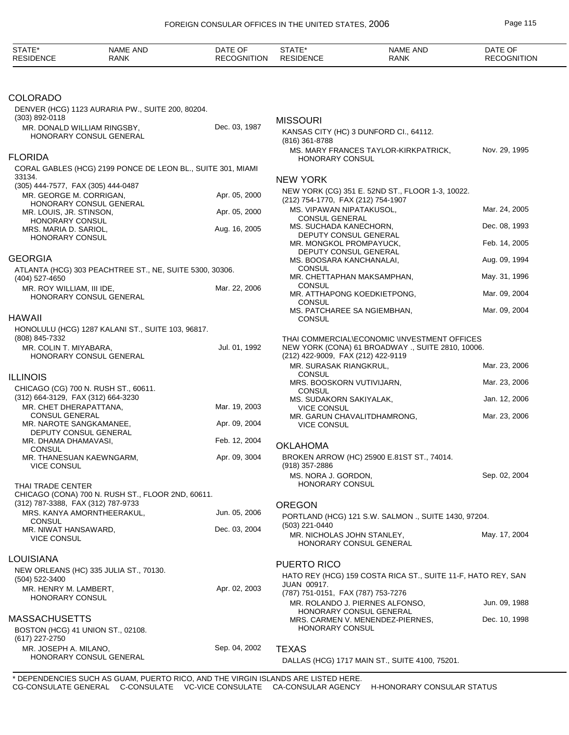| STATE* RESIDENCE | NAME AND RANK | DATE OF RECOGNITION |
|---|---|---|

## COLORADO

DENVER (HCG) 1123 AURARIA PW., SUITE 200, 80204.
(303) 892-0118

| | |
|---|---|
| MR. DONALD WILLIAM RINGSBY, HONORARY CONSUL GENERAL | Dec. 03, 1987 |

## FLORIDA

CORAL GABLES (HCG) 2199 PONCE DE LEON BL., SUITE 301, MIAMI 33134.
(305) 444-7577, FAX (305) 444-0487

| | |
|---|---|
| MR. GEORGE M. CORRIGAN, HONORARY CONSUL GENERAL | Apr. 05, 2000 |
| MR. LOUIS, JR. STINSON, HONORARY CONSUL | Apr. 05, 2000 |
| MRS. MARIA D. SARIOL, HONORARY CONSUL | Aug. 16, 2005 |

## GEORGIA

ATLANTA (HCG) 303 PEACHTREE ST., NE, SUITE 5300, 30306.
(404) 527-4650

| | |
|---|---|
| MR. ROY WILLIAM, III IDE, HONORARY CONSUL GENERAL | Mar. 22, 2006 |

## HAWAII

HONOLULU (HCG) 1287 KALANI ST., SUITE 103, 96817.
(808) 845-7332

| | |
|---|---|
| MR. COLIN T. MIYABARA, HONORARY CONSUL GENERAL | Jul. 01, 1992 |

## ILLINOIS

CHICAGO (CG) 700 N. RUSH ST., 60611.
(312) 664-3129, FAX (312) 664-3230

| | |
|---|---|
| MR. CHET DHERAPATTANA, CONSUL GENERAL | Mar. 19, 2003 |
| MR. NAROTE SANGKAMANEE, DEPUTY CONSUL GENERAL | Apr. 09, 2004 |
| MR. DHAMA DHAMAVASI, CONSUL | Feb. 12, 2004 |
| MR. THANESUAN KAEWNGARM, VICE CONSUL | Apr. 09, 3004 |

THAI TRADE CENTER
CHICAGO (CONA) 700 N. RUSH ST., FLOOR 2ND, 60611.
(312) 787-3388, FAX (312) 787-9733

| | |
|---|---|
| MRS. KANYA AMORNTHEERAKUL, CONSUL | Jun. 05, 2006 |
| MR. NIWAT HANSAWARD, VICE CONSUL | Dec. 03, 2004 |

## LOUISIANA

NEW ORLEANS (HC) 335 JULIA ST., 70130.
(504) 522-3400

| | |
|---|---|
| MR. HENRY M. LAMBERT, HONORARY CONSUL | Apr. 02, 2003 |

## MASSACHUSETTS

BOSTON (HCG) 41 UNION ST., 02108.
(617) 227-2750

| | |
|---|---|
| MR. JOSEPH A. MILANO, HONORARY CONSUL GENERAL | Sep. 04, 2002 |

## MISSOURI

KANSAS CITY (HC) 3 DUNFORD CI., 64112.
(816) 361-8788

| | |
|---|---|
| MS. MARY FRANCES TAYLOR-KIRKPATRICK, HONORARY CONSUL | Nov. 29, 1995 |

## NEW YORK

NEW YORK (CG) 351 E. 52ND ST., FLOOR 1-3, 10022.
(212) 754-1770, FAX (212) 754-1907

| | |
|---|---|
| MS. VIPAWAN NIPATAKUSOL, CONSUL GENERAL | Mar. 24, 2005 |
| MS. SUCHADA KANECHORN, DEPUTY CONSUL GENERAL | Dec. 08, 1993 |
| MR. MONGKOL PROMPAYUCK, DEPUTY CONSUL GENERAL | Feb. 14, 2005 |
| MS. BOOSARA KANCHANALAI, CONSUL | Aug. 09, 1994 |
| MR. CHETTAPHAN MAKSAMPHAN, CONSUL | May. 31, 1996 |
| MR. ATTHAPONG KOEDKIETPONG, CONSUL | Mar. 09, 2004 |
| MS. PATCHAREE SA NGIEMBHAN, CONSUL | Mar. 09, 2004 |

THAI COMMERCIAL\ECONOMIC \INVESTMENT OFFICES
NEW YORK (CONA) 61 BROADWAY ., SUITE 2810, 10006.
(212) 422-9009, FAX (212) 422-9119

| | |
|---|---|
| MR. SURASAK RIANGKRUL, CONSUL | Mar. 23, 2006 |
| MRS. BOOSKORN VUTIVIJARN, CONSUL | Mar. 23, 2006 |
| MS. SUDAKORN SAKIYALAK, VICE CONSUL | Jan. 12, 2006 |
| MR. GARUN CHAVALITDHAMRONG, VICE CONSUL | Mar. 23, 2006 |

## OKLAHOMA

BROKEN ARROW (HC) 25900 E.81ST ST., 74014.
(918) 357-2886

| | |
|---|---|
| MS. NORA J. GORDON, HONORARY CONSUL | Sep. 02, 2004 |

## OREGON

PORTLAND (HCG) 121 S.W. SALMON ., SUITE 1430, 97204.
(503) 221-0440

| | |
|---|---|
| MR. NICHOLAS JOHN STANLEY, HONORARY CONSUL GENERAL | May. 17, 2004 |

## PUERTO RICO

HATO REY (HCG) 159 COSTA RICA ST., SUITE 11-F, HATO REY, SAN JUAN 00917.
(787) 751-0151, FAX (787) 753-7276

| | |
|---|---|
| MR. ROLANDO J. PIERNES ALFONSO, HONORARY CONSUL GENERAL | Jun. 09, 1988 |
| MRS. CARMEN V. MENENDEZ-PIERNES, HONORARY CONSUL | Dec. 10, 1998 |

## TEXAS

DALLAS (HCG) 1717 MAIN ST., SUITE 4100, 75201.

\* DEPENDENCIES SUCH AS GUAM, PUERTO RICO, AND THE VIRGIN ISLANDS ARE LISTED HERE.
CG-CONSULATE GENERAL C-CONSULATE VC-VICE CONSULATE CA-CONSULAR AGENCY H-HONORARY CONSULAR STATUS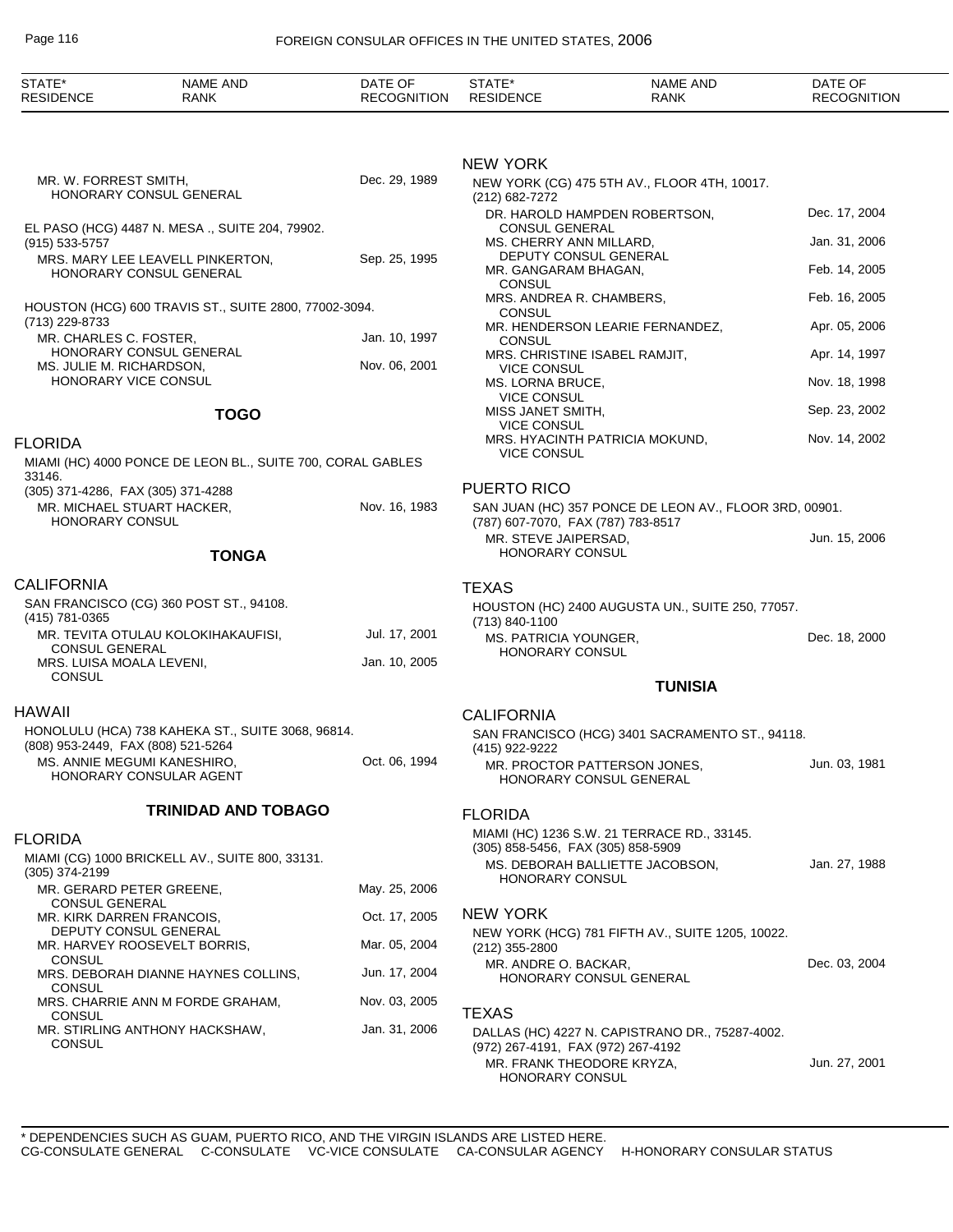| STATE* RESIDENCE | NAME AND RANK | DATE OF RECOGNITION |
|---|---|---|

MR. W. FORREST SMITH, HONORARY CONSUL GENERAL — Dec. 29, 1989

EL PASO (HCG) 4487 N. MESA ., SUITE 204, 79902.
(915) 533-5757

MRS. MARY LEE LEAVELL PINKERTON, HONORARY CONSUL GENERAL — Sep. 25, 1995

HOUSTON (HCG) 600 TRAVIS ST., SUITE 2800, 77002-3094.
(713) 229-8733

MR. CHARLES C. FOSTER, HONORARY CONSUL GENERAL — Jan. 10, 1997
MS. JULIE M. RICHARDSON, HONORARY VICE CONSUL — Nov. 06, 2001

## TOGO

### FLORIDA

MIAMI (HC) 4000 PONCE DE LEON BL., SUITE 700, CORAL GABLES 33146.
(305) 371-4286, FAX (305) 371-4288

MR. MICHAEL STUART HACKER, HONORARY CONSUL — Nov. 16, 1983

## TONGA

### CALIFORNIA

SAN FRANCISCO (CG) 360 POST ST., 94108.
(415) 781-0365

MR. TEVITA OTULAU KOLOKIHAKAUFISI, CONSUL GENERAL — Jul. 17, 2001
MRS. LUISA MOALA LEVENI, CONSUL — Jan. 10, 2005

### HAWAII

HONOLULU (HCA) 738 KAHEKA ST., SUITE 3068, 96814.
(808) 953-2449, FAX (808) 521-5264

MS. ANNIE MEGUMI KANESHIRO, HONORARY CONSULAR AGENT — Oct. 06, 1994

## TRINIDAD AND TOBAGO

### FLORIDA

MIAMI (CG) 1000 BRICKELL AV., SUITE 800, 33131.
(305) 374-2199

MR. GERARD PETER GREENE, CONSUL GENERAL — May. 25, 2006
MR. KIRK DARREN FRANCOIS, DEPUTY CONSUL GENERAL — Oct. 17, 2005
MR. HARVEY ROOSEVELT BORRIS, CONSUL — Mar. 05, 2004
MRS. DEBORAH DIANNE HAYNES COLLINS, CONSUL — Jun. 17, 2004
MRS. CHARRIE ANN M FORDE GRAHAM, CONSUL — Nov. 03, 2005
MR. STIRLING ANTHONY HACKSHAW, CONSUL — Jan. 31, 2006

### NEW YORK

NEW YORK (CG) 475 5TH AV., FLOOR 4TH, 10017.
(212) 682-7272

DR. HAROLD HAMPDEN ROBERTSON, CONSUL GENERAL — Dec. 17, 2004
MS. CHERRY ANN MILLARD, DEPUTY CONSUL GENERAL — Jan. 31, 2006
MR. GANGARAM BHAGAN, CONSUL — Feb. 14, 2005
MRS. ANDREA R. CHAMBERS, CONSUL — Feb. 16, 2005
MR. HENDERSON LEARIE FERNANDEZ, CONSUL — Apr. 05, 2006
MRS. CHRISTINE ISABEL RAMJIT, VICE CONSUL — Apr. 14, 1997
MS. LORNA BRUCE, VICE CONSUL — Nov. 18, 1998
MISS JANET SMITH, VICE CONSUL — Sep. 23, 2002
MRS. HYACINTH PATRICIA MOKUND, VICE CONSUL — Nov. 14, 2002

### PUERTO RICO

SAN JUAN (HC) 357 PONCE DE LEON AV., FLOOR 3RD, 00901.
(787) 607-7070, FAX (787) 783-8517

MR. STEVE JAIPERSAD, HONORARY CONSUL — Jun. 15, 2006

### TEXAS

HOUSTON (HC) 2400 AUGUSTA UN., SUITE 250, 77057.
(713) 840-1100

MS. PATRICIA YOUNGER, HONORARY CONSUL — Dec. 18, 2000

## TUNISIA

### CALIFORNIA

SAN FRANCISCO (HCG) 3401 SACRAMENTO ST., 94118.
(415) 922-9222

MR. PROCTOR PATTERSON JONES, HONORARY CONSUL GENERAL — Jun. 03, 1981

### FLORIDA

MIAMI (HC) 1236 S.W. 21 TERRACE RD., 33145.
(305) 858-5456, FAX (305) 858-5909

MS. DEBORAH BALLIETTE JACOBSON, HONORARY CONSUL — Jan. 27, 1988

### NEW YORK

NEW YORK (HCG) 781 FIFTH AV., SUITE 1205, 10022.
(212) 355-2800

MR. ANDRE O. BACKAR, HONORARY CONSUL GENERAL — Dec. 03, 2004

### TEXAS

DALLAS (HC) 4227 N. CAPISTRANO DR., 75287-4002.
(972) 267-4191, FAX (972) 267-4192

MR. FRANK THEODORE KRYZA, HONORARY CONSUL — Jun. 27, 2001

\* DEPENDENCIES SUCH AS GUAM, PUERTO RICO, AND THE VIRGIN ISLANDS ARE LISTED HERE.
CG-CONSULATE GENERAL C-CONSULATE VC-VICE CONSULATE CA-CONSULAR AGENCY H-HONORARY CONSULAR STATUS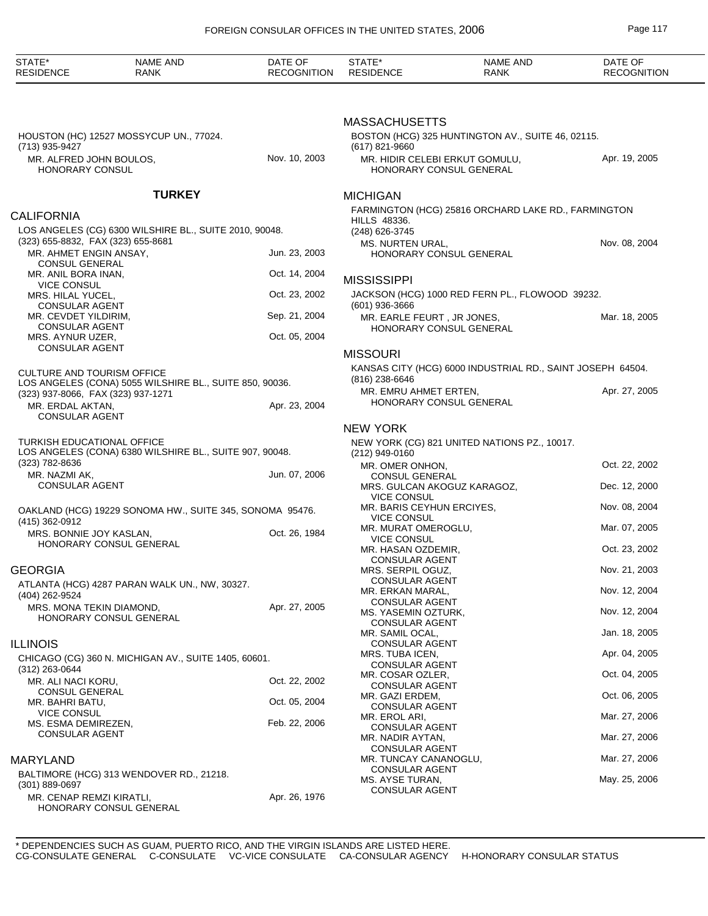| STATE* RESIDENCE | NAME AND RANK | DATE OF RECOGNITION |
|---|---|---|

HOUSTON (HC) 12527 MOSSYCUP UN., 77024.
(713) 935-9427

| MR. ALFRED JOHN BOULOS, HONORARY CONSUL | Nov. 10, 2003 |
|---|---|

## TURKEY

### CALIFORNIA

LOS ANGELES (CG) 6300 WILSHIRE BL., SUITE 2010, 90048.
(323) 655-8832, FAX (323) 655-8681

| Name and Rank | Date of Recognition |
|---|---|
| MR. AHMET ENGIN ANSAY, CONSUL GENERAL | Jun. 23, 2003 |
| MR. ANIL BORA INAN, VICE CONSUL | Oct. 14, 2004 |
| MRS. HILAL YUCEL, CONSULAR AGENT | Oct. 23, 2002 |
| MR. CEVDET YILDIRIM, CONSULAR AGENT | Sep. 21, 2004 |
| MRS. AYNUR UZER, CONSULAR AGENT | Oct. 05, 2004 |

CULTURE AND TOURISM OFFICE
LOS ANGELES (CONA) 5055 WILSHIRE BL., SUITE 850, 90036.
(323) 937-8066, FAX (323) 937-1271

| Name and Rank | Date of Recognition |
|---|---|
| MR. ERDAL AKTAN, CONSULAR AGENT | Apr. 23, 2004 |

TURKISH EDUCATIONAL OFFICE
LOS ANGELES (CONA) 6380 WILSHIRE BL., SUITE 907, 90048.
(323) 782-8636

| Name and Rank | Date of Recognition |
|---|---|
| MR. NAZMI AK, CONSULAR AGENT | Jun. 07, 2006 |

OAKLAND (HCG) 19229 SONOMA HW., SUITE 345, SONOMA 95476.
(415) 362-0912

| Name and Rank | Date of Recognition |
|---|---|
| MRS. BONNIE JOY KASLAN, HONORARY CONSUL GENERAL | Oct. 26, 1984 |

### GEORGIA

ATLANTA (HCG) 4287 PARAN WALK UN., NW, 30327.
(404) 262-9524

| Name and Rank | Date of Recognition |
|---|---|
| MRS. MONA TEKIN DIAMOND, HONORARY CONSUL GENERAL | Apr. 27, 2005 |

### ILLINOIS

CHICAGO (CG) 360 N. MICHIGAN AV., SUITE 1405, 60601.
(312) 263-0644

| Name and Rank | Date of Recognition |
|---|---|
| MR. ALI NACI KORU, CONSUL GENERAL | Oct. 22, 2002 |
| MR. BAHRI BATU, VICE CONSUL | Oct. 05, 2004 |
| MS. ESMA DEMIREZEN, CONSULAR AGENT | Feb. 22, 2006 |

### MARYLAND

BALTIMORE (HCG) 313 WENDOVER RD., 21218.
(301) 889-0697

| Name and Rank | Date of Recognition |
|---|---|
| MR. CENAP REMZI KIRATLI, HONORARY CONSUL GENERAL | Apr. 26, 1976 |

### MASSACHUSETTS

BOSTON (HCG) 325 HUNTINGTON AV., SUITE 46, 02115.
(617) 821-9660

| Name and Rank | Date of Recognition |
|---|---|
| MR. HIDIR CELEBI ERKUT GOMULU, HONORARY CONSUL GENERAL | Apr. 19, 2005 |

### MICHIGAN

FARMINGTON (HCG) 25816 ORCHARD LAKE RD., FARMINGTON HILLS 48336.
(248) 626-3745

| Name and Rank | Date of Recognition |
|---|---|
| MS. NURTEN URAL, HONORARY CONSUL GENERAL | Nov. 08, 2004 |

### MISSISSIPPI

JACKSON (HCG) 1000 RED FERN PL., FLOWOOD 39232.
(601) 936-3666

| Name and Rank | Date of Recognition |
|---|---|
| MR. EARLE FEURT , JR JONES, HONORARY CONSUL GENERAL | Mar. 18, 2005 |

### MISSOURI

KANSAS CITY (HCG) 6000 INDUSTRIAL RD., SAINT JOSEPH 64504.
(816) 238-6646

| Name and Rank | Date of Recognition |
|---|---|
| MR. EMRU AHMET ERTEN, HONORARY CONSUL GENERAL | Apr. 27, 2005 |

### NEW YORK

NEW YORK (CG) 821 UNITED NATIONS PZ., 10017.
(212) 949-0160

| Name and Rank | Date of Recognition |
|---|---|
| MR. OMER ONHON, CONSUL GENERAL | Oct. 22, 2002 |
| MRS. GULCAN AKOGUZ KARAGOZ, VICE CONSUL | Dec. 12, 2000 |
| MR. BARIS CEYHUN ERCIYES, VICE CONSUL | Nov. 08, 2004 |
| MR. MURAT OMEROGLU, VICE CONSUL | Mar. 07, 2005 |
| MR. HASAN OZDEMIR, CONSULAR AGENT | Oct. 23, 2002 |
| MRS. SERPIL OGUZ, CONSULAR AGENT | Nov. 21, 2003 |
| MR. ERKAN MARAL, CONSULAR AGENT | Nov. 12, 2004 |
| MS. YASEMIN OZTURK, CONSULAR AGENT | Nov. 12, 2004 |
| MR. SAMIL OCAL, CONSULAR AGENT | Jan. 18, 2005 |
| MRS. TUBA ICEN, CONSULAR AGENT | Apr. 04, 2005 |
| MR. COSAR OZLER, CONSULAR AGENT | Oct. 04, 2005 |
| MR. GAZI ERDEM, CONSULAR AGENT | Oct. 06, 2005 |
| MR. EROL ARI, CONSULAR AGENT | Mar. 27, 2006 |
| MR. NADIR AYTAN, CONSULAR AGENT | Mar. 27, 2006 |
| MR. TUNCAY CANANOGLU, CONSULAR AGENT | Mar. 27, 2006 |
| MS. AYSE TURAN, CONSULAR AGENT | May. 25, 2006 |

\* DEPENDENCIES SUCH AS GUAM, PUERTO RICO, AND THE VIRGIN ISLANDS ARE LISTED HERE.
CG-CONSULATE GENERAL C-CONSULATE VC-VICE CONSULATE CA-CONSULAR AGENCY H-HONORARY CONSULAR STATUS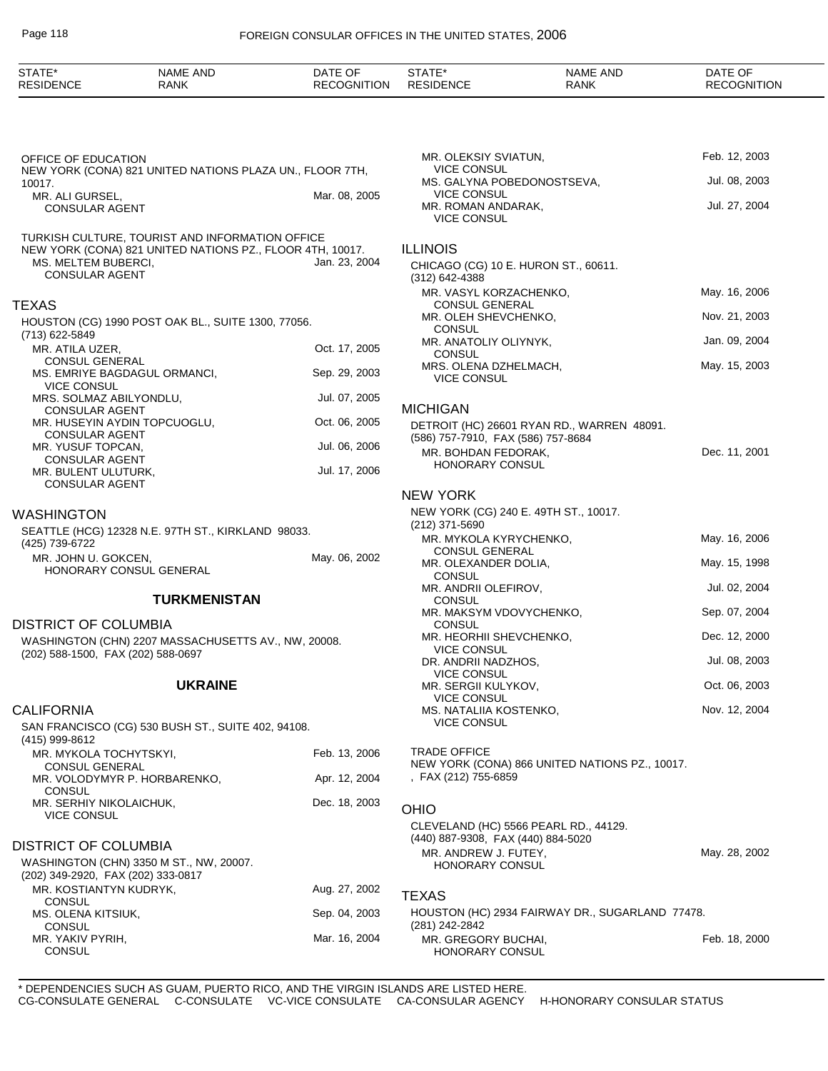OFFICE OF EDUCATION
NEW YORK (CONA) 821 UNITED NATIONS PLAZA UN., FLOOR 7TH, 10017.

| NAME AND RANK | DATE OF RECOGNITION |
|---|---|
| MR. ALI GURSEL, CONSULAR AGENT | Mar. 08, 2005 |

TURKISH CULTURE, TOURIST AND INFORMATION OFFICE
NEW YORK (CONA) 821 UNITED NATIONS PZ., FLOOR 4TH, 10017.

| NAME AND RANK | DATE OF RECOGNITION |
|---|---|
| MS. MELTEM BUBERCI, CONSULAR AGENT | Jan. 23, 2004 |

## TEXAS

HOUSTON (CG) 1990 POST OAK BL., SUITE 1300, 77056.
(713) 622-5849

| NAME AND RANK | DATE OF RECOGNITION |
|---|---|
| MR. ATILA UZER, CONSUL GENERAL | Oct. 17, 2005 |
| MS. EMRIYE BAGDAGUL ORMANCI, VICE CONSUL | Sep. 29, 2003 |
| MRS. SOLMAZ ABILYONDLU, CONSULAR AGENT | Jul. 07, 2005 |
| MR. HUSEYIN AYDIN TOPCUOGLU, CONSULAR AGENT | Oct. 06, 2005 |
| MR. YUSUF TOPCAN, CONSULAR AGENT | Jul. 06, 2006 |
| MR. BULENT ULUTURK, CONSULAR AGENT | Jul. 17, 2006 |

## WASHINGTON

SEATTLE (HCG) 12328 N.E. 97TH ST., KIRKLAND 98033.
(425) 739-6722

| NAME AND RANK | DATE OF RECOGNITION |
|---|---|
| MR. JOHN U. GOKCEN, HONORARY CONSUL GENERAL | May. 06, 2002 |

# TURKMENISTAN

## DISTRICT OF COLUMBIA

WASHINGTON (CHN) 2207 MASSACHUSETTS AV., NW, 20008.
(202) 588-1500, FAX (202) 588-0697

# UKRAINE

## CALIFORNIA

SAN FRANCISCO (CG) 530 BUSH ST., SUITE 402, 94108.
(415) 999-8612

| NAME AND RANK | DATE OF RECOGNITION |
|---|---|
| MR. MYKOLA TOCHYTSKYI, CONSUL GENERAL | Feb. 13, 2006 |
| MR. VOLODYMYR P. HORBARENKO, CONSUL | Apr. 12, 2004 |
| MR. SERHIY NIKOLAICHUK, VICE CONSUL | Dec. 18, 2003 |

## DISTRICT OF COLUMBIA

WASHINGTON (CHN) 3350 M ST., NW, 20007.
(202) 349-2920, FAX (202) 333-0817

| NAME AND RANK | DATE OF RECOGNITION |
|---|---|
| MR. KOSTIANTYN KUDRYK, CONSUL | Aug. 27, 2002 |
| MS. OLENA KITSIUK, CONSUL | Sep. 04, 2003 |
| MR. YAKIV PYRIH, CONSUL | Mar. 16, 2004 |
| MR. OLEKSIY SVIATUN, VICE CONSUL | Feb. 12, 2003 |
| MS. GALYNA POBEDONOSTSEVA, VICE CONSUL | Jul. 08, 2003 |
| MR. ROMAN ANDARAK, VICE CONSUL | Jul. 27, 2004 |

## ILLINOIS

CHICAGO (CG) 10 E. HURON ST., 60611.
(312) 642-4388

| NAME AND RANK | DATE OF RECOGNITION |
|---|---|
| MR. VASYL KORZACHENKO, CONSUL GENERAL | May. 16, 2006 |
| MR. OLEH SHEVCHENKO, CONSUL | Nov. 21, 2003 |
| MR. ANATOLIY OLIYNYK, CONSUL | Jan. 09, 2004 |
| MRS. OLENA DZHELMACH, VICE CONSUL | May. 15, 2003 |

## MICHIGAN

DETROIT (HC) 26601 RYAN RD., WARREN 48091.
(586) 757-7910, FAX (586) 757-8684

| NAME AND RANK | DATE OF RECOGNITION |
|---|---|
| MR. BOHDAN FEDORAK, HONORARY CONSUL | Dec. 11, 2001 |

## NEW YORK

NEW YORK (CG) 240 E. 49TH ST., 10017.
(212) 371-5690

| NAME AND RANK | DATE OF RECOGNITION |
|---|---|
| MR. MYKOLA KYRYCHENKO, CONSUL GENERAL | May. 16, 2006 |
| MR. OLEXANDER DOLIA, CONSUL | May. 15, 1998 |
| MR. ANDRII OLEFIROV, CONSUL | Jul. 02, 2004 |
| MR. MAKSYM VDOVYCHENKO, CONSUL | Sep. 07, 2004 |
| MR. HEORHII SHEVCHENKO, VICE CONSUL | Dec. 12, 2000 |
| DR. ANDRII NADZHOS, VICE CONSUL | Jul. 08, 2003 |
| MR. SERGII KULYKOV, VICE CONSUL | Oct. 06, 2003 |
| MS. NATALIIA KOSTENKO, VICE CONSUL | Nov. 12, 2004 |

TRADE OFFICE
NEW YORK (CONA) 866 UNITED NATIONS PZ., 10017.
, FAX (212) 755-6859

## OHIO

CLEVELAND (HC) 5566 PEARL RD., 44129.
(440) 887-9308, FAX (440) 884-5020

| NAME AND RANK | DATE OF RECOGNITION |
|---|---|
| MR. ANDREW J. FUTEY, HONORARY CONSUL | May. 28, 2002 |

## TEXAS

HOUSTON (HC) 2934 FAIRWAY DR., SUGARLAND 77478.
(281) 242-2842

| NAME AND RANK | DATE OF RECOGNITION |
|---|---|
| MR. GREGORY BUCHAI, HONORARY CONSUL | Feb. 18, 2000 |

* DEPENDENCIES SUCH AS GUAM, PUERTO RICO, AND THE VIRGIN ISLANDS ARE LISTED HERE.
CG-CONSULATE GENERAL C-CONSULATE VC-VICE CONSULATE CA-CONSULAR AGENCY H-HONORARY CONSULAR STATUS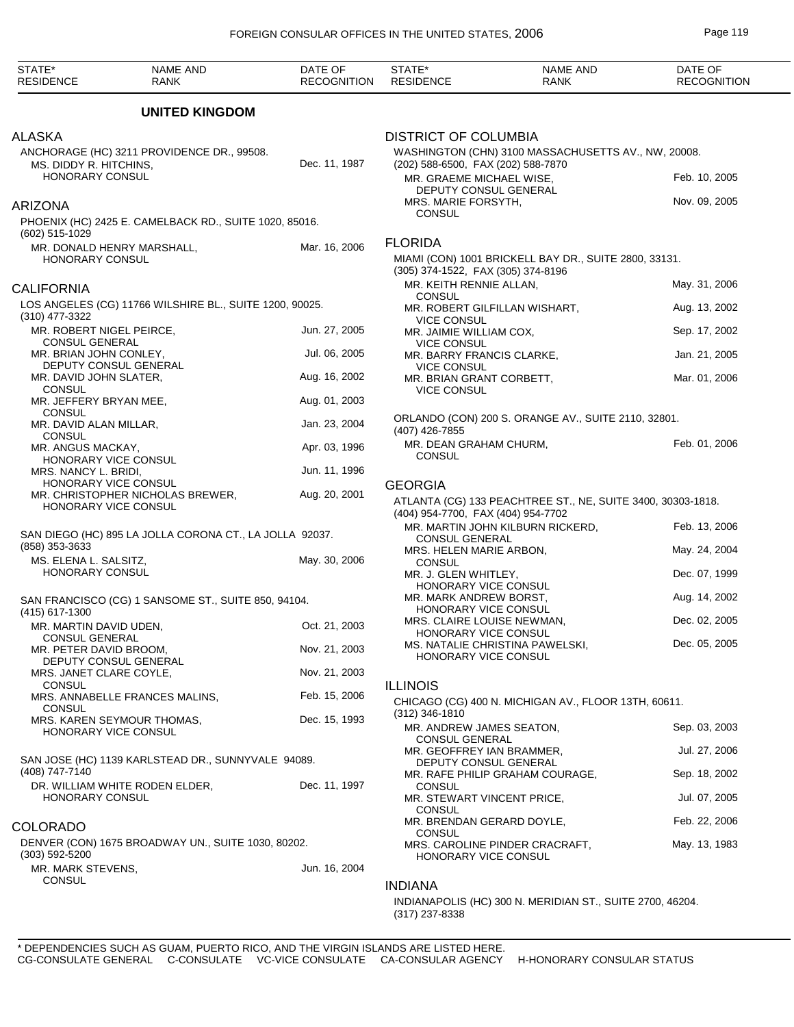## UNITED KINGDOM

| STATE* RESIDENCE | NAME AND RANK | DATE OF RECOGNITION |
|---|---|---|

### ALASKA

ANCHORAGE (HC) 3211 PROVIDENCE DR., 99508.

| NAME AND RANK | DATE OF RECOGNITION |
|---|---|
| MS. DIDDY R. HITCHINS, HONORARY CONSUL | Dec. 11, 1987 |

### ARIZONA

PHOENIX (HC) 2425 E. CAMELBACK RD., SUITE 1020, 85016.
(602) 515-1029

| NAME AND RANK | DATE OF RECOGNITION |
|---|---|
| MR. DONALD HENRY MARSHALL, HONORARY CONSUL | Mar. 16, 2006 |

### CALIFORNIA

LOS ANGELES (CG) 11766 WILSHIRE BL., SUITE 1200, 90025.
(310) 477-3322

| NAME AND RANK | DATE OF RECOGNITION |
|---|---|
| MR. ROBERT NIGEL PEIRCE, CONSUL GENERAL | Jun. 27, 2005 |
| MR. BRIAN JOHN CONLEY, DEPUTY CONSUL GENERAL | Jul. 06, 2005 |
| MR. DAVID JOHN SLATER, CONSUL | Aug. 16, 2002 |
| MR. JEFFERY BRYAN MEE, CONSUL | Aug. 01, 2003 |
| MR. DAVID ALAN MILLAR, CONSUL | Jan. 23, 2004 |
| MR. ANGUS MACKAY, HONORARY VICE CONSUL | Apr. 03, 1996 |
| MRS. NANCY L. BRIDI, HONORARY VICE CONSUL | Jun. 11, 1996 |
| MR. CHRISTOPHER NICHOLAS BREWER, HONORARY VICE CONSUL | Aug. 20, 2001 |

SAN DIEGO (HC) 895 LA JOLLA CORONA CT., LA JOLLA 92037.
(858) 353-3633

| NAME AND RANK | DATE OF RECOGNITION |
|---|---|
| MS. ELENA L. SALSITZ, HONORARY CONSUL | May. 30, 2006 |

SAN FRANCISCO (CG) 1 SANSOME ST., SUITE 850, 94104.
(415) 617-1300

| NAME AND RANK | DATE OF RECOGNITION |
|---|---|
| MR. MARTIN DAVID UDEN, CONSUL GENERAL | Oct. 21, 2003 |
| MR. PETER DAVID BROOM, DEPUTY CONSUL GENERAL | Nov. 21, 2003 |
| MRS. JANET CLARE COYLE, CONSUL | Nov. 21, 2003 |
| MRS. ANNABELLE FRANCES MALINS, CONSUL | Feb. 15, 2006 |
| MRS. KAREN SEYMOUR THOMAS, HONORARY VICE CONSUL | Dec. 15, 1993 |

SAN JOSE (HC) 1139 KARLSTEAD DR., SUNNYVALE 94089.
(408) 747-7140

| NAME AND RANK | DATE OF RECOGNITION |
|---|---|
| DR. WILLIAM WHITE RODEN ELDER, HONORARY CONSUL | Dec. 11, 1997 |

### COLORADO

DENVER (CON) 1675 BROADWAY UN., SUITE 1030, 80202.
(303) 592-5200

| NAME AND RANK | DATE OF RECOGNITION |
|---|---|
| MR. MARK STEVENS, CONSUL | Jun. 16, 2004 |

### DISTRICT OF COLUMBIA

WASHINGTON (CHN) 3100 MASSACHUSETTS AV., NW, 20008.
(202) 588-6500, FAX (202) 588-7870

| NAME AND RANK | DATE OF RECOGNITION |
|---|---|
| MR. GRAEME MICHAEL WISE, DEPUTY CONSUL GENERAL | Feb. 10, 2005 |
| MRS. MARIE FORSYTH, CONSUL | Nov. 09, 2005 |

### FLORIDA

MIAMI (CON) 1001 BRICKELL BAY DR., SUITE 2800, 33131.
(305) 374-1522, FAX (305) 374-8196

| NAME AND RANK | DATE OF RECOGNITION |
|---|---|
| MR. KEITH RENNIE ALLAN, CONSUL | May. 31, 2006 |
| MR. ROBERT GILFILLAN WISHART, VICE CONSUL | Aug. 13, 2002 |
| MR. JAIMIE WILLIAM COX, VICE CONSUL | Sep. 17, 2002 |
| MR. BARRY FRANCIS CLARKE, VICE CONSUL | Jan. 21, 2005 |
| MR. BRIAN GRANT CORBETT, VICE CONSUL | Mar. 01, 2006 |

ORLANDO (CON) 200 S. ORANGE AV., SUITE 2110, 32801.
(407) 426-7855

| NAME AND RANK | DATE OF RECOGNITION |
|---|---|
| MR. DEAN GRAHAM CHURM, CONSUL | Feb. 01, 2006 |

### GEORGIA

ATLANTA (CG) 133 PEACHTREE ST., NE, SUITE 3400, 30303-1818.
(404) 954-7700, FAX (404) 954-7702

| NAME AND RANK | DATE OF RECOGNITION |
|---|---|
| MR. MARTIN JOHN KILBURN RICKERD, CONSUL GENERAL | Feb. 13, 2006 |
| MRS. HELEN MARIE ARBON, CONSUL | May. 24, 2004 |
| MR. J. GLEN WHITLEY, HONORARY VICE CONSUL | Dec. 07, 1999 |
| MR. MARK ANDREW BORST, HONORARY VICE CONSUL | Aug. 14, 2002 |
| MRS. CLAIRE LOUISE NEWMAN, HONORARY VICE CONSUL | Dec. 02, 2005 |
| MS. NATALIE CHRISTINA PAWELSKI, HONORARY VICE CONSUL | Dec. 05, 2005 |

### ILLINOIS

CHICAGO (CG) 400 N. MICHIGAN AV., FLOOR 13TH, 60611.
(312) 346-1810

| NAME AND RANK | DATE OF RECOGNITION |
|---|---|
| MR. ANDREW JAMES SEATON, CONSUL GENERAL | Sep. 03, 2003 |
| MR. GEOFFREY IAN BRAMMER, DEPUTY CONSUL GENERAL | Jul. 27, 2006 |
| MR. RAFE PHILIP GRAHAM COURAGE, CONSUL | Sep. 18, 2002 |
| MR. STEWART VINCENT PRICE, CONSUL | Jul. 07, 2005 |
| MR. BRENDAN GERARD DOYLE, CONSUL | Feb. 22, 2006 |
| MRS. CAROLINE PINDER CRACRAFT, HONORARY VICE CONSUL | May. 13, 1983 |

### INDIANA

INDIANAPOLIS (HC) 300 N. MERIDIAN ST., SUITE 2700, 46204.
(317) 237-8338

\* DEPENDENCIES SUCH AS GUAM, PUERTO RICO, AND THE VIRGIN ISLANDS ARE LISTED HERE.
CG-CONSULATE GENERAL C-CONSULATE VC-VICE CONSULATE CA-CONSULAR AGENCY H-HONORARY CONSULAR STATUS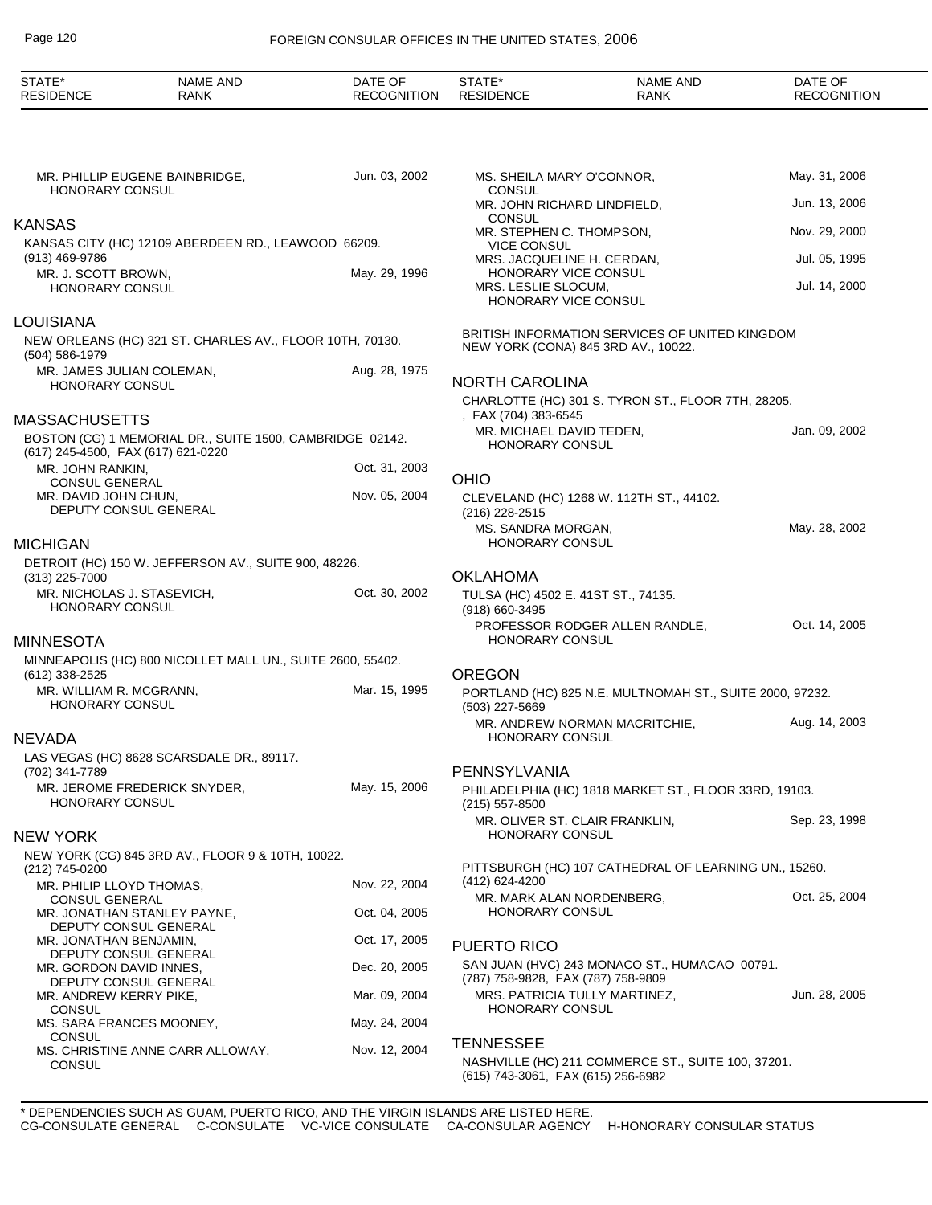MR. PHILLIP EUGENE BAINBRIDGE, HONORARY CONSUL — Jun. 03, 2002

## KANSAS

KANSAS CITY (HC) 12109 ABERDEEN RD., LEAWOOD 66209.
(913) 469-9786

MR. J. SCOTT BROWN, HONORARY CONSUL — May. 29, 1996

## LOUISIANA

NEW ORLEANS (HC) 321 ST. CHARLES AV., FLOOR 10TH, 70130.
(504) 586-1979

MR. JAMES JULIAN COLEMAN, HONORARY CONSUL — Aug. 28, 1975

## MASSACHUSETTS

BOSTON (CG) 1 MEMORIAL DR., SUITE 1500, CAMBRIDGE 02142.
(617) 245-4500, FAX (617) 621-0220

MR. JOHN RANKIN, CONSUL GENERAL — Oct. 31, 2003
MR. DAVID JOHN CHUN, DEPUTY CONSUL GENERAL — Nov. 05, 2004

## MICHIGAN

DETROIT (HC) 150 W. JEFFERSON AV., SUITE 900, 48226.
(313) 225-7000

MR. NICHOLAS J. STASEVICH, HONORARY CONSUL — Oct. 30, 2002

## MINNESOTA

MINNEAPOLIS (HC) 800 NICOLLET MALL UN., SUITE 2600, 55402.
(612) 338-2525

MR. WILLIAM R. MCGRANN, HONORARY CONSUL — Mar. 15, 1995

## NEVADA

LAS VEGAS (HC) 8628 SCARSDALE DR., 89117.
(702) 341-7789

MR. JEROME FREDERICK SNYDER, HONORARY CONSUL — May. 15, 2006

## NEW YORK

NEW YORK (CG) 845 3RD AV., FLOOR 9 & 10TH, 10022.
(212) 745-0200

MR. PHILIP LLOYD THOMAS, CONSUL GENERAL — Nov. 22, 2004
MR. JONATHAN STANLEY PAYNE, DEPUTY CONSUL GENERAL — Oct. 04, 2005
MR. JONATHAN BENJAMIN, DEPUTY CONSUL GENERAL — Oct. 17, 2005
MR. GORDON DAVID INNES, DEPUTY CONSUL GENERAL — Dec. 20, 2005
MR. ANDREW KERRY PIKE, CONSUL — Mar. 09, 2004
MS. SARA FRANCES MOONEY, CONSUL — May. 24, 2004
MS. CHRISTINE ANNE CARR ALLOWAY, CONSUL — Nov. 12, 2004
MS. SHEILA MARY O'CONNOR, CONSUL — May. 31, 2006
MR. JOHN RICHARD LINDFIELD, CONSUL — Jun. 13, 2006
MR. STEPHEN C. THOMPSON, VICE CONSUL — Nov. 29, 2000
MRS. JACQUELINE H. CERDAN, HONORARY VICE CONSUL — Jul. 05, 1995
MRS. LESLIE SLOCUM, HONORARY VICE CONSUL — Jul. 14, 2000

BRITISH INFORMATION SERVICES OF UNITED KINGDOM
NEW YORK (CONA) 845 3RD AV., 10022.

## NORTH CAROLINA

CHARLOTTE (HC) 301 S. TYRON ST., FLOOR 7TH, 28205.
, FAX (704) 383-6545

MR. MICHAEL DAVID TEDEN, HONORARY CONSUL — Jan. 09, 2002

## OHIO

CLEVELAND (HC) 1268 W. 112TH ST., 44102.
(216) 228-2515

MS. SANDRA MORGAN, HONORARY CONSUL — May. 28, 2002

## OKLAHOMA

TULSA (HC) 4502 E. 41ST ST., 74135.
(918) 660-3495

PROFESSOR RODGER ALLEN RANDLE, HONORARY CONSUL — Oct. 14, 2005

## OREGON

PORTLAND (HC) 825 N.E. MULTNOMAH ST., SUITE 2000, 97232.
(503) 227-5669

MR. ANDREW NORMAN MACRITCHIE, HONORARY CONSUL — Aug. 14, 2003

## PENNSYLVANIA

PHILADELPHIA (HC) 1818 MARKET ST., FLOOR 33RD, 19103.
(215) 557-8500

MR. OLIVER ST. CLAIR FRANKLIN, HONORARY CONSUL — Sep. 23, 1998

PITTSBURGH (HC) 107 CATHEDRAL OF LEARNING UN., 15260.
(412) 624-4200

MR. MARK ALAN NORDENBERG, HONORARY CONSUL — Oct. 25, 2004

## PUERTO RICO

SAN JUAN (HVC) 243 MONACO ST., HUMACAO 00791.
(787) 758-9828, FAX (787) 758-9809

MRS. PATRICIA TULLY MARTINEZ, HONORARY CONSUL — Jun. 28, 2005

## TENNESSEE

NASHVILLE (HC) 211 COMMERCE ST., SUITE 100, 37201.
(615) 743-3061, FAX (615) 256-6982

\* DEPENDENCIES SUCH AS GUAM, PUERTO RICO, AND THE VIRGIN ISLANDS ARE LISTED HERE.
CG-CONSULATE GENERAL C-CONSULATE VC-VICE CONSULATE CA-CONSULAR AGENCY H-HONORARY CONSULAR STATUS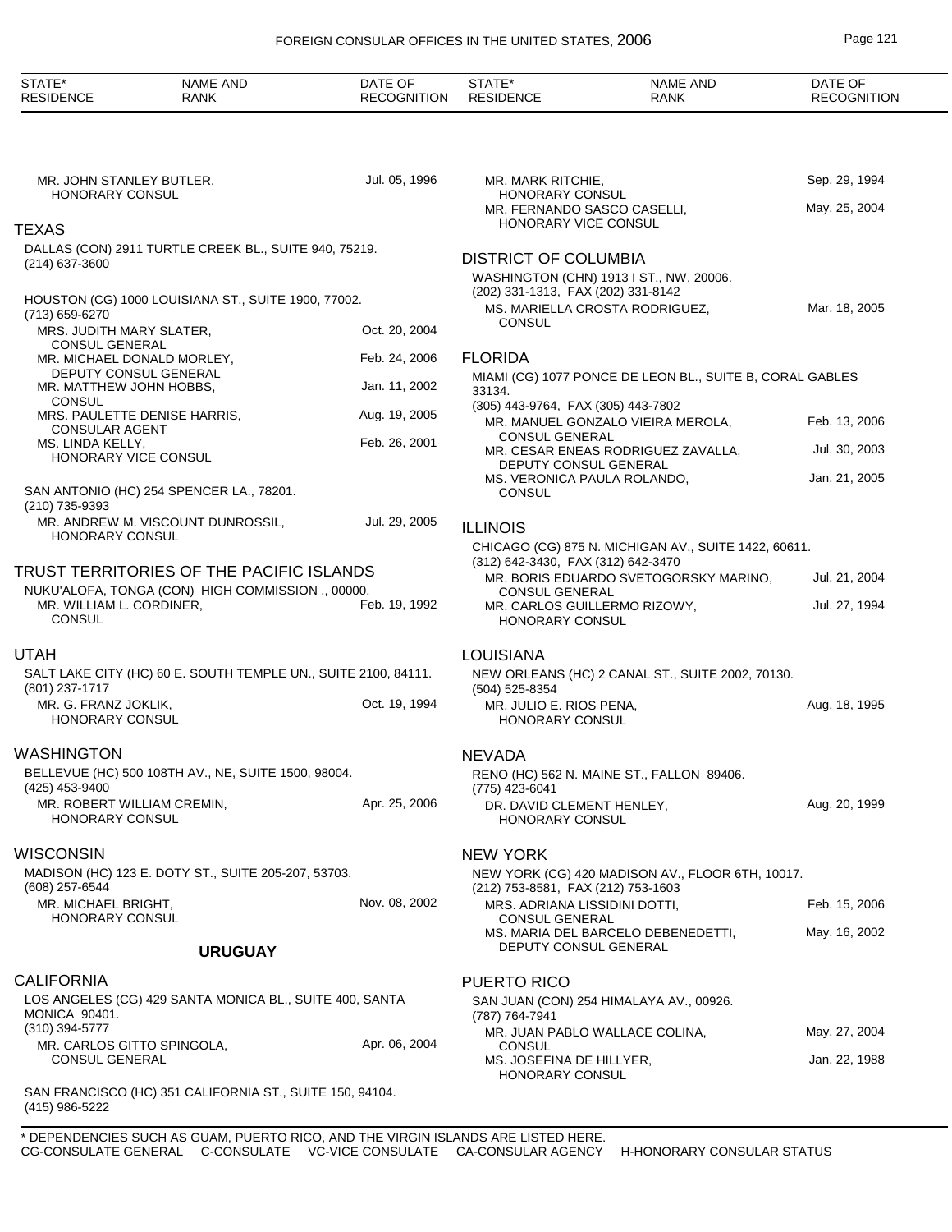MR. JOHN STANLEY BUTLER, HONORARY CONSUL — Jul. 05, 1996

## TEXAS

DALLAS (CON) 2911 TURTLE CREEK BL., SUITE 940, 75219.
(214) 637-3600

HOUSTON (CG) 1000 LOUISIANA ST., SUITE 1900, 77002.
(713) 659-6270

| NAME AND RANK | DATE OF RECOGNITION |
|---|---|
| MRS. JUDITH MARY SLATER, CONSUL GENERAL | Oct. 20, 2004 |
| MR. MICHAEL DONALD MORLEY, DEPUTY CONSUL GENERAL | Feb. 24, 2006 |
| MR. MATTHEW JOHN HOBBS, CONSUL | Jan. 11, 2002 |
| MRS. PAULETTE DENISE HARRIS, CONSULAR AGENT | Aug. 19, 2005 |
| MS. LINDA KELLY, HONORARY VICE CONSUL | Feb. 26, 2001 |

SAN ANTONIO (HC) 254 SPENCER LA., 78201.
(210) 735-9393

MR. ANDREW M. VISCOUNT DUNROSSIL, HONORARY CONSUL — Jul. 29, 2005

## TRUST TERRITORIES OF THE PACIFIC ISLANDS

NUKU'ALOFA, TONGA (CON) HIGH COMMISSION ., 00000.

MR. WILLIAM L. CORDINER, CONSUL — Feb. 19, 1992

## UTAH

SALT LAKE CITY (HC) 60 E. SOUTH TEMPLE UN., SUITE 2100, 84111.
(801) 237-1717

MR. G. FRANZ JOKLIK, HONORARY CONSUL — Oct. 19, 1994

## WASHINGTON

BELLEVUE (HC) 500 108TH AV., NE, SUITE 1500, 98004.
(425) 453-9400

MR. ROBERT WILLIAM CREMIN, HONORARY CONSUL — Apr. 25, 2006

## WISCONSIN

MADISON (HC) 123 E. DOTY ST., SUITE 205-207, 53703.
(608) 257-6544

MR. MICHAEL BRIGHT, HONORARY CONSUL — Nov. 08, 2002

# URUGUAY

## CALIFORNIA

LOS ANGELES (CG) 429 SANTA MONICA BL., SUITE 400, SANTA MONICA 90401.
(310) 394-5777

MR. CARLOS GITTO SPINGOLA, CONSUL GENERAL — Apr. 06, 2004

SAN FRANCISCO (HC) 351 CALIFORNIA ST., SUITE 150, 94104.
(415) 986-5222

| NAME AND RANK | DATE OF RECOGNITION |
|---|---|
| MR. MARK RITCHIE, HONORARY CONSUL | Sep. 29, 1994 |
| MR. FERNANDO SASCO CASELLI, HONORARY VICE CONSUL | May. 25, 2004 |

## DISTRICT OF COLUMBIA

WASHINGTON (CHN) 1913 I ST., NW, 20006.
(202) 331-1313, FAX (202) 331-8142

MS. MARIELLA CROSTA RODRIGUEZ, CONSUL — Mar. 18, 2005

## FLORIDA

MIAMI (CG) 1077 PONCE DE LEON BL., SUITE B, CORAL GABLES 33134.
(305) 443-9764, FAX (305) 443-7802

| NAME AND RANK | DATE OF RECOGNITION |
|---|---|
| MR. MANUEL GONZALO VIEIRA MEROLA, CONSUL GENERAL | Feb. 13, 2006 |
| MR. CESAR ENEAS RODRIGUEZ ZAVALLA, DEPUTY CONSUL GENERAL | Jul. 30, 2003 |
| MS. VERONICA PAULA ROLANDO, CONSUL | Jan. 21, 2005 |

## ILLINOIS

CHICAGO (CG) 875 N. MICHIGAN AV., SUITE 1422, 60611.
(312) 642-3430, FAX (312) 642-3470

| NAME AND RANK | DATE OF RECOGNITION |
|---|---|
| MR. BORIS EDUARDO SVETOGORSKY MARINO, CONSUL GENERAL | Jul. 21, 2004 |
| MR. CARLOS GUILLERMO RIZOWY, HONORARY CONSUL | Jul. 27, 1994 |

## LOUISIANA

NEW ORLEANS (HC) 2 CANAL ST., SUITE 2002, 70130.
(504) 525-8354

MR. JULIO E. RIOS PENA, HONORARY CONSUL — Aug. 18, 1995

## NEVADA

RENO (HC) 562 N. MAINE ST., FALLON 89406.
(775) 423-6041

DR. DAVID CLEMENT HENLEY, HONORARY CONSUL — Aug. 20, 1999

## NEW YORK

NEW YORK (CG) 420 MADISON AV., FLOOR 6TH, 10017.
(212) 753-8581, FAX (212) 753-1603

| NAME AND RANK | DATE OF RECOGNITION |
|---|---|
| MRS. ADRIANA LISSIDINI DOTTI, CONSUL GENERAL | Feb. 15, 2006 |
| MS. MARIA DEL BARCELO DEBENEDETTI, DEPUTY CONSUL GENERAL | May. 16, 2002 |

## PUERTO RICO

SAN JUAN (CON) 254 HIMALAYA AV., 00926.
(787) 764-7941

| NAME AND RANK | DATE OF RECOGNITION |
|---|---|
| MR. JUAN PABLO WALLACE COLINA, CONSUL | May. 27, 2004 |
| MS. JOSEFINA DE HILLYER, HONORARY CONSUL | Jan. 22, 1988 |

\* DEPENDENCIES SUCH AS GUAM, PUERTO RICO, AND THE VIRGIN ISLANDS ARE LISTED HERE.
CG-CONSULATE GENERAL C-CONSULATE VC-VICE CONSULATE CA-CONSULAR AGENCY H-HONORARY CONSULAR STATUS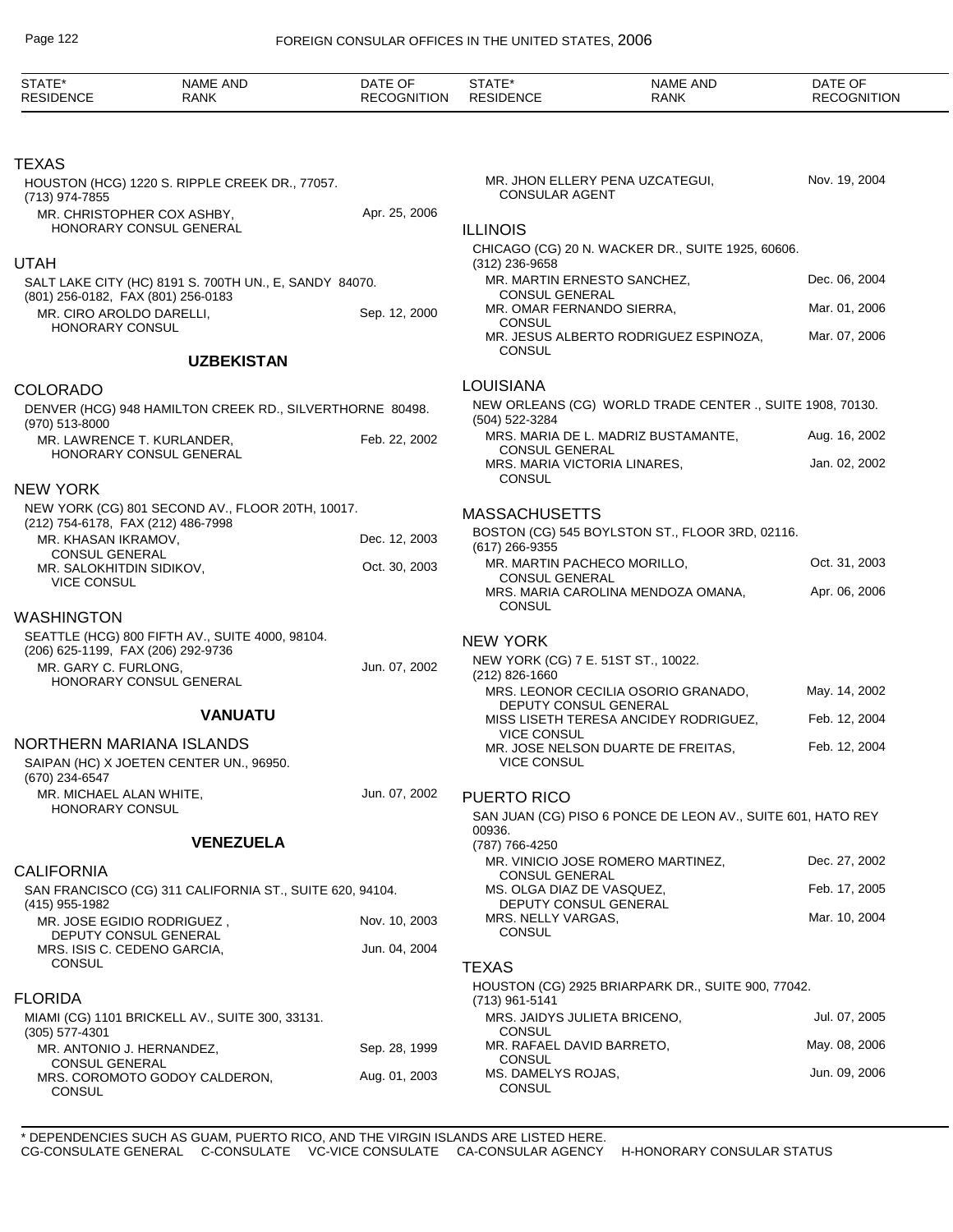| STATE* RESIDENCE | NAME AND RANK | DATE OF RECOGNITION |
|---|---|---|

### TEXAS

HOUSTON (HCG) 1220 S. RIPPLE CREEK DR., 77057.
(713) 974-7855

| | |
|---|---|
| MR. CHRISTOPHER COX ASHBY, HONORARY CONSUL GENERAL | Apr. 25, 2006 |

### UTAH

SALT LAKE CITY (HC) 8191 S. 700TH UN., E, SANDY 84070.
(801) 256-0182, FAX (801) 256-0183

| | |
|---|---|
| MR. CIRO AROLDO DARELLI, HONORARY CONSUL | Sep. 12, 2000 |

## UZBEKISTAN

### COLORADO

DENVER (HCG) 948 HAMILTON CREEK RD., SILVERTHORNE 80498.
(970) 513-8000

| | |
|---|---|
| MR. LAWRENCE T. KURLANDER, HONORARY CONSUL GENERAL | Feb. 22, 2002 |

### NEW YORK

NEW YORK (CG) 801 SECOND AV., FLOOR 20TH, 10017.
(212) 754-6178, FAX (212) 486-7998

| | |
|---|---|
| MR. KHASAN IKRAMOV, CONSUL GENERAL | Dec. 12, 2003 |
| MR. SALOKHITDIN SIDIKOV, VICE CONSUL | Oct. 30, 2003 |

### WASHINGTON

SEATTLE (HCG) 800 FIFTH AV., SUITE 4000, 98104.
(206) 625-1199, FAX (206) 292-9736

| | |
|---|---|
| MR. GARY C. FURLONG, HONORARY CONSUL GENERAL | Jun. 07, 2002 |

## VANUATU

### NORTHERN MARIANA ISLANDS

SAIPAN (HC) X JOETEN CENTER UN., 96950.
(670) 234-6547

| | |
|---|---|
| MR. MICHAEL ALAN WHITE, HONORARY CONSUL | Jun. 07, 2002 |

## VENEZUELA

### CALIFORNIA

SAN FRANCISCO (CG) 311 CALIFORNIA ST., SUITE 620, 94104.
(415) 955-1982

| | |
|---|---|
| MR. JOSE EGIDIO RODRIGUEZ , DEPUTY CONSUL GENERAL | Nov. 10, 2003 |
| MRS. ISIS C. CEDENO GARCIA, CONSUL | Jun. 04, 2004 |

### FLORIDA

MIAMI (CG) 1101 BRICKELL AV., SUITE 300, 33131.
(305) 577-4301

| | |
|---|---|
| MR. ANTONIO J. HERNANDEZ, CONSUL GENERAL | Sep. 28, 1999 |
| MRS. COROMOTO GODOY CALDERON, CONSUL | Aug. 01, 2003 |
| MR. JHON ELLERY PENA UZCATEGUI, CONSULAR AGENT | Nov. 19, 2004 |

### ILLINOIS

CHICAGO (CG) 20 N. WACKER DR., SUITE 1925, 60606.
(312) 236-9658

| | |
|---|---|
| MR. MARTIN ERNESTO SANCHEZ, CONSUL GENERAL | Dec. 06, 2004 |
| MR. OMAR FERNANDO SIERRA, CONSUL | Mar. 01, 2006 |
| MR. JESUS ALBERTO RODRIGUEZ ESPINOZA, CONSUL | Mar. 07, 2006 |

### LOUISIANA

NEW ORLEANS (CG) WORLD TRADE CENTER ., SUITE 1908, 70130.
(504) 522-3284

| | |
|---|---|
| MRS. MARIA DE L. MADRIZ BUSTAMANTE, CONSUL GENERAL | Aug. 16, 2002 |
| MRS. MARIA VICTORIA LINARES, CONSUL | Jan. 02, 2002 |

### MASSACHUSETTS

BOSTON (CG) 545 BOYLSTON ST., FLOOR 3RD, 02116.
(617) 266-9355

| | |
|---|---|
| MR. MARTIN PACHECO MORILLO, CONSUL GENERAL | Oct. 31, 2003 |
| MRS. MARIA CAROLINA MENDOZA OMANA, CONSUL | Apr. 06, 2006 |

### NEW YORK

NEW YORK (CG) 7 E. 51ST ST., 10022.
(212) 826-1660

| | |
|---|---|
| MRS. LEONOR CECILIA OSORIO GRANADO, DEPUTY CONSUL GENERAL | May. 14, 2002 |
| MISS LISETH TERESA ANCIDEY RODRIGUEZ, VICE CONSUL | Feb. 12, 2004 |
| MR. JOSE NELSON DUARTE DE FREITAS, VICE CONSUL | Feb. 12, 2004 |

### PUERTO RICO

SAN JUAN (CG) PISO 6 PONCE DE LEON AV., SUITE 601, HATO REY 00936.
(787) 766-4250

| | |
|---|---|
| MR. VINICIO JOSE ROMERO MARTINEZ, CONSUL GENERAL | Dec. 27, 2002 |
| MS. OLGA DIAZ DE VASQUEZ, DEPUTY CONSUL GENERAL | Feb. 17, 2005 |
| MRS. NELLY VARGAS, CONSUL | Mar. 10, 2004 |

### TEXAS

HOUSTON (CG) 2925 BRIARPARK DR., SUITE 900, 77042.
(713) 961-5141

| | |
|---|---|
| MRS. JAIDYS JULIETA BRICENO, CONSUL | Jul. 07, 2005 |
| MR. RAFAEL DAVID BARRETO, CONSUL | May. 08, 2006 |
| MS. DAMELYS ROJAS, CONSUL | Jun. 09, 2006 |

\* DEPENDENCIES SUCH AS GUAM, PUERTO RICO, AND THE VIRGIN ISLANDS ARE LISTED HERE.
CG-CONSULATE GENERAL C-CONSULATE VC-VICE CONSULATE CA-CONSULAR AGENCY H-HONORARY CONSULAR STATUS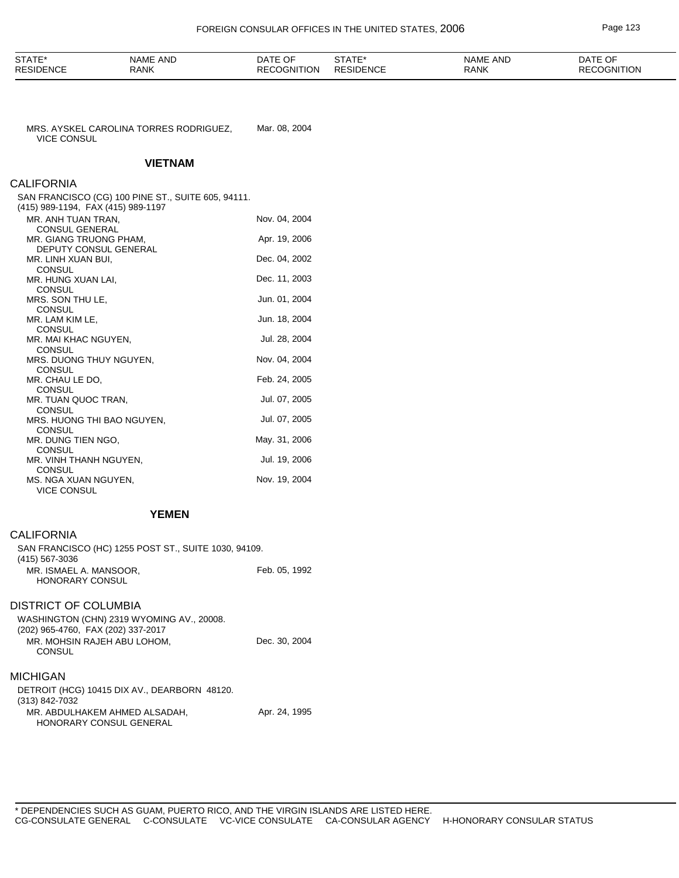| STATE* RESIDENCE | NAME AND RANK | DATE OF RECOGNITION | STATE* RESIDENCE | NAME AND RANK | DATE OF RECOGNITION |
|---|---|---|---|---|---|

MRS. AYSKEL CAROLINA TORRES RODRIGUEZ, VICE CONSUL — Mar. 08, 2004

## VIETNAM

### CALIFORNIA

SAN FRANCISCO (CG) 100 PINE ST., SUITE 605, 94111.
(415) 989-1194, FAX (415) 989-1197

| Name and Rank | Date of Recognition |
|---|---|
| MR. ANH TUAN TRAN, CONSUL GENERAL | Nov. 04, 2004 |
| MR. GIANG TRUONG PHAM, DEPUTY CONSUL GENERAL | Apr. 19, 2006 |
| MR. LINH XUAN BUI, CONSUL | Dec. 04, 2002 |
| MR. HUNG XUAN LAI, CONSUL | Dec. 11, 2003 |
| MRS. SON THU LE, CONSUL | Jun. 01, 2004 |
| MR. LAM KIM LE, CONSUL | Jun. 18, 2004 |
| MR. MAI KHAC NGUYEN, CONSUL | Jul. 28, 2004 |
| MRS. DUONG THUY NGUYEN, CONSUL | Nov. 04, 2004 |
| MR. CHAU LE DO, CONSUL | Feb. 24, 2005 |
| MR. TUAN QUOC TRAN, CONSUL | Jul. 07, 2005 |
| MRS. HUONG THI BAO NGUYEN, CONSUL | Jul. 07, 2005 |
| MR. DUNG TIEN NGO, CONSUL | May. 31, 2006 |
| MR. VINH THANH NGUYEN, CONSUL | Jul. 19, 2006 |
| MS. NGA XUAN NGUYEN, VICE CONSUL | Nov. 19, 2004 |

## YEMEN

### CALIFORNIA

SAN FRANCISCO (HC) 1255 POST ST., SUITE 1030, 94109.
(415) 567-3036

| Name and Rank | Date of Recognition |
|---|---|
| MR. ISMAEL A. MANSOOR, HONORARY CONSUL | Feb. 05, 1992 |

### DISTRICT OF COLUMBIA

WASHINGTON (CHN) 2319 WYOMING AV., 20008.
(202) 965-4760, FAX (202) 337-2017

| Name and Rank | Date of Recognition |
|---|---|
| MR. MOHSIN RAJEH ABU LOHOM, CONSUL | Dec. 30, 2004 |

### MICHIGAN

DETROIT (HCG) 10415 DIX AV., DEARBORN 48120.
(313) 842-7032

| Name and Rank | Date of Recognition |
|---|---|
| MR. ABDULHAKEM AHMED ALSADAH, HONORARY CONSUL GENERAL | Apr. 24, 1995 |

* DEPENDENCIES SUCH AS GUAM, PUERTO RICO, AND THE VIRGIN ISLANDS ARE LISTED HERE.
CG-CONSULATE GENERAL C-CONSULATE VC-VICE CONSULATE CA-CONSULAR AGENCY H-HONORARY CONSULAR STATUS